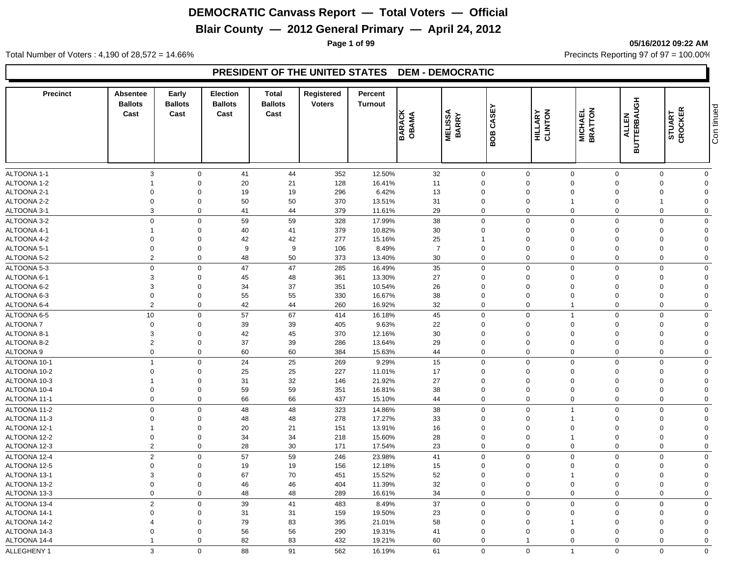# DEMOCRATIC Canvass Report — Total Voters — Official

## Blair County — 2012 General Primary — April 24, 2012

05/16/2012 09:22 AM

Total Number of Voters : 4,190 of 28,572 = 14.66%

Precincts Reporting 97 of 97 = 100.00%

### PRESIDENT OF THE UNITED STATES DEM - DEMOCRATIC

| Precinct | Absentee Ballots Cast | Early Ballots Cast | Election Ballots Cast | Total Ballots Cast | Registered Voters | Percent Turnout | BARACK OBAMA | MELISSA BARRY | BOB CASEY | HILLARY CLINTON | MICHAEL BRATTON | ALLEN BUTTERBAUGH | STUART CROCKER |
|---|---|---|---|---|---|---|---|---|---|---|---|---|---|
| ALTOONA 1-1 | 3 | 0 | 41 | 44 | 352 | 12.50% | 32 | 0 | 0 | 0 | 0 | 0 | 0 |
| ALTOONA 1-2 | 1 | 0 | 20 | 21 | 128 | 16.41% | 11 | 0 | 0 | 0 | 0 | 0 | 0 |
| ALTOONA 2-1 | 0 | 0 | 19 | 19 | 296 | 6.42% | 13 | 0 | 0 | 0 | 0 | 0 | 0 |
| ALTOONA 2-2 | 0 | 0 | 50 | 50 | 370 | 13.51% | 31 | 0 | 0 | 1 | 0 | 1 | 0 |
| ALTOONA 3-1 | 3 | 0 | 41 | 44 | 379 | 11.61% | 29 | 0 | 0 | 0 | 0 | 0 | 0 |
| ALTOONA 3-2 | 0 | 0 | 59 | 59 | 328 | 17.99% | 38 | 0 | 0 | 0 | 0 | 0 | 0 |
| ALTOONA 4-1 | 1 | 0 | 40 | 41 | 379 | 10.82% | 30 | 0 | 0 | 0 | 0 | 0 | 0 |
| ALTOONA 4-2 | 0 | 0 | 42 | 42 | 277 | 15.16% | 25 | 1 | 0 | 0 | 0 | 0 | 0 |
| ALTOONA 5-1 | 0 | 0 | 9 | 9 | 106 | 8.49% | 7 | 0 | 0 | 0 | 0 | 0 | 0 |
| ALTOONA 5-2 | 2 | 0 | 48 | 50 | 373 | 13.40% | 30 | 0 | 0 | 0 | 0 | 0 | 0 |
| ALTOONA 5-3 | 0 | 0 | 47 | 47 | 285 | 16.49% | 35 | 0 | 0 | 0 | 0 | 0 | 0 |
| ALTOONA 6-1 | 3 | 0 | 45 | 48 | 361 | 13.30% | 27 | 0 | 0 | 0 | 0 | 0 | 0 |
| ALTOONA 6-2 | 3 | 0 | 34 | 37 | 351 | 10.54% | 26 | 0 | 0 | 0 | 0 | 0 | 0 |
| ALTOONA 6-3 | 0 | 0 | 55 | 55 | 330 | 16.67% | 38 | 0 | 0 | 0 | 0 | 0 | 0 |
| ALTOONA 6-4 | 2 | 0 | 42 | 44 | 260 | 16.92% | 32 | 0 | 0 | 1 | 0 | 0 | 0 |
| ALTOONA 6-5 | 10 | 0 | 57 | 67 | 414 | 16.18% | 45 | 0 | 0 | 1 | 0 | 0 | 0 |
| ALTOONA 7 | 0 | 0 | 39 | 39 | 405 | 9.63% | 22 | 0 | 0 | 0 | 0 | 0 | 0 |
| ALTOONA 8-1 | 3 | 0 | 42 | 45 | 370 | 12.16% | 30 | 0 | 0 | 0 | 0 | 0 | 0 |
| ALTOONA 8-2 | 2 | 0 | 37 | 39 | 286 | 13.64% | 29 | 0 | 0 | 0 | 0 | 0 | 0 |
| ALTOONA 9 | 0 | 0 | 60 | 60 | 384 | 15.63% | 44 | 0 | 0 | 0 | 0 | 0 | 0 |
| ALTOONA 10-1 | 1 | 0 | 24 | 25 | 269 | 9.29% | 15 | 0 | 0 | 0 | 0 | 0 | 0 |
| ALTOONA 10-2 | 0 | 0 | 25 | 25 | 227 | 11.01% | 17 | 0 | 0 | 0 | 0 | 0 | 0 |
| ALTOONA 10-3 | 1 | 0 | 31 | 32 | 146 | 21.92% | 27 | 0 | 0 | 0 | 0 | 0 | 0 |
| ALTOONA 10-4 | 0 | 0 | 59 | 59 | 351 | 16.81% | 38 | 0 | 0 | 0 | 0 | 0 | 0 |
| ALTOONA 11-1 | 0 | 0 | 66 | 66 | 437 | 15.10% | 44 | 0 | 0 | 0 | 0 | 0 | 0 |
| ALTOONA 11-2 | 0 | 0 | 48 | 48 | 323 | 14.86% | 38 | 0 | 0 | 1 | 0 | 0 | 0 |
| ALTOONA 11-3 | 0 | 0 | 48 | 48 | 278 | 17.27% | 33 | 0 | 0 | 1 | 0 | 0 | 0 |
| ALTOONA 12-1 | 1 | 0 | 20 | 21 | 151 | 13.91% | 16 | 0 | 0 | 0 | 0 | 0 | 0 |
| ALTOONA 12-2 | 0 | 0 | 34 | 34 | 218 | 15.60% | 28 | 0 | 0 | 1 | 0 | 0 | 0 |
| ALTOONA 12-3 | 2 | 0 | 28 | 30 | 171 | 17.54% | 23 | 0 | 0 | 0 | 0 | 0 | 0 |
| ALTOONA 12-4 | 2 | 0 | 57 | 59 | 246 | 23.98% | 41 | 0 | 0 | 0 | 0 | 0 | 0 |
| ALTOONA 12-5 | 0 | 0 | 19 | 19 | 156 | 12.18% | 15 | 0 | 0 | 0 | 0 | 0 | 0 |
| ALTOONA 13-1 | 3 | 0 | 67 | 70 | 451 | 15.52% | 52 | 0 | 0 | 1 | 0 | 0 | 0 |
| ALTOONA 13-2 | 0 | 0 | 46 | 46 | 404 | 11.39% | 32 | 0 | 0 | 0 | 0 | 0 | 0 |
| ALTOONA 13-3 | 0 | 0 | 48 | 48 | 289 | 16.61% | 34 | 0 | 0 | 0 | 0 | 0 | 0 |
| ALTOONA 13-4 | 2 | 0 | 39 | 41 | 483 | 8.49% | 37 | 0 | 0 | 0 | 0 | 0 | 0 |
| ALTOONA 14-1 | 0 | 0 | 31 | 31 | 159 | 19.50% | 23 | 0 | 0 | 0 | 0 | 0 | 0 |
| ALTOONA 14-2 | 4 | 0 | 79 | 83 | 395 | 21.01% | 58 | 0 | 0 | 1 | 0 | 0 | 0 |
| ALTOONA 14-3 | 0 | 0 | 56 | 56 | 290 | 19.31% | 41 | 0 | 0 | 0 | 0 | 0 | 0 |
| ALTOONA 14-4 | 1 | 0 | 82 | 83 | 432 | 19.21% | 60 | 0 | 1 | 0 | 0 | 0 | 0 |
| ALLEGHENY 1 | 3 | 0 | 88 | 91 | 562 | 16.19% | 61 | 0 | 0 | 1 | 0 | 0 | 0 |

Continued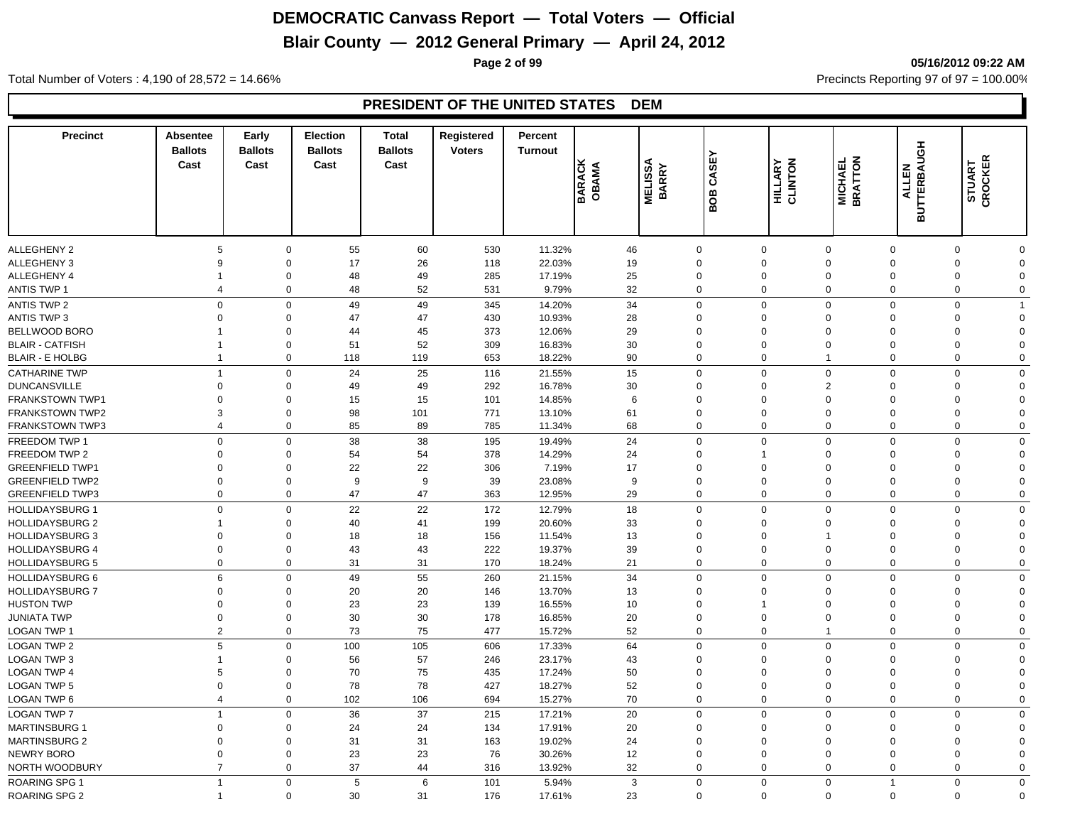# DEMOCRATIC Canvass Report — Total Voters — Official

## Blair County — 2012 General Primary — April 24, 2012

05/16/2012 09:22 AM

Total Number of Voters : 4,190 of 28,572 = 14.66%

Precincts Reporting 97 of 97 = 100.00%

### PRESIDENT OF THE UNITED STATES DEM

| Precinct | Absentee Ballots Cast | Early Ballots Cast | Election Ballots Cast | Total Ballots Cast | Registered Voters | Percent Turnout | BARACK OBAMA | MELISSA BARRY | BOB CASEY | HILLARY CLINTON | MICHAEL BRATTON | ALLEN BUTTERBAUGH | STUART CROCKER |
|---|---|---|---|---|---|---|---|---|---|---|---|---|---|
| ALLEGHENY 2 | 5 | 0 | 55 | 60 | 530 | 11.32% | 46 | 0 | 0 | 0 | 0 | 0 | 0 |
| ALLEGHENY 3 | 9 | 0 | 17 | 26 | 118 | 22.03% | 19 | 0 | 0 | 0 | 0 | 0 | 0 |
| ALLEGHENY 4 | 1 | 0 | 48 | 49 | 285 | 17.19% | 25 | 0 | 0 | 0 | 0 | 0 | 0 |
| ANTIS TWP 1 | 4 | 0 | 48 | 52 | 531 | 9.79% | 32 | 0 | 0 | 0 | 0 | 0 | 0 |
| ANTIS TWP 2 | 0 | 0 | 49 | 49 | 345 | 14.20% | 34 | 0 | 0 | 0 | 0 | 0 | 1 |
| ANTIS TWP 3 | 0 | 0 | 47 | 47 | 430 | 10.93% | 28 | 0 | 0 | 0 | 0 | 0 | 0 |
| BELLWOOD BORO | 1 | 0 | 44 | 45 | 373 | 12.06% | 29 | 0 | 0 | 0 | 0 | 0 | 0 |
| BLAIR - CATFISH | 1 | 0 | 51 | 52 | 309 | 16.83% | 30 | 0 | 0 | 0 | 0 | 0 | 0 |
| BLAIR - E HOLBG | 1 | 0 | 118 | 119 | 653 | 18.22% | 90 | 0 | 0 | 1 | 0 | 0 | 0 |
| CATHARINE TWP | 1 | 0 | 24 | 25 | 116 | 21.55% | 15 | 0 | 0 | 0 | 0 | 0 | 0 |
| DUNCANSVILLE | 0 | 0 | 49 | 49 | 292 | 16.78% | 30 | 0 | 0 | 2 | 0 | 0 | 0 |
| FRANKSTOWN TWP1 | 0 | 0 | 15 | 15 | 101 | 14.85% | 6 | 0 | 0 | 0 | 0 | 0 | 0 |
| FRANKSTOWN TWP2 | 3 | 0 | 98 | 101 | 771 | 13.10% | 61 | 0 | 0 | 0 | 0 | 0 | 0 |
| FRANKSTOWN TWP3 | 4 | 0 | 85 | 89 | 785 | 11.34% | 68 | 0 | 0 | 0 | 0 | 0 | 0 |
| FREEDOM TWP 1 | 0 | 0 | 38 | 38 | 195 | 19.49% | 24 | 0 | 0 | 0 | 0 | 0 | 0 |
| FREEDOM TWP 2 | 0 | 0 | 54 | 54 | 378 | 14.29% | 24 | 0 | 1 | 0 | 0 | 0 | 0 |
| GREENFIELD TWP1 | 0 | 0 | 22 | 22 | 306 | 7.19% | 17 | 0 | 0 | 0 | 0 | 0 | 0 |
| GREENFIELD TWP2 | 0 | 0 | 9 | 9 | 39 | 23.08% | 9 | 0 | 0 | 0 | 0 | 0 | 0 |
| GREENFIELD TWP3 | 0 | 0 | 47 | 47 | 363 | 12.95% | 29 | 0 | 0 | 0 | 0 | 0 | 0 |
| HOLLIDAYSBURG 1 | 0 | 0 | 22 | 22 | 172 | 12.79% | 18 | 0 | 0 | 0 | 0 | 0 | 0 |
| HOLLIDAYSBURG 2 | 1 | 0 | 40 | 41 | 199 | 20.60% | 33 | 0 | 0 | 0 | 0 | 0 | 0 |
| HOLLIDAYSBURG 3 | 0 | 0 | 18 | 18 | 156 | 11.54% | 13 | 0 | 0 | 1 | 0 | 0 | 0 |
| HOLLIDAYSBURG 4 | 0 | 0 | 43 | 43 | 222 | 19.37% | 39 | 0 | 0 | 0 | 0 | 0 | 0 |
| HOLLIDAYSBURG 5 | 0 | 0 | 31 | 31 | 170 | 18.24% | 21 | 0 | 0 | 0 | 0 | 0 | 0 |
| HOLLIDAYSBURG 6 | 6 | 0 | 49 | 55 | 260 | 21.15% | 34 | 0 | 0 | 0 | 0 | 0 | 0 |
| HOLLIDAYSBURG 7 | 0 | 0 | 20 | 20 | 146 | 13.70% | 13 | 0 | 0 | 0 | 0 | 0 | 0 |
| HUSTON TWP | 0 | 0 | 23 | 23 | 139 | 16.55% | 10 | 0 | 1 | 0 | 0 | 0 | 0 |
| JUNIATA TWP | 0 | 0 | 30 | 30 | 178 | 16.85% | 20 | 0 | 0 | 0 | 0 | 0 | 0 |
| LOGAN TWP 1 | 2 | 0 | 73 | 75 | 477 | 15.72% | 52 | 0 | 0 | 1 | 0 | 0 | 0 |
| LOGAN TWP 2 | 5 | 0 | 100 | 105 | 606 | 17.33% | 64 | 0 | 0 | 0 | 0 | 0 | 0 |
| LOGAN TWP 3 | 1 | 0 | 56 | 57 | 246 | 23.17% | 43 | 0 | 0 | 0 | 0 | 0 | 0 |
| LOGAN TWP 4 | 5 | 0 | 70 | 75 | 435 | 17.24% | 50 | 0 | 0 | 0 | 0 | 0 | 0 |
| LOGAN TWP 5 | 0 | 0 | 78 | 78 | 427 | 18.27% | 52 | 0 | 0 | 0 | 0 | 0 | 0 |
| LOGAN TWP 6 | 4 | 0 | 102 | 106 | 694 | 15.27% | 70 | 0 | 0 | 0 | 0 | 0 | 0 |
| LOGAN TWP 7 | 1 | 0 | 36 | 37 | 215 | 17.21% | 20 | 0 | 0 | 0 | 0 | 0 | 0 |
| MARTINSBURG 1 | 0 | 0 | 24 | 24 | 134 | 17.91% | 20 | 0 | 0 | 0 | 0 | 0 | 0 |
| MARTINSBURG 2 | 0 | 0 | 31 | 31 | 163 | 19.02% | 24 | 0 | 0 | 0 | 0 | 0 | 0 |
| NEWRY BORO | 0 | 0 | 23 | 23 | 76 | 30.26% | 12 | 0 | 0 | 0 | 0 | 0 | 0 |
| NORTH WOODBURY | 7 | 0 | 37 | 44 | 316 | 13.92% | 32 | 0 | 0 | 0 | 0 | 0 | 0 |
| ROARING SPG 1 | 1 | 0 | 5 | 6 | 101 | 5.94% | 3 | 0 | 0 | 0 | 1 | 0 | 0 |
| ROARING SPG 2 | 1 | 0 | 30 | 31 | 176 | 17.61% | 23 | 0 | 0 | 0 | 0 | 0 | 0 |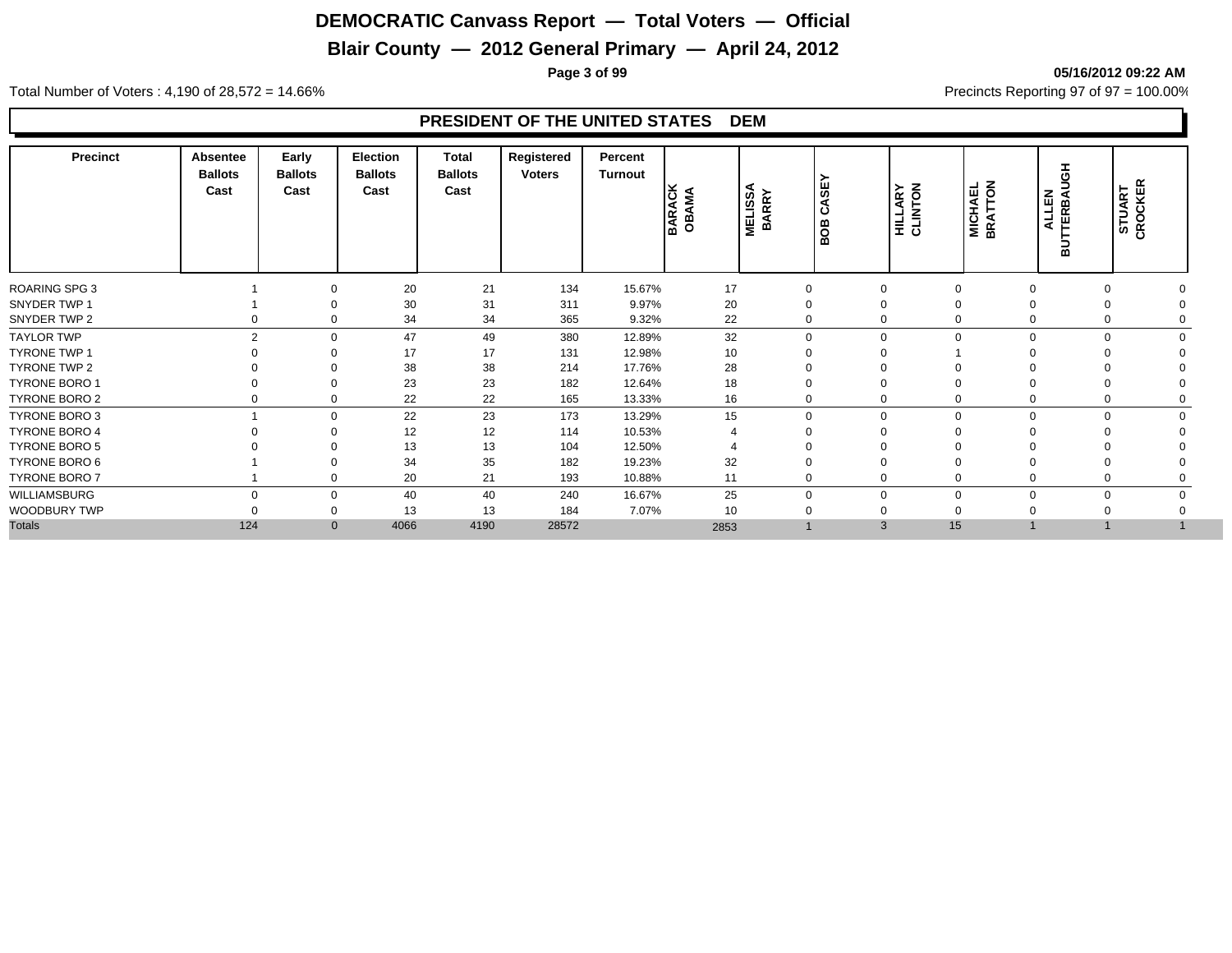# DEMOCRATIC Canvass Report — Total Voters — Official

## Blair County — 2012 General Primary — April 24, 2012

05/16/2012 09:22 AM

Total Number of Voters : 4,190 of 28,572 = 14.66%

Precincts Reporting 97 of 97 = 100.00%

### PRESIDENT OF THE UNITED STATES DEM

| Precinct | Absentee Ballots Cast | Early Ballots Cast | Election Ballots Cast | Total Ballots Cast | Registered Voters | Percent Turnout | BARACK OBAMA | MELISSA BARRY | BOB CASEY | HILLARY CLINTON | MICHAEL BRATTON | ALLEN BUTTERBAUGH | STUART CROCKER |
|---|---|---|---|---|---|---|---|---|---|---|---|---|---|
| ROARING SPG 3 | 1 | 0 | 20 | 21 | 134 | 15.67% | 17 | 0 | 0 | 0 | 0 | 0 | 0 |
| SNYDER TWP 1 | 1 | 0 | 30 | 31 | 311 | 9.97% | 20 | 0 | 0 | 0 | 0 | 0 | 0 |
| SNYDER TWP 2 | 0 | 0 | 34 | 34 | 365 | 9.32% | 22 | 0 | 0 | 0 | 0 | 0 | 0 |
| TAYLOR TWP | 2 | 0 | 47 | 49 | 380 | 12.89% | 32 | 0 | 0 | 0 | 0 | 0 | 0 |
| TYRONE TWP 1 | 0 | 0 | 17 | 17 | 131 | 12.98% | 10 | 0 | 0 | 1 | 0 | 0 | 0 |
| TYRONE TWP 2 | 0 | 0 | 38 | 38 | 214 | 17.76% | 28 | 0 | 0 | 0 | 0 | 0 | 0 |
| TYRONE BORO 1 | 0 | 0 | 23 | 23 | 182 | 12.64% | 18 | 0 | 0 | 0 | 0 | 0 | 0 |
| TYRONE BORO 2 | 0 | 0 | 22 | 22 | 165 | 13.33% | 16 | 0 | 0 | 0 | 0 | 0 | 0 |
| TYRONE BORO 3 | 1 | 0 | 22 | 23 | 173 | 13.29% | 15 | 0 | 0 | 0 | 0 | 0 | 0 |
| TYRONE BORO 4 | 0 | 0 | 12 | 12 | 114 | 10.53% | 4 | 0 | 0 | 0 | 0 | 0 | 0 |
| TYRONE BORO 5 | 0 | 0 | 13 | 13 | 104 | 12.50% | 4 | 0 | 0 | 0 | 0 | 0 | 0 |
| TYRONE BORO 6 | 1 | 0 | 34 | 35 | 182 | 19.23% | 32 | 0 | 0 | 0 | 0 | 0 | 0 |
| TYRONE BORO 7 | 1 | 0 | 20 | 21 | 193 | 10.88% | 11 | 0 | 0 | 0 | 0 | 0 | 0 |
| WILLIAMSBURG | 0 | 0 | 40 | 40 | 240 | 16.67% | 25 | 0 | 0 | 0 | 0 | 0 | 0 |
| WOODBURY TWP | 0 | 0 | 13 | 13 | 184 | 7.07% | 10 | 0 | 0 | 0 | 0 | 0 | 0 |
| Totals | 124 | 0 | 4066 | 4190 | 28572 | | 2853 | 1 | 3 | 15 | 1 | 1 | 1 |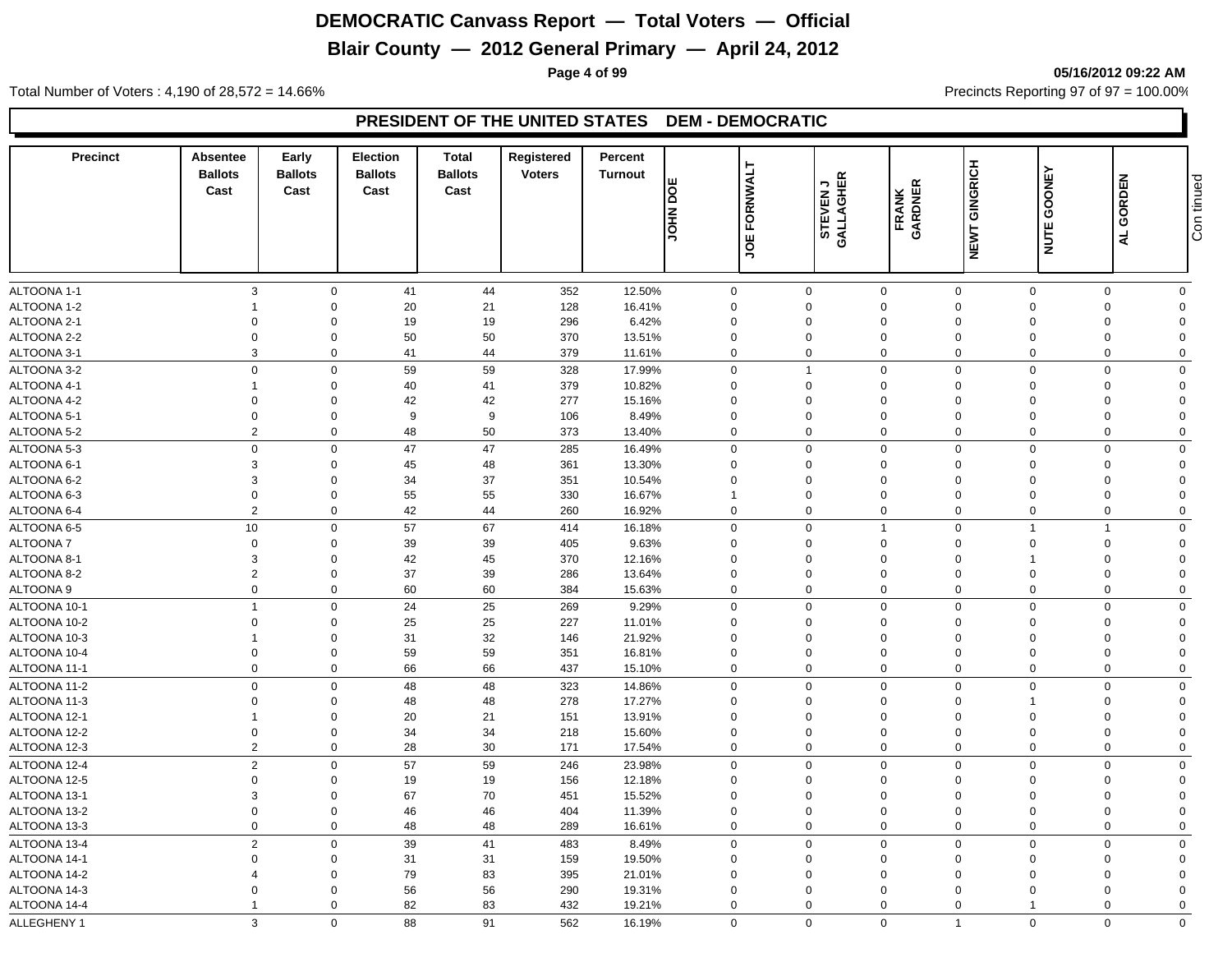# DEMOCRATIC Canvass Report — Total Voters — Official

## Blair County — 2012 General Primary — April 24, 2012

05/16/2012 09:22 AM

Total Number of Voters : 4,190 of 28,572 = 14.66%

Precincts Reporting 97 of 97 = 100.00%

### PRESIDENT OF THE UNITED STATES DEM - DEMOCRATIC

| Precinct | Absentee Ballots Cast | Early Ballots Cast | Election Ballots Cast | Total Ballots Cast | Registered Voters | Percent Turnout | JOHN DOE | JOE FORNWALT | STEVEN J GALLAGHER | FRANK GARDNER | NEWT GINGRICH | NUTE GOONEY | AL GORDEN | Continued |
|---|---|---|---|---|---|---|---|---|---|---|---|---|---|---|
| ALTOONA 1-1 | 3 | 0 | 41 | 44 | 352 | 12.50% | 0 | 0 | 0 | 0 | 0 | 0 | 0 | |
| ALTOONA 1-2 | 1 | 0 | 20 | 21 | 128 | 16.41% | 0 | 0 | 0 | 0 | 0 | 0 | 0 | |
| ALTOONA 2-1 | 0 | 0 | 19 | 19 | 296 | 6.42% | 0 | 0 | 0 | 0 | 0 | 0 | 0 | |
| ALTOONA 2-2 | 0 | 0 | 50 | 50 | 370 | 13.51% | 0 | 0 | 0 | 0 | 0 | 0 | 0 | |
| ALTOONA 3-1 | 3 | 0 | 41 | 44 | 379 | 11.61% | 0 | 0 | 0 | 0 | 0 | 0 | 0 | |
| ALTOONA 3-2 | 0 | 0 | 59 | 59 | 328 | 17.99% | 0 | 1 | 0 | 0 | 0 | 0 | 0 | |
| ALTOONA 4-1 | 1 | 0 | 40 | 41 | 379 | 10.82% | 0 | 0 | 0 | 0 | 0 | 0 | 0 | |
| ALTOONA 4-2 | 0 | 0 | 42 | 42 | 277 | 15.16% | 0 | 0 | 0 | 0 | 0 | 0 | 0 | |
| ALTOONA 5-1 | 0 | 0 | 9 | 9 | 106 | 8.49% | 0 | 0 | 0 | 0 | 0 | 0 | 0 | |
| ALTOONA 5-2 | 2 | 0 | 48 | 50 | 373 | 13.40% | 0 | 0 | 0 | 0 | 0 | 0 | 0 | |
| ALTOONA 5-3 | 0 | 0 | 47 | 47 | 285 | 16.49% | 0 | 0 | 0 | 0 | 0 | 0 | 0 | |
| ALTOONA 6-1 | 3 | 0 | 45 | 48 | 361 | 13.30% | 0 | 0 | 0 | 0 | 0 | 0 | 0 | |
| ALTOONA 6-2 | 3 | 0 | 34 | 37 | 351 | 10.54% | 0 | 0 | 0 | 0 | 0 | 0 | 0 | |
| ALTOONA 6-3 | 0 | 0 | 55 | 55 | 330 | 16.67% | 1 | 0 | 0 | 0 | 0 | 0 | 0 | |
| ALTOONA 6-4 | 2 | 0 | 42 | 44 | 260 | 16.92% | 0 | 0 | 0 | 0 | 0 | 0 | 0 | |
| ALTOONA 6-5 | 10 | 0 | 57 | 67 | 414 | 16.18% | 0 | 0 | 1 | 0 | 1 | 1 | 0 | |
| ALTOONA 7 | 0 | 0 | 39 | 39 | 405 | 9.63% | 0 | 0 | 0 | 0 | 0 | 0 | 0 | |
| ALTOONA 8-1 | 3 | 0 | 42 | 45 | 370 | 12.16% | 0 | 0 | 0 | 0 | 1 | 0 | 0 | |
| ALTOONA 8-2 | 2 | 0 | 37 | 39 | 286 | 13.64% | 0 | 0 | 0 | 0 | 0 | 0 | 0 | |
| ALTOONA 9 | 0 | 0 | 60 | 60 | 384 | 15.63% | 0 | 0 | 0 | 0 | 0 | 0 | 0 | |
| ALTOONA 10-1 | 1 | 0 | 24 | 25 | 269 | 9.29% | 0 | 0 | 0 | 0 | 0 | 0 | 0 | |
| ALTOONA 10-2 | 0 | 0 | 25 | 25 | 227 | 11.01% | 0 | 0 | 0 | 0 | 0 | 0 | 0 | |
| ALTOONA 10-3 | 1 | 0 | 31 | 32 | 146 | 21.92% | 0 | 0 | 0 | 0 | 0 | 0 | 0 | |
| ALTOONA 10-4 | 0 | 0 | 59 | 59 | 351 | 16.81% | 0 | 0 | 0 | 0 | 0 | 0 | 0 | |
| ALTOONA 11-1 | 0 | 0 | 66 | 66 | 437 | 15.10% | 0 | 0 | 0 | 0 | 0 | 0 | 0 | |
| ALTOONA 11-2 | 0 | 0 | 48 | 48 | 323 | 14.86% | 0 | 0 | 0 | 0 | 0 | 0 | 0 | |
| ALTOONA 11-3 | 0 | 0 | 48 | 48 | 278 | 17.27% | 0 | 0 | 0 | 0 | 1 | 0 | 0 | |
| ALTOONA 12-1 | 1 | 0 | 20 | 21 | 151 | 13.91% | 0 | 0 | 0 | 0 | 0 | 0 | 0 | |
| ALTOONA 12-2 | 0 | 0 | 34 | 34 | 218 | 15.60% | 0 | 0 | 0 | 0 | 0 | 0 | 0 | |
| ALTOONA 12-3 | 2 | 0 | 28 | 30 | 171 | 17.54% | 0 | 0 | 0 | 0 | 0 | 0 | 0 | |
| ALTOONA 12-4 | 2 | 0 | 57 | 59 | 246 | 23.98% | 0 | 0 | 0 | 0 | 0 | 0 | 0 | |
| ALTOONA 12-5 | 0 | 0 | 19 | 19 | 156 | 12.18% | 0 | 0 | 0 | 0 | 0 | 0 | 0 | |
| ALTOONA 13-1 | 3 | 0 | 67 | 70 | 451 | 15.52% | 0 | 0 | 0 | 0 | 0 | 0 | 0 | |
| ALTOONA 13-2 | 0 | 0 | 46 | 46 | 404 | 11.39% | 0 | 0 | 0 | 0 | 0 | 0 | 0 | |
| ALTOONA 13-3 | 0 | 0 | 48 | 48 | 289 | 16.61% | 0 | 0 | 0 | 0 | 0 | 0 | 0 | |
| ALTOONA 13-4 | 2 | 0 | 39 | 41 | 483 | 8.49% | 0 | 0 | 0 | 0 | 0 | 0 | 0 | |
| ALTOONA 14-1 | 0 | 0 | 31 | 31 | 159 | 19.50% | 0 | 0 | 0 | 0 | 0 | 0 | 0 | |
| ALTOONA 14-2 | 4 | 0 | 79 | 83 | 395 | 21.01% | 0 | 0 | 0 | 0 | 0 | 0 | 0 | |
| ALTOONA 14-3 | 0 | 0 | 56 | 56 | 290 | 19.31% | 0 | 0 | 0 | 0 | 0 | 0 | 0 | |
| ALTOONA 14-4 | 1 | 0 | 82 | 83 | 432 | 19.21% | 0 | 0 | 0 | 0 | 1 | 0 | 0 | |
| ALLEGHENY 1 | 3 | 0 | 88 | 91 | 562 | 16.19% | 0 | 0 | 0 | 1 | 0 | 0 | 0 | |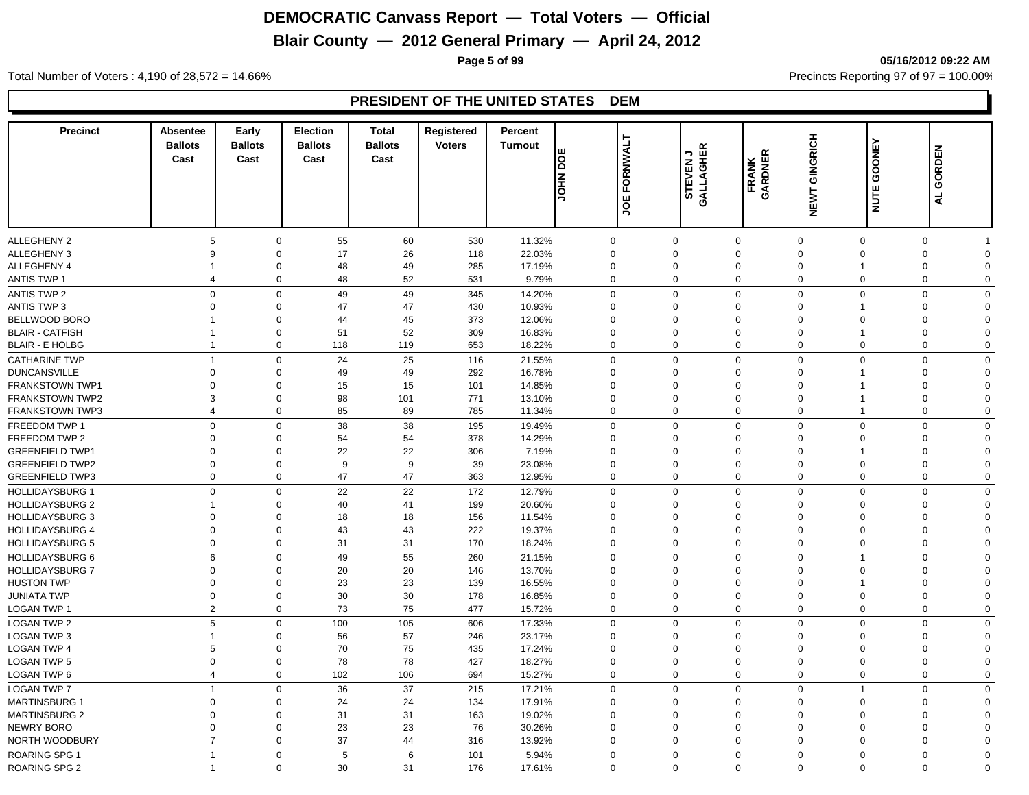# DEMOCRATIC Canvass Report — Total Voters — Official

## Blair County — 2012 General Primary — April 24, 2012

05/16/2012 09:22 AM

Total Number of Voters : 4,190 of 28,572 = 14.66%

Precincts Reporting 97 of 97 = 100.00%

### PRESIDENT OF THE UNITED STATES DEM

| Precinct | Absentee Ballots Cast | Early Ballots Cast | Election Ballots Cast | Total Ballots Cast | Registered Voters | Percent Turnout | JOHN DOE | JOE FORNWALT | STEVEN J GALLAGHER | FRANK GARDNER | NEWT GINGRICH | NUTE GOONEY | AL GORDEN |
|---|---|---|---|---|---|---|---|---|---|---|---|---|---|
| ALLEGHENY 2 | 5 | 0 | 55 | 60 | 530 | 11.32% | 0 | 0 | 0 | 0 | 0 | 0 | 1 |
| ALLEGHENY 3 | 9 | 0 | 17 | 26 | 118 | 22.03% | 0 | 0 | 0 | 0 | 0 | 0 | 0 |
| ALLEGHENY 4 | 1 | 0 | 48 | 49 | 285 | 17.19% | 0 | 0 | 0 | 0 | 1 | 0 | 0 |
| ANTIS TWP 1 | 4 | 0 | 48 | 52 | 531 | 9.79% | 0 | 0 | 0 | 0 | 0 | 0 | 0 |
| ANTIS TWP 2 | 0 | 0 | 49 | 49 | 345 | 14.20% | 0 | 0 | 0 | 0 | 0 | 0 | 0 |
| ANTIS TWP 3 | 0 | 0 | 47 | 47 | 430 | 10.93% | 0 | 0 | 0 | 0 | 1 | 0 | 0 |
| BELLWOOD BORO | 1 | 0 | 44 | 45 | 373 | 12.06% | 0 | 0 | 0 | 0 | 0 | 0 | 0 |
| BLAIR - CATFISH | 1 | 0 | 51 | 52 | 309 | 16.83% | 0 | 0 | 0 | 0 | 1 | 0 | 0 |
| BLAIR - E HOLBG | 1 | 0 | 118 | 119 | 653 | 18.22% | 0 | 0 | 0 | 0 | 0 | 0 | 0 |
| CATHARINE TWP | 1 | 0 | 24 | 25 | 116 | 21.55% | 0 | 0 | 0 | 0 | 0 | 0 | 0 |
| DUNCANSVILLE | 0 | 0 | 49 | 49 | 292 | 16.78% | 0 | 0 | 0 | 0 | 1 | 0 | 0 |
| FRANKSTOWN TWP1 | 0 | 0 | 15 | 15 | 101 | 14.85% | 0 | 0 | 0 | 0 | 1 | 0 | 0 |
| FRANKSTOWN TWP2 | 3 | 0 | 98 | 101 | 771 | 13.10% | 0 | 0 | 0 | 0 | 1 | 0 | 0 |
| FRANKSTOWN TWP3 | 4 | 0 | 85 | 89 | 785 | 11.34% | 0 | 0 | 0 | 0 | 1 | 0 | 0 |
| FREEDOM TWP 1 | 0 | 0 | 38 | 38 | 195 | 19.49% | 0 | 0 | 0 | 0 | 0 | 0 | 0 |
| FREEDOM TWP 2 | 0 | 0 | 54 | 54 | 378 | 14.29% | 0 | 0 | 0 | 0 | 0 | 0 | 0 |
| GREENFIELD TWP1 | 0 | 0 | 22 | 22 | 306 | 7.19% | 0 | 0 | 0 | 0 | 1 | 0 | 0 |
| GREENFIELD TWP2 | 0 | 0 | 9 | 9 | 39 | 23.08% | 0 | 0 | 0 | 0 | 0 | 0 | 0 |
| GREENFIELD TWP3 | 0 | 0 | 47 | 47 | 363 | 12.95% | 0 | 0 | 0 | 0 | 0 | 0 | 0 |
| HOLLIDAYSBURG 1 | 0 | 0 | 22 | 22 | 172 | 12.79% | 0 | 0 | 0 | 0 | 0 | 0 | 0 |
| HOLLIDAYSBURG 2 | 1 | 0 | 40 | 41 | 199 | 20.60% | 0 | 0 | 0 | 0 | 0 | 0 | 0 |
| HOLLIDAYSBURG 3 | 0 | 0 | 18 | 18 | 156 | 11.54% | 0 | 0 | 0 | 0 | 0 | 0 | 0 |
| HOLLIDAYSBURG 4 | 0 | 0 | 43 | 43 | 222 | 19.37% | 0 | 0 | 0 | 0 | 0 | 0 | 0 |
| HOLLIDAYSBURG 5 | 0 | 0 | 31 | 31 | 170 | 18.24% | 0 | 0 | 0 | 0 | 0 | 0 | 0 |
| HOLLIDAYSBURG 6 | 6 | 0 | 49 | 55 | 260 | 21.15% | 0 | 0 | 0 | 0 | 1 | 0 | 0 |
| HOLLIDAYSBURG 7 | 0 | 0 | 20 | 20 | 146 | 13.70% | 0 | 0 | 0 | 0 | 0 | 0 | 0 |
| HUSTON TWP | 0 | 0 | 23 | 23 | 139 | 16.55% | 0 | 0 | 0 | 0 | 1 | 0 | 0 |
| JUNIATA TWP | 0 | 0 | 30 | 30 | 178 | 16.85% | 0 | 0 | 0 | 0 | 0 | 0 | 0 |
| LOGAN TWP 1 | 2 | 0 | 73 | 75 | 477 | 15.72% | 0 | 0 | 0 | 0 | 0 | 0 | 0 |
| LOGAN TWP 2 | 5 | 0 | 100 | 105 | 606 | 17.33% | 0 | 0 | 0 | 0 | 0 | 0 | 0 |
| LOGAN TWP 3 | 1 | 0 | 56 | 57 | 246 | 23.17% | 0 | 0 | 0 | 0 | 0 | 0 | 0 |
| LOGAN TWP 4 | 5 | 0 | 70 | 75 | 435 | 17.24% | 0 | 0 | 0 | 0 | 0 | 0 | 0 |
| LOGAN TWP 5 | 0 | 0 | 78 | 78 | 427 | 18.27% | 0 | 0 | 0 | 0 | 0 | 0 | 0 |
| LOGAN TWP 6 | 4 | 0 | 102 | 106 | 694 | 15.27% | 0 | 0 | 0 | 0 | 0 | 0 | 0 |
| LOGAN TWP 7 | 1 | 0 | 36 | 37 | 215 | 17.21% | 0 | 0 | 0 | 0 | 1 | 0 | 0 |
| MARTINSBURG 1 | 0 | 0 | 24 | 24 | 134 | 17.91% | 0 | 0 | 0 | 0 | 0 | 0 | 0 |
| MARTINSBURG 2 | 0 | 0 | 31 | 31 | 163 | 19.02% | 0 | 0 | 0 | 0 | 0 | 0 | 0 |
| NEWRY BORO | 0 | 0 | 23 | 23 | 76 | 30.26% | 0 | 0 | 0 | 0 | 0 | 0 | 0 |
| NORTH WOODBURY | 7 | 0 | 37 | 44 | 316 | 13.92% | 0 | 0 | 0 | 0 | 0 | 0 | 0 |
| ROARING SPG 1 | 1 | 0 | 5 | 6 | 101 | 5.94% | 0 | 0 | 0 | 0 | 0 | 0 | 0 |
| ROARING SPG 2 | 1 | 0 | 30 | 31 | 176 | 17.61% | 0 | 0 | 0 | 0 | 0 | 0 | 0 |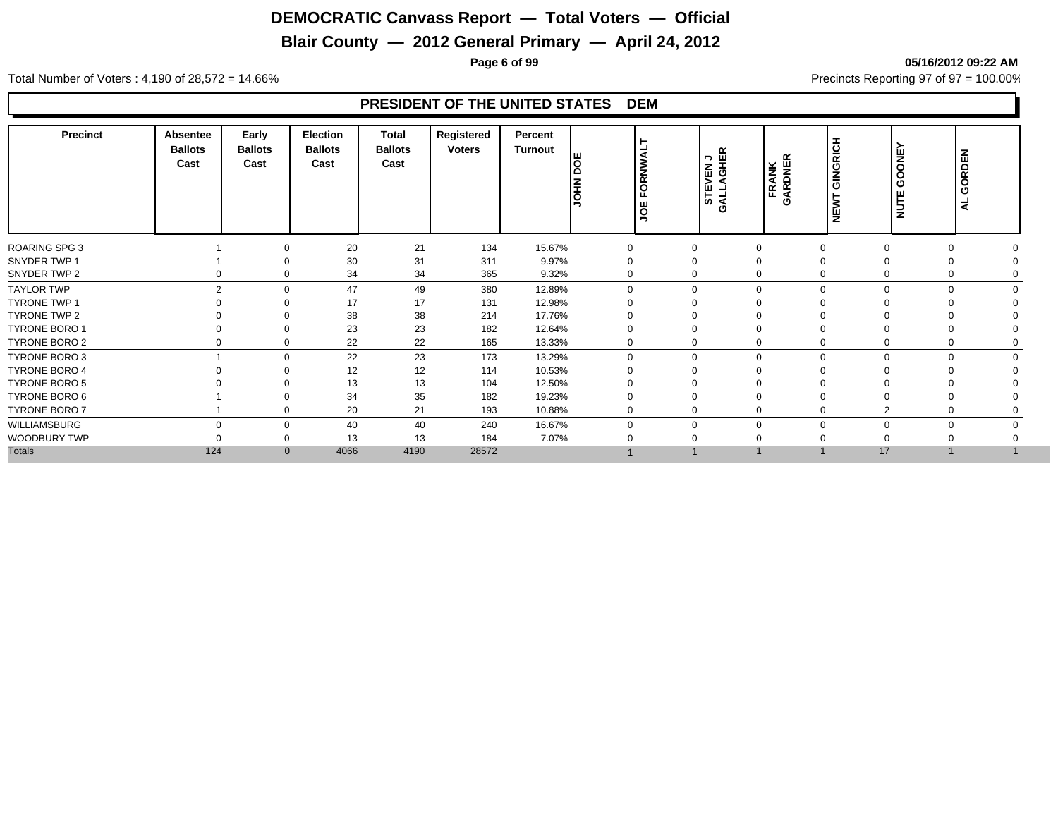# DEMOCRATIC Canvass Report — Total Voters — Official

## Blair County — 2012 General Primary — April 24, 2012

05/16/2012 09:22 AM

Total Number of Voters : 4,190 of 28,572 = 14.66%

Precincts Reporting 97 of 97 = 100.00%

### PRESIDENT OF THE UNITED STATES DEM

| Precinct | Absentee Ballots Cast | Early Ballots Cast | Election Ballots Cast | Total Ballots Cast | Registered Voters | Percent Turnout | JOHN DOE | JOE FORNWALT | STEVEN J GALLAGHER | FRANK GARDNER | NEWT GINGRICH | NUTE GOONEY | AL GORDEN |
|---|---|---|---|---|---|---|---|---|---|---|---|---|---|
| ROARING SPG 3 | 1 | 0 | 20 | 21 | 134 | 15.67% | 0 | 0 | 0 | 0 | 0 | 0 | 0 |
| SNYDER TWP 1 | 1 | 0 | 30 | 31 | 311 | 9.97% | 0 | 0 | 0 | 0 | 0 | 0 | 0 |
| SNYDER TWP 2 | 0 | 0 | 34 | 34 | 365 | 9.32% | 0 | 0 | 0 | 0 | 0 | 0 | 0 |
| TAYLOR TWP | 2 | 0 | 47 | 49 | 380 | 12.89% | 0 | 0 | 0 | 0 | 0 | 0 | 0 |
| TYRONE TWP 1 | 0 | 0 | 17 | 17 | 131 | 12.98% | 0 | 0 | 0 | 0 | 0 | 0 | 0 |
| TYRONE TWP 2 | 0 | 0 | 38 | 38 | 214 | 17.76% | 0 | 0 | 0 | 0 | 0 | 0 | 0 |
| TYRONE BORO 1 | 0 | 0 | 23 | 23 | 182 | 12.64% | 0 | 0 | 0 | 0 | 0 | 0 | 0 |
| TYRONE BORO 2 | 0 | 0 | 22 | 22 | 165 | 13.33% | 0 | 0 | 0 | 0 | 0 | 0 | 0 |
| TYRONE BORO 3 | 1 | 0 | 22 | 23 | 173 | 13.29% | 0 | 0 | 0 | 0 | 0 | 0 | 0 |
| TYRONE BORO 4 | 0 | 0 | 12 | 12 | 114 | 10.53% | 0 | 0 | 0 | 0 | 0 | 0 | 0 |
| TYRONE BORO 5 | 0 | 0 | 13 | 13 | 104 | 12.50% | 0 | 0 | 0 | 0 | 0 | 0 | 0 |
| TYRONE BORO 6 | 1 | 0 | 34 | 35 | 182 | 19.23% | 0 | 0 | 0 | 0 | 0 | 0 | 0 |
| TYRONE BORO 7 | 1 | 0 | 20 | 21 | 193 | 10.88% | 0 | 0 | 0 | 0 | 2 | 0 | 0 |
| WILLIAMSBURG | 0 | 0 | 40 | 40 | 240 | 16.67% | 0 | 0 | 0 | 0 | 0 | 0 | 0 |
| WOODBURY TWP | 0 | 0 | 13 | 13 | 184 | 7.07% | 0 | 0 | 0 | 0 | 0 | 0 | 0 |
| Totals | 124 | 0 | 4066 | 4190 | 28572 | | 1 | 1 | 1 | 1 | 17 | 1 | 1 |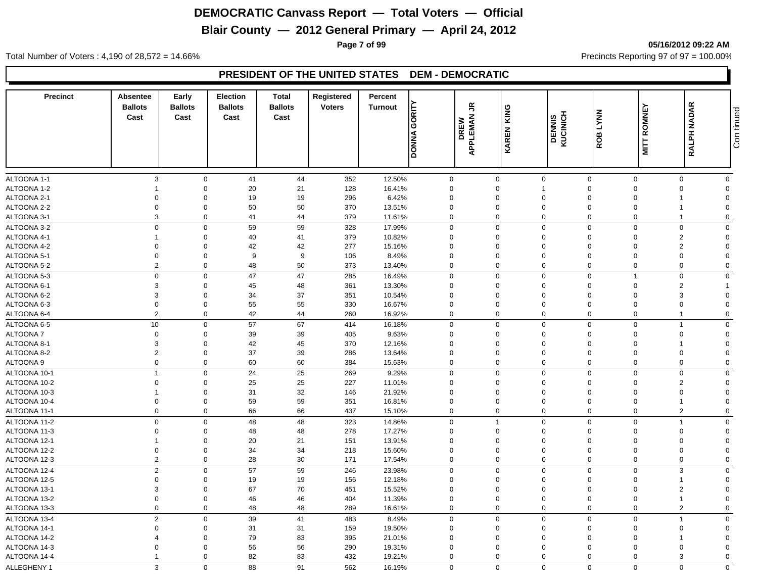# DEMOCRATIC Canvass Report — Total Voters — Official

## Blair County — 2012 General Primary — April 24, 2012

05/16/2012 09:22 AM

Total Number of Voters : 4,190 of 28,572 = 14.66%

Precincts Reporting 97 of 97 = 100.00%

### PRESIDENT OF THE UNITED STATES DEM - DEMOCRATIC

| Precinct | Absentee Ballots Cast | Early Ballots Cast | Election Ballots Cast | Total Ballots Cast | Registered Voters | Percent Turnout | DONNA GORITY | DREW APPLEMAN JR | KAREN KING | DENNIS KUCINICH | ROB LYNN | MITT ROMNEY | RALPH NADAR |
|---|---|---|---|---|---|---|---|---|---|---|---|---|---|
| ALTOONA 1-1 | 3 | 0 | 41 | 44 | 352 | 12.50% | 0 | 0 | 0 | 0 | 0 | 0 | 0 |
| ALTOONA 1-2 | 1 | 0 | 20 | 21 | 128 | 16.41% | 0 | 0 | 1 | 0 | 0 | 0 | 0 |
| ALTOONA 2-1 | 0 | 0 | 19 | 19 | 296 | 6.42% | 0 | 0 | 0 | 0 | 0 | 1 | 0 |
| ALTOONA 2-2 | 0 | 0 | 50 | 50 | 370 | 13.51% | 0 | 0 | 0 | 0 | 0 | 1 | 0 |
| ALTOONA 3-1 | 3 | 0 | 41 | 44 | 379 | 11.61% | 0 | 0 | 0 | 0 | 0 | 1 | 0 |
| ALTOONA 3-2 | 0 | 0 | 59 | 59 | 328 | 17.99% | 0 | 0 | 0 | 0 | 0 | 0 | 0 |
| ALTOONA 4-1 | 1 | 0 | 40 | 41 | 379 | 10.82% | 0 | 0 | 0 | 0 | 0 | 2 | 0 |
| ALTOONA 4-2 | 0 | 0 | 42 | 42 | 277 | 15.16% | 0 | 0 | 0 | 0 | 0 | 2 | 0 |
| ALTOONA 5-1 | 0 | 0 | 9 | 9 | 106 | 8.49% | 0 | 0 | 0 | 0 | 0 | 0 | 0 |
| ALTOONA 5-2 | 2 | 0 | 48 | 50 | 373 | 13.40% | 0 | 0 | 0 | 0 | 0 | 0 | 0 |
| ALTOONA 5-3 | 0 | 0 | 47 | 47 | 285 | 16.49% | 0 | 0 | 0 | 0 | 1 | 0 | 0 |
| ALTOONA 6-1 | 3 | 0 | 45 | 48 | 361 | 13.30% | 0 | 0 | 0 | 0 | 0 | 2 | 1 |
| ALTOONA 6-2 | 3 | 0 | 34 | 37 | 351 | 10.54% | 0 | 0 | 0 | 0 | 0 | 3 | 0 |
| ALTOONA 6-3 | 0 | 0 | 55 | 55 | 330 | 16.67% | 0 | 0 | 0 | 0 | 0 | 0 | 0 |
| ALTOONA 6-4 | 2 | 0 | 42 | 44 | 260 | 16.92% | 0 | 0 | 0 | 0 | 0 | 1 | 0 |
| ALTOONA 6-5 | 10 | 0 | 57 | 67 | 414 | 16.18% | 0 | 0 | 0 | 0 | 0 | 1 | 0 |
| ALTOONA 7 | 0 | 0 | 39 | 39 | 405 | 9.63% | 0 | 0 | 0 | 0 | 0 | 0 | 0 |
| ALTOONA 8-1 | 3 | 0 | 42 | 45 | 370 | 12.16% | 0 | 0 | 0 | 0 | 0 | 1 | 0 |
| ALTOONA 8-2 | 2 | 0 | 37 | 39 | 286 | 13.64% | 0 | 0 | 0 | 0 | 0 | 0 | 0 |
| ALTOONA 9 | 0 | 0 | 60 | 60 | 384 | 15.63% | 0 | 0 | 0 | 0 | 0 | 0 | 0 |
| ALTOONA 10-1 | 1 | 0 | 24 | 25 | 269 | 9.29% | 0 | 0 | 0 | 0 | 0 | 0 | 0 |
| ALTOONA 10-2 | 0 | 0 | 25 | 25 | 227 | 11.01% | 0 | 0 | 0 | 0 | 0 | 2 | 0 |
| ALTOONA 10-3 | 1 | 0 | 31 | 32 | 146 | 21.92% | 0 | 0 | 0 | 0 | 0 | 0 | 0 |
| ALTOONA 10-4 | 0 | 0 | 59 | 59 | 351 | 16.81% | 0 | 0 | 0 | 0 | 0 | 1 | 0 |
| ALTOONA 11-1 | 0 | 0 | 66 | 66 | 437 | 15.10% | 0 | 0 | 0 | 0 | 0 | 2 | 0 |
| ALTOONA 11-2 | 0 | 0 | 48 | 48 | 323 | 14.86% | 0 | 1 | 0 | 0 | 0 | 1 | 0 |
| ALTOONA 11-3 | 0 | 0 | 48 | 48 | 278 | 17.27% | 0 | 0 | 0 | 0 | 0 | 0 | 0 |
| ALTOONA 12-1 | 1 | 0 | 20 | 21 | 151 | 13.91% | 0 | 0 | 0 | 0 | 0 | 0 | 0 |
| ALTOONA 12-2 | 0 | 0 | 34 | 34 | 218 | 15.60% | 0 | 0 | 0 | 0 | 0 | 0 | 0 |
| ALTOONA 12-3 | 2 | 0 | 28 | 30 | 171 | 17.54% | 0 | 0 | 0 | 0 | 0 | 0 | 0 |
| ALTOONA 12-4 | 2 | 0 | 57 | 59 | 246 | 23.98% | 0 | 0 | 0 | 0 | 0 | 3 | 0 |
| ALTOONA 12-5 | 0 | 0 | 19 | 19 | 156 | 12.18% | 0 | 0 | 0 | 0 | 0 | 1 | 0 |
| ALTOONA 13-1 | 3 | 0 | 67 | 70 | 451 | 15.52% | 0 | 0 | 0 | 0 | 0 | 2 | 0 |
| ALTOONA 13-2 | 0 | 0 | 46 | 46 | 404 | 11.39% | 0 | 0 | 0 | 0 | 0 | 1 | 0 |
| ALTOONA 13-3 | 0 | 0 | 48 | 48 | 289 | 16.61% | 0 | 0 | 0 | 0 | 0 | 2 | 0 |
| ALTOONA 13-4 | 2 | 0 | 39 | 41 | 483 | 8.49% | 0 | 0 | 0 | 0 | 0 | 1 | 0 |
| ALTOONA 14-1 | 0 | 0 | 31 | 31 | 159 | 19.50% | 0 | 0 | 0 | 0 | 0 | 0 | 0 |
| ALTOONA 14-2 | 4 | 0 | 79 | 83 | 395 | 21.01% | 0 | 0 | 0 | 0 | 0 | 1 | 0 |
| ALTOONA 14-3 | 0 | 0 | 56 | 56 | 290 | 19.31% | 0 | 0 | 0 | 0 | 0 | 0 | 0 |
| ALTOONA 14-4 | 1 | 0 | 82 | 83 | 432 | 19.21% | 0 | 0 | 0 | 0 | 0 | 3 | 0 |
| ALLEGHENY 1 | 3 | 0 | 88 | 91 | 562 | 16.19% | 0 | 0 | 0 | 0 | 0 | 0 | 0 |

Continued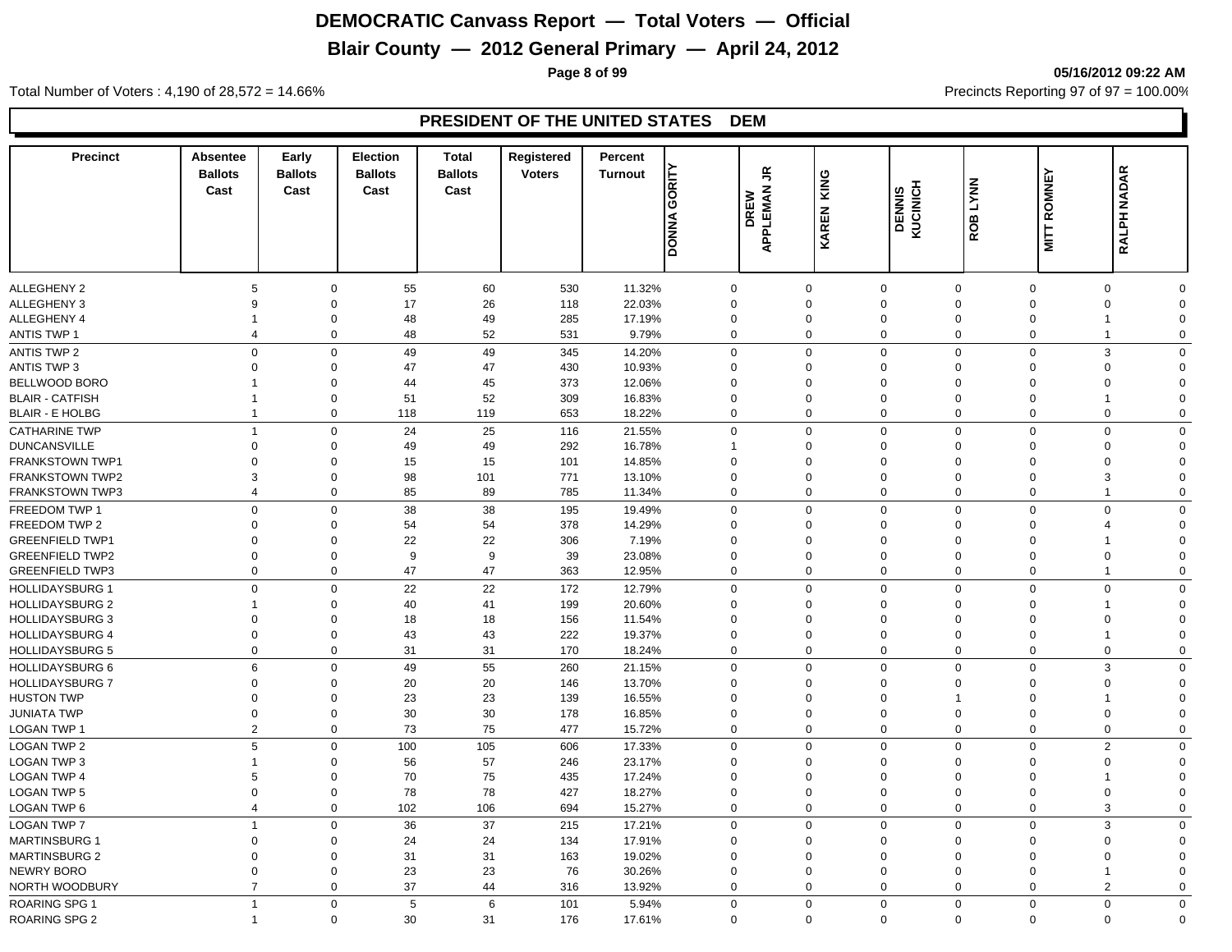# DEMOCRATIC Canvass Report — Total Voters — Official

## Blair County — 2012 General Primary — April 24, 2012

05/16/2012 09:22 AM

Total Number of Voters : 4,190 of 28,572 = 14.66%

Precincts Reporting 97 of 97 = 100.00%

## PRESIDENT OF THE UNITED STATES DEM

| Precinct | Absentee Ballots Cast | Early Ballots Cast | Election Ballots Cast | Total Ballots Cast | Registered Voters | Percent Turnout | DONNA GORITY | DREW APPLEMAN JR | KAREN KING | DENNIS KUCINICH | ROB LYNN | MITT ROMNEY | RALPH NADAR |
|---|---|---|---|---|---|---|---|---|---|---|---|---|---|
| ALLEGHENY 2 | 5 | 0 | 55 | 60 | 530 | 11.32% | 0 | 0 | 0 | 0 | 0 | 0 | 0 |
| ALLEGHENY 3 | 9 | 0 | 17 | 26 | 118 | 22.03% | 0 | 0 | 0 | 0 | 0 | 0 | 0 |
| ALLEGHENY 4 | 1 | 0 | 48 | 49 | 285 | 17.19% | 0 | 0 | 0 | 0 | 0 | 1 | 0 |
| ANTIS TWP 1 | 4 | 0 | 48 | 52 | 531 | 9.79% | 0 | 0 | 0 | 0 | 0 | 1 | 0 |
| ANTIS TWP 2 | 0 | 0 | 49 | 49 | 345 | 14.20% | 0 | 0 | 0 | 0 | 0 | 3 | 0 |
| ANTIS TWP 3 | 0 | 0 | 47 | 47 | 430 | 10.93% | 0 | 0 | 0 | 0 | 0 | 0 | 0 |
| BELLWOOD BORO | 1 | 0 | 44 | 45 | 373 | 12.06% | 0 | 0 | 0 | 0 | 0 | 0 | 0 |
| BLAIR - CATFISH | 1 | 0 | 51 | 52 | 309 | 16.83% | 0 | 0 | 0 | 0 | 0 | 1 | 0 |
| BLAIR - E HOLBG | 1 | 0 | 118 | 119 | 653 | 18.22% | 0 | 0 | 0 | 0 | 0 | 0 | 0 |
| CATHARINE TWP | 1 | 0 | 24 | 25 | 116 | 21.55% | 0 | 0 | 0 | 0 | 0 | 0 | 0 |
| DUNCANSVILLE | 0 | 0 | 49 | 49 | 292 | 16.78% | 1 | 0 | 0 | 0 | 0 | 0 | 0 |
| FRANKSTOWN TWP1 | 0 | 0 | 15 | 15 | 101 | 14.85% | 0 | 0 | 0 | 0 | 0 | 0 | 0 |
| FRANKSTOWN TWP2 | 3 | 0 | 98 | 101 | 771 | 13.10% | 0 | 0 | 0 | 0 | 0 | 3 | 0 |
| FRANKSTOWN TWP3 | 4 | 0 | 85 | 89 | 785 | 11.34% | 0 | 0 | 0 | 0 | 0 | 1 | 0 |
| FREEDOM TWP 1 | 0 | 0 | 38 | 38 | 195 | 19.49% | 0 | 0 | 0 | 0 | 0 | 0 | 0 |
| FREEDOM TWP 2 | 0 | 0 | 54 | 54 | 378 | 14.29% | 0 | 0 | 0 | 0 | 0 | 4 | 0 |
| GREENFIELD TWP1 | 0 | 0 | 22 | 22 | 306 | 7.19% | 0 | 0 | 0 | 0 | 0 | 1 | 0 |
| GREENFIELD TWP2 | 0 | 0 | 9 | 9 | 39 | 23.08% | 0 | 0 | 0 | 0 | 0 | 0 | 0 |
| GREENFIELD TWP3 | 0 | 0 | 47 | 47 | 363 | 12.95% | 0 | 0 | 0 | 0 | 0 | 1 | 0 |
| HOLLIDAYSBURG 1 | 0 | 0 | 22 | 22 | 172 | 12.79% | 0 | 0 | 0 | 0 | 0 | 0 | 0 |
| HOLLIDAYSBURG 2 | 1 | 0 | 40 | 41 | 199 | 20.60% | 0 | 0 | 0 | 0 | 0 | 1 | 0 |
| HOLLIDAYSBURG 3 | 0 | 0 | 18 | 18 | 156 | 11.54% | 0 | 0 | 0 | 0 | 0 | 0 | 0 |
| HOLLIDAYSBURG 4 | 0 | 0 | 43 | 43 | 222 | 19.37% | 0 | 0 | 0 | 0 | 0 | 1 | 0 |
| HOLLIDAYSBURG 5 | 0 | 0 | 31 | 31 | 170 | 18.24% | 0 | 0 | 0 | 0 | 0 | 0 | 0 |
| HOLLIDAYSBURG 6 | 6 | 0 | 49 | 55 | 260 | 21.15% | 0 | 0 | 0 | 0 | 0 | 3 | 0 |
| HOLLIDAYSBURG 7 | 0 | 0 | 20 | 20 | 146 | 13.70% | 0 | 0 | 0 | 0 | 0 | 0 | 0 |
| HUSTON TWP | 0 | 0 | 23 | 23 | 139 | 16.55% | 0 | 0 | 0 | 1 | 0 | 1 | 0 |
| JUNIATA TWP | 0 | 0 | 30 | 30 | 178 | 16.85% | 0 | 0 | 0 | 0 | 0 | 0 | 0 |
| LOGAN TWP 1 | 2 | 0 | 73 | 75 | 477 | 15.72% | 0 | 0 | 0 | 0 | 0 | 0 | 0 |
| LOGAN TWP 2 | 5 | 0 | 100 | 105 | 606 | 17.33% | 0 | 0 | 0 | 0 | 0 | 2 | 0 |
| LOGAN TWP 3 | 1 | 0 | 56 | 57 | 246 | 23.17% | 0 | 0 | 0 | 0 | 0 | 0 | 0 |
| LOGAN TWP 4 | 5 | 0 | 70 | 75 | 435 | 17.24% | 0 | 0 | 0 | 0 | 0 | 1 | 0 |
| LOGAN TWP 5 | 0 | 0 | 78 | 78 | 427 | 18.27% | 0 | 0 | 0 | 0 | 0 | 0 | 0 |
| LOGAN TWP 6 | 4 | 0 | 102 | 106 | 694 | 15.27% | 0 | 0 | 0 | 0 | 0 | 3 | 0 |
| LOGAN TWP 7 | 1 | 0 | 36 | 37 | 215 | 17.21% | 0 | 0 | 0 | 0 | 0 | 3 | 0 |
| MARTINSBURG 1 | 0 | 0 | 24 | 24 | 134 | 17.91% | 0 | 0 | 0 | 0 | 0 | 0 | 0 |
| MARTINSBURG 2 | 0 | 0 | 31 | 31 | 163 | 19.02% | 0 | 0 | 0 | 0 | 0 | 0 | 0 |
| NEWRY BORO | 0 | 0 | 23 | 23 | 76 | 30.26% | 0 | 0 | 0 | 0 | 0 | 1 | 0 |
| NORTH WOODBURY | 7 | 0 | 37 | 44 | 316 | 13.92% | 0 | 0 | 0 | 0 | 0 | 2 | 0 |
| ROARING SPG 1 | 1 | 0 | 5 | 6 | 101 | 5.94% | 0 | 0 | 0 | 0 | 0 | 0 | 0 |
| ROARING SPG 2 | 1 | 0 | 30 | 31 | 176 | 17.61% | 0 | 0 | 0 | 0 | 0 | 0 | 0 |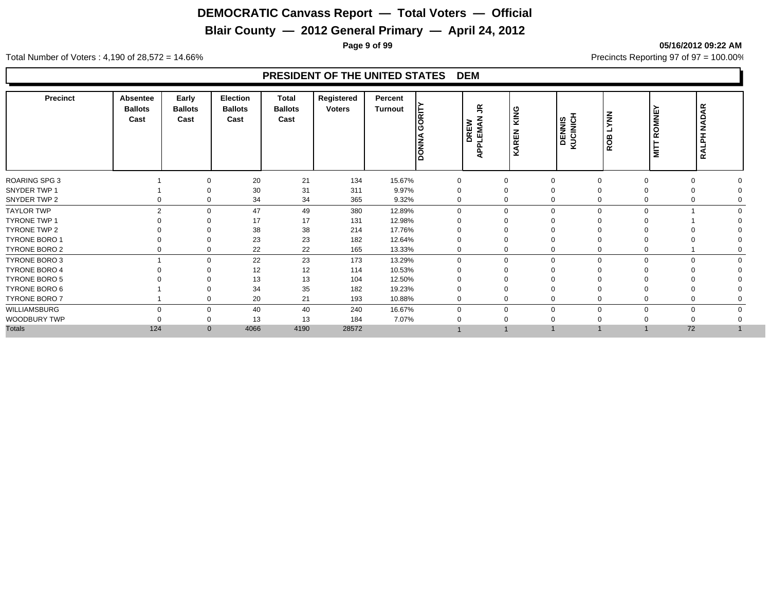# DEMOCRATIC Canvass Report — Total Voters — Official

## Blair County — 2012 General Primary — April 24, 2012

05/16/2012 09:22 AM

Total Number of Voters : 4,190 of 28,572 = 14.66%

Precincts Reporting 97 of 97 = 100.00%

### PRESIDENT OF THE UNITED STATES DEM

| Precinct | Absentee Ballots Cast | Early Ballots Cast | Election Ballots Cast | Total Ballots Cast | Registered Voters | Percent Turnout | DONNA GORITY | DREW APPLEMAN JR | KAREN KING | DENNIS KUCINICH | ROB LYNN | MITT ROMNEY | RALPH NADAR |
|---|---|---|---|---|---|---|---|---|---|---|---|---|---|
| ROARING SPG 3 | 1 | 0 | 20 | 21 | 134 | 15.67% | 0 | 0 | 0 | 0 | 0 | 0 | 0 |
| SNYDER TWP 1 | 1 | 0 | 30 | 31 | 311 | 9.97% | 0 | 0 | 0 | 0 | 0 | 0 | 0 |
| SNYDER TWP 2 | 0 | 0 | 34 | 34 | 365 | 9.32% | 0 | 0 | 0 | 0 | 0 | 0 | 0 |
| TAYLOR TWP | 2 | 0 | 47 | 49 | 380 | 12.89% | 0 | 0 | 0 | 0 | 0 | 1 | 0 |
| TYRONE TWP 1 | 0 | 0 | 17 | 17 | 131 | 12.98% | 0 | 0 | 0 | 0 | 0 | 1 | 0 |
| TYRONE TWP 2 | 0 | 0 | 38 | 38 | 214 | 17.76% | 0 | 0 | 0 | 0 | 0 | 0 | 0 |
| TYRONE BORO 1 | 0 | 0 | 23 | 23 | 182 | 12.64% | 0 | 0 | 0 | 0 | 0 | 0 | 0 |
| TYRONE BORO 2 | 0 | 0 | 22 | 22 | 165 | 13.33% | 0 | 0 | 0 | 0 | 0 | 1 | 0 |
| TYRONE BORO 3 | 1 | 0 | 22 | 23 | 173 | 13.29% | 0 | 0 | 0 | 0 | 0 | 0 | 0 |
| TYRONE BORO 4 | 0 | 0 | 12 | 12 | 114 | 10.53% | 0 | 0 | 0 | 0 | 0 | 0 | 0 |
| TYRONE BORO 5 | 0 | 0 | 13 | 13 | 104 | 12.50% | 0 | 0 | 0 | 0 | 0 | 0 | 0 |
| TYRONE BORO 6 | 1 | 0 | 34 | 35 | 182 | 19.23% | 0 | 0 | 0 | 0 | 0 | 0 | 0 |
| TYRONE BORO 7 | 1 | 0 | 20 | 21 | 193 | 10.88% | 0 | 0 | 0 | 0 | 0 | 0 | 0 |
| WILLIAMSBURG | 0 | 0 | 40 | 40 | 240 | 16.67% | 0 | 0 | 0 | 0 | 0 | 0 | 0 |
| WOODBURY TWP | 0 | 0 | 13 | 13 | 184 | 7.07% | 0 | 0 | 0 | 0 | 0 | 0 | 0 |
| Totals | 124 | 0 | 4066 | 4190 | 28572 | | 1 | 1 | 1 | 1 | 1 | 72 | 1 |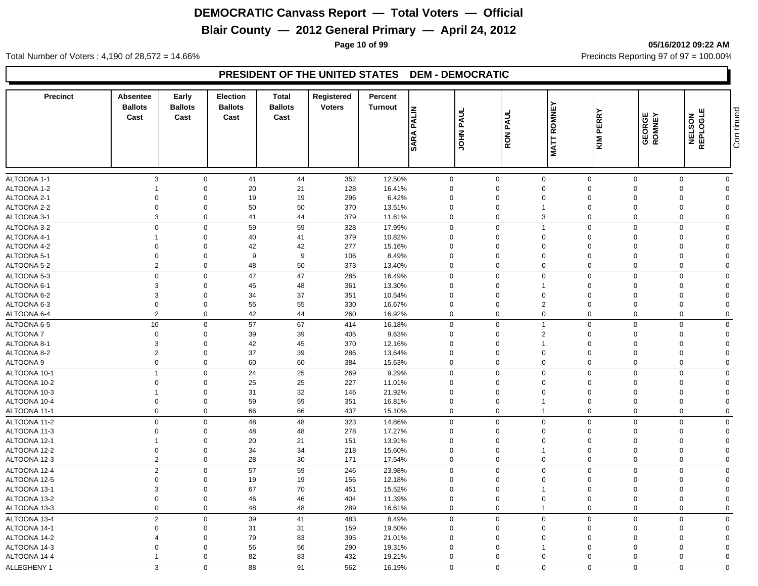# DEMOCRATIC Canvass Report — Total Voters — Official

## Blair County — 2012 General Primary — April 24, 2012

05/16/2012 09:22 AM

Total Number of Voters : 4,190 of 28,572 = 14.66%

Precincts Reporting 97 of 97 = 100.00%

### PRESIDENT OF THE UNITED STATES DEM - DEMOCRATIC

| Precinct | Absentee Ballots Cast | Early Ballots Cast | Election Ballots Cast | Total Ballots Cast | Registered Voters | Percent Turnout | SARA PALIN | JOHN PAUL | RON PAUL | MATT ROMNEY | KIM PERRY | GEORGE ROMNEY | NELSON REPLOGLE |
|---|---|---|---|---|---|---|---|---|---|---|---|---|---|
| ALTOONA 1-1 | 3 | 0 | 41 | 44 | 352 | 12.50% | 0 | 0 | 0 | 0 | 0 | 0 | 0 |
| ALTOONA 1-2 | 1 | 0 | 20 | 21 | 128 | 16.41% | 0 | 0 | 0 | 0 | 0 | 0 | 0 |
| ALTOONA 2-1 | 0 | 0 | 19 | 19 | 296 | 6.42% | 0 | 0 | 0 | 0 | 0 | 0 | 0 |
| ALTOONA 2-2 | 0 | 0 | 50 | 50 | 370 | 13.51% | 0 | 0 | 1 | 0 | 0 | 0 | 0 |
| ALTOONA 3-1 | 3 | 0 | 41 | 44 | 379 | 11.61% | 0 | 0 | 3 | 0 | 0 | 0 | 0 |
| ALTOONA 3-2 | 0 | 0 | 59 | 59 | 328 | 17.99% | 0 | 0 | 1 | 0 | 0 | 0 | 0 |
| ALTOONA 4-1 | 1 | 0 | 40 | 41 | 379 | 10.82% | 0 | 0 | 0 | 0 | 0 | 0 | 0 |
| ALTOONA 4-2 | 0 | 0 | 42 | 42 | 277 | 15.16% | 0 | 0 | 0 | 0 | 0 | 0 | 0 |
| ALTOONA 5-1 | 0 | 0 | 9 | 9 | 106 | 8.49% | 0 | 0 | 0 | 0 | 0 | 0 | 0 |
| ALTOONA 5-2 | 2 | 0 | 48 | 50 | 373 | 13.40% | 0 | 0 | 0 | 0 | 0 | 0 | 0 |
| ALTOONA 5-3 | 0 | 0 | 47 | 47 | 285 | 16.49% | 0 | 0 | 0 | 0 | 0 | 0 | 0 |
| ALTOONA 6-1 | 3 | 0 | 45 | 48 | 361 | 13.30% | 0 | 0 | 1 | 0 | 0 | 0 | 0 |
| ALTOONA 6-2 | 3 | 0 | 34 | 37 | 351 | 10.54% | 0 | 0 | 0 | 0 | 0 | 0 | 0 |
| ALTOONA 6-3 | 0 | 0 | 55 | 55 | 330 | 16.67% | 0 | 0 | 2 | 0 | 0 | 0 | 0 |
| ALTOONA 6-4 | 2 | 0 | 42 | 44 | 260 | 16.92% | 0 | 0 | 0 | 0 | 0 | 0 | 0 |
| ALTOONA 6-5 | 10 | 0 | 57 | 67 | 414 | 16.18% | 0 | 0 | 1 | 0 | 0 | 0 | 0 |
| ALTOONA 7 | 0 | 0 | 39 | 39 | 405 | 9.63% | 0 | 0 | 2 | 0 | 0 | 0 | 0 |
| ALTOONA 8-1 | 3 | 0 | 42 | 45 | 370 | 12.16% | 0 | 0 | 1 | 0 | 0 | 0 | 0 |
| ALTOONA 8-2 | 2 | 0 | 37 | 39 | 286 | 13.64% | 0 | 0 | 0 | 0 | 0 | 0 | 0 |
| ALTOONA 9 | 0 | 0 | 60 | 60 | 384 | 15.63% | 0 | 0 | 0 | 0 | 0 | 0 | 0 |
| ALTOONA 10-1 | 1 | 0 | 24 | 25 | 269 | 9.29% | 0 | 0 | 0 | 0 | 0 | 0 | 0 |
| ALTOONA 10-2 | 0 | 0 | 25 | 25 | 227 | 11.01% | 0 | 0 | 0 | 0 | 0 | 0 | 0 |
| ALTOONA 10-3 | 1 | 0 | 31 | 32 | 146 | 21.92% | 0 | 0 | 0 | 0 | 0 | 0 | 0 |
| ALTOONA 10-4 | 0 | 0 | 59 | 59 | 351 | 16.81% | 0 | 0 | 1 | 0 | 0 | 0 | 0 |
| ALTOONA 11-1 | 0 | 0 | 66 | 66 | 437 | 15.10% | 0 | 0 | 1 | 0 | 0 | 0 | 0 |
| ALTOONA 11-2 | 0 | 0 | 48 | 48 | 323 | 14.86% | 0 | 0 | 0 | 0 | 0 | 0 | 0 |
| ALTOONA 11-3 | 0 | 0 | 48 | 48 | 278 | 17.27% | 0 | 0 | 0 | 0 | 0 | 0 | 0 |
| ALTOONA 12-1 | 1 | 0 | 20 | 21 | 151 | 13.91% | 0 | 0 | 0 | 0 | 0 | 0 | 0 |
| ALTOONA 12-2 | 0 | 0 | 34 | 34 | 218 | 15.60% | 0 | 0 | 1 | 0 | 0 | 0 | 0 |
| ALTOONA 12-3 | 2 | 0 | 28 | 30 | 171 | 17.54% | 0 | 0 | 0 | 0 | 0 | 0 | 0 |
| ALTOONA 12-4 | 2 | 0 | 57 | 59 | 246 | 23.98% | 0 | 0 | 0 | 0 | 0 | 0 | 0 |
| ALTOONA 12-5 | 0 | 0 | 19 | 19 | 156 | 12.18% | 0 | 0 | 0 | 0 | 0 | 0 | 0 |
| ALTOONA 13-1 | 3 | 0 | 67 | 70 | 451 | 15.52% | 0 | 0 | 1 | 0 | 0 | 0 | 0 |
| ALTOONA 13-2 | 0 | 0 | 46 | 46 | 404 | 11.39% | 0 | 0 | 0 | 0 | 0 | 0 | 0 |
| ALTOONA 13-3 | 0 | 0 | 48 | 48 | 289 | 16.61% | 0 | 0 | 1 | 0 | 0 | 0 | 0 |
| ALTOONA 13-4 | 2 | 0 | 39 | 41 | 483 | 8.49% | 0 | 0 | 0 | 0 | 0 | 0 | 0 |
| ALTOONA 14-1 | 0 | 0 | 31 | 31 | 159 | 19.50% | 0 | 0 | 0 | 0 | 0 | 0 | 0 |
| ALTOONA 14-2 | 4 | 0 | 79 | 83 | 395 | 21.01% | 0 | 0 | 0 | 0 | 0 | 0 | 0 |
| ALTOONA 14-3 | 0 | 0 | 56 | 56 | 290 | 19.31% | 0 | 0 | 1 | 0 | 0 | 0 | 0 |
| ALTOONA 14-4 | 1 | 0 | 82 | 83 | 432 | 19.21% | 0 | 0 | 0 | 0 | 0 | 0 | 0 |
| ALLEGHENY 1 | 3 | 0 | 88 | 91 | 562 | 16.19% | 0 | 0 | 0 | 0 | 0 | 0 | 0 |

Continued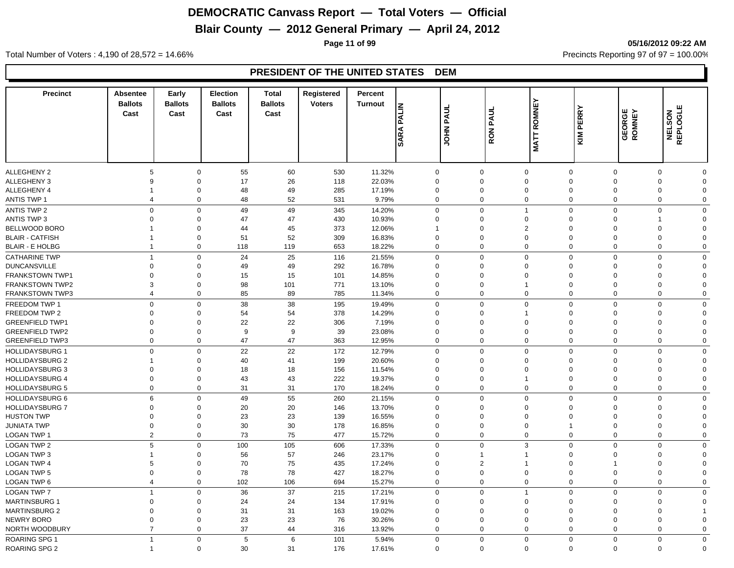# DEMOCRATIC Canvass Report — Total Voters — Official

## Blair County — 2012 General Primary — April 24, 2012

05/16/2012 09:22 AM

Total Number of Voters : 4,190 of 28,572 = 14.66%

Precincts Reporting 97 of 97 = 100.00%

### PRESIDENT OF THE UNITED STATES DEM

| Precinct | Absentee Ballots Cast | Early Ballots Cast | Election Ballots Cast | Total Ballots Cast | Registered Voters | Percent Turnout | SARA PALIN | JOHN PAUL | RON PAUL | MATT ROMNEY | KIM PERRY | GEORGE ROMNEY | NELSON REPLOGLE |
|---|---|---|---|---|---|---|---|---|---|---|---|---|---|
| ALLEGHENY 2 | 5 | 0 | 55 | 60 | 530 | 11.32% | 0 | 0 | 0 | 0 | 0 | 0 | 0 |
| ALLEGHENY 3 | 9 | 0 | 17 | 26 | 118 | 22.03% | 0 | 0 | 0 | 0 | 0 | 0 | 0 |
| ALLEGHENY 4 | 1 | 0 | 48 | 49 | 285 | 17.19% | 0 | 0 | 0 | 0 | 0 | 0 | 0 |
| ANTIS TWP 1 | 4 | 0 | 48 | 52 | 531 | 9.79% | 0 | 0 | 0 | 0 | 0 | 0 | 0 |
| ANTIS TWP 2 | 0 | 0 | 49 | 49 | 345 | 14.20% | 0 | 0 | 1 | 0 | 0 | 0 | 0 |
| ANTIS TWP 3 | 0 | 0 | 47 | 47 | 430 | 10.93% | 0 | 0 | 0 | 0 | 0 | 1 | 0 |
| BELLWOOD BORO | 1 | 0 | 44 | 45 | 373 | 12.06% | 1 | 0 | 2 | 0 | 0 | 0 | 0 |
| BLAIR - CATFISH | 1 | 0 | 51 | 52 | 309 | 16.83% | 0 | 0 | 0 | 0 | 0 | 0 | 0 |
| BLAIR - E HOLBG | 1 | 0 | 118 | 119 | 653 | 18.22% | 0 | 0 | 0 | 0 | 0 | 0 | 0 |
| CATHARINE TWP | 1 | 0 | 24 | 25 | 116 | 21.55% | 0 | 0 | 0 | 0 | 0 | 0 | 0 |
| DUNCANSVILLE | 0 | 0 | 49 | 49 | 292 | 16.78% | 0 | 0 | 0 | 0 | 0 | 0 | 0 |
| FRANKSTOWN TWP1 | 0 | 0 | 15 | 15 | 101 | 14.85% | 0 | 0 | 0 | 0 | 0 | 0 | 0 |
| FRANKSTOWN TWP2 | 3 | 0 | 98 | 101 | 771 | 13.10% | 0 | 0 | 1 | 0 | 0 | 0 | 0 |
| FRANKSTOWN TWP3 | 4 | 0 | 85 | 89 | 785 | 11.34% | 0 | 0 | 0 | 0 | 0 | 0 | 0 |
| FREEDOM TWP 1 | 0 | 0 | 38 | 38 | 195 | 19.49% | 0 | 0 | 0 | 0 | 0 | 0 | 0 |
| FREEDOM TWP 2 | 0 | 0 | 54 | 54 | 378 | 14.29% | 0 | 0 | 1 | 0 | 0 | 0 | 0 |
| GREENFIELD TWP1 | 0 | 0 | 22 | 22 | 306 | 7.19% | 0 | 0 | 0 | 0 | 0 | 0 | 0 |
| GREENFIELD TWP2 | 0 | 0 | 9 | 9 | 39 | 23.08% | 0 | 0 | 0 | 0 | 0 | 0 | 0 |
| GREENFIELD TWP3 | 0 | 0 | 47 | 47 | 363 | 12.95% | 0 | 0 | 0 | 0 | 0 | 0 | 0 |
| HOLLIDAYSBURG 1 | 0 | 0 | 22 | 22 | 172 | 12.79% | 0 | 0 | 0 | 0 | 0 | 0 | 0 |
| HOLLIDAYSBURG 2 | 1 | 0 | 40 | 41 | 199 | 20.60% | 0 | 0 | 0 | 0 | 0 | 0 | 0 |
| HOLLIDAYSBURG 3 | 0 | 0 | 18 | 18 | 156 | 11.54% | 0 | 0 | 0 | 0 | 0 | 0 | 0 |
| HOLLIDAYSBURG 4 | 0 | 0 | 43 | 43 | 222 | 19.37% | 0 | 0 | 1 | 0 | 0 | 0 | 0 |
| HOLLIDAYSBURG 5 | 0 | 0 | 31 | 31 | 170 | 18.24% | 0 | 0 | 0 | 0 | 0 | 0 | 0 |
| HOLLIDAYSBURG 6 | 6 | 0 | 49 | 55 | 260 | 21.15% | 0 | 0 | 0 | 0 | 0 | 0 | 0 |
| HOLLIDAYSBURG 7 | 0 | 0 | 20 | 20 | 146 | 13.70% | 0 | 0 | 0 | 0 | 0 | 0 | 0 |
| HUSTON TWP | 0 | 0 | 23 | 23 | 139 | 16.55% | 0 | 0 | 0 | 0 | 0 | 0 | 0 |
| JUNIATA TWP | 0 | 0 | 30 | 30 | 178 | 16.85% | 0 | 0 | 0 | 1 | 0 | 0 | 0 |
| LOGAN TWP 1 | 2 | 0 | 73 | 75 | 477 | 15.72% | 0 | 0 | 0 | 0 | 0 | 0 | 0 |
| LOGAN TWP 2 | 5 | 0 | 100 | 105 | 606 | 17.33% | 0 | 0 | 3 | 0 | 0 | 0 | 0 |
| LOGAN TWP 3 | 1 | 0 | 56 | 57 | 246 | 23.17% | 0 | 1 | 1 | 0 | 0 | 0 | 0 |
| LOGAN TWP 4 | 5 | 0 | 70 | 75 | 435 | 17.24% | 0 | 2 | 1 | 0 | 1 | 0 | 0 |
| LOGAN TWP 5 | 0 | 0 | 78 | 78 | 427 | 18.27% | 0 | 0 | 0 | 0 | 0 | 0 | 0 |
| LOGAN TWP 6 | 4 | 0 | 102 | 106 | 694 | 15.27% | 0 | 0 | 0 | 0 | 0 | 0 | 0 |
| LOGAN TWP 7 | 1 | 0 | 36 | 37 | 215 | 17.21% | 0 | 0 | 1 | 0 | 0 | 0 | 0 |
| MARTINSBURG 1 | 0 | 0 | 24 | 24 | 134 | 17.91% | 0 | 0 | 0 | 0 | 0 | 0 | 0 |
| MARTINSBURG 2 | 0 | 0 | 31 | 31 | 163 | 19.02% | 0 | 0 | 0 | 0 | 0 | 0 | 1 |
| NEWRY BORO | 0 | 0 | 23 | 23 | 76 | 30.26% | 0 | 0 | 0 | 0 | 0 | 0 | 0 |
| NORTH WOODBURY | 7 | 0 | 37 | 44 | 316 | 13.92% | 0 | 0 | 0 | 0 | 0 | 0 | 0 |
| ROARING SPG 1 | 1 | 0 | 5 | 6 | 101 | 5.94% | 0 | 0 | 0 | 0 | 0 | 0 | 0 |
| ROARING SPG 2 | 1 | 0 | 30 | 31 | 176 | 17.61% | 0 | 0 | 0 | 0 | 0 | 0 | 0 |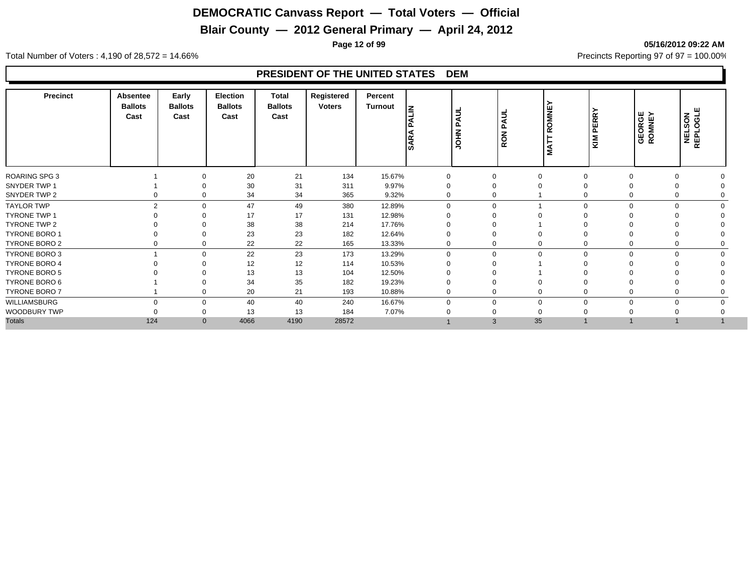# DEMOCRATIC Canvass Report — Total Voters — Official

## Blair County — 2012 General Primary — April 24, 2012

05/16/2012 09:22 AM

Total Number of Voters : 4,190 of 28,572 = 14.66%

Precincts Reporting 97 of 97 = 100.00%

### PRESIDENT OF THE UNITED STATES DEM

| Precinct | Absentee Ballots Cast | Early Ballots Cast | Election Ballots Cast | Total Ballots Cast | Registered Voters | Percent Turnout | SARA PALIN | JOHN PAUL | RON PAUL | MATT ROMNEY | KIM PERRY | GEORGE ROMNEY | NELSON REPLOGLE |
|---|---|---|---|---|---|---|---|---|---|---|---|---|---|
| ROARING SPG 3 | 1 | 0 | 20 | 21 | 134 | 15.67% | 0 | 0 | 0 | 0 | 0 | 0 | 0 |
| SNYDER TWP 1 | 1 | 0 | 30 | 31 | 311 | 9.97% | 0 | 0 | 0 | 0 | 0 | 0 | 0 |
| SNYDER TWP 2 | 0 | 0 | 34 | 34 | 365 | 9.32% | 0 | 0 | 1 | 0 | 0 | 0 | 0 |
| TAYLOR TWP | 2 | 0 | 47 | 49 | 380 | 12.89% | 0 | 0 | 1 | 0 | 0 | 0 | 0 |
| TYRONE TWP 1 | 0 | 0 | 17 | 17 | 131 | 12.98% | 0 | 0 | 0 | 0 | 0 | 0 | 0 |
| TYRONE TWP 2 | 0 | 0 | 38 | 38 | 214 | 17.76% | 0 | 0 | 1 | 0 | 0 | 0 | 0 |
| TYRONE BORO 1 | 0 | 0 | 23 | 23 | 182 | 12.64% | 0 | 0 | 0 | 0 | 0 | 0 | 0 |
| TYRONE BORO 2 | 0 | 0 | 22 | 22 | 165 | 13.33% | 0 | 0 | 0 | 0 | 0 | 0 | 0 |
| TYRONE BORO 3 | 1 | 0 | 22 | 23 | 173 | 13.29% | 0 | 0 | 0 | 0 | 0 | 0 | 0 |
| TYRONE BORO 4 | 0 | 0 | 12 | 12 | 114 | 10.53% | 0 | 0 | 1 | 0 | 0 | 0 | 0 |
| TYRONE BORO 5 | 0 | 0 | 13 | 13 | 104 | 12.50% | 0 | 0 | 1 | 0 | 0 | 0 | 0 |
| TYRONE BORO 6 | 1 | 0 | 34 | 35 | 182 | 19.23% | 0 | 0 | 0 | 0 | 0 | 0 | 0 |
| TYRONE BORO 7 | 1 | 0 | 20 | 21 | 193 | 10.88% | 0 | 0 | 0 | 0 | 0 | 0 | 0 |
| WILLIAMSBURG | 0 | 0 | 40 | 40 | 240 | 16.67% | 0 | 0 | 0 | 0 | 0 | 0 | 0 |
| WOODBURY TWP | 0 | 0 | 13 | 13 | 184 | 7.07% | 0 | 0 | 0 | 0 | 0 | 0 | 0 |
| Totals | 124 | 0 | 4066 | 4190 | 28572 | | 1 | 3 | 35 | 1 | 1 | 1 | 1 |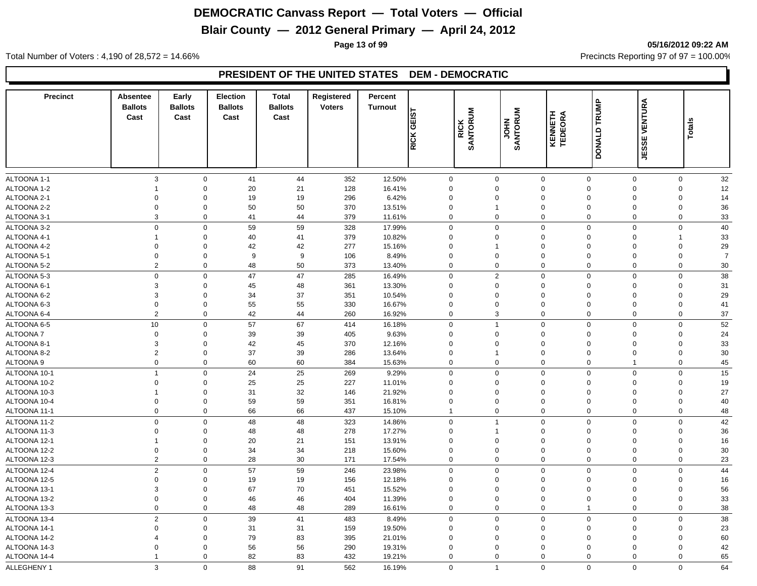# DEMOCRATIC Canvass Report — Total Voters — Official

## Blair County — 2012 General Primary — April 24, 2012

05/16/2012 09:22 AM

Total Number of Voters : 4,190 of 28,572 = 14.66%

Precincts Reporting 97 of 97 = 100.00%

### PRESIDENT OF THE UNITED STATES DEM - DEMOCRATIC

| Precinct | Absentee Ballots Cast | Early Ballots Cast | Election Ballots Cast | Total Ballots Cast | Registered Voters | Percent Turnout | RICK GEIST | RICK SANTORUM | JOHN SANTORUM | KENNETH TEDEORA | DONALD TRUMP | JESSE VENTURA | Totals |
|---|---|---|---|---|---|---|---|---|---|---|---|---|---|
| ALTOONA 1-1 | 3 | 0 | 41 | 44 | 352 | 12.50% | 0 | 0 | 0 | 0 | 0 | 0 | 32 |
| ALTOONA 1-2 | 1 | 0 | 20 | 21 | 128 | 16.41% | 0 | 0 | 0 | 0 | 0 | 0 | 12 |
| ALTOONA 2-1 | 0 | 0 | 19 | 19 | 296 | 6.42% | 0 | 0 | 0 | 0 | 0 | 0 | 14 |
| ALTOONA 2-2 | 0 | 0 | 50 | 50 | 370 | 13.51% | 0 | 1 | 0 | 0 | 0 | 0 | 36 |
| ALTOONA 3-1 | 3 | 0 | 41 | 44 | 379 | 11.61% | 0 | 0 | 0 | 0 | 0 | 0 | 33 |
| ALTOONA 3-2 | 0 | 0 | 59 | 59 | 328 | 17.99% | 0 | 0 | 0 | 0 | 0 | 0 | 40 |
| ALTOONA 4-1 | 1 | 0 | 40 | 41 | 379 | 10.82% | 0 | 0 | 0 | 0 | 0 | 1 | 33 |
| ALTOONA 4-2 | 0 | 0 | 42 | 42 | 277 | 15.16% | 0 | 1 | 0 | 0 | 0 | 0 | 29 |
| ALTOONA 5-1 | 0 | 0 | 9 | 9 | 106 | 8.49% | 0 | 0 | 0 | 0 | 0 | 0 | 7 |
| ALTOONA 5-2 | 2 | 0 | 48 | 50 | 373 | 13.40% | 0 | 0 | 0 | 0 | 0 | 0 | 30 |
| ALTOONA 5-3 | 0 | 0 | 47 | 47 | 285 | 16.49% | 0 | 2 | 0 | 0 | 0 | 0 | 38 |
| ALTOONA 6-1 | 3 | 0 | 45 | 48 | 361 | 13.30% | 0 | 0 | 0 | 0 | 0 | 0 | 31 |
| ALTOONA 6-2 | 3 | 0 | 34 | 37 | 351 | 10.54% | 0 | 0 | 0 | 0 | 0 | 0 | 29 |
| ALTOONA 6-3 | 0 | 0 | 55 | 55 | 330 | 16.67% | 0 | 0 | 0 | 0 | 0 | 0 | 41 |
| ALTOONA 6-4 | 2 | 0 | 42 | 44 | 260 | 16.92% | 0 | 3 | 0 | 0 | 0 | 0 | 37 |
| ALTOONA 6-5 | 10 | 0 | 57 | 67 | 414 | 16.18% | 0 | 1 | 0 | 0 | 0 | 0 | 52 |
| ALTOONA 7 | 0 | 0 | 39 | 39 | 405 | 9.63% | 0 | 0 | 0 | 0 | 0 | 0 | 24 |
| ALTOONA 8-1 | 3 | 0 | 42 | 45 | 370 | 12.16% | 0 | 0 | 0 | 0 | 0 | 0 | 33 |
| ALTOONA 8-2 | 2 | 0 | 37 | 39 | 286 | 13.64% | 0 | 1 | 0 | 0 | 0 | 0 | 30 |
| ALTOONA 9 | 0 | 0 | 60 | 60 | 384 | 15.63% | 0 | 0 | 0 | 0 | 1 | 0 | 45 |
| ALTOONA 10-1 | 1 | 0 | 24 | 25 | 269 | 9.29% | 0 | 0 | 0 | 0 | 0 | 0 | 15 |
| ALTOONA 10-2 | 0 | 0 | 25 | 25 | 227 | 11.01% | 0 | 0 | 0 | 0 | 0 | 0 | 19 |
| ALTOONA 10-3 | 1 | 0 | 31 | 32 | 146 | 21.92% | 0 | 0 | 0 | 0 | 0 | 0 | 27 |
| ALTOONA 10-4 | 0 | 0 | 59 | 59 | 351 | 16.81% | 0 | 0 | 0 | 0 | 0 | 0 | 40 |
| ALTOONA 11-1 | 0 | 0 | 66 | 66 | 437 | 15.10% | 1 | 0 | 0 | 0 | 0 | 0 | 48 |
| ALTOONA 11-2 | 0 | 0 | 48 | 48 | 323 | 14.86% | 0 | 1 | 0 | 0 | 0 | 0 | 42 |
| ALTOONA 11-3 | 0 | 0 | 48 | 48 | 278 | 17.27% | 0 | 1 | 0 | 0 | 0 | 0 | 36 |
| ALTOONA 12-1 | 1 | 0 | 20 | 21 | 151 | 13.91% | 0 | 0 | 0 | 0 | 0 | 0 | 16 |
| ALTOONA 12-2 | 0 | 0 | 34 | 34 | 218 | 15.60% | 0 | 0 | 0 | 0 | 0 | 0 | 30 |
| ALTOONA 12-3 | 2 | 0 | 28 | 30 | 171 | 17.54% | 0 | 0 | 0 | 0 | 0 | 0 | 23 |
| ALTOONA 12-4 | 2 | 0 | 57 | 59 | 246 | 23.98% | 0 | 0 | 0 | 0 | 0 | 0 | 44 |
| ALTOONA 12-5 | 0 | 0 | 19 | 19 | 156 | 12.18% | 0 | 0 | 0 | 0 | 0 | 0 | 16 |
| ALTOONA 13-1 | 3 | 0 | 67 | 70 | 451 | 15.52% | 0 | 0 | 0 | 0 | 0 | 0 | 56 |
| ALTOONA 13-2 | 0 | 0 | 46 | 46 | 404 | 11.39% | 0 | 0 | 0 | 0 | 0 | 0 | 33 |
| ALTOONA 13-3 | 0 | 0 | 48 | 48 | 289 | 16.61% | 0 | 0 | 0 | 1 | 0 | 0 | 38 |
| ALTOONA 13-4 | 2 | 0 | 39 | 41 | 483 | 8.49% | 0 | 0 | 0 | 0 | 0 | 0 | 38 |
| ALTOONA 14-1 | 0 | 0 | 31 | 31 | 159 | 19.50% | 0 | 0 | 0 | 0 | 0 | 0 | 23 |
| ALTOONA 14-2 | 4 | 0 | 79 | 83 | 395 | 21.01% | 0 | 0 | 0 | 0 | 0 | 0 | 60 |
| ALTOONA 14-3 | 0 | 0 | 56 | 56 | 290 | 19.31% | 0 | 0 | 0 | 0 | 0 | 0 | 42 |
| ALTOONA 14-4 | 1 | 0 | 82 | 83 | 432 | 19.21% | 0 | 0 | 0 | 0 | 0 | 0 | 65 |
| ALLEGHENY 1 | 3 | 0 | 88 | 91 | 562 | 16.19% | 0 | 1 | 0 | 0 | 0 | 0 | 64 |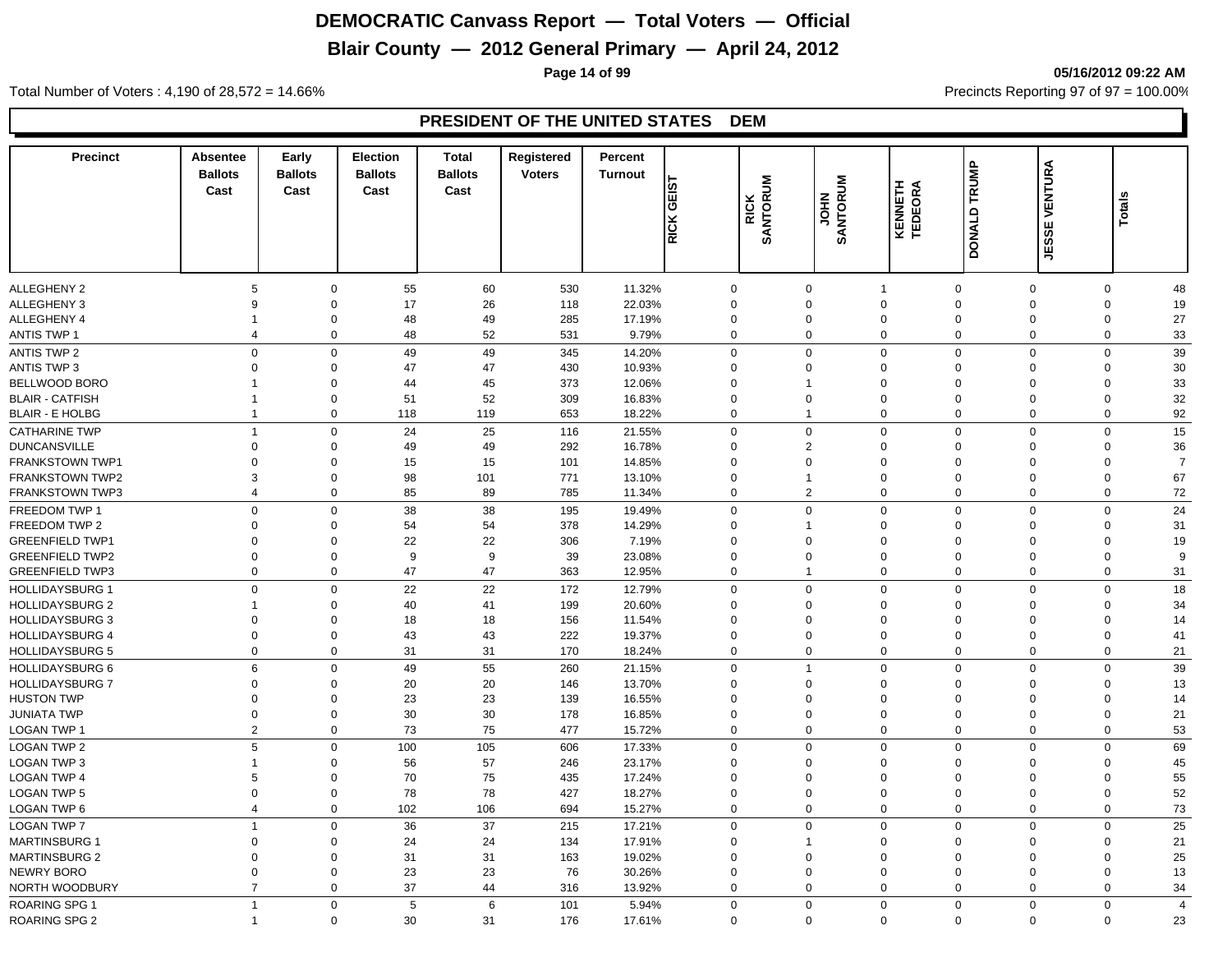# DEMOCRATIC Canvass Report — Total Voters — Official

## Blair County — 2012 General Primary — April 24, 2012

05/16/2012 09:22 AM

Total Number of Voters : 4,190 of 28,572 = 14.66%

Precincts Reporting 97 of 97 = 100.00%

### PRESIDENT OF THE UNITED STATES DEM

| Precinct | Absentee Ballots Cast | Early Ballots Cast | Election Ballots Cast | Total Ballots Cast | Registered Voters | Percent Turnout | RICK GEIST | RICK SANTORUM | JOHN SANTORUM | KENNETH TEDEORA | DONALD TRUMP | JESSE VENTURA | Totals |
|---|---|---|---|---|---|---|---|---|---|---|---|---|---|
| ALLEGHENY 2 | 5 | 0 | 55 | 60 | 530 | 11.32% | 0 | 0 | 1 | 0 | 0 | 0 | 48 |
| ALLEGHENY 3 | 9 | 0 | 17 | 26 | 118 | 22.03% | 0 | 0 | 0 | 0 | 0 | 0 | 19 |
| ALLEGHENY 4 | 1 | 0 | 48 | 49 | 285 | 17.19% | 0 | 0 | 0 | 0 | 0 | 0 | 27 |
| ANTIS TWP 1 | 4 | 0 | 48 | 52 | 531 | 9.79% | 0 | 0 | 0 | 0 | 0 | 0 | 33 |
| ANTIS TWP 2 | 0 | 0 | 49 | 49 | 345 | 14.20% | 0 | 0 | 0 | 0 | 0 | 0 | 39 |
| ANTIS TWP 3 | 0 | 0 | 47 | 47 | 430 | 10.93% | 0 | 0 | 0 | 0 | 0 | 0 | 30 |
| BELLWOOD BORO | 1 | 0 | 44 | 45 | 373 | 12.06% | 0 | 1 | 0 | 0 | 0 | 0 | 33 |
| BLAIR - CATFISH | 1 | 0 | 51 | 52 | 309 | 16.83% | 0 | 0 | 0 | 0 | 0 | 0 | 32 |
| BLAIR - E HOLBG | 1 | 0 | 118 | 119 | 653 | 18.22% | 0 | 1 | 0 | 0 | 0 | 0 | 92 |
| CATHARINE TWP | 1 | 0 | 24 | 25 | 116 | 21.55% | 0 | 0 | 0 | 0 | 0 | 0 | 15 |
| DUNCANSVILLE | 0 | 0 | 49 | 49 | 292 | 16.78% | 0 | 2 | 0 | 0 | 0 | 0 | 36 |
| FRANKSTOWN TWP1 | 0 | 0 | 15 | 15 | 101 | 14.85% | 0 | 0 | 0 | 0 | 0 | 0 | 7 |
| FRANKSTOWN TWP2 | 3 | 0 | 98 | 101 | 771 | 13.10% | 0 | 1 | 0 | 0 | 0 | 0 | 67 |
| FRANKSTOWN TWP3 | 4 | 0 | 85 | 89 | 785 | 11.34% | 0 | 2 | 0 | 0 | 0 | 0 | 72 |
| FREEDOM TWP 1 | 0 | 0 | 38 | 38 | 195 | 19.49% | 0 | 0 | 0 | 0 | 0 | 0 | 24 |
| FREEDOM TWP 2 | 0 | 0 | 54 | 54 | 378 | 14.29% | 0 | 1 | 0 | 0 | 0 | 0 | 31 |
| GREENFIELD TWP1 | 0 | 0 | 22 | 22 | 306 | 7.19% | 0 | 0 | 0 | 0 | 0 | 0 | 19 |
| GREENFIELD TWP2 | 0 | 0 | 9 | 9 | 39 | 23.08% | 0 | 0 | 0 | 0 | 0 | 0 | 9 |
| GREENFIELD TWP3 | 0 | 0 | 47 | 47 | 363 | 12.95% | 0 | 1 | 0 | 0 | 0 | 0 | 31 |
| HOLLIDAYSBURG 1 | 0 | 0 | 22 | 22 | 172 | 12.79% | 0 | 0 | 0 | 0 | 0 | 0 | 18 |
| HOLLIDAYSBURG 2 | 1 | 0 | 40 | 41 | 199 | 20.60% | 0 | 0 | 0 | 0 | 0 | 0 | 34 |
| HOLLIDAYSBURG 3 | 0 | 0 | 18 | 18 | 156 | 11.54% | 0 | 0 | 0 | 0 | 0 | 0 | 14 |
| HOLLIDAYSBURG 4 | 0 | 0 | 43 | 43 | 222 | 19.37% | 0 | 0 | 0 | 0 | 0 | 0 | 41 |
| HOLLIDAYSBURG 5 | 0 | 0 | 31 | 31 | 170 | 18.24% | 0 | 0 | 0 | 0 | 0 | 0 | 21 |
| HOLLIDAYSBURG 6 | 6 | 0 | 49 | 55 | 260 | 21.15% | 0 | 1 | 0 | 0 | 0 | 0 | 39 |
| HOLLIDAYSBURG 7 | 0 | 0 | 20 | 20 | 146 | 13.70% | 0 | 0 | 0 | 0 | 0 | 0 | 13 |
| HUSTON TWP | 0 | 0 | 23 | 23 | 139 | 16.55% | 0 | 0 | 0 | 0 | 0 | 0 | 14 |
| JUNIATA TWP | 0 | 0 | 30 | 30 | 178 | 16.85% | 0 | 0 | 0 | 0 | 0 | 0 | 21 |
| LOGAN TWP 1 | 2 | 0 | 73 | 75 | 477 | 15.72% | 0 | 0 | 0 | 0 | 0 | 0 | 53 |
| LOGAN TWP 2 | 5 | 0 | 100 | 105 | 606 | 17.33% | 0 | 0 | 0 | 0 | 0 | 0 | 69 |
| LOGAN TWP 3 | 1 | 0 | 56 | 57 | 246 | 23.17% | 0 | 0 | 0 | 0 | 0 | 0 | 45 |
| LOGAN TWP 4 | 5 | 0 | 70 | 75 | 435 | 17.24% | 0 | 0 | 0 | 0 | 0 | 0 | 55 |
| LOGAN TWP 5 | 0 | 0 | 78 | 78 | 427 | 18.27% | 0 | 0 | 0 | 0 | 0 | 0 | 52 |
| LOGAN TWP 6 | 4 | 0 | 102 | 106 | 694 | 15.27% | 0 | 0 | 0 | 0 | 0 | 0 | 73 |
| LOGAN TWP 7 | 1 | 0 | 36 | 37 | 215 | 17.21% | 0 | 0 | 0 | 0 | 0 | 0 | 25 |
| MARTINSBURG 1 | 0 | 0 | 24 | 24 | 134 | 17.91% | 0 | 1 | 0 | 0 | 0 | 0 | 21 |
| MARTINSBURG 2 | 0 | 0 | 31 | 31 | 163 | 19.02% | 0 | 0 | 0 | 0 | 0 | 0 | 25 |
| NEWRY BORO | 0 | 0 | 23 | 23 | 76 | 30.26% | 0 | 0 | 0 | 0 | 0 | 0 | 13 |
| NORTH WOODBURY | 7 | 0 | 37 | 44 | 316 | 13.92% | 0 | 0 | 0 | 0 | 0 | 0 | 34 |
| ROARING SPG 1 | 1 | 0 | 5 | 6 | 101 | 5.94% | 0 | 0 | 0 | 0 | 0 | 0 | 4 |
| ROARING SPG 2 | 1 | 0 | 30 | 31 | 176 | 17.61% | 0 | 0 | 0 | 0 | 0 | 0 | 23 |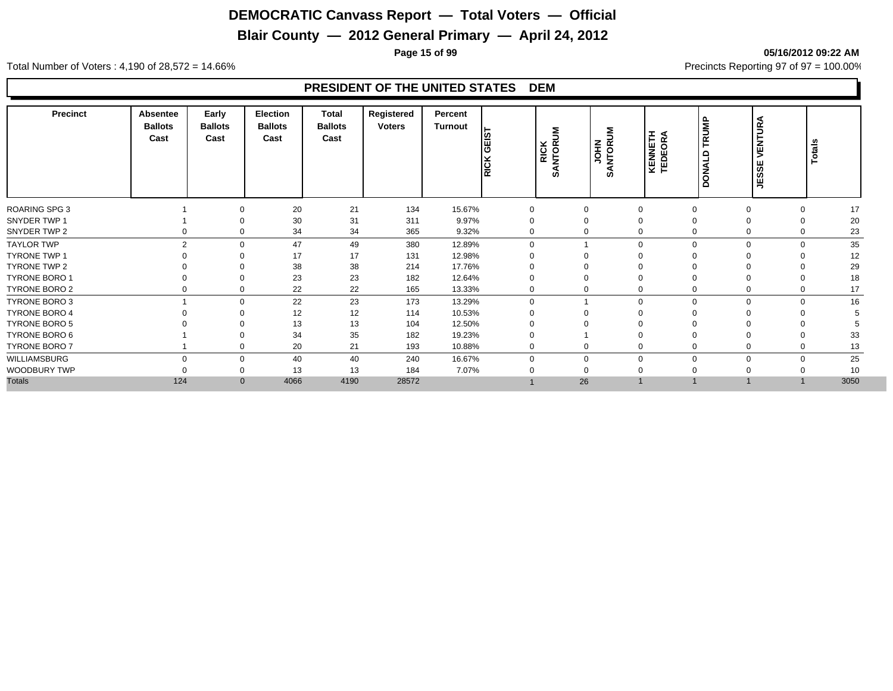# DEMOCRATIC Canvass Report — Total Voters — Official

## Blair County — 2012 General Primary — April 24, 2012

05/16/2012 09:22 AM

Total Number of Voters : 4,190 of 28,572 = 14.66%

Precincts Reporting 97 of 97 = 100.00%

### PRESIDENT OF THE UNITED STATES DEM

| Precinct | Absentee Ballots Cast | Early Ballots Cast | Election Ballots Cast | Total Ballots Cast | Registered Voters | Percent Turnout | RICK GEIST | RICK SANTORUM | JOHN SANTORUM | KENNETH TEDEORA | DONALD TRUMP | JESSE VENTURA | Totals |
|---|---|---|---|---|---|---|---|---|---|---|---|---|---|
| ROARING SPG 3 | 1 | 0 | 20 | 21 | 134 | 15.67% | 0 | 0 | 0 | 0 | 0 | 0 | 17 |
| SNYDER TWP 1 | 1 | 0 | 30 | 31 | 311 | 9.97% | 0 | 0 | 0 | 0 | 0 | 0 | 20 |
| SNYDER TWP 2 | 0 | 0 | 34 | 34 | 365 | 9.32% | 0 | 0 | 0 | 0 | 0 | 0 | 23 |
| TAYLOR TWP | 2 | 0 | 47 | 49 | 380 | 12.89% | 0 | 1 | 0 | 0 | 0 | 0 | 35 |
| TYRONE TWP 1 | 0 | 0 | 17 | 17 | 131 | 12.98% | 0 | 0 | 0 | 0 | 0 | 0 | 12 |
| TYRONE TWP 2 | 0 | 0 | 38 | 38 | 214 | 17.76% | 0 | 0 | 0 | 0 | 0 | 0 | 29 |
| TYRONE BORO 1 | 0 | 0 | 23 | 23 | 182 | 12.64% | 0 | 0 | 0 | 0 | 0 | 0 | 18 |
| TYRONE BORO 2 | 0 | 0 | 22 | 22 | 165 | 13.33% | 0 | 0 | 0 | 0 | 0 | 0 | 17 |
| TYRONE BORO 3 | 1 | 0 | 22 | 23 | 173 | 13.29% | 0 | 1 | 0 | 0 | 0 | 0 | 16 |
| TYRONE BORO 4 | 0 | 0 | 12 | 12 | 114 | 10.53% | 0 | 0 | 0 | 0 | 0 | 0 | 5 |
| TYRONE BORO 5 | 0 | 0 | 13 | 13 | 104 | 12.50% | 0 | 0 | 0 | 0 | 0 | 0 | 5 |
| TYRONE BORO 6 | 1 | 0 | 34 | 35 | 182 | 19.23% | 0 | 1 | 0 | 0 | 0 | 0 | 33 |
| TYRONE BORO 7 | 1 | 0 | 20 | 21 | 193 | 10.88% | 0 | 0 | 0 | 0 | 0 | 0 | 13 |
| WILLIAMSBURG | 0 | 0 | 40 | 40 | 240 | 16.67% | 0 | 0 | 0 | 0 | 0 | 0 | 25 |
| WOODBURY TWP | 0 | 0 | 13 | 13 | 184 | 7.07% | 0 | 0 | 0 | 0 | 0 | 0 | 10 |
| Totals | 124 | 0 | 4066 | 4190 | 28572 | | 1 | 26 | 1 | 1 | 1 | 1 | 3050 |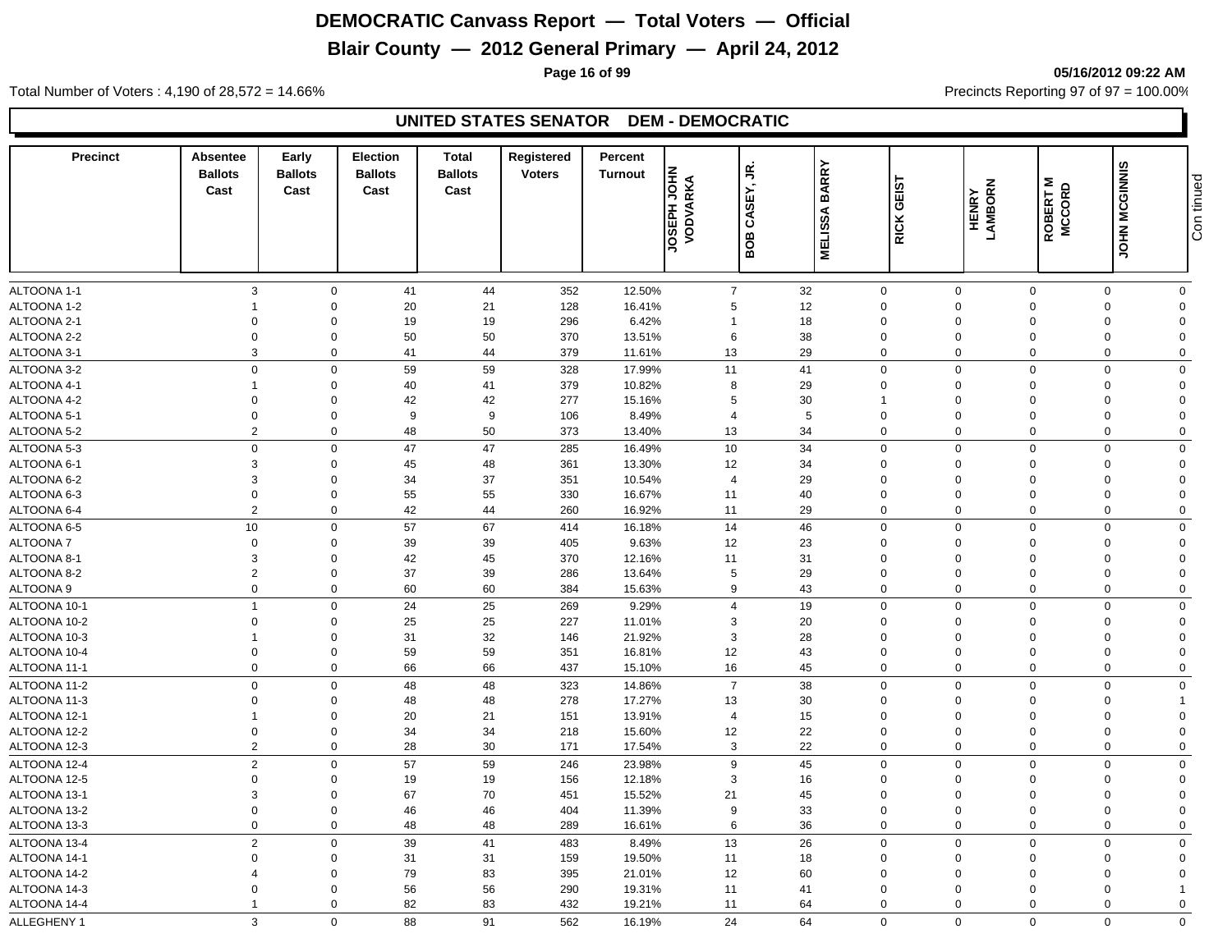# DEMOCRATIC Canvass Report — Total Voters — Official

## Blair County — 2012 General Primary — April 24, 2012

05/16/2012 09:22 AM

Total Number of Voters : 4,190 of 28,572 = 14.66%

Precincts Reporting 97 of 97 = 100.00%

### UNITED STATES SENATOR DEM - DEMOCRATIC

| Precinct | Absentee Ballots Cast | Early Ballots Cast | Election Ballots Cast | Total Ballots Cast | Registered Voters | Percent Turnout | JOSEPH JOHN VODVARKA | BOB CASEY, JR. | MELISSA BARRY | RICK GEIST | HENRY LAMBORN | ROBERT M MCCORD | JOHN MCGINNIS |
|---|---|---|---|---|---|---|---|---|---|---|---|---|---|
| ALTOONA 1-1 | 3 | 0 | 41 | 44 | 352 | 12.50% | 7 | 32 | 0 | 0 | 0 | 0 | 0 |
| ALTOONA 1-2 | 1 | 0 | 20 | 21 | 128 | 16.41% | 5 | 12 | 0 | 0 | 0 | 0 | 0 |
| ALTOONA 2-1 | 0 | 0 | 19 | 19 | 296 | 6.42% | 1 | 18 | 0 | 0 | 0 | 0 | 0 |
| ALTOONA 2-2 | 0 | 0 | 50 | 50 | 370 | 13.51% | 6 | 38 | 0 | 0 | 0 | 0 | 0 |
| ALTOONA 3-1 | 3 | 0 | 41 | 44 | 379 | 11.61% | 13 | 29 | 0 | 0 | 0 | 0 | 0 |
| ALTOONA 3-2 | 0 | 0 | 59 | 59 | 328 | 17.99% | 11 | 41 | 0 | 0 | 0 | 0 | 0 |
| ALTOONA 4-1 | 1 | 0 | 40 | 41 | 379 | 10.82% | 8 | 29 | 0 | 0 | 0 | 0 | 0 |
| ALTOONA 4-2 | 0 | 0 | 42 | 42 | 277 | 15.16% | 5 | 30 | 1 | 0 | 0 | 0 | 0 |
| ALTOONA 5-1 | 0 | 0 | 9 | 9 | 106 | 8.49% | 4 | 5 | 0 | 0 | 0 | 0 | 0 |
| ALTOONA 5-2 | 2 | 0 | 48 | 50 | 373 | 13.40% | 13 | 34 | 0 | 0 | 0 | 0 | 0 |
| ALTOONA 5-3 | 0 | 0 | 47 | 47 | 285 | 16.49% | 10 | 34 | 0 | 0 | 0 | 0 | 0 |
| ALTOONA 6-1 | 3 | 0 | 45 | 48 | 361 | 13.30% | 12 | 34 | 0 | 0 | 0 | 0 | 0 |
| ALTOONA 6-2 | 3 | 0 | 34 | 37 | 351 | 10.54% | 4 | 29 | 0 | 0 | 0 | 0 | 0 |
| ALTOONA 6-3 | 0 | 0 | 55 | 55 | 330 | 16.67% | 11 | 40 | 0 | 0 | 0 | 0 | 0 |
| ALTOONA 6-4 | 2 | 0 | 42 | 44 | 260 | 16.92% | 11 | 29 | 0 | 0 | 0 | 0 | 0 |
| ALTOONA 6-5 | 10 | 0 | 57 | 67 | 414 | 16.18% | 14 | 46 | 0 | 0 | 0 | 0 | 0 |
| ALTOONA 7 | 0 | 0 | 39 | 39 | 405 | 9.63% | 12 | 23 | 0 | 0 | 0 | 0 | 0 |
| ALTOONA 8-1 | 3 | 0 | 42 | 45 | 370 | 12.16% | 11 | 31 | 0 | 0 | 0 | 0 | 0 |
| ALTOONA 8-2 | 2 | 0 | 37 | 39 | 286 | 13.64% | 5 | 29 | 0 | 0 | 0 | 0 | 0 |
| ALTOONA 9 | 0 | 0 | 60 | 60 | 384 | 15.63% | 9 | 43 | 0 | 0 | 0 | 0 | 0 |
| ALTOONA 10-1 | 1 | 0 | 24 | 25 | 269 | 9.29% | 4 | 19 | 0 | 0 | 0 | 0 | 0 |
| ALTOONA 10-2 | 0 | 0 | 25 | 25 | 227 | 11.01% | 3 | 20 | 0 | 0 | 0 | 0 | 0 |
| ALTOONA 10-3 | 1 | 0 | 31 | 32 | 146 | 21.92% | 3 | 28 | 0 | 0 | 0 | 0 | 0 |
| ALTOONA 10-4 | 0 | 0 | 59 | 59 | 351 | 16.81% | 12 | 43 | 0 | 0 | 0 | 0 | 0 |
| ALTOONA 11-1 | 0 | 0 | 66 | 66 | 437 | 15.10% | 16 | 45 | 0 | 0 | 0 | 0 | 0 |
| ALTOONA 11-2 | 0 | 0 | 48 | 48 | 323 | 14.86% | 7 | 38 | 0 | 0 | 0 | 0 | 0 |
| ALTOONA 11-3 | 0 | 0 | 48 | 48 | 278 | 17.27% | 13 | 30 | 0 | 0 | 0 | 0 | 1 |
| ALTOONA 12-1 | 1 | 0 | 20 | 21 | 151 | 13.91% | 4 | 15 | 0 | 0 | 0 | 0 | 0 |
| ALTOONA 12-2 | 0 | 0 | 34 | 34 | 218 | 15.60% | 12 | 22 | 0 | 0 | 0 | 0 | 0 |
| ALTOONA 12-3 | 2 | 0 | 28 | 30 | 171 | 17.54% | 3 | 22 | 0 | 0 | 0 | 0 | 0 |
| ALTOONA 12-4 | 2 | 0 | 57 | 59 | 246 | 23.98% | 9 | 45 | 0 | 0 | 0 | 0 | 0 |
| ALTOONA 12-5 | 0 | 0 | 19 | 19 | 156 | 12.18% | 3 | 16 | 0 | 0 | 0 | 0 | 0 |
| ALTOONA 13-1 | 3 | 0 | 67 | 70 | 451 | 15.52% | 21 | 45 | 0 | 0 | 0 | 0 | 0 |
| ALTOONA 13-2 | 0 | 0 | 46 | 46 | 404 | 11.39% | 9 | 33 | 0 | 0 | 0 | 0 | 0 |
| ALTOONA 13-3 | 0 | 0 | 48 | 48 | 289 | 16.61% | 6 | 36 | 0 | 0 | 0 | 0 | 0 |
| ALTOONA 13-4 | 2 | 0 | 39 | 41 | 483 | 8.49% | 13 | 26 | 0 | 0 | 0 | 0 | 0 |
| ALTOONA 14-1 | 0 | 0 | 31 | 31 | 159 | 19.50% | 11 | 18 | 0 | 0 | 0 | 0 | 0 |
| ALTOONA 14-2 | 4 | 0 | 79 | 83 | 395 | 21.01% | 12 | 60 | 0 | 0 | 0 | 0 | 0 |
| ALTOONA 14-3 | 0 | 0 | 56 | 56 | 290 | 19.31% | 11 | 41 | 0 | 0 | 0 | 0 | 1 |
| ALTOONA 14-4 | 1 | 0 | 82 | 83 | 432 | 19.21% | 11 | 64 | 0 | 0 | 0 | 0 | 0 |
| ALLEGHENY 1 | 3 | 0 | 88 | 91 | 562 | 16.19% | 24 | 64 | 0 | 0 | 0 | 0 | 0 |

Continued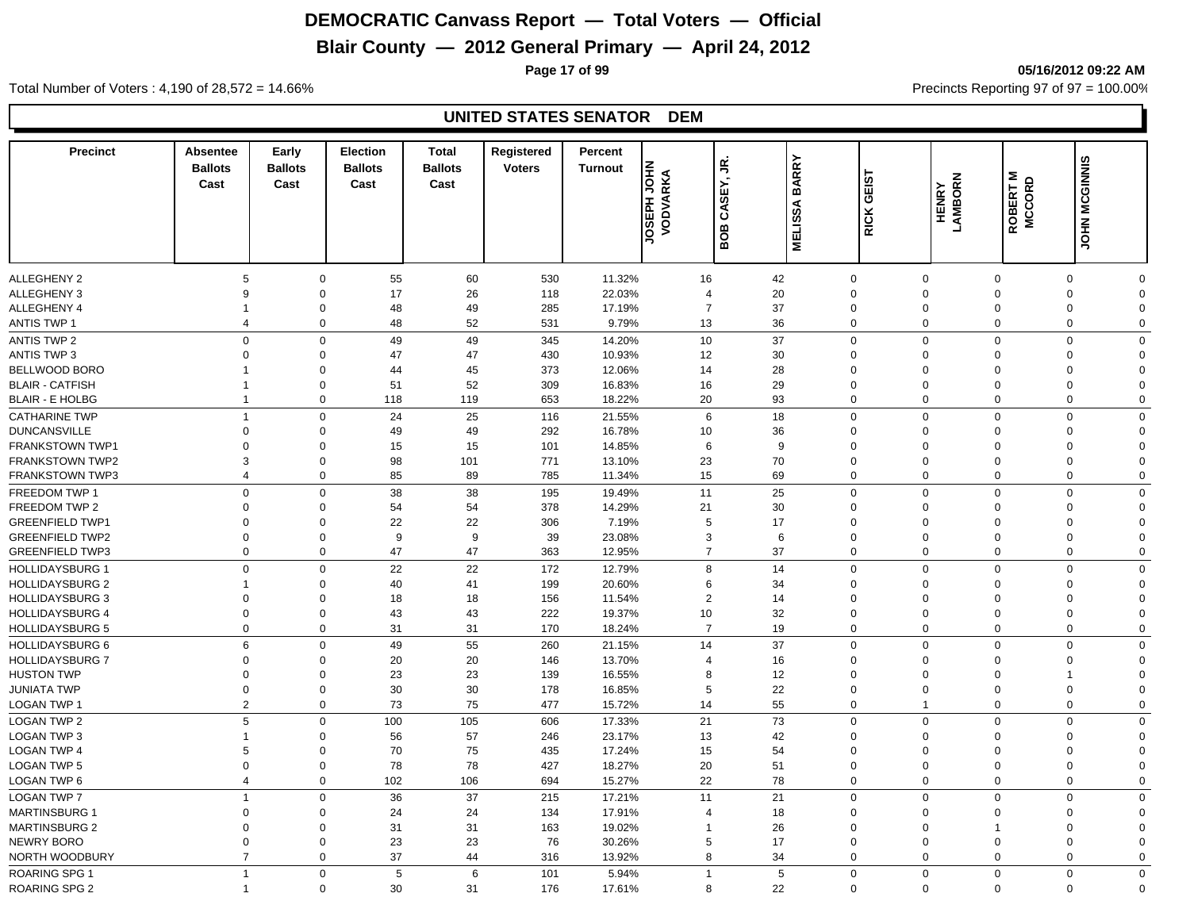# DEMOCRATIC Canvass Report — Total Voters — Official

## Blair County — 2012 General Primary — April 24, 2012

05/16/2012 09:22 AM

Total Number of Voters : 4,190 of 28,572 = 14.66%

Precincts Reporting 97 of 97 = 100.00%

### UNITED STATES SENATOR DEM

| Precinct | Absentee Ballots Cast | Early Ballots Cast | Election Ballots Cast | Total Ballots Cast | Registered Voters | Percent Turnout | JOSEPH JOHN VODVARKA | BOB CASEY, JR. | MELISSA BARRY | RICK GEIST | HENRY LAMBORN | ROBERT M MCCORD | JOHN MCGINNIS |
|---|---|---|---|---|---|---|---|---|---|---|---|---|---|
| ALLEGHENY 2 | 5 | 0 | 55 | 60 | 530 | 11.32% | 16 | 42 | 0 | 0 | 0 | 0 | 0 |
| ALLEGHENY 3 | 9 | 0 | 17 | 26 | 118 | 22.03% | 4 | 20 | 0 | 0 | 0 | 0 | 0 |
| ALLEGHENY 4 | 1 | 0 | 48 | 49 | 285 | 17.19% | 7 | 37 | 0 | 0 | 0 | 0 | 0 |
| ANTIS TWP 1 | 4 | 0 | 48 | 52 | 531 | 9.79% | 13 | 36 | 0 | 0 | 0 | 0 | 0 |
| ANTIS TWP 2 | 0 | 0 | 49 | 49 | 345 | 14.20% | 10 | 37 | 0 | 0 | 0 | 0 | 0 |
| ANTIS TWP 3 | 0 | 0 | 47 | 47 | 430 | 10.93% | 12 | 30 | 0 | 0 | 0 | 0 | 0 |
| BELLWOOD BORO | 1 | 0 | 44 | 45 | 373 | 12.06% | 14 | 28 | 0 | 0 | 0 | 0 | 0 |
| BLAIR - CATFISH | 1 | 0 | 51 | 52 | 309 | 16.83% | 16 | 29 | 0 | 0 | 0 | 0 | 0 |
| BLAIR - E HOLBG | 1 | 0 | 118 | 119 | 653 | 18.22% | 20 | 93 | 0 | 0 | 0 | 0 | 0 |
| CATHARINE TWP | 1 | 0 | 24 | 25 | 116 | 21.55% | 6 | 18 | 0 | 0 | 0 | 0 | 0 |
| DUNCANSVILLE | 0 | 0 | 49 | 49 | 292 | 16.78% | 10 | 36 | 0 | 0 | 0 | 0 | 0 |
| FRANKSTOWN TWP1 | 0 | 0 | 15 | 15 | 101 | 14.85% | 6 | 9 | 0 | 0 | 0 | 0 | 0 |
| FRANKSTOWN TWP2 | 3 | 0 | 98 | 101 | 771 | 13.10% | 23 | 70 | 0 | 0 | 0 | 0 | 0 |
| FRANKSTOWN TWP3 | 4 | 0 | 85 | 89 | 785 | 11.34% | 15 | 69 | 0 | 0 | 0 | 0 | 0 |
| FREEDOM TWP 1 | 0 | 0 | 38 | 38 | 195 | 19.49% | 11 | 25 | 0 | 0 | 0 | 0 | 0 |
| FREEDOM TWP 2 | 0 | 0 | 54 | 54 | 378 | 14.29% | 21 | 30 | 0 | 0 | 0 | 0 | 0 |
| GREENFIELD TWP1 | 0 | 0 | 22 | 22 | 306 | 7.19% | 5 | 17 | 0 | 0 | 0 | 0 | 0 |
| GREENFIELD TWP2 | 0 | 0 | 9 | 9 | 39 | 23.08% | 3 | 6 | 0 | 0 | 0 | 0 | 0 |
| GREENFIELD TWP3 | 0 | 0 | 47 | 47 | 363 | 12.95% | 7 | 37 | 0 | 0 | 0 | 0 | 0 |
| HOLLIDAYSBURG 1 | 0 | 0 | 22 | 22 | 172 | 12.79% | 8 | 14 | 0 | 0 | 0 | 0 | 0 |
| HOLLIDAYSBURG 2 | 1 | 0 | 40 | 41 | 199 | 20.60% | 6 | 34 | 0 | 0 | 0 | 0 | 0 |
| HOLLIDAYSBURG 3 | 0 | 0 | 18 | 18 | 156 | 11.54% | 2 | 14 | 0 | 0 | 0 | 0 | 0 |
| HOLLIDAYSBURG 4 | 0 | 0 | 43 | 43 | 222 | 19.37% | 10 | 32 | 0 | 0 | 0 | 0 | 0 |
| HOLLIDAYSBURG 5 | 0 | 0 | 31 | 31 | 170 | 18.24% | 7 | 19 | 0 | 0 | 0 | 0 | 0 |
| HOLLIDAYSBURG 6 | 6 | 0 | 49 | 55 | 260 | 21.15% | 14 | 37 | 0 | 0 | 0 | 0 | 0 |
| HOLLIDAYSBURG 7 | 0 | 0 | 20 | 20 | 146 | 13.70% | 4 | 16 | 0 | 0 | 0 | 0 | 0 |
| HUSTON TWP | 0 | 0 | 23 | 23 | 139 | 16.55% | 8 | 12 | 0 | 0 | 0 | 1 | 0 |
| JUNIATA TWP | 0 | 0 | 30 | 30 | 178 | 16.85% | 5 | 22 | 0 | 0 | 0 | 0 | 0 |
| LOGAN TWP 1 | 2 | 0 | 73 | 75 | 477 | 15.72% | 14 | 55 | 0 | 1 | 0 | 0 | 0 |
| LOGAN TWP 2 | 5 | 0 | 100 | 105 | 606 | 17.33% | 21 | 73 | 0 | 0 | 0 | 0 | 0 |
| LOGAN TWP 3 | 1 | 0 | 56 | 57 | 246 | 23.17% | 13 | 42 | 0 | 0 | 0 | 0 | 0 |
| LOGAN TWP 4 | 5 | 0 | 70 | 75 | 435 | 17.24% | 15 | 54 | 0 | 0 | 0 | 0 | 0 |
| LOGAN TWP 5 | 0 | 0 | 78 | 78 | 427 | 18.27% | 20 | 51 | 0 | 0 | 0 | 0 | 0 |
| LOGAN TWP 6 | 4 | 0 | 102 | 106 | 694 | 15.27% | 22 | 78 | 0 | 0 | 0 | 0 | 0 |
| LOGAN TWP 7 | 1 | 0 | 36 | 37 | 215 | 17.21% | 11 | 21 | 0 | 0 | 0 | 0 | 0 |
| MARTINSBURG 1 | 0 | 0 | 24 | 24 | 134 | 17.91% | 4 | 18 | 0 | 0 | 0 | 0 | 0 |
| MARTINSBURG 2 | 0 | 0 | 31 | 31 | 163 | 19.02% | 1 | 26 | 0 | 0 | 1 | 0 | 0 |
| NEWRY BORO | 0 | 0 | 23 | 23 | 76 | 30.26% | 5 | 17 | 0 | 0 | 0 | 0 | 0 |
| NORTH WOODBURY | 7 | 0 | 37 | 44 | 316 | 13.92% | 8 | 34 | 0 | 0 | 0 | 0 | 0 |
| ROARING SPG 1 | 1 | 0 | 5 | 6 | 101 | 5.94% | 1 | 5 | 0 | 0 | 0 | 0 | 0 |
| ROARING SPG 2 | 1 | 0 | 30 | 31 | 176 | 17.61% | 8 | 22 | 0 | 0 | 0 | 0 | 0 |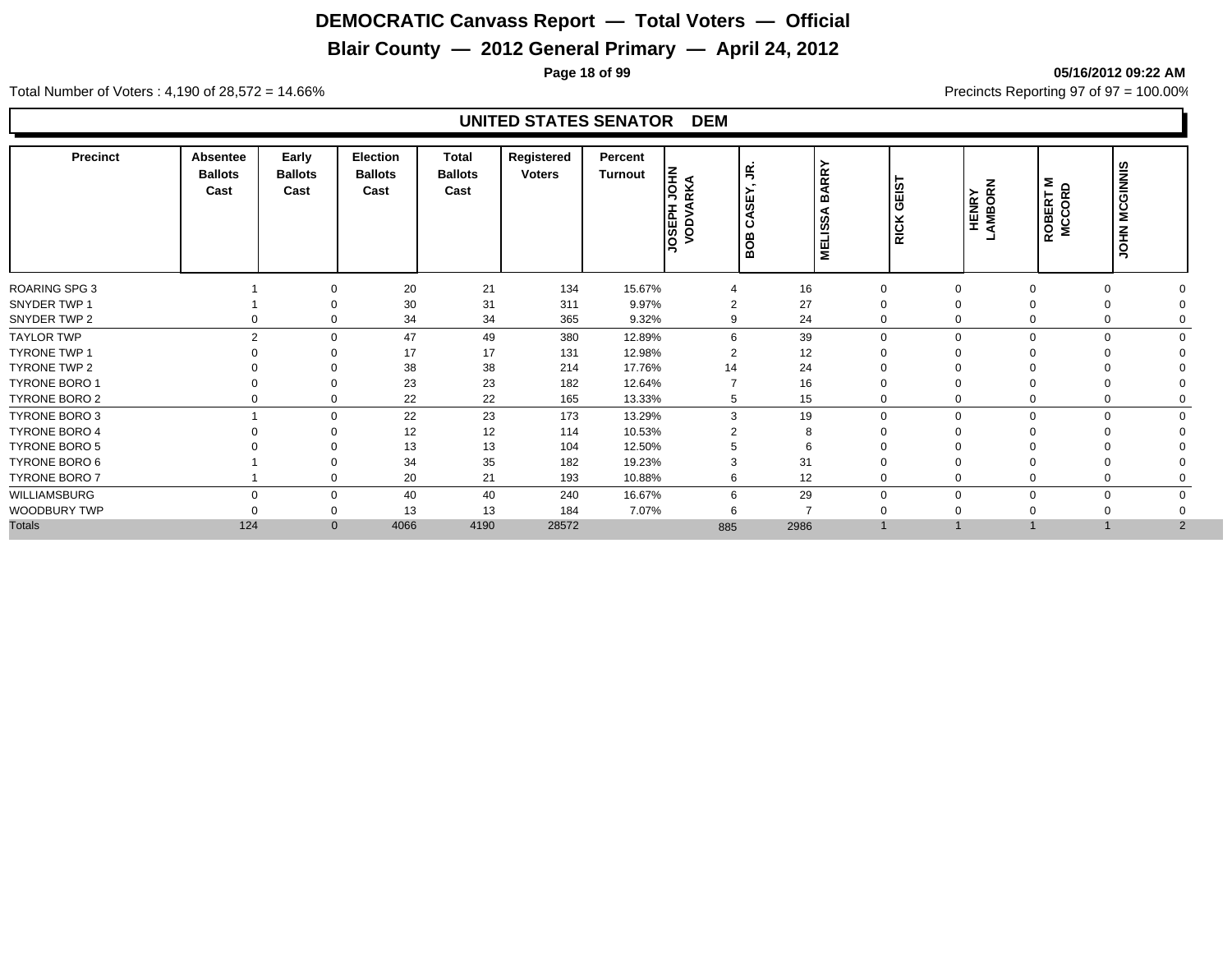# DEMOCRATIC Canvass Report — Total Voters — Official

## Blair County — 2012 General Primary — April 24, 2012

05/16/2012 09:22 AM

Total Number of Voters : 4,190 of 28,572 = 14.66%

Precincts Reporting 97 of 97 = 100.00%

### UNITED STATES SENATOR DEM

| Precinct | Absentee Ballots Cast | Early Ballots Cast | Election Ballots Cast | Total Ballots Cast | Registered Voters | Percent Turnout | JOSEPH JOHN VODVARKA | BOB CASEY, JR. | MELISSA BARRY | RICK GEIST | HENRY LAMBORN | ROBERT M MCCORD | JOHN MCGINNIS |
|---|---|---|---|---|---|---|---|---|---|---|---|---|---|
| ROARING SPG 3 | 1 | 0 | 20 | 21 | 134 | 15.67% | 4 | 16 | 0 | 0 | 0 | 0 | 0 |
| SNYDER TWP 1 | 1 | 0 | 30 | 31 | 311 | 9.97% | 2 | 27 | 0 | 0 | 0 | 0 | 0 |
| SNYDER TWP 2 | 0 | 0 | 34 | 34 | 365 | 9.32% | 9 | 24 | 0 | 0 | 0 | 0 | 0 |
| TAYLOR TWP | 2 | 0 | 47 | 49 | 380 | 12.89% | 6 | 39 | 0 | 0 | 0 | 0 | 0 |
| TYRONE TWP 1 | 0 | 0 | 17 | 17 | 131 | 12.98% | 2 | 12 | 0 | 0 | 0 | 0 | 0 |
| TYRONE TWP 2 | 0 | 0 | 38 | 38 | 214 | 17.76% | 14 | 24 | 0 | 0 | 0 | 0 | 0 |
| TYRONE BORO 1 | 0 | 0 | 23 | 23 | 182 | 12.64% | 7 | 16 | 0 | 0 | 0 | 0 | 0 |
| TYRONE BORO 2 | 0 | 0 | 22 | 22 | 165 | 13.33% | 5 | 15 | 0 | 0 | 0 | 0 | 0 |
| TYRONE BORO 3 | 1 | 0 | 22 | 23 | 173 | 13.29% | 3 | 19 | 0 | 0 | 0 | 0 | 0 |
| TYRONE BORO 4 | 0 | 0 | 12 | 12 | 114 | 10.53% | 2 | 8 | 0 | 0 | 0 | 0 | 0 |
| TYRONE BORO 5 | 0 | 0 | 13 | 13 | 104 | 12.50% | 5 | 6 | 0 | 0 | 0 | 0 | 0 |
| TYRONE BORO 6 | 1 | 0 | 34 | 35 | 182 | 19.23% | 3 | 31 | 0 | 0 | 0 | 0 | 0 |
| TYRONE BORO 7 | 1 | 0 | 20 | 21 | 193 | 10.88% | 6 | 12 | 0 | 0 | 0 | 0 | 0 |
| WILLIAMSBURG | 0 | 0 | 40 | 40 | 240 | 16.67% | 6 | 29 | 0 | 0 | 0 | 0 | 0 |
| WOODBURY TWP | 0 | 0 | 13 | 13 | 184 | 7.07% | 6 | 7 | 0 | 0 | 0 | 0 | 0 |
| Totals | 124 | 0 | 4066 | 4190 | 28572 | | 885 | 2986 | 1 | 1 | 1 | 1 | 2 |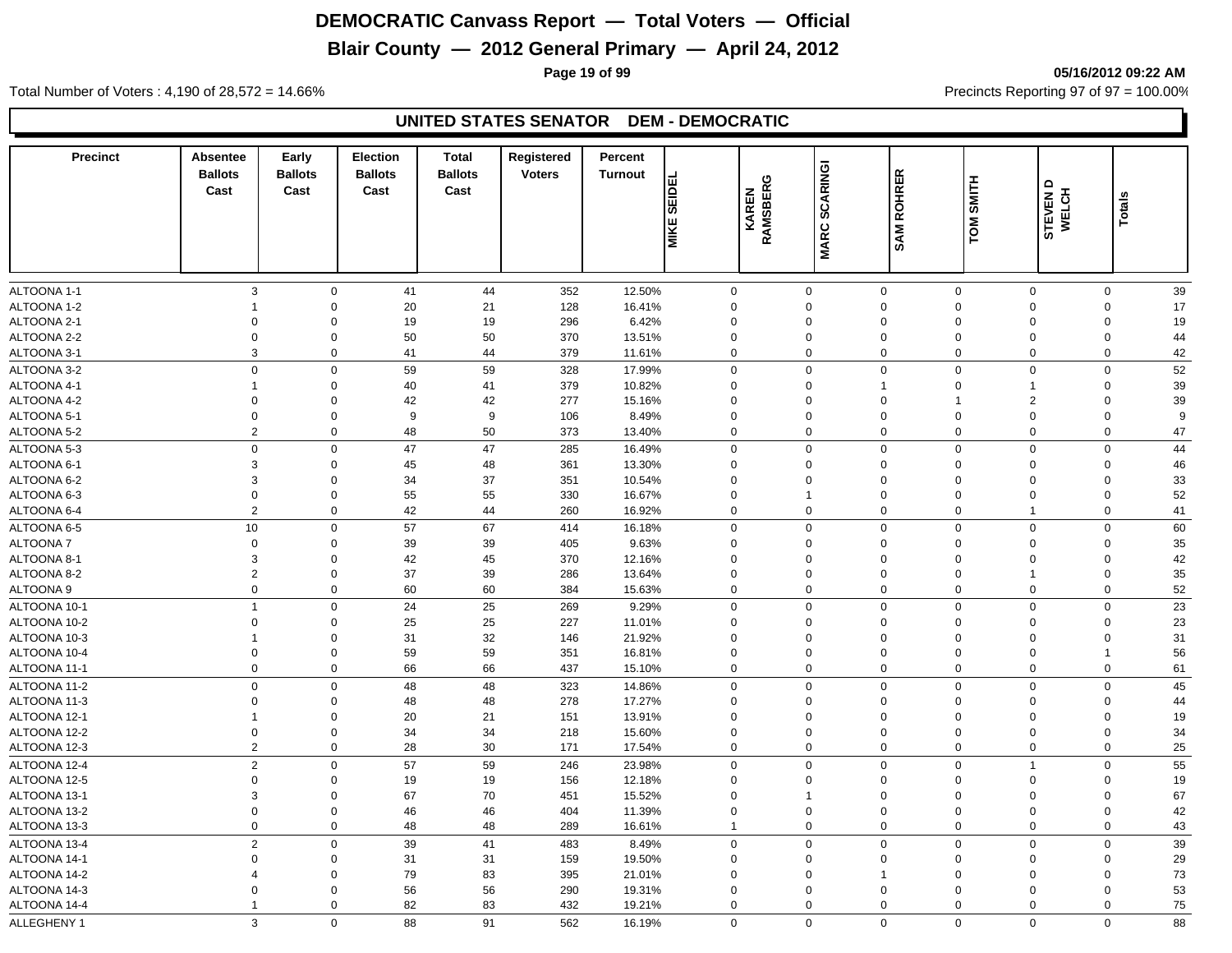# DEMOCRATIC Canvass Report — Total Voters — Official

## Blair County — 2012 General Primary — April 24, 2012

05/16/2012 09:22 AM

Total Number of Voters : 4,190 of 28,572 = 14.66%

Precincts Reporting 97 of 97 = 100.00%

### UNITED STATES SENATOR DEM - DEMOCRATIC

| Precinct | Absentee Ballots Cast | Early Ballots Cast | Election Ballots Cast | Total Ballots Cast | Registered Voters | Percent Turnout | MIKE SEIDEL | KAREN RAMSBERG | MARC SCARINGI | SAM ROHRER | TOM SMITH | STEVEN D WELCH | Totals |
|---|---|---|---|---|---|---|---|---|---|---|---|---|---|
| ALTOONA 1-1 | 3 | 0 | 41 | 44 | 352 | 12.50% | 0 | 0 | 0 | 0 | 0 | 0 | 39 |
| ALTOONA 1-2 | 1 | 0 | 20 | 21 | 128 | 16.41% | 0 | 0 | 0 | 0 | 0 | 0 | 17 |
| ALTOONA 2-1 | 0 | 0 | 19 | 19 | 296 | 6.42% | 0 | 0 | 0 | 0 | 0 | 0 | 19 |
| ALTOONA 2-2 | 0 | 0 | 50 | 50 | 370 | 13.51% | 0 | 0 | 0 | 0 | 0 | 0 | 44 |
| ALTOONA 3-1 | 3 | 0 | 41 | 44 | 379 | 11.61% | 0 | 0 | 0 | 0 | 0 | 0 | 42 |
| ALTOONA 3-2 | 0 | 0 | 59 | 59 | 328 | 17.99% | 0 | 0 | 0 | 0 | 0 | 0 | 52 |
| ALTOONA 4-1 | 1 | 0 | 40 | 41 | 379 | 10.82% | 0 | 0 | 1 | 0 | 1 | 0 | 39 |
| ALTOONA 4-2 | 0 | 0 | 42 | 42 | 277 | 15.16% | 0 | 0 | 0 | 1 | 2 | 0 | 39 |
| ALTOONA 5-1 | 0 | 0 | 9 | 9 | 106 | 8.49% | 0 | 0 | 0 | 0 | 0 | 0 | 9 |
| ALTOONA 5-2 | 2 | 0 | 48 | 50 | 373 | 13.40% | 0 | 0 | 0 | 0 | 0 | 0 | 47 |
| ALTOONA 5-3 | 0 | 0 | 47 | 47 | 285 | 16.49% | 0 | 0 | 0 | 0 | 0 | 0 | 44 |
| ALTOONA 6-1 | 3 | 0 | 45 | 48 | 361 | 13.30% | 0 | 0 | 0 | 0 | 0 | 0 | 46 |
| ALTOONA 6-2 | 3 | 0 | 34 | 37 | 351 | 10.54% | 0 | 0 | 0 | 0 | 0 | 0 | 33 |
| ALTOONA 6-3 | 0 | 0 | 55 | 55 | 330 | 16.67% | 0 | 1 | 0 | 0 | 0 | 0 | 52 |
| ALTOONA 6-4 | 2 | 0 | 42 | 44 | 260 | 16.92% | 0 | 0 | 0 | 0 | 1 | 0 | 41 |
| ALTOONA 6-5 | 10 | 0 | 57 | 67 | 414 | 16.18% | 0 | 0 | 0 | 0 | 0 | 0 | 60 |
| ALTOONA 7 | 0 | 0 | 39 | 39 | 405 | 9.63% | 0 | 0 | 0 | 0 | 0 | 0 | 35 |
| ALTOONA 8-1 | 3 | 0 | 42 | 45 | 370 | 12.16% | 0 | 0 | 0 | 0 | 0 | 0 | 42 |
| ALTOONA 8-2 | 2 | 0 | 37 | 39 | 286 | 13.64% | 0 | 0 | 0 | 0 | 1 | 0 | 35 |
| ALTOONA 9 | 0 | 0 | 60 | 60 | 384 | 15.63% | 0 | 0 | 0 | 0 | 0 | 0 | 52 |
| ALTOONA 10-1 | 1 | 0 | 24 | 25 | 269 | 9.29% | 0 | 0 | 0 | 0 | 0 | 0 | 23 |
| ALTOONA 10-2 | 0 | 0 | 25 | 25 | 227 | 11.01% | 0 | 0 | 0 | 0 | 0 | 0 | 23 |
| ALTOONA 10-3 | 1 | 0 | 31 | 32 | 146 | 21.92% | 0 | 0 | 0 | 0 | 0 | 0 | 31 |
| ALTOONA 10-4 | 0 | 0 | 59 | 59 | 351 | 16.81% | 0 | 0 | 0 | 0 | 0 | 1 | 56 |
| ALTOONA 11-1 | 0 | 0 | 66 | 66 | 437 | 15.10% | 0 | 0 | 0 | 0 | 0 | 0 | 61 |
| ALTOONA 11-2 | 0 | 0 | 48 | 48 | 323 | 14.86% | 0 | 0 | 0 | 0 | 0 | 0 | 45 |
| ALTOONA 11-3 | 0 | 0 | 48 | 48 | 278 | 17.27% | 0 | 0 | 0 | 0 | 0 | 0 | 44 |
| ALTOONA 12-1 | 1 | 0 | 20 | 21 | 151 | 13.91% | 0 | 0 | 0 | 0 | 0 | 0 | 19 |
| ALTOONA 12-2 | 0 | 0 | 34 | 34 | 218 | 15.60% | 0 | 0 | 0 | 0 | 0 | 0 | 34 |
| ALTOONA 12-3 | 2 | 0 | 28 | 30 | 171 | 17.54% | 0 | 0 | 0 | 0 | 0 | 0 | 25 |
| ALTOONA 12-4 | 2 | 0 | 57 | 59 | 246 | 23.98% | 0 | 0 | 0 | 0 | 1 | 0 | 55 |
| ALTOONA 12-5 | 0 | 0 | 19 | 19 | 156 | 12.18% | 0 | 0 | 0 | 0 | 0 | 0 | 19 |
| ALTOONA 13-1 | 3 | 0 | 67 | 70 | 451 | 15.52% | 0 | 1 | 0 | 0 | 0 | 0 | 67 |
| ALTOONA 13-2 | 0 | 0 | 46 | 46 | 404 | 11.39% | 0 | 0 | 0 | 0 | 0 | 0 | 42 |
| ALTOONA 13-3 | 0 | 0 | 48 | 48 | 289 | 16.61% | 1 | 0 | 0 | 0 | 0 | 0 | 43 |
| ALTOONA 13-4 | 2 | 0 | 39 | 41 | 483 | 8.49% | 0 | 0 | 0 | 0 | 0 | 0 | 39 |
| ALTOONA 14-1 | 0 | 0 | 31 | 31 | 159 | 19.50% | 0 | 0 | 0 | 0 | 0 | 0 | 29 |
| ALTOONA 14-2 | 4 | 0 | 79 | 83 | 395 | 21.01% | 0 | 0 | 1 | 0 | 0 | 0 | 73 |
| ALTOONA 14-3 | 0 | 0 | 56 | 56 | 290 | 19.31% | 0 | 0 | 0 | 0 | 0 | 0 | 53 |
| ALTOONA 14-4 | 1 | 0 | 82 | 83 | 432 | 19.21% | 0 | 0 | 0 | 0 | 0 | 0 | 75 |
| ALLEGHENY 1 | 3 | 0 | 88 | 91 | 562 | 16.19% | 0 | 0 | 0 | 0 | 0 | 0 | 88 |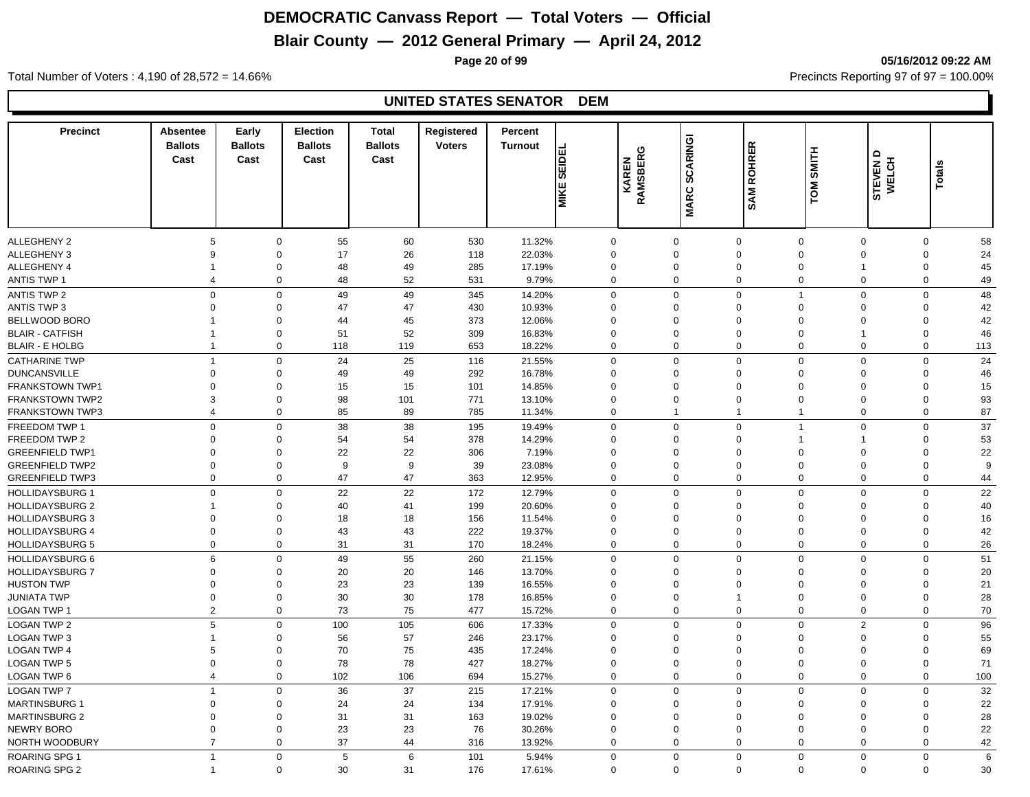# DEMOCRATIC Canvass Report — Total Voters — Official

## Blair County — 2012 General Primary — April 24, 2012

05/16/2012 09:22 AM

Total Number of Voters : 4,190 of 28,572 = 14.66%

Precincts Reporting 97 of 97 = 100.00%

### UNITED STATES SENATOR DEM

| Precinct | Absentee Ballots Cast | Early Ballots Cast | Election Ballots Cast | Total Ballots Cast | Registered Voters | Percent Turnout | MIKE SEIDEL | KAREN RAMSBERG | MARC SCARINGI | SAM ROHRER | TOM SMITH | STEVEN D WELCH | Totals |
|---|---|---|---|---|---|---|---|---|---|---|---|---|---|
| ALLEGHENY 2 | 5 | 0 | 55 | 60 | 530 | 11.32% | 0 | 0 | 0 | 0 | 0 | 0 | 58 |
| ALLEGHENY 3 | 9 | 0 | 17 | 26 | 118 | 22.03% | 0 | 0 | 0 | 0 | 0 | 0 | 24 |
| ALLEGHENY 4 | 1 | 0 | 48 | 49 | 285 | 17.19% | 0 | 0 | 0 | 0 | 1 | 0 | 45 |
| ANTIS TWP 1 | 4 | 0 | 48 | 52 | 531 | 9.79% | 0 | 0 | 0 | 0 | 0 | 0 | 49 |
| ANTIS TWP 2 | 0 | 0 | 49 | 49 | 345 | 14.20% | 0 | 0 | 0 | 1 | 0 | 0 | 48 |
| ANTIS TWP 3 | 0 | 0 | 47 | 47 | 430 | 10.93% | 0 | 0 | 0 | 0 | 0 | 0 | 42 |
| BELLWOOD BORO | 1 | 0 | 44 | 45 | 373 | 12.06% | 0 | 0 | 0 | 0 | 0 | 0 | 42 |
| BLAIR - CATFISH | 1 | 0 | 51 | 52 | 309 | 16.83% | 0 | 0 | 0 | 0 | 1 | 0 | 46 |
| BLAIR - E HOLBG | 1 | 0 | 118 | 119 | 653 | 18.22% | 0 | 0 | 0 | 0 | 0 | 0 | 113 |
| CATHARINE TWP | 1 | 0 | 24 | 25 | 116 | 21.55% | 0 | 0 | 0 | 0 | 0 | 0 | 24 |
| DUNCANSVILLE | 0 | 0 | 49 | 49 | 292 | 16.78% | 0 | 0 | 0 | 0 | 0 | 0 | 46 |
| FRANKSTOWN TWP1 | 0 | 0 | 15 | 15 | 101 | 14.85% | 0 | 0 | 0 | 0 | 0 | 0 | 15 |
| FRANKSTOWN TWP2 | 3 | 0 | 98 | 101 | 771 | 13.10% | 0 | 0 | 0 | 0 | 0 | 0 | 93 |
| FRANKSTOWN TWP3 | 4 | 0 | 85 | 89 | 785 | 11.34% | 0 | 1 | 1 | 1 | 0 | 0 | 87 |
| FREEDOM TWP 1 | 0 | 0 | 38 | 38 | 195 | 19.49% | 0 | 0 | 0 | 1 | 0 | 0 | 37 |
| FREEDOM TWP 2 | 0 | 0 | 54 | 54 | 378 | 14.29% | 0 | 0 | 0 | 1 | 1 | 0 | 53 |
| GREENFIELD TWP1 | 0 | 0 | 22 | 22 | 306 | 7.19% | 0 | 0 | 0 | 0 | 0 | 0 | 22 |
| GREENFIELD TWP2 | 0 | 0 | 9 | 9 | 39 | 23.08% | 0 | 0 | 0 | 0 | 0 | 0 | 9 |
| GREENFIELD TWP3 | 0 | 0 | 47 | 47 | 363 | 12.95% | 0 | 0 | 0 | 0 | 0 | 0 | 44 |
| HOLLIDAYSBURG 1 | 0 | 0 | 22 | 22 | 172 | 12.79% | 0 | 0 | 0 | 0 | 0 | 0 | 22 |
| HOLLIDAYSBURG 2 | 1 | 0 | 40 | 41 | 199 | 20.60% | 0 | 0 | 0 | 0 | 0 | 0 | 40 |
| HOLLIDAYSBURG 3 | 0 | 0 | 18 | 18 | 156 | 11.54% | 0 | 0 | 0 | 0 | 0 | 0 | 16 |
| HOLLIDAYSBURG 4 | 0 | 0 | 43 | 43 | 222 | 19.37% | 0 | 0 | 0 | 0 | 0 | 0 | 42 |
| HOLLIDAYSBURG 5 | 0 | 0 | 31 | 31 | 170 | 18.24% | 0 | 0 | 0 | 0 | 0 | 0 | 26 |
| HOLLIDAYSBURG 6 | 6 | 0 | 49 | 55 | 260 | 21.15% | 0 | 0 | 0 | 0 | 0 | 0 | 51 |
| HOLLIDAYSBURG 7 | 0 | 0 | 20 | 20 | 146 | 13.70% | 0 | 0 | 0 | 0 | 0 | 0 | 20 |
| HUSTON TWP | 0 | 0 | 23 | 23 | 139 | 16.55% | 0 | 0 | 0 | 0 | 0 | 0 | 21 |
| JUNIATA TWP | 0 | 0 | 30 | 30 | 178 | 16.85% | 0 | 0 | 1 | 0 | 0 | 0 | 28 |
| LOGAN TWP 1 | 2 | 0 | 73 | 75 | 477 | 15.72% | 0 | 0 | 0 | 0 | 0 | 0 | 70 |
| LOGAN TWP 2 | 5 | 0 | 100 | 105 | 606 | 17.33% | 0 | 0 | 0 | 0 | 2 | 0 | 96 |
| LOGAN TWP 3 | 1 | 0 | 56 | 57 | 246 | 23.17% | 0 | 0 | 0 | 0 | 0 | 0 | 55 |
| LOGAN TWP 4 | 5 | 0 | 70 | 75 | 435 | 17.24% | 0 | 0 | 0 | 0 | 0 | 0 | 69 |
| LOGAN TWP 5 | 0 | 0 | 78 | 78 | 427 | 18.27% | 0 | 0 | 0 | 0 | 0 | 0 | 71 |
| LOGAN TWP 6 | 4 | 0 | 102 | 106 | 694 | 15.27% | 0 | 0 | 0 | 0 | 0 | 0 | 100 |
| LOGAN TWP 7 | 1 | 0 | 36 | 37 | 215 | 17.21% | 0 | 0 | 0 | 0 | 0 | 0 | 32 |
| MARTINSBURG 1 | 0 | 0 | 24 | 24 | 134 | 17.91% | 0 | 0 | 0 | 0 | 0 | 0 | 22 |
| MARTINSBURG 2 | 0 | 0 | 31 | 31 | 163 | 19.02% | 0 | 0 | 0 | 0 | 0 | 0 | 28 |
| NEWRY BORO | 0 | 0 | 23 | 23 | 76 | 30.26% | 0 | 0 | 0 | 0 | 0 | 0 | 22 |
| NORTH WOODBURY | 7 | 0 | 37 | 44 | 316 | 13.92% | 0 | 0 | 0 | 0 | 0 | 0 | 42 |
| ROARING SPG 1 | 1 | 0 | 5 | 6 | 101 | 5.94% | 0 | 0 | 0 | 0 | 0 | 0 | 6 |
| ROARING SPG 2 | 1 | 0 | 30 | 31 | 176 | 17.61% | 0 | 0 | 0 | 0 | 0 | 0 | 30 |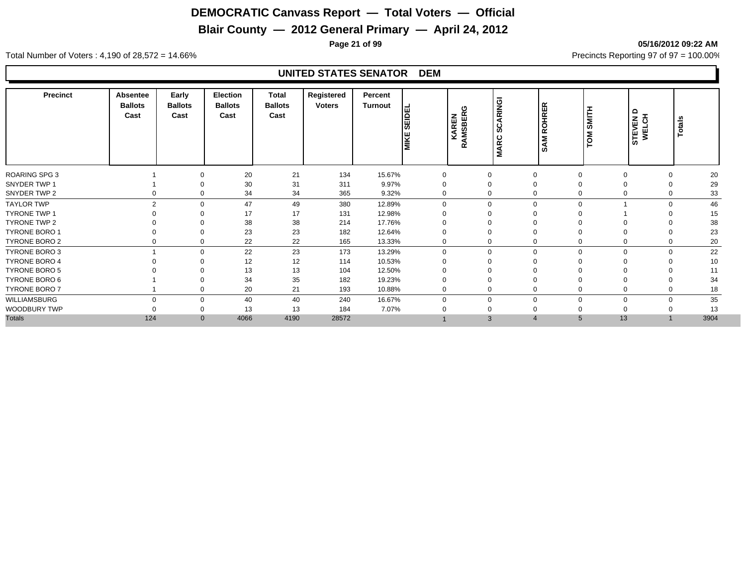# DEMOCRATIC Canvass Report — Total Voters — Official

## Blair County — 2012 General Primary — April 24, 2012

05/16/2012 09:22 AM

Total Number of Voters : 4,190 of 28,572 = 14.66%

Precincts Reporting 97 of 97 = 100.00%

### UNITED STATES SENATOR DEM

| Precinct | Absentee Ballots Cast | Early Ballots Cast | Election Ballots Cast | Total Ballots Cast | Registered Voters | Percent Turnout | MIKE SEIDEL | KAREN RAMSBERG | MARC SCARINGI | SAM ROHRER | TOM SMITH | STEVEN D WELCH | Totals |
|---|---|---|---|---|---|---|---|---|---|---|---|---|---|
| ROARING SPG 3 | 1 | 0 | 20 | 21 | 134 | 15.67% | 0 | 0 | 0 | 0 | 0 | 0 | 20 |
| SNYDER TWP 1 | 1 | 0 | 30 | 31 | 311 | 9.97% | 0 | 0 | 0 | 0 | 0 | 0 | 29 |
| SNYDER TWP 2 | 0 | 0 | 34 | 34 | 365 | 9.32% | 0 | 0 | 0 | 0 | 0 | 0 | 33 |
| TAYLOR TWP | 2 | 0 | 47 | 49 | 380 | 12.89% | 0 | 0 | 0 | 0 | 1 | 0 | 46 |
| TYRONE TWP 1 | 0 | 0 | 17 | 17 | 131 | 12.98% | 0 | 0 | 0 | 0 | 1 | 0 | 15 |
| TYRONE TWP 2 | 0 | 0 | 38 | 38 | 214 | 17.76% | 0 | 0 | 0 | 0 | 0 | 0 | 38 |
| TYRONE BORO 1 | 0 | 0 | 23 | 23 | 182 | 12.64% | 0 | 0 | 0 | 0 | 0 | 0 | 23 |
| TYRONE BORO 2 | 0 | 0 | 22 | 22 | 165 | 13.33% | 0 | 0 | 0 | 0 | 0 | 0 | 20 |
| TYRONE BORO 3 | 1 | 0 | 22 | 23 | 173 | 13.29% | 0 | 0 | 0 | 0 | 0 | 0 | 22 |
| TYRONE BORO 4 | 0 | 0 | 12 | 12 | 114 | 10.53% | 0 | 0 | 0 | 0 | 0 | 0 | 10 |
| TYRONE BORO 5 | 0 | 0 | 13 | 13 | 104 | 12.50% | 0 | 0 | 0 | 0 | 0 | 0 | 11 |
| TYRONE BORO 6 | 1 | 0 | 34 | 35 | 182 | 19.23% | 0 | 0 | 0 | 0 | 0 | 0 | 34 |
| TYRONE BORO 7 | 1 | 0 | 20 | 21 | 193 | 10.88% | 0 | 0 | 0 | 0 | 0 | 0 | 18 |
| WILLIAMSBURG | 0 | 0 | 40 | 40 | 240 | 16.67% | 0 | 0 | 0 | 0 | 0 | 0 | 35 |
| WOODBURY TWP | 0 | 0 | 13 | 13 | 184 | 7.07% | 0 | 0 | 0 | 0 | 0 | 0 | 13 |
| Totals | 124 | 0 | 4066 | 4190 | 28572 | | 1 | 3 | 4 | 5 | 13 | 1 | 3904 |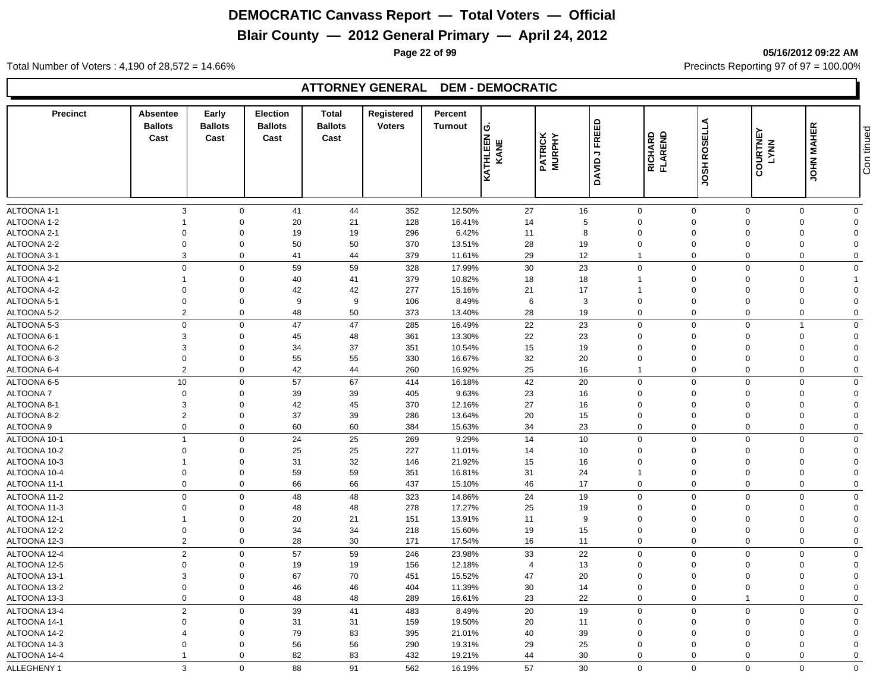# DEMOCRATIC Canvass Report — Total Voters — Official

## Blair County — 2012 General Primary — April 24, 2012

05/16/2012 09:22 AM

Total Number of Voters : 4,190 of 28,572 = 14.66%

Precincts Reporting 97 of 97 = 100.00%

### ATTORNEY GENERAL DEM - DEMOCRATIC

| Precinct | Absentee Ballots Cast | Early Ballots Cast | Election Ballots Cast | Total Ballots Cast | Registered Voters | Percent Turnout | KATHLEEN G. KANE | PATRICK MURPHY | DAVID J FREED | RICHARD FLAREND | JOSH ROSELLA | COURTNEY LYNN | JOHN MAHER |
|---|---|---|---|---|---|---|---|---|---|---|---|---|---|
| ALTOONA 1-1 | 3 | 0 | 41 | 44 | 352 | 12.50% | 27 | 16 | 0 | 0 | 0 | 0 | 0 |
| ALTOONA 1-2 | 1 | 0 | 20 | 21 | 128 | 16.41% | 14 | 5 | 0 | 0 | 0 | 0 | 0 |
| ALTOONA 2-1 | 0 | 0 | 19 | 19 | 296 | 6.42% | 11 | 8 | 0 | 0 | 0 | 0 | 0 |
| ALTOONA 2-2 | 0 | 0 | 50 | 50 | 370 | 13.51% | 28 | 19 | 0 | 0 | 0 | 0 | 0 |
| ALTOONA 3-1 | 3 | 0 | 41 | 44 | 379 | 11.61% | 29 | 12 | 1 | 0 | 0 | 0 | 0 |
| ALTOONA 3-2 | 0 | 0 | 59 | 59 | 328 | 17.99% | 30 | 23 | 0 | 0 | 0 | 0 | 0 |
| ALTOONA 4-1 | 1 | 0 | 40 | 41 | 379 | 10.82% | 18 | 18 | 1 | 0 | 0 | 0 | 1 |
| ALTOONA 4-2 | 0 | 0 | 42 | 42 | 277 | 15.16% | 21 | 17 | 1 | 0 | 0 | 0 | 0 |
| ALTOONA 5-1 | 0 | 0 | 9 | 9 | 106 | 8.49% | 6 | 3 | 0 | 0 | 0 | 0 | 0 |
| ALTOONA 5-2 | 2 | 0 | 48 | 50 | 373 | 13.40% | 28 | 19 | 0 | 0 | 0 | 0 | 0 |
| ALTOONA 5-3 | 0 | 0 | 47 | 47 | 285 | 16.49% | 22 | 23 | 0 | 0 | 0 | 1 | 0 |
| ALTOONA 6-1 | 3 | 0 | 45 | 48 | 361 | 13.30% | 22 | 23 | 0 | 0 | 0 | 0 | 0 |
| ALTOONA 6-2 | 3 | 0 | 34 | 37 | 351 | 10.54% | 15 | 19 | 0 | 0 | 0 | 0 | 0 |
| ALTOONA 6-3 | 0 | 0 | 55 | 55 | 330 | 16.67% | 32 | 20 | 0 | 0 | 0 | 0 | 0 |
| ALTOONA 6-4 | 2 | 0 | 42 | 44 | 260 | 16.92% | 25 | 16 | 1 | 0 | 0 | 0 | 0 |
| ALTOONA 6-5 | 10 | 0 | 57 | 67 | 414 | 16.18% | 42 | 20 | 0 | 0 | 0 | 0 | 0 |
| ALTOONA 7 | 0 | 0 | 39 | 39 | 405 | 9.63% | 23 | 16 | 0 | 0 | 0 | 0 | 0 |
| ALTOONA 8-1 | 3 | 0 | 42 | 45 | 370 | 12.16% | 27 | 16 | 0 | 0 | 0 | 0 | 0 |
| ALTOONA 8-2 | 2 | 0 | 37 | 39 | 286 | 13.64% | 20 | 15 | 0 | 0 | 0 | 0 | 0 |
| ALTOONA 9 | 0 | 0 | 60 | 60 | 384 | 15.63% | 34 | 23 | 0 | 0 | 0 | 0 | 0 |
| ALTOONA 10-1 | 1 | 0 | 24 | 25 | 269 | 9.29% | 14 | 10 | 0 | 0 | 0 | 0 | 0 |
| ALTOONA 10-2 | 0 | 0 | 25 | 25 | 227 | 11.01% | 14 | 10 | 0 | 0 | 0 | 0 | 0 |
| ALTOONA 10-3 | 1 | 0 | 31 | 32 | 146 | 21.92% | 15 | 16 | 0 | 0 | 0 | 0 | 0 |
| ALTOONA 10-4 | 0 | 0 | 59 | 59 | 351 | 16.81% | 31 | 24 | 1 | 0 | 0 | 0 | 0 |
| ALTOONA 11-1 | 0 | 0 | 66 | 66 | 437 | 15.10% | 46 | 17 | 0 | 0 | 0 | 0 | 0 |
| ALTOONA 11-2 | 0 | 0 | 48 | 48 | 323 | 14.86% | 24 | 19 | 0 | 0 | 0 | 0 | 0 |
| ALTOONA 11-3 | 0 | 0 | 48 | 48 | 278 | 17.27% | 25 | 19 | 0 | 0 | 0 | 0 | 0 |
| ALTOONA 12-1 | 1 | 0 | 20 | 21 | 151 | 13.91% | 11 | 9 | 0 | 0 | 0 | 0 | 0 |
| ALTOONA 12-2 | 0 | 0 | 34 | 34 | 218 | 15.60% | 19 | 15 | 0 | 0 | 0 | 0 | 0 |
| ALTOONA 12-3 | 2 | 0 | 28 | 30 | 171 | 17.54% | 16 | 11 | 0 | 0 | 0 | 0 | 0 |
| ALTOONA 12-4 | 2 | 0 | 57 | 59 | 246 | 23.98% | 33 | 22 | 0 | 0 | 0 | 0 | 0 |
| ALTOONA 12-5 | 0 | 0 | 19 | 19 | 156 | 12.18% | 4 | 13 | 0 | 0 | 0 | 0 | 0 |
| ALTOONA 13-1 | 3 | 0 | 67 | 70 | 451 | 15.52% | 47 | 20 | 0 | 0 | 0 | 0 | 0 |
| ALTOONA 13-2 | 0 | 0 | 46 | 46 | 404 | 11.39% | 30 | 14 | 0 | 0 | 0 | 0 | 0 |
| ALTOONA 13-3 | 0 | 0 | 48 | 48 | 289 | 16.61% | 23 | 22 | 0 | 0 | 1 | 0 | 0 |
| ALTOONA 13-4 | 2 | 0 | 39 | 41 | 483 | 8.49% | 20 | 19 | 0 | 0 | 0 | 0 | 0 |
| ALTOONA 14-1 | 0 | 0 | 31 | 31 | 159 | 19.50% | 20 | 11 | 0 | 0 | 0 | 0 | 0 |
| ALTOONA 14-2 | 4 | 0 | 79 | 83 | 395 | 21.01% | 40 | 39 | 0 | 0 | 0 | 0 | 0 |
| ALTOONA 14-3 | 0 | 0 | 56 | 56 | 290 | 19.31% | 29 | 25 | 0 | 0 | 0 | 0 | 0 |
| ALTOONA 14-4 | 1 | 0 | 82 | 83 | 432 | 19.21% | 44 | 30 | 0 | 0 | 0 | 0 | 0 |
| ALLEGHENY 1 | 3 | 0 | 88 | 91 | 562 | 16.19% | 57 | 30 | 0 | 0 | 0 | 0 | 0 |

Continued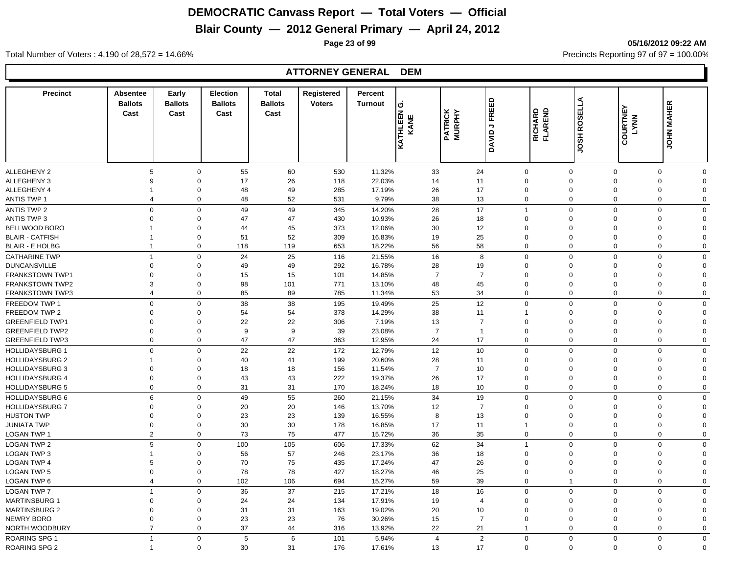# DEMOCRATIC Canvass Report — Total Voters — Official

## Blair County — 2012 General Primary — April 24, 2012

05/16/2012 09:22 AM

Total Number of Voters : 4,190 of 28,572 = 14.66%

Precincts Reporting 97 of 97 = 100.00%

### ATTORNEY GENERAL DEM

| Precinct | Absentee Ballots Cast | Early Ballots Cast | Election Ballots Cast | Total Ballots Cast | Registered Voters | Percent Turnout | KATHLEEN G. KANE | PATRICK MURPHY | DAVID J FREED | RICHARD FLAREND | JOSH ROSELLA | COURTNEY LYNN | JOHN MAHER |
|---|---|---|---|---|---|---|---|---|---|---|---|---|---|
| ALLEGHENY 2 | 5 | 0 | 55 | 60 | 530 | 11.32% | 33 | 24 | 0 | 0 | 0 | 0 | 0 |
| ALLEGHENY 3 | 9 | 0 | 17 | 26 | 118 | 22.03% | 14 | 11 | 0 | 0 | 0 | 0 | 0 |
| ALLEGHENY 4 | 1 | 0 | 48 | 49 | 285 | 17.19% | 26 | 17 | 0 | 0 | 0 | 0 | 0 |
| ANTIS TWP 1 | 4 | 0 | 48 | 52 | 531 | 9.79% | 38 | 13 | 0 | 0 | 0 | 0 | 0 |
| ANTIS TWP 2 | 0 | 0 | 49 | 49 | 345 | 14.20% | 28 | 17 | 1 | 0 | 0 | 0 | 0 |
| ANTIS TWP 3 | 0 | 0 | 47 | 47 | 430 | 10.93% | 26 | 18 | 0 | 0 | 0 | 0 | 0 |
| BELLWOOD BORO | 1 | 0 | 44 | 45 | 373 | 12.06% | 30 | 12 | 0 | 0 | 0 | 0 | 0 |
| BLAIR - CATFISH | 1 | 0 | 51 | 52 | 309 | 16.83% | 19 | 25 | 0 | 0 | 0 | 0 | 0 |
| BLAIR - E HOLBG | 1 | 0 | 118 | 119 | 653 | 18.22% | 56 | 58 | 0 | 0 | 0 | 0 | 0 |
| CATHARINE TWP | 1 | 0 | 24 | 25 | 116 | 21.55% | 16 | 8 | 0 | 0 | 0 | 0 | 0 |
| DUNCANSVILLE | 0 | 0 | 49 | 49 | 292 | 16.78% | 28 | 19 | 0 | 0 | 0 | 0 | 0 |
| FRANKSTOWN TWP1 | 0 | 0 | 15 | 15 | 101 | 14.85% | 7 | 7 | 0 | 0 | 0 | 0 | 0 |
| FRANKSTOWN TWP2 | 3 | 0 | 98 | 101 | 771 | 13.10% | 48 | 45 | 0 | 0 | 0 | 0 | 0 |
| FRANKSTOWN TWP3 | 4 | 0 | 85 | 89 | 785 | 11.34% | 53 | 34 | 0 | 0 | 0 | 0 | 0 |
| FREEDOM TWP 1 | 0 | 0 | 38 | 38 | 195 | 19.49% | 25 | 12 | 0 | 0 | 0 | 0 | 0 |
| FREEDOM TWP 2 | 0 | 0 | 54 | 54 | 378 | 14.29% | 38 | 11 | 1 | 0 | 0 | 0 | 0 |
| GREENFIELD TWP1 | 0 | 0 | 22 | 22 | 306 | 7.19% | 13 | 7 | 0 | 0 | 0 | 0 | 0 |
| GREENFIELD TWP2 | 0 | 0 | 9 | 9 | 39 | 23.08% | 7 | 1 | 0 | 0 | 0 | 0 | 0 |
| GREENFIELD TWP3 | 0 | 0 | 47 | 47 | 363 | 12.95% | 24 | 17 | 0 | 0 | 0 | 0 | 0 |
| HOLLIDAYSBURG 1 | 0 | 0 | 22 | 22 | 172 | 12.79% | 12 | 10 | 0 | 0 | 0 | 0 | 0 |
| HOLLIDAYSBURG 2 | 1 | 0 | 40 | 41 | 199 | 20.60% | 28 | 11 | 0 | 0 | 0 | 0 | 0 |
| HOLLIDAYSBURG 3 | 0 | 0 | 18 | 18 | 156 | 11.54% | 7 | 10 | 0 | 0 | 0 | 0 | 0 |
| HOLLIDAYSBURG 4 | 0 | 0 | 43 | 43 | 222 | 19.37% | 26 | 17 | 0 | 0 | 0 | 0 | 0 |
| HOLLIDAYSBURG 5 | 0 | 0 | 31 | 31 | 170 | 18.24% | 18 | 10 | 0 | 0 | 0 | 0 | 0 |
| HOLLIDAYSBURG 6 | 6 | 0 | 49 | 55 | 260 | 21.15% | 34 | 19 | 0 | 0 | 0 | 0 | 0 |
| HOLLIDAYSBURG 7 | 0 | 0 | 20 | 20 | 146 | 13.70% | 12 | 7 | 0 | 0 | 0 | 0 | 0 |
| HUSTON TWP | 0 | 0 | 23 | 23 | 139 | 16.55% | 8 | 13 | 0 | 0 | 0 | 0 | 0 |
| JUNIATA TWP | 0 | 0 | 30 | 30 | 178 | 16.85% | 17 | 11 | 1 | 0 | 0 | 0 | 0 |
| LOGAN TWP 1 | 2 | 0 | 73 | 75 | 477 | 15.72% | 36 | 35 | 0 | 0 | 0 | 0 | 0 |
| LOGAN TWP 2 | 5 | 0 | 100 | 105 | 606 | 17.33% | 62 | 34 | 1 | 0 | 0 | 0 | 0 |
| LOGAN TWP 3 | 1 | 0 | 56 | 57 | 246 | 23.17% | 36 | 18 | 0 | 0 | 0 | 0 | 0 |
| LOGAN TWP 4 | 5 | 0 | 70 | 75 | 435 | 17.24% | 47 | 26 | 0 | 0 | 0 | 0 | 0 |
| LOGAN TWP 5 | 0 | 0 | 78 | 78 | 427 | 18.27% | 46 | 25 | 0 | 0 | 0 | 0 | 0 |
| LOGAN TWP 6 | 4 | 0 | 102 | 106 | 694 | 15.27% | 59 | 39 | 0 | 1 | 0 | 0 | 0 |
| LOGAN TWP 7 | 1 | 0 | 36 | 37 | 215 | 17.21% | 18 | 16 | 0 | 0 | 0 | 0 | 0 |
| MARTINSBURG 1 | 0 | 0 | 24 | 24 | 134 | 17.91% | 19 | 4 | 0 | 0 | 0 | 0 | 0 |
| MARTINSBURG 2 | 0 | 0 | 31 | 31 | 163 | 19.02% | 20 | 10 | 0 | 0 | 0 | 0 | 0 |
| NEWRY BORO | 0 | 0 | 23 | 23 | 76 | 30.26% | 15 | 7 | 0 | 0 | 0 | 0 | 0 |
| NORTH WOODBURY | 7 | 0 | 37 | 44 | 316 | 13.92% | 22 | 21 | 1 | 0 | 0 | 0 | 0 |
| ROARING SPG 1 | 1 | 0 | 5 | 6 | 101 | 5.94% | 4 | 2 | 0 | 0 | 0 | 0 | 0 |
| ROARING SPG 2 | 1 | 0 | 30 | 31 | 176 | 17.61% | 13 | 17 | 0 | 0 | 0 | 0 | 0 |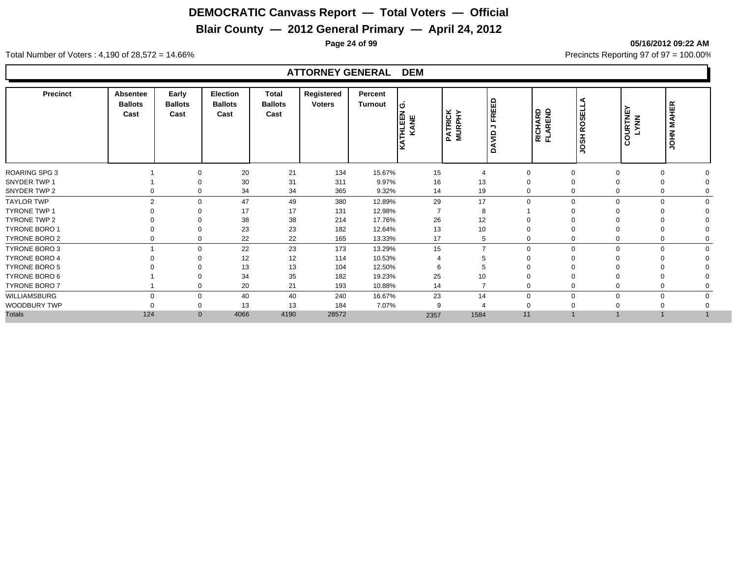# DEMOCRATIC Canvass Report — Total Voters — Official

## Blair County — 2012 General Primary — April 24, 2012

05/16/2012 09:22 AM

Total Number of Voters : 4,190 of 28,572 = 14.66%

Precincts Reporting 97 of 97 = 100.00%

### ATTORNEY GENERAL DEM

| Precinct | Absentee Ballots Cast | Early Ballots Cast | Election Ballots Cast | Total Ballots Cast | Registered Voters | Percent Turnout | KATHLEEN G. KANE | PATRICK MURPHY | DAVID J FREED | RICHARD FLAREND | JOSH ROSELLA | COURTNEY LYNN | JOHN MAHER |
|---|---|---|---|---|---|---|---|---|---|---|---|---|---|
| ROARING SPG 3 | 1 | 0 | 20 | 21 | 134 | 15.67% | 15 | 4 | 0 | 0 | 0 | 0 | 0 |
| SNYDER TWP 1 | 1 | 0 | 30 | 31 | 311 | 9.97% | 16 | 13 | 0 | 0 | 0 | 0 | 0 |
| SNYDER TWP 2 | 0 | 0 | 34 | 34 | 365 | 9.32% | 14 | 19 | 0 | 0 | 0 | 0 | 0 |
| TAYLOR TWP | 2 | 0 | 47 | 49 | 380 | 12.89% | 29 | 17 | 0 | 0 | 0 | 0 | 0 |
| TYRONE TWP 1 | 0 | 0 | 17 | 17 | 131 | 12.98% | 7 | 8 | 1 | 0 | 0 | 0 | 0 |
| TYRONE TWP 2 | 0 | 0 | 38 | 38 | 214 | 17.76% | 26 | 12 | 0 | 0 | 0 | 0 | 0 |
| TYRONE BORO 1 | 0 | 0 | 23 | 23 | 182 | 12.64% | 13 | 10 | 0 | 0 | 0 | 0 | 0 |
| TYRONE BORO 2 | 0 | 0 | 22 | 22 | 165 | 13.33% | 17 | 5 | 0 | 0 | 0 | 0 | 0 |
| TYRONE BORO 3 | 1 | 0 | 22 | 23 | 173 | 13.29% | 15 | 7 | 0 | 0 | 0 | 0 | 0 |
| TYRONE BORO 4 | 0 | 0 | 12 | 12 | 114 | 10.53% | 4 | 5 | 0 | 0 | 0 | 0 | 0 |
| TYRONE BORO 5 | 0 | 0 | 13 | 13 | 104 | 12.50% | 6 | 5 | 0 | 0 | 0 | 0 | 0 |
| TYRONE BORO 6 | 1 | 0 | 34 | 35 | 182 | 19.23% | 25 | 10 | 0 | 0 | 0 | 0 | 0 |
| TYRONE BORO 7 | 1 | 0 | 20 | 21 | 193 | 10.88% | 14 | 7 | 0 | 0 | 0 | 0 | 0 |
| WILLIAMSBURG | 0 | 0 | 40 | 40 | 240 | 16.67% | 23 | 14 | 0 | 0 | 0 | 0 | 0 |
| WOODBURY TWP | 0 | 0 | 13 | 13 | 184 | 7.07% | 9 | 4 | 0 | 0 | 0 | 0 | 0 |
| Totals | 124 | 0 | 4066 | 4190 | 28572 | | 2357 | 1584 | 11 | 1 | 1 | 1 | 1 |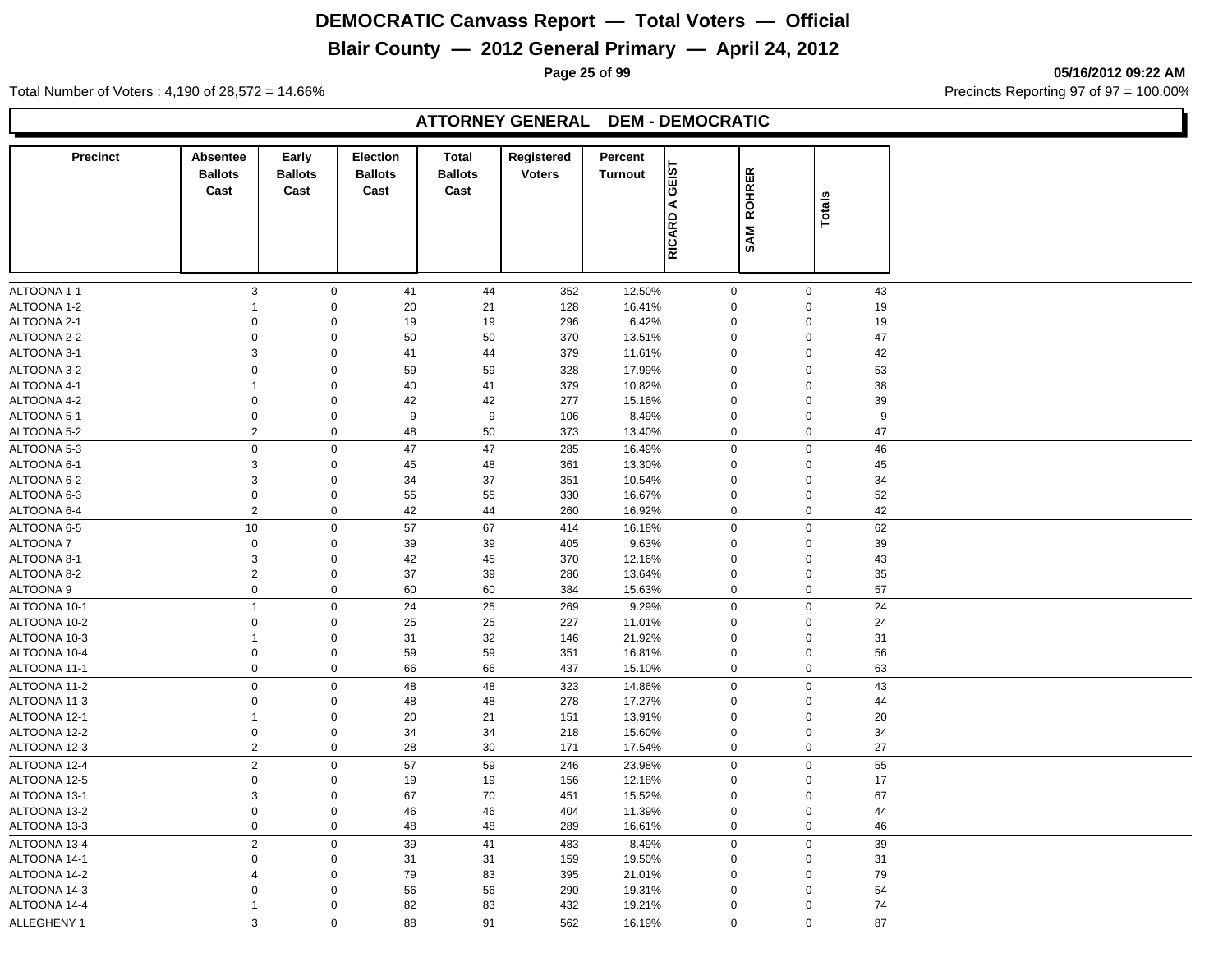# DEMOCRATIC Canvass Report — Total Voters — Official

## Blair County — 2012 General Primary — April 24, 2012

05/16/2012 09:22 AM

Total Number of Voters : 4,190 of 28,572 = 14.66%

Precincts Reporting 97 of 97 = 100.00%

### ATTORNEY GENERAL DEM - DEMOCRATIC

| Precinct | Absentee Ballots Cast | Early Ballots Cast | Election Ballots Cast | Total Ballots Cast | Registered Voters | Percent Turnout | RICARD A GEIST | SAM ROHRER | Totals |
|---|---|---|---|---|---|---|---|---|---|
| ALTOONA 1-1 | 3 | 0 | 41 | 44 | 352 | 12.50% | 0 | 0 | 43 |
| ALTOONA 1-2 | 1 | 0 | 20 | 21 | 128 | 16.41% | 0 | 0 | 19 |
| ALTOONA 2-1 | 0 | 0 | 19 | 19 | 296 | 6.42% | 0 | 0 | 19 |
| ALTOONA 2-2 | 0 | 0 | 50 | 50 | 370 | 13.51% | 0 | 0 | 47 |
| ALTOONA 3-1 | 3 | 0 | 41 | 44 | 379 | 11.61% | 0 | 0 | 42 |
| ALTOONA 3-2 | 0 | 0 | 59 | 59 | 328 | 17.99% | 0 | 0 | 53 |
| ALTOONA 4-1 | 1 | 0 | 40 | 41 | 379 | 10.82% | 0 | 0 | 38 |
| ALTOONA 4-2 | 0 | 0 | 42 | 42 | 277 | 15.16% | 0 | 0 | 39 |
| ALTOONA 5-1 | 0 | 0 | 9 | 9 | 106 | 8.49% | 0 | 0 | 9 |
| ALTOONA 5-2 | 2 | 0 | 48 | 50 | 373 | 13.40% | 0 | 0 | 47 |
| ALTOONA 5-3 | 0 | 0 | 47 | 47 | 285 | 16.49% | 0 | 0 | 46 |
| ALTOONA 6-1 | 3 | 0 | 45 | 48 | 361 | 13.30% | 0 | 0 | 45 |
| ALTOONA 6-2 | 3 | 0 | 34 | 37 | 351 | 10.54% | 0 | 0 | 34 |
| ALTOONA 6-3 | 0 | 0 | 55 | 55 | 330 | 16.67% | 0 | 0 | 52 |
| ALTOONA 6-4 | 2 | 0 | 42 | 44 | 260 | 16.92% | 0 | 0 | 42 |
| ALTOONA 6-5 | 10 | 0 | 57 | 67 | 414 | 16.18% | 0 | 0 | 62 |
| ALTOONA 7 | 0 | 0 | 39 | 39 | 405 | 9.63% | 0 | 0 | 39 |
| ALTOONA 8-1 | 3 | 0 | 42 | 45 | 370 | 12.16% | 0 | 0 | 43 |
| ALTOONA 8-2 | 2 | 0 | 37 | 39 | 286 | 13.64% | 0 | 0 | 35 |
| ALTOONA 9 | 0 | 0 | 60 | 60 | 384 | 15.63% | 0 | 0 | 57 |
| ALTOONA 10-1 | 1 | 0 | 24 | 25 | 269 | 9.29% | 0 | 0 | 24 |
| ALTOONA 10-2 | 0 | 0 | 25 | 25 | 227 | 11.01% | 0 | 0 | 24 |
| ALTOONA 10-3 | 1 | 0 | 31 | 32 | 146 | 21.92% | 0 | 0 | 31 |
| ALTOONA 10-4 | 0 | 0 | 59 | 59 | 351 | 16.81% | 0 | 0 | 56 |
| ALTOONA 11-1 | 0 | 0 | 66 | 66 | 437 | 15.10% | 0 | 0 | 63 |
| ALTOONA 11-2 | 0 | 0 | 48 | 48 | 323 | 14.86% | 0 | 0 | 43 |
| ALTOONA 11-3 | 0 | 0 | 48 | 48 | 278 | 17.27% | 0 | 0 | 44 |
| ALTOONA 12-1 | 1 | 0 | 20 | 21 | 151 | 13.91% | 0 | 0 | 20 |
| ALTOONA 12-2 | 0 | 0 | 34 | 34 | 218 | 15.60% | 0 | 0 | 34 |
| ALTOONA 12-3 | 2 | 0 | 28 | 30 | 171 | 17.54% | 0 | 0 | 27 |
| ALTOONA 12-4 | 2 | 0 | 57 | 59 | 246 | 23.98% | 0 | 0 | 55 |
| ALTOONA 12-5 | 0 | 0 | 19 | 19 | 156 | 12.18% | 0 | 0 | 17 |
| ALTOONA 13-1 | 3 | 0 | 67 | 70 | 451 | 15.52% | 0 | 0 | 67 |
| ALTOONA 13-2 | 0 | 0 | 46 | 46 | 404 | 11.39% | 0 | 0 | 44 |
| ALTOONA 13-3 | 0 | 0 | 48 | 48 | 289 | 16.61% | 0 | 0 | 46 |
| ALTOONA 13-4 | 2 | 0 | 39 | 41 | 483 | 8.49% | 0 | 0 | 39 |
| ALTOONA 14-1 | 0 | 0 | 31 | 31 | 159 | 19.50% | 0 | 0 | 31 |
| ALTOONA 14-2 | 4 | 0 | 79 | 83 | 395 | 21.01% | 0 | 0 | 79 |
| ALTOONA 14-3 | 0 | 0 | 56 | 56 | 290 | 19.31% | 0 | 0 | 54 |
| ALTOONA 14-4 | 1 | 0 | 82 | 83 | 432 | 19.21% | 0 | 0 | 74 |
| ALLEGHENY 1 | 3 | 0 | 88 | 91 | 562 | 16.19% | 0 | 0 | 87 |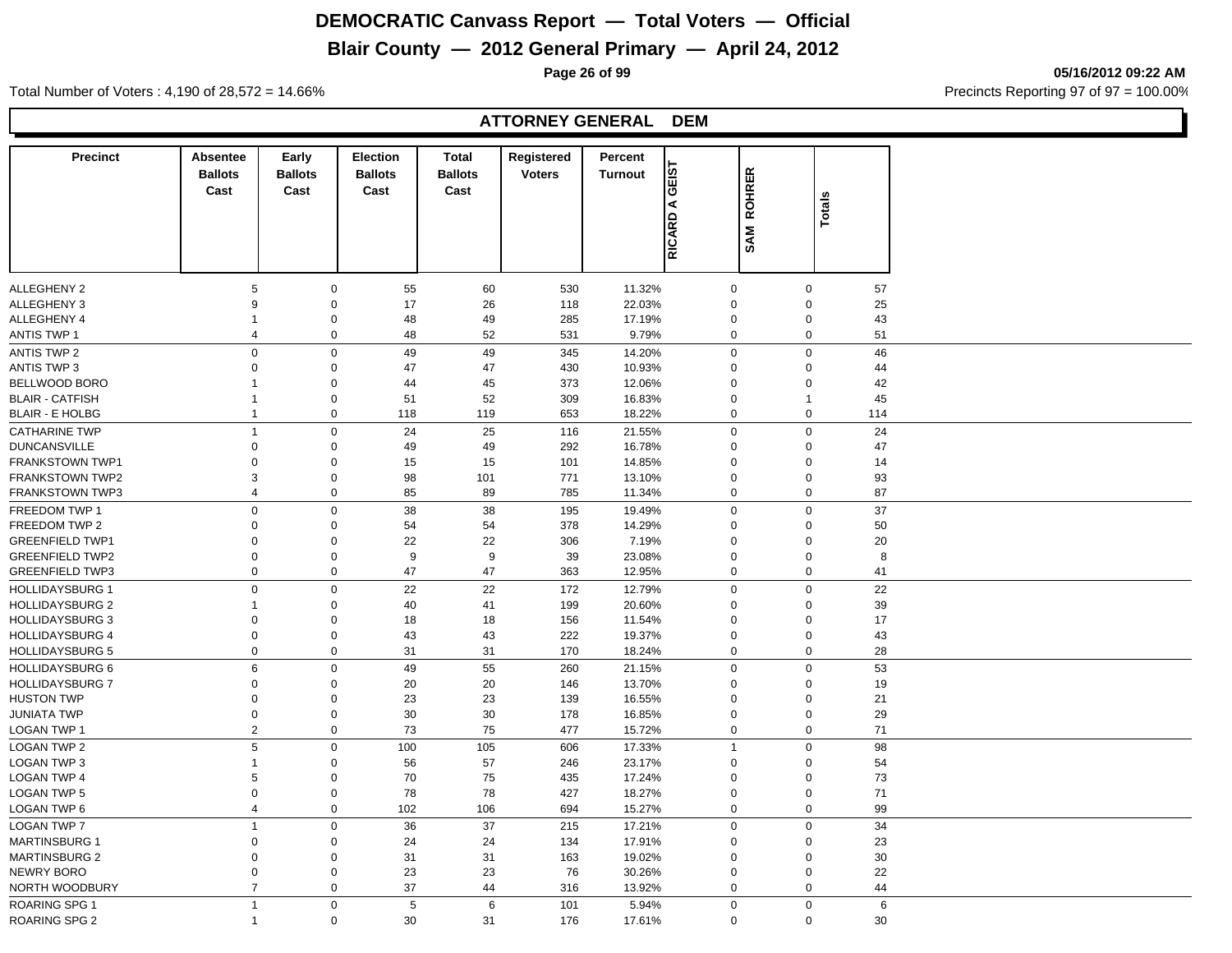# DEMOCRATIC Canvass Report — Total Voters — Official

## Blair County — 2012 General Primary — April 24, 2012

05/16/2012 09:22 AM

Total Number of Voters : 4,190 of 28,572 = 14.66%

Precincts Reporting 97 of 97 = 100.00%

### ATTORNEY GENERAL DEM

| Precinct | Absentee Ballots Cast | Early Ballots Cast | Election Ballots Cast | Total Ballots Cast | Registered Voters | Percent Turnout | RICARD A GEIST | SAM ROHRER | Totals |
|---|---|---|---|---|---|---|---|---|---|
| ALLEGHENY 2 | 5 | 0 | 55 | 60 | 530 | 11.32% | 0 | 0 | 57 |
| ALLEGHENY 3 | 9 | 0 | 17 | 26 | 118 | 22.03% | 0 | 0 | 25 |
| ALLEGHENY 4 | 1 | 0 | 48 | 49 | 285 | 17.19% | 0 | 0 | 43 |
| ANTIS TWP 1 | 4 | 0 | 48 | 52 | 531 | 9.79% | 0 | 0 | 51 |
| ANTIS TWP 2 | 0 | 0 | 49 | 49 | 345 | 14.20% | 0 | 0 | 46 |
| ANTIS TWP 3 | 0 | 0 | 47 | 47 | 430 | 10.93% | 0 | 0 | 44 |
| BELLWOOD BORO | 1 | 0 | 44 | 45 | 373 | 12.06% | 0 | 0 | 42 |
| BLAIR - CATFISH | 1 | 0 | 51 | 52 | 309 | 16.83% | 0 | 1 | 45 |
| BLAIR - E HOLBG | 1 | 0 | 118 | 119 | 653 | 18.22% | 0 | 0 | 114 |
| CATHARINE TWP | 1 | 0 | 24 | 25 | 116 | 21.55% | 0 | 0 | 24 |
| DUNCANSVILLE | 0 | 0 | 49 | 49 | 292 | 16.78% | 0 | 0 | 47 |
| FRANKSTOWN TWP1 | 0 | 0 | 15 | 15 | 101 | 14.85% | 0 | 0 | 14 |
| FRANKSTOWN TWP2 | 3 | 0 | 98 | 101 | 771 | 13.10% | 0 | 0 | 93 |
| FRANKSTOWN TWP3 | 4 | 0 | 85 | 89 | 785 | 11.34% | 0 | 0 | 87 |
| FREEDOM TWP 1 | 0 | 0 | 38 | 38 | 195 | 19.49% | 0 | 0 | 37 |
| FREEDOM TWP 2 | 0 | 0 | 54 | 54 | 378 | 14.29% | 0 | 0 | 50 |
| GREENFIELD TWP1 | 0 | 0 | 22 | 22 | 306 | 7.19% | 0 | 0 | 20 |
| GREENFIELD TWP2 | 0 | 0 | 9 | 9 | 39 | 23.08% | 0 | 0 | 8 |
| GREENFIELD TWP3 | 0 | 0 | 47 | 47 | 363 | 12.95% | 0 | 0 | 41 |
| HOLLIDAYSBURG 1 | 0 | 0 | 22 | 22 | 172 | 12.79% | 0 | 0 | 22 |
| HOLLIDAYSBURG 2 | 1 | 0 | 40 | 41 | 199 | 20.60% | 0 | 0 | 39 |
| HOLLIDAYSBURG 3 | 0 | 0 | 18 | 18 | 156 | 11.54% | 0 | 0 | 17 |
| HOLLIDAYSBURG 4 | 0 | 0 | 43 | 43 | 222 | 19.37% | 0 | 0 | 43 |
| HOLLIDAYSBURG 5 | 0 | 0 | 31 | 31 | 170 | 18.24% | 0 | 0 | 28 |
| HOLLIDAYSBURG 6 | 6 | 0 | 49 | 55 | 260 | 21.15% | 0 | 0 | 53 |
| HOLLIDAYSBURG 7 | 0 | 0 | 20 | 20 | 146 | 13.70% | 0 | 0 | 19 |
| HUSTON TWP | 0 | 0 | 23 | 23 | 139 | 16.55% | 0 | 0 | 21 |
| JUNIATA TWP | 0 | 0 | 30 | 30 | 178 | 16.85% | 0 | 0 | 29 |
| LOGAN TWP 1 | 2 | 0 | 73 | 75 | 477 | 15.72% | 0 | 0 | 71 |
| LOGAN TWP 2 | 5 | 0 | 100 | 105 | 606 | 17.33% | 1 | 0 | 98 |
| LOGAN TWP 3 | 1 | 0 | 56 | 57 | 246 | 23.17% | 0 | 0 | 54 |
| LOGAN TWP 4 | 5 | 0 | 70 | 75 | 435 | 17.24% | 0 | 0 | 73 |
| LOGAN TWP 5 | 0 | 0 | 78 | 78 | 427 | 18.27% | 0 | 0 | 71 |
| LOGAN TWP 6 | 4 | 0 | 102 | 106 | 694 | 15.27% | 0 | 0 | 99 |
| LOGAN TWP 7 | 1 | 0 | 36 | 37 | 215 | 17.21% | 0 | 0 | 34 |
| MARTINSBURG 1 | 0 | 0 | 24 | 24 | 134 | 17.91% | 0 | 0 | 23 |
| MARTINSBURG 2 | 0 | 0 | 31 | 31 | 163 | 19.02% | 0 | 0 | 30 |
| NEWRY BORO | 0 | 0 | 23 | 23 | 76 | 30.26% | 0 | 0 | 22 |
| NORTH WOODBURY | 7 | 0 | 37 | 44 | 316 | 13.92% | 0 | 0 | 44 |
| ROARING SPG 1 | 1 | 0 | 5 | 6 | 101 | 5.94% | 0 | 0 | 6 |
| ROARING SPG 2 | 1 | 0 | 30 | 31 | 176 | 17.61% | 0 | 0 | 30 |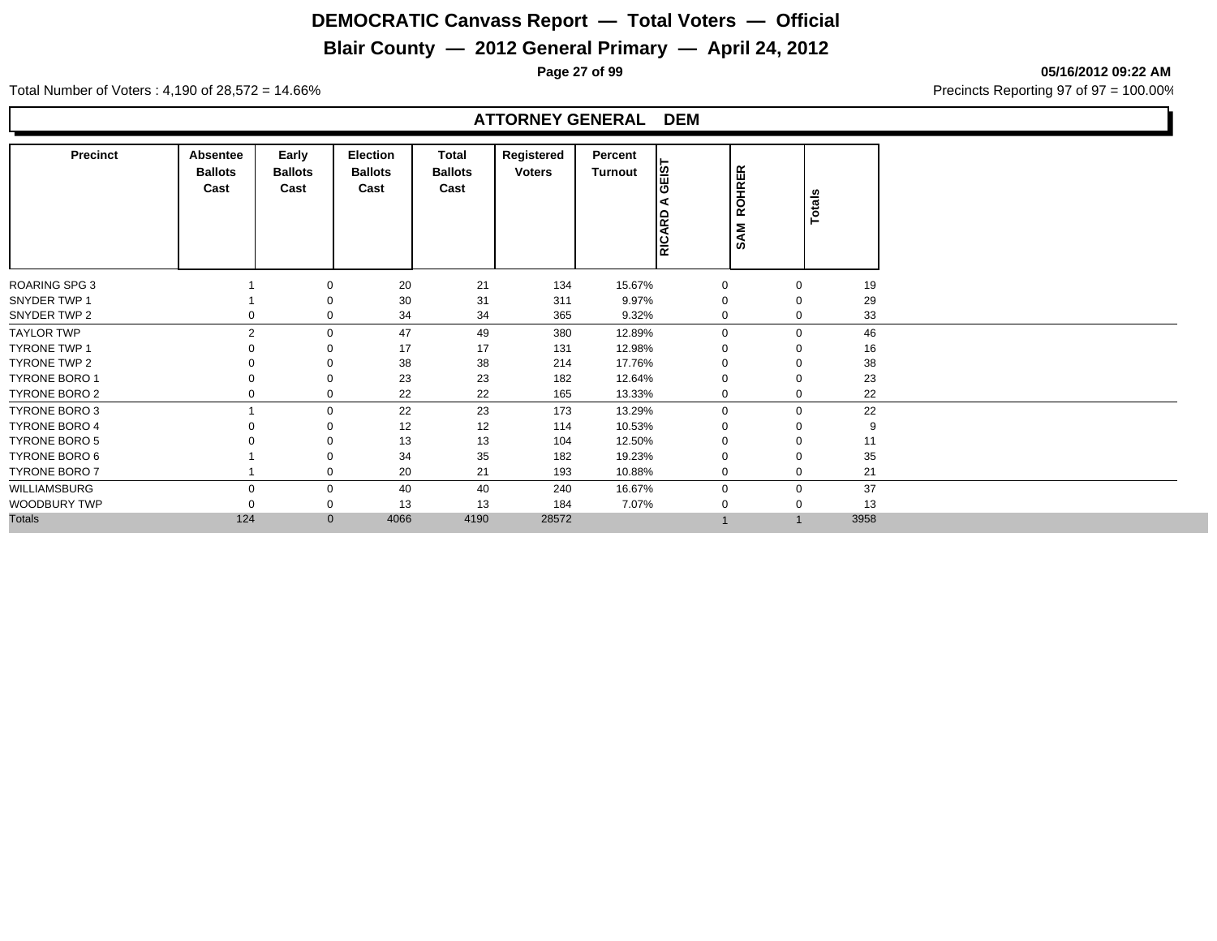# DEMOCRATIC Canvass Report — Total Voters — Official

## Blair County — 2012 General Primary — April 24, 2012

05/16/2012 09:22 AM

Total Number of Voters : 4,190 of 28,572 = 14.66%

Precincts Reporting 97 of 97 = 100.00%

### ATTORNEY GENERAL DEM

| Precinct | Absentee Ballots Cast | Early Ballots Cast | Election Ballots Cast | Total Ballots Cast | Registered Voters | Percent Turnout | RICARD A GEIST | SAM ROHRER | Totals |
|---|---|---|---|---|---|---|---|---|---|
| ROARING SPG 3 | 1 | 0 | 20 | 21 | 134 | 15.67% | 0 | 0 | 19 |
| SNYDER TWP 1 | 1 | 0 | 30 | 31 | 311 | 9.97% | 0 | 0 | 29 |
| SNYDER TWP 2 | 0 | 0 | 34 | 34 | 365 | 9.32% | 0 | 0 | 33 |
| TAYLOR TWP | 2 | 0 | 47 | 49 | 380 | 12.89% | 0 | 0 | 46 |
| TYRONE TWP 1 | 0 | 0 | 17 | 17 | 131 | 12.98% | 0 | 0 | 16 |
| TYRONE TWP 2 | 0 | 0 | 38 | 38 | 214 | 17.76% | 0 | 0 | 38 |
| TYRONE BORO 1 | 0 | 0 | 23 | 23 | 182 | 12.64% | 0 | 0 | 23 |
| TYRONE BORO 2 | 0 | 0 | 22 | 22 | 165 | 13.33% | 0 | 0 | 22 |
| TYRONE BORO 3 | 1 | 0 | 22 | 23 | 173 | 13.29% | 0 | 0 | 22 |
| TYRONE BORO 4 | 0 | 0 | 12 | 12 | 114 | 10.53% | 0 | 0 | 9 |
| TYRONE BORO 5 | 0 | 0 | 13 | 13 | 104 | 12.50% | 0 | 0 | 11 |
| TYRONE BORO 6 | 1 | 0 | 34 | 35 | 182 | 19.23% | 0 | 0 | 35 |
| TYRONE BORO 7 | 1 | 0 | 20 | 21 | 193 | 10.88% | 0 | 0 | 21 |
| WILLIAMSBURG | 0 | 0 | 40 | 40 | 240 | 16.67% | 0 | 0 | 37 |
| WOODBURY TWP | 0 | 0 | 13 | 13 | 184 | 7.07% | 0 | 0 | 13 |
| Totals | 124 | 0 | 4066 | 4190 | 28572 | | 1 | 1 | 3958 |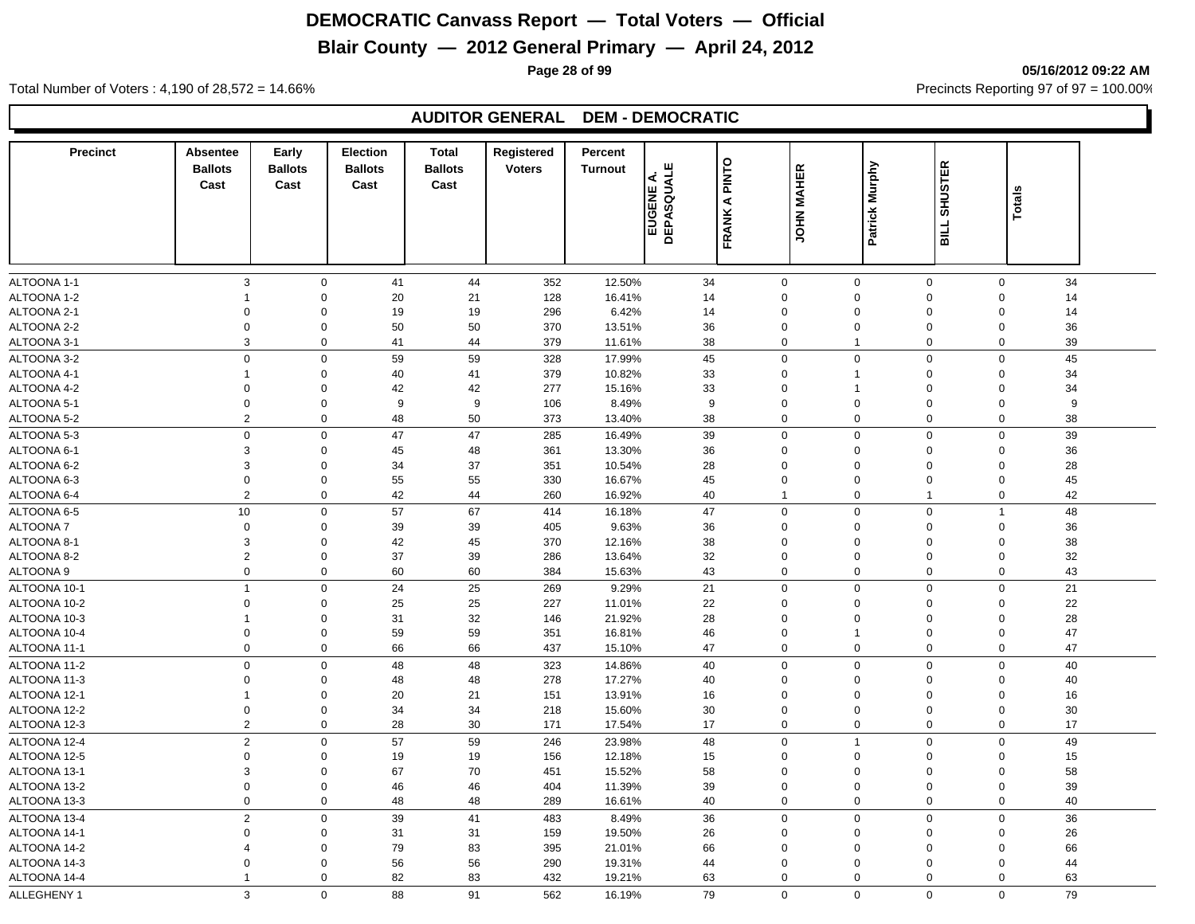# DEMOCRATIC Canvass Report — Total Voters — Official

## Blair County — 2012 General Primary — April 24, 2012

05/16/2012 09:22 AM

Total Number of Voters : 4,190 of 28,572 = 14.66%

Precincts Reporting 97 of 97 = 100.00%

### AUDITOR GENERAL DEM - DEMOCRATIC

| Precinct | Absentee Ballots Cast | Early Ballots Cast | Election Ballots Cast | Total Ballots Cast | Registered Voters | Percent Turnout | EUGENE A. DEPASQUALE | FRANK A PINTO | JOHN MAHER | Patrick Murphy | BILL SHUSTER | Totals |
|---|---|---|---|---|---|---|---|---|---|---|---|---|
| ALTOONA 1-1 | 3 | 0 | 41 | 44 | 352 | 12.50% | 34 | 0 | 0 | 0 | 0 | 34 |
| ALTOONA 1-2 | 1 | 0 | 20 | 21 | 128 | 16.41% | 14 | 0 | 0 | 0 | 0 | 14 |
| ALTOONA 2-1 | 0 | 0 | 19 | 19 | 296 | 6.42% | 14 | 0 | 0 | 0 | 0 | 14 |
| ALTOONA 2-2 | 0 | 0 | 50 | 50 | 370 | 13.51% | 36 | 0 | 0 | 0 | 0 | 36 |
| ALTOONA 3-1 | 3 | 0 | 41 | 44 | 379 | 11.61% | 38 | 0 | 1 | 0 | 0 | 39 |
| ALTOONA 3-2 | 0 | 0 | 59 | 59 | 328 | 17.99% | 45 | 0 | 0 | 0 | 0 | 45 |
| ALTOONA 4-1 | 1 | 0 | 40 | 41 | 379 | 10.82% | 33 | 0 | 1 | 0 | 0 | 34 |
| ALTOONA 4-2 | 0 | 0 | 42 | 42 | 277 | 15.16% | 33 | 0 | 1 | 0 | 0 | 34 |
| ALTOONA 5-1 | 0 | 0 | 9 | 9 | 106 | 8.49% | 9 | 0 | 0 | 0 | 0 | 9 |
| ALTOONA 5-2 | 2 | 0 | 48 | 50 | 373 | 13.40% | 38 | 0 | 0 | 0 | 0 | 38 |
| ALTOONA 5-3 | 0 | 0 | 47 | 47 | 285 | 16.49% | 39 | 0 | 0 | 0 | 0 | 39 |
| ALTOONA 6-1 | 3 | 0 | 45 | 48 | 361 | 13.30% | 36 | 0 | 0 | 0 | 0 | 36 |
| ALTOONA 6-2 | 3 | 0 | 34 | 37 | 351 | 10.54% | 28 | 0 | 0 | 0 | 0 | 28 |
| ALTOONA 6-3 | 0 | 0 | 55 | 55 | 330 | 16.67% | 45 | 0 | 0 | 0 | 0 | 45 |
| ALTOONA 6-4 | 2 | 0 | 42 | 44 | 260 | 16.92% | 40 | 1 | 0 | 1 | 0 | 42 |
| ALTOONA 6-5 | 10 | 0 | 57 | 67 | 414 | 16.18% | 47 | 0 | 0 | 0 | 1 | 48 |
| ALTOONA 7 | 0 | 0 | 39 | 39 | 405 | 9.63% | 36 | 0 | 0 | 0 | 0 | 36 |
| ALTOONA 8-1 | 3 | 0 | 42 | 45 | 370 | 12.16% | 38 | 0 | 0 | 0 | 0 | 38 |
| ALTOONA 8-2 | 2 | 0 | 37 | 39 | 286 | 13.64% | 32 | 0 | 0 | 0 | 0 | 32 |
| ALTOONA 9 | 0 | 0 | 60 | 60 | 384 | 15.63% | 43 | 0 | 0 | 0 | 0 | 43 |
| ALTOONA 10-1 | 1 | 0 | 24 | 25 | 269 | 9.29% | 21 | 0 | 0 | 0 | 0 | 21 |
| ALTOONA 10-2 | 0 | 0 | 25 | 25 | 227 | 11.01% | 22 | 0 | 0 | 0 | 0 | 22 |
| ALTOONA 10-3 | 1 | 0 | 31 | 32 | 146 | 21.92% | 28 | 0 | 0 | 0 | 0 | 28 |
| ALTOONA 10-4 | 0 | 0 | 59 | 59 | 351 | 16.81% | 46 | 0 | 1 | 0 | 0 | 47 |
| ALTOONA 11-1 | 0 | 0 | 66 | 66 | 437 | 15.10% | 47 | 0 | 0 | 0 | 0 | 47 |
| ALTOONA 11-2 | 0 | 0 | 48 | 48 | 323 | 14.86% | 40 | 0 | 0 | 0 | 0 | 40 |
| ALTOONA 11-3 | 0 | 0 | 48 | 48 | 278 | 17.27% | 40 | 0 | 0 | 0 | 0 | 40 |
| ALTOONA 12-1 | 1 | 0 | 20 | 21 | 151 | 13.91% | 16 | 0 | 0 | 0 | 0 | 16 |
| ALTOONA 12-2 | 0 | 0 | 34 | 34 | 218 | 15.60% | 30 | 0 | 0 | 0 | 0 | 30 |
| ALTOONA 12-3 | 2 | 0 | 28 | 30 | 171 | 17.54% | 17 | 0 | 0 | 0 | 0 | 17 |
| ALTOONA 12-4 | 2 | 0 | 57 | 59 | 246 | 23.98% | 48 | 0 | 1 | 0 | 0 | 49 |
| ALTOONA 12-5 | 0 | 0 | 19 | 19 | 156 | 12.18% | 15 | 0 | 0 | 0 | 0 | 15 |
| ALTOONA 13-1 | 3 | 0 | 67 | 70 | 451 | 15.52% | 58 | 0 | 0 | 0 | 0 | 58 |
| ALTOONA 13-2 | 0 | 0 | 46 | 46 | 404 | 11.39% | 39 | 0 | 0 | 0 | 0 | 39 |
| ALTOONA 13-3 | 0 | 0 | 48 | 48 | 289 | 16.61% | 40 | 0 | 0 | 0 | 0 | 40 |
| ALTOONA 13-4 | 2 | 0 | 39 | 41 | 483 | 8.49% | 36 | 0 | 0 | 0 | 0 | 36 |
| ALTOONA 14-1 | 0 | 0 | 31 | 31 | 159 | 19.50% | 26 | 0 | 0 | 0 | 0 | 26 |
| ALTOONA 14-2 | 4 | 0 | 79 | 83 | 395 | 21.01% | 66 | 0 | 0 | 0 | 0 | 66 |
| ALTOONA 14-3 | 0 | 0 | 56 | 56 | 290 | 19.31% | 44 | 0 | 0 | 0 | 0 | 44 |
| ALTOONA 14-4 | 1 | 0 | 82 | 83 | 432 | 19.21% | 63 | 0 | 0 | 0 | 0 | 63 |
| ALLEGHENY 1 | 3 | 0 | 88 | 91 | 562 | 16.19% | 79 | 0 | 0 | 0 | 0 | 79 |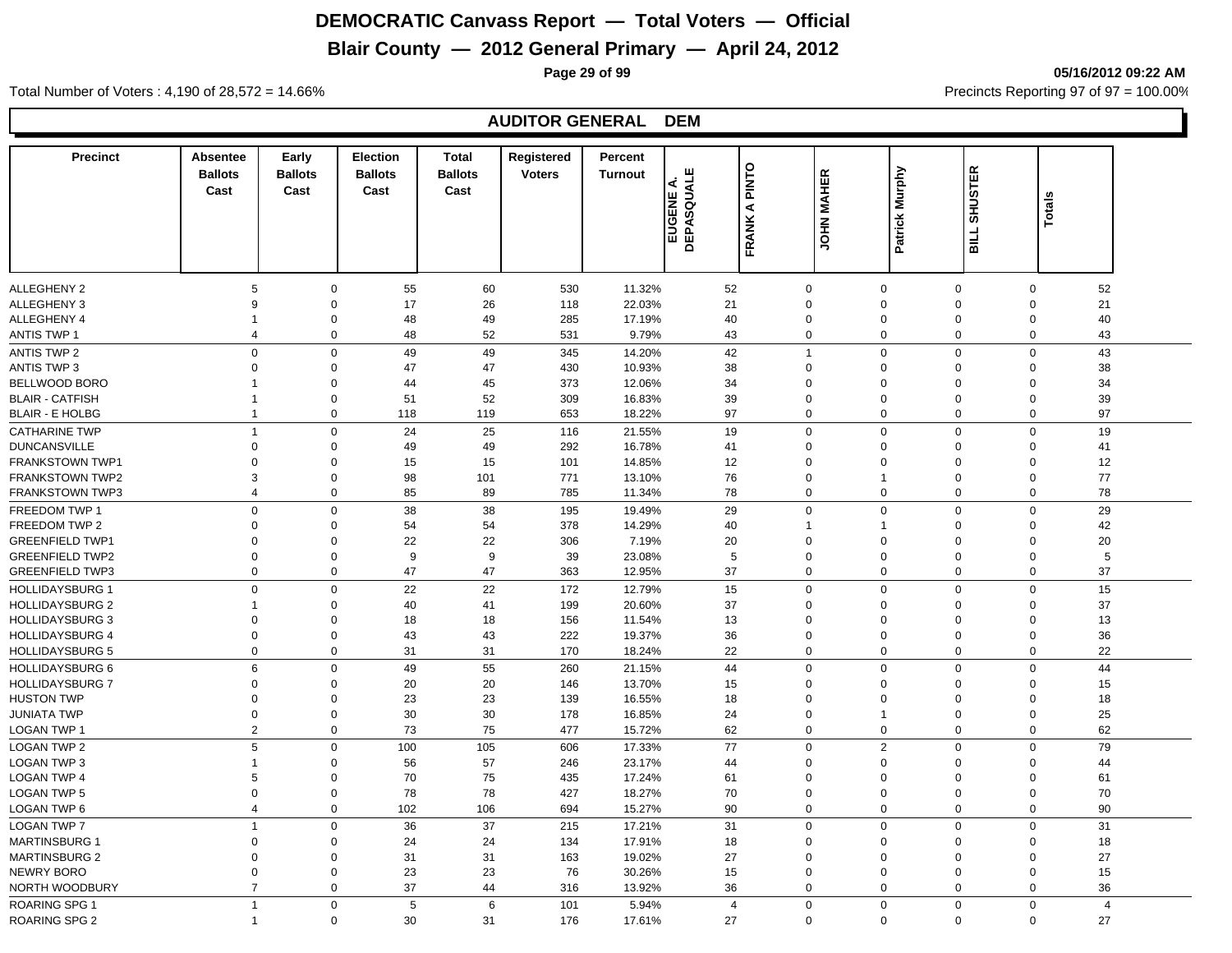# DEMOCRATIC Canvass Report — Total Voters — Official

## Blair County — 2012 General Primary — April 24, 2012

05/16/2012 09:22 AM

Total Number of Voters : 4,190 of 28,572 = 14.66%

Precincts Reporting 97 of 97 = 100.00%

### AUDITOR GENERAL DEM

| Precinct | Absentee Ballots Cast | Early Ballots Cast | Election Ballots Cast | Total Ballots Cast | Registered Voters | Percent Turnout | EUGENE A. DEPASQUALE | FRANK A PINTO | JOHN MAHER | Patrick Murphy | BILL SHUSTER | Totals |
|---|---|---|---|---|---|---|---|---|---|---|---|---|
| ALLEGHENY 2 | 5 | 0 | 55 | 60 | 530 | 11.32% | 52 | 0 | 0 | 0 | 0 | 52 |
| ALLEGHENY 3 | 9 | 0 | 17 | 26 | 118 | 22.03% | 21 | 0 | 0 | 0 | 0 | 21 |
| ALLEGHENY 4 | 1 | 0 | 48 | 49 | 285 | 17.19% | 40 | 0 | 0 | 0 | 0 | 40 |
| ANTIS TWP 1 | 4 | 0 | 48 | 52 | 531 | 9.79% | 43 | 0 | 0 | 0 | 0 | 43 |
| ANTIS TWP 2 | 0 | 0 | 49 | 49 | 345 | 14.20% | 42 | 1 | 0 | 0 | 0 | 43 |
| ANTIS TWP 3 | 0 | 0 | 47 | 47 | 430 | 10.93% | 38 | 0 | 0 | 0 | 0 | 38 |
| BELLWOOD BORO | 1 | 0 | 44 | 45 | 373 | 12.06% | 34 | 0 | 0 | 0 | 0 | 34 |
| BLAIR - CATFISH | 1 | 0 | 51 | 52 | 309 | 16.83% | 39 | 0 | 0 | 0 | 0 | 39 |
| BLAIR - E HOLBG | 1 | 0 | 118 | 119 | 653 | 18.22% | 97 | 0 | 0 | 0 | 0 | 97 |
| CATHARINE TWP | 1 | 0 | 24 | 25 | 116 | 21.55% | 19 | 0 | 0 | 0 | 0 | 19 |
| DUNCANSVILLE | 0 | 0 | 49 | 49 | 292 | 16.78% | 41 | 0 | 0 | 0 | 0 | 41 |
| FRANKSTOWN TWP1 | 0 | 0 | 15 | 15 | 101 | 14.85% | 12 | 0 | 0 | 0 | 0 | 12 |
| FRANKSTOWN TWP2 | 3 | 0 | 98 | 101 | 771 | 13.10% | 76 | 0 | 1 | 0 | 0 | 77 |
| FRANKSTOWN TWP3 | 4 | 0 | 85 | 89 | 785 | 11.34% | 78 | 0 | 0 | 0 | 0 | 78 |
| FREEDOM TWP 1 | 0 | 0 | 38 | 38 | 195 | 19.49% | 29 | 0 | 0 | 0 | 0 | 29 |
| FREEDOM TWP 2 | 0 | 0 | 54 | 54 | 378 | 14.29% | 40 | 1 | 1 | 0 | 0 | 42 |
| GREENFIELD TWP1 | 0 | 0 | 22 | 22 | 306 | 7.19% | 20 | 0 | 0 | 0 | 0 | 20 |
| GREENFIELD TWP2 | 0 | 0 | 9 | 9 | 39 | 23.08% | 5 | 0 | 0 | 0 | 0 | 5 |
| GREENFIELD TWP3 | 0 | 0 | 47 | 47 | 363 | 12.95% | 37 | 0 | 0 | 0 | 0 | 37 |
| HOLLIDAYSBURG 1 | 0 | 0 | 22 | 22 | 172 | 12.79% | 15 | 0 | 0 | 0 | 0 | 15 |
| HOLLIDAYSBURG 2 | 1 | 0 | 40 | 41 | 199 | 20.60% | 37 | 0 | 0 | 0 | 0 | 37 |
| HOLLIDAYSBURG 3 | 0 | 0 | 18 | 18 | 156 | 11.54% | 13 | 0 | 0 | 0 | 0 | 13 |
| HOLLIDAYSBURG 4 | 0 | 0 | 43 | 43 | 222 | 19.37% | 36 | 0 | 0 | 0 | 0 | 36 |
| HOLLIDAYSBURG 5 | 0 | 0 | 31 | 31 | 170 | 18.24% | 22 | 0 | 0 | 0 | 0 | 22 |
| HOLLIDAYSBURG 6 | 6 | 0 | 49 | 55 | 260 | 21.15% | 44 | 0 | 0 | 0 | 0 | 44 |
| HOLLIDAYSBURG 7 | 0 | 0 | 20 | 20 | 146 | 13.70% | 15 | 0 | 0 | 0 | 0 | 15 |
| HUSTON TWP | 0 | 0 | 23 | 23 | 139 | 16.55% | 18 | 0 | 0 | 0 | 0 | 18 |
| JUNIATA TWP | 0 | 0 | 30 | 30 | 178 | 16.85% | 24 | 0 | 1 | 0 | 0 | 25 |
| LOGAN TWP 1 | 2 | 0 | 73 | 75 | 477 | 15.72% | 62 | 0 | 0 | 0 | 0 | 62 |
| LOGAN TWP 2 | 5 | 0 | 100 | 105 | 606 | 17.33% | 77 | 0 | 2 | 0 | 0 | 79 |
| LOGAN TWP 3 | 1 | 0 | 56 | 57 | 246 | 23.17% | 44 | 0 | 0 | 0 | 0 | 44 |
| LOGAN TWP 4 | 5 | 0 | 70 | 75 | 435 | 17.24% | 61 | 0 | 0 | 0 | 0 | 61 |
| LOGAN TWP 5 | 0 | 0 | 78 | 78 | 427 | 18.27% | 70 | 0 | 0 | 0 | 0 | 70 |
| LOGAN TWP 6 | 4 | 0 | 102 | 106 | 694 | 15.27% | 90 | 0 | 0 | 0 | 0 | 90 |
| LOGAN TWP 7 | 1 | 0 | 36 | 37 | 215 | 17.21% | 31 | 0 | 0 | 0 | 0 | 31 |
| MARTINSBURG 1 | 0 | 0 | 24 | 24 | 134 | 17.91% | 18 | 0 | 0 | 0 | 0 | 18 |
| MARTINSBURG 2 | 0 | 0 | 31 | 31 | 163 | 19.02% | 27 | 0 | 0 | 0 | 0 | 27 |
| NEWRY BORO | 0 | 0 | 23 | 23 | 76 | 30.26% | 15 | 0 | 0 | 0 | 0 | 15 |
| NORTH WOODBURY | 7 | 0 | 37 | 44 | 316 | 13.92% | 36 | 0 | 0 | 0 | 0 | 36 |
| ROARING SPG 1 | 1 | 0 | 5 | 6 | 101 | 5.94% | 4 | 0 | 0 | 0 | 0 | 4 |
| ROARING SPG 2 | 1 | 0 | 30 | 31 | 176 | 17.61% | 27 | 0 | 0 | 0 | 0 | 27 |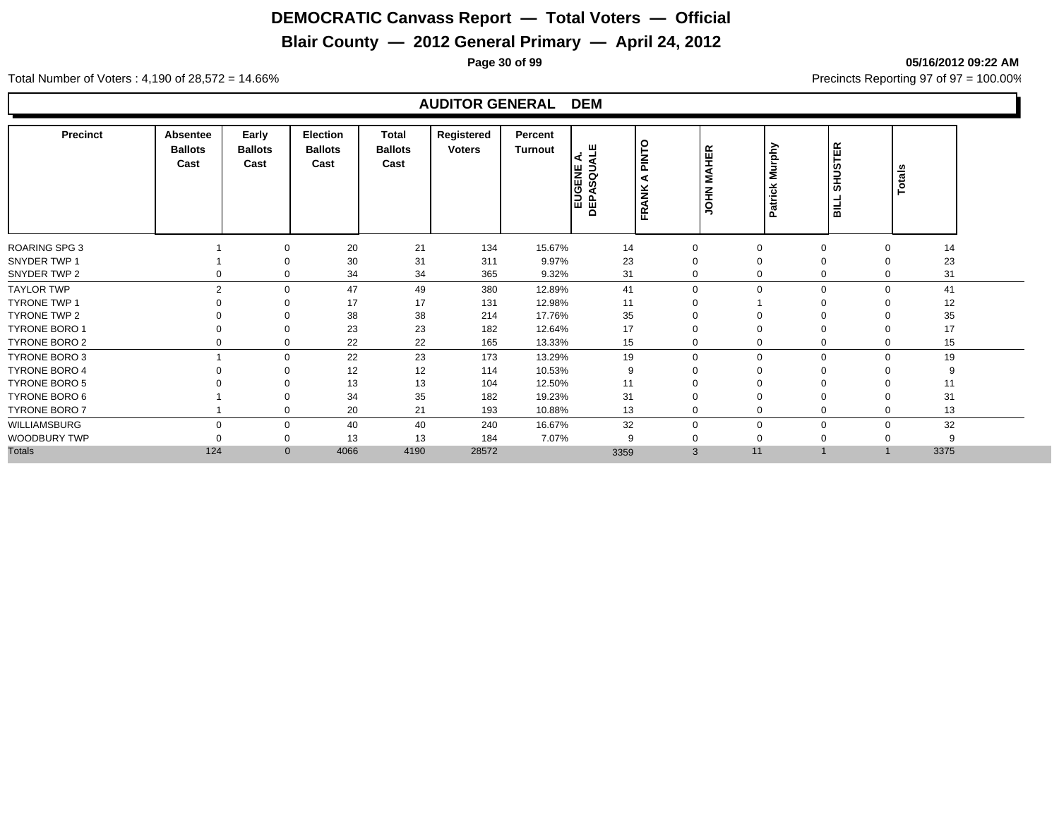# DEMOCRATIC Canvass Report — Total Voters — Official

## Blair County — 2012 General Primary — April 24, 2012

05/16/2012 09:22 AM

Total Number of Voters : 4,190 of 28,572 = 14.66%

Precincts Reporting 97 of 97 = 100.00%

### AUDITOR GENERAL DEM

| Precinct | Absentee Ballots Cast | Early Ballots Cast | Election Ballots Cast | Total Ballots Cast | Registered Voters | Percent Turnout | EUGENE A. DEPASQUALE | FRANK A PINTO | JOHN MAHER | Patrick Murphy | BILL SHUSTER | Totals |
|---|---|---|---|---|---|---|---|---|---|---|---|---|
| ROARING SPG 3 | 1 | 0 | 20 | 21 | 134 | 15.67% | 14 | 0 | 0 | 0 | 0 | 14 |
| SNYDER TWP 1 | 1 | 0 | 30 | 31 | 311 | 9.97% | 23 | 0 | 0 | 0 | 0 | 23 |
| SNYDER TWP 2 | 0 | 0 | 34 | 34 | 365 | 9.32% | 31 | 0 | 0 | 0 | 0 | 31 |
| TAYLOR TWP | 2 | 0 | 47 | 49 | 380 | 12.89% | 41 | 0 | 0 | 0 | 0 | 41 |
| TYRONE TWP 1 | 0 | 0 | 17 | 17 | 131 | 12.98% | 11 | 0 | 1 | 0 | 0 | 12 |
| TYRONE TWP 2 | 0 | 0 | 38 | 38 | 214 | 17.76% | 35 | 0 | 0 | 0 | 0 | 35 |
| TYRONE BORO 1 | 0 | 0 | 23 | 23 | 182 | 12.64% | 17 | 0 | 0 | 0 | 0 | 17 |
| TYRONE BORO 2 | 0 | 0 | 22 | 22 | 165 | 13.33% | 15 | 0 | 0 | 0 | 0 | 15 |
| TYRONE BORO 3 | 1 | 0 | 22 | 23 | 173 | 13.29% | 19 | 0 | 0 | 0 | 0 | 19 |
| TYRONE BORO 4 | 0 | 0 | 12 | 12 | 114 | 10.53% | 9 | 0 | 0 | 0 | 0 | 9 |
| TYRONE BORO 5 | 0 | 0 | 13 | 13 | 104 | 12.50% | 11 | 0 | 0 | 0 | 0 | 11 |
| TYRONE BORO 6 | 1 | 0 | 34 | 35 | 182 | 19.23% | 31 | 0 | 0 | 0 | 0 | 31 |
| TYRONE BORO 7 | 1 | 0 | 20 | 21 | 193 | 10.88% | 13 | 0 | 0 | 0 | 0 | 13 |
| WILLIAMSBURG | 0 | 0 | 40 | 40 | 240 | 16.67% | 32 | 0 | 0 | 0 | 0 | 32 |
| WOODBURY TWP | 0 | 0 | 13 | 13 | 184 | 7.07% | 9 | 0 | 0 | 0 | 0 | 9 |
| Totals | 124 | 0 | 4066 | 4190 | 28572 | | 3359 | 3 | 11 | 1 | 1 | 3375 |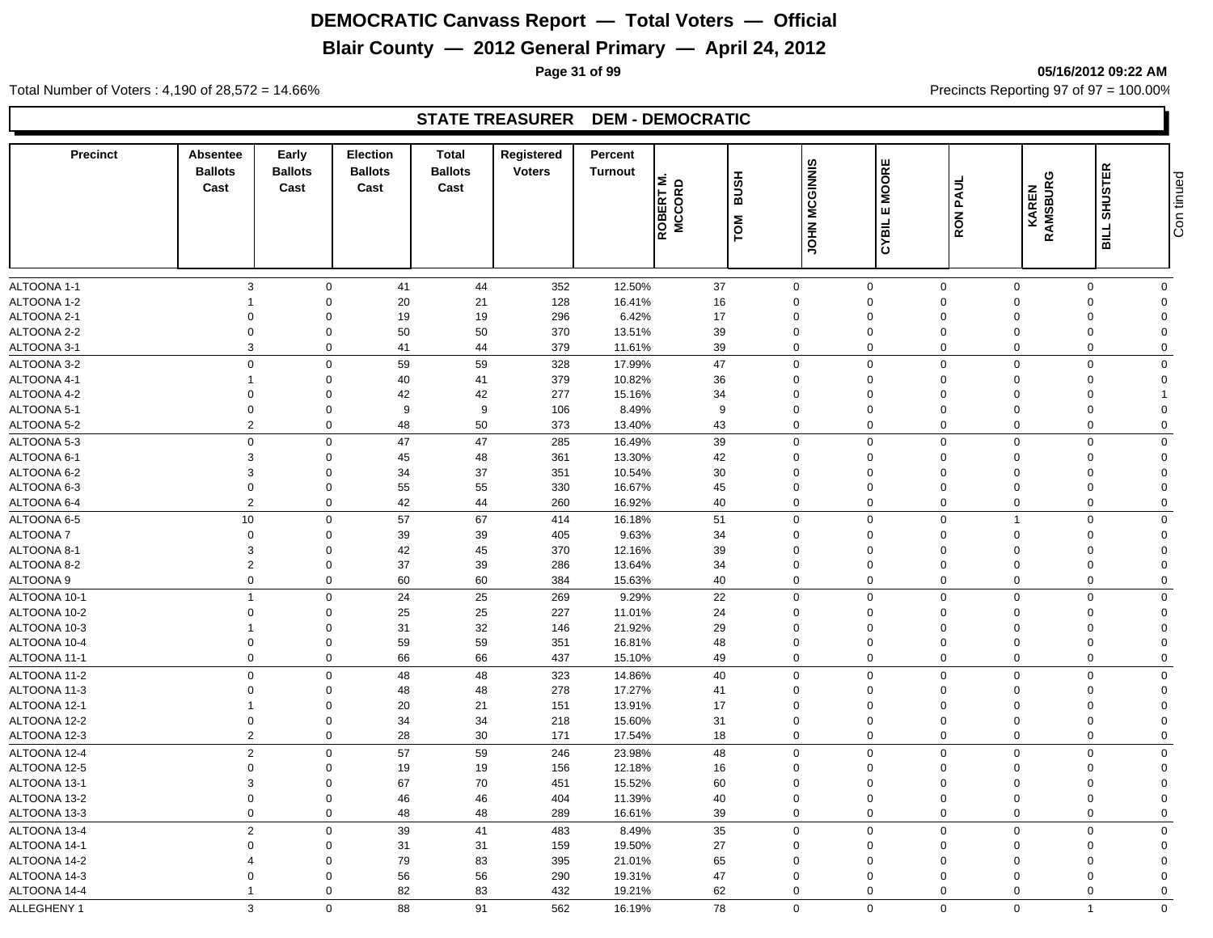# DEMOCRATIC Canvass Report — Total Voters — Official

## Blair County — 2012 General Primary — April 24, 2012

05/16/2012 09:22 AM

Total Number of Voters : 4,190 of 28,572 = 14.66%

Precincts Reporting 97 of 97 = 100.00%

### STATE TREASURER DEM - DEMOCRATIC

| Precinct | Absentee Ballots Cast | Early Ballots Cast | Election Ballots Cast | Total Ballots Cast | Registered Voters | Percent Turnout | ROBERT M. MCCORD | TOM BUSH | JOHN MCGINNIS | CYBIL E MOORE | RON PAUL | KAREN RAMSBURG | BILL SHUSTER |
|---|---|---|---|---|---|---|---|---|---|---|---|---|---|
| ALTOONA 1-1 | 3 | 0 | 41 | 44 | 352 | 12.50% | 37 | 0 | 0 | 0 | 0 | 0 | 0 |
| ALTOONA 1-2 | 1 | 0 | 20 | 21 | 128 | 16.41% | 16 | 0 | 0 | 0 | 0 | 0 | 0 |
| ALTOONA 2-1 | 0 | 0 | 19 | 19 | 296 | 6.42% | 17 | 0 | 0 | 0 | 0 | 0 | 0 |
| ALTOONA 2-2 | 0 | 0 | 50 | 50 | 370 | 13.51% | 39 | 0 | 0 | 0 | 0 | 0 | 0 |
| ALTOONA 3-1 | 3 | 0 | 41 | 44 | 379 | 11.61% | 39 | 0 | 0 | 0 | 0 | 0 | 0 |
| ALTOONA 3-2 | 0 | 0 | 59 | 59 | 328 | 17.99% | 47 | 0 | 0 | 0 | 0 | 0 | 0 |
| ALTOONA 4-1 | 1 | 0 | 40 | 41 | 379 | 10.82% | 36 | 0 | 0 | 0 | 0 | 0 | 0 |
| ALTOONA 4-2 | 0 | 0 | 42 | 42 | 277 | 15.16% | 34 | 0 | 0 | 0 | 0 | 0 | 1 |
| ALTOONA 5-1 | 0 | 0 | 9 | 9 | 106 | 8.49% | 9 | 0 | 0 | 0 | 0 | 0 | 0 |
| ALTOONA 5-2 | 2 | 0 | 48 | 50 | 373 | 13.40% | 43 | 0 | 0 | 0 | 0 | 0 | 0 |
| ALTOONA 5-3 | 0 | 0 | 47 | 47 | 285 | 16.49% | 39 | 0 | 0 | 0 | 0 | 0 | 0 |
| ALTOONA 6-1 | 3 | 0 | 45 | 48 | 361 | 13.30% | 42 | 0 | 0 | 0 | 0 | 0 | 0 |
| ALTOONA 6-2 | 3 | 0 | 34 | 37 | 351 | 10.54% | 30 | 0 | 0 | 0 | 0 | 0 | 0 |
| ALTOONA 6-3 | 0 | 0 | 55 | 55 | 330 | 16.67% | 45 | 0 | 0 | 0 | 0 | 0 | 0 |
| ALTOONA 6-4 | 2 | 0 | 42 | 44 | 260 | 16.92% | 40 | 0 | 0 | 0 | 0 | 0 | 0 |
| ALTOONA 6-5 | 10 | 0 | 57 | 67 | 414 | 16.18% | 51 | 0 | 0 | 0 | 1 | 0 | 0 |
| ALTOONA 7 | 0 | 0 | 39 | 39 | 405 | 9.63% | 34 | 0 | 0 | 0 | 0 | 0 | 0 |
| ALTOONA 8-1 | 3 | 0 | 42 | 45 | 370 | 12.16% | 39 | 0 | 0 | 0 | 0 | 0 | 0 |
| ALTOONA 8-2 | 2 | 0 | 37 | 39 | 286 | 13.64% | 34 | 0 | 0 | 0 | 0 | 0 | 0 |
| ALTOONA 9 | 0 | 0 | 60 | 60 | 384 | 15.63% | 40 | 0 | 0 | 0 | 0 | 0 | 0 |
| ALTOONA 10-1 | 1 | 0 | 24 | 25 | 269 | 9.29% | 22 | 0 | 0 | 0 | 0 | 0 | 0 |
| ALTOONA 10-2 | 0 | 0 | 25 | 25 | 227 | 11.01% | 24 | 0 | 0 | 0 | 0 | 0 | 0 |
| ALTOONA 10-3 | 1 | 0 | 31 | 32 | 146 | 21.92% | 29 | 0 | 0 | 0 | 0 | 0 | 0 |
| ALTOONA 10-4 | 0 | 0 | 59 | 59 | 351 | 16.81% | 48 | 0 | 0 | 0 | 0 | 0 | 0 |
| ALTOONA 11-1 | 0 | 0 | 66 | 66 | 437 | 15.10% | 49 | 0 | 0 | 0 | 0 | 0 | 0 |
| ALTOONA 11-2 | 0 | 0 | 48 | 48 | 323 | 14.86% | 40 | 0 | 0 | 0 | 0 | 0 | 0 |
| ALTOONA 11-3 | 0 | 0 | 48 | 48 | 278 | 17.27% | 41 | 0 | 0 | 0 | 0 | 0 | 0 |
| ALTOONA 12-1 | 1 | 0 | 20 | 21 | 151 | 13.91% | 17 | 0 | 0 | 0 | 0 | 0 | 0 |
| ALTOONA 12-2 | 0 | 0 | 34 | 34 | 218 | 15.60% | 31 | 0 | 0 | 0 | 0 | 0 | 0 |
| ALTOONA 12-3 | 2 | 0 | 28 | 30 | 171 | 17.54% | 18 | 0 | 0 | 0 | 0 | 0 | 0 |
| ALTOONA 12-4 | 2 | 0 | 57 | 59 | 246 | 23.98% | 48 | 0 | 0 | 0 | 0 | 0 | 0 |
| ALTOONA 12-5 | 0 | 0 | 19 | 19 | 156 | 12.18% | 16 | 0 | 0 | 0 | 0 | 0 | 0 |
| ALTOONA 13-1 | 3 | 0 | 67 | 70 | 451 | 15.52% | 60 | 0 | 0 | 0 | 0 | 0 | 0 |
| ALTOONA 13-2 | 0 | 0 | 46 | 46 | 404 | 11.39% | 40 | 0 | 0 | 0 | 0 | 0 | 0 |
| ALTOONA 13-3 | 0 | 0 | 48 | 48 | 289 | 16.61% | 39 | 0 | 0 | 0 | 0 | 0 | 0 |
| ALTOONA 13-4 | 2 | 0 | 39 | 41 | 483 | 8.49% | 35 | 0 | 0 | 0 | 0 | 0 | 0 |
| ALTOONA 14-1 | 0 | 0 | 31 | 31 | 159 | 19.50% | 27 | 0 | 0 | 0 | 0 | 0 | 0 |
| ALTOONA 14-2 | 4 | 0 | 79 | 83 | 395 | 21.01% | 65 | 0 | 0 | 0 | 0 | 0 | 0 |
| ALTOONA 14-3 | 0 | 0 | 56 | 56 | 290 | 19.31% | 47 | 0 | 0 | 0 | 0 | 0 | 0 |
| ALTOONA 14-4 | 1 | 0 | 82 | 83 | 432 | 19.21% | 62 | 0 | 0 | 0 | 0 | 0 | 0 |
| ALLEGHENY 1 | 3 | 0 | 88 | 91 | 562 | 16.19% | 78 | 0 | 0 | 0 | 0 | 1 | 0 |

Continued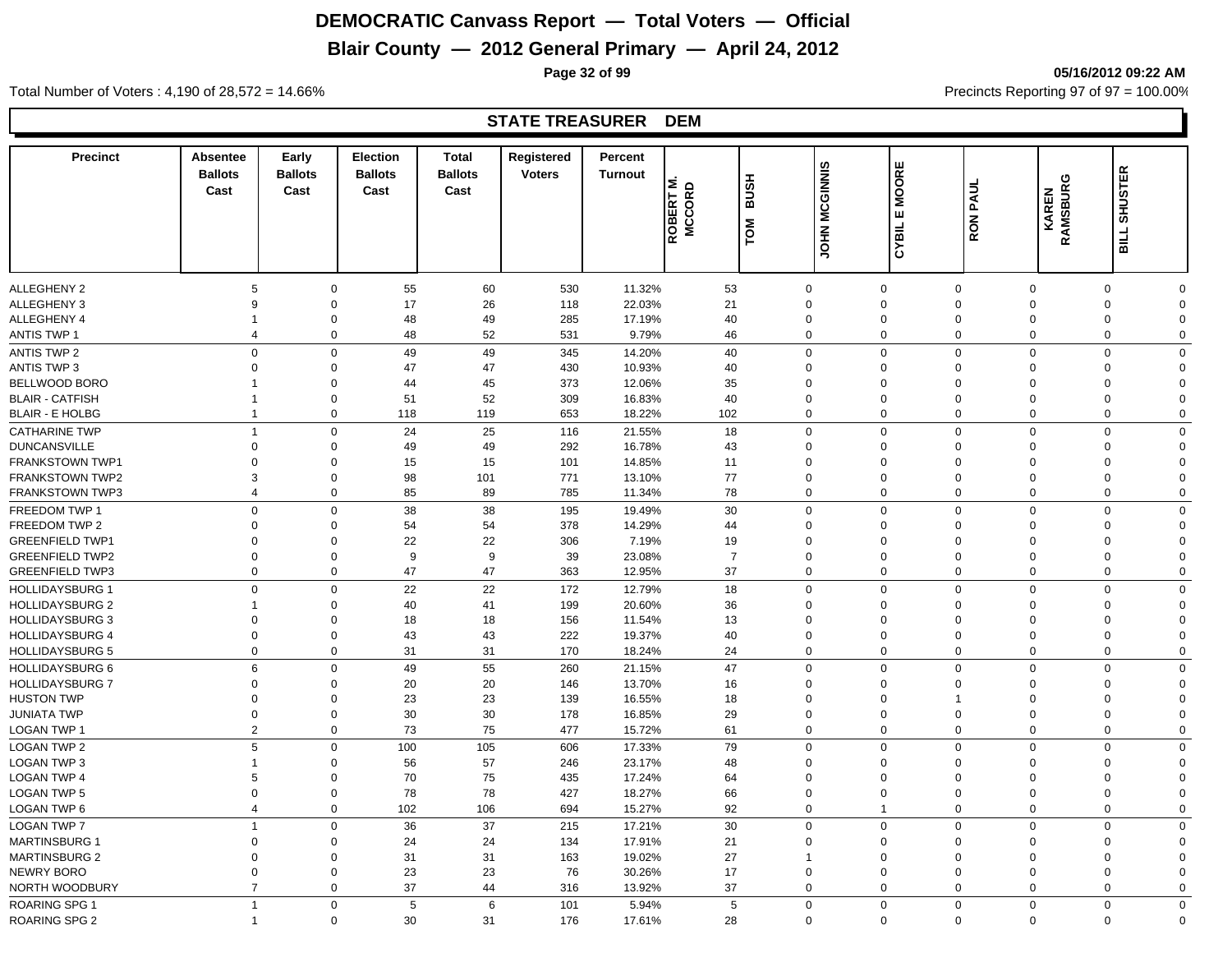# DEMOCRATIC Canvass Report — Total Voters — Official

## Blair County — 2012 General Primary — April 24, 2012

05/16/2012 09:22 AM

Total Number of Voters : 4,190 of 28,572 = 14.66%

Precincts Reporting 97 of 97 = 100.00%

### STATE TREASURER DEM

| Precinct | Absentee Ballots Cast | Early Ballots Cast | Election Ballots Cast | Total Ballots Cast | Registered Voters | Percent Turnout | ROBERT M. MCCORD | TOM BUSH | JOHN MCGINNIS | CYBIL E MOORE | RON PAUL | KAREN RAMSBURG | BILL SHUSTER |
|---|---|---|---|---|---|---|---|---|---|---|---|---|---|
| ALLEGHENY 2 | 5 | 0 | 55 | 60 | 530 | 11.32% | 53 | 0 | 0 | 0 | 0 | 0 | 0 |
| ALLEGHENY 3 | 9 | 0 | 17 | 26 | 118 | 22.03% | 21 | 0 | 0 | 0 | 0 | 0 | 0 |
| ALLEGHENY 4 | 1 | 0 | 48 | 49 | 285 | 17.19% | 40 | 0 | 0 | 0 | 0 | 0 | 0 |
| ANTIS TWP 1 | 4 | 0 | 48 | 52 | 531 | 9.79% | 46 | 0 | 0 | 0 | 0 | 0 | 0 |
| ANTIS TWP 2 | 0 | 0 | 49 | 49 | 345 | 14.20% | 40 | 0 | 0 | 0 | 0 | 0 | 0 |
| ANTIS TWP 3 | 0 | 0 | 47 | 47 | 430 | 10.93% | 40 | 0 | 0 | 0 | 0 | 0 | 0 |
| BELLWOOD BORO | 1 | 0 | 44 | 45 | 373 | 12.06% | 35 | 0 | 0 | 0 | 0 | 0 | 0 |
| BLAIR - CATFISH | 1 | 0 | 51 | 52 | 309 | 16.83% | 40 | 0 | 0 | 0 | 0 | 0 | 0 |
| BLAIR - E HOLBG | 1 | 0 | 118 | 119 | 653 | 18.22% | 102 | 0 | 0 | 0 | 0 | 0 | 0 |
| CATHARINE TWP | 1 | 0 | 24 | 25 | 116 | 21.55% | 18 | 0 | 0 | 0 | 0 | 0 | 0 |
| DUNCANSVILLE | 0 | 0 | 49 | 49 | 292 | 16.78% | 43 | 0 | 0 | 0 | 0 | 0 | 0 |
| FRANKSTOWN TWP1 | 0 | 0 | 15 | 15 | 101 | 14.85% | 11 | 0 | 0 | 0 | 0 | 0 | 0 |
| FRANKSTOWN TWP2 | 3 | 0 | 98 | 101 | 771 | 13.10% | 77 | 0 | 0 | 0 | 0 | 0 | 0 |
| FRANKSTOWN TWP3 | 4 | 0 | 85 | 89 | 785 | 11.34% | 78 | 0 | 0 | 0 | 0 | 0 | 0 |
| FREEDOM TWP 1 | 0 | 0 | 38 | 38 | 195 | 19.49% | 30 | 0 | 0 | 0 | 0 | 0 | 0 |
| FREEDOM TWP 2 | 0 | 0 | 54 | 54 | 378 | 14.29% | 44 | 0 | 0 | 0 | 0 | 0 | 0 |
| GREENFIELD TWP1 | 0 | 0 | 22 | 22 | 306 | 7.19% | 19 | 0 | 0 | 0 | 0 | 0 | 0 |
| GREENFIELD TWP2 | 0 | 0 | 9 | 9 | 39 | 23.08% | 7 | 0 | 0 | 0 | 0 | 0 | 0 |
| GREENFIELD TWP3 | 0 | 0 | 47 | 47 | 363 | 12.95% | 37 | 0 | 0 | 0 | 0 | 0 | 0 |
| HOLLIDAYSBURG 1 | 0 | 0 | 22 | 22 | 172 | 12.79% | 18 | 0 | 0 | 0 | 0 | 0 | 0 |
| HOLLIDAYSBURG 2 | 1 | 0 | 40 | 41 | 199 | 20.60% | 36 | 0 | 0 | 0 | 0 | 0 | 0 |
| HOLLIDAYSBURG 3 | 0 | 0 | 18 | 18 | 156 | 11.54% | 13 | 0 | 0 | 0 | 0 | 0 | 0 |
| HOLLIDAYSBURG 4 | 0 | 0 | 43 | 43 | 222 | 19.37% | 40 | 0 | 0 | 0 | 0 | 0 | 0 |
| HOLLIDAYSBURG 5 | 0 | 0 | 31 | 31 | 170 | 18.24% | 24 | 0 | 0 | 0 | 0 | 0 | 0 |
| HOLLIDAYSBURG 6 | 6 | 0 | 49 | 55 | 260 | 21.15% | 47 | 0 | 0 | 0 | 0 | 0 | 0 |
| HOLLIDAYSBURG 7 | 0 | 0 | 20 | 20 | 146 | 13.70% | 16 | 0 | 0 | 0 | 0 | 0 | 0 |
| HUSTON TWP | 0 | 0 | 23 | 23 | 139 | 16.55% | 18 | 0 | 0 | 1 | 0 | 0 | 0 |
| JUNIATA TWP | 0 | 0 | 30 | 30 | 178 | 16.85% | 29 | 0 | 0 | 0 | 0 | 0 | 0 |
| LOGAN TWP 1 | 2 | 0 | 73 | 75 | 477 | 15.72% | 61 | 0 | 0 | 0 | 0 | 0 | 0 |
| LOGAN TWP 2 | 5 | 0 | 100 | 105 | 606 | 17.33% | 79 | 0 | 0 | 0 | 0 | 0 | 0 |
| LOGAN TWP 3 | 1 | 0 | 56 | 57 | 246 | 23.17% | 48 | 0 | 0 | 0 | 0 | 0 | 0 |
| LOGAN TWP 4 | 5 | 0 | 70 | 75 | 435 | 17.24% | 64 | 0 | 0 | 0 | 0 | 0 | 0 |
| LOGAN TWP 5 | 0 | 0 | 78 | 78 | 427 | 18.27% | 66 | 0 | 0 | 0 | 0 | 0 | 0 |
| LOGAN TWP 6 | 4 | 0 | 102 | 106 | 694 | 15.27% | 92 | 0 | 1 | 0 | 0 | 0 | 0 |
| LOGAN TWP 7 | 1 | 0 | 36 | 37 | 215 | 17.21% | 30 | 0 | 0 | 0 | 0 | 0 | 0 |
| MARTINSBURG 1 | 0 | 0 | 24 | 24 | 134 | 17.91% | 21 | 0 | 0 | 0 | 0 | 0 | 0 |
| MARTINSBURG 2 | 0 | 0 | 31 | 31 | 163 | 19.02% | 27 | 1 | 0 | 0 | 0 | 0 | 0 |
| NEWRY BORO | 0 | 0 | 23 | 23 | 76 | 30.26% | 17 | 0 | 0 | 0 | 0 | 0 | 0 |
| NORTH WOODBURY | 7 | 0 | 37 | 44 | 316 | 13.92% | 37 | 0 | 0 | 0 | 0 | 0 | 0 |
| ROARING SPG 1 | 1 | 0 | 5 | 6 | 101 | 5.94% | 5 | 0 | 0 | 0 | 0 | 0 | 0 |
| ROARING SPG 2 | 1 | 0 | 30 | 31 | 176 | 17.61% | 28 | 0 | 0 | 0 | 0 | 0 | 0 |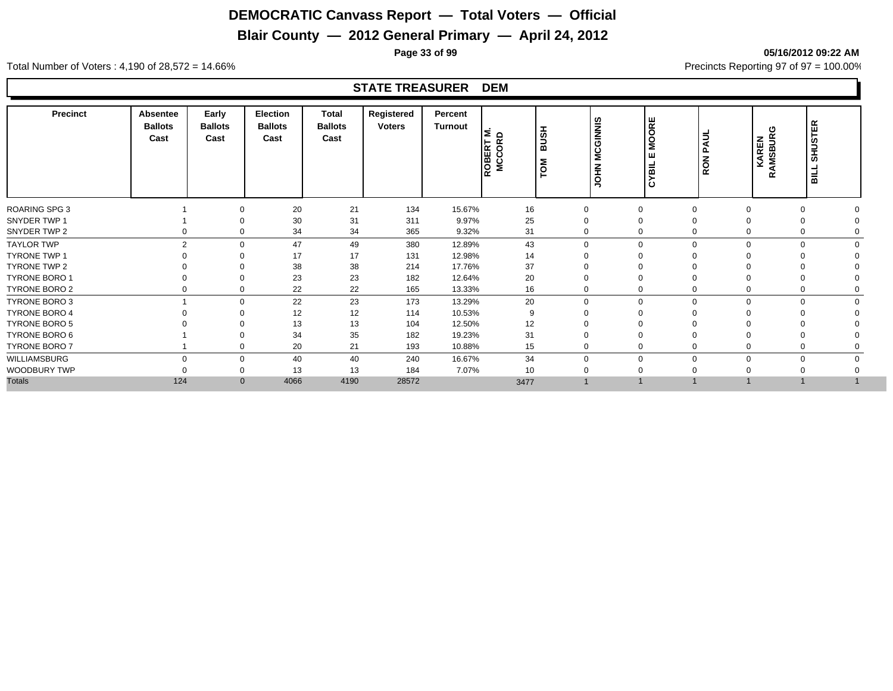# DEMOCRATIC Canvass Report — Total Voters — Official

## Blair County — 2012 General Primary — April 24, 2012

05/16/2012 09:22 AM

Total Number of Voters : 4,190 of 28,572 = 14.66%

Precincts Reporting 97 of 97 = 100.00%

### STATE TREASURER DEM

| Precinct | Absentee Ballots Cast | Early Ballots Cast | Election Ballots Cast | Total Ballots Cast | Registered Voters | Percent Turnout | ROBERT M. MCCORD | TOM BUSH | JOHN MCGINNIS | CYBIL E MOORE | RON PAUL | KAREN RAMSBURG | BILL SHUSTER |
|---|---|---|---|---|---|---|---|---|---|---|---|---|---|
| ROARING SPG 3 | 1 | 0 | 20 | 21 | 134 | 15.67% | 16 | 0 | 0 | 0 | 0 | 0 | 0 |
| SNYDER TWP 1 | 1 | 0 | 30 | 31 | 311 | 9.97% | 25 | 0 | 0 | 0 | 0 | 0 | 0 |
| SNYDER TWP 2 | 0 | 0 | 34 | 34 | 365 | 9.32% | 31 | 0 | 0 | 0 | 0 | 0 | 0 |
| TAYLOR TWP | 2 | 0 | 47 | 49 | 380 | 12.89% | 43 | 0 | 0 | 0 | 0 | 0 | 0 |
| TYRONE TWP 1 | 0 | 0 | 17 | 17 | 131 | 12.98% | 14 | 0 | 0 | 0 | 0 | 0 | 0 |
| TYRONE TWP 2 | 0 | 0 | 38 | 38 | 214 | 17.76% | 37 | 0 | 0 | 0 | 0 | 0 | 0 |
| TYRONE BORO 1 | 0 | 0 | 23 | 23 | 182 | 12.64% | 20 | 0 | 0 | 0 | 0 | 0 | 0 |
| TYRONE BORO 2 | 0 | 0 | 22 | 22 | 165 | 13.33% | 16 | 0 | 0 | 0 | 0 | 0 | 0 |
| TYRONE BORO 3 | 1 | 0 | 22 | 23 | 173 | 13.29% | 20 | 0 | 0 | 0 | 0 | 0 | 0 |
| TYRONE BORO 4 | 0 | 0 | 12 | 12 | 114 | 10.53% | 9 | 0 | 0 | 0 | 0 | 0 | 0 |
| TYRONE BORO 5 | 0 | 0 | 13 | 13 | 104 | 12.50% | 12 | 0 | 0 | 0 | 0 | 0 | 0 |
| TYRONE BORO 6 | 1 | 0 | 34 | 35 | 182 | 19.23% | 31 | 0 | 0 | 0 | 0 | 0 | 0 |
| TYRONE BORO 7 | 1 | 0 | 20 | 21 | 193 | 10.88% | 15 | 0 | 0 | 0 | 0 | 0 | 0 |
| WILLIAMSBURG | 0 | 0 | 40 | 40 | 240 | 16.67% | 34 | 0 | 0 | 0 | 0 | 0 | 0 |
| WOODBURY TWP | 0 | 0 | 13 | 13 | 184 | 7.07% | 10 | 0 | 0 | 0 | 0 | 0 | 0 |
| Totals | 124 | 0 | 4066 | 4190 | 28572 | | 3477 | 1 | 1 | 1 | 1 | 1 | 1 |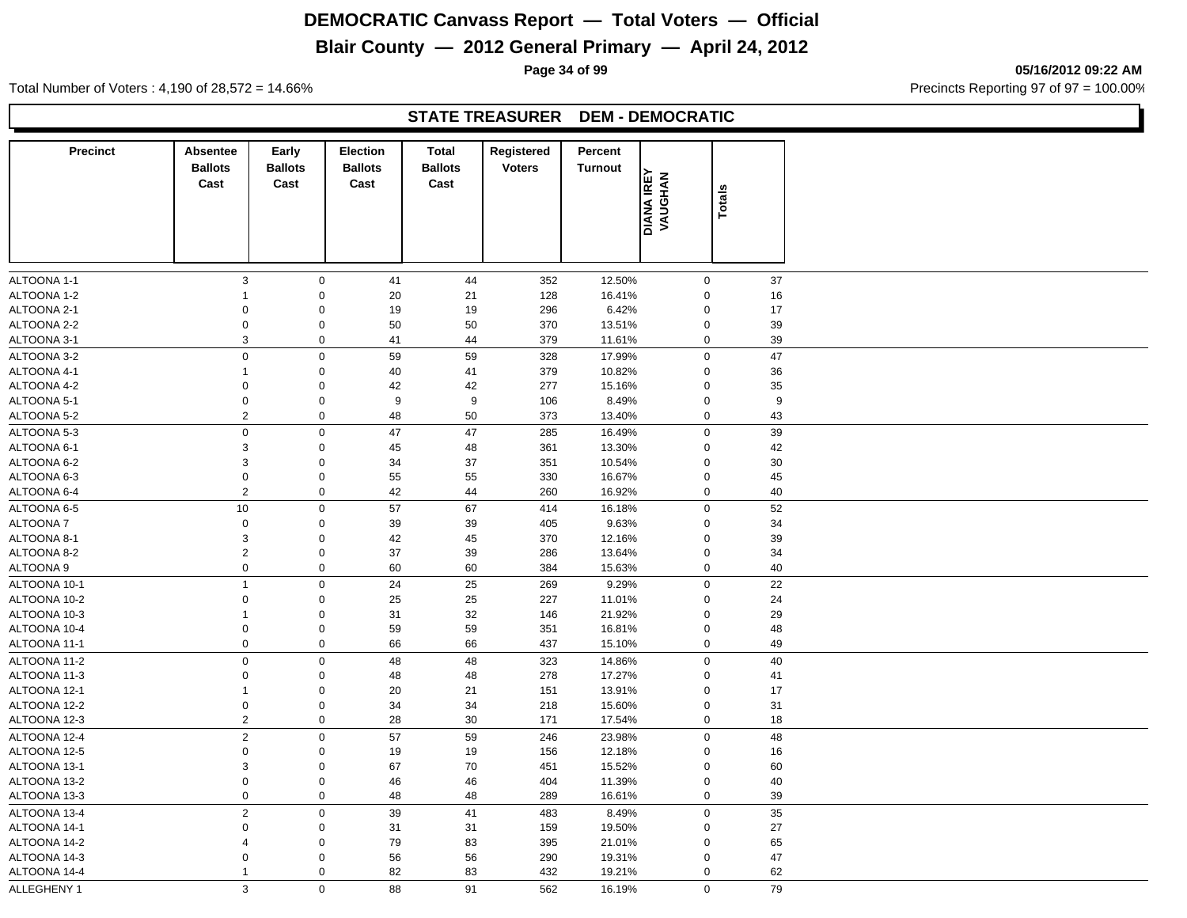# DEMOCRATIC Canvass Report — Total Voters — Official

## Blair County — 2012 General Primary — April 24, 2012

05/16/2012 09:22 AM

Total Number of Voters : 4,190 of 28,572 = 14.66%

Precincts Reporting 97 of 97 = 100.00%

### STATE TREASURER DEM - DEMOCRATIC

| Precinct | Absentee Ballots Cast | Early Ballots Cast | Election Ballots Cast | Total Ballots Cast | Registered Voters | Percent Turnout | DIANA IREY VAUGHAN | Totals |
|---|---|---|---|---|---|---|---|---|
| ALTOONA 1-1 | 3 | 0 | 41 | 44 | 352 | 12.50% | 0 | 37 |
| ALTOONA 1-2 | 1 | 0 | 20 | 21 | 128 | 16.41% | 0 | 16 |
| ALTOONA 2-1 | 0 | 0 | 19 | 19 | 296 | 6.42% | 0 | 17 |
| ALTOONA 2-2 | 0 | 0 | 50 | 50 | 370 | 13.51% | 0 | 39 |
| ALTOONA 3-1 | 3 | 0 | 41 | 44 | 379 | 11.61% | 0 | 39 |
| ALTOONA 3-2 | 0 | 0 | 59 | 59 | 328 | 17.99% | 0 | 47 |
| ALTOONA 4-1 | 1 | 0 | 40 | 41 | 379 | 10.82% | 0 | 36 |
| ALTOONA 4-2 | 0 | 0 | 42 | 42 | 277 | 15.16% | 0 | 35 |
| ALTOONA 5-1 | 0 | 0 | 9 | 9 | 106 | 8.49% | 0 | 9 |
| ALTOONA 5-2 | 2 | 0 | 48 | 50 | 373 | 13.40% | 0 | 43 |
| ALTOONA 5-3 | 0 | 0 | 47 | 47 | 285 | 16.49% | 0 | 39 |
| ALTOONA 6-1 | 3 | 0 | 45 | 48 | 361 | 13.30% | 0 | 42 |
| ALTOONA 6-2 | 3 | 0 | 34 | 37 | 351 | 10.54% | 0 | 30 |
| ALTOONA 6-3 | 0 | 0 | 55 | 55 | 330 | 16.67% | 0 | 45 |
| ALTOONA 6-4 | 2 | 0 | 42 | 44 | 260 | 16.92% | 0 | 40 |
| ALTOONA 6-5 | 10 | 0 | 57 | 67 | 414 | 16.18% | 0 | 52 |
| ALTOONA 7 | 0 | 0 | 39 | 39 | 405 | 9.63% | 0 | 34 |
| ALTOONA 8-1 | 3 | 0 | 42 | 45 | 370 | 12.16% | 0 | 39 |
| ALTOONA 8-2 | 2 | 0 | 37 | 39 | 286 | 13.64% | 0 | 34 |
| ALTOONA 9 | 0 | 0 | 60 | 60 | 384 | 15.63% | 0 | 40 |
| ALTOONA 10-1 | 1 | 0 | 24 | 25 | 269 | 9.29% | 0 | 22 |
| ALTOONA 10-2 | 0 | 0 | 25 | 25 | 227 | 11.01% | 0 | 24 |
| ALTOONA 10-3 | 1 | 0 | 31 | 32 | 146 | 21.92% | 0 | 29 |
| ALTOONA 10-4 | 0 | 0 | 59 | 59 | 351 | 16.81% | 0 | 48 |
| ALTOONA 11-1 | 0 | 0 | 66 | 66 | 437 | 15.10% | 0 | 49 |
| ALTOONA 11-2 | 0 | 0 | 48 | 48 | 323 | 14.86% | 0 | 40 |
| ALTOONA 11-3 | 0 | 0 | 48 | 48 | 278 | 17.27% | 0 | 41 |
| ALTOONA 12-1 | 1 | 0 | 20 | 21 | 151 | 13.91% | 0 | 17 |
| ALTOONA 12-2 | 0 | 0 | 34 | 34 | 218 | 15.60% | 0 | 31 |
| ALTOONA 12-3 | 2 | 0 | 28 | 30 | 171 | 17.54% | 0 | 18 |
| ALTOONA 12-4 | 2 | 0 | 57 | 59 | 246 | 23.98% | 0 | 48 |
| ALTOONA 12-5 | 0 | 0 | 19 | 19 | 156 | 12.18% | 0 | 16 |
| ALTOONA 13-1 | 3 | 0 | 67 | 70 | 451 | 15.52% | 0 | 60 |
| ALTOONA 13-2 | 0 | 0 | 46 | 46 | 404 | 11.39% | 0 | 40 |
| ALTOONA 13-3 | 0 | 0 | 48 | 48 | 289 | 16.61% | 0 | 39 |
| ALTOONA 13-4 | 2 | 0 | 39 | 41 | 483 | 8.49% | 0 | 35 |
| ALTOONA 14-1 | 0 | 0 | 31 | 31 | 159 | 19.50% | 0 | 27 |
| ALTOONA 14-2 | 4 | 0 | 79 | 83 | 395 | 21.01% | 0 | 65 |
| ALTOONA 14-3 | 0 | 0 | 56 | 56 | 290 | 19.31% | 0 | 47 |
| ALTOONA 14-4 | 1 | 0 | 82 | 83 | 432 | 19.21% | 0 | 62 |
| ALLEGHENY 1 | 3 | 0 | 88 | 91 | 562 | 16.19% | 0 | 79 |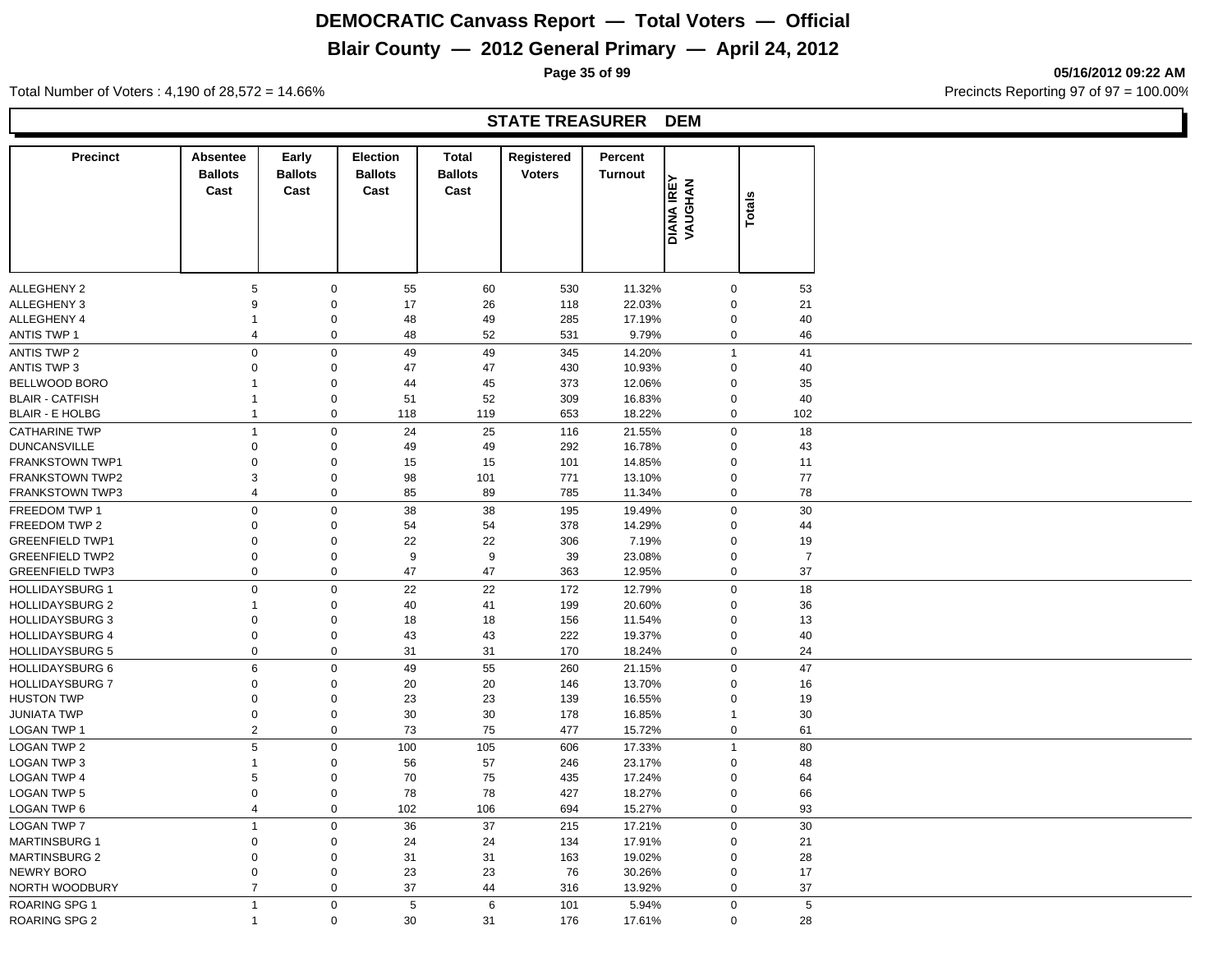# DEMOCRATIC Canvass Report — Total Voters — Official

## Blair County — 2012 General Primary — April 24, 2012

05/16/2012 09:22 AM

Total Number of Voters : 4,190 of 28,572 = 14.66%

Precincts Reporting 97 of 97 = 100.00%

### STATE TREASURER DEM

| Precinct | Absentee Ballots Cast | Early Ballots Cast | Election Ballots Cast | Total Ballots Cast | Registered Voters | Percent Turnout | DIANA IREY VAUGHAN | Totals |
|---|---|---|---|---|---|---|---|---|
| ALLEGHENY 2 | 5 | 0 | 55 | 60 | 530 | 11.32% | 0 | 53 |
| ALLEGHENY 3 | 9 | 0 | 17 | 26 | 118 | 22.03% | 0 | 21 |
| ALLEGHENY 4 | 1 | 0 | 48 | 49 | 285 | 17.19% | 0 | 40 |
| ANTIS TWP 1 | 4 | 0 | 48 | 52 | 531 | 9.79% | 0 | 46 |
| ANTIS TWP 2 | 0 | 0 | 49 | 49 | 345 | 14.20% | 1 | 41 |
| ANTIS TWP 3 | 0 | 0 | 47 | 47 | 430 | 10.93% | 0 | 40 |
| BELLWOOD BORO | 1 | 0 | 44 | 45 | 373 | 12.06% | 0 | 35 |
| BLAIR - CATFISH | 1 | 0 | 51 | 52 | 309 | 16.83% | 0 | 40 |
| BLAIR - E HOLBG | 1 | 0 | 118 | 119 | 653 | 18.22% | 0 | 102 |
| CATHARINE TWP | 1 | 0 | 24 | 25 | 116 | 21.55% | 0 | 18 |
| DUNCANSVILLE | 0 | 0 | 49 | 49 | 292 | 16.78% | 0 | 43 |
| FRANKSTOWN TWP1 | 0 | 0 | 15 | 15 | 101 | 14.85% | 0 | 11 |
| FRANKSTOWN TWP2 | 3 | 0 | 98 | 101 | 771 | 13.10% | 0 | 77 |
| FRANKSTOWN TWP3 | 4 | 0 | 85 | 89 | 785 | 11.34% | 0 | 78 |
| FREEDOM TWP 1 | 0 | 0 | 38 | 38 | 195 | 19.49% | 0 | 30 |
| FREEDOM TWP 2 | 0 | 0 | 54 | 54 | 378 | 14.29% | 0 | 44 |
| GREENFIELD TWP1 | 0 | 0 | 22 | 22 | 306 | 7.19% | 0 | 19 |
| GREENFIELD TWP2 | 0 | 0 | 9 | 9 | 39 | 23.08% | 0 | 7 |
| GREENFIELD TWP3 | 0 | 0 | 47 | 47 | 363 | 12.95% | 0 | 37 |
| HOLLIDAYSBURG 1 | 0 | 0 | 22 | 22 | 172 | 12.79% | 0 | 18 |
| HOLLIDAYSBURG 2 | 1 | 0 | 40 | 41 | 199 | 20.60% | 0 | 36 |
| HOLLIDAYSBURG 3 | 0 | 0 | 18 | 18 | 156 | 11.54% | 0 | 13 |
| HOLLIDAYSBURG 4 | 0 | 0 | 43 | 43 | 222 | 19.37% | 0 | 40 |
| HOLLIDAYSBURG 5 | 0 | 0 | 31 | 31 | 170 | 18.24% | 0 | 24 |
| HOLLIDAYSBURG 6 | 6 | 0 | 49 | 55 | 260 | 21.15% | 0 | 47 |
| HOLLIDAYSBURG 7 | 0 | 0 | 20 | 20 | 146 | 13.70% | 0 | 16 |
| HUSTON TWP | 0 | 0 | 23 | 23 | 139 | 16.55% | 0 | 19 |
| JUNIATA TWP | 0 | 0 | 30 | 30 | 178 | 16.85% | 1 | 30 |
| LOGAN TWP 1 | 2 | 0 | 73 | 75 | 477 | 15.72% | 0 | 61 |
| LOGAN TWP 2 | 5 | 0 | 100 | 105 | 606 | 17.33% | 1 | 80 |
| LOGAN TWP 3 | 1 | 0 | 56 | 57 | 246 | 23.17% | 0 | 48 |
| LOGAN TWP 4 | 5 | 0 | 70 | 75 | 435 | 17.24% | 0 | 64 |
| LOGAN TWP 5 | 0 | 0 | 78 | 78 | 427 | 18.27% | 0 | 66 |
| LOGAN TWP 6 | 4 | 0 | 102 | 106 | 694 | 15.27% | 0 | 93 |
| LOGAN TWP 7 | 1 | 0 | 36 | 37 | 215 | 17.21% | 0 | 30 |
| MARTINSBURG 1 | 0 | 0 | 24 | 24 | 134 | 17.91% | 0 | 21 |
| MARTINSBURG 2 | 0 | 0 | 31 | 31 | 163 | 19.02% | 0 | 28 |
| NEWRY BORO | 0 | 0 | 23 | 23 | 76 | 30.26% | 0 | 17 |
| NORTH WOODBURY | 7 | 0 | 37 | 44 | 316 | 13.92% | 0 | 37 |
| ROARING SPG 1 | 1 | 0 | 5 | 6 | 101 | 5.94% | 0 | 5 |
| ROARING SPG 2 | 1 | 0 | 30 | 31 | 176 | 17.61% | 0 | 28 |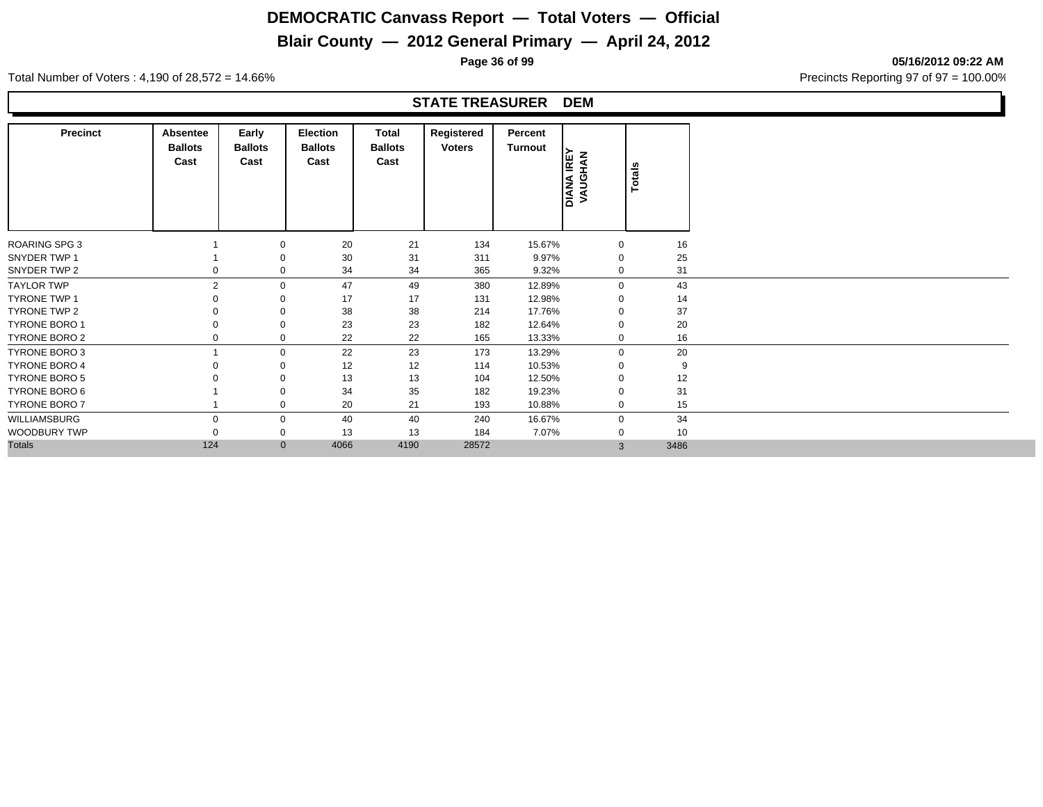# DEMOCRATIC Canvass Report — Total Voters — Official

## Blair County — 2012 General Primary — April 24, 2012

05/16/2012 09:22 AM

Total Number of Voters : 4,190 of 28,572 = 14.66%

Precincts Reporting 97 of 97 = 100.00%

### STATE TREASURER DEM

| Precinct | Absentee Ballots Cast | Early Ballots Cast | Election Ballots Cast | Total Ballots Cast | Registered Voters | Percent Turnout | DIANA IREY VAUGHAN | Totals |
|---|---|---|---|---|---|---|---|---|
| ROARING SPG 3 | 1 | 0 | 20 | 21 | 134 | 15.67% | 0 | 16 |
| SNYDER TWP 1 | 1 | 0 | 30 | 31 | 311 | 9.97% | 0 | 25 |
| SNYDER TWP 2 | 0 | 0 | 34 | 34 | 365 | 9.32% | 0 | 31 |
| TAYLOR TWP | 2 | 0 | 47 | 49 | 380 | 12.89% | 0 | 43 |
| TYRONE TWP 1 | 0 | 0 | 17 | 17 | 131 | 12.98% | 0 | 14 |
| TYRONE TWP 2 | 0 | 0 | 38 | 38 | 214 | 17.76% | 0 | 37 |
| TYRONE BORO 1 | 0 | 0 | 23 | 23 | 182 | 12.64% | 0 | 20 |
| TYRONE BORO 2 | 0 | 0 | 22 | 22 | 165 | 13.33% | 0 | 16 |
| TYRONE BORO 3 | 1 | 0 | 22 | 23 | 173 | 13.29% | 0 | 20 |
| TYRONE BORO 4 | 0 | 0 | 12 | 12 | 114 | 10.53% | 0 | 9 |
| TYRONE BORO 5 | 0 | 0 | 13 | 13 | 104 | 12.50% | 0 | 12 |
| TYRONE BORO 6 | 1 | 0 | 34 | 35 | 182 | 19.23% | 0 | 31 |
| TYRONE BORO 7 | 1 | 0 | 20 | 21 | 193 | 10.88% | 0 | 15 |
| WILLIAMSBURG | 0 | 0 | 40 | 40 | 240 | 16.67% | 0 | 34 |
| WOODBURY TWP | 0 | 0 | 13 | 13 | 184 | 7.07% | 0 | 10 |
| Totals | 124 | 0 | 4066 | 4190 | 28572 | | 3 | 3486 |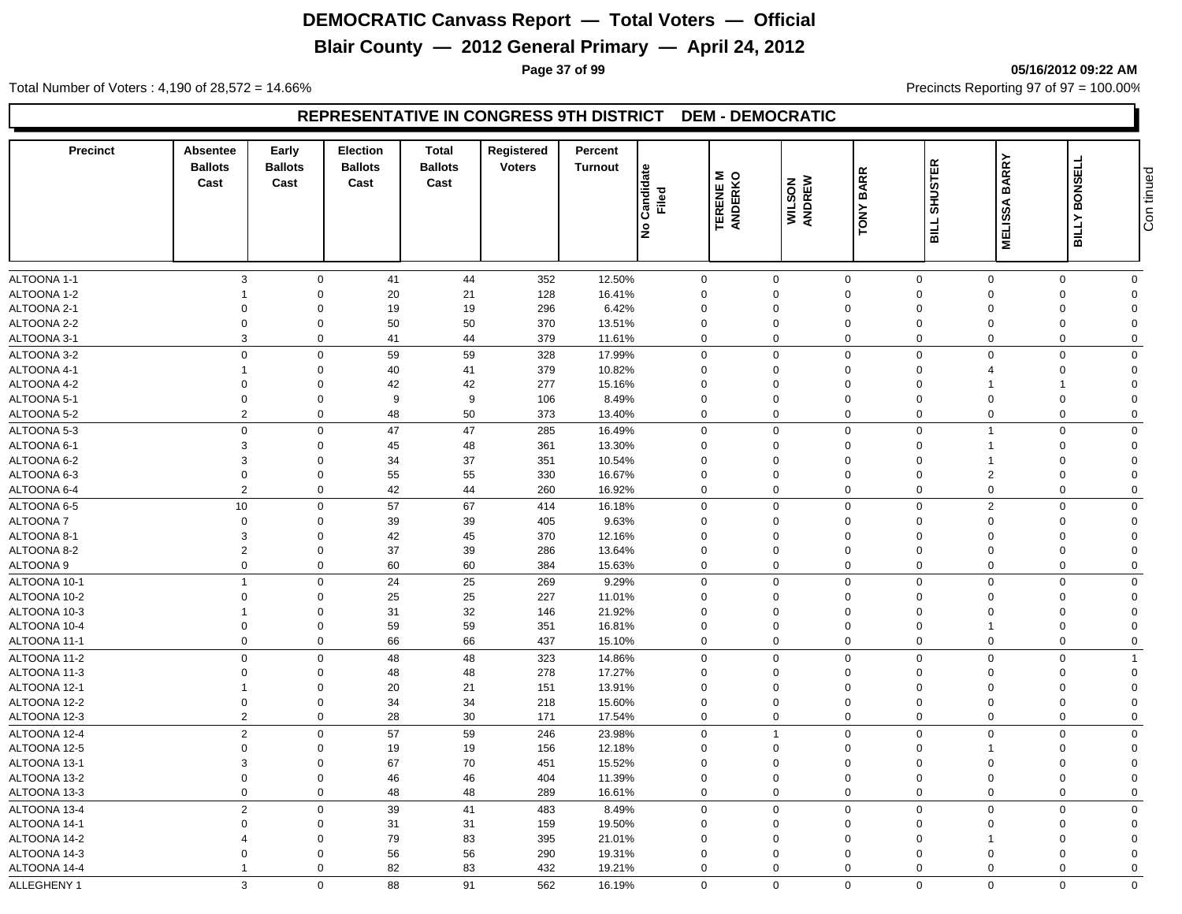# DEMOCRATIC Canvass Report — Total Voters — Official

## Blair County — 2012 General Primary — April 24, 2012

05/16/2012 09:22 AM

Total Number of Voters : 4,190 of 28,572 = 14.66%

Precincts Reporting 97 of 97 = 100.00%

### REPRESENTATIVE IN CONGRESS 9TH DISTRICT DEM - DEMOCRATIC

| Precinct | Absentee Ballots Cast | Early Ballots Cast | Election Ballots Cast | Total Ballots Cast | Registered Voters | Percent Turnout | No Candidate Filed | TERENE M ANDERKO | WILSON ANDREW | TONY BARR | BILL SHUSTER | MELISSA BARRY | BILLY BONSELL |
|---|---|---|---|---|---|---|---|---|---|---|---|---|---|
| ALTOONA 1-1 | 3 | 0 | 41 | 44 | 352 | 12.50% | 0 | 0 | 0 | 0 | 0 | 0 | 0 |
| ALTOONA 1-2 | 1 | 0 | 20 | 21 | 128 | 16.41% | 0 | 0 | 0 | 0 | 0 | 0 | 0 |
| ALTOONA 2-1 | 0 | 0 | 19 | 19 | 296 | 6.42% | 0 | 0 | 0 | 0 | 0 | 0 | 0 |
| ALTOONA 2-2 | 0 | 0 | 50 | 50 | 370 | 13.51% | 0 | 0 | 0 | 0 | 0 | 0 | 0 |
| ALTOONA 3-1 | 3 | 0 | 41 | 44 | 379 | 11.61% | 0 | 0 | 0 | 0 | 0 | 0 | 0 |
| ALTOONA 3-2 | 0 | 0 | 59 | 59 | 328 | 17.99% | 0 | 0 | 0 | 0 | 0 | 0 | 0 |
| ALTOONA 4-1 | 1 | 0 | 40 | 41 | 379 | 10.82% | 0 | 0 | 0 | 0 | 4 | 0 | 0 |
| ALTOONA 4-2 | 0 | 0 | 42 | 42 | 277 | 15.16% | 0 | 0 | 0 | 0 | 1 | 1 | 0 |
| ALTOONA 5-1 | 0 | 0 | 9 | 9 | 106 | 8.49% | 0 | 0 | 0 | 0 | 0 | 0 | 0 |
| ALTOONA 5-2 | 2 | 0 | 48 | 50 | 373 | 13.40% | 0 | 0 | 0 | 0 | 0 | 0 | 0 |
| ALTOONA 5-3 | 0 | 0 | 47 | 47 | 285 | 16.49% | 0 | 0 | 0 | 0 | 1 | 0 | 0 |
| ALTOONA 6-1 | 3 | 0 | 45 | 48 | 361 | 13.30% | 0 | 0 | 0 | 0 | 1 | 0 | 0 |
| ALTOONA 6-2 | 3 | 0 | 34 | 37 | 351 | 10.54% | 0 | 0 | 0 | 0 | 1 | 0 | 0 |
| ALTOONA 6-3 | 0 | 0 | 55 | 55 | 330 | 16.67% | 0 | 0 | 0 | 0 | 2 | 0 | 0 |
| ALTOONA 6-4 | 2 | 0 | 42 | 44 | 260 | 16.92% | 0 | 0 | 0 | 0 | 0 | 0 | 0 |
| ALTOONA 6-5 | 10 | 0 | 57 | 67 | 414 | 16.18% | 0 | 0 | 0 | 0 | 2 | 0 | 0 |
| ALTOONA 7 | 0 | 0 | 39 | 39 | 405 | 9.63% | 0 | 0 | 0 | 0 | 0 | 0 | 0 |
| ALTOONA 8-1 | 3 | 0 | 42 | 45 | 370 | 12.16% | 0 | 0 | 0 | 0 | 0 | 0 | 0 |
| ALTOONA 8-2 | 2 | 0 | 37 | 39 | 286 | 13.64% | 0 | 0 | 0 | 0 | 0 | 0 | 0 |
| ALTOONA 9 | 0 | 0 | 60 | 60 | 384 | 15.63% | 0 | 0 | 0 | 0 | 0 | 0 | 0 |
| ALTOONA 10-1 | 1 | 0 | 24 | 25 | 269 | 9.29% | 0 | 0 | 0 | 0 | 0 | 0 | 0 |
| ALTOONA 10-2 | 0 | 0 | 25 | 25 | 227 | 11.01% | 0 | 0 | 0 | 0 | 0 | 0 | 0 |
| ALTOONA 10-3 | 1 | 0 | 31 | 32 | 146 | 21.92% | 0 | 0 | 0 | 0 | 0 | 0 | 0 |
| ALTOONA 10-4 | 0 | 0 | 59 | 59 | 351 | 16.81% | 0 | 0 | 0 | 0 | 1 | 0 | 0 |
| ALTOONA 11-1 | 0 | 0 | 66 | 66 | 437 | 15.10% | 0 | 0 | 0 | 0 | 0 | 0 | 0 |
| ALTOONA 11-2 | 0 | 0 | 48 | 48 | 323 | 14.86% | 0 | 0 | 0 | 0 | 0 | 0 | 1 |
| ALTOONA 11-3 | 0 | 0 | 48 | 48 | 278 | 17.27% | 0 | 0 | 0 | 0 | 0 | 0 | 0 |
| ALTOONA 12-1 | 1 | 0 | 20 | 21 | 151 | 13.91% | 0 | 0 | 0 | 0 | 0 | 0 | 0 |
| ALTOONA 12-2 | 0 | 0 | 34 | 34 | 218 | 15.60% | 0 | 0 | 0 | 0 | 0 | 0 | 0 |
| ALTOONA 12-3 | 2 | 0 | 28 | 30 | 171 | 17.54% | 0 | 0 | 0 | 0 | 0 | 0 | 0 |
| ALTOONA 12-4 | 2 | 0 | 57 | 59 | 246 | 23.98% | 0 | 1 | 0 | 0 | 0 | 0 | 0 |
| ALTOONA 12-5 | 0 | 0 | 19 | 19 | 156 | 12.18% | 0 | 0 | 0 | 0 | 1 | 0 | 0 |
| ALTOONA 13-1 | 3 | 0 | 67 | 70 | 451 | 15.52% | 0 | 0 | 0 | 0 | 0 | 0 | 0 |
| ALTOONA 13-2 | 0 | 0 | 46 | 46 | 404 | 11.39% | 0 | 0 | 0 | 0 | 0 | 0 | 0 |
| ALTOONA 13-3 | 0 | 0 | 48 | 48 | 289 | 16.61% | 0 | 0 | 0 | 0 | 0 | 0 | 0 |
| ALTOONA 13-4 | 2 | 0 | 39 | 41 | 483 | 8.49% | 0 | 0 | 0 | 0 | 0 | 0 | 0 |
| ALTOONA 14-1 | 0 | 0 | 31 | 31 | 159 | 19.50% | 0 | 0 | 0 | 0 | 0 | 0 | 0 |
| ALTOONA 14-2 | 4 | 0 | 79 | 83 | 395 | 21.01% | 0 | 0 | 0 | 0 | 1 | 0 | 0 |
| ALTOONA 14-3 | 0 | 0 | 56 | 56 | 290 | 19.31% | 0 | 0 | 0 | 0 | 0 | 0 | 0 |
| ALTOONA 14-4 | 1 | 0 | 82 | 83 | 432 | 19.21% | 0 | 0 | 0 | 0 | 0 | 0 | 0 |
| ALLEGHENY 1 | 3 | 0 | 88 | 91 | 562 | 16.19% | 0 | 0 | 0 | 0 | 0 | 0 | 0 |

Continued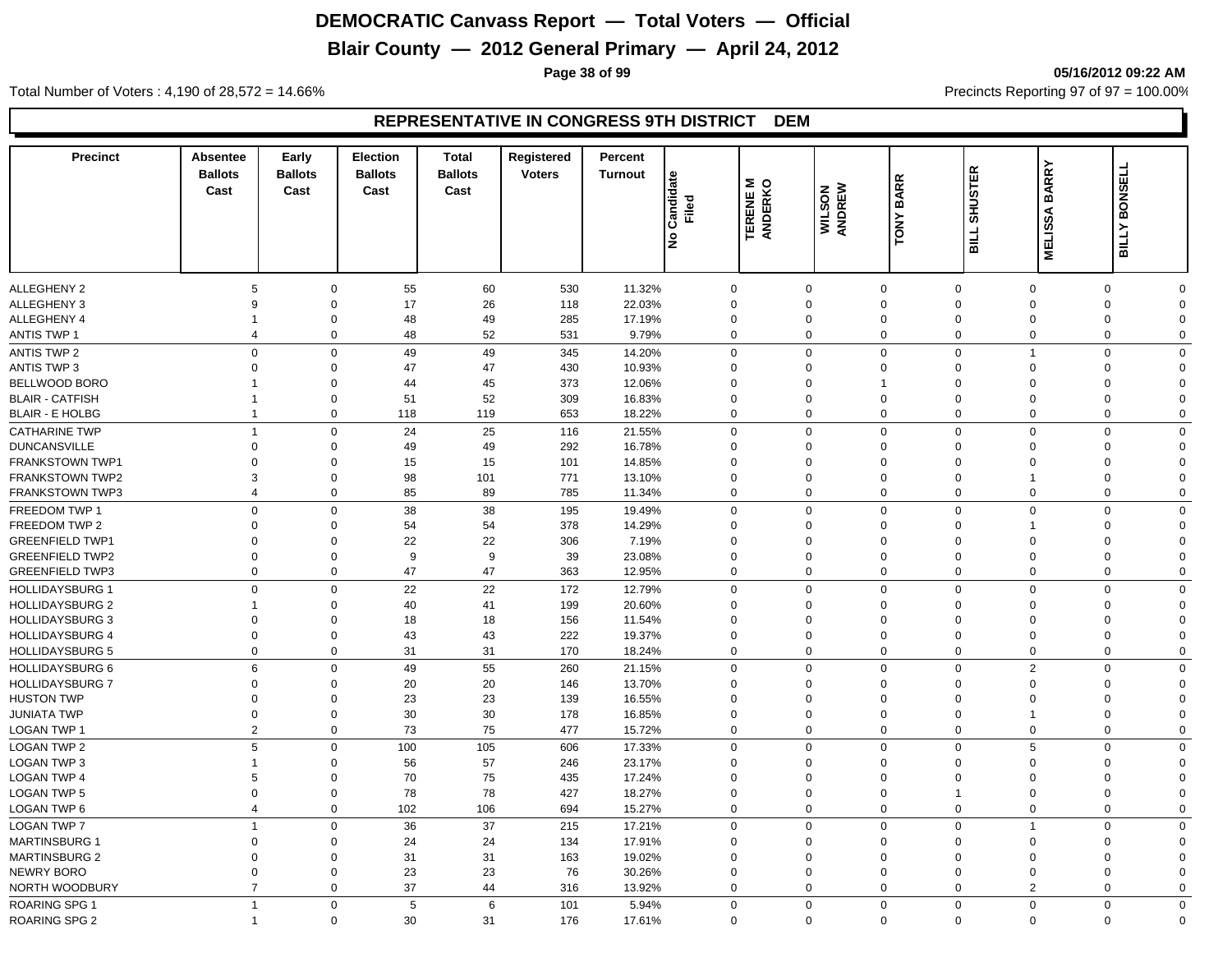# DEMOCRATIC Canvass Report — Total Voters — Official

## Blair County — 2012 General Primary — April 24, 2012

05/16/2012 09:22 AM

Total Number of Voters : 4,190 of 28,572 = 14.66%

Precincts Reporting 97 of 97 = 100.00%

### REPRESENTATIVE IN CONGRESS 9TH DISTRICT DEM

| Precinct | Absentee Ballots Cast | Early Ballots Cast | Election Ballots Cast | Total Ballots Cast | Registered Voters | Percent Turnout | No Candidate Filed | TERENE M ANDERKO | WILSON ANDREW | TONY BARR | BILL SHUSTER | MELISSA BARRY | BILLY BONSELL |
|---|---|---|---|---|---|---|---|---|---|---|---|---|---|
| ALLEGHENY 2 | 5 | 0 | 55 | 60 | 530 | 11.32% | 0 | 0 | 0 | 0 | 0 | 0 | 0 |
| ALLEGHENY 3 | 9 | 0 | 17 | 26 | 118 | 22.03% | 0 | 0 | 0 | 0 | 0 | 0 | 0 |
| ALLEGHENY 4 | 1 | 0 | 48 | 49 | 285 | 17.19% | 0 | 0 | 0 | 0 | 0 | 0 | 0 |
| ANTIS TWP 1 | 4 | 0 | 48 | 52 | 531 | 9.79% | 0 | 0 | 0 | 0 | 0 | 0 | 0 |
| ANTIS TWP 2 | 0 | 0 | 49 | 49 | 345 | 14.20% | 0 | 0 | 0 | 0 | 1 | 0 | 0 |
| ANTIS TWP 3 | 0 | 0 | 47 | 47 | 430 | 10.93% | 0 | 0 | 0 | 0 | 0 | 0 | 0 |
| BELLWOOD BORO | 1 | 0 | 44 | 45 | 373 | 12.06% | 0 | 0 | 1 | 0 | 0 | 0 | 0 |
| BLAIR - CATFISH | 1 | 0 | 51 | 52 | 309 | 16.83% | 0 | 0 | 0 | 0 | 0 | 0 | 0 |
| BLAIR - E HOLBG | 1 | 0 | 118 | 119 | 653 | 18.22% | 0 | 0 | 0 | 0 | 0 | 0 | 0 |
| CATHARINE TWP | 1 | 0 | 24 | 25 | 116 | 21.55% | 0 | 0 | 0 | 0 | 0 | 0 | 0 |
| DUNCANSVILLE | 0 | 0 | 49 | 49 | 292 | 16.78% | 0 | 0 | 0 | 0 | 0 | 0 | 0 |
| FRANKSTOWN TWP1 | 0 | 0 | 15 | 15 | 101 | 14.85% | 0 | 0 | 0 | 0 | 0 | 0 | 0 |
| FRANKSTOWN TWP2 | 3 | 0 | 98 | 101 | 771 | 13.10% | 0 | 0 | 0 | 0 | 1 | 0 | 0 |
| FRANKSTOWN TWP3 | 4 | 0 | 85 | 89 | 785 | 11.34% | 0 | 0 | 0 | 0 | 0 | 0 | 0 |
| FREEDOM TWP 1 | 0 | 0 | 38 | 38 | 195 | 19.49% | 0 | 0 | 0 | 0 | 0 | 0 | 0 |
| FREEDOM TWP 2 | 0 | 0 | 54 | 54 | 378 | 14.29% | 0 | 0 | 0 | 0 | 1 | 0 | 0 |
| GREENFIELD TWP1 | 0 | 0 | 22 | 22 | 306 | 7.19% | 0 | 0 | 0 | 0 | 0 | 0 | 0 |
| GREENFIELD TWP2 | 0 | 0 | 9 | 9 | 39 | 23.08% | 0 | 0 | 0 | 0 | 0 | 0 | 0 |
| GREENFIELD TWP3 | 0 | 0 | 47 | 47 | 363 | 12.95% | 0 | 0 | 0 | 0 | 0 | 0 | 0 |
| HOLLIDAYSBURG 1 | 0 | 0 | 22 | 22 | 172 | 12.79% | 0 | 0 | 0 | 0 | 0 | 0 | 0 |
| HOLLIDAYSBURG 2 | 1 | 0 | 40 | 41 | 199 | 20.60% | 0 | 0 | 0 | 0 | 0 | 0 | 0 |
| HOLLIDAYSBURG 3 | 0 | 0 | 18 | 18 | 156 | 11.54% | 0 | 0 | 0 | 0 | 0 | 0 | 0 |
| HOLLIDAYSBURG 4 | 0 | 0 | 43 | 43 | 222 | 19.37% | 0 | 0 | 0 | 0 | 0 | 0 | 0 |
| HOLLIDAYSBURG 5 | 0 | 0 | 31 | 31 | 170 | 18.24% | 0 | 0 | 0 | 0 | 0 | 0 | 0 |
| HOLLIDAYSBURG 6 | 6 | 0 | 49 | 55 | 260 | 21.15% | 0 | 0 | 0 | 0 | 2 | 0 | 0 |
| HOLLIDAYSBURG 7 | 0 | 0 | 20 | 20 | 146 | 13.70% | 0 | 0 | 0 | 0 | 0 | 0 | 0 |
| HUSTON TWP | 0 | 0 | 23 | 23 | 139 | 16.55% | 0 | 0 | 0 | 0 | 0 | 0 | 0 |
| JUNIATA TWP | 0 | 0 | 30 | 30 | 178 | 16.85% | 0 | 0 | 0 | 0 | 1 | 0 | 0 |
| LOGAN TWP 1 | 2 | 0 | 73 | 75 | 477 | 15.72% | 0 | 0 | 0 | 0 | 0 | 0 | 0 |
| LOGAN TWP 2 | 5 | 0 | 100 | 105 | 606 | 17.33% | 0 | 0 | 0 | 0 | 5 | 0 | 0 |
| LOGAN TWP 3 | 1 | 0 | 56 | 57 | 246 | 23.17% | 0 | 0 | 0 | 0 | 0 | 0 | 0 |
| LOGAN TWP 4 | 5 | 0 | 70 | 75 | 435 | 17.24% | 0 | 0 | 0 | 0 | 0 | 0 | 0 |
| LOGAN TWP 5 | 0 | 0 | 78 | 78 | 427 | 18.27% | 0 | 0 | 0 | 1 | 0 | 0 | 0 |
| LOGAN TWP 6 | 4 | 0 | 102 | 106 | 694 | 15.27% | 0 | 0 | 0 | 0 | 0 | 0 | 0 |
| LOGAN TWP 7 | 1 | 0 | 36 | 37 | 215 | 17.21% | 0 | 0 | 0 | 0 | 1 | 0 | 0 |
| MARTINSBURG 1 | 0 | 0 | 24 | 24 | 134 | 17.91% | 0 | 0 | 0 | 0 | 0 | 0 | 0 |
| MARTINSBURG 2 | 0 | 0 | 31 | 31 | 163 | 19.02% | 0 | 0 | 0 | 0 | 0 | 0 | 0 |
| NEWRY BORO | 0 | 0 | 23 | 23 | 76 | 30.26% | 0 | 0 | 0 | 0 | 0 | 0 | 0 |
| NORTH WOODBURY | 7 | 0 | 37 | 44 | 316 | 13.92% | 0 | 0 | 0 | 0 | 2 | 0 | 0 |
| ROARING SPG 1 | 1 | 0 | 5 | 6 | 101 | 5.94% | 0 | 0 | 0 | 0 | 0 | 0 | 0 |
| ROARING SPG 2 | 1 | 0 | 30 | 31 | 176 | 17.61% | 0 | 0 | 0 | 0 | 0 | 0 | 0 |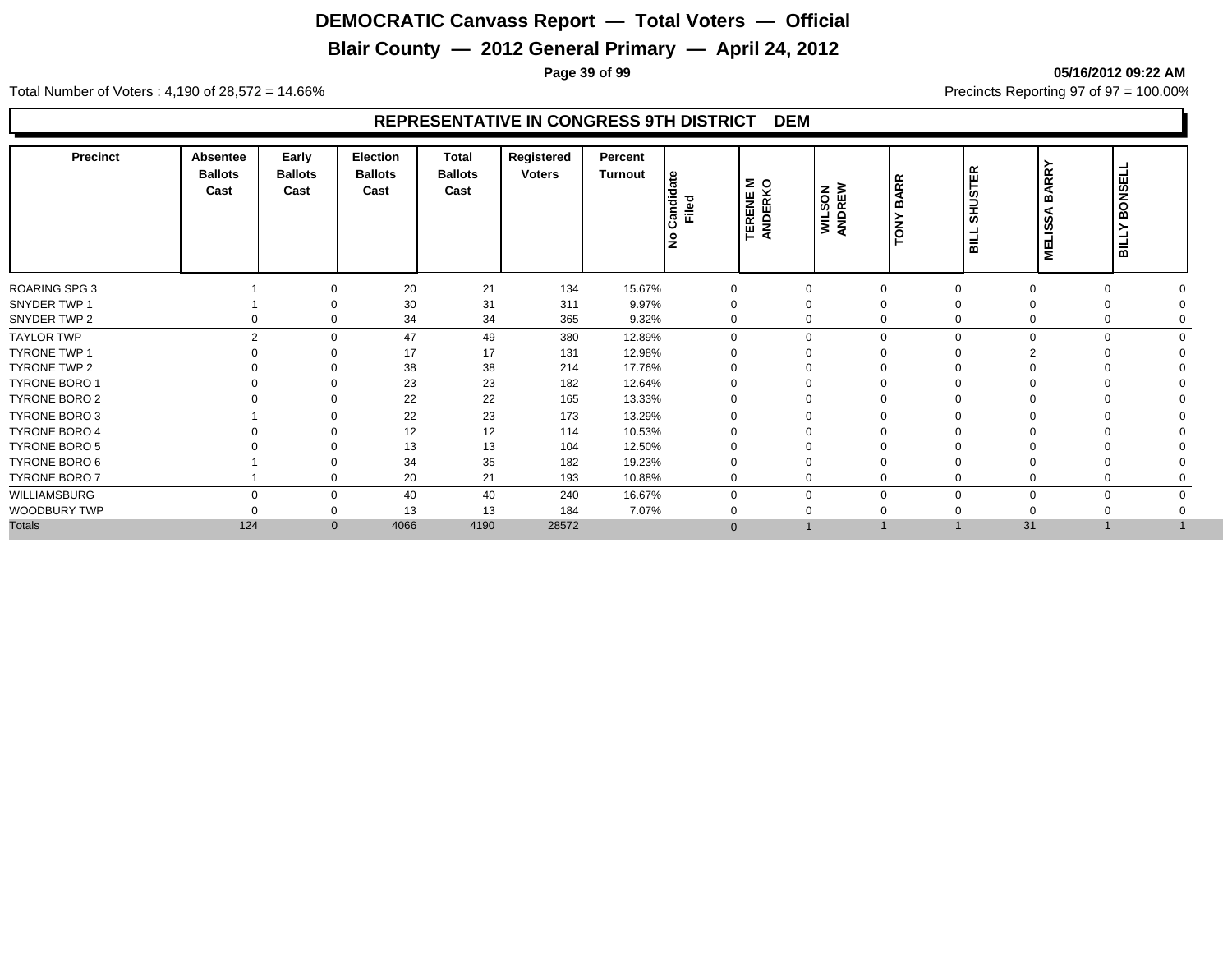# DEMOCRATIC Canvass Report — Total Voters — Official

## Blair County — 2012 General Primary — April 24, 2012

05/16/2012 09:22 AM

Total Number of Voters : 4,190 of 28,572 = 14.66%

Precincts Reporting 97 of 97 = 100.00%

### REPRESENTATIVE IN CONGRESS 9TH DISTRICT DEM

| Precinct | Absentee Ballots Cast | Early Ballots Cast | Election Ballots Cast | Total Ballots Cast | Registered Voters | Percent Turnout | No Candidate Filed | TERENE M ANDERKO | WILSON ANDREW | TONY BARR | BILL SHUSTER | MELISSA BARRY | BILLY BONSELL |
|---|---|---|---|---|---|---|---|---|---|---|---|---|---|
| ROARING SPG 3 | 1 | 0 | 20 | 21 | 134 | 15.67% | 0 | 0 | 0 | 0 | 0 | 0 | 0 |
| SNYDER TWP 1 | 1 | 0 | 30 | 31 | 311 | 9.97% | 0 | 0 | 0 | 0 | 0 | 0 | 0 |
| SNYDER TWP 2 | 0 | 0 | 34 | 34 | 365 | 9.32% | 0 | 0 | 0 | 0 | 0 | 0 | 0 |
| TAYLOR TWP | 2 | 0 | 47 | 49 | 380 | 12.89% | 0 | 0 | 0 | 0 | 0 | 0 | 0 |
| TYRONE TWP 1 | 0 | 0 | 17 | 17 | 131 | 12.98% | 0 | 0 | 0 | 0 | 2 | 0 | 0 |
| TYRONE TWP 2 | 0 | 0 | 38 | 38 | 214 | 17.76% | 0 | 0 | 0 | 0 | 0 | 0 | 0 |
| TYRONE BORO 1 | 0 | 0 | 23 | 23 | 182 | 12.64% | 0 | 0 | 0 | 0 | 0 | 0 | 0 |
| TYRONE BORO 2 | 0 | 0 | 22 | 22 | 165 | 13.33% | 0 | 0 | 0 | 0 | 0 | 0 | 0 |
| TYRONE BORO 3 | 1 | 0 | 22 | 23 | 173 | 13.29% | 0 | 0 | 0 | 0 | 0 | 0 | 0 |
| TYRONE BORO 4 | 0 | 0 | 12 | 12 | 114 | 10.53% | 0 | 0 | 0 | 0 | 0 | 0 | 0 |
| TYRONE BORO 5 | 0 | 0 | 13 | 13 | 104 | 12.50% | 0 | 0 | 0 | 0 | 0 | 0 | 0 |
| TYRONE BORO 6 | 1 | 0 | 34 | 35 | 182 | 19.23% | 0 | 0 | 0 | 0 | 0 | 0 | 0 |
| TYRONE BORO 7 | 1 | 0 | 20 | 21 | 193 | 10.88% | 0 | 0 | 0 | 0 | 0 | 0 | 0 |
| WILLIAMSBURG | 0 | 0 | 40 | 40 | 240 | 16.67% | 0 | 0 | 0 | 0 | 0 | 0 | 0 |
| WOODBURY TWP | 0 | 0 | 13 | 13 | 184 | 7.07% | 0 | 0 | 0 | 0 | 0 | 0 | 0 |
| Totals | 124 | 0 | 4066 | 4190 | 28572 | | 0 | 1 | 1 | 1 | 31 | 1 | 1 |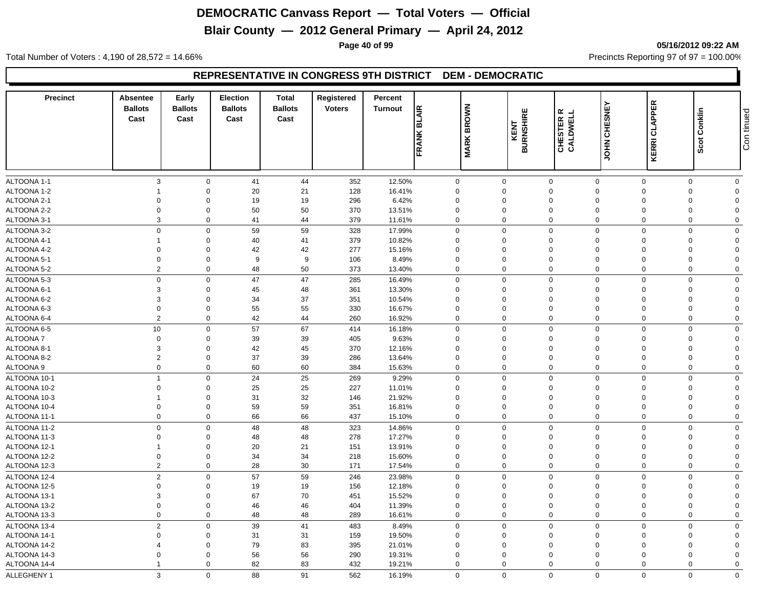# DEMOCRATIC Canvass Report — Total Voters — Official

## Blair County — 2012 General Primary — April 24, 2012

05/16/2012 09:22 AM

Total Number of Voters : 4,190 of 28,572 = 14.66%

Precincts Reporting 97 of 97 = 100.00%

### REPRESENTATIVE IN CONGRESS 9TH DISTRICT DEM - DEMOCRATIC

| Precinct | Absentee Ballots Cast | Early Ballots Cast | Election Ballots Cast | Total Ballots Cast | Registered Voters | Percent Turnout | FRANK BLAIR | MARK BROWN | KENT BURNSHIRE | CHESTER R CALDWELL | JOHN CHESNEY | KERRI CLAPPER | Scot Conklin | Con tinued |
|---|---|---|---|---|---|---|---|---|---|---|---|---|---|---|
| ALTOONA 1-1 | 3 | 0 | 41 | 44 | 352 | 12.50% | 0 | 0 | 0 | 0 | 0 | 0 | 0 | |
| ALTOONA 1-2 | 1 | 0 | 20 | 21 | 128 | 16.41% | 0 | 0 | 0 | 0 | 0 | 0 | 0 | |
| ALTOONA 2-1 | 0 | 0 | 19 | 19 | 296 | 6.42% | 0 | 0 | 0 | 0 | 0 | 0 | 0 | |
| ALTOONA 2-2 | 0 | 0 | 50 | 50 | 370 | 13.51% | 0 | 0 | 0 | 0 | 0 | 0 | 0 | |
| ALTOONA 3-1 | 3 | 0 | 41 | 44 | 379 | 11.61% | 0 | 0 | 0 | 0 | 0 | 0 | 0 | |
| ALTOONA 3-2 | 0 | 0 | 59 | 59 | 328 | 17.99% | 0 | 0 | 0 | 0 | 0 | 0 | 0 | |
| ALTOONA 4-1 | 1 | 0 | 40 | 41 | 379 | 10.82% | 0 | 0 | 0 | 0 | 0 | 0 | 0 | |
| ALTOONA 4-2 | 0 | 0 | 42 | 42 | 277 | 15.16% | 0 | 0 | 0 | 0 | 0 | 0 | 0 | |
| ALTOONA 5-1 | 0 | 0 | 9 | 9 | 106 | 8.49% | 0 | 0 | 0 | 0 | 0 | 0 | 0 | |
| ALTOONA 5-2 | 2 | 0 | 48 | 50 | 373 | 13.40% | 0 | 0 | 0 | 0 | 0 | 0 | 0 | |
| ALTOONA 5-3 | 0 | 0 | 47 | 47 | 285 | 16.49% | 0 | 0 | 0 | 0 | 0 | 0 | 0 | |
| ALTOONA 6-1 | 3 | 0 | 45 | 48 | 361 | 13.30% | 0 | 0 | 0 | 0 | 0 | 0 | 0 | |
| ALTOONA 6-2 | 3 | 0 | 34 | 37 | 351 | 10.54% | 0 | 0 | 0 | 0 | 0 | 0 | 0 | |
| ALTOONA 6-3 | 0 | 0 | 55 | 55 | 330 | 16.67% | 0 | 0 | 0 | 0 | 0 | 0 | 0 | |
| ALTOONA 6-4 | 2 | 0 | 42 | 44 | 260 | 16.92% | 0 | 0 | 0 | 0 | 0 | 0 | 0 | |
| ALTOONA 6-5 | 10 | 0 | 57 | 67 | 414 | 16.18% | 0 | 0 | 0 | 0 | 0 | 0 | 0 | |
| ALTOONA 7 | 0 | 0 | 39 | 39 | 405 | 9.63% | 0 | 0 | 0 | 0 | 0 | 0 | 0 | |
| ALTOONA 8-1 | 3 | 0 | 42 | 45 | 370 | 12.16% | 0 | 0 | 0 | 0 | 0 | 0 | 0 | |
| ALTOONA 8-2 | 2 | 0 | 37 | 39 | 286 | 13.64% | 0 | 0 | 0 | 0 | 0 | 0 | 0 | |
| ALTOONA 9 | 0 | 0 | 60 | 60 | 384 | 15.63% | 0 | 0 | 0 | 0 | 0 | 0 | 0 | |
| ALTOONA 10-1 | 1 | 0 | 24 | 25 | 269 | 9.29% | 0 | 0 | 0 | 0 | 0 | 0 | 0 | |
| ALTOONA 10-2 | 0 | 0 | 25 | 25 | 227 | 11.01% | 0 | 0 | 0 | 0 | 0 | 0 | 0 | |
| ALTOONA 10-3 | 1 | 0 | 31 | 32 | 146 | 21.92% | 0 | 0 | 0 | 0 | 0 | 0 | 0 | |
| ALTOONA 10-4 | 0 | 0 | 59 | 59 | 351 | 16.81% | 0 | 0 | 0 | 0 | 0 | 0 | 0 | |
| ALTOONA 11-1 | 0 | 0 | 66 | 66 | 437 | 15.10% | 0 | 0 | 0 | 0 | 0 | 0 | 0 | |
| ALTOONA 11-2 | 0 | 0 | 48 | 48 | 323 | 14.86% | 0 | 0 | 0 | 0 | 0 | 0 | 0 | |
| ALTOONA 11-3 | 0 | 0 | 48 | 48 | 278 | 17.27% | 0 | 0 | 0 | 0 | 0 | 0 | 0 | |
| ALTOONA 12-1 | 1 | 0 | 20 | 21 | 151 | 13.91% | 0 | 0 | 0 | 0 | 0 | 0 | 0 | |
| ALTOONA 12-2 | 0 | 0 | 34 | 34 | 218 | 15.60% | 0 | 0 | 0 | 0 | 0 | 0 | 0 | |
| ALTOONA 12-3 | 2 | 0 | 28 | 30 | 171 | 17.54% | 0 | 0 | 0 | 0 | 0 | 0 | 0 | |
| ALTOONA 12-4 | 2 | 0 | 57 | 59 | 246 | 23.98% | 0 | 0 | 0 | 0 | 0 | 0 | 0 | |
| ALTOONA 12-5 | 0 | 0 | 19 | 19 | 156 | 12.18% | 0 | 0 | 0 | 0 | 0 | 0 | 0 | |
| ALTOONA 13-1 | 3 | 0 | 67 | 70 | 451 | 15.52% | 0 | 0 | 0 | 0 | 0 | 0 | 0 | |
| ALTOONA 13-2 | 0 | 0 | 46 | 46 | 404 | 11.39% | 0 | 0 | 0 | 0 | 0 | 0 | 0 | |
| ALTOONA 13-3 | 0 | 0 | 48 | 48 | 289 | 16.61% | 0 | 0 | 0 | 0 | 0 | 0 | 0 | |
| ALTOONA 13-4 | 2 | 0 | 39 | 41 | 483 | 8.49% | 0 | 0 | 0 | 0 | 0 | 0 | 0 | |
| ALTOONA 14-1 | 0 | 0 | 31 | 31 | 159 | 19.50% | 0 | 0 | 0 | 0 | 0 | 0 | 0 | |
| ALTOONA 14-2 | 4 | 0 | 79 | 83 | 395 | 21.01% | 0 | 0 | 0 | 0 | 0 | 0 | 0 | |
| ALTOONA 14-3 | 0 | 0 | 56 | 56 | 290 | 19.31% | 0 | 0 | 0 | 0 | 0 | 0 | 0 | |
| ALTOONA 14-4 | 1 | 0 | 82 | 83 | 432 | 19.21% | 0 | 0 | 0 | 0 | 0 | 0 | 0 | |
| ALLEGHENY 1 | 3 | 0 | 88 | 91 | 562 | 16.19% | 0 | 0 | 0 | 0 | 0 | 0 | 0 | |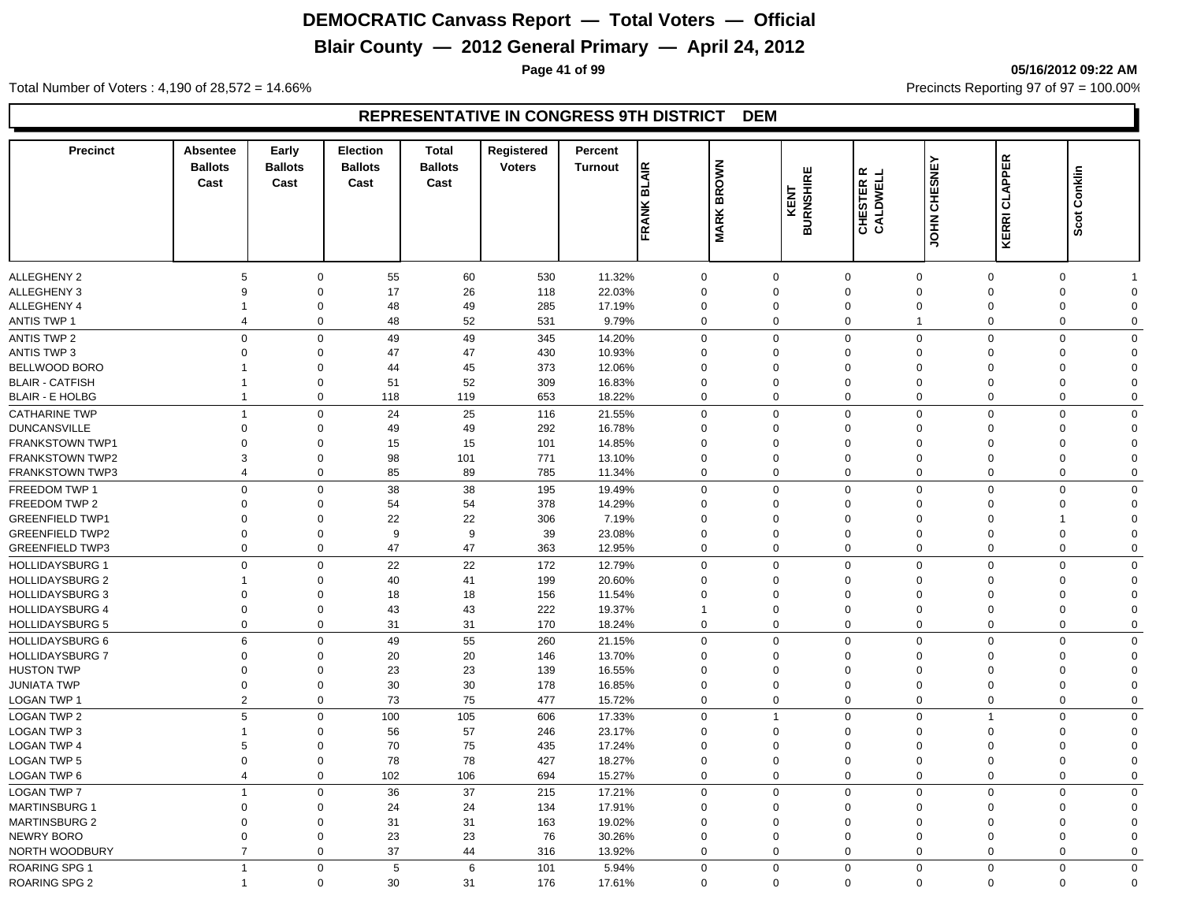# DEMOCRATIC Canvass Report — Total Voters — Official

## Blair County — 2012 General Primary — April 24, 2012

05/16/2012 09:22 AM

Total Number of Voters : 4,190 of 28,572 = 14.66%

Precincts Reporting 97 of 97 = 100.00%

### REPRESENTATIVE IN CONGRESS 9TH DISTRICT DEM

| Precinct | Absentee Ballots Cast | Early Ballots Cast | Election Ballots Cast | Total Ballots Cast | Registered Voters | Percent Turnout | FRANK BLAIR | MARK BROWN | KENT BURNSHIRE | CHESTER R CALDWELL | JOHN CHESNEY | KERRI CLAPPER | Scot Conklin |
|---|---|---|---|---|---|---|---|---|---|---|---|---|---|
| ALLEGHENY 2 | 5 | 0 | 55 | 60 | 530 | 11.32% | 0 | 0 | 0 | 0 | 0 | 0 | 1 |
| ALLEGHENY 3 | 9 | 0 | 17 | 26 | 118 | 22.03% | 0 | 0 | 0 | 0 | 0 | 0 | 0 |
| ALLEGHENY 4 | 1 | 0 | 48 | 49 | 285 | 17.19% | 0 | 0 | 0 | 0 | 0 | 0 | 0 |
| ANTIS TWP 1 | 4 | 0 | 48 | 52 | 531 | 9.79% | 0 | 0 | 0 | 1 | 0 | 0 | 0 |
| ANTIS TWP 2 | 0 | 0 | 49 | 49 | 345 | 14.20% | 0 | 0 | 0 | 0 | 0 | 0 | 0 |
| ANTIS TWP 3 | 0 | 0 | 47 | 47 | 430 | 10.93% | 0 | 0 | 0 | 0 | 0 | 0 | 0 |
| BELLWOOD BORO | 1 | 0 | 44 | 45 | 373 | 12.06% | 0 | 0 | 0 | 0 | 0 | 0 | 0 |
| BLAIR - CATFISH | 1 | 0 | 51 | 52 | 309 | 16.83% | 0 | 0 | 0 | 0 | 0 | 0 | 0 |
| BLAIR - E HOLBG | 1 | 0 | 118 | 119 | 653 | 18.22% | 0 | 0 | 0 | 0 | 0 | 0 | 0 |
| CATHARINE TWP | 1 | 0 | 24 | 25 | 116 | 21.55% | 0 | 0 | 0 | 0 | 0 | 0 | 0 |
| DUNCANSVILLE | 0 | 0 | 49 | 49 | 292 | 16.78% | 0 | 0 | 0 | 0 | 0 | 0 | 0 |
| FRANKSTOWN TWP1 | 0 | 0 | 15 | 15 | 101 | 14.85% | 0 | 0 | 0 | 0 | 0 | 0 | 0 |
| FRANKSTOWN TWP2 | 3 | 0 | 98 | 101 | 771 | 13.10% | 0 | 0 | 0 | 0 | 0 | 0 | 0 |
| FRANKSTOWN TWP3 | 4 | 0 | 85 | 89 | 785 | 11.34% | 0 | 0 | 0 | 0 | 0 | 0 | 0 |
| FREEDOM TWP 1 | 0 | 0 | 38 | 38 | 195 | 19.49% | 0 | 0 | 0 | 0 | 0 | 0 | 0 |
| FREEDOM TWP 2 | 0 | 0 | 54 | 54 | 378 | 14.29% | 0 | 0 | 0 | 0 | 0 | 0 | 0 |
| GREENFIELD TWP1 | 0 | 0 | 22 | 22 | 306 | 7.19% | 0 | 0 | 0 | 0 | 0 | 1 | 0 |
| GREENFIELD TWP2 | 0 | 0 | 9 | 9 | 39 | 23.08% | 0 | 0 | 0 | 0 | 0 | 0 | 0 |
| GREENFIELD TWP3 | 0 | 0 | 47 | 47 | 363 | 12.95% | 0 | 0 | 0 | 0 | 0 | 0 | 0 |
| HOLLIDAYSBURG 1 | 0 | 0 | 22 | 22 | 172 | 12.79% | 0 | 0 | 0 | 0 | 0 | 0 | 0 |
| HOLLIDAYSBURG 2 | 1 | 0 | 40 | 41 | 199 | 20.60% | 0 | 0 | 0 | 0 | 0 | 0 | 0 |
| HOLLIDAYSBURG 3 | 0 | 0 | 18 | 18 | 156 | 11.54% | 0 | 0 | 0 | 0 | 0 | 0 | 0 |
| HOLLIDAYSBURG 4 | 0 | 0 | 43 | 43 | 222 | 19.37% | 1 | 0 | 0 | 0 | 0 | 0 | 0 |
| HOLLIDAYSBURG 5 | 0 | 0 | 31 | 31 | 170 | 18.24% | 0 | 0 | 0 | 0 | 0 | 0 | 0 |
| HOLLIDAYSBURG 6 | 6 | 0 | 49 | 55 | 260 | 21.15% | 0 | 0 | 0 | 0 | 0 | 0 | 0 |
| HOLLIDAYSBURG 7 | 0 | 0 | 20 | 20 | 146 | 13.70% | 0 | 0 | 0 | 0 | 0 | 0 | 0 |
| HUSTON TWP | 0 | 0 | 23 | 23 | 139 | 16.55% | 0 | 0 | 0 | 0 | 0 | 0 | 0 |
| JUNIATA TWP | 0 | 0 | 30 | 30 | 178 | 16.85% | 0 | 0 | 0 | 0 | 0 | 0 | 0 |
| LOGAN TWP 1 | 2 | 0 | 73 | 75 | 477 | 15.72% | 0 | 0 | 0 | 0 | 0 | 0 | 0 |
| LOGAN TWP 2 | 5 | 0 | 100 | 105 | 606 | 17.33% | 0 | 1 | 0 | 0 | 1 | 0 | 0 |
| LOGAN TWP 3 | 1 | 0 | 56 | 57 | 246 | 23.17% | 0 | 0 | 0 | 0 | 0 | 0 | 0 |
| LOGAN TWP 4 | 5 | 0 | 70 | 75 | 435 | 17.24% | 0 | 0 | 0 | 0 | 0 | 0 | 0 |
| LOGAN TWP 5 | 0 | 0 | 78 | 78 | 427 | 18.27% | 0 | 0 | 0 | 0 | 0 | 0 | 0 |
| LOGAN TWP 6 | 4 | 0 | 102 | 106 | 694 | 15.27% | 0 | 0 | 0 | 0 | 0 | 0 | 0 |
| LOGAN TWP 7 | 1 | 0 | 36 | 37 | 215 | 17.21% | 0 | 0 | 0 | 0 | 0 | 0 | 0 |
| MARTINSBURG 1 | 0 | 0 | 24 | 24 | 134 | 17.91% | 0 | 0 | 0 | 0 | 0 | 0 | 0 |
| MARTINSBURG 2 | 0 | 0 | 31 | 31 | 163 | 19.02% | 0 | 0 | 0 | 0 | 0 | 0 | 0 |
| NEWRY BORO | 0 | 0 | 23 | 23 | 76 | 30.26% | 0 | 0 | 0 | 0 | 0 | 0 | 0 |
| NORTH WOODBURY | 7 | 0 | 37 | 44 | 316 | 13.92% | 0 | 0 | 0 | 0 | 0 | 0 | 0 |
| ROARING SPG 1 | 1 | 0 | 5 | 6 | 101 | 5.94% | 0 | 0 | 0 | 0 | 0 | 0 | 0 |
| ROARING SPG 2 | 1 | 0 | 30 | 31 | 176 | 17.61% | 0 | 0 | 0 | 0 | 0 | 0 | 0 |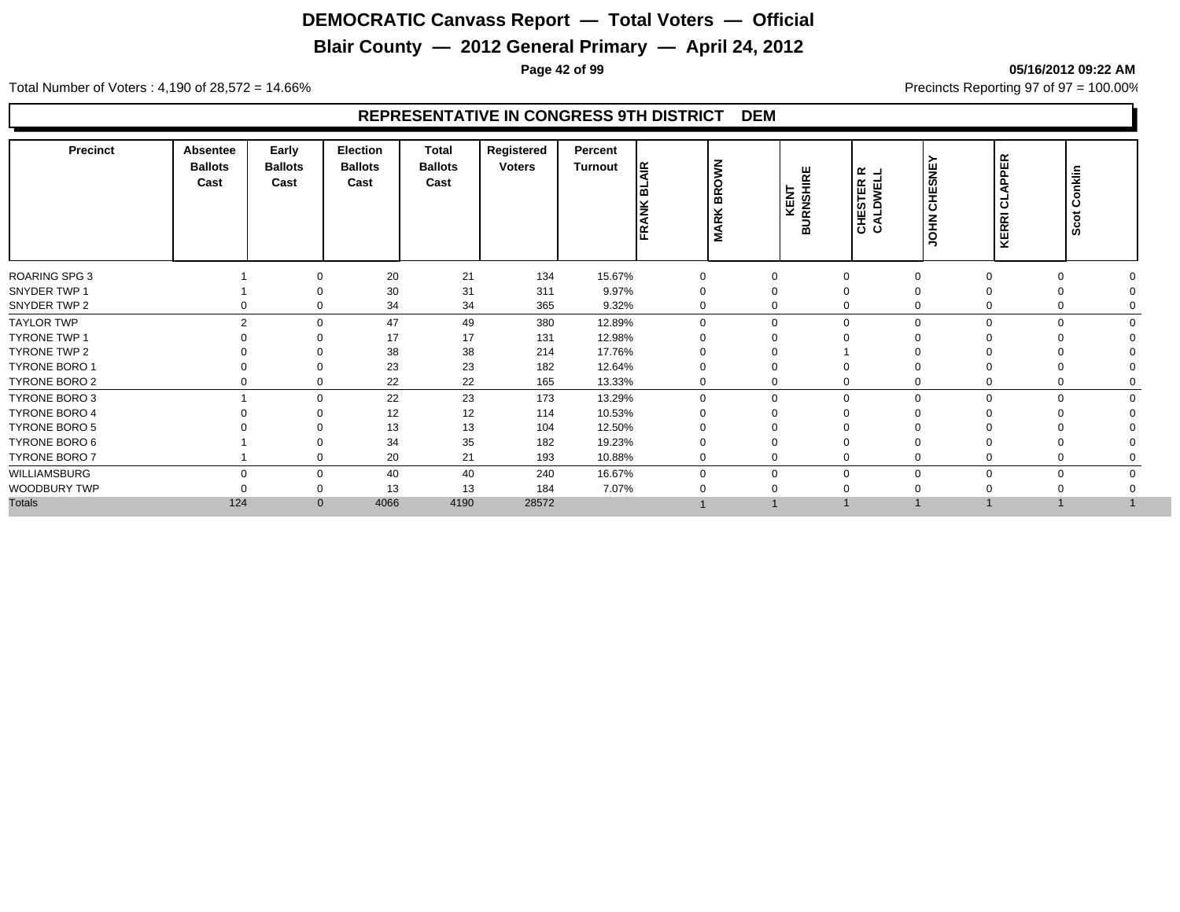# DEMOCRATIC Canvass Report — Total Voters — Official

## Blair County — 2012 General Primary — April 24, 2012

05/16/2012 09:22 AM

Total Number of Voters : 4,190 of 28,572 = 14.66%

Precincts Reporting 97 of 97 = 100.00%

### REPRESENTATIVE IN CONGRESS 9TH DISTRICT DEM

| Precinct | Absentee Ballots Cast | Early Ballots Cast | Election Ballots Cast | Total Ballots Cast | Registered Voters | Percent Turnout | FRANK BLAIR | MARK BROWN | KENT BURNSHIRE | CHESTER R CALDWELL | JOHN CHESNEY | KERRI CLAPPER | Scot Conklin |
|---|---|---|---|---|---|---|---|---|---|---|---|---|---|
| ROARING SPG 3 | 1 | 0 | 20 | 21 | 134 | 15.67% | 0 | 0 | 0 | 0 | 0 | 0 | 0 |
| SNYDER TWP 1 | 1 | 0 | 30 | 31 | 311 | 9.97% | 0 | 0 | 0 | 0 | 0 | 0 | 0 |
| SNYDER TWP 2 | 0 | 0 | 34 | 34 | 365 | 9.32% | 0 | 0 | 0 | 0 | 0 | 0 | 0 |
| TAYLOR TWP | 2 | 0 | 47 | 49 | 380 | 12.89% | 0 | 0 | 0 | 0 | 0 | 0 | 0 |
| TYRONE TWP 1 | 0 | 0 | 17 | 17 | 131 | 12.98% | 0 | 0 | 0 | 0 | 0 | 0 | 0 |
| TYRONE TWP 2 | 0 | 0 | 38 | 38 | 214 | 17.76% | 0 | 0 | 1 | 0 | 0 | 0 | 0 |
| TYRONE BORO 1 | 0 | 0 | 23 | 23 | 182 | 12.64% | 0 | 0 | 0 | 0 | 0 | 0 | 0 |
| TYRONE BORO 2 | 0 | 0 | 22 | 22 | 165 | 13.33% | 0 | 0 | 0 | 0 | 0 | 0 | 0 |
| TYRONE BORO 3 | 1 | 0 | 22 | 23 | 173 | 13.29% | 0 | 0 | 0 | 0 | 0 | 0 | 0 |
| TYRONE BORO 4 | 0 | 0 | 12 | 12 | 114 | 10.53% | 0 | 0 | 0 | 0 | 0 | 0 | 0 |
| TYRONE BORO 5 | 0 | 0 | 13 | 13 | 104 | 12.50% | 0 | 0 | 0 | 0 | 0 | 0 | 0 |
| TYRONE BORO 6 | 1 | 0 | 34 | 35 | 182 | 19.23% | 0 | 0 | 0 | 0 | 0 | 0 | 0 |
| TYRONE BORO 7 | 1 | 0 | 20 | 21 | 193 | 10.88% | 0 | 0 | 0 | 0 | 0 | 0 | 0 |
| WILLIAMSBURG | 0 | 0 | 40 | 40 | 240 | 16.67% | 0 | 0 | 0 | 0 | 0 | 0 | 0 |
| WOODBURY TWP | 0 | 0 | 13 | 13 | 184 | 7.07% | 0 | 0 | 0 | 0 | 0 | 0 | 0 |
| Totals | 124 | 0 | 4066 | 4190 | 28572 | | 1 | 1 | 1 | 1 | 1 | 1 | 1 |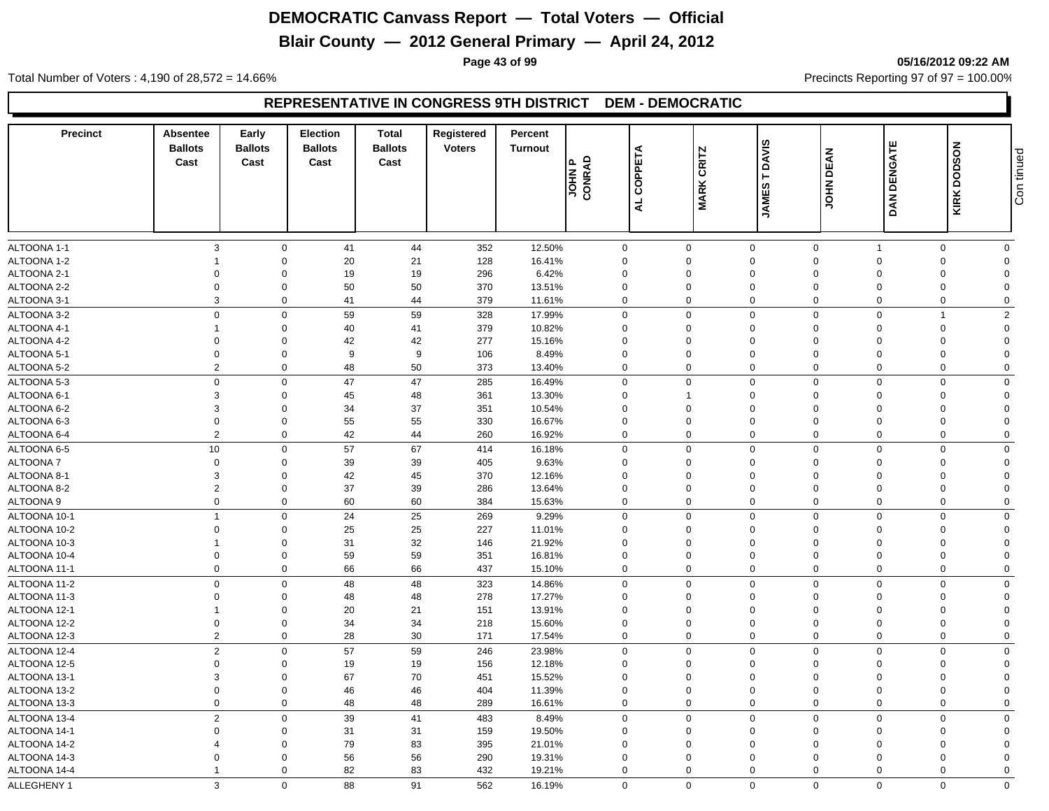# DEMOCRATIC Canvass Report — Total Voters — Official

## Blair County — 2012 General Primary — April 24, 2012

05/16/2012 09:22 AM

Total Number of Voters : 4,190 of 28,572 = 14.66%

Precincts Reporting 97 of 97 = 100.00%

### REPRESENTATIVE IN CONGRESS 9TH DISTRICT DEM - DEMOCRATIC

| Precinct | Absentee Ballots Cast | Early Ballots Cast | Election Ballots Cast | Total Ballots Cast | Registered Voters | Percent Turnout | JOHN P CONRAD | AL COPPETA | MARK CRITZ | JAMES T DAVIS | JOHN DEAN | DAN DENGATE | KIRK DODSON |
|---|---|---|---|---|---|---|---|---|---|---|---|---|---|
| ALTOONA 1-1 | 3 | 0 | 41 | 44 | 352 | 12.50% | 0 | 0 | 0 | 0 | 1 | 0 | 0 |
| ALTOONA 1-2 | 1 | 0 | 20 | 21 | 128 | 16.41% | 0 | 0 | 0 | 0 | 0 | 0 | 0 |
| ALTOONA 2-1 | 0 | 0 | 19 | 19 | 296 | 6.42% | 0 | 0 | 0 | 0 | 0 | 0 | 0 |
| ALTOONA 2-2 | 0 | 0 | 50 | 50 | 370 | 13.51% | 0 | 0 | 0 | 0 | 0 | 0 | 0 |
| ALTOONA 3-1 | 3 | 0 | 41 | 44 | 379 | 11.61% | 0 | 0 | 0 | 0 | 0 | 0 | 0 |
| ALTOONA 3-2 | 0 | 0 | 59 | 59 | 328 | 17.99% | 0 | 0 | 0 | 0 | 0 | 1 | 2 |
| ALTOONA 4-1 | 1 | 0 | 40 | 41 | 379 | 10.82% | 0 | 0 | 0 | 0 | 0 | 0 | 0 |
| ALTOONA 4-2 | 0 | 0 | 42 | 42 | 277 | 15.16% | 0 | 0 | 0 | 0 | 0 | 0 | 0 |
| ALTOONA 5-1 | 0 | 0 | 9 | 9 | 106 | 8.49% | 0 | 0 | 0 | 0 | 0 | 0 | 0 |
| ALTOONA 5-2 | 2 | 0 | 48 | 50 | 373 | 13.40% | 0 | 0 | 0 | 0 | 0 | 0 | 0 |
| ALTOONA 5-3 | 0 | 0 | 47 | 47 | 285 | 16.49% | 0 | 0 | 0 | 0 | 0 | 0 | 0 |
| ALTOONA 6-1 | 3 | 0 | 45 | 48 | 361 | 13.30% | 0 | 1 | 0 | 0 | 0 | 0 | 0 |
| ALTOONA 6-2 | 3 | 0 | 34 | 37 | 351 | 10.54% | 0 | 0 | 0 | 0 | 0 | 0 | 0 |
| ALTOONA 6-3 | 0 | 0 | 55 | 55 | 330 | 16.67% | 0 | 0 | 0 | 0 | 0 | 0 | 0 |
| ALTOONA 6-4 | 2 | 0 | 42 | 44 | 260 | 16.92% | 0 | 0 | 0 | 0 | 0 | 0 | 0 |
| ALTOONA 6-5 | 10 | 0 | 57 | 67 | 414 | 16.18% | 0 | 0 | 0 | 0 | 0 | 0 | 0 |
| ALTOONA 7 | 0 | 0 | 39 | 39 | 405 | 9.63% | 0 | 0 | 0 | 0 | 0 | 0 | 0 |
| ALTOONA 8-1 | 3 | 0 | 42 | 45 | 370 | 12.16% | 0 | 0 | 0 | 0 | 0 | 0 | 0 |
| ALTOONA 8-2 | 2 | 0 | 37 | 39 | 286 | 13.64% | 0 | 0 | 0 | 0 | 0 | 0 | 0 |
| ALTOONA 9 | 0 | 0 | 60 | 60 | 384 | 15.63% | 0 | 0 | 0 | 0 | 0 | 0 | 0 |
| ALTOONA 10-1 | 1 | 0 | 24 | 25 | 269 | 9.29% | 0 | 0 | 0 | 0 | 0 | 0 | 0 |
| ALTOONA 10-2 | 0 | 0 | 25 | 25 | 227 | 11.01% | 0 | 0 | 0 | 0 | 0 | 0 | 0 |
| ALTOONA 10-3 | 1 | 0 | 31 | 32 | 146 | 21.92% | 0 | 0 | 0 | 0 | 0 | 0 | 0 |
| ALTOONA 10-4 | 0 | 0 | 59 | 59 | 351 | 16.81% | 0 | 0 | 0 | 0 | 0 | 0 | 0 |
| ALTOONA 11-1 | 0 | 0 | 66 | 66 | 437 | 15.10% | 0 | 0 | 0 | 0 | 0 | 0 | 0 |
| ALTOONA 11-2 | 0 | 0 | 48 | 48 | 323 | 14.86% | 0 | 0 | 0 | 0 | 0 | 0 | 0 |
| ALTOONA 11-3 | 0 | 0 | 48 | 48 | 278 | 17.27% | 0 | 0 | 0 | 0 | 0 | 0 | 0 |
| ALTOONA 12-1 | 1 | 0 | 20 | 21 | 151 | 13.91% | 0 | 0 | 0 | 0 | 0 | 0 | 0 |
| ALTOONA 12-2 | 0 | 0 | 34 | 34 | 218 | 15.60% | 0 | 0 | 0 | 0 | 0 | 0 | 0 |
| ALTOONA 12-3 | 2 | 0 | 28 | 30 | 171 | 17.54% | 0 | 0 | 0 | 0 | 0 | 0 | 0 |
| ALTOONA 12-4 | 2 | 0 | 57 | 59 | 246 | 23.98% | 0 | 0 | 0 | 0 | 0 | 0 | 0 |
| ALTOONA 12-5 | 0 | 0 | 19 | 19 | 156 | 12.18% | 0 | 0 | 0 | 0 | 0 | 0 | 0 |
| ALTOONA 13-1 | 3 | 0 | 67 | 70 | 451 | 15.52% | 0 | 0 | 0 | 0 | 0 | 0 | 0 |
| ALTOONA 13-2 | 0 | 0 | 46 | 46 | 404 | 11.39% | 0 | 0 | 0 | 0 | 0 | 0 | 0 |
| ALTOONA 13-3 | 0 | 0 | 48 | 48 | 289 | 16.61% | 0 | 0 | 0 | 0 | 0 | 0 | 0 |
| ALTOONA 13-4 | 2 | 0 | 39 | 41 | 483 | 8.49% | 0 | 0 | 0 | 0 | 0 | 0 | 0 |
| ALTOONA 14-1 | 0 | 0 | 31 | 31 | 159 | 19.50% | 0 | 0 | 0 | 0 | 0 | 0 | 0 |
| ALTOONA 14-2 | 4 | 0 | 79 | 83 | 395 | 21.01% | 0 | 0 | 0 | 0 | 0 | 0 | 0 |
| ALTOONA 14-3 | 0 | 0 | 56 | 56 | 290 | 19.31% | 0 | 0 | 0 | 0 | 0 | 0 | 0 |
| ALTOONA 14-4 | 1 | 0 | 82 | 83 | 432 | 19.21% | 0 | 0 | 0 | 0 | 0 | 0 | 0 |
| ALLEGHENY 1 | 3 | 0 | 88 | 91 | 562 | 16.19% | 0 | 0 | 0 | 0 | 0 | 0 | 0 |

Continued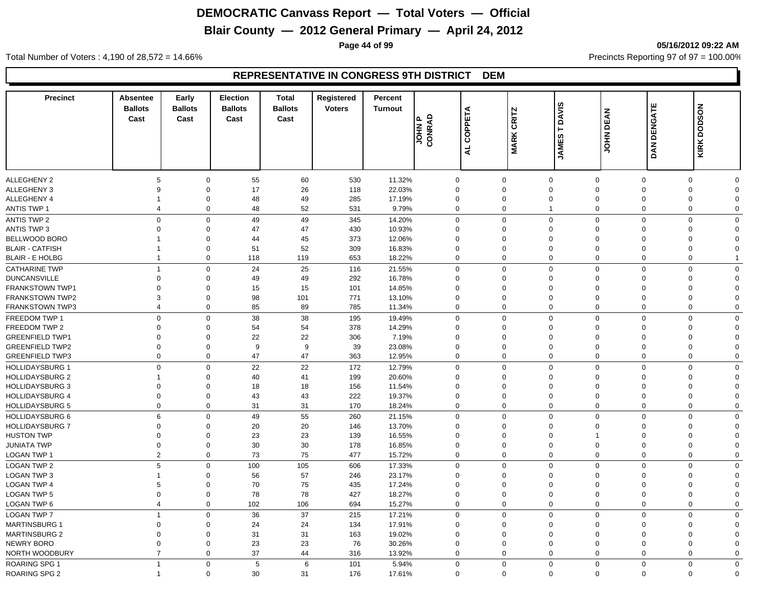# DEMOCRATIC Canvass Report — Total Voters — Official

## Blair County — 2012 General Primary — April 24, 2012

05/16/2012 09:22 AM

Total Number of Voters : 4,190 of 28,572 = 14.66%

Precincts Reporting 97 of 97 = 100.00%

### REPRESENTATIVE IN CONGRESS 9TH DISTRICT DEM

| Precinct | Absentee Ballots Cast | Early Ballots Cast | Election Ballots Cast | Total Ballots Cast | Registered Voters | Percent Turnout | JOHN P CONRAD | AL COPPETA | MARK CRITZ | JAMES T DAVIS | JOHN DEAN | DAN DENGATE | KIRK DODSON |
|---|---|---|---|---|---|---|---|---|---|---|---|---|---|
| ALLEGHENY 2 | 5 | 0 | 55 | 60 | 530 | 11.32% | 0 | 0 | 0 | 0 | 0 | 0 | 0 |
| ALLEGHENY 3 | 9 | 0 | 17 | 26 | 118 | 22.03% | 0 | 0 | 0 | 0 | 0 | 0 | 0 |
| ALLEGHENY 4 | 1 | 0 | 48 | 49 | 285 | 17.19% | 0 | 0 | 0 | 0 | 0 | 0 | 0 |
| ANTIS TWP 1 | 4 | 0 | 48 | 52 | 531 | 9.79% | 0 | 0 | 1 | 0 | 0 | 0 | 0 |
| ANTIS TWP 2 | 0 | 0 | 49 | 49 | 345 | 14.20% | 0 | 0 | 0 | 0 | 0 | 0 | 0 |
| ANTIS TWP 3 | 0 | 0 | 47 | 47 | 430 | 10.93% | 0 | 0 | 0 | 0 | 0 | 0 | 0 |
| BELLWOOD BORO | 1 | 0 | 44 | 45 | 373 | 12.06% | 0 | 0 | 0 | 0 | 0 | 0 | 0 |
| BLAIR - CATFISH | 1 | 0 | 51 | 52 | 309 | 16.83% | 0 | 0 | 0 | 0 | 0 | 0 | 0 |
| BLAIR - E HOLBG | 1 | 0 | 118 | 119 | 653 | 18.22% | 0 | 0 | 0 | 0 | 0 | 0 | 1 |
| CATHARINE TWP | 1 | 0 | 24 | 25 | 116 | 21.55% | 0 | 0 | 0 | 0 | 0 | 0 | 0 |
| DUNCANSVILLE | 0 | 0 | 49 | 49 | 292 | 16.78% | 0 | 0 | 0 | 0 | 0 | 0 | 0 |
| FRANKSTOWN TWP1 | 0 | 0 | 15 | 15 | 101 | 14.85% | 0 | 0 | 0 | 0 | 0 | 0 | 0 |
| FRANKSTOWN TWP2 | 3 | 0 | 98 | 101 | 771 | 13.10% | 0 | 0 | 0 | 0 | 0 | 0 | 0 |
| FRANKSTOWN TWP3 | 4 | 0 | 85 | 89 | 785 | 11.34% | 0 | 0 | 0 | 0 | 0 | 0 | 0 |
| FREEDOM TWP 1 | 0 | 0 | 38 | 38 | 195 | 19.49% | 0 | 0 | 0 | 0 | 0 | 0 | 0 |
| FREEDOM TWP 2 | 0 | 0 | 54 | 54 | 378 | 14.29% | 0 | 0 | 0 | 0 | 0 | 0 | 0 |
| GREENFIELD TWP1 | 0 | 0 | 22 | 22 | 306 | 7.19% | 0 | 0 | 0 | 0 | 0 | 0 | 0 |
| GREENFIELD TWP2 | 0 | 0 | 9 | 9 | 39 | 23.08% | 0 | 0 | 0 | 0 | 0 | 0 | 0 |
| GREENFIELD TWP3 | 0 | 0 | 47 | 47 | 363 | 12.95% | 0 | 0 | 0 | 0 | 0 | 0 | 0 |
| HOLLIDAYSBURG 1 | 0 | 0 | 22 | 22 | 172 | 12.79% | 0 | 0 | 0 | 0 | 0 | 0 | 0 |
| HOLLIDAYSBURG 2 | 1 | 0 | 40 | 41 | 199 | 20.60% | 0 | 0 | 0 | 0 | 0 | 0 | 0 |
| HOLLIDAYSBURG 3 | 0 | 0 | 18 | 18 | 156 | 11.54% | 0 | 0 | 0 | 0 | 0 | 0 | 0 |
| HOLLIDAYSBURG 4 | 0 | 0 | 43 | 43 | 222 | 19.37% | 0 | 0 | 0 | 0 | 0 | 0 | 0 |
| HOLLIDAYSBURG 5 | 0 | 0 | 31 | 31 | 170 | 18.24% | 0 | 0 | 0 | 0 | 0 | 0 | 0 |
| HOLLIDAYSBURG 6 | 6 | 0 | 49 | 55 | 260 | 21.15% | 0 | 0 | 0 | 0 | 0 | 0 | 0 |
| HOLLIDAYSBURG 7 | 0 | 0 | 20 | 20 | 146 | 13.70% | 0 | 0 | 0 | 0 | 0 | 0 | 0 |
| HUSTON TWP | 0 | 0 | 23 | 23 | 139 | 16.55% | 0 | 0 | 0 | 1 | 0 | 0 | 0 |
| JUNIATA TWP | 0 | 0 | 30 | 30 | 178 | 16.85% | 0 | 0 | 0 | 0 | 0 | 0 | 0 |
| LOGAN TWP 1 | 2 | 0 | 73 | 75 | 477 | 15.72% | 0 | 0 | 0 | 0 | 0 | 0 | 0 |
| LOGAN TWP 2 | 5 | 0 | 100 | 105 | 606 | 17.33% | 0 | 0 | 0 | 0 | 0 | 0 | 0 |
| LOGAN TWP 3 | 1 | 0 | 56 | 57 | 246 | 23.17% | 0 | 0 | 0 | 0 | 0 | 0 | 0 |
| LOGAN TWP 4 | 5 | 0 | 70 | 75 | 435 | 17.24% | 0 | 0 | 0 | 0 | 0 | 0 | 0 |
| LOGAN TWP 5 | 0 | 0 | 78 | 78 | 427 | 18.27% | 0 | 0 | 0 | 0 | 0 | 0 | 0 |
| LOGAN TWP 6 | 4 | 0 | 102 | 106 | 694 | 15.27% | 0 | 0 | 0 | 0 | 0 | 0 | 0 |
| LOGAN TWP 7 | 1 | 0 | 36 | 37 | 215 | 17.21% | 0 | 0 | 0 | 0 | 0 | 0 | 0 |
| MARTINSBURG 1 | 0 | 0 | 24 | 24 | 134 | 17.91% | 0 | 0 | 0 | 0 | 0 | 0 | 0 |
| MARTINSBURG 2 | 0 | 0 | 31 | 31 | 163 | 19.02% | 0 | 0 | 0 | 0 | 0 | 0 | 0 |
| NEWRY BORO | 0 | 0 | 23 | 23 | 76 | 30.26% | 0 | 0 | 0 | 0 | 0 | 0 | 0 |
| NORTH WOODBURY | 7 | 0 | 37 | 44 | 316 | 13.92% | 0 | 0 | 0 | 0 | 0 | 0 | 0 |
| ROARING SPG 1 | 1 | 0 | 5 | 6 | 101 | 5.94% | 0 | 0 | 0 | 0 | 0 | 0 | 0 |
| ROARING SPG 2 | 1 | 0 | 30 | 31 | 176 | 17.61% | 0 | 0 | 0 | 0 | 0 | 0 | 0 |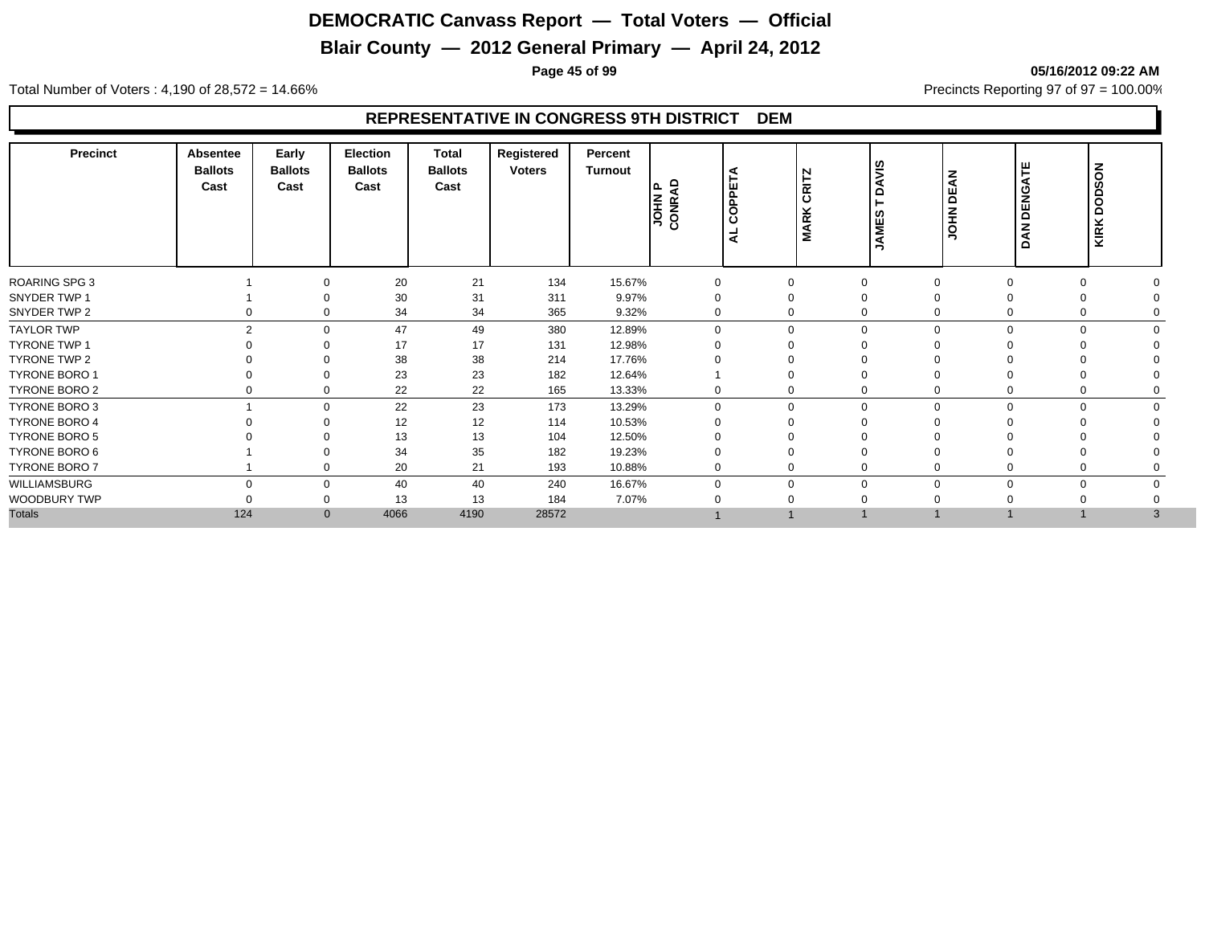# DEMOCRATIC Canvass Report — Total Voters — Official

## Blair County — 2012 General Primary — April 24, 2012

05/16/2012 09:22 AM

Total Number of Voters : 4,190 of 28,572 = 14.66%

Precincts Reporting 97 of 97 = 100.00%

### REPRESENTATIVE IN CONGRESS 9TH DISTRICT DEM

| Precinct | Absentee Ballots Cast | Early Ballots Cast | Election Ballots Cast | Total Ballots Cast | Registered Voters | Percent Turnout | JOHN P CONRAD | AL COPPETA | MARK CRITZ | JAMES T DAVIS | JOHN DEAN | DAN DENGATE | KIRK DODSON |
|---|---|---|---|---|---|---|---|---|---|---|---|---|---|
| ROARING SPG 3 | 1 | 0 | 20 | 21 | 134 | 15.67% | 0 | 0 | 0 | 0 | 0 | 0 | 0 |
| SNYDER TWP 1 | 1 | 0 | 30 | 31 | 311 | 9.97% | 0 | 0 | 0 | 0 | 0 | 0 | 0 |
| SNYDER TWP 2 | 0 | 0 | 34 | 34 | 365 | 9.32% | 0 | 0 | 0 | 0 | 0 | 0 | 0 |
| TAYLOR TWP | 2 | 0 | 47 | 49 | 380 | 12.89% | 0 | 0 | 0 | 0 | 0 | 0 | 0 |
| TYRONE TWP 1 | 0 | 0 | 17 | 17 | 131 | 12.98% | 0 | 0 | 0 | 0 | 0 | 0 | 0 |
| TYRONE TWP 2 | 0 | 0 | 38 | 38 | 214 | 17.76% | 0 | 0 | 0 | 0 | 0 | 0 | 0 |
| TYRONE BORO 1 | 0 | 0 | 23 | 23 | 182 | 12.64% | 1 | 0 | 0 | 0 | 0 | 0 | 0 |
| TYRONE BORO 2 | 0 | 0 | 22 | 22 | 165 | 13.33% | 0 | 0 | 0 | 0 | 0 | 0 | 0 |
| TYRONE BORO 3 | 1 | 0 | 22 | 23 | 173 | 13.29% | 0 | 0 | 0 | 0 | 0 | 0 | 0 |
| TYRONE BORO 4 | 0 | 0 | 12 | 12 | 114 | 10.53% | 0 | 0 | 0 | 0 | 0 | 0 | 0 |
| TYRONE BORO 5 | 0 | 0 | 13 | 13 | 104 | 12.50% | 0 | 0 | 0 | 0 | 0 | 0 | 0 |
| TYRONE BORO 6 | 1 | 0 | 34 | 35 | 182 | 19.23% | 0 | 0 | 0 | 0 | 0 | 0 | 0 |
| TYRONE BORO 7 | 1 | 0 | 20 | 21 | 193 | 10.88% | 0 | 0 | 0 | 0 | 0 | 0 | 0 |
| WILLIAMSBURG | 0 | 0 | 40 | 40 | 240 | 16.67% | 0 | 0 | 0 | 0 | 0 | 0 | 0 |
| WOODBURY TWP | 0 | 0 | 13 | 13 | 184 | 7.07% | 0 | 0 | 0 | 0 | 0 | 0 | 0 |
| Totals | 124 | 0 | 4066 | 4190 | 28572 | | 1 | 1 | 1 | 1 | 1 | 1 | 3 |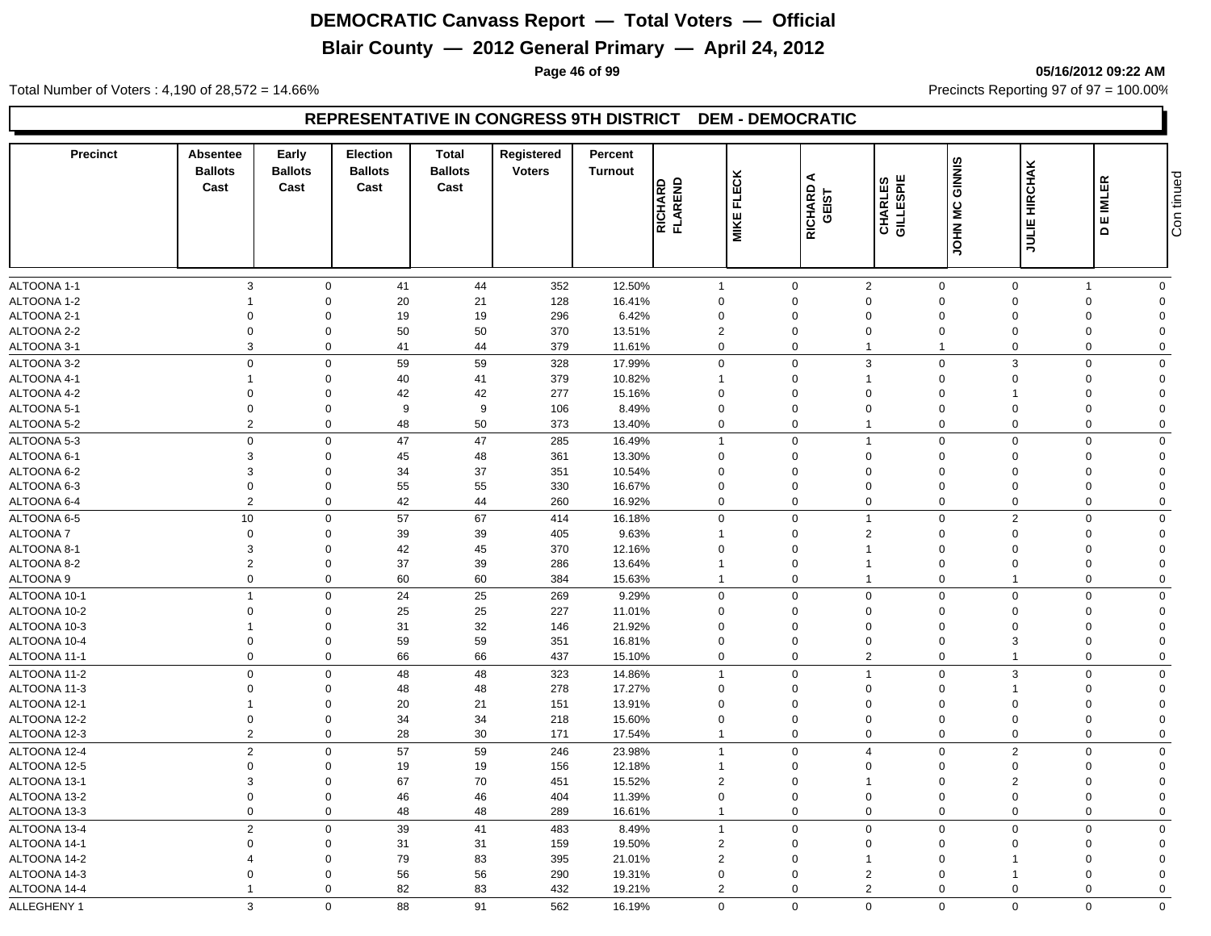# DEMOCRATIC Canvass Report — Total Voters — Official

## Blair County — 2012 General Primary — April 24, 2012

05/16/2012 09:22 AM

Total Number of Voters : 4,190 of 28,572 = 14.66%

Precincts Reporting 97 of 97 = 100.00%

### REPRESENTATIVE IN CONGRESS 9TH DISTRICT DEM - DEMOCRATIC

| Precinct | Absentee Ballots Cast | Early Ballots Cast | Election Ballots Cast | Total Ballots Cast | Registered Voters | Percent Turnout | RICHARD FLAREND | MIKE FLECK | RICHARD A GEIST | CHARLES GILLESPIE | JOHN MC GINNIS | JULIE HIRCHAK | D E IMLER |
|---|---|---|---|---|---|---|---|---|---|---|---|---|---|
| ALTOONA 1-1 | 3 | 0 | 41 | 44 | 352 | 12.50% | 1 | 0 | 2 | 0 | 0 | 1 | 0 |
| ALTOONA 1-2 | 1 | 0 | 20 | 21 | 128 | 16.41% | 0 | 0 | 0 | 0 | 0 | 0 | 0 |
| ALTOONA 2-1 | 0 | 0 | 19 | 19 | 296 | 6.42% | 0 | 0 | 0 | 0 | 0 | 0 | 0 |
| ALTOONA 2-2 | 0 | 0 | 50 | 50 | 370 | 13.51% | 2 | 0 | 0 | 0 | 0 | 0 | 0 |
| ALTOONA 3-1 | 3 | 0 | 41 | 44 | 379 | 11.61% | 0 | 0 | 1 | 1 | 0 | 0 | 0 |
| ALTOONA 3-2 | 0 | 0 | 59 | 59 | 328 | 17.99% | 0 | 0 | 3 | 0 | 3 | 0 | 0 |
| ALTOONA 4-1 | 1 | 0 | 40 | 41 | 379 | 10.82% | 1 | 0 | 1 | 0 | 0 | 0 | 0 |
| ALTOONA 4-2 | 0 | 0 | 42 | 42 | 277 | 15.16% | 0 | 0 | 0 | 0 | 1 | 0 | 0 |
| ALTOONA 5-1 | 0 | 0 | 9 | 9 | 106 | 8.49% | 0 | 0 | 0 | 0 | 0 | 0 | 0 |
| ALTOONA 5-2 | 2 | 0 | 48 | 50 | 373 | 13.40% | 0 | 0 | 1 | 0 | 0 | 0 | 0 |
| ALTOONA 5-3 | 0 | 0 | 47 | 47 | 285 | 16.49% | 1 | 0 | 1 | 0 | 0 | 0 | 0 |
| ALTOONA 6-1 | 3 | 0 | 45 | 48 | 361 | 13.30% | 0 | 0 | 0 | 0 | 0 | 0 | 0 |
| ALTOONA 6-2 | 3 | 0 | 34 | 37 | 351 | 10.54% | 0 | 0 | 0 | 0 | 0 | 0 | 0 |
| ALTOONA 6-3 | 0 | 0 | 55 | 55 | 330 | 16.67% | 0 | 0 | 0 | 0 | 0 | 0 | 0 |
| ALTOONA 6-4 | 2 | 0 | 42 | 44 | 260 | 16.92% | 0 | 0 | 0 | 0 | 0 | 0 | 0 |
| ALTOONA 6-5 | 10 | 0 | 57 | 67 | 414 | 16.18% | 0 | 0 | 1 | 0 | 2 | 0 | 0 |
| ALTOONA 7 | 0 | 0 | 39 | 39 | 405 | 9.63% | 1 | 0 | 2 | 0 | 0 | 0 | 0 |
| ALTOONA 8-1 | 3 | 0 | 42 | 45 | 370 | 12.16% | 0 | 0 | 1 | 0 | 0 | 0 | 0 |
| ALTOONA 8-2 | 2 | 0 | 37 | 39 | 286 | 13.64% | 1 | 0 | 1 | 0 | 0 | 0 | 0 |
| ALTOONA 9 | 0 | 0 | 60 | 60 | 384 | 15.63% | 1 | 0 | 1 | 0 | 1 | 0 | 0 |
| ALTOONA 10-1 | 1 | 0 | 24 | 25 | 269 | 9.29% | 0 | 0 | 0 | 0 | 0 | 0 | 0 |
| ALTOONA 10-2 | 0 | 0 | 25 | 25 | 227 | 11.01% | 0 | 0 | 0 | 0 | 0 | 0 | 0 |
| ALTOONA 10-3 | 1 | 0 | 31 | 32 | 146 | 21.92% | 0 | 0 | 0 | 0 | 0 | 0 | 0 |
| ALTOONA 10-4 | 0 | 0 | 59 | 59 | 351 | 16.81% | 0 | 0 | 0 | 0 | 3 | 0 | 0 |
| ALTOONA 11-1 | 0 | 0 | 66 | 66 | 437 | 15.10% | 0 | 0 | 2 | 0 | 1 | 0 | 0 |
| ALTOONA 11-2 | 0 | 0 | 48 | 48 | 323 | 14.86% | 1 | 0 | 1 | 0 | 3 | 0 | 0 |
| ALTOONA 11-3 | 0 | 0 | 48 | 48 | 278 | 17.27% | 0 | 0 | 0 | 0 | 1 | 0 | 0 |
| ALTOONA 12-1 | 1 | 0 | 20 | 21 | 151 | 13.91% | 0 | 0 | 0 | 0 | 0 | 0 | 0 |
| ALTOONA 12-2 | 0 | 0 | 34 | 34 | 218 | 15.60% | 0 | 0 | 0 | 0 | 0 | 0 | 0 |
| ALTOONA 12-3 | 2 | 0 | 28 | 30 | 171 | 17.54% | 1 | 0 | 0 | 0 | 0 | 0 | 0 |
| ALTOONA 12-4 | 2 | 0 | 57 | 59 | 246 | 23.98% | 1 | 0 | 4 | 0 | 2 | 0 | 0 |
| ALTOONA 12-5 | 0 | 0 | 19 | 19 | 156 | 12.18% | 1 | 0 | 0 | 0 | 0 | 0 | 0 |
| ALTOONA 13-1 | 3 | 0 | 67 | 70 | 451 | 15.52% | 2 | 0 | 1 | 0 | 2 | 0 | 0 |
| ALTOONA 13-2 | 0 | 0 | 46 | 46 | 404 | 11.39% | 0 | 0 | 0 | 0 | 0 | 0 | 0 |
| ALTOONA 13-3 | 0 | 0 | 48 | 48 | 289 | 16.61% | 1 | 0 | 0 | 0 | 0 | 0 | 0 |
| ALTOONA 13-4 | 2 | 0 | 39 | 41 | 483 | 8.49% | 1 | 0 | 0 | 0 | 0 | 0 | 0 |
| ALTOONA 14-1 | 0 | 0 | 31 | 31 | 159 | 19.50% | 2 | 0 | 0 | 0 | 0 | 0 | 0 |
| ALTOONA 14-2 | 4 | 0 | 79 | 83 | 395 | 21.01% | 2 | 0 | 1 | 0 | 1 | 0 | 0 |
| ALTOONA 14-3 | 0 | 0 | 56 | 56 | 290 | 19.31% | 0 | 0 | 2 | 0 | 1 | 0 | 0 |
| ALTOONA 14-4 | 1 | 0 | 82 | 83 | 432 | 19.21% | 2 | 0 | 2 | 0 | 0 | 0 | 0 |
| ALLEGHENY 1 | 3 | 0 | 88 | 91 | 562 | 16.19% | 0 | 0 | 0 | 0 | 0 | 0 | 0 |

Continued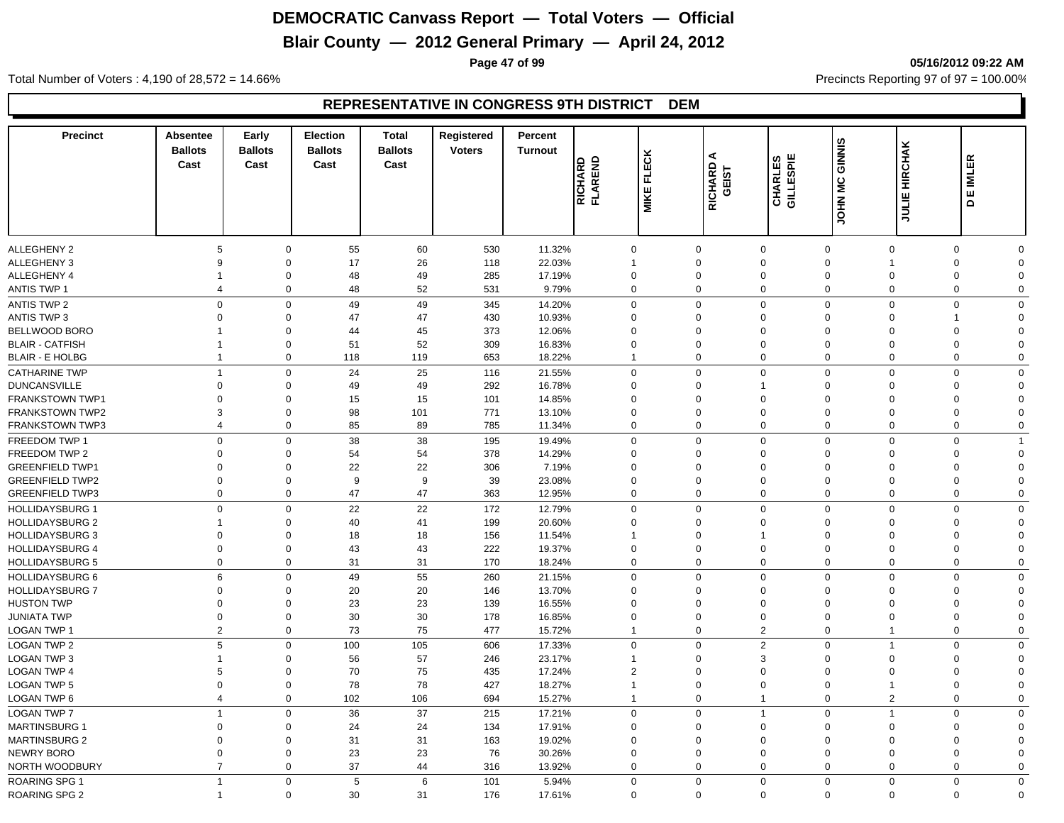# DEMOCRATIC Canvass Report — Total Voters — Official

## Blair County — 2012 General Primary — April 24, 2012

05/16/2012 09:22 AM

Total Number of Voters : 4,190 of 28,572 = 14.66%

Precincts Reporting 97 of 97 = 100.00%

### REPRESENTATIVE IN CONGRESS 9TH DISTRICT DEM

| Precinct | Absentee Ballots Cast | Early Ballots Cast | Election Ballots Cast | Total Ballots Cast | Registered Voters | Percent Turnout | RICHARD FLAREND | MIKE FLECK | RICHARD A GEIST | CHARLES GILLESPIE | JOHN MC GINNIS | JULIE HIRCHAK | D E IMLER |
|---|---|---|---|---|---|---|---|---|---|---|---|---|---|
| ALLEGHENY 2 | 5 | 0 | 55 | 60 | 530 | 11.32% | 0 | 0 | 0 | 0 | 0 | 0 | 0 |
| ALLEGHENY 3 | 9 | 0 | 17 | 26 | 118 | 22.03% | 1 | 0 | 0 | 0 | 1 | 0 | 0 |
| ALLEGHENY 4 | 1 | 0 | 48 | 49 | 285 | 17.19% | 0 | 0 | 0 | 0 | 0 | 0 | 0 |
| ANTIS TWP 1 | 4 | 0 | 48 | 52 | 531 | 9.79% | 0 | 0 | 0 | 0 | 0 | 0 | 0 |
| ANTIS TWP 2 | 0 | 0 | 49 | 49 | 345 | 14.20% | 0 | 0 | 0 | 0 | 0 | 0 | 0 |
| ANTIS TWP 3 | 0 | 0 | 47 | 47 | 430 | 10.93% | 0 | 0 | 0 | 0 | 0 | 1 | 0 |
| BELLWOOD BORO | 1 | 0 | 44 | 45 | 373 | 12.06% | 0 | 0 | 0 | 0 | 0 | 0 | 0 |
| BLAIR - CATFISH | 1 | 0 | 51 | 52 | 309 | 16.83% | 0 | 0 | 0 | 0 | 0 | 0 | 0 |
| BLAIR - E HOLBG | 1 | 0 | 118 | 119 | 653 | 18.22% | 1 | 0 | 0 | 0 | 0 | 0 | 0 |
| CATHARINE TWP | 1 | 0 | 24 | 25 | 116 | 21.55% | 0 | 0 | 0 | 0 | 0 | 0 | 0 |
| DUNCANSVILLE | 0 | 0 | 49 | 49 | 292 | 16.78% | 0 | 0 | 1 | 0 | 0 | 0 | 0 |
| FRANKSTOWN TWP1 | 0 | 0 | 15 | 15 | 101 | 14.85% | 0 | 0 | 0 | 0 | 0 | 0 | 0 |
| FRANKSTOWN TWP2 | 3 | 0 | 98 | 101 | 771 | 13.10% | 0 | 0 | 0 | 0 | 0 | 0 | 0 |
| FRANKSTOWN TWP3 | 4 | 0 | 85 | 89 | 785 | 11.34% | 0 | 0 | 0 | 0 | 0 | 0 | 0 |
| FREEDOM TWP 1 | 0 | 0 | 38 | 38 | 195 | 19.49% | 0 | 0 | 0 | 0 | 0 | 0 | 1 |
| FREEDOM TWP 2 | 0 | 0 | 54 | 54 | 378 | 14.29% | 0 | 0 | 0 | 0 | 0 | 0 | 0 |
| GREENFIELD TWP1 | 0 | 0 | 22 | 22 | 306 | 7.19% | 0 | 0 | 0 | 0 | 0 | 0 | 0 |
| GREENFIELD TWP2 | 0 | 0 | 9 | 9 | 39 | 23.08% | 0 | 0 | 0 | 0 | 0 | 0 | 0 |
| GREENFIELD TWP3 | 0 | 0 | 47 | 47 | 363 | 12.95% | 0 | 0 | 0 | 0 | 0 | 0 | 0 |
| HOLLIDAYSBURG 1 | 0 | 0 | 22 | 22 | 172 | 12.79% | 0 | 0 | 0 | 0 | 0 | 0 | 0 |
| HOLLIDAYSBURG 2 | 1 | 0 | 40 | 41 | 199 | 20.60% | 0 | 0 | 0 | 0 | 0 | 0 | 0 |
| HOLLIDAYSBURG 3 | 0 | 0 | 18 | 18 | 156 | 11.54% | 1 | 0 | 1 | 0 | 0 | 0 | 0 |
| HOLLIDAYSBURG 4 | 0 | 0 | 43 | 43 | 222 | 19.37% | 0 | 0 | 0 | 0 | 0 | 0 | 0 |
| HOLLIDAYSBURG 5 | 0 | 0 | 31 | 31 | 170 | 18.24% | 0 | 0 | 0 | 0 | 0 | 0 | 0 |
| HOLLIDAYSBURG 6 | 6 | 0 | 49 | 55 | 260 | 21.15% | 0 | 0 | 0 | 0 | 0 | 0 | 0 |
| HOLLIDAYSBURG 7 | 0 | 0 | 20 | 20 | 146 | 13.70% | 0 | 0 | 0 | 0 | 0 | 0 | 0 |
| HUSTON TWP | 0 | 0 | 23 | 23 | 139 | 16.55% | 0 | 0 | 0 | 0 | 0 | 0 | 0 |
| JUNIATA TWP | 0 | 0 | 30 | 30 | 178 | 16.85% | 0 | 0 | 0 | 0 | 0 | 0 | 0 |
| LOGAN TWP 1 | 2 | 0 | 73 | 75 | 477 | 15.72% | 1 | 0 | 2 | 0 | 1 | 0 | 0 |
| LOGAN TWP 2 | 5 | 0 | 100 | 105 | 606 | 17.33% | 0 | 0 | 2 | 0 | 1 | 0 | 0 |
| LOGAN TWP 3 | 1 | 0 | 56 | 57 | 246 | 23.17% | 1 | 0 | 3 | 0 | 0 | 0 | 0 |
| LOGAN TWP 4 | 5 | 0 | 70 | 75 | 435 | 17.24% | 2 | 0 | 0 | 0 | 0 | 0 | 0 |
| LOGAN TWP 5 | 0 | 0 | 78 | 78 | 427 | 18.27% | 1 | 0 | 0 | 0 | 1 | 0 | 0 |
| LOGAN TWP 6 | 4 | 0 | 102 | 106 | 694 | 15.27% | 1 | 0 | 1 | 0 | 2 | 0 | 0 |
| LOGAN TWP 7 | 1 | 0 | 36 | 37 | 215 | 17.21% | 0 | 0 | 1 | 0 | 1 | 0 | 0 |
| MARTINSBURG 1 | 0 | 0 | 24 | 24 | 134 | 17.91% | 0 | 0 | 0 | 0 | 0 | 0 | 0 |
| MARTINSBURG 2 | 0 | 0 | 31 | 31 | 163 | 19.02% | 0 | 0 | 0 | 0 | 0 | 0 | 0 |
| NEWRY BORO | 0 | 0 | 23 | 23 | 76 | 30.26% | 0 | 0 | 0 | 0 | 0 | 0 | 0 |
| NORTH WOODBURY | 7 | 0 | 37 | 44 | 316 | 13.92% | 0 | 0 | 0 | 0 | 0 | 0 | 0 |
| ROARING SPG 1 | 1 | 0 | 5 | 6 | 101 | 5.94% | 0 | 0 | 0 | 0 | 0 | 0 | 0 |
| ROARING SPG 2 | 1 | 0 | 30 | 31 | 176 | 17.61% | 0 | 0 | 0 | 0 | 0 | 0 | 0 |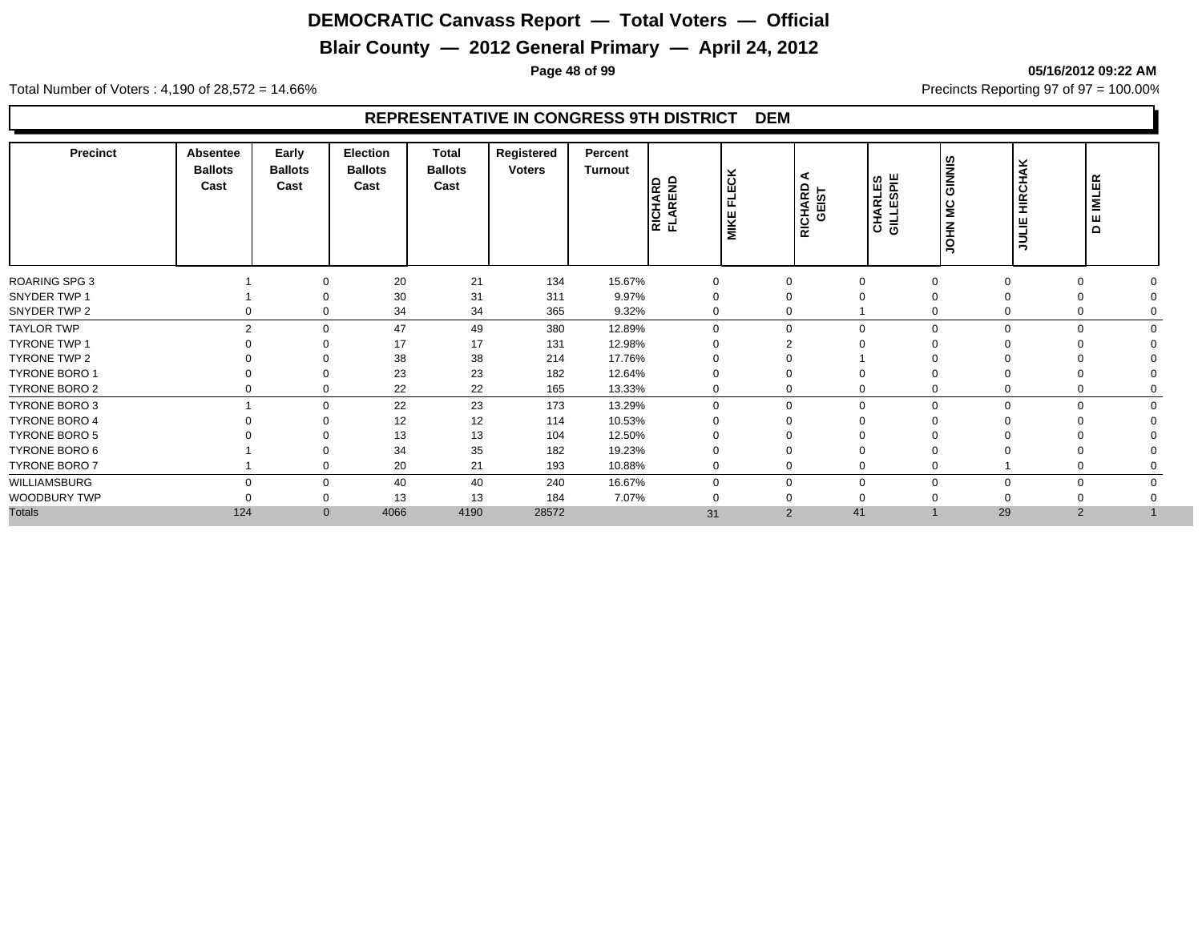# DEMOCRATIC Canvass Report — Total Voters — Official

## Blair County — 2012 General Primary — April 24, 2012

05/16/2012 09:22 AM

Total Number of Voters : 4,190 of 28,572 = 14.66%

Precincts Reporting 97 of 97 = 100.00%

### REPRESENTATIVE IN CONGRESS 9TH DISTRICT DEM

| Precinct | Absentee Ballots Cast | Early Ballots Cast | Election Ballots Cast | Total Ballots Cast | Registered Voters | Percent Turnout | RICHARD FLAREND | MIKE FLECK | RICHARD A GEIST | CHARLES GILLESPIE | JOHN MC GINNIS | JULIE HIRCHAK | D E IMLER |
|---|---|---|---|---|---|---|---|---|---|---|---|---|---|
| ROARING SPG 3 | 1 | 0 | 20 | 21 | 134 | 15.67% | 0 | 0 | 0 | 0 | 0 | 0 | 0 |
| SNYDER TWP 1 | 1 | 0 | 30 | 31 | 311 | 9.97% | 0 | 0 | 0 | 0 | 0 | 0 | 0 |
| SNYDER TWP 2 | 0 | 0 | 34 | 34 | 365 | 9.32% | 0 | 0 | 1 | 0 | 0 | 0 | 0 |
| TAYLOR TWP | 2 | 0 | 47 | 49 | 380 | 12.89% | 0 | 0 | 0 | 0 | 0 | 0 | 0 |
| TYRONE TWP 1 | 0 | 0 | 17 | 17 | 131 | 12.98% | 0 | 2 | 0 | 0 | 0 | 0 | 0 |
| TYRONE TWP 2 | 0 | 0 | 38 | 38 | 214 | 17.76% | 0 | 0 | 1 | 0 | 0 | 0 | 0 |
| TYRONE BORO 1 | 0 | 0 | 23 | 23 | 182 | 12.64% | 0 | 0 | 0 | 0 | 0 | 0 | 0 |
| TYRONE BORO 2 | 0 | 0 | 22 | 22 | 165 | 13.33% | 0 | 0 | 0 | 0 | 0 | 0 | 0 |
| TYRONE BORO 3 | 1 | 0 | 22 | 23 | 173 | 13.29% | 0 | 0 | 0 | 0 | 0 | 0 | 0 |
| TYRONE BORO 4 | 0 | 0 | 12 | 12 | 114 | 10.53% | 0 | 0 | 0 | 0 | 0 | 0 | 0 |
| TYRONE BORO 5 | 0 | 0 | 13 | 13 | 104 | 12.50% | 0 | 0 | 0 | 0 | 0 | 0 | 0 |
| TYRONE BORO 6 | 1 | 0 | 34 | 35 | 182 | 19.23% | 0 | 0 | 0 | 0 | 0 | 0 | 0 |
| TYRONE BORO 7 | 1 | 0 | 20 | 21 | 193 | 10.88% | 0 | 0 | 0 | 0 | 1 | 0 | 0 |
| WILLIAMSBURG | 0 | 0 | 40 | 40 | 240 | 16.67% | 0 | 0 | 0 | 0 | 0 | 0 | 0 |
| WOODBURY TWP | 0 | 0 | 13 | 13 | 184 | 7.07% | 0 | 0 | 0 | 0 | 0 | 0 | 0 |
| Totals | 124 | 0 | 4066 | 4190 | 28572 | | 31 | 2 | 41 | 1 | 29 | 2 | 1 |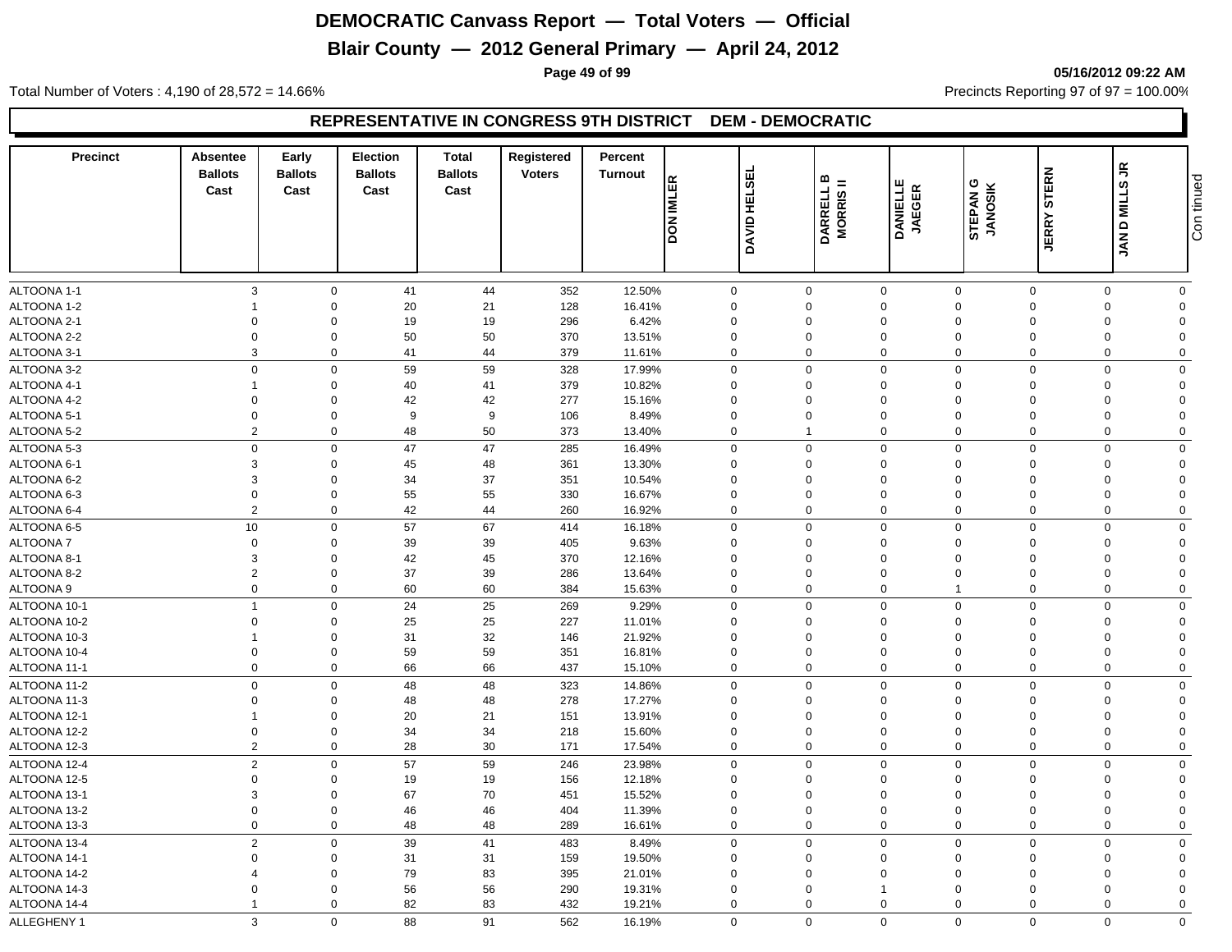# DEMOCRATIC Canvass Report — Total Voters — Official

## Blair County — 2012 General Primary — April 24, 2012

05/16/2012 09:22 AM

Total Number of Voters : 4,190 of 28,572 = 14.66%

Precincts Reporting 97 of 97 = 100.00%

### REPRESENTATIVE IN CONGRESS 9TH DISTRICT DEM - DEMOCRATIC

| Precinct | Absentee Ballots Cast | Early Ballots Cast | Election Ballots Cast | Total Ballots Cast | Registered Voters | Percent Turnout | DON IMLER | DAVID HELSEL | DARRELL B MORRIS II | DANIELLE JAEGER | STEPAN G JANOSIK | JERRY STERN | JAN D MILLS JR | Continued |
|---|---|---|---|---|---|---|---|---|---|---|---|---|---|---|
| ALTOONA 1-1 | 3 | 0 | 41 | 44 | 352 | 12.50% | 0 | 0 | 0 | 0 | 0 | 0 | 0 | |
| ALTOONA 1-2 | 1 | 0 | 20 | 21 | 128 | 16.41% | 0 | 0 | 0 | 0 | 0 | 0 | 0 | |
| ALTOONA 2-1 | 0 | 0 | 19 | 19 | 296 | 6.42% | 0 | 0 | 0 | 0 | 0 | 0 | 0 | |
| ALTOONA 2-2 | 0 | 0 | 50 | 50 | 370 | 13.51% | 0 | 0 | 0 | 0 | 0 | 0 | 0 | |
| ALTOONA 3-1 | 3 | 0 | 41 | 44 | 379 | 11.61% | 0 | 0 | 0 | 0 | 0 | 0 | 0 | |
| ALTOONA 3-2 | 0 | 0 | 59 | 59 | 328 | 17.99% | 0 | 0 | 0 | 0 | 0 | 0 | 0 | |
| ALTOONA 4-1 | 1 | 0 | 40 | 41 | 379 | 10.82% | 0 | 0 | 0 | 0 | 0 | 0 | 0 | |
| ALTOONA 4-2 | 0 | 0 | 42 | 42 | 277 | 15.16% | 0 | 0 | 0 | 0 | 0 | 0 | 0 | |
| ALTOONA 5-1 | 0 | 0 | 9 | 9 | 106 | 8.49% | 0 | 0 | 0 | 0 | 0 | 0 | 0 | |
| ALTOONA 5-2 | 2 | 0 | 48 | 50 | 373 | 13.40% | 0 | 1 | 0 | 0 | 0 | 0 | 0 | |
| ALTOONA 5-3 | 0 | 0 | 47 | 47 | 285 | 16.49% | 0 | 0 | 0 | 0 | 0 | 0 | 0 | |
| ALTOONA 6-1 | 3 | 0 | 45 | 48 | 361 | 13.30% | 0 | 0 | 0 | 0 | 0 | 0 | 0 | |
| ALTOONA 6-2 | 3 | 0 | 34 | 37 | 351 | 10.54% | 0 | 0 | 0 | 0 | 0 | 0 | 0 | |
| ALTOONA 6-3 | 0 | 0 | 55 | 55 | 330 | 16.67% | 0 | 0 | 0 | 0 | 0 | 0 | 0 | |
| ALTOONA 6-4 | 2 | 0 | 42 | 44 | 260 | 16.92% | 0 | 0 | 0 | 0 | 0 | 0 | 0 | |
| ALTOONA 6-5 | 10 | 0 | 57 | 67 | 414 | 16.18% | 0 | 0 | 0 | 0 | 0 | 0 | 0 | |
| ALTOONA 7 | 0 | 0 | 39 | 39 | 405 | 9.63% | 0 | 0 | 0 | 0 | 0 | 0 | 0 | |
| ALTOONA 8-1 | 3 | 0 | 42 | 45 | 370 | 12.16% | 0 | 0 | 0 | 0 | 0 | 0 | 0 | |
| ALTOONA 8-2 | 2 | 0 | 37 | 39 | 286 | 13.64% | 0 | 0 | 0 | 0 | 0 | 0 | 0 | |
| ALTOONA 9 | 0 | 0 | 60 | 60 | 384 | 15.63% | 0 | 0 | 0 | 1 | 0 | 0 | 0 | |
| ALTOONA 10-1 | 1 | 0 | 24 | 25 | 269 | 9.29% | 0 | 0 | 0 | 0 | 0 | 0 | 0 | |
| ALTOONA 10-2 | 0 | 0 | 25 | 25 | 227 | 11.01% | 0 | 0 | 0 | 0 | 0 | 0 | 0 | |
| ALTOONA 10-3 | 1 | 0 | 31 | 32 | 146 | 21.92% | 0 | 0 | 0 | 0 | 0 | 0 | 0 | |
| ALTOONA 10-4 | 0 | 0 | 59 | 59 | 351 | 16.81% | 0 | 0 | 0 | 0 | 0 | 0 | 0 | |
| ALTOONA 11-1 | 0 | 0 | 66 | 66 | 437 | 15.10% | 0 | 0 | 0 | 0 | 0 | 0 | 0 | |
| ALTOONA 11-2 | 0 | 0 | 48 | 48 | 323 | 14.86% | 0 | 0 | 0 | 0 | 0 | 0 | 0 | |
| ALTOONA 11-3 | 0 | 0 | 48 | 48 | 278 | 17.27% | 0 | 0 | 0 | 0 | 0 | 0 | 0 | |
| ALTOONA 12-1 | 1 | 0 | 20 | 21 | 151 | 13.91% | 0 | 0 | 0 | 0 | 0 | 0 | 0 | |
| ALTOONA 12-2 | 0 | 0 | 34 | 34 | 218 | 15.60% | 0 | 0 | 0 | 0 | 0 | 0 | 0 | |
| ALTOONA 12-3 | 2 | 0 | 28 | 30 | 171 | 17.54% | 0 | 0 | 0 | 0 | 0 | 0 | 0 | |
| ALTOONA 12-4 | 2 | 0 | 57 | 59 | 246 | 23.98% | 0 | 0 | 0 | 0 | 0 | 0 | 0 | |
| ALTOONA 12-5 | 0 | 0 | 19 | 19 | 156 | 12.18% | 0 | 0 | 0 | 0 | 0 | 0 | 0 | |
| ALTOONA 13-1 | 3 | 0 | 67 | 70 | 451 | 15.52% | 0 | 0 | 0 | 0 | 0 | 0 | 0 | |
| ALTOONA 13-2 | 0 | 0 | 46 | 46 | 404 | 11.39% | 0 | 0 | 0 | 0 | 0 | 0 | 0 | |
| ALTOONA 13-3 | 0 | 0 | 48 | 48 | 289 | 16.61% | 0 | 0 | 0 | 0 | 0 | 0 | 0 | |
| ALTOONA 13-4 | 2 | 0 | 39 | 41 | 483 | 8.49% | 0 | 0 | 0 | 0 | 0 | 0 | 0 | |
| ALTOONA 14-1 | 0 | 0 | 31 | 31 | 159 | 19.50% | 0 | 0 | 0 | 0 | 0 | 0 | 0 | |
| ALTOONA 14-2 | 4 | 0 | 79 | 83 | 395 | 21.01% | 0 | 0 | 0 | 0 | 0 | 0 | 0 | |
| ALTOONA 14-3 | 0 | 0 | 56 | 56 | 290 | 19.31% | 0 | 0 | 1 | 0 | 0 | 0 | 0 | |
| ALTOONA 14-4 | 1 | 0 | 82 | 83 | 432 | 19.21% | 0 | 0 | 0 | 0 | 0 | 0 | 0 | |
| ALLEGHENY 1 | 3 | 0 | 88 | 91 | 562 | 16.19% | 0 | 0 | 0 | 0 | 0 | 0 | 0 | |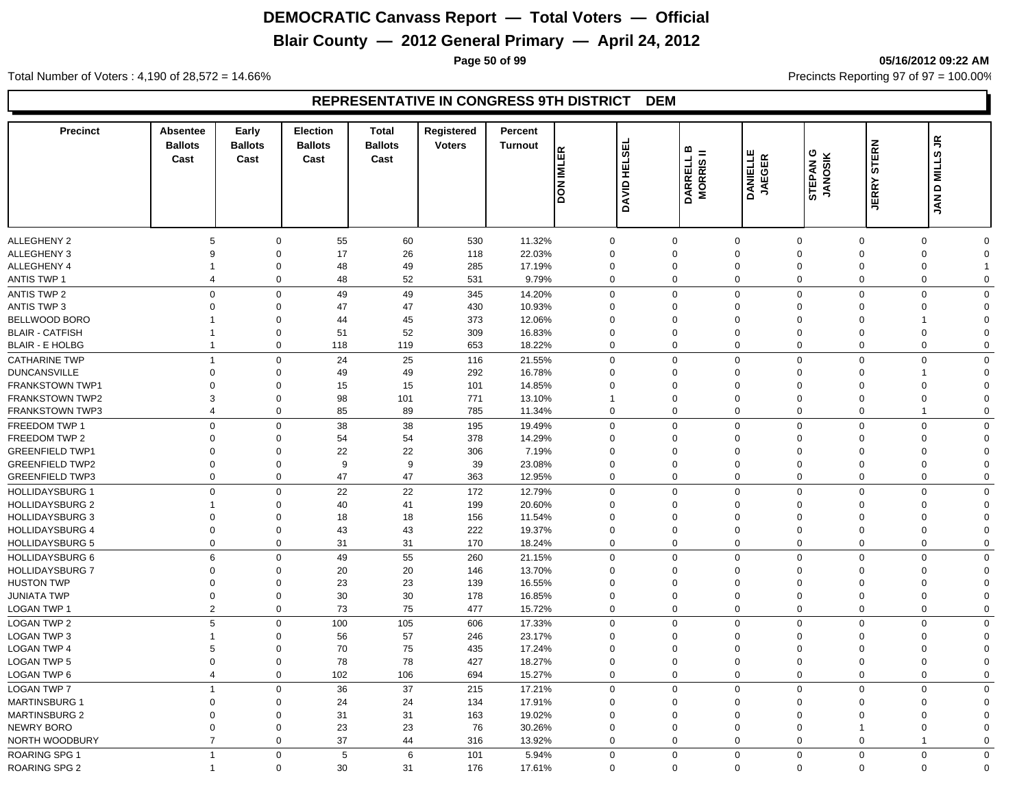# DEMOCRATIC Canvass Report — Total Voters — Official

## Blair County — 2012 General Primary — April 24, 2012

05/16/2012 09:22 AM

Total Number of Voters : 4,190 of 28,572 = 14.66%

Precincts Reporting 97 of 97 = 100.00%

### REPRESENTATIVE IN CONGRESS 9TH DISTRICT DEM

| Precinct | Absentee Ballots Cast | Early Ballots Cast | Election Ballots Cast | Total Ballots Cast | Registered Voters | Percent Turnout | DON IMLER | DAVID HELSEL | DARRELL B MORRIS II | DANIELLE JAEGER | STEPAN G JANOSIK | JERRY STERN | JAN D MILLS JR |
|---|---|---|---|---|---|---|---|---|---|---|---|---|---|
| ALLEGHENY 2 | 5 | 0 | 55 | 60 | 530 | 11.32% | 0 | 0 | 0 | 0 | 0 | 0 | 0 |
| ALLEGHENY 3 | 9 | 0 | 17 | 26 | 118 | 22.03% | 0 | 0 | 0 | 0 | 0 | 0 | 0 |
| ALLEGHENY 4 | 1 | 0 | 48 | 49 | 285 | 17.19% | 0 | 0 | 0 | 0 | 0 | 0 | 1 |
| ANTIS TWP 1 | 4 | 0 | 48 | 52 | 531 | 9.79% | 0 | 0 | 0 | 0 | 0 | 0 | 0 |
| ANTIS TWP 2 | 0 | 0 | 49 | 49 | 345 | 14.20% | 0 | 0 | 0 | 0 | 0 | 0 | 0 |
| ANTIS TWP 3 | 0 | 0 | 47 | 47 | 430 | 10.93% | 0 | 0 | 0 | 0 | 0 | 0 | 0 |
| BELLWOOD BORO | 1 | 0 | 44 | 45 | 373 | 12.06% | 0 | 0 | 0 | 0 | 0 | 1 | 0 |
| BLAIR - CATFISH | 1 | 0 | 51 | 52 | 309 | 16.83% | 0 | 0 | 0 | 0 | 0 | 0 | 0 |
| BLAIR - E HOLBG | 1 | 0 | 118 | 119 | 653 | 18.22% | 0 | 0 | 0 | 0 | 0 | 0 | 0 |
| CATHARINE TWP | 1 | 0 | 24 | 25 | 116 | 21.55% | 0 | 0 | 0 | 0 | 0 | 0 | 0 |
| DUNCANSVILLE | 0 | 0 | 49 | 49 | 292 | 16.78% | 0 | 0 | 0 | 0 | 0 | 1 | 0 |
| FRANKSTOWN TWP1 | 0 | 0 | 15 | 15 | 101 | 14.85% | 0 | 0 | 0 | 0 | 0 | 0 | 0 |
| FRANKSTOWN TWP2 | 3 | 0 | 98 | 101 | 771 | 13.10% | 1 | 0 | 0 | 0 | 0 | 0 | 0 |
| FRANKSTOWN TWP3 | 4 | 0 | 85 | 89 | 785 | 11.34% | 0 | 0 | 0 | 0 | 0 | 1 | 0 |
| FREEDOM TWP 1 | 0 | 0 | 38 | 38 | 195 | 19.49% | 0 | 0 | 0 | 0 | 0 | 0 | 0 |
| FREEDOM TWP 2 | 0 | 0 | 54 | 54 | 378 | 14.29% | 0 | 0 | 0 | 0 | 0 | 0 | 0 |
| GREENFIELD TWP1 | 0 | 0 | 22 | 22 | 306 | 7.19% | 0 | 0 | 0 | 0 | 0 | 0 | 0 |
| GREENFIELD TWP2 | 0 | 0 | 9 | 9 | 39 | 23.08% | 0 | 0 | 0 | 0 | 0 | 0 | 0 |
| GREENFIELD TWP3 | 0 | 0 | 47 | 47 | 363 | 12.95% | 0 | 0 | 0 | 0 | 0 | 0 | 0 |
| HOLLIDAYSBURG 1 | 0 | 0 | 22 | 22 | 172 | 12.79% | 0 | 0 | 0 | 0 | 0 | 0 | 0 |
| HOLLIDAYSBURG 2 | 1 | 0 | 40 | 41 | 199 | 20.60% | 0 | 0 | 0 | 0 | 0 | 0 | 0 |
| HOLLIDAYSBURG 3 | 0 | 0 | 18 | 18 | 156 | 11.54% | 0 | 0 | 0 | 0 | 0 | 0 | 0 |
| HOLLIDAYSBURG 4 | 0 | 0 | 43 | 43 | 222 | 19.37% | 0 | 0 | 0 | 0 | 0 | 0 | 0 |
| HOLLIDAYSBURG 5 | 0 | 0 | 31 | 31 | 170 | 18.24% | 0 | 0 | 0 | 0 | 0 | 0 | 0 |
| HOLLIDAYSBURG 6 | 6 | 0 | 49 | 55 | 260 | 21.15% | 0 | 0 | 0 | 0 | 0 | 0 | 0 |
| HOLLIDAYSBURG 7 | 0 | 0 | 20 | 20 | 146 | 13.70% | 0 | 0 | 0 | 0 | 0 | 0 | 0 |
| HUSTON TWP | 0 | 0 | 23 | 23 | 139 | 16.55% | 0 | 0 | 0 | 0 | 0 | 0 | 0 |
| JUNIATA TWP | 0 | 0 | 30 | 30 | 178 | 16.85% | 0 | 0 | 0 | 0 | 0 | 0 | 0 |
| LOGAN TWP 1 | 2 | 0 | 73 | 75 | 477 | 15.72% | 0 | 0 | 0 | 0 | 0 | 0 | 0 |
| LOGAN TWP 2 | 5 | 0 | 100 | 105 | 606 | 17.33% | 0 | 0 | 0 | 0 | 0 | 0 | 0 |
| LOGAN TWP 3 | 1 | 0 | 56 | 57 | 246 | 23.17% | 0 | 0 | 0 | 0 | 0 | 0 | 0 |
| LOGAN TWP 4 | 5 | 0 | 70 | 75 | 435 | 17.24% | 0 | 0 | 0 | 0 | 0 | 0 | 0 |
| LOGAN TWP 5 | 0 | 0 | 78 | 78 | 427 | 18.27% | 0 | 0 | 0 | 0 | 0 | 0 | 0 |
| LOGAN TWP 6 | 4 | 0 | 102 | 106 | 694 | 15.27% | 0 | 0 | 0 | 0 | 0 | 0 | 0 |
| LOGAN TWP 7 | 1 | 0 | 36 | 37 | 215 | 17.21% | 0 | 0 | 0 | 0 | 0 | 0 | 0 |
| MARTINSBURG 1 | 0 | 0 | 24 | 24 | 134 | 17.91% | 0 | 0 | 0 | 0 | 0 | 0 | 0 |
| MARTINSBURG 2 | 0 | 0 | 31 | 31 | 163 | 19.02% | 0 | 0 | 0 | 0 | 0 | 0 | 0 |
| NEWRY BORO | 0 | 0 | 23 | 23 | 76 | 30.26% | 0 | 0 | 0 | 0 | 1 | 0 | 0 |
| NORTH WOODBURY | 7 | 0 | 37 | 44 | 316 | 13.92% | 0 | 0 | 0 | 0 | 0 | 1 | 0 |
| ROARING SPG 1 | 1 | 0 | 5 | 6 | 101 | 5.94% | 0 | 0 | 0 | 0 | 0 | 0 | 0 |
| ROARING SPG 2 | 1 | 0 | 30 | 31 | 176 | 17.61% | 0 | 0 | 0 | 0 | 0 | 0 | 0 |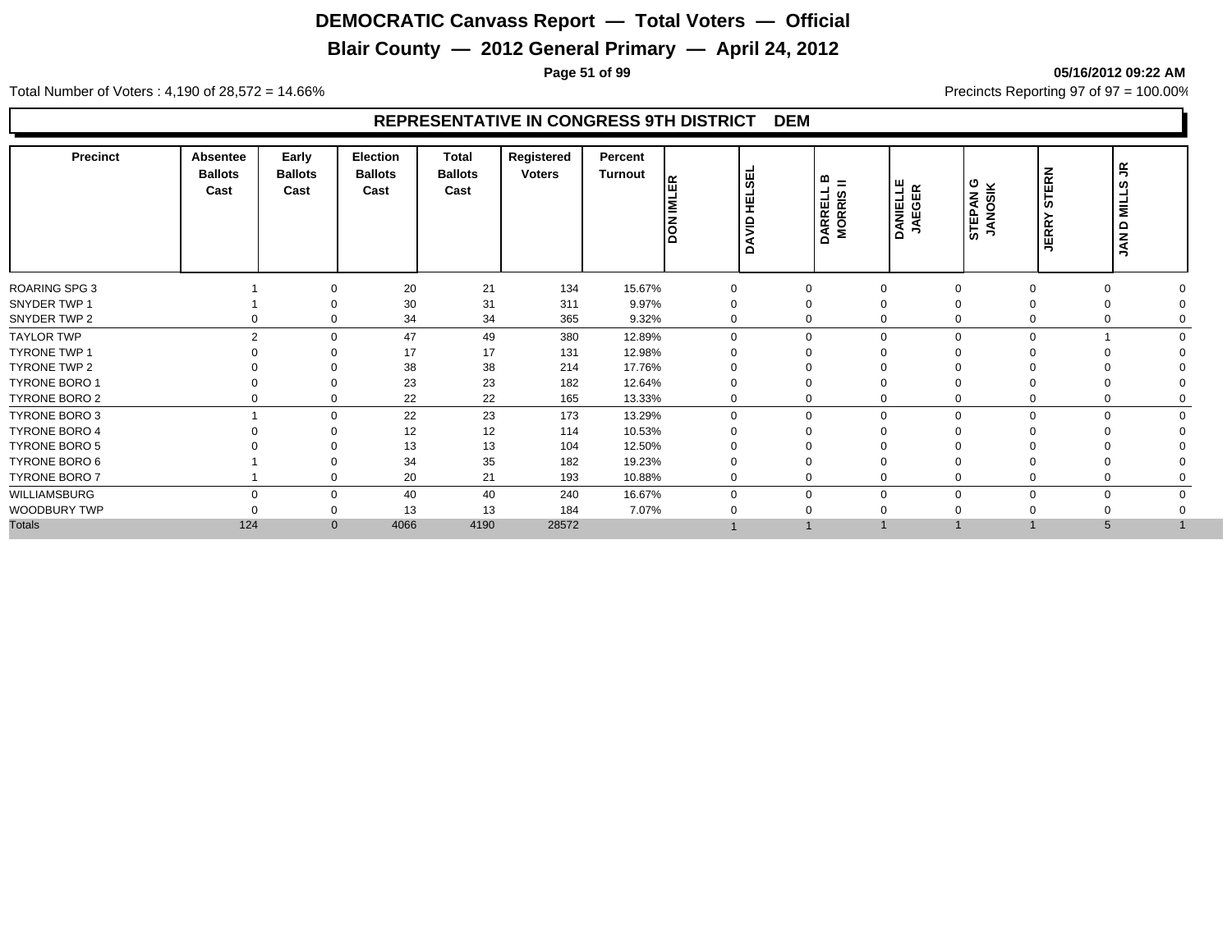# DEMOCRATIC Canvass Report — Total Voters — Official

## Blair County — 2012 General Primary — April 24, 2012

05/16/2012 09:22 AM

Total Number of Voters : 4,190 of 28,572 = 14.66%

Precincts Reporting 97 of 97 = 100.00%

### REPRESENTATIVE IN CONGRESS 9TH DISTRICT DEM

| Precinct | Absentee Ballots Cast | Early Ballots Cast | Election Ballots Cast | Total Ballots Cast | Registered Voters | Percent Turnout | DON IMLER | DAVID HELSEL | DARRELL B MORRIS II | DANIELLE JAEGER | STEPAN G JANOSIK | JERRY STERN | JAN D MILLS JR |
|---|---|---|---|---|---|---|---|---|---|---|---|---|---|
| ROARING SPG 3 | 1 | 0 | 20 | 21 | 134 | 15.67% | 0 | 0 | 0 | 0 | 0 | 0 | 0 |
| SNYDER TWP 1 | 1 | 0 | 30 | 31 | 311 | 9.97% | 0 | 0 | 0 | 0 | 0 | 0 | 0 |
| SNYDER TWP 2 | 0 | 0 | 34 | 34 | 365 | 9.32% | 0 | 0 | 0 | 0 | 0 | 0 | 0 |
| TAYLOR TWP | 2 | 0 | 47 | 49 | 380 | 12.89% | 0 | 0 | 0 | 0 | 0 | 1 | 0 |
| TYRONE TWP 1 | 0 | 0 | 17 | 17 | 131 | 12.98% | 0 | 0 | 0 | 0 | 0 | 0 | 0 |
| TYRONE TWP 2 | 0 | 0 | 38 | 38 | 214 | 17.76% | 0 | 0 | 0 | 0 | 0 | 0 | 0 |
| TYRONE BORO 1 | 0 | 0 | 23 | 23 | 182 | 12.64% | 0 | 0 | 0 | 0 | 0 | 0 | 0 |
| TYRONE BORO 2 | 0 | 0 | 22 | 22 | 165 | 13.33% | 0 | 0 | 0 | 0 | 0 | 0 | 0 |
| TYRONE BORO 3 | 1 | 0 | 22 | 23 | 173 | 13.29% | 0 | 0 | 0 | 0 | 0 | 0 | 0 |
| TYRONE BORO 4 | 0 | 0 | 12 | 12 | 114 | 10.53% | 0 | 0 | 0 | 0 | 0 | 0 | 0 |
| TYRONE BORO 5 | 0 | 0 | 13 | 13 | 104 | 12.50% | 0 | 0 | 0 | 0 | 0 | 0 | 0 |
| TYRONE BORO 6 | 1 | 0 | 34 | 35 | 182 | 19.23% | 0 | 0 | 0 | 0 | 0 | 0 | 0 |
| TYRONE BORO 7 | 1 | 0 | 20 | 21 | 193 | 10.88% | 0 | 0 | 0 | 0 | 0 | 0 | 0 |
| WILLIAMSBURG | 0 | 0 | 40 | 40 | 240 | 16.67% | 0 | 0 | 0 | 0 | 0 | 0 | 0 |
| WOODBURY TWP | 0 | 0 | 13 | 13 | 184 | 7.07% | 0 | 0 | 0 | 0 | 0 | 0 | 0 |
| Totals | 124 | 0 | 4066 | 4190 | 28572 | | 1 | 1 | 1 | 1 | 1 | 5 | 1 |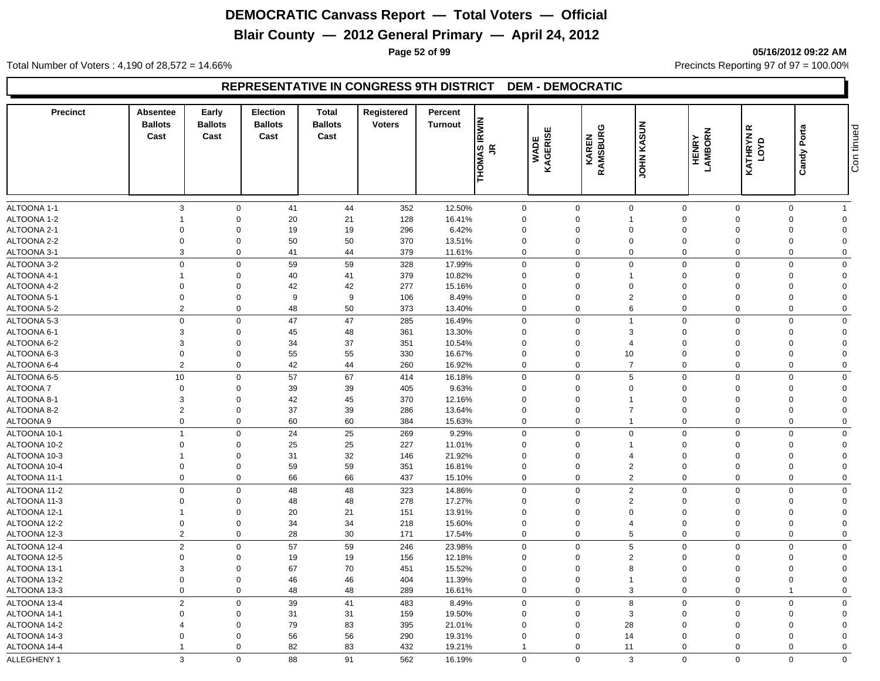# DEMOCRATIC Canvass Report — Total Voters — Official

## Blair County — 2012 General Primary — April 24, 2012

05/16/2012 09:22 AM

Total Number of Voters : 4,190 of 28,572 = 14.66%

Precincts Reporting 97 of 97 = 100.00%

### REPRESENTATIVE IN CONGRESS 9TH DISTRICT DEM - DEMOCRATIC

| Precinct | Absentee Ballots Cast | Early Ballots Cast | Election Ballots Cast | Total Ballots Cast | Registered Voters | Percent Turnout | THOMAS IRWIN JR | WADE KAGERISE | KAREN RAMSBURG | JOHN KASUN | HENRY LAMBORN | KATHRYN R LOYD | Candy Porta |
|---|---|---|---|---|---|---|---|---|---|---|---|---|---|
| ALTOONA 1-1 | 3 | 0 | 41 | 44 | 352 | 12.50% | 0 | 0 | 0 | 0 | 0 | 0 | 1 |
| ALTOONA 1-2 | 1 | 0 | 20 | 21 | 128 | 16.41% | 0 | 0 | 1 | 0 | 0 | 0 | 0 |
| ALTOONA 2-1 | 0 | 0 | 19 | 19 | 296 | 6.42% | 0 | 0 | 0 | 0 | 0 | 0 | 0 |
| ALTOONA 2-2 | 0 | 0 | 50 | 50 | 370 | 13.51% | 0 | 0 | 0 | 0 | 0 | 0 | 0 |
| ALTOONA 3-1 | 3 | 0 | 41 | 44 | 379 | 11.61% | 0 | 0 | 0 | 0 | 0 | 0 | 0 |
| ALTOONA 3-2 | 0 | 0 | 59 | 59 | 328 | 17.99% | 0 | 0 | 0 | 0 | 0 | 0 | 0 |
| ALTOONA 4-1 | 1 | 0 | 40 | 41 | 379 | 10.82% | 0 | 0 | 1 | 0 | 0 | 0 | 0 |
| ALTOONA 4-2 | 0 | 0 | 42 | 42 | 277 | 15.16% | 0 | 0 | 0 | 0 | 0 | 0 | 0 |
| ALTOONA 5-1 | 0 | 0 | 9 | 9 | 106 | 8.49% | 0 | 0 | 2 | 0 | 0 | 0 | 0 |
| ALTOONA 5-2 | 2 | 0 | 48 | 50 | 373 | 13.40% | 0 | 0 | 6 | 0 | 0 | 0 | 0 |
| ALTOONA 5-3 | 0 | 0 | 47 | 47 | 285 | 16.49% | 0 | 0 | 1 | 0 | 0 | 0 | 0 |
| ALTOONA 6-1 | 3 | 0 | 45 | 48 | 361 | 13.30% | 0 | 0 | 3 | 0 | 0 | 0 | 0 |
| ALTOONA 6-2 | 3 | 0 | 34 | 37 | 351 | 10.54% | 0 | 0 | 4 | 0 | 0 | 0 | 0 |
| ALTOONA 6-3 | 0 | 0 | 55 | 55 | 330 | 16.67% | 0 | 0 | 10 | 0 | 0 | 0 | 0 |
| ALTOONA 6-4 | 2 | 0 | 42 | 44 | 260 | 16.92% | 0 | 0 | 7 | 0 | 0 | 0 | 0 |
| ALTOONA 6-5 | 10 | 0 | 57 | 67 | 414 | 16.18% | 0 | 0 | 5 | 0 | 0 | 0 | 0 |
| ALTOONA 7 | 0 | 0 | 39 | 39 | 405 | 9.63% | 0 | 0 | 0 | 0 | 0 | 0 | 0 |
| ALTOONA 8-1 | 3 | 0 | 42 | 45 | 370 | 12.16% | 0 | 0 | 1 | 0 | 0 | 0 | 0 |
| ALTOONA 8-2 | 2 | 0 | 37 | 39 | 286 | 13.64% | 0 | 0 | 7 | 0 | 0 | 0 | 0 |
| ALTOONA 9 | 0 | 0 | 60 | 60 | 384 | 15.63% | 0 | 0 | 1 | 0 | 0 | 0 | 0 |
| ALTOONA 10-1 | 1 | 0 | 24 | 25 | 269 | 9.29% | 0 | 0 | 0 | 0 | 0 | 0 | 0 |
| ALTOONA 10-2 | 0 | 0 | 25 | 25 | 227 | 11.01% | 0 | 0 | 1 | 0 | 0 | 0 | 0 |
| ALTOONA 10-3 | 1 | 0 | 31 | 32 | 146 | 21.92% | 0 | 0 | 4 | 0 | 0 | 0 | 0 |
| ALTOONA 10-4 | 0 | 0 | 59 | 59 | 351 | 16.81% | 0 | 0 | 2 | 0 | 0 | 0 | 0 |
| ALTOONA 11-1 | 0 | 0 | 66 | 66 | 437 | 15.10% | 0 | 0 | 2 | 0 | 0 | 0 | 0 |
| ALTOONA 11-2 | 0 | 0 | 48 | 48 | 323 | 14.86% | 0 | 0 | 2 | 0 | 0 | 0 | 0 |
| ALTOONA 11-3 | 0 | 0 | 48 | 48 | 278 | 17.27% | 0 | 0 | 2 | 0 | 0 | 0 | 0 |
| ALTOONA 12-1 | 1 | 0 | 20 | 21 | 151 | 13.91% | 0 | 0 | 0 | 0 | 0 | 0 | 0 |
| ALTOONA 12-2 | 0 | 0 | 34 | 34 | 218 | 15.60% | 0 | 0 | 4 | 0 | 0 | 0 | 0 |
| ALTOONA 12-3 | 2 | 0 | 28 | 30 | 171 | 17.54% | 0 | 0 | 5 | 0 | 0 | 0 | 0 |
| ALTOONA 12-4 | 2 | 0 | 57 | 59 | 246 | 23.98% | 0 | 0 | 5 | 0 | 0 | 0 | 0 |
| ALTOONA 12-5 | 0 | 0 | 19 | 19 | 156 | 12.18% | 0 | 0 | 2 | 0 | 0 | 0 | 0 |
| ALTOONA 13-1 | 3 | 0 | 67 | 70 | 451 | 15.52% | 0 | 0 | 8 | 0 | 0 | 0 | 0 |
| ALTOONA 13-2 | 0 | 0 | 46 | 46 | 404 | 11.39% | 0 | 0 | 1 | 0 | 0 | 0 | 0 |
| ALTOONA 13-3 | 0 | 0 | 48 | 48 | 289 | 16.61% | 0 | 0 | 3 | 0 | 0 | 1 | 0 |
| ALTOONA 13-4 | 2 | 0 | 39 | 41 | 483 | 8.49% | 0 | 0 | 8 | 0 | 0 | 0 | 0 |
| ALTOONA 14-1 | 0 | 0 | 31 | 31 | 159 | 19.50% | 0 | 0 | 3 | 0 | 0 | 0 | 0 |
| ALTOONA 14-2 | 4 | 0 | 79 | 83 | 395 | 21.01% | 0 | 0 | 28 | 0 | 0 | 0 | 0 |
| ALTOONA 14-3 | 0 | 0 | 56 | 56 | 290 | 19.31% | 0 | 0 | 14 | 0 | 0 | 0 | 0 |
| ALTOONA 14-4 | 1 | 0 | 82 | 83 | 432 | 19.21% | 1 | 0 | 11 | 0 | 0 | 0 | 0 |
| ALLEGHENY 1 | 3 | 0 | 88 | 91 | 562 | 16.19% | 0 | 0 | 3 | 0 | 0 | 0 | 0 |

Continued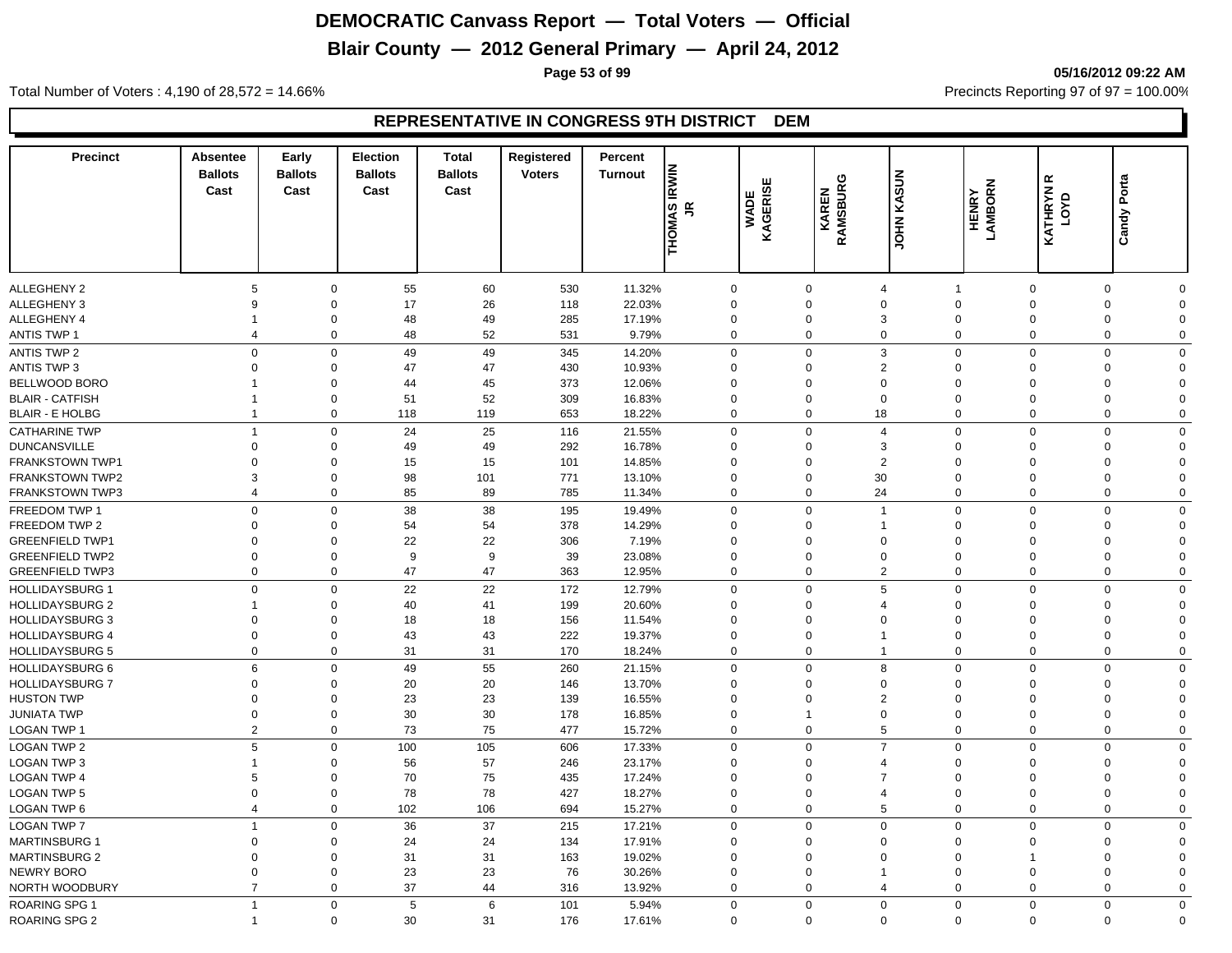# DEMOCRATIC Canvass Report — Total Voters — Official

## Blair County — 2012 General Primary — April 24, 2012

05/16/2012 09:22 AM

Total Number of Voters : 4,190 of 28,572 = 14.66%

Precincts Reporting 97 of 97 = 100.00%

### REPRESENTATIVE IN CONGRESS 9TH DISTRICT DEM

| Precinct | Absentee Ballots Cast | Early Ballots Cast | Election Ballots Cast | Total Ballots Cast | Registered Voters | Percent Turnout | THOMAS IRWIN JR | WADE KAGERISE | KAREN RAMSBURG | JOHN KASUN | HENRY LAMBORN | KATHRYN R LOYD | Candy Porta |
|---|---|---|---|---|---|---|---|---|---|---|---|---|---|
| ALLEGHENY 2 | 5 | 0 | 55 | 60 | 530 | 11.32% | 0 | 0 | 4 | 1 | 0 | 0 | 0 |
| ALLEGHENY 3 | 9 | 0 | 17 | 26 | 118 | 22.03% | 0 | 0 | 0 | 0 | 0 | 0 | 0 |
| ALLEGHENY 4 | 1 | 0 | 48 | 49 | 285 | 17.19% | 0 | 0 | 3 | 0 | 0 | 0 | 0 |
| ANTIS TWP 1 | 4 | 0 | 48 | 52 | 531 | 9.79% | 0 | 0 | 0 | 0 | 0 | 0 | 0 |
| ANTIS TWP 2 | 0 | 0 | 49 | 49 | 345 | 14.20% | 0 | 0 | 3 | 0 | 0 | 0 | 0 |
| ANTIS TWP 3 | 0 | 0 | 47 | 47 | 430 | 10.93% | 0 | 0 | 2 | 0 | 0 | 0 | 0 |
| BELLWOOD BORO | 1 | 0 | 44 | 45 | 373 | 12.06% | 0 | 0 | 0 | 0 | 0 | 0 | 0 |
| BLAIR - CATFISH | 1 | 0 | 51 | 52 | 309 | 16.83% | 0 | 0 | 0 | 0 | 0 | 0 | 0 |
| BLAIR - E HOLBG | 1 | 0 | 118 | 119 | 653 | 18.22% | 0 | 0 | 18 | 0 | 0 | 0 | 0 |
| CATHARINE TWP | 1 | 0 | 24 | 25 | 116 | 21.55% | 0 | 0 | 4 | 0 | 0 | 0 | 0 |
| DUNCANSVILLE | 0 | 0 | 49 | 49 | 292 | 16.78% | 0 | 0 | 3 | 0 | 0 | 0 | 0 |
| FRANKSTOWN TWP1 | 0 | 0 | 15 | 15 | 101 | 14.85% | 0 | 0 | 2 | 0 | 0 | 0 | 0 |
| FRANKSTOWN TWP2 | 3 | 0 | 98 | 101 | 771 | 13.10% | 0 | 0 | 30 | 0 | 0 | 0 | 0 |
| FRANKSTOWN TWP3 | 4 | 0 | 85 | 89 | 785 | 11.34% | 0 | 0 | 24 | 0 | 0 | 0 | 0 |
| FREEDOM TWP 1 | 0 | 0 | 38 | 38 | 195 | 19.49% | 0 | 0 | 1 | 0 | 0 | 0 | 0 |
| FREEDOM TWP 2 | 0 | 0 | 54 | 54 | 378 | 14.29% | 0 | 0 | 1 | 0 | 0 | 0 | 0 |
| GREENFIELD TWP1 | 0 | 0 | 22 | 22 | 306 | 7.19% | 0 | 0 | 0 | 0 | 0 | 0 | 0 |
| GREENFIELD TWP2 | 0 | 0 | 9 | 9 | 39 | 23.08% | 0 | 0 | 0 | 0 | 0 | 0 | 0 |
| GREENFIELD TWP3 | 0 | 0 | 47 | 47 | 363 | 12.95% | 0 | 0 | 2 | 0 | 0 | 0 | 0 |
| HOLLIDAYSBURG 1 | 0 | 0 | 22 | 22 | 172 | 12.79% | 0 | 0 | 5 | 0 | 0 | 0 | 0 |
| HOLLIDAYSBURG 2 | 1 | 0 | 40 | 41 | 199 | 20.60% | 0 | 0 | 4 | 0 | 0 | 0 | 0 |
| HOLLIDAYSBURG 3 | 0 | 0 | 18 | 18 | 156 | 11.54% | 0 | 0 | 0 | 0 | 0 | 0 | 0 |
| HOLLIDAYSBURG 4 | 0 | 0 | 43 | 43 | 222 | 19.37% | 0 | 0 | 1 | 0 | 0 | 0 | 0 |
| HOLLIDAYSBURG 5 | 0 | 0 | 31 | 31 | 170 | 18.24% | 0 | 0 | 1 | 0 | 0 | 0 | 0 |
| HOLLIDAYSBURG 6 | 6 | 0 | 49 | 55 | 260 | 21.15% | 0 | 0 | 8 | 0 | 0 | 0 | 0 |
| HOLLIDAYSBURG 7 | 0 | 0 | 20 | 20 | 146 | 13.70% | 0 | 0 | 0 | 0 | 0 | 0 | 0 |
| HUSTON TWP | 0 | 0 | 23 | 23 | 139 | 16.55% | 0 | 0 | 2 | 0 | 0 | 0 | 0 |
| JUNIATA TWP | 0 | 0 | 30 | 30 | 178 | 16.85% | 0 | 1 | 0 | 0 | 0 | 0 | 0 |
| LOGAN TWP 1 | 2 | 0 | 73 | 75 | 477 | 15.72% | 0 | 0 | 5 | 0 | 0 | 0 | 0 |
| LOGAN TWP 2 | 5 | 0 | 100 | 105 | 606 | 17.33% | 0 | 0 | 7 | 0 | 0 | 0 | 0 |
| LOGAN TWP 3 | 1 | 0 | 56 | 57 | 246 | 23.17% | 0 | 0 | 4 | 0 | 0 | 0 | 0 |
| LOGAN TWP 4 | 5 | 0 | 70 | 75 | 435 | 17.24% | 0 | 0 | 7 | 0 | 0 | 0 | 0 |
| LOGAN TWP 5 | 0 | 0 | 78 | 78 | 427 | 18.27% | 0 | 0 | 4 | 0 | 0 | 0 | 0 |
| LOGAN TWP 6 | 4 | 0 | 102 | 106 | 694 | 15.27% | 0 | 0 | 5 | 0 | 0 | 0 | 0 |
| LOGAN TWP 7 | 1 | 0 | 36 | 37 | 215 | 17.21% | 0 | 0 | 0 | 0 | 0 | 0 | 0 |
| MARTINSBURG 1 | 0 | 0 | 24 | 24 | 134 | 17.91% | 0 | 0 | 0 | 0 | 0 | 0 | 0 |
| MARTINSBURG 2 | 0 | 0 | 31 | 31 | 163 | 19.02% | 0 | 0 | 0 | 0 | 1 | 0 | 0 |
| NEWRY BORO | 0 | 0 | 23 | 23 | 76 | 30.26% | 0 | 0 | 1 | 0 | 0 | 0 | 0 |
| NORTH WOODBURY | 7 | 0 | 37 | 44 | 316 | 13.92% | 0 | 0 | 4 | 0 | 0 | 0 | 0 |
| ROARING SPG 1 | 1 | 0 | 5 | 6 | 101 | 5.94% | 0 | 0 | 0 | 0 | 0 | 0 | 0 |
| ROARING SPG 2 | 1 | 0 | 30 | 31 | 176 | 17.61% | 0 | 0 | 0 | 0 | 0 | 0 | 0 |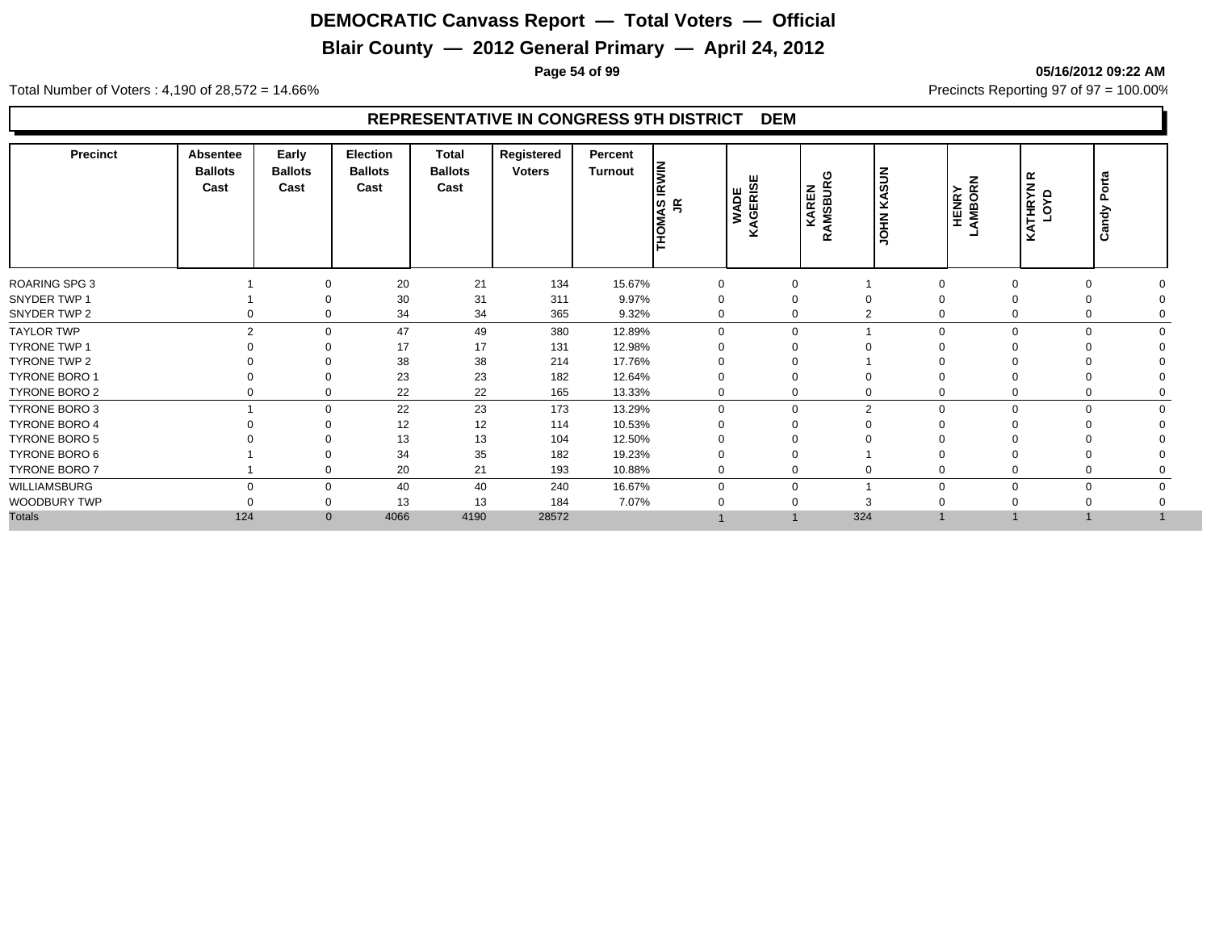# DEMOCRATIC Canvass Report — Total Voters — Official

## Blair County — 2012 General Primary — April 24, 2012

05/16/2012 09:22 AM

Total Number of Voters : 4,190 of 28,572 = 14.66%

Precincts Reporting 97 of 97 = 100.00%

### REPRESENTATIVE IN CONGRESS 9TH DISTRICT DEM

| Precinct | Absentee Ballots Cast | Early Ballots Cast | Election Ballots Cast | Total Ballots Cast | Registered Voters | Percent Turnout | THOMAS IRWIN JR | WADE KAGERISE | KAREN RAMSBURG | JOHN KASUN | HENRY LAMBORN | KATHRYN R LOYD | Candy Porta |
|---|---|---|---|---|---|---|---|---|---|---|---|---|---|
| ROARING SPG 3 | 1 | 0 | 20 | 21 | 134 | 15.67% | 0 | 0 | 1 | 0 | 0 | 0 | 0 |
| SNYDER TWP 1 | 1 | 0 | 30 | 31 | 311 | 9.97% | 0 | 0 | 0 | 0 | 0 | 0 | 0 |
| SNYDER TWP 2 | 0 | 0 | 34 | 34 | 365 | 9.32% | 0 | 0 | 2 | 0 | 0 | 0 | 0 |
| TAYLOR TWP | 2 | 0 | 47 | 49 | 380 | 12.89% | 0 | 0 | 1 | 0 | 0 | 0 | 0 |
| TYRONE TWP 1 | 0 | 0 | 17 | 17 | 131 | 12.98% | 0 | 0 | 0 | 0 | 0 | 0 | 0 |
| TYRONE TWP 2 | 0 | 0 | 38 | 38 | 214 | 17.76% | 0 | 0 | 1 | 0 | 0 | 0 | 0 |
| TYRONE BORO 1 | 0 | 0 | 23 | 23 | 182 | 12.64% | 0 | 0 | 0 | 0 | 0 | 0 | 0 |
| TYRONE BORO 2 | 0 | 0 | 22 | 22 | 165 | 13.33% | 0 | 0 | 0 | 0 | 0 | 0 | 0 |
| TYRONE BORO 3 | 1 | 0 | 22 | 23 | 173 | 13.29% | 0 | 0 | 2 | 0 | 0 | 0 | 0 |
| TYRONE BORO 4 | 0 | 0 | 12 | 12 | 114 | 10.53% | 0 | 0 | 0 | 0 | 0 | 0 | 0 |
| TYRONE BORO 5 | 0 | 0 | 13 | 13 | 104 | 12.50% | 0 | 0 | 0 | 0 | 0 | 0 | 0 |
| TYRONE BORO 6 | 1 | 0 | 34 | 35 | 182 | 19.23% | 0 | 0 | 1 | 0 | 0 | 0 | 0 |
| TYRONE BORO 7 | 1 | 0 | 20 | 21 | 193 | 10.88% | 0 | 0 | 0 | 0 | 0 | 0 | 0 |
| WILLIAMSBURG | 0 | 0 | 40 | 40 | 240 | 16.67% | 0 | 0 | 1 | 0 | 0 | 0 | 0 |
| WOODBURY TWP | 0 | 0 | 13 | 13 | 184 | 7.07% | 0 | 0 | 3 | 0 | 0 | 0 | 0 |
| Totals | 124 | 0 | 4066 | 4190 | 28572 | | 1 | 1 | 324 | 1 | 1 | 1 | 1 |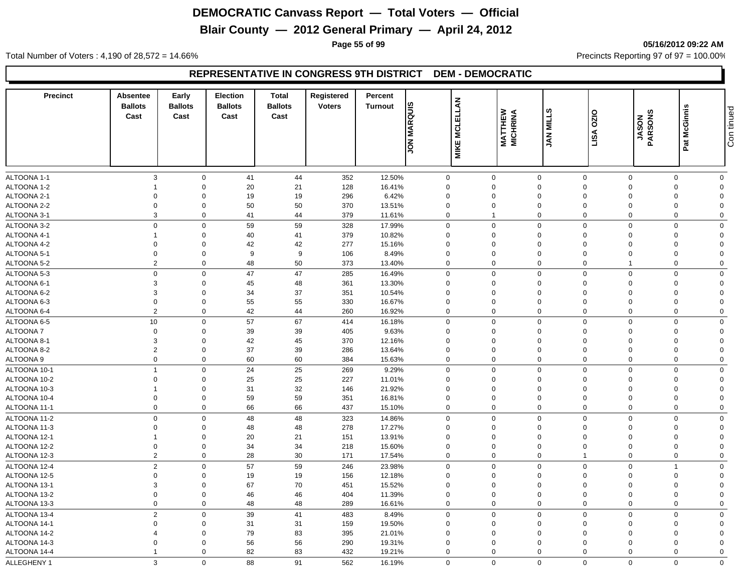# DEMOCRATIC Canvass Report — Total Voters — Official

## Blair County — 2012 General Primary — April 24, 2012

05/16/2012 09:22 AM

Total Number of Voters : 4,190 of 28,572 = 14.66%

Precincts Reporting 97 of 97 = 100.00%

### REPRESENTATIVE IN CONGRESS 9TH DISTRICT DEM - DEMOCRATIC

| Precinct | Absentee Ballots Cast | Early Ballots Cast | Election Ballots Cast | Total Ballots Cast | Registered Voters | Percent Turnout | JON MARQUIS | MIKE MCLELLAN | MATTHEW MICHRINA | JAN MILLS | LISA OZIO | JASON PARSONS | Pat McGinnis | Continued |
|---|---|---|---|---|---|---|---|---|---|---|---|---|---|---|
| ALTOONA 1-1 | 3 | 0 | 41 | 44 | 352 | 12.50% | 0 | 0 | 0 | 0 | 0 | 0 | 0 | |
| ALTOONA 1-2 | 1 | 0 | 20 | 21 | 128 | 16.41% | 0 | 0 | 0 | 0 | 0 | 0 | 0 | |
| ALTOONA 2-1 | 0 | 0 | 19 | 19 | 296 | 6.42% | 0 | 0 | 0 | 0 | 0 | 0 | 0 | |
| ALTOONA 2-2 | 0 | 0 | 50 | 50 | 370 | 13.51% | 0 | 0 | 0 | 0 | 0 | 0 | 0 | |
| ALTOONA 3-1 | 3 | 0 | 41 | 44 | 379 | 11.61% | 0 | 1 | 0 | 0 | 0 | 0 | 0 | |
| ALTOONA 3-2 | 0 | 0 | 59 | 59 | 328 | 17.99% | 0 | 0 | 0 | 0 | 0 | 0 | 0 | |
| ALTOONA 4-1 | 1 | 0 | 40 | 41 | 379 | 10.82% | 0 | 0 | 0 | 0 | 0 | 0 | 0 | |
| ALTOONA 4-2 | 0 | 0 | 42 | 42 | 277 | 15.16% | 0 | 0 | 0 | 0 | 0 | 0 | 0 | |
| ALTOONA 5-1 | 0 | 0 | 9 | 9 | 106 | 8.49% | 0 | 0 | 0 | 0 | 0 | 0 | 0 | |
| ALTOONA 5-2 | 2 | 0 | 48 | 50 | 373 | 13.40% | 0 | 0 | 0 | 0 | 1 | 0 | 0 | |
| ALTOONA 5-3 | 0 | 0 | 47 | 47 | 285 | 16.49% | 0 | 0 | 0 | 0 | 0 | 0 | 0 | |
| ALTOONA 6-1 | 3 | 0 | 45 | 48 | 361 | 13.30% | 0 | 0 | 0 | 0 | 0 | 0 | 0 | |
| ALTOONA 6-2 | 3 | 0 | 34 | 37 | 351 | 10.54% | 0 | 0 | 0 | 0 | 0 | 0 | 0 | |
| ALTOONA 6-3 | 0 | 0 | 55 | 55 | 330 | 16.67% | 0 | 0 | 0 | 0 | 0 | 0 | 0 | |
| ALTOONA 6-4 | 2 | 0 | 42 | 44 | 260 | 16.92% | 0 | 0 | 0 | 0 | 0 | 0 | 0 | |
| ALTOONA 6-5 | 10 | 0 | 57 | 67 | 414 | 16.18% | 0 | 0 | 0 | 0 | 0 | 0 | 0 | |
| ALTOONA 7 | 0 | 0 | 39 | 39 | 405 | 9.63% | 0 | 0 | 0 | 0 | 0 | 0 | 0 | |
| ALTOONA 8-1 | 3 | 0 | 42 | 45 | 370 | 12.16% | 0 | 0 | 0 | 0 | 0 | 0 | 0 | |
| ALTOONA 8-2 | 2 | 0 | 37 | 39 | 286 | 13.64% | 0 | 0 | 0 | 0 | 0 | 0 | 0 | |
| ALTOONA 9 | 0 | 0 | 60 | 60 | 384 | 15.63% | 0 | 0 | 0 | 0 | 0 | 0 | 0 | |
| ALTOONA 10-1 | 1 | 0 | 24 | 25 | 269 | 9.29% | 0 | 0 | 0 | 0 | 0 | 0 | 0 | |
| ALTOONA 10-2 | 0 | 0 | 25 | 25 | 227 | 11.01% | 0 | 0 | 0 | 0 | 0 | 0 | 0 | |
| ALTOONA 10-3 | 1 | 0 | 31 | 32 | 146 | 21.92% | 0 | 0 | 0 | 0 | 0 | 0 | 0 | |
| ALTOONA 10-4 | 0 | 0 | 59 | 59 | 351 | 16.81% | 0 | 0 | 0 | 0 | 0 | 0 | 0 | |
| ALTOONA 11-1 | 0 | 0 | 66 | 66 | 437 | 15.10% | 0 | 0 | 0 | 0 | 0 | 0 | 0 | |
| ALTOONA 11-2 | 0 | 0 | 48 | 48 | 323 | 14.86% | 0 | 0 | 0 | 0 | 0 | 0 | 0 | |
| ALTOONA 11-3 | 0 | 0 | 48 | 48 | 278 | 17.27% | 0 | 0 | 0 | 0 | 0 | 0 | 0 | |
| ALTOONA 12-1 | 1 | 0 | 20 | 21 | 151 | 13.91% | 0 | 0 | 0 | 0 | 0 | 0 | 0 | |
| ALTOONA 12-2 | 0 | 0 | 34 | 34 | 218 | 15.60% | 0 | 0 | 0 | 0 | 0 | 0 | 0 | |
| ALTOONA 12-3 | 2 | 0 | 28 | 30 | 171 | 17.54% | 0 | 0 | 0 | 1 | 0 | 0 | 0 | |
| ALTOONA 12-4 | 2 | 0 | 57 | 59 | 246 | 23.98% | 0 | 0 | 0 | 0 | 0 | 1 | 0 | |
| ALTOONA 12-5 | 0 | 0 | 19 | 19 | 156 | 12.18% | 0 | 0 | 0 | 0 | 0 | 0 | 0 | |
| ALTOONA 13-1 | 3 | 0 | 67 | 70 | 451 | 15.52% | 0 | 0 | 0 | 0 | 0 | 0 | 0 | |
| ALTOONA 13-2 | 0 | 0 | 46 | 46 | 404 | 11.39% | 0 | 0 | 0 | 0 | 0 | 0 | 0 | |
| ALTOONA 13-3 | 0 | 0 | 48 | 48 | 289 | 16.61% | 0 | 0 | 0 | 0 | 0 | 0 | 0 | |
| ALTOONA 13-4 | 2 | 0 | 39 | 41 | 483 | 8.49% | 0 | 0 | 0 | 0 | 0 | 0 | 0 | |
| ALTOONA 14-1 | 0 | 0 | 31 | 31 | 159 | 19.50% | 0 | 0 | 0 | 0 | 0 | 0 | 0 | |
| ALTOONA 14-2 | 4 | 0 | 79 | 83 | 395 | 21.01% | 0 | 0 | 0 | 0 | 0 | 0 | 0 | |
| ALTOONA 14-3 | 0 | 0 | 56 | 56 | 290 | 19.31% | 0 | 0 | 0 | 0 | 0 | 0 | 0 | |
| ALTOONA 14-4 | 1 | 0 | 82 | 83 | 432 | 19.21% | 0 | 0 | 0 | 0 | 0 | 0 | 0 | |
| ALLEGHENY 1 | 3 | 0 | 88 | 91 | 562 | 16.19% | 0 | 0 | 0 | 0 | 0 | 0 | 0 | |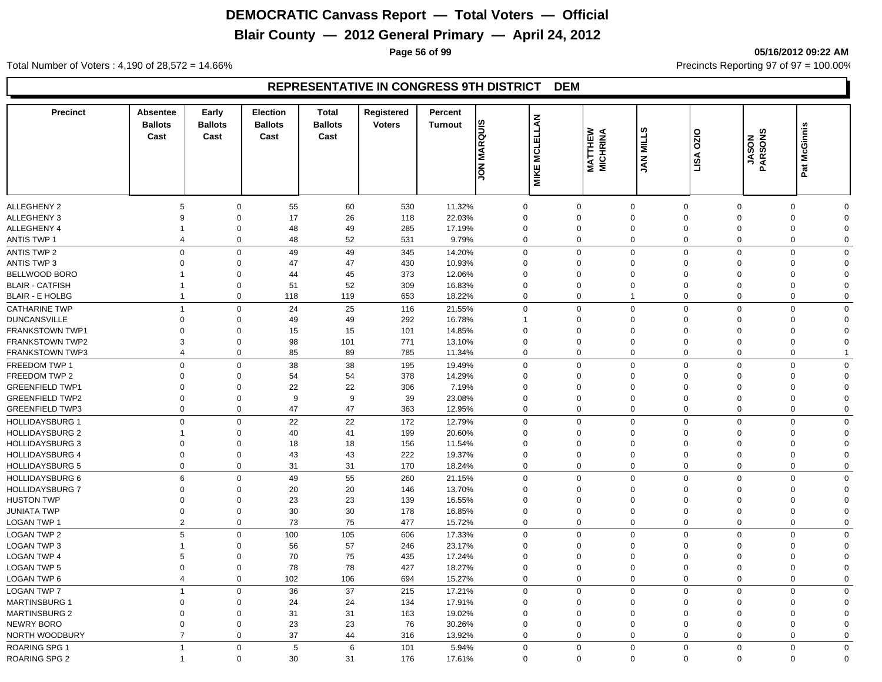# DEMOCRATIC Canvass Report — Total Voters — Official

## Blair County — 2012 General Primary — April 24, 2012

05/16/2012 09:22 AM

Total Number of Voters : 4,190 of 28,572 = 14.66%

Precincts Reporting 97 of 97 = 100.00%

### REPRESENTATIVE IN CONGRESS 9TH DISTRICT DEM

| Precinct | Absentee Ballots Cast | Early Ballots Cast | Election Ballots Cast | Total Ballots Cast | Registered Voters | Percent Turnout | JON MARQUIS | MIKE MCLELLAN | MATTHEW MICHRINA | JAN MILLS | LISA OZIO | JASON PARSONS | Pat McGinnis |
|---|---|---|---|---|---|---|---|---|---|---|---|---|---|
| ALLEGHENY 2 | 5 | 0 | 55 | 60 | 530 | 11.32% | 0 | 0 | 0 | 0 | 0 | 0 | 0 |
| ALLEGHENY 3 | 9 | 0 | 17 | 26 | 118 | 22.03% | 0 | 0 | 0 | 0 | 0 | 0 | 0 |
| ALLEGHENY 4 | 1 | 0 | 48 | 49 | 285 | 17.19% | 0 | 0 | 0 | 0 | 0 | 0 | 0 |
| ANTIS TWP 1 | 4 | 0 | 48 | 52 | 531 | 9.79% | 0 | 0 | 0 | 0 | 0 | 0 | 0 |
| ANTIS TWP 2 | 0 | 0 | 49 | 49 | 345 | 14.20% | 0 | 0 | 0 | 0 | 0 | 0 | 0 |
| ANTIS TWP 3 | 0 | 0 | 47 | 47 | 430 | 10.93% | 0 | 0 | 0 | 0 | 0 | 0 | 0 |
| BELLWOOD BORO | 1 | 0 | 44 | 45 | 373 | 12.06% | 0 | 0 | 0 | 0 | 0 | 0 | 0 |
| BLAIR - CATFISH | 1 | 0 | 51 | 52 | 309 | 16.83% | 0 | 0 | 0 | 0 | 0 | 0 | 0 |
| BLAIR - E HOLBG | 1 | 0 | 118 | 119 | 653 | 18.22% | 0 | 0 | 1 | 0 | 0 | 0 | 0 |
| CATHARINE TWP | 1 | 0 | 24 | 25 | 116 | 21.55% | 0 | 0 | 0 | 0 | 0 | 0 | 0 |
| DUNCANSVILLE | 0 | 0 | 49 | 49 | 292 | 16.78% | 1 | 0 | 0 | 0 | 0 | 0 | 0 |
| FRANKSTOWN TWP1 | 0 | 0 | 15 | 15 | 101 | 14.85% | 0 | 0 | 0 | 0 | 0 | 0 | 0 |
| FRANKSTOWN TWP2 | 3 | 0 | 98 | 101 | 771 | 13.10% | 0 | 0 | 0 | 0 | 0 | 0 | 0 |
| FRANKSTOWN TWP3 | 4 | 0 | 85 | 89 | 785 | 11.34% | 0 | 0 | 0 | 0 | 0 | 0 | 1 |
| FREEDOM TWP 1 | 0 | 0 | 38 | 38 | 195 | 19.49% | 0 | 0 | 0 | 0 | 0 | 0 | 0 |
| FREEDOM TWP 2 | 0 | 0 | 54 | 54 | 378 | 14.29% | 0 | 0 | 0 | 0 | 0 | 0 | 0 |
| GREENFIELD TWP1 | 0 | 0 | 22 | 22 | 306 | 7.19% | 0 | 0 | 0 | 0 | 0 | 0 | 0 |
| GREENFIELD TWP2 | 0 | 0 | 9 | 9 | 39 | 23.08% | 0 | 0 | 0 | 0 | 0 | 0 | 0 |
| GREENFIELD TWP3 | 0 | 0 | 47 | 47 | 363 | 12.95% | 0 | 0 | 0 | 0 | 0 | 0 | 0 |
| HOLLIDAYSBURG 1 | 0 | 0 | 22 | 22 | 172 | 12.79% | 0 | 0 | 0 | 0 | 0 | 0 | 0 |
| HOLLIDAYSBURG 2 | 1 | 0 | 40 | 41 | 199 | 20.60% | 0 | 0 | 0 | 0 | 0 | 0 | 0 |
| HOLLIDAYSBURG 3 | 0 | 0 | 18 | 18 | 156 | 11.54% | 0 | 0 | 0 | 0 | 0 | 0 | 0 |
| HOLLIDAYSBURG 4 | 0 | 0 | 43 | 43 | 222 | 19.37% | 0 | 0 | 0 | 0 | 0 | 0 | 0 |
| HOLLIDAYSBURG 5 | 0 | 0 | 31 | 31 | 170 | 18.24% | 0 | 0 | 0 | 0 | 0 | 0 | 0 |
| HOLLIDAYSBURG 6 | 6 | 0 | 49 | 55 | 260 | 21.15% | 0 | 0 | 0 | 0 | 0 | 0 | 0 |
| HOLLIDAYSBURG 7 | 0 | 0 | 20 | 20 | 146 | 13.70% | 0 | 0 | 0 | 0 | 0 | 0 | 0 |
| HUSTON TWP | 0 | 0 | 23 | 23 | 139 | 16.55% | 0 | 0 | 0 | 0 | 0 | 0 | 0 |
| JUNIATA TWP | 0 | 0 | 30 | 30 | 178 | 16.85% | 0 | 0 | 0 | 0 | 0 | 0 | 0 |
| LOGAN TWP 1 | 2 | 0 | 73 | 75 | 477 | 15.72% | 0 | 0 | 0 | 0 | 0 | 0 | 0 |
| LOGAN TWP 2 | 5 | 0 | 100 | 105 | 606 | 17.33% | 0 | 0 | 0 | 0 | 0 | 0 | 0 |
| LOGAN TWP 3 | 1 | 0 | 56 | 57 | 246 | 23.17% | 0 | 0 | 0 | 0 | 0 | 0 | 0 |
| LOGAN TWP 4 | 5 | 0 | 70 | 75 | 435 | 17.24% | 0 | 0 | 0 | 0 | 0 | 0 | 0 |
| LOGAN TWP 5 | 0 | 0 | 78 | 78 | 427 | 18.27% | 0 | 0 | 0 | 0 | 0 | 0 | 0 |
| LOGAN TWP 6 | 4 | 0 | 102 | 106 | 694 | 15.27% | 0 | 0 | 0 | 0 | 0 | 0 | 0 |
| LOGAN TWP 7 | 1 | 0 | 36 | 37 | 215 | 17.21% | 0 | 0 | 0 | 0 | 0 | 0 | 0 |
| MARTINSBURG 1 | 0 | 0 | 24 | 24 | 134 | 17.91% | 0 | 0 | 0 | 0 | 0 | 0 | 0 |
| MARTINSBURG 2 | 0 | 0 | 31 | 31 | 163 | 19.02% | 0 | 0 | 0 | 0 | 0 | 0 | 0 |
| NEWRY BORO | 0 | 0 | 23 | 23 | 76 | 30.26% | 0 | 0 | 0 | 0 | 0 | 0 | 0 |
| NORTH WOODBURY | 7 | 0 | 37 | 44 | 316 | 13.92% | 0 | 0 | 0 | 0 | 0 | 0 | 0 |
| ROARING SPG 1 | 1 | 0 | 5 | 6 | 101 | 5.94% | 0 | 0 | 0 | 0 | 0 | 0 | 0 |
| ROARING SPG 2 | 1 | 0 | 30 | 31 | 176 | 17.61% | 0 | 0 | 0 | 0 | 0 | 0 | 0 |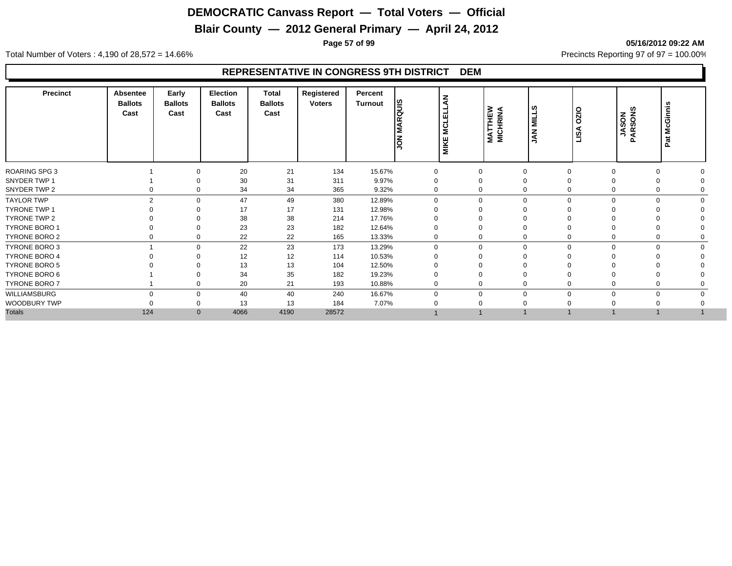# DEMOCRATIC Canvass Report — Total Voters — Official

## Blair County — 2012 General Primary — April 24, 2012

05/16/2012 09:22 AM

Total Number of Voters : 4,190 of 28,572 = 14.66%

Precincts Reporting 97 of 97 = 100.00%

### REPRESENTATIVE IN CONGRESS 9TH DISTRICT DEM

| Precinct | Absentee Ballots Cast | Early Ballots Cast | Election Ballots Cast | Total Ballots Cast | Registered Voters | Percent Turnout | JON MARQUIS | MIKE MCLELLAN | MATTHEW MICHRINA | JAN MILLS | LISA OZIO | JASON PARSONS | Pat McGinnis |
|---|---|---|---|---|---|---|---|---|---|---|---|---|---|
| ROARING SPG 3 | 1 | 0 | 20 | 21 | 134 | 15.67% | 0 | 0 | 0 | 0 | 0 | 0 | 0 |
| SNYDER TWP 1 | 1 | 0 | 30 | 31 | 311 | 9.97% | 0 | 0 | 0 | 0 | 0 | 0 | 0 |
| SNYDER TWP 2 | 0 | 0 | 34 | 34 | 365 | 9.32% | 0 | 0 | 0 | 0 | 0 | 0 | 0 |
| TAYLOR TWP | 2 | 0 | 47 | 49 | 380 | 12.89% | 0 | 0 | 0 | 0 | 0 | 0 | 0 |
| TYRONE TWP 1 | 0 | 0 | 17 | 17 | 131 | 12.98% | 0 | 0 | 0 | 0 | 0 | 0 | 0 |
| TYRONE TWP 2 | 0 | 0 | 38 | 38 | 214 | 17.76% | 0 | 0 | 0 | 0 | 0 | 0 | 0 |
| TYRONE BORO 1 | 0 | 0 | 23 | 23 | 182 | 12.64% | 0 | 0 | 0 | 0 | 0 | 0 | 0 |
| TYRONE BORO 2 | 0 | 0 | 22 | 22 | 165 | 13.33% | 0 | 0 | 0 | 0 | 0 | 0 | 0 |
| TYRONE BORO 3 | 1 | 0 | 22 | 23 | 173 | 13.29% | 0 | 0 | 0 | 0 | 0 | 0 | 0 |
| TYRONE BORO 4 | 0 | 0 | 12 | 12 | 114 | 10.53% | 0 | 0 | 0 | 0 | 0 | 0 | 0 |
| TYRONE BORO 5 | 0 | 0 | 13 | 13 | 104 | 12.50% | 0 | 0 | 0 | 0 | 0 | 0 | 0 |
| TYRONE BORO 6 | 1 | 0 | 34 | 35 | 182 | 19.23% | 0 | 0 | 0 | 0 | 0 | 0 | 0 |
| TYRONE BORO 7 | 1 | 0 | 20 | 21 | 193 | 10.88% | 0 | 0 | 0 | 0 | 0 | 0 | 0 |
| WILLIAMSBURG | 0 | 0 | 40 | 40 | 240 | 16.67% | 0 | 0 | 0 | 0 | 0 | 0 | 0 |
| WOODBURY TWP | 0 | 0 | 13 | 13 | 184 | 7.07% | 0 | 0 | 0 | 0 | 0 | 0 | 0 |
| Totals | 124 | 0 | 4066 | 4190 | 28572 | | 1 | 1 | 1 | 1 | 1 | 1 | 1 |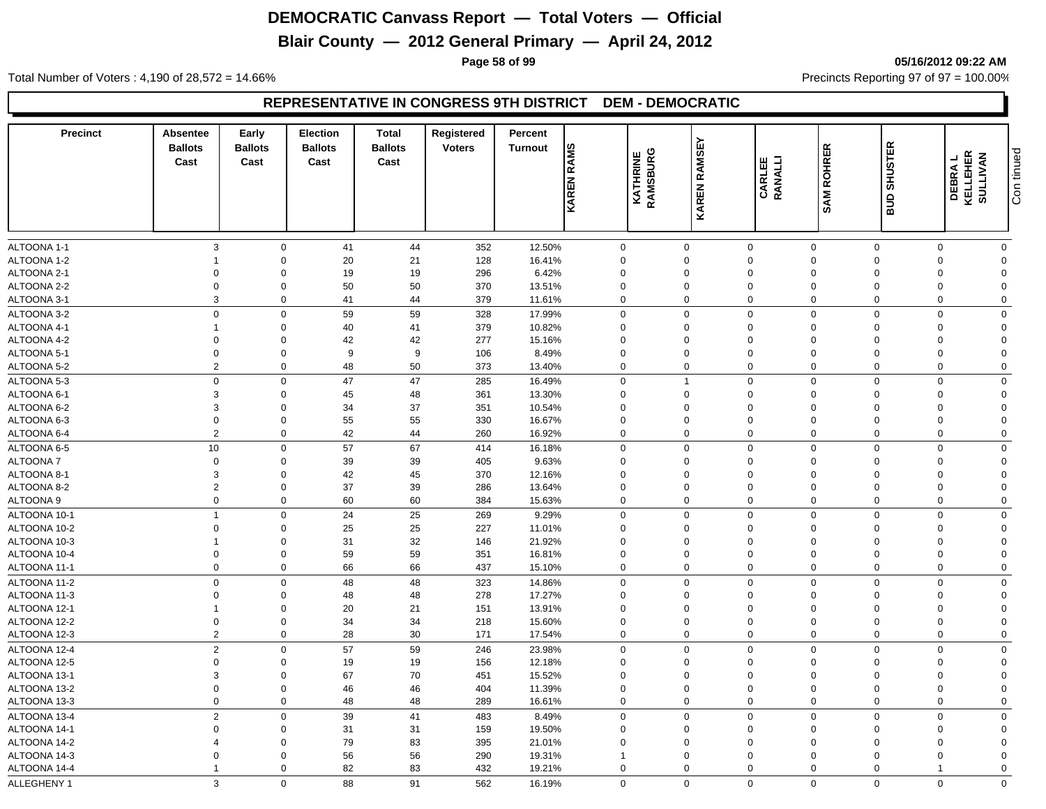# DEMOCRATIC Canvass Report — Total Voters — Official

## Blair County — 2012 General Primary — April 24, 2012

05/16/2012 09:22 AM

Total Number of Voters : 4,190 of 28,572 = 14.66%

Precincts Reporting 97 of 97 = 100.00%

### REPRESENTATIVE IN CONGRESS 9TH DISTRICT DEM - DEMOCRATIC

| Precinct | Absentee Ballots Cast | Early Ballots Cast | Election Ballots Cast | Total Ballots Cast | Registered Voters | Percent Turnout | KAREN RAMS | KATHRINE RAMSBURG | KAREN RAMSEY | CARLEE RANALLI | SAM ROHRER | BUD SHUSTER | DEBRA L KELLEHER SULLIVAN |
|---|---|---|---|---|---|---|---|---|---|---|---|---|---|
| ALTOONA 1-1 | 3 | 0 | 41 | 44 | 352 | 12.50% | 0 | 0 | 0 | 0 | 0 | 0 | 0 |
| ALTOONA 1-2 | 1 | 0 | 20 | 21 | 128 | 16.41% | 0 | 0 | 0 | 0 | 0 | 0 | 0 |
| ALTOONA 2-1 | 0 | 0 | 19 | 19 | 296 | 6.42% | 0 | 0 | 0 | 0 | 0 | 0 | 0 |
| ALTOONA 2-2 | 0 | 0 | 50 | 50 | 370 | 13.51% | 0 | 0 | 0 | 0 | 0 | 0 | 0 |
| ALTOONA 3-1 | 3 | 0 | 41 | 44 | 379 | 11.61% | 0 | 0 | 0 | 0 | 0 | 0 | 0 |
| ALTOONA 3-2 | 0 | 0 | 59 | 59 | 328 | 17.99% | 0 | 0 | 0 | 0 | 0 | 0 | 0 |
| ALTOONA 4-1 | 1 | 0 | 40 | 41 | 379 | 10.82% | 0 | 0 | 0 | 0 | 0 | 0 | 0 |
| ALTOONA 4-2 | 0 | 0 | 42 | 42 | 277 | 15.16% | 0 | 0 | 0 | 0 | 0 | 0 | 0 |
| ALTOONA 5-1 | 0 | 0 | 9 | 9 | 106 | 8.49% | 0 | 0 | 0 | 0 | 0 | 0 | 0 |
| ALTOONA 5-2 | 2 | 0 | 48 | 50 | 373 | 13.40% | 0 | 0 | 0 | 0 | 0 | 0 | 0 |
| ALTOONA 5-3 | 0 | 0 | 47 | 47 | 285 | 16.49% | 0 | 1 | 0 | 0 | 0 | 0 | 0 |
| ALTOONA 6-1 | 3 | 0 | 45 | 48 | 361 | 13.30% | 0 | 0 | 0 | 0 | 0 | 0 | 0 |
| ALTOONA 6-2 | 3 | 0 | 34 | 37 | 351 | 10.54% | 0 | 0 | 0 | 0 | 0 | 0 | 0 |
| ALTOONA 6-3 | 0 | 0 | 55 | 55 | 330 | 16.67% | 0 | 0 | 0 | 0 | 0 | 0 | 0 |
| ALTOONA 6-4 | 2 | 0 | 42 | 44 | 260 | 16.92% | 0 | 0 | 0 | 0 | 0 | 0 | 0 |
| ALTOONA 6-5 | 10 | 0 | 57 | 67 | 414 | 16.18% | 0 | 0 | 0 | 0 | 0 | 0 | 0 |
| ALTOONA 7 | 0 | 0 | 39 | 39 | 405 | 9.63% | 0 | 0 | 0 | 0 | 0 | 0 | 0 |
| ALTOONA 8-1 | 3 | 0 | 42 | 45 | 370 | 12.16% | 0 | 0 | 0 | 0 | 0 | 0 | 0 |
| ALTOONA 8-2 | 2 | 0 | 37 | 39 | 286 | 13.64% | 0 | 0 | 0 | 0 | 0 | 0 | 0 |
| ALTOONA 9 | 0 | 0 | 60 | 60 | 384 | 15.63% | 0 | 0 | 0 | 0 | 0 | 0 | 0 |
| ALTOONA 10-1 | 1 | 0 | 24 | 25 | 269 | 9.29% | 0 | 0 | 0 | 0 | 0 | 0 | 0 |
| ALTOONA 10-2 | 0 | 0 | 25 | 25 | 227 | 11.01% | 0 | 0 | 0 | 0 | 0 | 0 | 0 |
| ALTOONA 10-3 | 1 | 0 | 31 | 32 | 146 | 21.92% | 0 | 0 | 0 | 0 | 0 | 0 | 0 |
| ALTOONA 10-4 | 0 | 0 | 59 | 59 | 351 | 16.81% | 0 | 0 | 0 | 0 | 0 | 0 | 0 |
| ALTOONA 11-1 | 0 | 0 | 66 | 66 | 437 | 15.10% | 0 | 0 | 0 | 0 | 0 | 0 | 0 |
| ALTOONA 11-2 | 0 | 0 | 48 | 48 | 323 | 14.86% | 0 | 0 | 0 | 0 | 0 | 0 | 0 |
| ALTOONA 11-3 | 0 | 0 | 48 | 48 | 278 | 17.27% | 0 | 0 | 0 | 0 | 0 | 0 | 0 |
| ALTOONA 12-1 | 1 | 0 | 20 | 21 | 151 | 13.91% | 0 | 0 | 0 | 0 | 0 | 0 | 0 |
| ALTOONA 12-2 | 0 | 0 | 34 | 34 | 218 | 15.60% | 0 | 0 | 0 | 0 | 0 | 0 | 0 |
| ALTOONA 12-3 | 2 | 0 | 28 | 30 | 171 | 17.54% | 0 | 0 | 0 | 0 | 0 | 0 | 0 |
| ALTOONA 12-4 | 2 | 0 | 57 | 59 | 246 | 23.98% | 0 | 0 | 0 | 0 | 0 | 0 | 0 |
| ALTOONA 12-5 | 0 | 0 | 19 | 19 | 156 | 12.18% | 0 | 0 | 0 | 0 | 0 | 0 | 0 |
| ALTOONA 13-1 | 3 | 0 | 67 | 70 | 451 | 15.52% | 0 | 0 | 0 | 0 | 0 | 0 | 0 |
| ALTOONA 13-2 | 0 | 0 | 46 | 46 | 404 | 11.39% | 0 | 0 | 0 | 0 | 0 | 0 | 0 |
| ALTOONA 13-3 | 0 | 0 | 48 | 48 | 289 | 16.61% | 0 | 0 | 0 | 0 | 0 | 0 | 0 |
| ALTOONA 13-4 | 2 | 0 | 39 | 41 | 483 | 8.49% | 0 | 0 | 0 | 0 | 0 | 0 | 0 |
| ALTOONA 14-1 | 0 | 0 | 31 | 31 | 159 | 19.50% | 0 | 0 | 0 | 0 | 0 | 0 | 0 |
| ALTOONA 14-2 | 4 | 0 | 79 | 83 | 395 | 21.01% | 0 | 0 | 0 | 0 | 0 | 0 | 0 |
| ALTOONA 14-3 | 0 | 0 | 56 | 56 | 290 | 19.31% | 1 | 0 | 0 | 0 | 0 | 0 | 0 |
| ALTOONA 14-4 | 1 | 0 | 82 | 83 | 432 | 19.21% | 0 | 0 | 0 | 0 | 0 | 1 | 0 |
| ALLEGHENY 1 | 3 | 0 | 88 | 91 | 562 | 16.19% | 0 | 0 | 0 | 0 | 0 | 0 | 0 |

Continued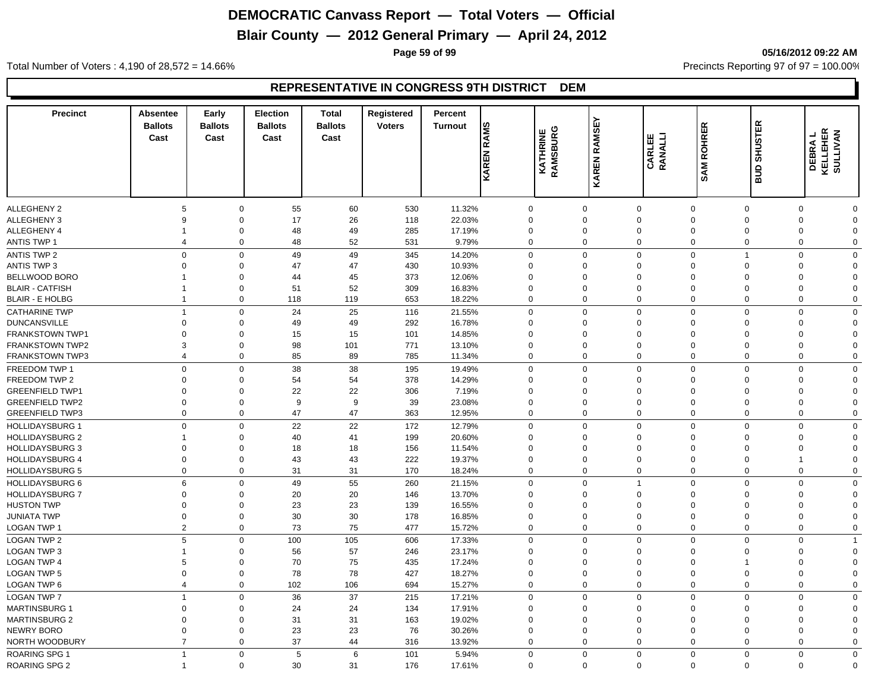# DEMOCRATIC Canvass Report — Total Voters — Official

## Blair County — 2012 General Primary — April 24, 2012

05/16/2012 09:22 AM

Total Number of Voters : 4,190 of 28,572 = 14.66%

Precincts Reporting 97 of 97 = 100.00%

### REPRESENTATIVE IN CONGRESS 9TH DISTRICT DEM

| Precinct | Absentee Ballots Cast | Early Ballots Cast | Election Ballots Cast | Total Ballots Cast | Registered Voters | Percent Turnout | KAREN RAMS | KATHRINE RAMSBURG | KAREN RAMSEY | CARLEE RANALLI | SAM ROHRER | BUD SHUSTER | DEBRA L KELLEHER SULLIVAN |
|---|---|---|---|---|---|---|---|---|---|---|---|---|---|
| ALLEGHENY 2 | 5 | 0 | 55 | 60 | 530 | 11.32% | 0 | 0 | 0 | 0 | 0 | 0 | 0 |
| ALLEGHENY 3 | 9 | 0 | 17 | 26 | 118 | 22.03% | 0 | 0 | 0 | 0 | 0 | 0 | 0 |
| ALLEGHENY 4 | 1 | 0 | 48 | 49 | 285 | 17.19% | 0 | 0 | 0 | 0 | 0 | 0 | 0 |
| ANTIS TWP 1 | 4 | 0 | 48 | 52 | 531 | 9.79% | 0 | 0 | 0 | 0 | 0 | 0 | 0 |
| ANTIS TWP 2 | 0 | 0 | 49 | 49 | 345 | 14.20% | 0 | 0 | 0 | 0 | 1 | 0 | 0 |
| ANTIS TWP 3 | 0 | 0 | 47 | 47 | 430 | 10.93% | 0 | 0 | 0 | 0 | 0 | 0 | 0 |
| BELLWOOD BORO | 1 | 0 | 44 | 45 | 373 | 12.06% | 0 | 0 | 0 | 0 | 0 | 0 | 0 |
| BLAIR - CATFISH | 1 | 0 | 51 | 52 | 309 | 16.83% | 0 | 0 | 0 | 0 | 0 | 0 | 0 |
| BLAIR - E HOLBG | 1 | 0 | 118 | 119 | 653 | 18.22% | 0 | 0 | 0 | 0 | 0 | 0 | 0 |
| CATHARINE TWP | 1 | 0 | 24 | 25 | 116 | 21.55% | 0 | 0 | 0 | 0 | 0 | 0 | 0 |
| DUNCANSVILLE | 0 | 0 | 49 | 49 | 292 | 16.78% | 0 | 0 | 0 | 0 | 0 | 0 | 0 |
| FRANKSTOWN TWP1 | 0 | 0 | 15 | 15 | 101 | 14.85% | 0 | 0 | 0 | 0 | 0 | 0 | 0 |
| FRANKSTOWN TWP2 | 3 | 0 | 98 | 101 | 771 | 13.10% | 0 | 0 | 0 | 0 | 0 | 0 | 0 |
| FRANKSTOWN TWP3 | 4 | 0 | 85 | 89 | 785 | 11.34% | 0 | 0 | 0 | 0 | 0 | 0 | 0 |
| FREEDOM TWP 1 | 0 | 0 | 38 | 38 | 195 | 19.49% | 0 | 0 | 0 | 0 | 0 | 0 | 0 |
| FREEDOM TWP 2 | 0 | 0 | 54 | 54 | 378 | 14.29% | 0 | 0 | 0 | 0 | 0 | 0 | 0 |
| GREENFIELD TWP1 | 0 | 0 | 22 | 22 | 306 | 7.19% | 0 | 0 | 0 | 0 | 0 | 0 | 0 |
| GREENFIELD TWP2 | 0 | 0 | 9 | 9 | 39 | 23.08% | 0 | 0 | 0 | 0 | 0 | 0 | 0 |
| GREENFIELD TWP3 | 0 | 0 | 47 | 47 | 363 | 12.95% | 0 | 0 | 0 | 0 | 0 | 0 | 0 |
| HOLLIDAYSBURG 1 | 0 | 0 | 22 | 22 | 172 | 12.79% | 0 | 0 | 0 | 0 | 0 | 0 | 0 |
| HOLLIDAYSBURG 2 | 1 | 0 | 40 | 41 | 199 | 20.60% | 0 | 0 | 0 | 0 | 0 | 0 | 0 |
| HOLLIDAYSBURG 3 | 0 | 0 | 18 | 18 | 156 | 11.54% | 0 | 0 | 0 | 0 | 0 | 0 | 0 |
| HOLLIDAYSBURG 4 | 0 | 0 | 43 | 43 | 222 | 19.37% | 0 | 0 | 0 | 0 | 0 | 1 | 0 |
| HOLLIDAYSBURG 5 | 0 | 0 | 31 | 31 | 170 | 18.24% | 0 | 0 | 0 | 0 | 0 | 0 | 0 |
| HOLLIDAYSBURG 6 | 6 | 0 | 49 | 55 | 260 | 21.15% | 0 | 0 | 1 | 0 | 0 | 0 | 0 |
| HOLLIDAYSBURG 7 | 0 | 0 | 20 | 20 | 146 | 13.70% | 0 | 0 | 0 | 0 | 0 | 0 | 0 |
| HUSTON TWP | 0 | 0 | 23 | 23 | 139 | 16.55% | 0 | 0 | 0 | 0 | 0 | 0 | 0 |
| JUNIATA TWP | 0 | 0 | 30 | 30 | 178 | 16.85% | 0 | 0 | 0 | 0 | 0 | 0 | 0 |
| LOGAN TWP 1 | 2 | 0 | 73 | 75 | 477 | 15.72% | 0 | 0 | 0 | 0 | 0 | 0 | 0 |
| LOGAN TWP 2 | 5 | 0 | 100 | 105 | 606 | 17.33% | 0 | 0 | 0 | 0 | 0 | 0 | 1 |
| LOGAN TWP 3 | 1 | 0 | 56 | 57 | 246 | 23.17% | 0 | 0 | 0 | 0 | 0 | 0 | 0 |
| LOGAN TWP 4 | 5 | 0 | 70 | 75 | 435 | 17.24% | 0 | 0 | 0 | 0 | 1 | 0 | 0 |
| LOGAN TWP 5 | 0 | 0 | 78 | 78 | 427 | 18.27% | 0 | 0 | 0 | 0 | 0 | 0 | 0 |
| LOGAN TWP 6 | 4 | 0 | 102 | 106 | 694 | 15.27% | 0 | 0 | 0 | 0 | 0 | 0 | 0 |
| LOGAN TWP 7 | 1 | 0 | 36 | 37 | 215 | 17.21% | 0 | 0 | 0 | 0 | 0 | 0 | 0 |
| MARTINSBURG 1 | 0 | 0 | 24 | 24 | 134 | 17.91% | 0 | 0 | 0 | 0 | 0 | 0 | 0 |
| MARTINSBURG 2 | 0 | 0 | 31 | 31 | 163 | 19.02% | 0 | 0 | 0 | 0 | 0 | 0 | 0 |
| NEWRY BORO | 0 | 0 | 23 | 23 | 76 | 30.26% | 0 | 0 | 0 | 0 | 0 | 0 | 0 |
| NORTH WOODBURY | 7 | 0 | 37 | 44 | 316 | 13.92% | 0 | 0 | 0 | 0 | 0 | 0 | 0 |
| ROARING SPG 1 | 1 | 0 | 5 | 6 | 101 | 5.94% | 0 | 0 | 0 | 0 | 0 | 0 | 0 |
| ROARING SPG 2 | 1 | 0 | 30 | 31 | 176 | 17.61% | 0 | 0 | 0 | 0 | 0 | 0 | 0 |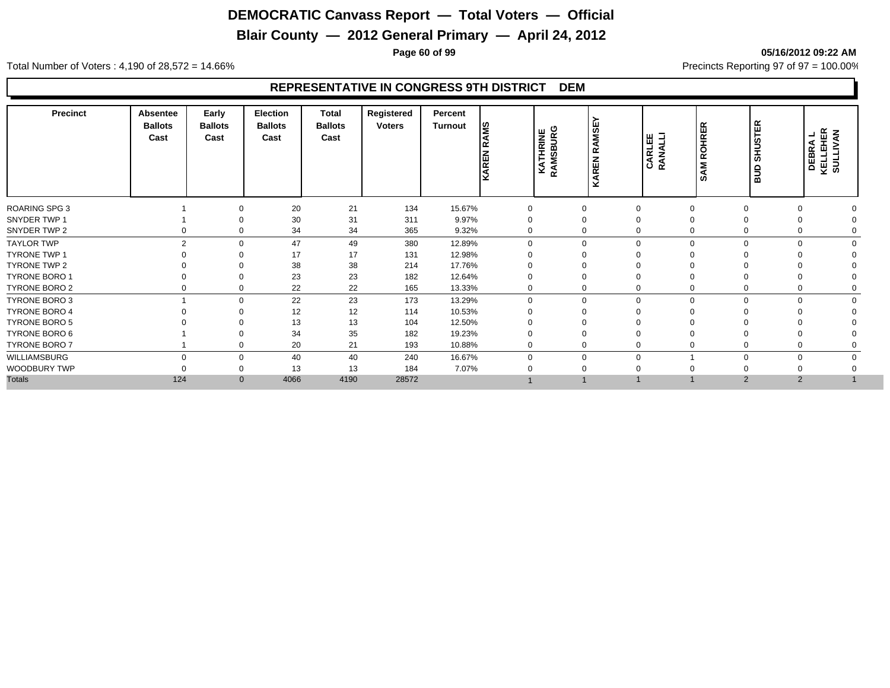# DEMOCRATIC Canvass Report — Total Voters — Official

## Blair County — 2012 General Primary — April 24, 2012

05/16/2012 09:22 AM

Total Number of Voters : 4,190 of 28,572 = 14.66%

Precincts Reporting 97 of 97 = 100.00%

### REPRESENTATIVE IN CONGRESS 9TH DISTRICT DEM

| Precinct | Absentee Ballots Cast | Early Ballots Cast | Election Ballots Cast | Total Ballots Cast | Registered Voters | Percent Turnout | KAREN RAMS | KATHRINE RAMSBURG | KAREN RAMSEY | CARLEE RANALLI | SAM ROHRER | BUD SHUSTER | DEBRA L KELLEHER SULLIVAN |
|---|---|---|---|---|---|---|---|---|---|---|---|---|---|
| ROARING SPG 3 | 1 | 0 | 20 | 21 | 134 | 15.67% | 0 | 0 | 0 | 0 | 0 | 0 | 0 |
| SNYDER TWP 1 | 1 | 0 | 30 | 31 | 311 | 9.97% | 0 | 0 | 0 | 0 | 0 | 0 | 0 |
| SNYDER TWP 2 | 0 | 0 | 34 | 34 | 365 | 9.32% | 0 | 0 | 0 | 0 | 0 | 0 | 0 |
| TAYLOR TWP | 2 | 0 | 47 | 49 | 380 | 12.89% | 0 | 0 | 0 | 0 | 0 | 0 | 0 |
| TYRONE TWP 1 | 0 | 0 | 17 | 17 | 131 | 12.98% | 0 | 0 | 0 | 0 | 0 | 0 | 0 |
| TYRONE TWP 2 | 0 | 0 | 38 | 38 | 214 | 17.76% | 0 | 0 | 0 | 0 | 0 | 0 | 0 |
| TYRONE BORO 1 | 0 | 0 | 23 | 23 | 182 | 12.64% | 0 | 0 | 0 | 0 | 0 | 0 | 0 |
| TYRONE BORO 2 | 0 | 0 | 22 | 22 | 165 | 13.33% | 0 | 0 | 0 | 0 | 0 | 0 | 0 |
| TYRONE BORO 3 | 1 | 0 | 22 | 23 | 173 | 13.29% | 0 | 0 | 0 | 0 | 0 | 0 | 0 |
| TYRONE BORO 4 | 0 | 0 | 12 | 12 | 114 | 10.53% | 0 | 0 | 0 | 0 | 0 | 0 | 0 |
| TYRONE BORO 5 | 0 | 0 | 13 | 13 | 104 | 12.50% | 0 | 0 | 0 | 0 | 0 | 0 | 0 |
| TYRONE BORO 6 | 1 | 0 | 34 | 35 | 182 | 19.23% | 0 | 0 | 0 | 0 | 0 | 0 | 0 |
| TYRONE BORO 7 | 1 | 0 | 20 | 21 | 193 | 10.88% | 0 | 0 | 0 | 0 | 0 | 0 | 0 |
| WILLIAMSBURG | 0 | 0 | 40 | 40 | 240 | 16.67% | 0 | 0 | 0 | 1 | 0 | 0 | 0 |
| WOODBURY TWP | 0 | 0 | 13 | 13 | 184 | 7.07% | 0 | 0 | 0 | 0 | 0 | 0 | 0 |
| Totals | 124 | 0 | 4066 | 4190 | 28572 | | 1 | 1 | 1 | 1 | 2 | 2 | 1 |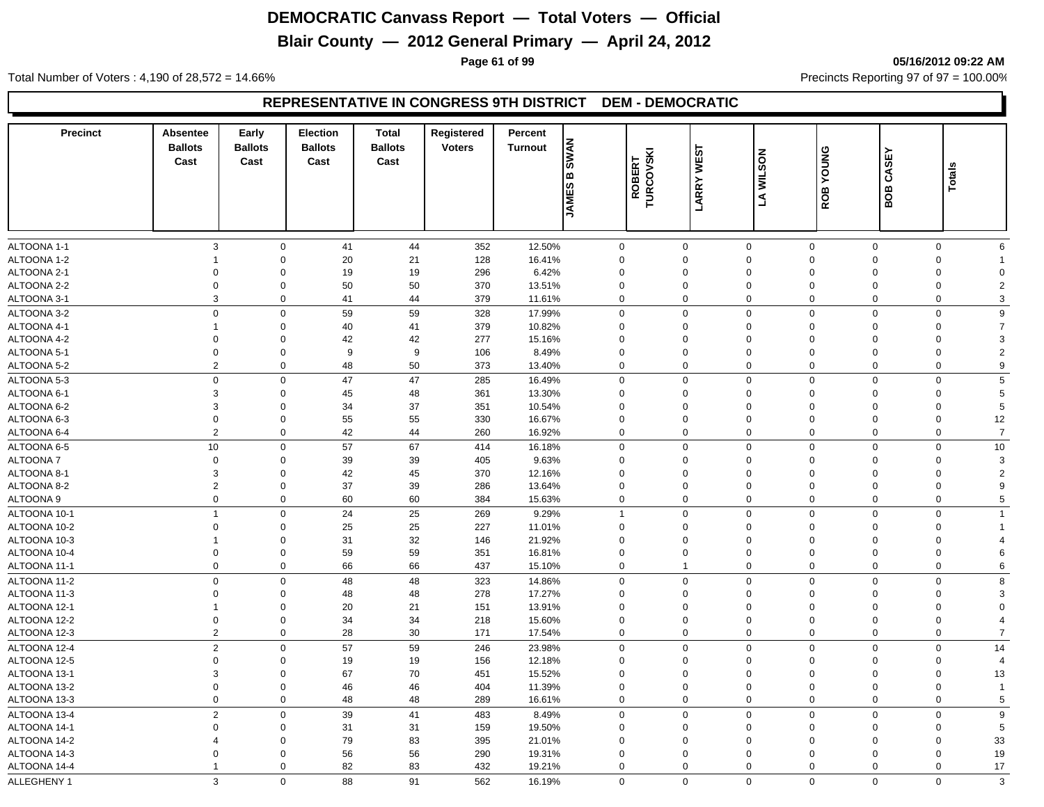# DEMOCRATIC Canvass Report — Total Voters — Official

## Blair County — 2012 General Primary — April 24, 2012

05/16/2012 09:22 AM

Total Number of Voters : 4,190 of 28,572 = 14.66%

Precincts Reporting 97 of 97 = 100.00%

### REPRESENTATIVE IN CONGRESS 9TH DISTRICT DEM - DEMOCRATIC

| Precinct | Absentee Ballots Cast | Early Ballots Cast | Election Ballots Cast | Total Ballots Cast | Registered Voters | Percent Turnout | JAMES B SWAN | ROBERT TURCOVSKI | LARRY WEST | LA WILSON | ROB YOUNG | BOB CASEY | Totals |
|---|---|---|---|---|---|---|---|---|---|---|---|---|---|
| ALTOONA 1-1 | 3 | 0 | 41 | 44 | 352 | 12.50% | 0 | 0 | 0 | 0 | 0 | 0 | 6 |
| ALTOONA 1-2 | 1 | 0 | 20 | 21 | 128 | 16.41% | 0 | 0 | 0 | 0 | 0 | 0 | 1 |
| ALTOONA 2-1 | 0 | 0 | 19 | 19 | 296 | 6.42% | 0 | 0 | 0 | 0 | 0 | 0 | 0 |
| ALTOONA 2-2 | 0 | 0 | 50 | 50 | 370 | 13.51% | 0 | 0 | 0 | 0 | 0 | 0 | 2 |
| ALTOONA 3-1 | 3 | 0 | 41 | 44 | 379 | 11.61% | 0 | 0 | 0 | 0 | 0 | 0 | 3 |
| ALTOONA 3-2 | 0 | 0 | 59 | 59 | 328 | 17.99% | 0 | 0 | 0 | 0 | 0 | 0 | 9 |
| ALTOONA 4-1 | 1 | 0 | 40 | 41 | 379 | 10.82% | 0 | 0 | 0 | 0 | 0 | 0 | 7 |
| ALTOONA 4-2 | 0 | 0 | 42 | 42 | 277 | 15.16% | 0 | 0 | 0 | 0 | 0 | 0 | 3 |
| ALTOONA 5-1 | 0 | 0 | 9 | 9 | 106 | 8.49% | 0 | 0 | 0 | 0 | 0 | 0 | 2 |
| ALTOONA 5-2 | 2 | 0 | 48 | 50 | 373 | 13.40% | 0 | 0 | 0 | 0 | 0 | 0 | 9 |
| ALTOONA 5-3 | 0 | 0 | 47 | 47 | 285 | 16.49% | 0 | 0 | 0 | 0 | 0 | 0 | 5 |
| ALTOONA 6-1 | 3 | 0 | 45 | 48 | 361 | 13.30% | 0 | 0 | 0 | 0 | 0 | 0 | 5 |
| ALTOONA 6-2 | 3 | 0 | 34 | 37 | 351 | 10.54% | 0 | 0 | 0 | 0 | 0 | 0 | 5 |
| ALTOONA 6-3 | 0 | 0 | 55 | 55 | 330 | 16.67% | 0 | 0 | 0 | 0 | 0 | 0 | 12 |
| ALTOONA 6-4 | 2 | 0 | 42 | 44 | 260 | 16.92% | 0 | 0 | 0 | 0 | 0 | 0 | 7 |
| ALTOONA 6-5 | 10 | 0 | 57 | 67 | 414 | 16.18% | 0 | 0 | 0 | 0 | 0 | 0 | 10 |
| ALTOONA 7 | 0 | 0 | 39 | 39 | 405 | 9.63% | 0 | 0 | 0 | 0 | 0 | 0 | 3 |
| ALTOONA 8-1 | 3 | 0 | 42 | 45 | 370 | 12.16% | 0 | 0 | 0 | 0 | 0 | 0 | 2 |
| ALTOONA 8-2 | 2 | 0 | 37 | 39 | 286 | 13.64% | 0 | 0 | 0 | 0 | 0 | 0 | 9 |
| ALTOONA 9 | 0 | 0 | 60 | 60 | 384 | 15.63% | 0 | 0 | 0 | 0 | 0 | 0 | 5 |
| ALTOONA 10-1 | 1 | 0 | 24 | 25 | 269 | 9.29% | 1 | 0 | 0 | 0 | 0 | 0 | 1 |
| ALTOONA 10-2 | 0 | 0 | 25 | 25 | 227 | 11.01% | 0 | 0 | 0 | 0 | 0 | 0 | 1 |
| ALTOONA 10-3 | 1 | 0 | 31 | 32 | 146 | 21.92% | 0 | 0 | 0 | 0 | 0 | 0 | 4 |
| ALTOONA 10-4 | 0 | 0 | 59 | 59 | 351 | 16.81% | 0 | 0 | 0 | 0 | 0 | 0 | 6 |
| ALTOONA 11-1 | 0 | 0 | 66 | 66 | 437 | 15.10% | 0 | 1 | 0 | 0 | 0 | 0 | 6 |
| ALTOONA 11-2 | 0 | 0 | 48 | 48 | 323 | 14.86% | 0 | 0 | 0 | 0 | 0 | 0 | 8 |
| ALTOONA 11-3 | 0 | 0 | 48 | 48 | 278 | 17.27% | 0 | 0 | 0 | 0 | 0 | 0 | 3 |
| ALTOONA 12-1 | 1 | 0 | 20 | 21 | 151 | 13.91% | 0 | 0 | 0 | 0 | 0 | 0 | 0 |
| ALTOONA 12-2 | 0 | 0 | 34 | 34 | 218 | 15.60% | 0 | 0 | 0 | 0 | 0 | 0 | 4 |
| ALTOONA 12-3 | 2 | 0 | 28 | 30 | 171 | 17.54% | 0 | 0 | 0 | 0 | 0 | 0 | 7 |
| ALTOONA 12-4 | 2 | 0 | 57 | 59 | 246 | 23.98% | 0 | 0 | 0 | 0 | 0 | 0 | 14 |
| ALTOONA 12-5 | 0 | 0 | 19 | 19 | 156 | 12.18% | 0 | 0 | 0 | 0 | 0 | 0 | 4 |
| ALTOONA 13-1 | 3 | 0 | 67 | 70 | 451 | 15.52% | 0 | 0 | 0 | 0 | 0 | 0 | 13 |
| ALTOONA 13-2 | 0 | 0 | 46 | 46 | 404 | 11.39% | 0 | 0 | 0 | 0 | 0 | 0 | 1 |
| ALTOONA 13-3 | 0 | 0 | 48 | 48 | 289 | 16.61% | 0 | 0 | 0 | 0 | 0 | 0 | 5 |
| ALTOONA 13-4 | 2 | 0 | 39 | 41 | 483 | 8.49% | 0 | 0 | 0 | 0 | 0 | 0 | 9 |
| ALTOONA 14-1 | 0 | 0 | 31 | 31 | 159 | 19.50% | 0 | 0 | 0 | 0 | 0 | 0 | 5 |
| ALTOONA 14-2 | 4 | 0 | 79 | 83 | 395 | 21.01% | 0 | 0 | 0 | 0 | 0 | 0 | 33 |
| ALTOONA 14-3 | 0 | 0 | 56 | 56 | 290 | 19.31% | 0 | 0 | 0 | 0 | 0 | 0 | 19 |
| ALTOONA 14-4 | 1 | 0 | 82 | 83 | 432 | 19.21% | 0 | 0 | 0 | 0 | 0 | 0 | 17 |
| ALLEGHENY 1 | 3 | 0 | 88 | 91 | 562 | 16.19% | 0 | 0 | 0 | 0 | 0 | 0 | 3 |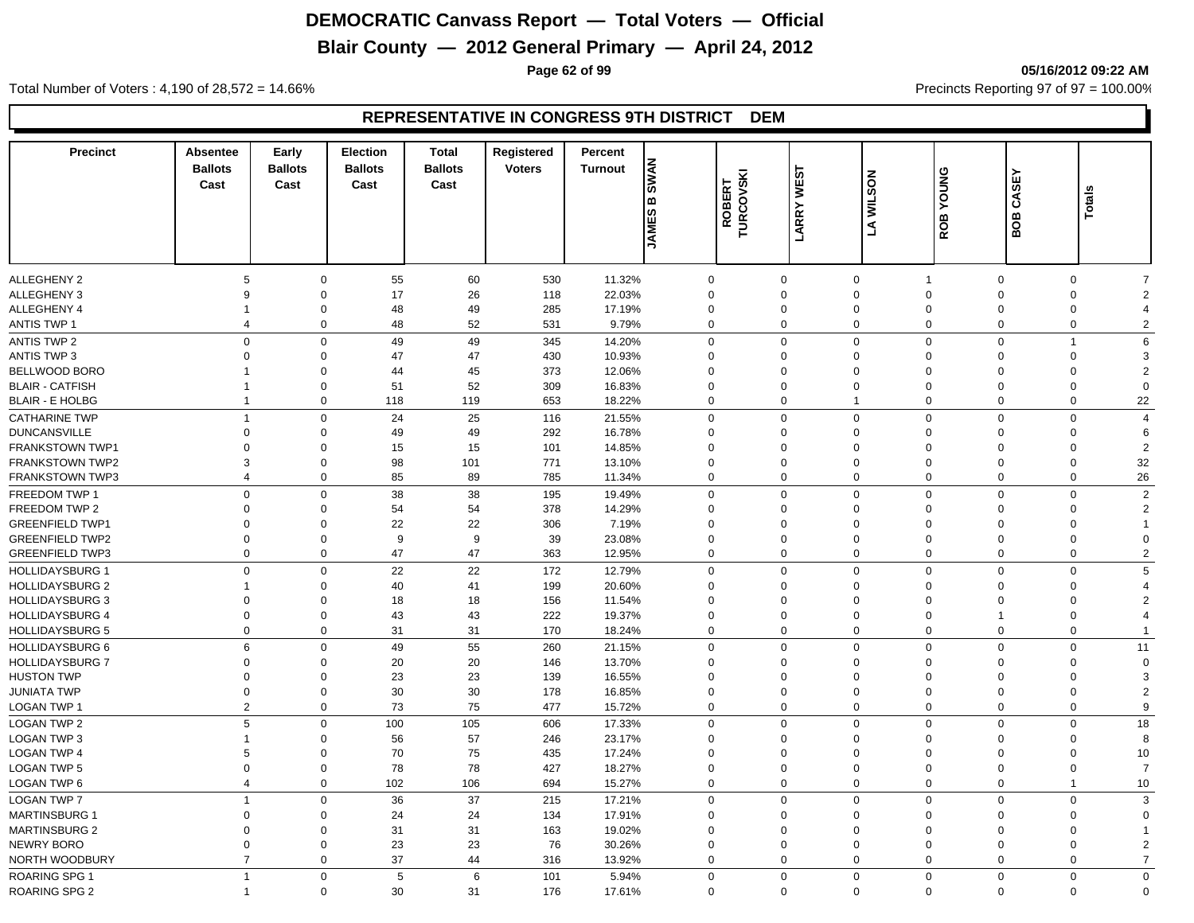# DEMOCRATIC Canvass Report — Total Voters — Official

## Blair County — 2012 General Primary — April 24, 2012

05/16/2012 09:22 AM

Total Number of Voters : 4,190 of 28,572 = 14.66%

Precincts Reporting 97 of 97 = 100.00%

### REPRESENTATIVE IN CONGRESS 9TH DISTRICT DEM

| Precinct | Absentee Ballots Cast | Early Ballots Cast | Election Ballots Cast | Total Ballots Cast | Registered Voters | Percent Turnout | JAMES B SWAN | ROBERT TURCOVSKI | LARRY WEST | LA WILSON | ROB YOUNG | BOB CASEY | Totals |
|---|---|---|---|---|---|---|---|---|---|---|---|---|---|
| ALLEGHENY 2 | 5 | 0 | 55 | 60 | 530 | 11.32% | 0 | 0 | 0 | 1 | 0 | 0 | 7 |
| ALLEGHENY 3 | 9 | 0 | 17 | 26 | 118 | 22.03% | 0 | 0 | 0 | 0 | 0 | 0 | 2 |
| ALLEGHENY 4 | 1 | 0 | 48 | 49 | 285 | 17.19% | 0 | 0 | 0 | 0 | 0 | 0 | 4 |
| ANTIS TWP 1 | 4 | 0 | 48 | 52 | 531 | 9.79% | 0 | 0 | 0 | 0 | 0 | 0 | 2 |
| ANTIS TWP 2 | 0 | 0 | 49 | 49 | 345 | 14.20% | 0 | 0 | 0 | 0 | 0 | 1 | 6 |
| ANTIS TWP 3 | 0 | 0 | 47 | 47 | 430 | 10.93% | 0 | 0 | 0 | 0 | 0 | 0 | 3 |
| BELLWOOD BORO | 1 | 0 | 44 | 45 | 373 | 12.06% | 0 | 0 | 0 | 0 | 0 | 0 | 2 |
| BLAIR - CATFISH | 1 | 0 | 51 | 52 | 309 | 16.83% | 0 | 0 | 0 | 0 | 0 | 0 | 0 |
| BLAIR - E HOLBG | 1 | 0 | 118 | 119 | 653 | 18.22% | 0 | 0 | 1 | 0 | 0 | 0 | 22 |
| CATHARINE TWP | 1 | 0 | 24 | 25 | 116 | 21.55% | 0 | 0 | 0 | 0 | 0 | 0 | 4 |
| DUNCANSVILLE | 0 | 0 | 49 | 49 | 292 | 16.78% | 0 | 0 | 0 | 0 | 0 | 0 | 6 |
| FRANKSTOWN TWP1 | 0 | 0 | 15 | 15 | 101 | 14.85% | 0 | 0 | 0 | 0 | 0 | 0 | 2 |
| FRANKSTOWN TWP2 | 3 | 0 | 98 | 101 | 771 | 13.10% | 0 | 0 | 0 | 0 | 0 | 0 | 32 |
| FRANKSTOWN TWP3 | 4 | 0 | 85 | 89 | 785 | 11.34% | 0 | 0 | 0 | 0 | 0 | 0 | 26 |
| FREEDOM TWP 1 | 0 | 0 | 38 | 38 | 195 | 19.49% | 0 | 0 | 0 | 0 | 0 | 0 | 2 |
| FREEDOM TWP 2 | 0 | 0 | 54 | 54 | 378 | 14.29% | 0 | 0 | 0 | 0 | 0 | 0 | 2 |
| GREENFIELD TWP1 | 0 | 0 | 22 | 22 | 306 | 7.19% | 0 | 0 | 0 | 0 | 0 | 0 | 1 |
| GREENFIELD TWP2 | 0 | 0 | 9 | 9 | 39 | 23.08% | 0 | 0 | 0 | 0 | 0 | 0 | 0 |
| GREENFIELD TWP3 | 0 | 0 | 47 | 47 | 363 | 12.95% | 0 | 0 | 0 | 0 | 0 | 0 | 2 |
| HOLLIDAYSBURG 1 | 0 | 0 | 22 | 22 | 172 | 12.79% | 0 | 0 | 0 | 0 | 0 | 0 | 5 |
| HOLLIDAYSBURG 2 | 1 | 0 | 40 | 41 | 199 | 20.60% | 0 | 0 | 0 | 0 | 0 | 0 | 4 |
| HOLLIDAYSBURG 3 | 0 | 0 | 18 | 18 | 156 | 11.54% | 0 | 0 | 0 | 0 | 0 | 0 | 2 |
| HOLLIDAYSBURG 4 | 0 | 0 | 43 | 43 | 222 | 19.37% | 0 | 0 | 0 | 0 | 1 | 0 | 4 |
| HOLLIDAYSBURG 5 | 0 | 0 | 31 | 31 | 170 | 18.24% | 0 | 0 | 0 | 0 | 0 | 0 | 1 |
| HOLLIDAYSBURG 6 | 6 | 0 | 49 | 55 | 260 | 21.15% | 0 | 0 | 0 | 0 | 0 | 0 | 11 |
| HOLLIDAYSBURG 7 | 0 | 0 | 20 | 20 | 146 | 13.70% | 0 | 0 | 0 | 0 | 0 | 0 | 0 |
| HUSTON TWP | 0 | 0 | 23 | 23 | 139 | 16.55% | 0 | 0 | 0 | 0 | 0 | 0 | 3 |
| JUNIATA TWP | 0 | 0 | 30 | 30 | 178 | 16.85% | 0 | 0 | 0 | 0 | 0 | 0 | 2 |
| LOGAN TWP 1 | 2 | 0 | 73 | 75 | 477 | 15.72% | 0 | 0 | 0 | 0 | 0 | 0 | 9 |
| LOGAN TWP 2 | 5 | 0 | 100 | 105 | 606 | 17.33% | 0 | 0 | 0 | 0 | 0 | 0 | 18 |
| LOGAN TWP 3 | 1 | 0 | 56 | 57 | 246 | 23.17% | 0 | 0 | 0 | 0 | 0 | 0 | 8 |
| LOGAN TWP 4 | 5 | 0 | 70 | 75 | 435 | 17.24% | 0 | 0 | 0 | 0 | 0 | 0 | 10 |
| LOGAN TWP 5 | 0 | 0 | 78 | 78 | 427 | 18.27% | 0 | 0 | 0 | 0 | 0 | 0 | 7 |
| LOGAN TWP 6 | 4 | 0 | 102 | 106 | 694 | 15.27% | 0 | 0 | 0 | 0 | 0 | 1 | 10 |
| LOGAN TWP 7 | 1 | 0 | 36 | 37 | 215 | 17.21% | 0 | 0 | 0 | 0 | 0 | 0 | 3 |
| MARTINSBURG 1 | 0 | 0 | 24 | 24 | 134 | 17.91% | 0 | 0 | 0 | 0 | 0 | 0 | 0 |
| MARTINSBURG 2 | 0 | 0 | 31 | 31 | 163 | 19.02% | 0 | 0 | 0 | 0 | 0 | 0 | 1 |
| NEWRY BORO | 0 | 0 | 23 | 23 | 76 | 30.26% | 0 | 0 | 0 | 0 | 0 | 0 | 2 |
| NORTH WOODBURY | 7 | 0 | 37 | 44 | 316 | 13.92% | 0 | 0 | 0 | 0 | 0 | 0 | 7 |
| ROARING SPG 1 | 1 | 0 | 5 | 6 | 101 | 5.94% | 0 | 0 | 0 | 0 | 0 | 0 | 0 |
| ROARING SPG 2 | 1 | 0 | 30 | 31 | 176 | 17.61% | 0 | 0 | 0 | 0 | 0 | 0 | 0 |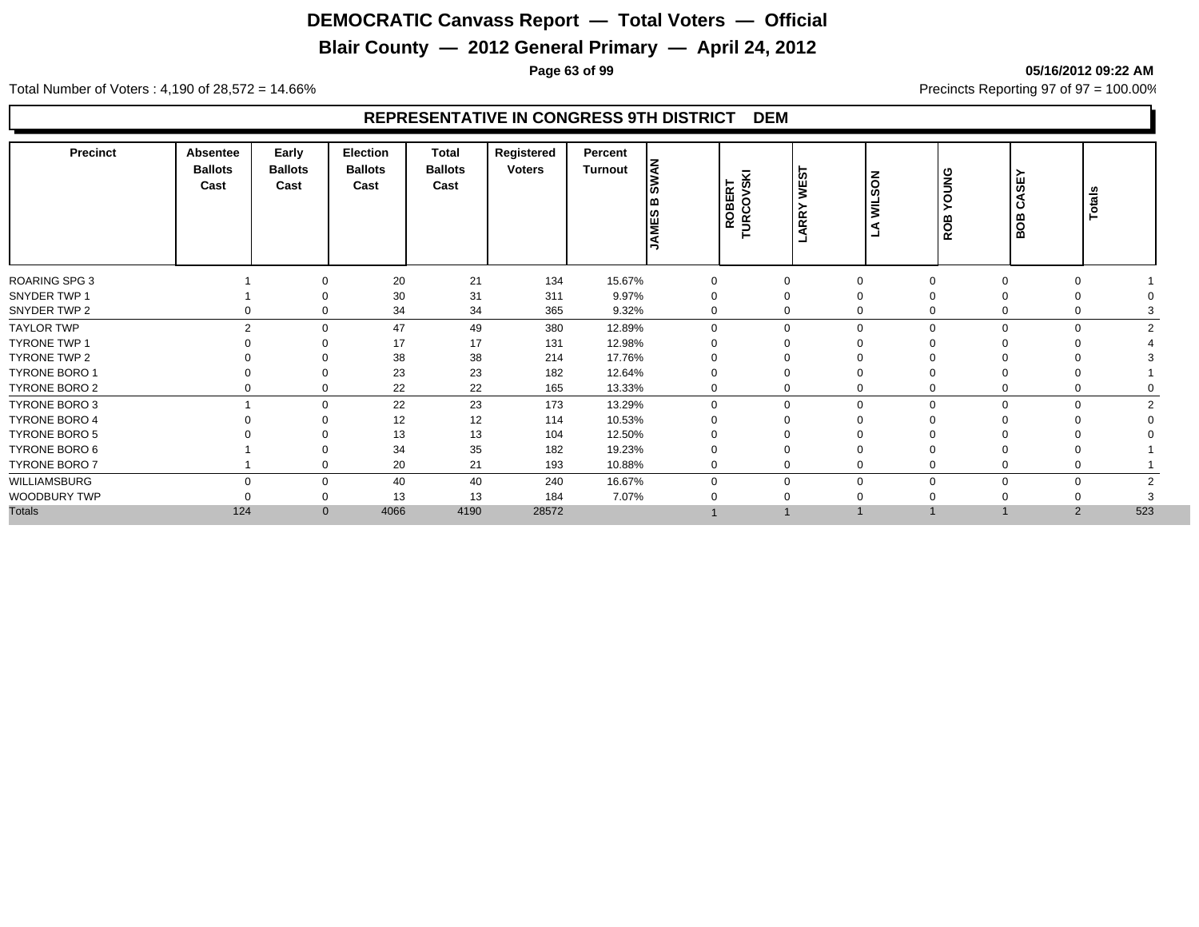# DEMOCRATIC Canvass Report — Total Voters — Official

## Blair County — 2012 General Primary — April 24, 2012

05/16/2012 09:22 AM

Total Number of Voters : 4,190 of 28,572 = 14.66%

Precincts Reporting 97 of 97 = 100.00%

### REPRESENTATIVE IN CONGRESS 9TH DISTRICT DEM

| Precinct | Absentee Ballots Cast | Early Ballots Cast | Election Ballots Cast | Total Ballots Cast | Registered Voters | Percent Turnout | JAMES B SWAN | ROBERT TURCOVSKI | LARRY WEST | LA WILSON | ROB YOUNG | BOB CASEY | Totals |
|---|---|---|---|---|---|---|---|---|---|---|---|---|---|
| ROARING SPG 3 | 1 | 0 | 20 | 21 | 134 | 15.67% | 0 | 0 | 0 | 0 | 0 | 0 | 1 |
| SNYDER TWP 1 | 1 | 0 | 30 | 31 | 311 | 9.97% | 0 | 0 | 0 | 0 | 0 | 0 | 0 |
| SNYDER TWP 2 | 0 | 0 | 34 | 34 | 365 | 9.32% | 0 | 0 | 0 | 0 | 0 | 0 | 3 |
| TAYLOR TWP | 2 | 0 | 47 | 49 | 380 | 12.89% | 0 | 0 | 0 | 0 | 0 | 0 | 2 |
| TYRONE TWP 1 | 0 | 0 | 17 | 17 | 131 | 12.98% | 0 | 0 | 0 | 0 | 0 | 0 | 4 |
| TYRONE TWP 2 | 0 | 0 | 38 | 38 | 214 | 17.76% | 0 | 0 | 0 | 0 | 0 | 0 | 3 |
| TYRONE BORO 1 | 0 | 0 | 23 | 23 | 182 | 12.64% | 0 | 0 | 0 | 0 | 0 | 0 | 1 |
| TYRONE BORO 2 | 0 | 0 | 22 | 22 | 165 | 13.33% | 0 | 0 | 0 | 0 | 0 | 0 | 0 |
| TYRONE BORO 3 | 1 | 0 | 22 | 23 | 173 | 13.29% | 0 | 0 | 0 | 0 | 0 | 0 | 2 |
| TYRONE BORO 4 | 0 | 0 | 12 | 12 | 114 | 10.53% | 0 | 0 | 0 | 0 | 0 | 0 | 0 |
| TYRONE BORO 5 | 0 | 0 | 13 | 13 | 104 | 12.50% | 0 | 0 | 0 | 0 | 0 | 0 | 0 |
| TYRONE BORO 6 | 1 | 0 | 34 | 35 | 182 | 19.23% | 0 | 0 | 0 | 0 | 0 | 0 | 1 |
| TYRONE BORO 7 | 1 | 0 | 20 | 21 | 193 | 10.88% | 0 | 0 | 0 | 0 | 0 | 0 | 1 |
| WILLIAMSBURG | 0 | 0 | 40 | 40 | 240 | 16.67% | 0 | 0 | 0 | 0 | 0 | 0 | 2 |
| WOODBURY TWP | 0 | 0 | 13 | 13 | 184 | 7.07% | 0 | 0 | 0 | 0 | 0 | 0 | 3 |
| Totals | 124 | 0 | 4066 | 4190 | 28572 | | 1 | 1 | 1 | 1 | 1 | 2 | 523 |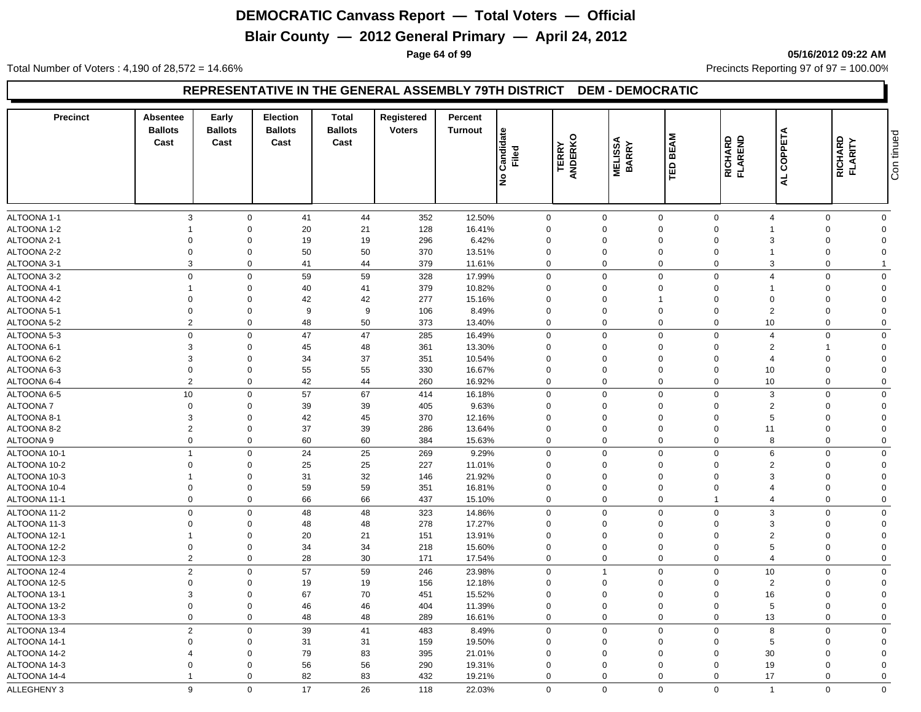# DEMOCRATIC Canvass Report — Total Voters — Official

## Blair County — 2012 General Primary — April 24, 2012

05/16/2012 09:22 AM

Total Number of Voters : 4,190 of 28,572 = 14.66%

Precincts Reporting 97 of 97 = 100.00%

### REPRESENTATIVE IN THE GENERAL ASSEMBLY 79TH DISTRICT DEM - DEMOCRATIC

| Precinct | Absentee Ballots Cast | Early Ballots Cast | Election Ballots Cast | Total Ballots Cast | Registered Voters | Percent Turnout | No Candidate Filed | TERRY ANDERKO | MELISSA BARRY | TED BEAM | RICHARD FLAREND | AL COPPETA | RICHARD FLARITY | Continued |
|---|---|---|---|---|---|---|---|---|---|---|---|---|---|---|
| ALTOONA 1-1 | 3 | 0 | 41 | 44 | 352 | 12.50% | 0 | 0 | 0 | 0 | 4 | 0 | 0 | |
| ALTOONA 1-2 | 1 | 0 | 20 | 21 | 128 | 16.41% | 0 | 0 | 0 | 0 | 1 | 0 | 0 | |
| ALTOONA 2-1 | 0 | 0 | 19 | 19 | 296 | 6.42% | 0 | 0 | 0 | 0 | 3 | 0 | 0 | |
| ALTOONA 2-2 | 0 | 0 | 50 | 50 | 370 | 13.51% | 0 | 0 | 0 | 0 | 1 | 0 | 0 | |
| ALTOONA 3-1 | 3 | 0 | 41 | 44 | 379 | 11.61% | 0 | 0 | 0 | 0 | 3 | 0 | 1 | |
| ALTOONA 3-2 | 0 | 0 | 59 | 59 | 328 | 17.99% | 0 | 0 | 0 | 0 | 4 | 0 | 0 | |
| ALTOONA 4-1 | 1 | 0 | 40 | 41 | 379 | 10.82% | 0 | 0 | 0 | 0 | 1 | 0 | 0 | |
| ALTOONA 4-2 | 0 | 0 | 42 | 42 | 277 | 15.16% | 0 | 0 | 1 | 0 | 0 | 0 | 0 | |
| ALTOONA 5-1 | 0 | 0 | 9 | 9 | 106 | 8.49% | 0 | 0 | 0 | 0 | 2 | 0 | 0 | |
| ALTOONA 5-2 | 2 | 0 | 48 | 50 | 373 | 13.40% | 0 | 0 | 0 | 0 | 10 | 0 | 0 | |
| ALTOONA 5-3 | 0 | 0 | 47 | 47 | 285 | 16.49% | 0 | 0 | 0 | 0 | 4 | 0 | 0 | |
| ALTOONA 6-1 | 3 | 0 | 45 | 48 | 361 | 13.30% | 0 | 0 | 0 | 0 | 2 | 1 | 0 | |
| ALTOONA 6-2 | 3 | 0 | 34 | 37 | 351 | 10.54% | 0 | 0 | 0 | 0 | 4 | 0 | 0 | |
| ALTOONA 6-3 | 0 | 0 | 55 | 55 | 330 | 16.67% | 0 | 0 | 0 | 0 | 10 | 0 | 0 | |
| ALTOONA 6-4 | 2 | 0 | 42 | 44 | 260 | 16.92% | 0 | 0 | 0 | 0 | 10 | 0 | 0 | |
| ALTOONA 6-5 | 10 | 0 | 57 | 67 | 414 | 16.18% | 0 | 0 | 0 | 0 | 3 | 0 | 0 | |
| ALTOONA 7 | 0 | 0 | 39 | 39 | 405 | 9.63% | 0 | 0 | 0 | 0 | 2 | 0 | 0 | |
| ALTOONA 8-1 | 3 | 0 | 42 | 45 | 370 | 12.16% | 0 | 0 | 0 | 0 | 5 | 0 | 0 | |
| ALTOONA 8-2 | 2 | 0 | 37 | 39 | 286 | 13.64% | 0 | 0 | 0 | 0 | 11 | 0 | 0 | |
| ALTOONA 9 | 0 | 0 | 60 | 60 | 384 | 15.63% | 0 | 0 | 0 | 0 | 8 | 0 | 0 | |
| ALTOONA 10-1 | 1 | 0 | 24 | 25 | 269 | 9.29% | 0 | 0 | 0 | 0 | 6 | 0 | 0 | |
| ALTOONA 10-2 | 0 | 0 | 25 | 25 | 227 | 11.01% | 0 | 0 | 0 | 0 | 2 | 0 | 0 | |
| ALTOONA 10-3 | 1 | 0 | 31 | 32 | 146 | 21.92% | 0 | 0 | 0 | 0 | 3 | 0 | 0 | |
| ALTOONA 10-4 | 0 | 0 | 59 | 59 | 351 | 16.81% | 0 | 0 | 0 | 0 | 4 | 0 | 0 | |
| ALTOONA 11-1 | 0 | 0 | 66 | 66 | 437 | 15.10% | 0 | 0 | 0 | 1 | 4 | 0 | 0 | |
| ALTOONA 11-2 | 0 | 0 | 48 | 48 | 323 | 14.86% | 0 | 0 | 0 | 0 | 3 | 0 | 0 | |
| ALTOONA 11-3 | 0 | 0 | 48 | 48 | 278 | 17.27% | 0 | 0 | 0 | 0 | 3 | 0 | 0 | |
| ALTOONA 12-1 | 1 | 0 | 20 | 21 | 151 | 13.91% | 0 | 0 | 0 | 0 | 2 | 0 | 0 | |
| ALTOONA 12-2 | 0 | 0 | 34 | 34 | 218 | 15.60% | 0 | 0 | 0 | 0 | 5 | 0 | 0 | |
| ALTOONA 12-3 | 2 | 0 | 28 | 30 | 171 | 17.54% | 0 | 0 | 0 | 0 | 4 | 0 | 0 | |
| ALTOONA 12-4 | 2 | 0 | 57 | 59 | 246 | 23.98% | 0 | 1 | 0 | 0 | 10 | 0 | 0 | |
| ALTOONA 12-5 | 0 | 0 | 19 | 19 | 156 | 12.18% | 0 | 0 | 0 | 0 | 2 | 0 | 0 | |
| ALTOONA 13-1 | 3 | 0 | 67 | 70 | 451 | 15.52% | 0 | 0 | 0 | 0 | 16 | 0 | 0 | |
| ALTOONA 13-2 | 0 | 0 | 46 | 46 | 404 | 11.39% | 0 | 0 | 0 | 0 | 5 | 0 | 0 | |
| ALTOONA 13-3 | 0 | 0 | 48 | 48 | 289 | 16.61% | 0 | 0 | 0 | 0 | 13 | 0 | 0 | |
| ALTOONA 13-4 | 2 | 0 | 39 | 41 | 483 | 8.49% | 0 | 0 | 0 | 0 | 8 | 0 | 0 | |
| ALTOONA 14-1 | 0 | 0 | 31 | 31 | 159 | 19.50% | 0 | 0 | 0 | 0 | 5 | 0 | 0 | |
| ALTOONA 14-2 | 4 | 0 | 79 | 83 | 395 | 21.01% | 0 | 0 | 0 | 0 | 30 | 0 | 0 | |
| ALTOONA 14-3 | 0 | 0 | 56 | 56 | 290 | 19.31% | 0 | 0 | 0 | 0 | 19 | 0 | 0 | |
| ALTOONA 14-4 | 1 | 0 | 82 | 83 | 432 | 19.21% | 0 | 0 | 0 | 0 | 17 | 0 | 0 | |
| ALLEGHENY 3 | 9 | 0 | 17 | 26 | 118 | 22.03% | 0 | 0 | 0 | 0 | 1 | 0 | 0 | |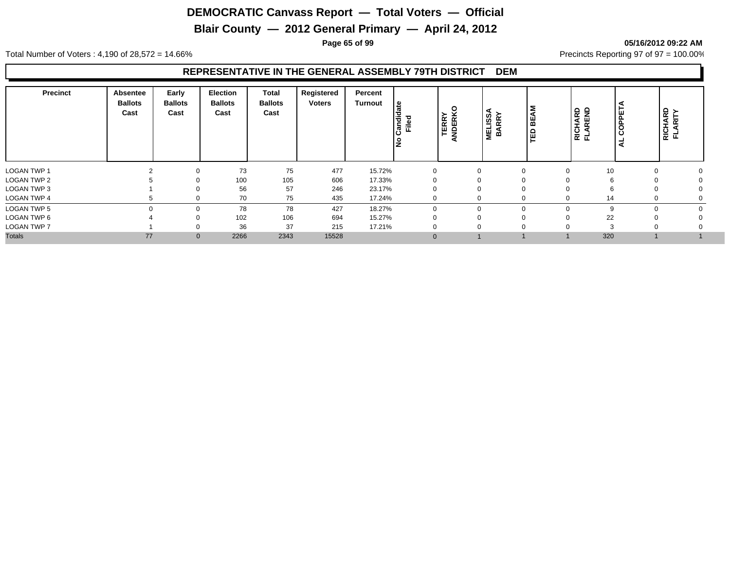# DEMOCRATIC Canvass Report — Total Voters — Official

## Blair County — 2012 General Primary — April 24, 2012

05/16/2012 09:22 AM

Total Number of Voters : 4,190 of 28,572 = 14.66%

Precincts Reporting 97 of 97 = 100.00%

### REPRESENTATIVE IN THE GENERAL ASSEMBLY 79TH DISTRICT DEM

| Precinct | Absentee Ballots Cast | Early Ballots Cast | Election Ballots Cast | Total Ballots Cast | Registered Voters | Percent Turnout | No Candidate Filed | TERRY ANDERKO | MELISSA BARRY | TED BEAM | RICHARD FLAREND | AL COPPETA | RICHARD FLARITY |
|---|---|---|---|---|---|---|---|---|---|---|---|---|---|
| LOGAN TWP 1 | 2 | 0 | 73 | 75 | 477 | 15.72% | 0 | 0 | 0 | 0 | 10 | 0 | 0 |
| LOGAN TWP 2 | 5 | 0 | 100 | 105 | 606 | 17.33% | 0 | 0 | 0 | 0 | 6 | 0 | 0 |
| LOGAN TWP 3 | 1 | 0 | 56 | 57 | 246 | 23.17% | 0 | 0 | 0 | 0 | 6 | 0 | 0 |
| LOGAN TWP 4 | 5 | 0 | 70 | 75 | 435 | 17.24% | 0 | 0 | 0 | 0 | 14 | 0 | 0 |
| LOGAN TWP 5 | 0 | 0 | 78 | 78 | 427 | 18.27% | 0 | 0 | 0 | 0 | 9 | 0 | 0 |
| LOGAN TWP 6 | 4 | 0 | 102 | 106 | 694 | 15.27% | 0 | 0 | 0 | 0 | 22 | 0 | 0 |
| LOGAN TWP 7 | 1 | 0 | 36 | 37 | 215 | 17.21% | 0 | 0 | 0 | 0 | 3 | 0 | 0 |
| Totals | 77 | 0 | 2266 | 2343 | 15528 | | 0 | 1 | 1 | 1 | 320 | 1 | 1 |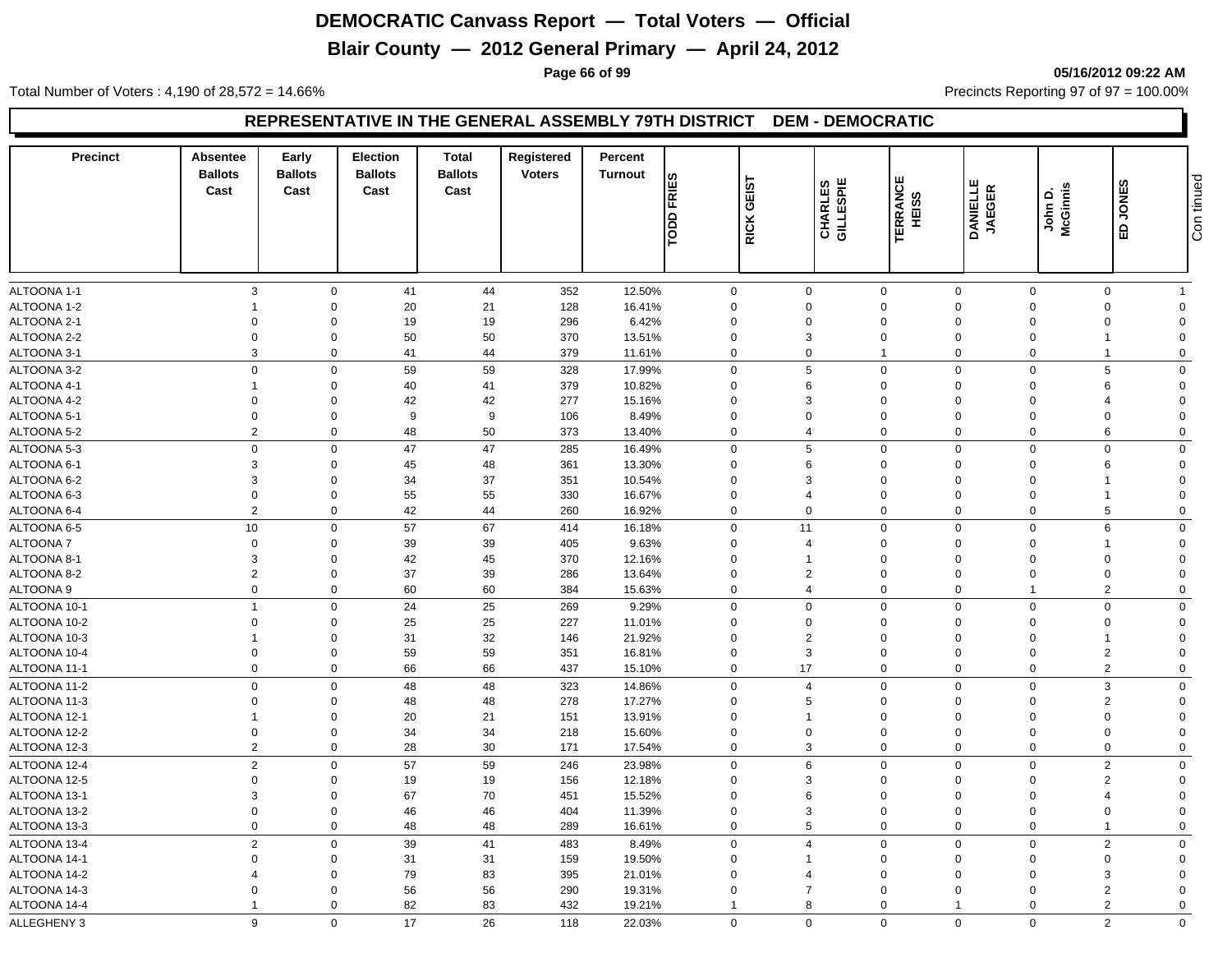# DEMOCRATIC Canvass Report — Total Voters — Official

## Blair County — 2012 General Primary — April 24, 2012

05/16/2012 09:22 AM

Total Number of Voters : 4,190 of 28,572 = 14.66%

Precincts Reporting 97 of 97 = 100.00%

### REPRESENTATIVE IN THE GENERAL ASSEMBLY 79TH DISTRICT DEM - DEMOCRATIC

| Precinct | Absentee Ballots Cast | Early Ballots Cast | Election Ballots Cast | Total Ballots Cast | Registered Voters | Percent Turnout | TODD FRIES | RICK GEIST | CHARLES GILLESPIE | TERRANCE HEISS | DANIELLE JAEGER | John D. McGinnis | ED JONES | Continued |
|---|---|---|---|---|---|---|---|---|---|---|---|---|---|---|
| ALTOONA 1-1 | 3 | 0 | 41 | 44 | 352 | 12.50% | 0 | 0 | 0 | 0 | 0 | 0 | 1 | |
| ALTOONA 1-2 | 1 | 0 | 20 | 21 | 128 | 16.41% | 0 | 0 | 0 | 0 | 0 | 0 | 0 | |
| ALTOONA 2-1 | 0 | 0 | 19 | 19 | 296 | 6.42% | 0 | 0 | 0 | 0 | 0 | 0 | 0 | |
| ALTOONA 2-2 | 0 | 0 | 50 | 50 | 370 | 13.51% | 0 | 3 | 0 | 0 | 0 | 1 | 0 | |
| ALTOONA 3-1 | 3 | 0 | 41 | 44 | 379 | 11.61% | 0 | 0 | 1 | 0 | 0 | 1 | 0 | |
| ALTOONA 3-2 | 0 | 0 | 59 | 59 | 328 | 17.99% | 0 | 5 | 0 | 0 | 0 | 5 | 0 | |
| ALTOONA 4-1 | 1 | 0 | 40 | 41 | 379 | 10.82% | 0 | 6 | 0 | 0 | 0 | 6 | 0 | |
| ALTOONA 4-2 | 0 | 0 | 42 | 42 | 277 | 15.16% | 0 | 3 | 0 | 0 | 0 | 4 | 0 | |
| ALTOONA 5-1 | 0 | 0 | 9 | 9 | 106 | 8.49% | 0 | 0 | 0 | 0 | 0 | 0 | 0 | |
| ALTOONA 5-2 | 2 | 0 | 48 | 50 | 373 | 13.40% | 0 | 4 | 0 | 0 | 0 | 6 | 0 | |
| ALTOONA 5-3 | 0 | 0 | 47 | 47 | 285 | 16.49% | 0 | 5 | 0 | 0 | 0 | 0 | 0 | |
| ALTOONA 6-1 | 3 | 0 | 45 | 48 | 361 | 13.30% | 0 | 6 | 0 | 0 | 0 | 6 | 0 | |
| ALTOONA 6-2 | 3 | 0 | 34 | 37 | 351 | 10.54% | 0 | 3 | 0 | 0 | 0 | 1 | 0 | |
| ALTOONA 6-3 | 0 | 0 | 55 | 55 | 330 | 16.67% | 0 | 4 | 0 | 0 | 0 | 1 | 0 | |
| ALTOONA 6-4 | 2 | 0 | 42 | 44 | 260 | 16.92% | 0 | 0 | 0 | 0 | 0 | 5 | 0 | |
| ALTOONA 6-5 | 10 | 0 | 57 | 67 | 414 | 16.18% | 0 | 11 | 0 | 0 | 0 | 6 | 0 | |
| ALTOONA 7 | 0 | 0 | 39 | 39 | 405 | 9.63% | 0 | 4 | 0 | 0 | 0 | 1 | 0 | |
| ALTOONA 8-1 | 3 | 0 | 42 | 45 | 370 | 12.16% | 0 | 1 | 0 | 0 | 0 | 0 | 0 | |
| ALTOONA 8-2 | 2 | 0 | 37 | 39 | 286 | 13.64% | 0 | 2 | 0 | 0 | 0 | 0 | 0 | |
| ALTOONA 9 | 0 | 0 | 60 | 60 | 384 | 15.63% | 0 | 4 | 0 | 0 | 1 | 2 | 0 | |
| ALTOONA 10-1 | 1 | 0 | 24 | 25 | 269 | 9.29% | 0 | 0 | 0 | 0 | 0 | 0 | 0 | |
| ALTOONA 10-2 | 0 | 0 | 25 | 25 | 227 | 11.01% | 0 | 0 | 0 | 0 | 0 | 0 | 0 | |
| ALTOONA 10-3 | 1 | 0 | 31 | 32 | 146 | 21.92% | 0 | 2 | 0 | 0 | 0 | 1 | 0 | |
| ALTOONA 10-4 | 0 | 0 | 59 | 59 | 351 | 16.81% | 0 | 3 | 0 | 0 | 0 | 2 | 0 | |
| ALTOONA 11-1 | 0 | 0 | 66 | 66 | 437 | 15.10% | 0 | 17 | 0 | 0 | 0 | 2 | 0 | |
| ALTOONA 11-2 | 0 | 0 | 48 | 48 | 323 | 14.86% | 0 | 4 | 0 | 0 | 0 | 3 | 0 | |
| ALTOONA 11-3 | 0 | 0 | 48 | 48 | 278 | 17.27% | 0 | 5 | 0 | 0 | 0 | 2 | 0 | |
| ALTOONA 12-1 | 1 | 0 | 20 | 21 | 151 | 13.91% | 0 | 1 | 0 | 0 | 0 | 0 | 0 | |
| ALTOONA 12-2 | 0 | 0 | 34 | 34 | 218 | 15.60% | 0 | 0 | 0 | 0 | 0 | 0 | 0 | |
| ALTOONA 12-3 | 2 | 0 | 28 | 30 | 171 | 17.54% | 0 | 3 | 0 | 0 | 0 | 0 | 0 | |
| ALTOONA 12-4 | 2 | 0 | 57 | 59 | 246 | 23.98% | 0 | 6 | 0 | 0 | 0 | 2 | 0 | |
| ALTOONA 12-5 | 0 | 0 | 19 | 19 | 156 | 12.18% | 0 | 3 | 0 | 0 | 0 | 2 | 0 | |
| ALTOONA 13-1 | 3 | 0 | 67 | 70 | 451 | 15.52% | 0 | 6 | 0 | 0 | 0 | 4 | 0 | |
| ALTOONA 13-2 | 0 | 0 | 46 | 46 | 404 | 11.39% | 0 | 3 | 0 | 0 | 0 | 0 | 0 | |
| ALTOONA 13-3 | 0 | 0 | 48 | 48 | 289 | 16.61% | 0 | 5 | 0 | 0 | 0 | 1 | 0 | |
| ALTOONA 13-4 | 2 | 0 | 39 | 41 | 483 | 8.49% | 0 | 4 | 0 | 0 | 0 | 2 | 0 | |
| ALTOONA 14-1 | 0 | 0 | 31 | 31 | 159 | 19.50% | 0 | 1 | 0 | 0 | 0 | 0 | 0 | |
| ALTOONA 14-2 | 4 | 0 | 79 | 83 | 395 | 21.01% | 0 | 4 | 0 | 0 | 0 | 3 | 0 | |
| ALTOONA 14-3 | 0 | 0 | 56 | 56 | 290 | 19.31% | 0 | 7 | 0 | 0 | 0 | 2 | 0 | |
| ALTOONA 14-4 | 1 | 0 | 82 | 83 | 432 | 19.21% | 1 | 8 | 0 | 1 | 0 | 2 | 0 | |
| ALLEGHENY 3 | 9 | 0 | 17 | 26 | 118 | 22.03% | 0 | 0 | 0 | 0 | 0 | 2 | 0 | |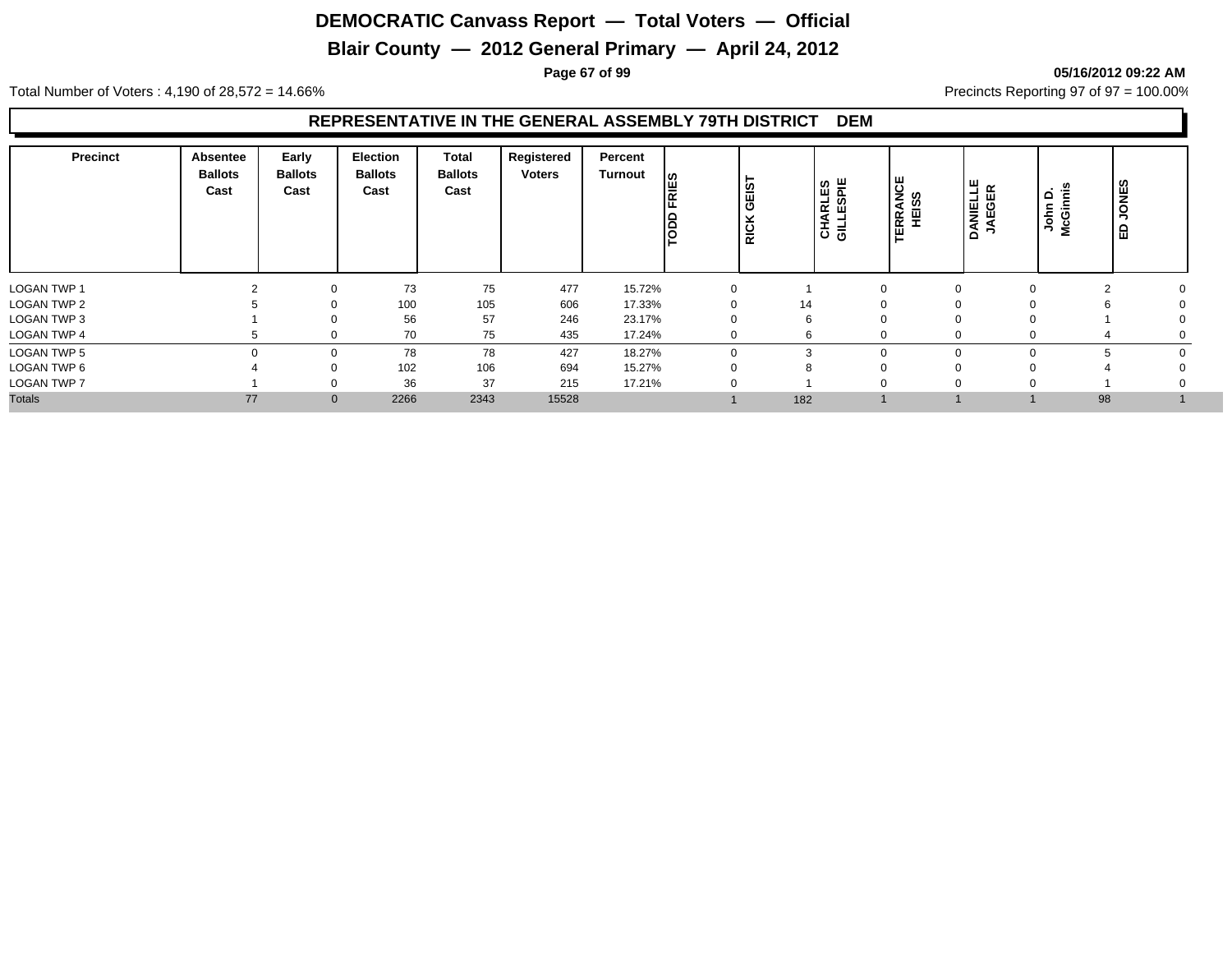# DEMOCRATIC Canvass Report — Total Voters — Official

## Blair County — 2012 General Primary — April 24, 2012

05/16/2012 09:22 AM

Total Number of Voters : 4,190 of 28,572 = 14.66%

Precincts Reporting 97 of 97 = 100.00%

### REPRESENTATIVE IN THE GENERAL ASSEMBLY 79TH DISTRICT DEM

| Precinct | Absentee Ballots Cast | Early Ballots Cast | Election Ballots Cast | Total Ballots Cast | Registered Voters | Percent Turnout | TODD FRIES | RICK GEIST | CHARLES GILLESPIE | TERRANCE HEISS | DANIELLE JAEGER | John D. McGinnis | ED JONES |
|---|---|---|---|---|---|---|---|---|---|---|---|---|---|
| LOGAN TWP 1 | 2 | 0 | 73 | 75 | 477 | 15.72% | 0 | 1 | 0 | 0 | 0 | 2 | 0 |
| LOGAN TWP 2 | 5 | 0 | 100 | 105 | 606 | 17.33% | 0 | 14 | 0 | 0 | 0 | 6 | 0 |
| LOGAN TWP 3 | 1 | 0 | 56 | 57 | 246 | 23.17% | 0 | 6 | 0 | 0 | 0 | 1 | 0 |
| LOGAN TWP 4 | 5 | 0 | 70 | 75 | 435 | 17.24% | 0 | 6 | 0 | 0 | 0 | 4 | 0 |
| LOGAN TWP 5 | 0 | 0 | 78 | 78 | 427 | 18.27% | 0 | 3 | 0 | 0 | 0 | 5 | 0 |
| LOGAN TWP 6 | 4 | 0 | 102 | 106 | 694 | 15.27% | 0 | 8 | 0 | 0 | 0 | 4 | 0 |
| LOGAN TWP 7 | 1 | 0 | 36 | 37 | 215 | 17.21% | 0 | 1 | 0 | 0 | 0 | 1 | 0 |
| Totals | 77 | 0 | 2266 | 2343 | 15528 | | 1 | 182 | 1 | 1 | 1 | 98 | 1 |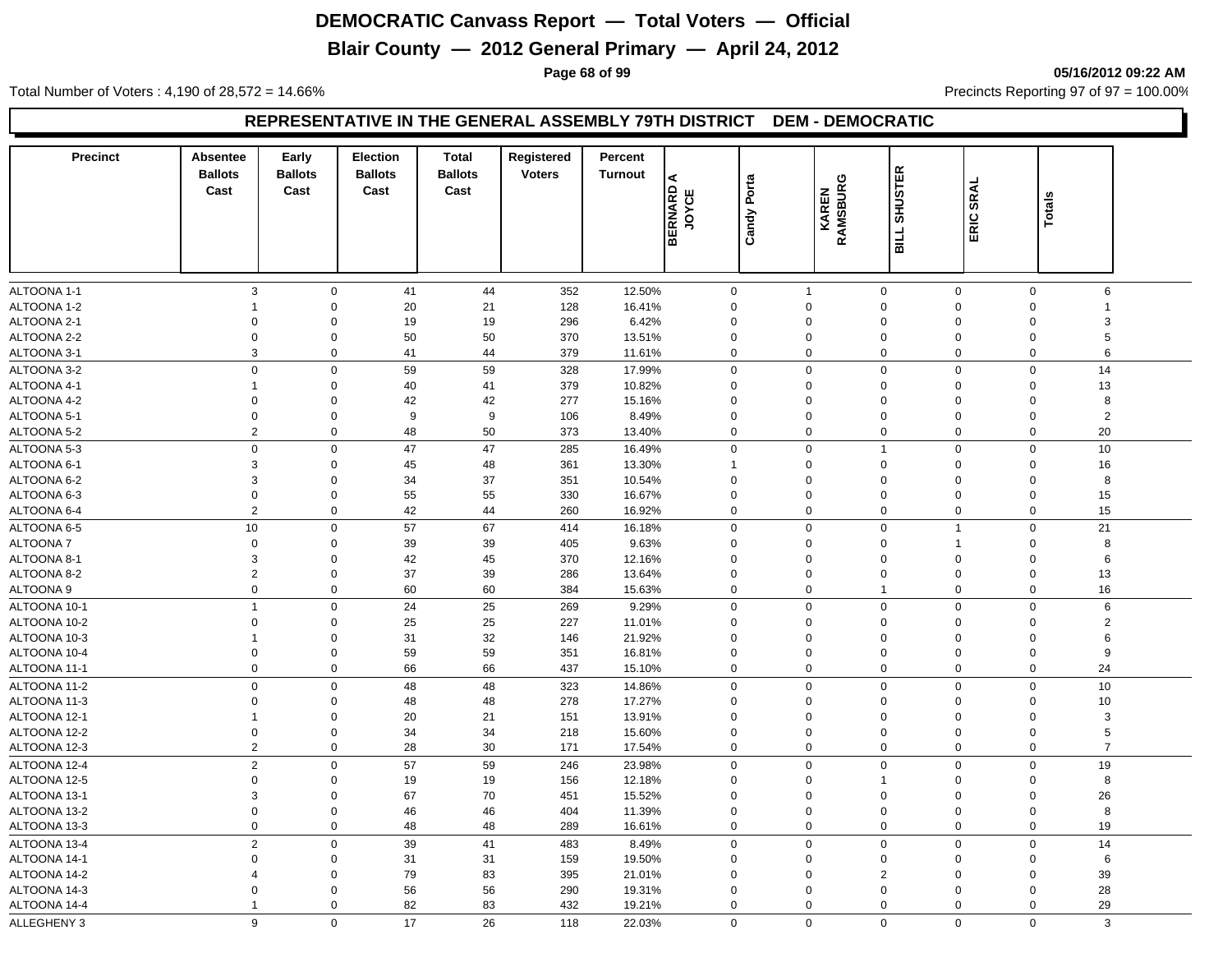# DEMOCRATIC Canvass Report — Total Voters — Official

## Blair County — 2012 General Primary — April 24, 2012

05/16/2012 09:22 AM

Total Number of Voters : 4,190 of 28,572 = 14.66%

Precincts Reporting 97 of 97 = 100.00%

### REPRESENTATIVE IN THE GENERAL ASSEMBLY 79TH DISTRICT DEM - DEMOCRATIC

| Precinct | Absentee Ballots Cast | Early Ballots Cast | Election Ballots Cast | Total Ballots Cast | Registered Voters | Percent Turnout | BERNARD A JOYCE | Candy Porta | KAREN RAMSBURG | BILL SHUSTER | ERIC SRAL | Totals |
|---|---|---|---|---|---|---|---|---|---|---|---|---|
| ALTOONA 1-1 | 3 | 0 | 41 | 44 | 352 | 12.50% | 0 | 1 | 0 | 0 | 0 | 6 |
| ALTOONA 1-2 | 1 | 0 | 20 | 21 | 128 | 16.41% | 0 | 0 | 0 | 0 | 0 | 1 |
| ALTOONA 2-1 | 0 | 0 | 19 | 19 | 296 | 6.42% | 0 | 0 | 0 | 0 | 0 | 3 |
| ALTOONA 2-2 | 0 | 0 | 50 | 50 | 370 | 13.51% | 0 | 0 | 0 | 0 | 0 | 5 |
| ALTOONA 3-1 | 3 | 0 | 41 | 44 | 379 | 11.61% | 0 | 0 | 0 | 0 | 0 | 6 |
| ALTOONA 3-2 | 0 | 0 | 59 | 59 | 328 | 17.99% | 0 | 0 | 0 | 0 | 0 | 14 |
| ALTOONA 4-1 | 1 | 0 | 40 | 41 | 379 | 10.82% | 0 | 0 | 0 | 0 | 0 | 13 |
| ALTOONA 4-2 | 0 | 0 | 42 | 42 | 277 | 15.16% | 0 | 0 | 0 | 0 | 0 | 8 |
| ALTOONA 5-1 | 0 | 0 | 9 | 9 | 106 | 8.49% | 0 | 0 | 0 | 0 | 0 | 2 |
| ALTOONA 5-2 | 2 | 0 | 48 | 50 | 373 | 13.40% | 0 | 0 | 0 | 0 | 0 | 20 |
| ALTOONA 5-3 | 0 | 0 | 47 | 47 | 285 | 16.49% | 0 | 0 | 1 | 0 | 0 | 10 |
| ALTOONA 6-1 | 3 | 0 | 45 | 48 | 361 | 13.30% | 1 | 0 | 0 | 0 | 0 | 16 |
| ALTOONA 6-2 | 3 | 0 | 34 | 37 | 351 | 10.54% | 0 | 0 | 0 | 0 | 0 | 8 |
| ALTOONA 6-3 | 0 | 0 | 55 | 55 | 330 | 16.67% | 0 | 0 | 0 | 0 | 0 | 15 |
| ALTOONA 6-4 | 2 | 0 | 42 | 44 | 260 | 16.92% | 0 | 0 | 0 | 0 | 0 | 15 |
| ALTOONA 6-5 | 10 | 0 | 57 | 67 | 414 | 16.18% | 0 | 0 | 0 | 1 | 0 | 21 |
| ALTOONA 7 | 0 | 0 | 39 | 39 | 405 | 9.63% | 0 | 0 | 0 | 1 | 0 | 8 |
| ALTOONA 8-1 | 3 | 0 | 42 | 45 | 370 | 12.16% | 0 | 0 | 0 | 0 | 0 | 6 |
| ALTOONA 8-2 | 2 | 0 | 37 | 39 | 286 | 13.64% | 0 | 0 | 0 | 0 | 0 | 13 |
| ALTOONA 9 | 0 | 0 | 60 | 60 | 384 | 15.63% | 0 | 0 | 1 | 0 | 0 | 16 |
| ALTOONA 10-1 | 1 | 0 | 24 | 25 | 269 | 9.29% | 0 | 0 | 0 | 0 | 0 | 6 |
| ALTOONA 10-2 | 0 | 0 | 25 | 25 | 227 | 11.01% | 0 | 0 | 0 | 0 | 0 | 2 |
| ALTOONA 10-3 | 1 | 0 | 31 | 32 | 146 | 21.92% | 0 | 0 | 0 | 0 | 0 | 6 |
| ALTOONA 10-4 | 0 | 0 | 59 | 59 | 351 | 16.81% | 0 | 0 | 0 | 0 | 0 | 9 |
| ALTOONA 11-1 | 0 | 0 | 66 | 66 | 437 | 15.10% | 0 | 0 | 0 | 0 | 0 | 24 |
| ALTOONA 11-2 | 0 | 0 | 48 | 48 | 323 | 14.86% | 0 | 0 | 0 | 0 | 0 | 10 |
| ALTOONA 11-3 | 0 | 0 | 48 | 48 | 278 | 17.27% | 0 | 0 | 0 | 0 | 0 | 10 |
| ALTOONA 12-1 | 1 | 0 | 20 | 21 | 151 | 13.91% | 0 | 0 | 0 | 0 | 0 | 3 |
| ALTOONA 12-2 | 0 | 0 | 34 | 34 | 218 | 15.60% | 0 | 0 | 0 | 0 | 0 | 5 |
| ALTOONA 12-3 | 2 | 0 | 28 | 30 | 171 | 17.54% | 0 | 0 | 0 | 0 | 0 | 7 |
| ALTOONA 12-4 | 2 | 0 | 57 | 59 | 246 | 23.98% | 0 | 0 | 0 | 0 | 0 | 19 |
| ALTOONA 12-5 | 0 | 0 | 19 | 19 | 156 | 12.18% | 0 | 0 | 1 | 0 | 0 | 8 |
| ALTOONA 13-1 | 3 | 0 | 67 | 70 | 451 | 15.52% | 0 | 0 | 0 | 0 | 0 | 26 |
| ALTOONA 13-2 | 0 | 0 | 46 | 46 | 404 | 11.39% | 0 | 0 | 0 | 0 | 0 | 8 |
| ALTOONA 13-3 | 0 | 0 | 48 | 48 | 289 | 16.61% | 0 | 0 | 0 | 0 | 0 | 19 |
| ALTOONA 13-4 | 2 | 0 | 39 | 41 | 483 | 8.49% | 0 | 0 | 0 | 0 | 0 | 14 |
| ALTOONA 14-1 | 0 | 0 | 31 | 31 | 159 | 19.50% | 0 | 0 | 0 | 0 | 0 | 6 |
| ALTOONA 14-2 | 4 | 0 | 79 | 83 | 395 | 21.01% | 0 | 0 | 2 | 0 | 0 | 39 |
| ALTOONA 14-3 | 0 | 0 | 56 | 56 | 290 | 19.31% | 0 | 0 | 0 | 0 | 0 | 28 |
| ALTOONA 14-4 | 1 | 0 | 82 | 83 | 432 | 19.21% | 0 | 0 | 0 | 0 | 0 | 29 |
| ALLEGHENY 3 | 9 | 0 | 17 | 26 | 118 | 22.03% | 0 | 0 | 0 | 0 | 0 | 3 |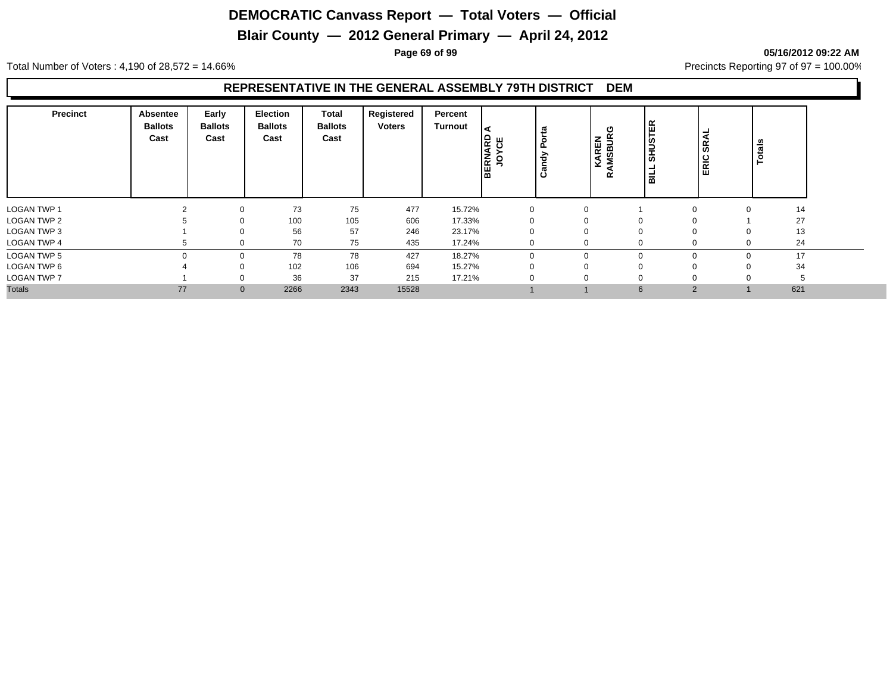# DEMOCRATIC Canvass Report — Total Voters — Official

## Blair County — 2012 General Primary — April 24, 2012

05/16/2012 09:22 AM

Total Number of Voters : 4,190 of 28,572 = 14.66%

Precincts Reporting 97 of 97 = 100.00%

### REPRESENTATIVE IN THE GENERAL ASSEMBLY 79TH DISTRICT DEM

| Precinct | Absentee Ballots Cast | Early Ballots Cast | Election Ballots Cast | Total Ballots Cast | Registered Voters | Percent Turnout | BERNARD A JOYCE | Candy Porta | KAREN RAMSBURG | BILL SHUSTER | ERIC SRAL | Totals |
|---|---|---|---|---|---|---|---|---|---|---|---|---|
| LOGAN TWP 1 | 2 | 0 | 73 | 75 | 477 | 15.72% | 0 | 0 | 1 | 0 | 0 | 14 |
| LOGAN TWP 2 | 5 | 0 | 100 | 105 | 606 | 17.33% | 0 | 0 | 0 | 0 | 1 | 27 |
| LOGAN TWP 3 | 1 | 0 | 56 | 57 | 246 | 23.17% | 0 | 0 | 0 | 0 | 0 | 13 |
| LOGAN TWP 4 | 5 | 0 | 70 | 75 | 435 | 17.24% | 0 | 0 | 0 | 0 | 0 | 24 |
| LOGAN TWP 5 | 0 | 0 | 78 | 78 | 427 | 18.27% | 0 | 0 | 0 | 0 | 0 | 17 |
| LOGAN TWP 6 | 4 | 0 | 102 | 106 | 694 | 15.27% | 0 | 0 | 0 | 0 | 0 | 34 |
| LOGAN TWP 7 | 1 | 0 | 36 | 37 | 215 | 17.21% | 0 | 0 | 0 | 0 | 0 | 5 |
| Totals | 77 | 0 | 2266 | 2343 | 15528 | | 1 | 1 | 6 | 2 | 1 | 621 |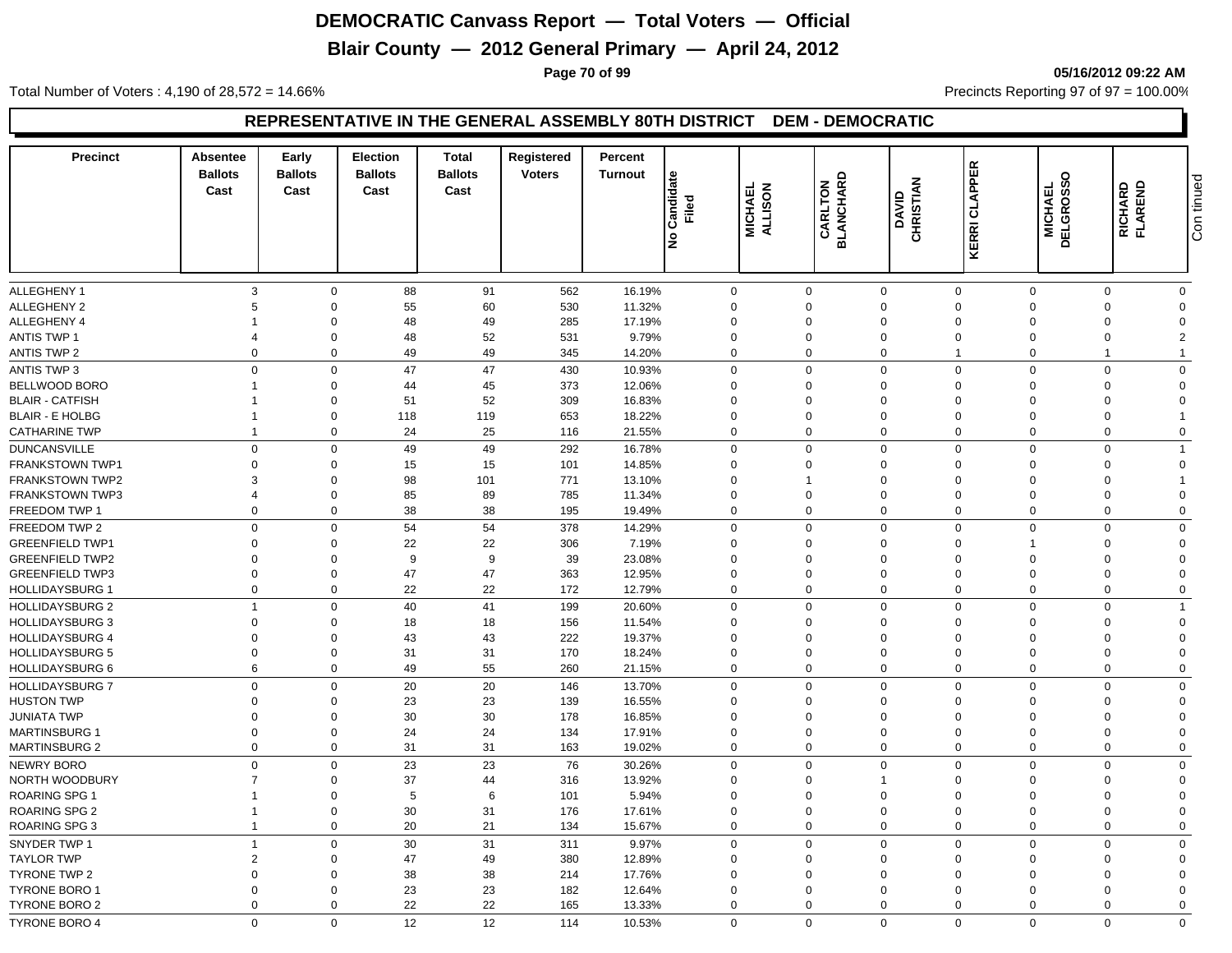# DEMOCRATIC Canvass Report — Total Voters — Official

## Blair County — 2012 General Primary — April 24, 2012

05/16/2012 09:22 AM

Total Number of Voters : 4,190 of 28,572 = 14.66%

Precincts Reporting 97 of 97 = 100.00%

### REPRESENTATIVE IN THE GENERAL ASSEMBLY 80TH DISTRICT DEM - DEMOCRATIC

| Precinct | Absentee Ballots Cast | Early Ballots Cast | Election Ballots Cast | Total Ballots Cast | Registered Voters | Percent Turnout | No Candidate Filed | MICHAEL ALLISON | CARLTON BLANCHARD | DAVID CHRISTIAN | KERRI CLAPPER | MICHAEL DELGROSSO | RICHARD FLAREND | Con tinued |
|---|---|---|---|---|---|---|---|---|---|---|---|---|---|---|
| ALLEGHENY 1 | 3 | 0 | 88 | 91 | 562 | 16.19% | 0 | 0 | 0 | 0 | 0 | 0 | 0 | |
| ALLEGHENY 2 | 5 | 0 | 55 | 60 | 530 | 11.32% | 0 | 0 | 0 | 0 | 0 | 0 | 0 | |
| ALLEGHENY 4 | 1 | 0 | 48 | 49 | 285 | 17.19% | 0 | 0 | 0 | 0 | 0 | 0 | 0 | |
| ANTIS TWP 1 | 4 | 0 | 48 | 52 | 531 | 9.79% | 0 | 0 | 0 | 0 | 0 | 0 | 2 | |
| ANTIS TWP 2 | 0 | 0 | 49 | 49 | 345 | 14.20% | 0 | 0 | 0 | 1 | 0 | 1 | 1 | |
| ANTIS TWP 3 | 0 | 0 | 47 | 47 | 430 | 10.93% | 0 | 0 | 0 | 0 | 0 | 0 | 0 | |
| BELLWOOD BORO | 1 | 0 | 44 | 45 | 373 | 12.06% | 0 | 0 | 0 | 0 | 0 | 0 | 0 | |
| BLAIR - CATFISH | 1 | 0 | 51 | 52 | 309 | 16.83% | 0 | 0 | 0 | 0 | 0 | 0 | 0 | |
| BLAIR - E HOLBG | 1 | 0 | 118 | 119 | 653 | 18.22% | 0 | 0 | 0 | 0 | 0 | 0 | 1 | |
| CATHARINE TWP | 1 | 0 | 24 | 25 | 116 | 21.55% | 0 | 0 | 0 | 0 | 0 | 0 | 0 | |
| DUNCANSVILLE | 0 | 0 | 49 | 49 | 292 | 16.78% | 0 | 0 | 0 | 0 | 0 | 0 | 1 | |
| FRANKSTOWN TWP1 | 0 | 0 | 15 | 15 | 101 | 14.85% | 0 | 0 | 0 | 0 | 0 | 0 | 0 | |
| FRANKSTOWN TWP2 | 3 | 0 | 98 | 101 | 771 | 13.10% | 0 | 1 | 0 | 0 | 0 | 0 | 1 | |
| FRANKSTOWN TWP3 | 4 | 0 | 85 | 89 | 785 | 11.34% | 0 | 0 | 0 | 0 | 0 | 0 | 0 | |
| FREEDOM TWP 1 | 0 | 0 | 38 | 38 | 195 | 19.49% | 0 | 0 | 0 | 0 | 0 | 0 | 0 | |
| FREEDOM TWP 2 | 0 | 0 | 54 | 54 | 378 | 14.29% | 0 | 0 | 0 | 0 | 0 | 0 | 0 | |
| GREENFIELD TWP1 | 0 | 0 | 22 | 22 | 306 | 7.19% | 0 | 0 | 0 | 0 | 1 | 0 | 0 | |
| GREENFIELD TWP2 | 0 | 0 | 9 | 9 | 39 | 23.08% | 0 | 0 | 0 | 0 | 0 | 0 | 0 | |
| GREENFIELD TWP3 | 0 | 0 | 47 | 47 | 363 | 12.95% | 0 | 0 | 0 | 0 | 0 | 0 | 0 | |
| HOLLIDAYSBURG 1 | 0 | 0 | 22 | 22 | 172 | 12.79% | 0 | 0 | 0 | 0 | 0 | 0 | 0 | |
| HOLLIDAYSBURG 2 | 1 | 0 | 40 | 41 | 199 | 20.60% | 0 | 0 | 0 | 0 | 0 | 0 | 1 | |
| HOLLIDAYSBURG 3 | 0 | 0 | 18 | 18 | 156 | 11.54% | 0 | 0 | 0 | 0 | 0 | 0 | 0 | |
| HOLLIDAYSBURG 4 | 0 | 0 | 43 | 43 | 222 | 19.37% | 0 | 0 | 0 | 0 | 0 | 0 | 0 | |
| HOLLIDAYSBURG 5 | 0 | 0 | 31 | 31 | 170 | 18.24% | 0 | 0 | 0 | 0 | 0 | 0 | 0 | |
| HOLLIDAYSBURG 6 | 6 | 0 | 49 | 55 | 260 | 21.15% | 0 | 0 | 0 | 0 | 0 | 0 | 0 | |
| HOLLIDAYSBURG 7 | 0 | 0 | 20 | 20 | 146 | 13.70% | 0 | 0 | 0 | 0 | 0 | 0 | 0 | |
| HUSTON TWP | 0 | 0 | 23 | 23 | 139 | 16.55% | 0 | 0 | 0 | 0 | 0 | 0 | 0 | |
| JUNIATA TWP | 0 | 0 | 30 | 30 | 178 | 16.85% | 0 | 0 | 0 | 0 | 0 | 0 | 0 | |
| MARTINSBURG 1 | 0 | 0 | 24 | 24 | 134 | 17.91% | 0 | 0 | 0 | 0 | 0 | 0 | 0 | |
| MARTINSBURG 2 | 0 | 0 | 31 | 31 | 163 | 19.02% | 0 | 0 | 0 | 0 | 0 | 0 | 0 | |
| NEWRY BORO | 0 | 0 | 23 | 23 | 76 | 30.26% | 0 | 0 | 0 | 0 | 0 | 0 | 0 | |
| NORTH WOODBURY | 7 | 0 | 37 | 44 | 316 | 13.92% | 0 | 0 | 1 | 0 | 0 | 0 | 0 | |
| ROARING SPG 1 | 1 | 0 | 5 | 6 | 101 | 5.94% | 0 | 0 | 0 | 0 | 0 | 0 | 0 | |
| ROARING SPG 2 | 1 | 0 | 30 | 31 | 176 | 17.61% | 0 | 0 | 0 | 0 | 0 | 0 | 0 | |
| ROARING SPG 3 | 1 | 0 | 20 | 21 | 134 | 15.67% | 0 | 0 | 0 | 0 | 0 | 0 | 0 | |
| SNYDER TWP 1 | 1 | 0 | 30 | 31 | 311 | 9.97% | 0 | 0 | 0 | 0 | 0 | 0 | 0 | |
| TAYLOR TWP | 2 | 0 | 47 | 49 | 380 | 12.89% | 0 | 0 | 0 | 0 | 0 | 0 | 0 | |
| TYRONE TWP 2 | 0 | 0 | 38 | 38 | 214 | 17.76% | 0 | 0 | 0 | 0 | 0 | 0 | 0 | |
| TYRONE BORO 1 | 0 | 0 | 23 | 23 | 182 | 12.64% | 0 | 0 | 0 | 0 | 0 | 0 | 0 | |
| TYRONE BORO 2 | 0 | 0 | 22 | 22 | 165 | 13.33% | 0 | 0 | 0 | 0 | 0 | 0 | 0 | |
| TYRONE BORO 4 | 0 | 0 | 12 | 12 | 114 | 10.53% | 0 | 0 | 0 | 0 | 0 | 0 | 0 | |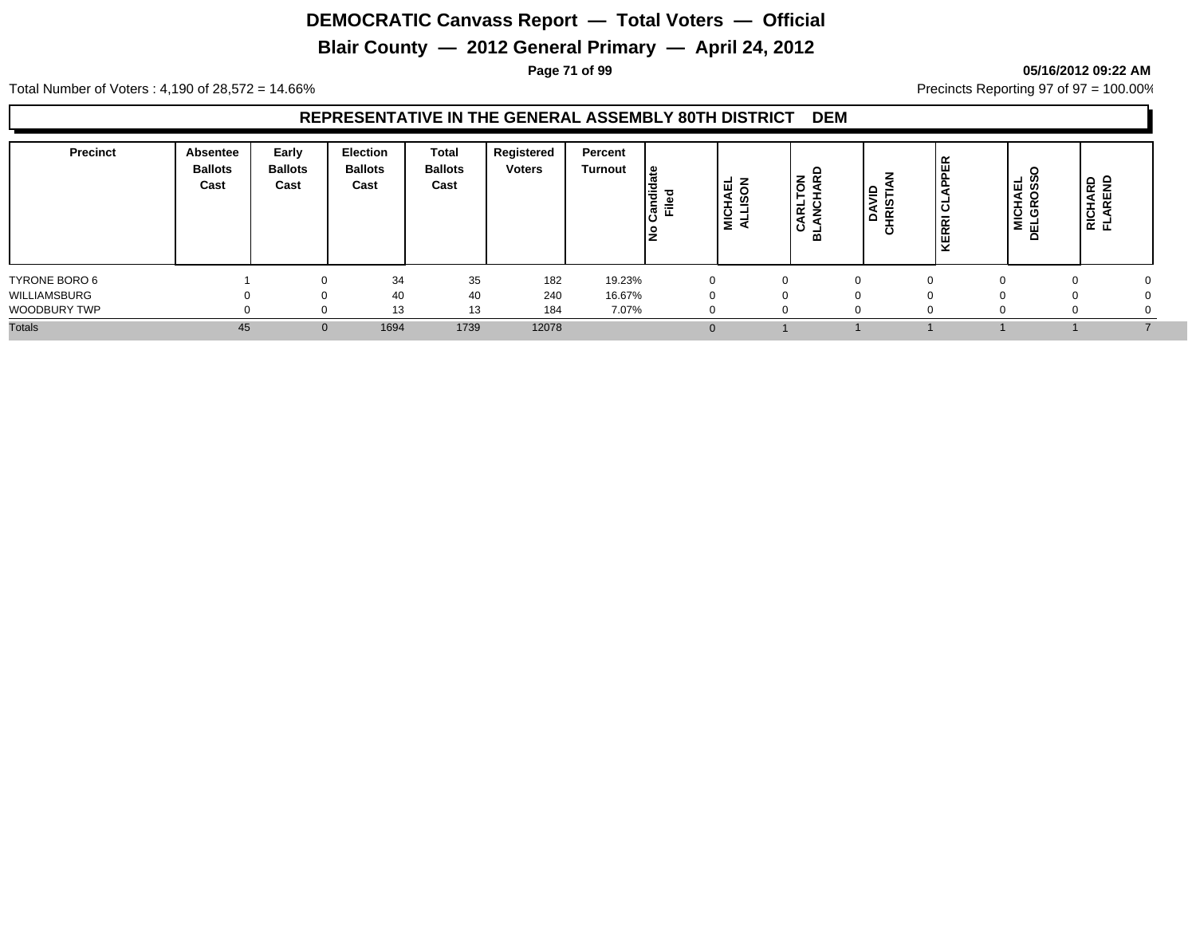# DEMOCRATIC Canvass Report — Total Voters — Official

# Blair County — 2012 General Primary — April 24, 2012

05/16/2012 09:22 AM

Total Number of Voters : 4,190 of 28,572 = 14.66%

Precincts Reporting 97 of 97 = 100.00%

## REPRESENTATIVE IN THE GENERAL ASSEMBLY 80TH DISTRICT DEM

| Precinct | Absentee Ballots Cast | Early Ballots Cast | Election Ballots Cast | Total Ballots Cast | Registered Voters | Percent Turnout | No Candidate Filed | MICHAEL ALLISON | CARLTON BLANCHARD | DAVID CHRISTIAN | KERRI CLAPPER | MICHAEL DELGROSSO | RICHARD FLAREND |
|---|---|---|---|---|---|---|---|---|---|---|---|---|---|
| TYRONE BORO 6 | 1 | 0 | 34 | 35 | 182 | 19.23% | 0 | 0 | 0 | 0 | 0 | 0 | 0 |
| WILLIAMSBURG | 0 | 0 | 40 | 40 | 240 | 16.67% | 0 | 0 | 0 | 0 | 0 | 0 | 0 |
| WOODBURY TWP | 0 | 0 | 13 | 13 | 184 | 7.07% | 0 | 0 | 0 | 0 | 0 | 0 | 0 |
| Totals | 45 | 0 | 1694 | 1739 | 12078 | | 0 | 1 | 1 | 1 | 1 | 1 | 7 |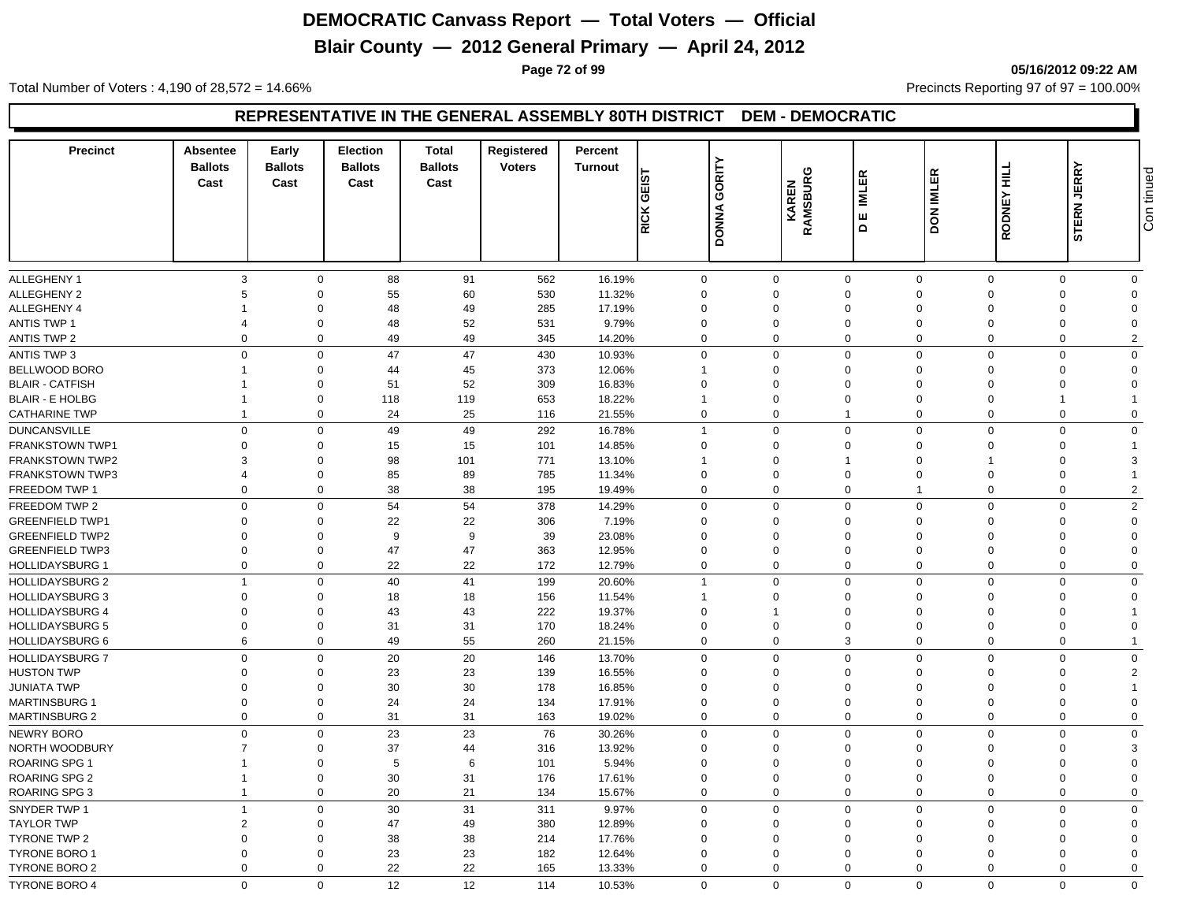# DEMOCRATIC Canvass Report — Total Voters — Official

## Blair County — 2012 General Primary — April 24, 2012

05/16/2012 09:22 AM

Total Number of Voters : 4,190 of 28,572 = 14.66%

Precincts Reporting 97 of 97 = 100.00%

### REPRESENTATIVE IN THE GENERAL ASSEMBLY 80TH DISTRICT DEM - DEMOCRATIC

| Precinct | Absentee Ballots Cast | Early Ballots Cast | Election Ballots Cast | Total Ballots Cast | Registered Voters | Percent Turnout | RICK GEIST | DONNA GORITY | KAREN RAMSBURG | D E IMLER | DON IMLER | RODNEY HILL | STERN JERRY |
|---|---|---|---|---|---|---|---|---|---|---|---|---|---|
| ALLEGHENY 1 | 3 | 0 | 88 | 91 | 562 | 16.19% | 0 | 0 | 0 | 0 | 0 | 0 | 0 |
| ALLEGHENY 2 | 5 | 0 | 55 | 60 | 530 | 11.32% | 0 | 0 | 0 | 0 | 0 | 0 | 0 |
| ALLEGHENY 4 | 1 | 0 | 48 | 49 | 285 | 17.19% | 0 | 0 | 0 | 0 | 0 | 0 | 0 |
| ANTIS TWP 1 | 4 | 0 | 48 | 52 | 531 | 9.79% | 0 | 0 | 0 | 0 | 0 | 0 | 0 |
| ANTIS TWP 2 | 0 | 0 | 49 | 49 | 345 | 14.20% | 0 | 0 | 0 | 0 | 0 | 0 | 2 |
| ANTIS TWP 3 | 0 | 0 | 47 | 47 | 430 | 10.93% | 0 | 0 | 0 | 0 | 0 | 0 | 0 |
| BELLWOOD BORO | 1 | 0 | 44 | 45 | 373 | 12.06% | 1 | 0 | 0 | 0 | 0 | 0 | 0 |
| BLAIR - CATFISH | 1 | 0 | 51 | 52 | 309 | 16.83% | 0 | 0 | 0 | 0 | 0 | 0 | 0 |
| BLAIR - E HOLBG | 1 | 0 | 118 | 119 | 653 | 18.22% | 1 | 0 | 0 | 0 | 0 | 1 | 1 |
| CATHARINE TWP | 1 | 0 | 24 | 25 | 116 | 21.55% | 0 | 0 | 1 | 0 | 0 | 0 | 0 |
| DUNCANSVILLE | 0 | 0 | 49 | 49 | 292 | 16.78% | 1 | 0 | 0 | 0 | 0 | 0 | 0 |
| FRANKSTOWN TWP1 | 0 | 0 | 15 | 15 | 101 | 14.85% | 0 | 0 | 0 | 0 | 0 | 0 | 1 |
| FRANKSTOWN TWP2 | 3 | 0 | 98 | 101 | 771 | 13.10% | 1 | 0 | 1 | 0 | 1 | 0 | 3 |
| FRANKSTOWN TWP3 | 4 | 0 | 85 | 89 | 785 | 11.34% | 0 | 0 | 0 | 0 | 0 | 0 | 1 |
| FREEDOM TWP 1 | 0 | 0 | 38 | 38 | 195 | 19.49% | 0 | 0 | 0 | 1 | 0 | 0 | 2 |
| FREEDOM TWP 2 | 0 | 0 | 54 | 54 | 378 | 14.29% | 0 | 0 | 0 | 0 | 0 | 0 | 2 |
| GREENFIELD TWP1 | 0 | 0 | 22 | 22 | 306 | 7.19% | 0 | 0 | 0 | 0 | 0 | 0 | 0 |
| GREENFIELD TWP2 | 0 | 0 | 9 | 9 | 39 | 23.08% | 0 | 0 | 0 | 0 | 0 | 0 | 0 |
| GREENFIELD TWP3 | 0 | 0 | 47 | 47 | 363 | 12.95% | 0 | 0 | 0 | 0 | 0 | 0 | 0 |
| HOLLIDAYSBURG 1 | 0 | 0 | 22 | 22 | 172 | 12.79% | 0 | 0 | 0 | 0 | 0 | 0 | 0 |
| HOLLIDAYSBURG 2 | 1 | 0 | 40 | 41 | 199 | 20.60% | 1 | 0 | 0 | 0 | 0 | 0 | 0 |
| HOLLIDAYSBURG 3 | 0 | 0 | 18 | 18 | 156 | 11.54% | 1 | 0 | 0 | 0 | 0 | 0 | 0 |
| HOLLIDAYSBURG 4 | 0 | 0 | 43 | 43 | 222 | 19.37% | 0 | 1 | 0 | 0 | 0 | 0 | 1 |
| HOLLIDAYSBURG 5 | 0 | 0 | 31 | 31 | 170 | 18.24% | 0 | 0 | 0 | 0 | 0 | 0 | 0 |
| HOLLIDAYSBURG 6 | 6 | 0 | 49 | 55 | 260 | 21.15% | 0 | 0 | 3 | 0 | 0 | 0 | 1 |
| HOLLIDAYSBURG 7 | 0 | 0 | 20 | 20 | 146 | 13.70% | 0 | 0 | 0 | 0 | 0 | 0 | 0 |
| HUSTON TWP | 0 | 0 | 23 | 23 | 139 | 16.55% | 0 | 0 | 0 | 0 | 0 | 0 | 2 |
| JUNIATA TWP | 0 | 0 | 30 | 30 | 178 | 16.85% | 0 | 0 | 0 | 0 | 0 | 0 | 1 |
| MARTINSBURG 1 | 0 | 0 | 24 | 24 | 134 | 17.91% | 0 | 0 | 0 | 0 | 0 | 0 | 0 |
| MARTINSBURG 2 | 0 | 0 | 31 | 31 | 163 | 19.02% | 0 | 0 | 0 | 0 | 0 | 0 | 0 |
| NEWRY BORO | 0 | 0 | 23 | 23 | 76 | 30.26% | 0 | 0 | 0 | 0 | 0 | 0 | 0 |
| NORTH WOODBURY | 7 | 0 | 37 | 44 | 316 | 13.92% | 0 | 0 | 0 | 0 | 0 | 0 | 3 |
| ROARING SPG 1 | 1 | 0 | 5 | 6 | 101 | 5.94% | 0 | 0 | 0 | 0 | 0 | 0 | 0 |
| ROARING SPG 2 | 1 | 0 | 30 | 31 | 176 | 17.61% | 0 | 0 | 0 | 0 | 0 | 0 | 0 |
| ROARING SPG 3 | 1 | 0 | 20 | 21 | 134 | 15.67% | 0 | 0 | 0 | 0 | 0 | 0 | 0 |
| SNYDER TWP 1 | 1 | 0 | 30 | 31 | 311 | 9.97% | 0 | 0 | 0 | 0 | 0 | 0 | 0 |
| TAYLOR TWP | 2 | 0 | 47 | 49 | 380 | 12.89% | 0 | 0 | 0 | 0 | 0 | 0 | 0 |
| TYRONE TWP 2 | 0 | 0 | 38 | 38 | 214 | 17.76% | 0 | 0 | 0 | 0 | 0 | 0 | 0 |
| TYRONE BORO 1 | 0 | 0 | 23 | 23 | 182 | 12.64% | 0 | 0 | 0 | 0 | 0 | 0 | 0 |
| TYRONE BORO 2 | 0 | 0 | 22 | 22 | 165 | 13.33% | 0 | 0 | 0 | 0 | 0 | 0 | 0 |
| TYRONE BORO 4 | 0 | 0 | 12 | 12 | 114 | 10.53% | 0 | 0 | 0 | 0 | 0 | 0 | 0 |

Continued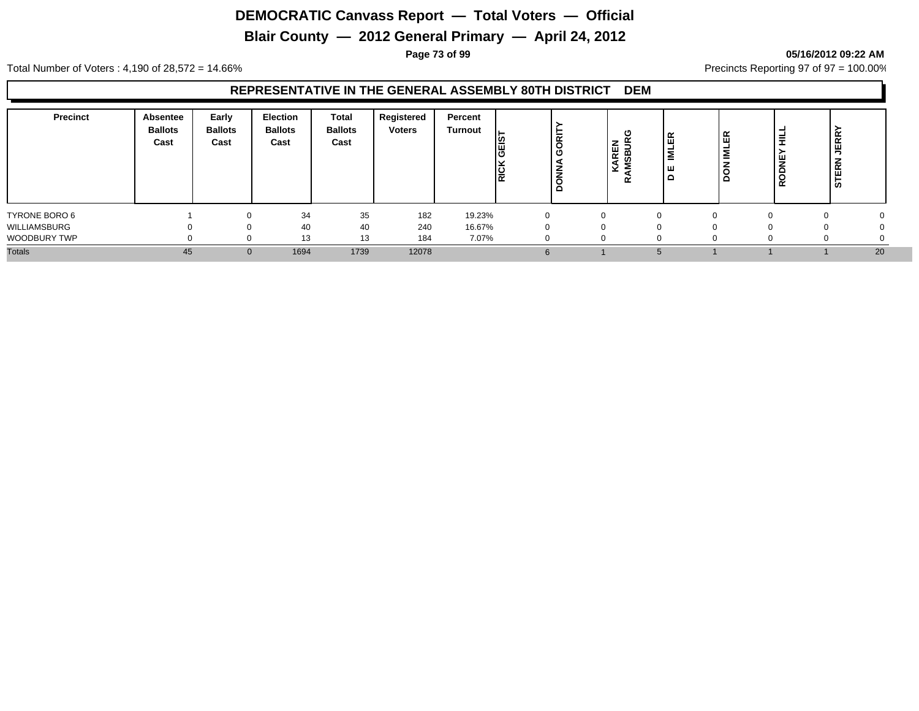# DEMOCRATIC Canvass Report — Total Voters — Official

## Blair County — 2012 General Primary — April 24, 2012

05/16/2012 09:22 AM

Total Number of Voters : 4,190 of 28,572 = 14.66%

Precincts Reporting 97 of 97 = 100.00%

### REPRESENTATIVE IN THE GENERAL ASSEMBLY 80TH DISTRICT DEM

| Precinct | Absentee Ballots Cast | Early Ballots Cast | Election Ballots Cast | Total Ballots Cast | Registered Voters | Percent Turnout | RICK GEIST | DONNA GORITY | KAREN RAMSBURG | D E IMLER | DON IMLER | RODNEY HILL | STERN JERRY |
|---|---|---|---|---|---|---|---|---|---|---|---|---|---|
| TYRONE BORO 6 | 1 | 0 | 34 | 35 | 182 | 19.23% | 0 | 0 | 0 | 0 | 0 | 0 | 0 |
| WILLIAMSBURG | 0 | 0 | 40 | 40 | 240 | 16.67% | 0 | 0 | 0 | 0 | 0 | 0 | 0 |
| WOODBURY TWP | 0 | 0 | 13 | 13 | 184 | 7.07% | 0 | 0 | 0 | 0 | 0 | 0 | 0 |
| Totals | 45 | 0 | 1694 | 1739 | 12078 | | 6 | 1 | 5 | 1 | 1 | 1 | 20 |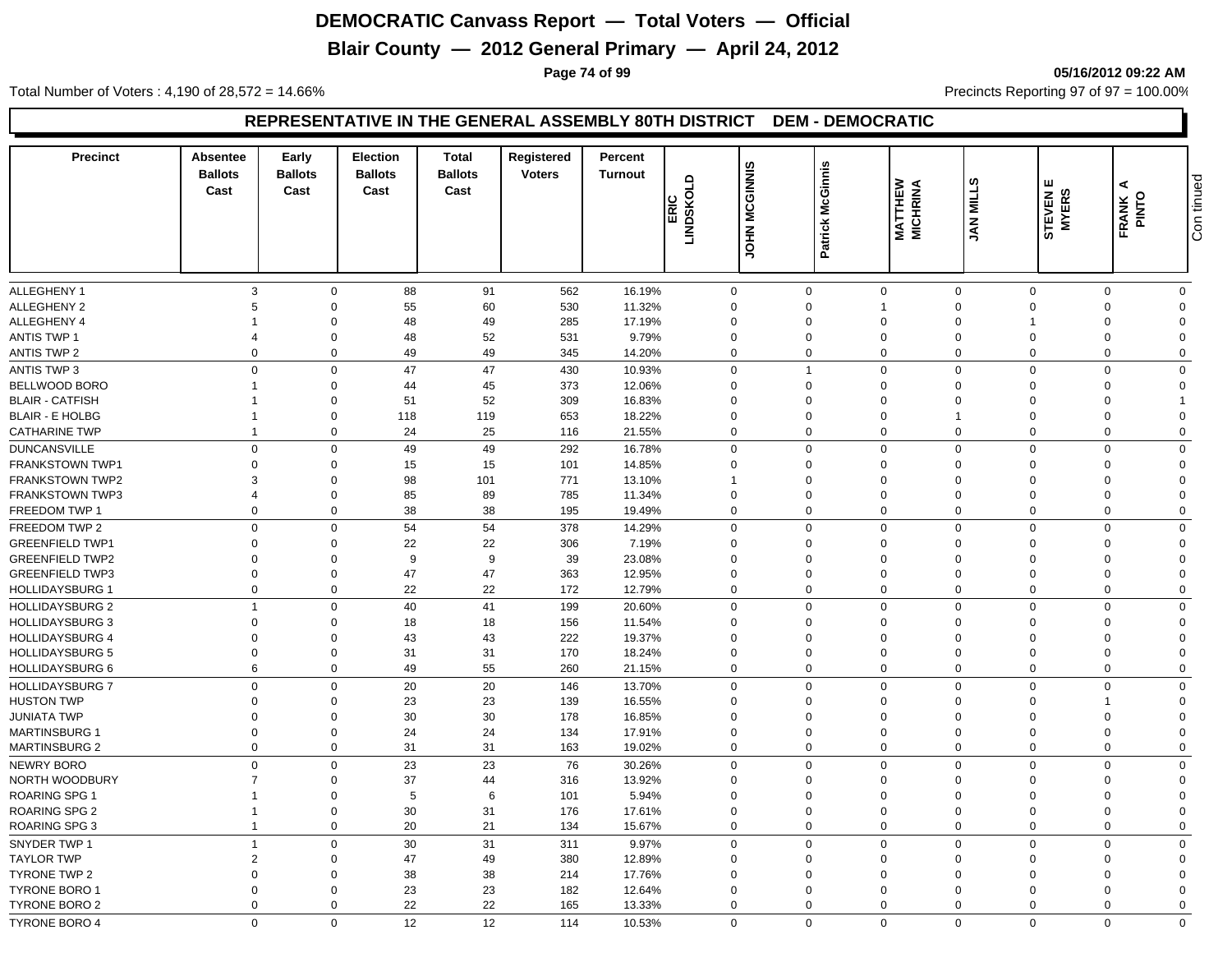# DEMOCRATIC Canvass Report — Total Voters — Official

## Blair County — 2012 General Primary — April 24, 2012

05/16/2012 09:22 AM

Total Number of Voters : 4,190 of 28,572 = 14.66%

Precincts Reporting 97 of 97 = 100.00%

### REPRESENTATIVE IN THE GENERAL ASSEMBLY 80TH DISTRICT DEM - DEMOCRATIC

| Precinct | Absentee Ballots Cast | Early Ballots Cast | Election Ballots Cast | Total Ballots Cast | Registered Voters | Percent Turnout | ERIC LINDSKOLD | JOHN MCGINNIS | Patrick McGinnis | MATTHEW MICHRINA | JAN MILLS | STEVEN E MYERS | FRANK A PINTO |
|---|---|---|---|---|---|---|---|---|---|---|---|---|---|
| ALLEGHENY 1 | 3 | 0 | 88 | 91 | 562 | 16.19% | 0 | 0 | 0 | 0 | 0 | 0 | 0 |
| ALLEGHENY 2 | 5 | 0 | 55 | 60 | 530 | 11.32% | 0 | 0 | 1 | 0 | 0 | 0 | 0 |
| ALLEGHENY 4 | 1 | 0 | 48 | 49 | 285 | 17.19% | 0 | 0 | 0 | 0 | 1 | 0 | 0 |
| ANTIS TWP 1 | 4 | 0 | 48 | 52 | 531 | 9.79% | 0 | 0 | 0 | 0 | 0 | 0 | 0 |
| ANTIS TWP 2 | 0 | 0 | 49 | 49 | 345 | 14.20% | 0 | 0 | 0 | 0 | 0 | 0 | 0 |
| ANTIS TWP 3 | 0 | 0 | 47 | 47 | 430 | 10.93% | 0 | 1 | 0 | 0 | 0 | 0 | 0 |
| BELLWOOD BORO | 1 | 0 | 44 | 45 | 373 | 12.06% | 0 | 0 | 0 | 0 | 0 | 0 | 0 |
| BLAIR - CATFISH | 1 | 0 | 51 | 52 | 309 | 16.83% | 0 | 0 | 0 | 0 | 0 | 0 | 1 |
| BLAIR - E HOLBG | 1 | 0 | 118 | 119 | 653 | 18.22% | 0 | 0 | 0 | 1 | 0 | 0 | 0 |
| CATHARINE TWP | 1 | 0 | 24 | 25 | 116 | 21.55% | 0 | 0 | 0 | 0 | 0 | 0 | 0 |
| DUNCANSVILLE | 0 | 0 | 49 | 49 | 292 | 16.78% | 0 | 0 | 0 | 0 | 0 | 0 | 0 |
| FRANKSTOWN TWP1 | 0 | 0 | 15 | 15 | 101 | 14.85% | 0 | 0 | 0 | 0 | 0 | 0 | 0 |
| FRANKSTOWN TWP2 | 3 | 0 | 98 | 101 | 771 | 13.10% | 1 | 0 | 0 | 0 | 0 | 0 | 0 |
| FRANKSTOWN TWP3 | 4 | 0 | 85 | 89 | 785 | 11.34% | 0 | 0 | 0 | 0 | 0 | 0 | 0 |
| FREEDOM TWP 1 | 0 | 0 | 38 | 38 | 195 | 19.49% | 0 | 0 | 0 | 0 | 0 | 0 | 0 |
| FREEDOM TWP 2 | 0 | 0 | 54 | 54 | 378 | 14.29% | 0 | 0 | 0 | 0 | 0 | 0 | 0 |
| GREENFIELD TWP1 | 0 | 0 | 22 | 22 | 306 | 7.19% | 0 | 0 | 0 | 0 | 0 | 0 | 0 |
| GREENFIELD TWP2 | 0 | 0 | 9 | 9 | 39 | 23.08% | 0 | 0 | 0 | 0 | 0 | 0 | 0 |
| GREENFIELD TWP3 | 0 | 0 | 47 | 47 | 363 | 12.95% | 0 | 0 | 0 | 0 | 0 | 0 | 0 |
| HOLLIDAYSBURG 1 | 0 | 0 | 22 | 22 | 172 | 12.79% | 0 | 0 | 0 | 0 | 0 | 0 | 0 |
| HOLLIDAYSBURG 2 | 1 | 0 | 40 | 41 | 199 | 20.60% | 0 | 0 | 0 | 0 | 0 | 0 | 0 |
| HOLLIDAYSBURG 3 | 0 | 0 | 18 | 18 | 156 | 11.54% | 0 | 0 | 0 | 0 | 0 | 0 | 0 |
| HOLLIDAYSBURG 4 | 0 | 0 | 43 | 43 | 222 | 19.37% | 0 | 0 | 0 | 0 | 0 | 0 | 0 |
| HOLLIDAYSBURG 5 | 0 | 0 | 31 | 31 | 170 | 18.24% | 0 | 0 | 0 | 0 | 0 | 0 | 0 |
| HOLLIDAYSBURG 6 | 6 | 0 | 49 | 55 | 260 | 21.15% | 0 | 0 | 0 | 0 | 0 | 0 | 0 |
| HOLLIDAYSBURG 7 | 0 | 0 | 20 | 20 | 146 | 13.70% | 0 | 0 | 0 | 0 | 0 | 0 | 0 |
| HUSTON TWP | 0 | 0 | 23 | 23 | 139 | 16.55% | 0 | 0 | 0 | 0 | 0 | 1 | 0 |
| JUNIATA TWP | 0 | 0 | 30 | 30 | 178 | 16.85% | 0 | 0 | 0 | 0 | 0 | 0 | 0 |
| MARTINSBURG 1 | 0 | 0 | 24 | 24 | 134 | 17.91% | 0 | 0 | 0 | 0 | 0 | 0 | 0 |
| MARTINSBURG 2 | 0 | 0 | 31 | 31 | 163 | 19.02% | 0 | 0 | 0 | 0 | 0 | 0 | 0 |
| NEWRY BORO | 0 | 0 | 23 | 23 | 76 | 30.26% | 0 | 0 | 0 | 0 | 0 | 0 | 0 |
| NORTH WOODBURY | 7 | 0 | 37 | 44 | 316 | 13.92% | 0 | 0 | 0 | 0 | 0 | 0 | 0 |
| ROARING SPG 1 | 1 | 0 | 5 | 6 | 101 | 5.94% | 0 | 0 | 0 | 0 | 0 | 0 | 0 |
| ROARING SPG 2 | 1 | 0 | 30 | 31 | 176 | 17.61% | 0 | 0 | 0 | 0 | 0 | 0 | 0 |
| ROARING SPG 3 | 1 | 0 | 20 | 21 | 134 | 15.67% | 0 | 0 | 0 | 0 | 0 | 0 | 0 |
| SNYDER TWP 1 | 1 | 0 | 30 | 31 | 311 | 9.97% | 0 | 0 | 0 | 0 | 0 | 0 | 0 |
| TAYLOR TWP | 2 | 0 | 47 | 49 | 380 | 12.89% | 0 | 0 | 0 | 0 | 0 | 0 | 0 |
| TYRONE TWP 2 | 0 | 0 | 38 | 38 | 214 | 17.76% | 0 | 0 | 0 | 0 | 0 | 0 | 0 |
| TYRONE BORO 1 | 0 | 0 | 23 | 23 | 182 | 12.64% | 0 | 0 | 0 | 0 | 0 | 0 | 0 |
| TYRONE BORO 2 | 0 | 0 | 22 | 22 | 165 | 13.33% | 0 | 0 | 0 | 0 | 0 | 0 | 0 |
| TYRONE BORO 4 | 0 | 0 | 12 | 12 | 114 | 10.53% | 0 | 0 | 0 | 0 | 0 | 0 | 0 |

Continued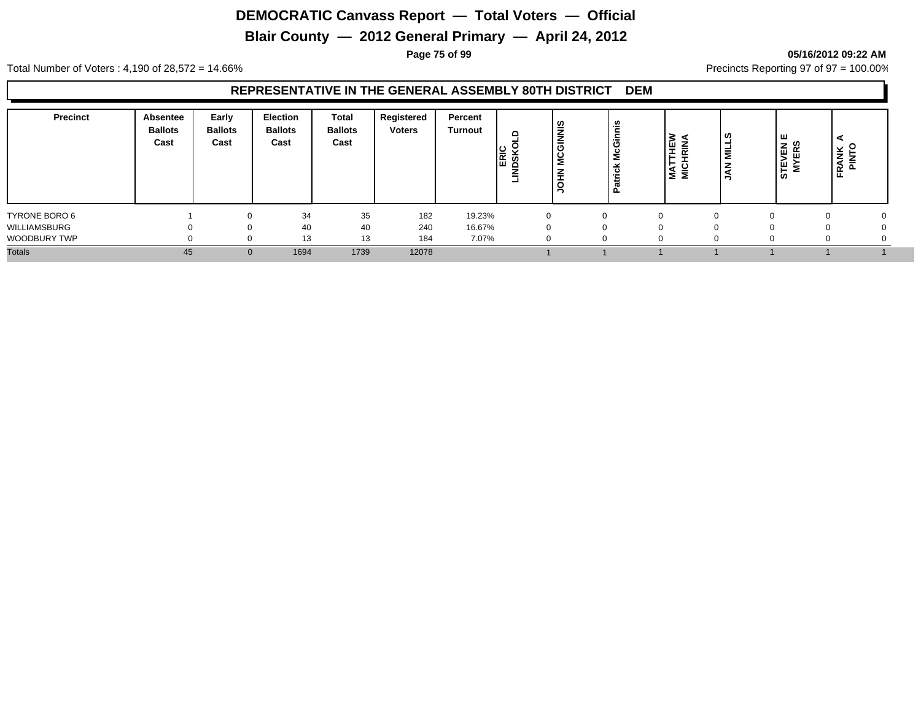# DEMOCRATIC Canvass Report — Total Voters — Official

## Blair County — 2012 General Primary — April 24, 2012

**05/16/2012 09:22 AM**

Total Number of Voters : 4,190 of 28,572 = 14.66%

Precincts Reporting 97 of 97 = 100.00%

### REPRESENTATIVE IN THE GENERAL ASSEMBLY 80TH DISTRICT DEM

| Precinct | Absentee Ballots Cast | Early Ballots Cast | Election Ballots Cast | Total Ballots Cast | Registered Voters | Percent Turnout | ERIC LINDSKOLD | JOHN MCGINNIS | Patrick McGinnis | MATTHEW MICHRINA | JAN MILLS | STEVEN E MYERS | FRANK A PINTO |
|---|---|---|---|---|---|---|---|---|---|---|---|---|---|
| TYRONE BORO 6 | 1 | 0 | 34 | 35 | 182 | 19.23% | 0 | 0 | 0 | 0 | 0 | 0 | 0 |
| WILLIAMSBURG | 0 | 0 | 40 | 40 | 240 | 16.67% | 0 | 0 | 0 | 0 | 0 | 0 | 0 |
| WOODBURY TWP | 0 | 0 | 13 | 13 | 184 | 7.07% | 0 | 0 | 0 | 0 | 0 | 0 | 0 |
| Totals | 45 | 0 | 1694 | 1739 | 12078 | | 1 | 1 | 1 | 1 | 1 | 1 | 1 |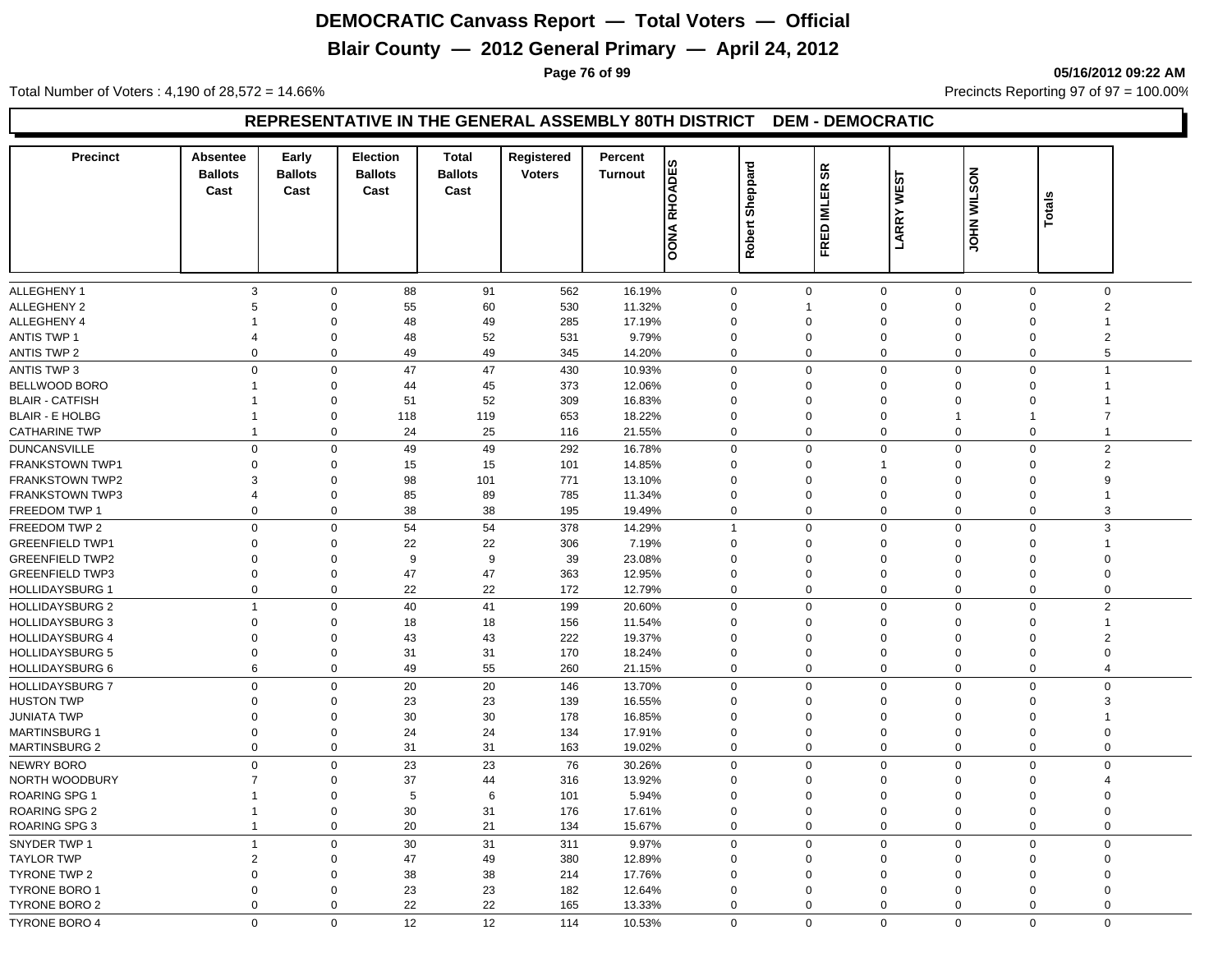# DEMOCRATIC Canvass Report — Total Voters — Official

## Blair County — 2012 General Primary — April 24, 2012

05/16/2012 09:22 AM

Total Number of Voters : 4,190 of 28,572 = 14.66%

Precincts Reporting 97 of 97 = 100.00%

### REPRESENTATIVE IN THE GENERAL ASSEMBLY 80TH DISTRICT DEM - DEMOCRATIC

| Precinct | Absentee Ballots Cast | Early Ballots Cast | Election Ballots Cast | Total Ballots Cast | Registered Voters | Percent Turnout | OONA RHOADES | Robert Sheppard | FRED IMLER SR | LARRY WEST | JOHN WILSON | Totals |
|---|---|---|---|---|---|---|---|---|---|---|---|---|
| ALLEGHENY 1 | 3 | 0 | 88 | 91 | 562 | 16.19% | 0 | 0 | 0 | 0 | 0 | 0 |
| ALLEGHENY 2 | 5 | 0 | 55 | 60 | 530 | 11.32% | 0 | 1 | 0 | 0 | 0 | 2 |
| ALLEGHENY 4 | 1 | 0 | 48 | 49 | 285 | 17.19% | 0 | 0 | 0 | 0 | 0 | 1 |
| ANTIS TWP 1 | 4 | 0 | 48 | 52 | 531 | 9.79% | 0 | 0 | 0 | 0 | 0 | 2 |
| ANTIS TWP 2 | 0 | 0 | 49 | 49 | 345 | 14.20% | 0 | 0 | 0 | 0 | 0 | 5 |
| ANTIS TWP 3 | 0 | 0 | 47 | 47 | 430 | 10.93% | 0 | 0 | 0 | 0 | 0 | 1 |
| BELLWOOD BORO | 1 | 0 | 44 | 45 | 373 | 12.06% | 0 | 0 | 0 | 0 | 0 | 1 |
| BLAIR - CATFISH | 1 | 0 | 51 | 52 | 309 | 16.83% | 0 | 0 | 0 | 0 | 0 | 1 |
| BLAIR - E HOLBG | 1 | 0 | 118 | 119 | 653 | 18.22% | 0 | 0 | 0 | 1 | 1 | 7 |
| CATHARINE TWP | 1 | 0 | 24 | 25 | 116 | 21.55% | 0 | 0 | 0 | 0 | 0 | 1 |
| DUNCANSVILLE | 0 | 0 | 49 | 49 | 292 | 16.78% | 0 | 0 | 0 | 0 | 0 | 2 |
| FRANKSTOWN TWP1 | 0 | 0 | 15 | 15 | 101 | 14.85% | 0 | 0 | 1 | 0 | 0 | 2 |
| FRANKSTOWN TWP2 | 3 | 0 | 98 | 101 | 771 | 13.10% | 0 | 0 | 0 | 0 | 0 | 9 |
| FRANKSTOWN TWP3 | 4 | 0 | 85 | 89 | 785 | 11.34% | 0 | 0 | 0 | 0 | 0 | 1 |
| FREEDOM TWP 1 | 0 | 0 | 38 | 38 | 195 | 19.49% | 0 | 0 | 0 | 0 | 0 | 3 |
| FREEDOM TWP 2 | 0 | 0 | 54 | 54 | 378 | 14.29% | 1 | 0 | 0 | 0 | 0 | 3 |
| GREENFIELD TWP1 | 0 | 0 | 22 | 22 | 306 | 7.19% | 0 | 0 | 0 | 0 | 0 | 1 |
| GREENFIELD TWP2 | 0 | 0 | 9 | 9 | 39 | 23.08% | 0 | 0 | 0 | 0 | 0 | 0 |
| GREENFIELD TWP3 | 0 | 0 | 47 | 47 | 363 | 12.95% | 0 | 0 | 0 | 0 | 0 | 0 |
| HOLLIDAYSBURG 1 | 0 | 0 | 22 | 22 | 172 | 12.79% | 0 | 0 | 0 | 0 | 0 | 0 |
| HOLLIDAYSBURG 2 | 1 | 0 | 40 | 41 | 199 | 20.60% | 0 | 0 | 0 | 0 | 0 | 2 |
| HOLLIDAYSBURG 3 | 0 | 0 | 18 | 18 | 156 | 11.54% | 0 | 0 | 0 | 0 | 0 | 1 |
| HOLLIDAYSBURG 4 | 0 | 0 | 43 | 43 | 222 | 19.37% | 0 | 0 | 0 | 0 | 0 | 2 |
| HOLLIDAYSBURG 5 | 0 | 0 | 31 | 31 | 170 | 18.24% | 0 | 0 | 0 | 0 | 0 | 0 |
| HOLLIDAYSBURG 6 | 6 | 0 | 49 | 55 | 260 | 21.15% | 0 | 0 | 0 | 0 | 0 | 4 |
| HOLLIDAYSBURG 7 | 0 | 0 | 20 | 20 | 146 | 13.70% | 0 | 0 | 0 | 0 | 0 | 0 |
| HUSTON TWP | 0 | 0 | 23 | 23 | 139 | 16.55% | 0 | 0 | 0 | 0 | 0 | 3 |
| JUNIATA TWP | 0 | 0 | 30 | 30 | 178 | 16.85% | 0 | 0 | 0 | 0 | 0 | 1 |
| MARTINSBURG 1 | 0 | 0 | 24 | 24 | 134 | 17.91% | 0 | 0 | 0 | 0 | 0 | 0 |
| MARTINSBURG 2 | 0 | 0 | 31 | 31 | 163 | 19.02% | 0 | 0 | 0 | 0 | 0 | 0 |
| NEWRY BORO | 0 | 0 | 23 | 23 | 76 | 30.26% | 0 | 0 | 0 | 0 | 0 | 0 |
| NORTH WOODBURY | 7 | 0 | 37 | 44 | 316 | 13.92% | 0 | 0 | 0 | 0 | 0 | 4 |
| ROARING SPG 1 | 1 | 0 | 5 | 6 | 101 | 5.94% | 0 | 0 | 0 | 0 | 0 | 0 |
| ROARING SPG 2 | 1 | 0 | 30 | 31 | 176 | 17.61% | 0 | 0 | 0 | 0 | 0 | 0 |
| ROARING SPG 3 | 1 | 0 | 20 | 21 | 134 | 15.67% | 0 | 0 | 0 | 0 | 0 | 0 |
| SNYDER TWP 1 | 1 | 0 | 30 | 31 | 311 | 9.97% | 0 | 0 | 0 | 0 | 0 | 0 |
| TAYLOR TWP | 2 | 0 | 47 | 49 | 380 | 12.89% | 0 | 0 | 0 | 0 | 0 | 0 |
| TYRONE TWP 2 | 0 | 0 | 38 | 38 | 214 | 17.76% | 0 | 0 | 0 | 0 | 0 | 0 |
| TYRONE BORO 1 | 0 | 0 | 23 | 23 | 182 | 12.64% | 0 | 0 | 0 | 0 | 0 | 0 |
| TYRONE BORO 2 | 0 | 0 | 22 | 22 | 165 | 13.33% | 0 | 0 | 0 | 0 | 0 | 0 |
| TYRONE BORO 4 | 0 | 0 | 12 | 12 | 114 | 10.53% | 0 | 0 | 0 | 0 | 0 | 0 |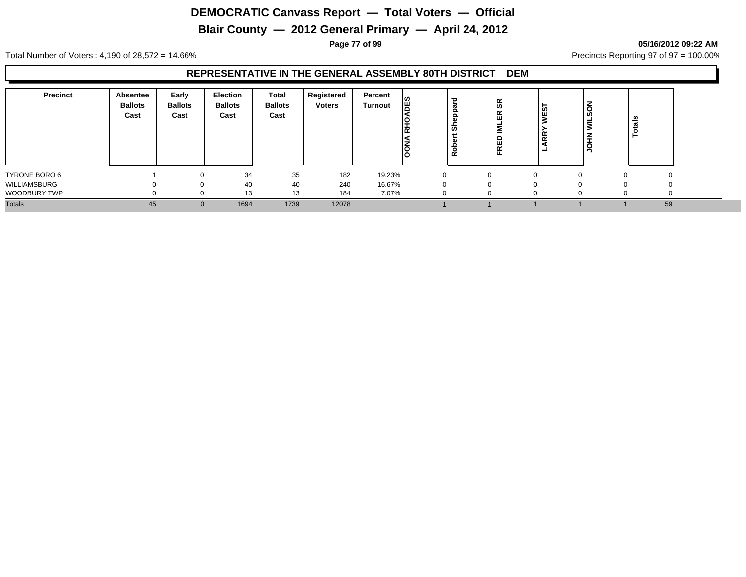# DEMOCRATIC Canvass Report — Total Voters — Official

## Blair County — 2012 General Primary — April 24, 2012

05/16/2012 09:22 AM

Total Number of Voters : 4,190 of 28,572 = 14.66%

Precincts Reporting 97 of 97 = 100.00%

### REPRESENTATIVE IN THE GENERAL ASSEMBLY 80TH DISTRICT DEM

| Precinct | Absentee Ballots Cast | Early Ballots Cast | Election Ballots Cast | Total Ballots Cast | Registered Voters | Percent Turnout | OONA RHOADES | Robert Sheppard | FRED IMLER SR | LARRY WEST | JOHN WILSON | Totals |
|---|---|---|---|---|---|---|---|---|---|---|---|---|
| TYRONE BORO 6 | 1 | 0 | 34 | 35 | 182 | 19.23% | 0 | 0 | 0 | 0 | 0 | 0 |
| WILLIAMSBURG | 0 | 0 | 40 | 40 | 240 | 16.67% | 0 | 0 | 0 | 0 | 0 | 0 |
| WOODBURY TWP | 0 | 0 | 13 | 13 | 184 | 7.07% | 0 | 0 | 0 | 0 | 0 | 0 |
| Totals | 45 | 0 | 1694 | 1739 | 12078 | | 1 | 1 | 1 | 1 | 1 | 59 |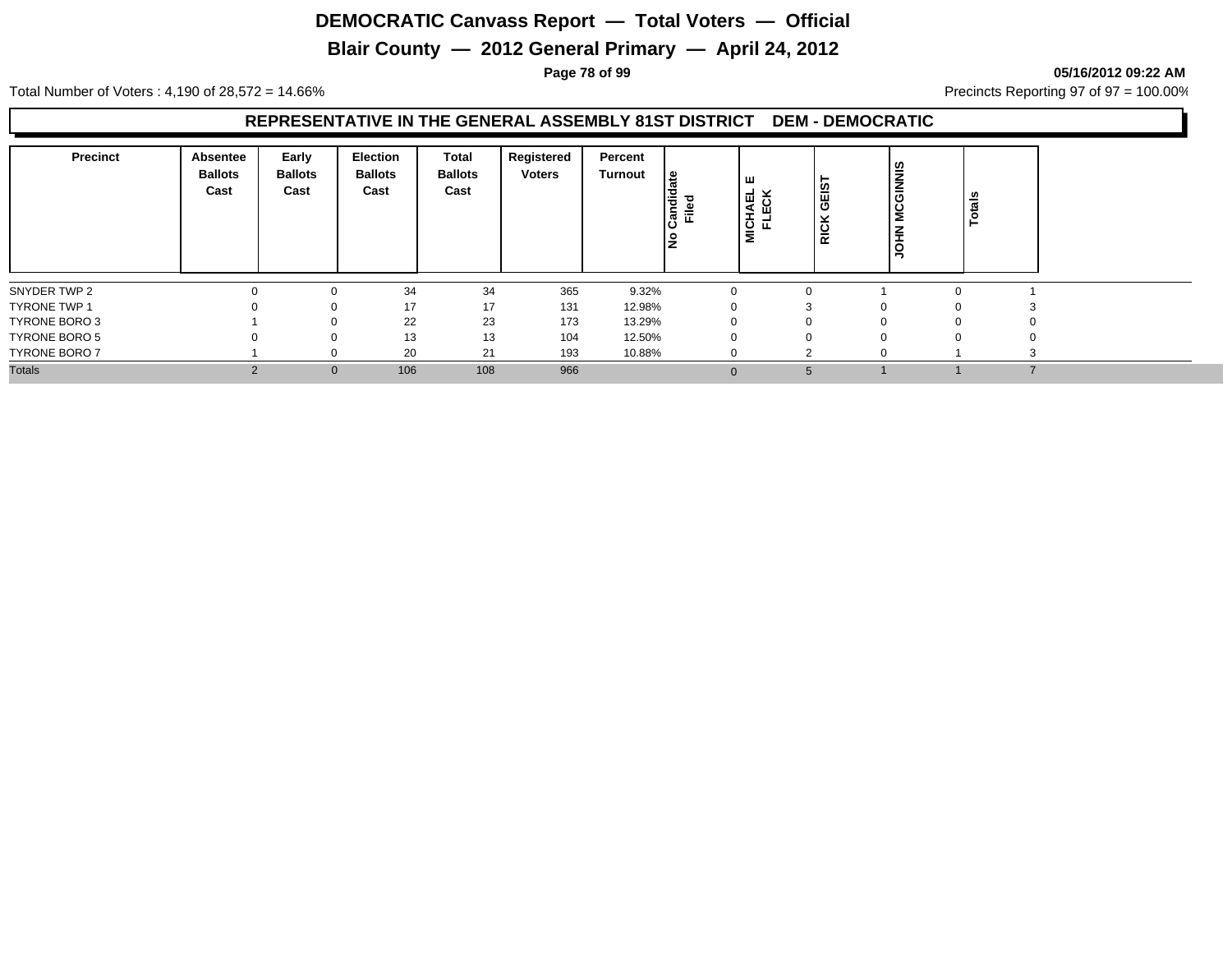# DEMOCRATIC Canvass Report — Total Voters — Official

## Blair County — 2012 General Primary — April 24, 2012

05/16/2012 09:22 AM

Total Number of Voters : 4,190 of 28,572 = 14.66%

Precincts Reporting 97 of 97 = 100.00%

### REPRESENTATIVE IN THE GENERAL ASSEMBLY 81ST DISTRICT DEM - DEMOCRATIC

| Precinct | Absentee Ballots Cast | Early Ballots Cast | Election Ballots Cast | Total Ballots Cast | Registered Voters | Percent Turnout | No Candidate Filed | MICHAEL E FLECK | RICK GEIST | JOHN MCGINNIS | Totals |
|---|---|---|---|---|---|---|---|---|---|---|---|
| SNYDER TWP 2 | 0 | 0 | 34 | 34 | 365 | 9.32% | 0 | 0 | 1 | 0 | 1 |
| TYRONE TWP 1 | 0 | 0 | 17 | 17 | 131 | 12.98% | 0 | 3 | 0 | 0 | 3 |
| TYRONE BORO 3 | 1 | 0 | 22 | 23 | 173 | 13.29% | 0 | 0 | 0 | 0 | 0 |
| TYRONE BORO 5 | 0 | 0 | 13 | 13 | 104 | 12.50% | 0 | 0 | 0 | 0 | 0 |
| TYRONE BORO 7 | 1 | 0 | 20 | 21 | 193 | 10.88% | 0 | 2 | 0 | 1 | 3 |
| Totals | 2 | 0 | 106 | 108 | 966 | | 0 | 5 | 1 | 1 | 7 |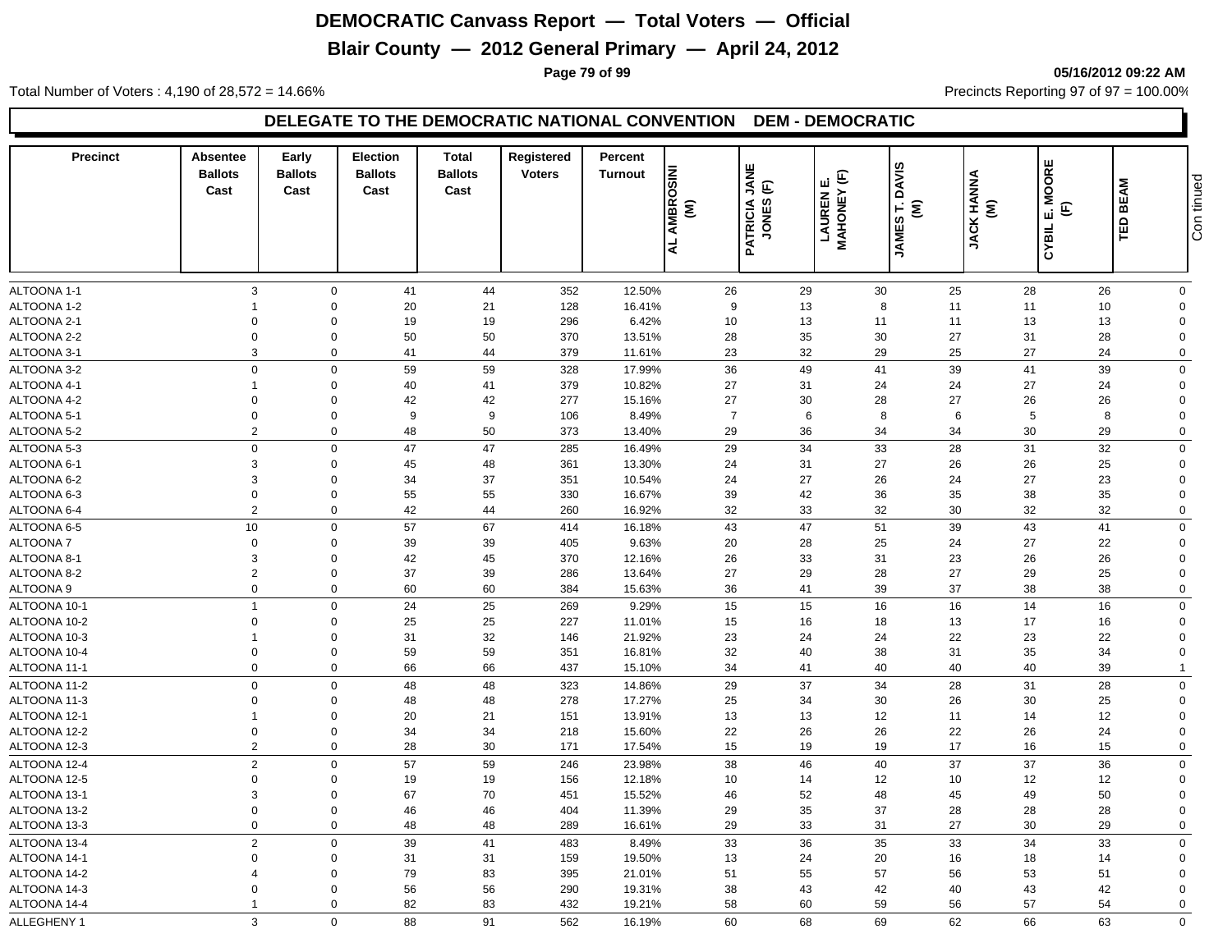# DEMOCRATIC Canvass Report — Total Voters — Official

## Blair County — 2012 General Primary — April 24, 2012

05/16/2012 09:22 AM

Total Number of Voters : 4,190 of 28,572 = 14.66%

Precincts Reporting 97 of 97 = 100.00%

### DELEGATE TO THE DEMOCRATIC NATIONAL CONVENTION DEM - DEMOCRATIC

| Precinct | Absentee Ballots Cast | Early Ballots Cast | Election Ballots Cast | Total Ballots Cast | Registered Voters | Percent Turnout | AL AMBROSINI (M) | PATRICIA JANE JONES (F) | LAUREN E. MAHONEY (F) | JAMES T. DAVIS (M) | JACK HANNA (M) | CYBIL E. MOORE (F) | TED BEAM |
|---|---|---|---|---|---|---|---|---|---|---|---|---|---|
| ALTOONA 1-1 | 3 | 0 | 41 | 44 | 352 | 12.50% | 26 | 29 | 30 | 25 | 28 | 26 | 0 |
| ALTOONA 1-2 | 1 | 0 | 20 | 21 | 128 | 16.41% | 9 | 13 | 8 | 11 | 11 | 10 | 0 |
| ALTOONA 2-1 | 0 | 0 | 19 | 19 | 296 | 6.42% | 10 | 13 | 11 | 11 | 13 | 13 | 0 |
| ALTOONA 2-2 | 0 | 0 | 50 | 50 | 370 | 13.51% | 28 | 35 | 30 | 27 | 31 | 28 | 0 |
| ALTOONA 3-1 | 3 | 0 | 41 | 44 | 379 | 11.61% | 23 | 32 | 29 | 25 | 27 | 24 | 0 |
| ALTOONA 3-2 | 0 | 0 | 59 | 59 | 328 | 17.99% | 36 | 49 | 41 | 39 | 41 | 39 | 0 |
| ALTOONA 4-1 | 1 | 0 | 40 | 41 | 379 | 10.82% | 27 | 31 | 24 | 24 | 27 | 24 | 0 |
| ALTOONA 4-2 | 0 | 0 | 42 | 42 | 277 | 15.16% | 27 | 30 | 28 | 27 | 26 | 26 | 0 |
| ALTOONA 5-1 | 0 | 0 | 9 | 9 | 106 | 8.49% | 7 | 6 | 8 | 6 | 5 | 8 | 0 |
| ALTOONA 5-2 | 2 | 0 | 48 | 50 | 373 | 13.40% | 29 | 36 | 34 | 34 | 30 | 29 | 0 |
| ALTOONA 5-3 | 0 | 0 | 47 | 47 | 285 | 16.49% | 29 | 34 | 33 | 28 | 31 | 32 | 0 |
| ALTOONA 6-1 | 3 | 0 | 45 | 48 | 361 | 13.30% | 24 | 31 | 27 | 26 | 26 | 25 | 0 |
| ALTOONA 6-2 | 3 | 0 | 34 | 37 | 351 | 10.54% | 24 | 27 | 26 | 24 | 27 | 23 | 0 |
| ALTOONA 6-3 | 0 | 0 | 55 | 55 | 330 | 16.67% | 39 | 42 | 36 | 35 | 38 | 35 | 0 |
| ALTOONA 6-4 | 2 | 0 | 42 | 44 | 260 | 16.92% | 32 | 33 | 32 | 30 | 32 | 32 | 0 |
| ALTOONA 6-5 | 10 | 0 | 57 | 67 | 414 | 16.18% | 43 | 47 | 51 | 39 | 43 | 41 | 0 |
| ALTOONA 7 | 0 | 0 | 39 | 39 | 405 | 9.63% | 20 | 28 | 25 | 24 | 27 | 22 | 0 |
| ALTOONA 8-1 | 3 | 0 | 42 | 45 | 370 | 12.16% | 26 | 33 | 31 | 23 | 26 | 26 | 0 |
| ALTOONA 8-2 | 2 | 0 | 37 | 39 | 286 | 13.64% | 27 | 29 | 28 | 27 | 29 | 25 | 0 |
| ALTOONA 9 | 0 | 0 | 60 | 60 | 384 | 15.63% | 36 | 41 | 39 | 37 | 38 | 38 | 0 |
| ALTOONA 10-1 | 1 | 0 | 24 | 25 | 269 | 9.29% | 15 | 15 | 16 | 16 | 14 | 16 | 0 |
| ALTOONA 10-2 | 0 | 0 | 25 | 25 | 227 | 11.01% | 15 | 16 | 18 | 13 | 17 | 16 | 0 |
| ALTOONA 10-3 | 1 | 0 | 31 | 32 | 146 | 21.92% | 23 | 24 | 24 | 22 | 23 | 22 | 0 |
| ALTOONA 10-4 | 0 | 0 | 59 | 59 | 351 | 16.81% | 32 | 40 | 38 | 31 | 35 | 34 | 0 |
| ALTOONA 11-1 | 0 | 0 | 66 | 66 | 437 | 15.10% | 34 | 41 | 40 | 40 | 40 | 39 | 1 |
| ALTOONA 11-2 | 0 | 0 | 48 | 48 | 323 | 14.86% | 29 | 37 | 34 | 28 | 31 | 28 | 0 |
| ALTOONA 11-3 | 0 | 0 | 48 | 48 | 278 | 17.27% | 25 | 34 | 30 | 26 | 30 | 25 | 0 |
| ALTOONA 12-1 | 1 | 0 | 20 | 21 | 151 | 13.91% | 13 | 13 | 12 | 11 | 14 | 12 | 0 |
| ALTOONA 12-2 | 0 | 0 | 34 | 34 | 218 | 15.60% | 22 | 26 | 26 | 22 | 26 | 24 | 0 |
| ALTOONA 12-3 | 2 | 0 | 28 | 30 | 171 | 17.54% | 15 | 19 | 19 | 17 | 16 | 15 | 0 |
| ALTOONA 12-4 | 2 | 0 | 57 | 59 | 246 | 23.98% | 38 | 46 | 40 | 37 | 37 | 36 | 0 |
| ALTOONA 12-5 | 0 | 0 | 19 | 19 | 156 | 12.18% | 10 | 14 | 12 | 10 | 12 | 12 | 0 |
| ALTOONA 13-1 | 3 | 0 | 67 | 70 | 451 | 15.52% | 46 | 52 | 48 | 45 | 49 | 50 | 0 |
| ALTOONA 13-2 | 0 | 0 | 46 | 46 | 404 | 11.39% | 29 | 35 | 37 | 28 | 28 | 28 | 0 |
| ALTOONA 13-3 | 0 | 0 | 48 | 48 | 289 | 16.61% | 29 | 33 | 31 | 27 | 30 | 29 | 0 |
| ALTOONA 13-4 | 2 | 0 | 39 | 41 | 483 | 8.49% | 33 | 36 | 35 | 33 | 34 | 33 | 0 |
| ALTOONA 14-1 | 0 | 0 | 31 | 31 | 159 | 19.50% | 13 | 24 | 20 | 16 | 18 | 14 | 0 |
| ALTOONA 14-2 | 4 | 0 | 79 | 83 | 395 | 21.01% | 51 | 55 | 57 | 56 | 53 | 51 | 0 |
| ALTOONA 14-3 | 0 | 0 | 56 | 56 | 290 | 19.31% | 38 | 43 | 42 | 40 | 43 | 42 | 0 |
| ALTOONA 14-4 | 1 | 0 | 82 | 83 | 432 | 19.21% | 58 | 60 | 59 | 56 | 57 | 54 | 0 |
| ALLEGHENY 1 | 3 | 0 | 88 | 91 | 562 | 16.19% | 60 | 68 | 69 | 62 | 66 | 63 | 0 |

Continued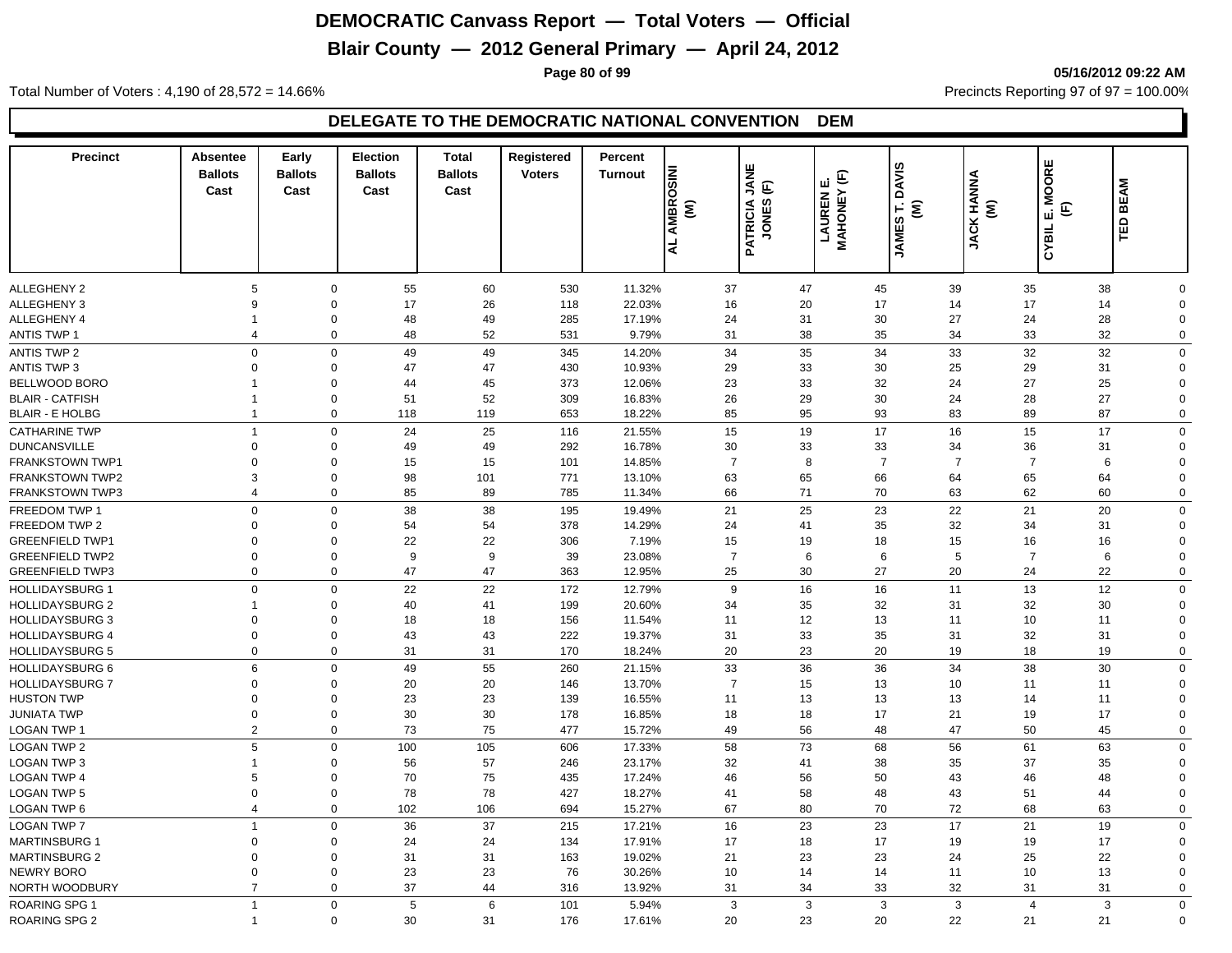# DEMOCRATIC Canvass Report — Total Voters — Official

## Blair County — 2012 General Primary — April 24, 2012

05/16/2012 09:22 AM

Total Number of Voters : 4,190 of 28,572 = 14.66%

Precincts Reporting 97 of 97 = 100.00%

### DELEGATE TO THE DEMOCRATIC NATIONAL CONVENTION DEM

| Precinct | Absentee Ballots Cast | Early Ballots Cast | Election Ballots Cast | Total Ballots Cast | Registered Voters | Percent Turnout | AL AMBROSINI (M) | PATRICIA JANE JONES (F) | LAUREN E. MAHONEY (F) | JAMES T. DAVIS (M) | JACK HANNA (M) | CYBIL E. MOORE (F) | TED BEAM |
|---|---|---|---|---|---|---|---|---|---|---|---|---|---|
| ALLEGHENY 2 | 5 | 0 | 55 | 60 | 530 | 11.32% | 37 | 47 | 45 | 39 | 35 | 38 | 0 |
| ALLEGHENY 3 | 9 | 0 | 17 | 26 | 118 | 22.03% | 16 | 20 | 17 | 14 | 17 | 14 | 0 |
| ALLEGHENY 4 | 1 | 0 | 48 | 49 | 285 | 17.19% | 24 | 31 | 30 | 27 | 24 | 28 | 0 |
| ANTIS TWP 1 | 4 | 0 | 48 | 52 | 531 | 9.79% | 31 | 38 | 35 | 34 | 33 | 32 | 0 |
| ANTIS TWP 2 | 0 | 0 | 49 | 49 | 345 | 14.20% | 34 | 35 | 34 | 33 | 32 | 32 | 0 |
| ANTIS TWP 3 | 0 | 0 | 47 | 47 | 430 | 10.93% | 29 | 33 | 30 | 25 | 29 | 31 | 0 |
| BELLWOOD BORO | 1 | 0 | 44 | 45 | 373 | 12.06% | 23 | 33 | 32 | 24 | 27 | 25 | 0 |
| BLAIR - CATFISH | 1 | 0 | 51 | 52 | 309 | 16.83% | 26 | 29 | 30 | 24 | 28 | 27 | 0 |
| BLAIR - E HOLBG | 1 | 0 | 118 | 119 | 653 | 18.22% | 85 | 95 | 93 | 83 | 89 | 87 | 0 |
| CATHARINE TWP | 1 | 0 | 24 | 25 | 116 | 21.55% | 15 | 19 | 17 | 16 | 15 | 17 | 0 |
| DUNCANSVILLE | 0 | 0 | 49 | 49 | 292 | 16.78% | 30 | 33 | 33 | 34 | 36 | 31 | 0 |
| FRANKSTOWN TWP1 | 0 | 0 | 15 | 15 | 101 | 14.85% | 7 | 8 | 7 | 7 | 7 | 6 | 0 |
| FRANKSTOWN TWP2 | 3 | 0 | 98 | 101 | 771 | 13.10% | 63 | 65 | 66 | 64 | 65 | 64 | 0 |
| FRANKSTOWN TWP3 | 4 | 0 | 85 | 89 | 785 | 11.34% | 66 | 71 | 70 | 63 | 62 | 60 | 0 |
| FREEDOM TWP 1 | 0 | 0 | 38 | 38 | 195 | 19.49% | 21 | 25 | 23 | 22 | 21 | 20 | 0 |
| FREEDOM TWP 2 | 0 | 0 | 54 | 54 | 378 | 14.29% | 24 | 41 | 35 | 32 | 34 | 31 | 0 |
| GREENFIELD TWP1 | 0 | 0 | 22 | 22 | 306 | 7.19% | 15 | 19 | 18 | 15 | 16 | 16 | 0 |
| GREENFIELD TWP2 | 0 | 0 | 9 | 9 | 39 | 23.08% | 7 | 6 | 6 | 5 | 7 | 6 | 0 |
| GREENFIELD TWP3 | 0 | 0 | 47 | 47 | 363 | 12.95% | 25 | 30 | 27 | 20 | 24 | 22 | 0 |
| HOLLIDAYSBURG 1 | 0 | 0 | 22 | 22 | 172 | 12.79% | 9 | 16 | 16 | 11 | 13 | 12 | 0 |
| HOLLIDAYSBURG 2 | 1 | 0 | 40 | 41 | 199 | 20.60% | 34 | 35 | 32 | 31 | 32 | 30 | 0 |
| HOLLIDAYSBURG 3 | 0 | 0 | 18 | 18 | 156 | 11.54% | 11 | 12 | 13 | 11 | 10 | 11 | 0 |
| HOLLIDAYSBURG 4 | 0 | 0 | 43 | 43 | 222 | 19.37% | 31 | 33 | 35 | 31 | 32 | 31 | 0 |
| HOLLIDAYSBURG 5 | 0 | 0 | 31 | 31 | 170 | 18.24% | 20 | 23 | 20 | 19 | 18 | 19 | 0 |
| HOLLIDAYSBURG 6 | 6 | 0 | 49 | 55 | 260 | 21.15% | 33 | 36 | 36 | 34 | 38 | 30 | 0 |
| HOLLIDAYSBURG 7 | 0 | 0 | 20 | 20 | 146 | 13.70% | 7 | 15 | 13 | 10 | 11 | 11 | 0 |
| HUSTON TWP | 0 | 0 | 23 | 23 | 139 | 16.55% | 11 | 13 | 13 | 13 | 14 | 11 | 0 |
| JUNIATA TWP | 0 | 0 | 30 | 30 | 178 | 16.85% | 18 | 18 | 17 | 21 | 19 | 17 | 0 |
| LOGAN TWP 1 | 2 | 0 | 73 | 75 | 477 | 15.72% | 49 | 56 | 48 | 47 | 50 | 45 | 0 |
| LOGAN TWP 2 | 5 | 0 | 100 | 105 | 606 | 17.33% | 58 | 73 | 68 | 56 | 61 | 63 | 0 |
| LOGAN TWP 3 | 1 | 0 | 56 | 57 | 246 | 23.17% | 32 | 41 | 38 | 35 | 37 | 35 | 0 |
| LOGAN TWP 4 | 5 | 0 | 70 | 75 | 435 | 17.24% | 46 | 56 | 50 | 43 | 46 | 48 | 0 |
| LOGAN TWP 5 | 0 | 0 | 78 | 78 | 427 | 18.27% | 41 | 58 | 48 | 43 | 51 | 44 | 0 |
| LOGAN TWP 6 | 4 | 0 | 102 | 106 | 694 | 15.27% | 67 | 80 | 70 | 72 | 68 | 63 | 0 |
| LOGAN TWP 7 | 1 | 0 | 36 | 37 | 215 | 17.21% | 16 | 23 | 23 | 17 | 21 | 19 | 0 |
| MARTINSBURG 1 | 0 | 0 | 24 | 24 | 134 | 17.91% | 17 | 18 | 17 | 19 | 19 | 17 | 0 |
| MARTINSBURG 2 | 0 | 0 | 31 | 31 | 163 | 19.02% | 21 | 23 | 23 | 24 | 25 | 22 | 0 |
| NEWRY BORO | 0 | 0 | 23 | 23 | 76 | 30.26% | 10 | 14 | 14 | 11 | 10 | 13 | 0 |
| NORTH WOODBURY | 7 | 0 | 37 | 44 | 316 | 13.92% | 31 | 34 | 33 | 32 | 31 | 31 | 0 |
| ROARING SPG 1 | 1 | 0 | 5 | 6 | 101 | 5.94% | 3 | 3 | 3 | 3 | 4 | 3 | 0 |
| ROARING SPG 2 | 1 | 0 | 30 | 31 | 176 | 17.61% | 20 | 23 | 20 | 22 | 21 | 21 | 0 |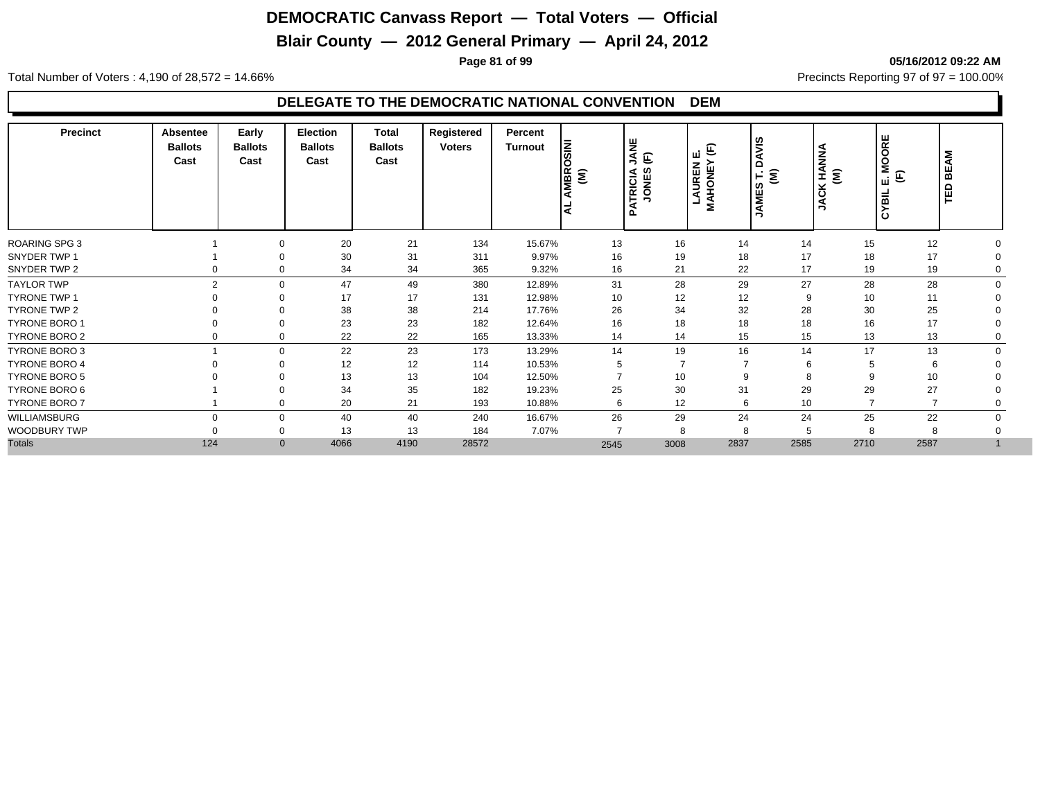# DEMOCRATIC Canvass Report — Total Voters — Official

## Blair County — 2012 General Primary — April 24, 2012

05/16/2012 09:22 AM

Total Number of Voters : 4,190 of 28,572 = 14.66%

Precincts Reporting 97 of 97 = 100.00%

### DELEGATE TO THE DEMOCRATIC NATIONAL CONVENTION DEM

| Precinct | Absentee Ballots Cast | Early Ballots Cast | Election Ballots Cast | Total Ballots Cast | Registered Voters | Percent Turnout | AL AMBROSINI (M) | PATRICIA JANE JONES (F) | LAUREN E. MAHONEY (F) | JAMES T. DAVIS (M) | JACK HANNA (M) | CYBIL E. MOORE (F) | TED BEAM |
|---|---|---|---|---|---|---|---|---|---|---|---|---|---|
| ROARING SPG 3 | 1 | 0 | 20 | 21 | 134 | 15.67% | 13 | 16 | 14 | 14 | 15 | 12 | 0 |
| SNYDER TWP 1 | 1 | 0 | 30 | 31 | 311 | 9.97% | 16 | 19 | 18 | 17 | 18 | 17 | 0 |
| SNYDER TWP 2 | 0 | 0 | 34 | 34 | 365 | 9.32% | 16 | 21 | 22 | 17 | 19 | 19 | 0 |
| TAYLOR TWP | 2 | 0 | 47 | 49 | 380 | 12.89% | 31 | 28 | 29 | 27 | 28 | 28 | 0 |
| TYRONE TWP 1 | 0 | 0 | 17 | 17 | 131 | 12.98% | 10 | 12 | 12 | 9 | 10 | 11 | 0 |
| TYRONE TWP 2 | 0 | 0 | 38 | 38 | 214 | 17.76% | 26 | 34 | 32 | 28 | 30 | 25 | 0 |
| TYRONE BORO 1 | 0 | 0 | 23 | 23 | 182 | 12.64% | 16 | 18 | 18 | 18 | 16 | 17 | 0 |
| TYRONE BORO 2 | 0 | 0 | 22 | 22 | 165 | 13.33% | 14 | 14 | 15 | 15 | 13 | 13 | 0 |
| TYRONE BORO 3 | 1 | 0 | 22 | 23 | 173 | 13.29% | 14 | 19 | 16 | 14 | 17 | 13 | 0 |
| TYRONE BORO 4 | 0 | 0 | 12 | 12 | 114 | 10.53% | 5 | 7 | 7 | 6 | 5 | 6 | 0 |
| TYRONE BORO 5 | 0 | 0 | 13 | 13 | 104 | 12.50% | 7 | 10 | 9 | 8 | 9 | 10 | 0 |
| TYRONE BORO 6 | 1 | 0 | 34 | 35 | 182 | 19.23% | 25 | 30 | 31 | 29 | 29 | 27 | 0 |
| TYRONE BORO 7 | 1 | 0 | 20 | 21 | 193 | 10.88% | 6 | 12 | 6 | 10 | 7 | 7 | 0 |
| WILLIAMSBURG | 0 | 0 | 40 | 40 | 240 | 16.67% | 26 | 29 | 24 | 24 | 25 | 22 | 0 |
| WOODBURY TWP | 0 | 0 | 13 | 13 | 184 | 7.07% | 7 | 8 | 8 | 5 | 8 | 8 | 0 |
| Totals | 124 | 0 | 4066 | 4190 | 28572 | | 2545 | 3008 | 2837 | 2585 | 2710 | 2587 | 1 |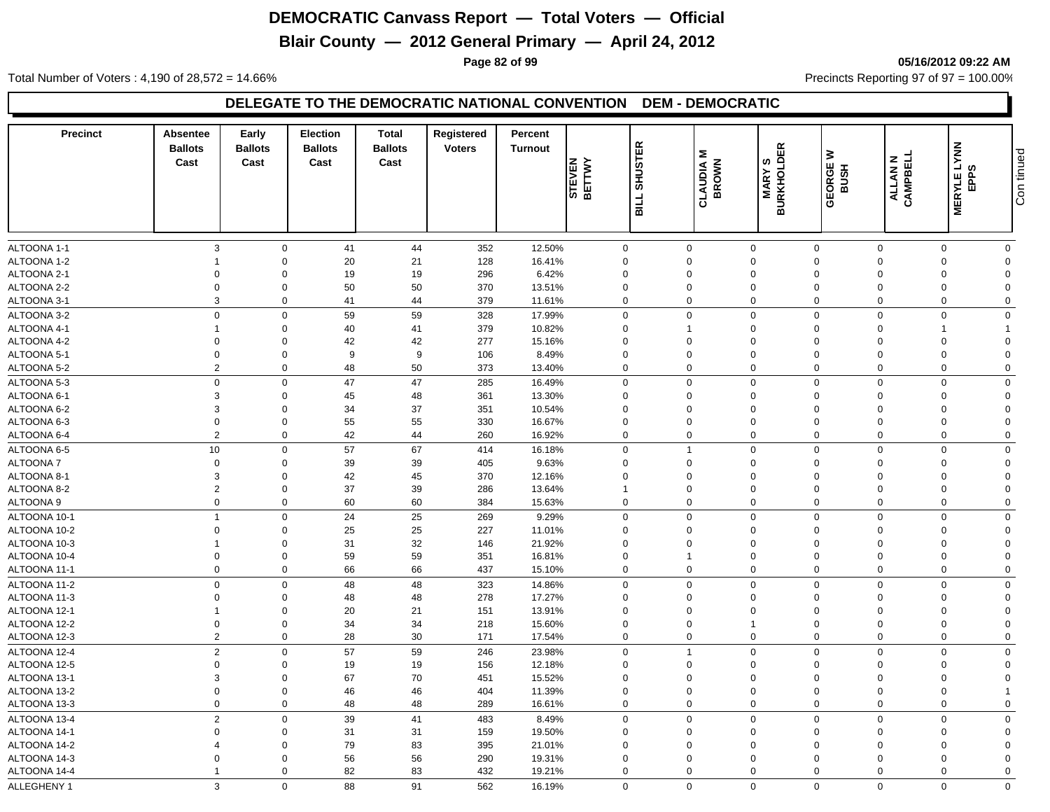# DEMOCRATIC Canvass Report — Total Voters — Official

## Blair County — 2012 General Primary — April 24, 2012

05/16/2012 09:22 AM

Total Number of Voters : 4,190 of 28,572 = 14.66%

Precincts Reporting 97 of 97 = 100.00%

### DELEGATE TO THE DEMOCRATIC NATIONAL CONVENTION DEM - DEMOCRATIC

| Precinct | Absentee Ballots Cast | Early Ballots Cast | Election Ballots Cast | Total Ballots Cast | Registered Voters | Percent Turnout | STEVEN BETTWY | BILL SHUSTER | CLAUDIA M BROWN | MARY S BURKHOLDER | GEORGE W BUSH | ALLAN N CAMPBELL | MERYLE LYNN EPPS | Continued |
|---|---|---|---|---|---|---|---|---|---|---|---|---|---|---|
| ALTOONA 1-1 | 3 | 0 | 41 | 44 | 352 | 12.50% | 0 | 0 | 0 | 0 | 0 | 0 | 0 | |
| ALTOONA 1-2 | 1 | 0 | 20 | 21 | 128 | 16.41% | 0 | 0 | 0 | 0 | 0 | 0 | 0 | |
| ALTOONA 2-1 | 0 | 0 | 19 | 19 | 296 | 6.42% | 0 | 0 | 0 | 0 | 0 | 0 | 0 | |
| ALTOONA 2-2 | 0 | 0 | 50 | 50 | 370 | 13.51% | 0 | 0 | 0 | 0 | 0 | 0 | 0 | |
| ALTOONA 3-1 | 3 | 0 | 41 | 44 | 379 | 11.61% | 0 | 0 | 0 | 0 | 0 | 0 | 0 | |
| ALTOONA 3-2 | 0 | 0 | 59 | 59 | 328 | 17.99% | 0 | 0 | 0 | 0 | 0 | 0 | 0 | |
| ALTOONA 4-1 | 1 | 0 | 40 | 41 | 379 | 10.82% | 0 | 1 | 0 | 0 | 0 | 1 | 1 | |
| ALTOONA 4-2 | 0 | 0 | 42 | 42 | 277 | 15.16% | 0 | 0 | 0 | 0 | 0 | 0 | 0 | |
| ALTOONA 5-1 | 0 | 0 | 9 | 9 | 106 | 8.49% | 0 | 0 | 0 | 0 | 0 | 0 | 0 | |
| ALTOONA 5-2 | 2 | 0 | 48 | 50 | 373 | 13.40% | 0 | 0 | 0 | 0 | 0 | 0 | 0 | |
| ALTOONA 5-3 | 0 | 0 | 47 | 47 | 285 | 16.49% | 0 | 0 | 0 | 0 | 0 | 0 | 0 | |
| ALTOONA 6-1 | 3 | 0 | 45 | 48 | 361 | 13.30% | 0 | 0 | 0 | 0 | 0 | 0 | 0 | |
| ALTOONA 6-2 | 3 | 0 | 34 | 37 | 351 | 10.54% | 0 | 0 | 0 | 0 | 0 | 0 | 0 | |
| ALTOONA 6-3 | 0 | 0 | 55 | 55 | 330 | 16.67% | 0 | 0 | 0 | 0 | 0 | 0 | 0 | |
| ALTOONA 6-4 | 2 | 0 | 42 | 44 | 260 | 16.92% | 0 | 0 | 0 | 0 | 0 | 0 | 0 | |
| ALTOONA 6-5 | 10 | 0 | 57 | 67 | 414 | 16.18% | 0 | 1 | 0 | 0 | 0 | 0 | 0 | |
| ALTOONA 7 | 0 | 0 | 39 | 39 | 405 | 9.63% | 0 | 0 | 0 | 0 | 0 | 0 | 0 | |
| ALTOONA 8-1 | 3 | 0 | 42 | 45 | 370 | 12.16% | 0 | 0 | 0 | 0 | 0 | 0 | 0 | |
| ALTOONA 8-2 | 2 | 0 | 37 | 39 | 286 | 13.64% | 1 | 0 | 0 | 0 | 0 | 0 | 0 | |
| ALTOONA 9 | 0 | 0 | 60 | 60 | 384 | 15.63% | 0 | 0 | 0 | 0 | 0 | 0 | 0 | |
| ALTOONA 10-1 | 1 | 0 | 24 | 25 | 269 | 9.29% | 0 | 0 | 0 | 0 | 0 | 0 | 0 | |
| ALTOONA 10-2 | 0 | 0 | 25 | 25 | 227 | 11.01% | 0 | 0 | 0 | 0 | 0 | 0 | 0 | |
| ALTOONA 10-3 | 1 | 0 | 31 | 32 | 146 | 21.92% | 0 | 0 | 0 | 0 | 0 | 0 | 0 | |
| ALTOONA 10-4 | 0 | 0 | 59 | 59 | 351 | 16.81% | 0 | 1 | 0 | 0 | 0 | 0 | 0 | |
| ALTOONA 11-1 | 0 | 0 | 66 | 66 | 437 | 15.10% | 0 | 0 | 0 | 0 | 0 | 0 | 0 | |
| ALTOONA 11-2 | 0 | 0 | 48 | 48 | 323 | 14.86% | 0 | 0 | 0 | 0 | 0 | 0 | 0 | |
| ALTOONA 11-3 | 0 | 0 | 48 | 48 | 278 | 17.27% | 0 | 0 | 0 | 0 | 0 | 0 | 0 | |
| ALTOONA 12-1 | 1 | 0 | 20 | 21 | 151 | 13.91% | 0 | 0 | 0 | 0 | 0 | 0 | 0 | |
| ALTOONA 12-2 | 0 | 0 | 34 | 34 | 218 | 15.60% | 0 | 0 | 1 | 0 | 0 | 0 | 0 | |
| ALTOONA 12-3 | 2 | 0 | 28 | 30 | 171 | 17.54% | 0 | 0 | 0 | 0 | 0 | 0 | 0 | |
| ALTOONA 12-4 | 2 | 0 | 57 | 59 | 246 | 23.98% | 0 | 1 | 0 | 0 | 0 | 0 | 0 | |
| ALTOONA 12-5 | 0 | 0 | 19 | 19 | 156 | 12.18% | 0 | 0 | 0 | 0 | 0 | 0 | 0 | |
| ALTOONA 13-1 | 3 | 0 | 67 | 70 | 451 | 15.52% | 0 | 0 | 0 | 0 | 0 | 0 | 0 | |
| ALTOONA 13-2 | 0 | 0 | 46 | 46 | 404 | 11.39% | 0 | 0 | 0 | 0 | 0 | 0 | 1 | |
| ALTOONA 13-3 | 0 | 0 | 48 | 48 | 289 | 16.61% | 0 | 0 | 0 | 0 | 0 | 0 | 0 | |
| ALTOONA 13-4 | 2 | 0 | 39 | 41 | 483 | 8.49% | 0 | 0 | 0 | 0 | 0 | 0 | 0 | |
| ALTOONA 14-1 | 0 | 0 | 31 | 31 | 159 | 19.50% | 0 | 0 | 0 | 0 | 0 | 0 | 0 | |
| ALTOONA 14-2 | 4 | 0 | 79 | 83 | 395 | 21.01% | 0 | 0 | 0 | 0 | 0 | 0 | 0 | |
| ALTOONA 14-3 | 0 | 0 | 56 | 56 | 290 | 19.31% | 0 | 0 | 0 | 0 | 0 | 0 | 0 | |
| ALTOONA 14-4 | 1 | 0 | 82 | 83 | 432 | 19.21% | 0 | 0 | 0 | 0 | 0 | 0 | 0 | |
| ALLEGHENY 1 | 3 | 0 | 88 | 91 | 562 | 16.19% | 0 | 0 | 0 | 0 | 0 | 0 | 0 | |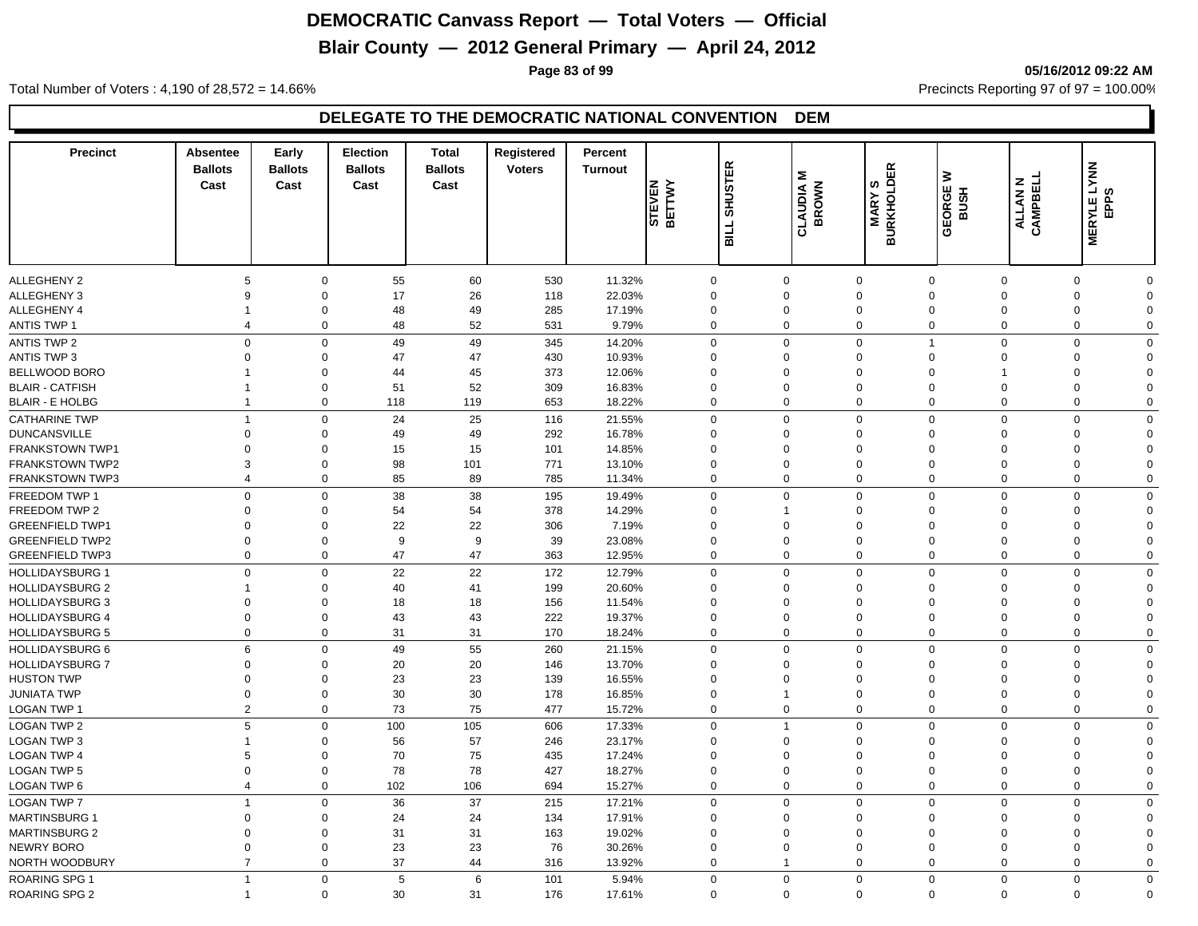# DEMOCRATIC Canvass Report — Total Voters — Official

## Blair County — 2012 General Primary — April 24, 2012

05/16/2012 09:22 AM

Total Number of Voters : 4,190 of 28,572 = 14.66%

Precincts Reporting 97 of 97 = 100.00%

### DELEGATE TO THE DEMOCRATIC NATIONAL CONVENTION DEM

| Precinct | Absentee Ballots Cast | Early Ballots Cast | Election Ballots Cast | Total Ballots Cast | Registered Voters | Percent Turnout | STEVEN BETTWY | BILL SHUSTER | CLAUDIA M BROWN | MARY S BURKHOLDER | GEORGE W BUSH | ALLAN N CAMPBELL | MERYLE LYNN EPPS |
|---|---|---|---|---|---|---|---|---|---|---|---|---|---|
| ALLEGHENY 2 | 5 | 0 | 55 | 60 | 530 | 11.32% | 0 | 0 | 0 | 0 | 0 | 0 | 0 |
| ALLEGHENY 3 | 9 | 0 | 17 | 26 | 118 | 22.03% | 0 | 0 | 0 | 0 | 0 | 0 | 0 |
| ALLEGHENY 4 | 1 | 0 | 48 | 49 | 285 | 17.19% | 0 | 0 | 0 | 0 | 0 | 0 | 0 |
| ANTIS TWP 1 | 4 | 0 | 48 | 52 | 531 | 9.79% | 0 | 0 | 0 | 0 | 0 | 0 | 0 |
| ANTIS TWP 2 | 0 | 0 | 49 | 49 | 345 | 14.20% | 0 | 0 | 0 | 1 | 0 | 0 | 0 |
| ANTIS TWP 3 | 0 | 0 | 47 | 47 | 430 | 10.93% | 0 | 0 | 0 | 0 | 0 | 0 | 0 |
| BELLWOOD BORO | 1 | 0 | 44 | 45 | 373 | 12.06% | 0 | 0 | 0 | 0 | 1 | 0 | 0 |
| BLAIR - CATFISH | 1 | 0 | 51 | 52 | 309 | 16.83% | 0 | 0 | 0 | 0 | 0 | 0 | 0 |
| BLAIR - E HOLBG | 1 | 0 | 118 | 119 | 653 | 18.22% | 0 | 0 | 0 | 0 | 0 | 0 | 0 |
| CATHARINE TWP | 1 | 0 | 24 | 25 | 116 | 21.55% | 0 | 0 | 0 | 0 | 0 | 0 | 0 |
| DUNCANSVILLE | 0 | 0 | 49 | 49 | 292 | 16.78% | 0 | 0 | 0 | 0 | 0 | 0 | 0 |
| FRANKSTOWN TWP1 | 0 | 0 | 15 | 15 | 101 | 14.85% | 0 | 0 | 0 | 0 | 0 | 0 | 0 |
| FRANKSTOWN TWP2 | 3 | 0 | 98 | 101 | 771 | 13.10% | 0 | 0 | 0 | 0 | 0 | 0 | 0 |
| FRANKSTOWN TWP3 | 4 | 0 | 85 | 89 | 785 | 11.34% | 0 | 0 | 0 | 0 | 0 | 0 | 0 |
| FREEDOM TWP 1 | 0 | 0 | 38 | 38 | 195 | 19.49% | 0 | 0 | 0 | 0 | 0 | 0 | 0 |
| FREEDOM TWP 2 | 0 | 0 | 54 | 54 | 378 | 14.29% | 0 | 1 | 0 | 0 | 0 | 0 | 0 |
| GREENFIELD TWP1 | 0 | 0 | 22 | 22 | 306 | 7.19% | 0 | 0 | 0 | 0 | 0 | 0 | 0 |
| GREENFIELD TWP2 | 0 | 0 | 9 | 9 | 39 | 23.08% | 0 | 0 | 0 | 0 | 0 | 0 | 0 |
| GREENFIELD TWP3 | 0 | 0 | 47 | 47 | 363 | 12.95% | 0 | 0 | 0 | 0 | 0 | 0 | 0 |
| HOLLIDAYSBURG 1 | 0 | 0 | 22 | 22 | 172 | 12.79% | 0 | 0 | 0 | 0 | 0 | 0 | 0 |
| HOLLIDAYSBURG 2 | 1 | 0 | 40 | 41 | 199 | 20.60% | 0 | 0 | 0 | 0 | 0 | 0 | 0 |
| HOLLIDAYSBURG 3 | 0 | 0 | 18 | 18 | 156 | 11.54% | 0 | 0 | 0 | 0 | 0 | 0 | 0 |
| HOLLIDAYSBURG 4 | 0 | 0 | 43 | 43 | 222 | 19.37% | 0 | 0 | 0 | 0 | 0 | 0 | 0 |
| HOLLIDAYSBURG 5 | 0 | 0 | 31 | 31 | 170 | 18.24% | 0 | 0 | 0 | 0 | 0 | 0 | 0 |
| HOLLIDAYSBURG 6 | 6 | 0 | 49 | 55 | 260 | 21.15% | 0 | 0 | 0 | 0 | 0 | 0 | 0 |
| HOLLIDAYSBURG 7 | 0 | 0 | 20 | 20 | 146 | 13.70% | 0 | 0 | 0 | 0 | 0 | 0 | 0 |
| HUSTON TWP | 0 | 0 | 23 | 23 | 139 | 16.55% | 0 | 0 | 0 | 0 | 0 | 0 | 0 |
| JUNIATA TWP | 0 | 0 | 30 | 30 | 178 | 16.85% | 0 | 1 | 0 | 0 | 0 | 0 | 0 |
| LOGAN TWP 1 | 2 | 0 | 73 | 75 | 477 | 15.72% | 0 | 0 | 0 | 0 | 0 | 0 | 0 |
| LOGAN TWP 2 | 5 | 0 | 100 | 105 | 606 | 17.33% | 0 | 1 | 0 | 0 | 0 | 0 | 0 |
| LOGAN TWP 3 | 1 | 0 | 56 | 57 | 246 | 23.17% | 0 | 0 | 0 | 0 | 0 | 0 | 0 |
| LOGAN TWP 4 | 5 | 0 | 70 | 75 | 435 | 17.24% | 0 | 0 | 0 | 0 | 0 | 0 | 0 |
| LOGAN TWP 5 | 0 | 0 | 78 | 78 | 427 | 18.27% | 0 | 0 | 0 | 0 | 0 | 0 | 0 |
| LOGAN TWP 6 | 4 | 0 | 102 | 106 | 694 | 15.27% | 0 | 0 | 0 | 0 | 0 | 0 | 0 |
| LOGAN TWP 7 | 1 | 0 | 36 | 37 | 215 | 17.21% | 0 | 0 | 0 | 0 | 0 | 0 | 0 |
| MARTINSBURG 1 | 0 | 0 | 24 | 24 | 134 | 17.91% | 0 | 0 | 0 | 0 | 0 | 0 | 0 |
| MARTINSBURG 2 | 0 | 0 | 31 | 31 | 163 | 19.02% | 0 | 0 | 0 | 0 | 0 | 0 | 0 |
| NEWRY BORO | 0 | 0 | 23 | 23 | 76 | 30.26% | 0 | 0 | 0 | 0 | 0 | 0 | 0 |
| NORTH WOODBURY | 7 | 0 | 37 | 44 | 316 | 13.92% | 0 | 1 | 0 | 0 | 0 | 0 | 0 |
| ROARING SPG 1 | 1 | 0 | 5 | 6 | 101 | 5.94% | 0 | 0 | 0 | 0 | 0 | 0 | 0 |
| ROARING SPG 2 | 1 | 0 | 30 | 31 | 176 | 17.61% | 0 | 0 | 0 | 0 | 0 | 0 | 0 |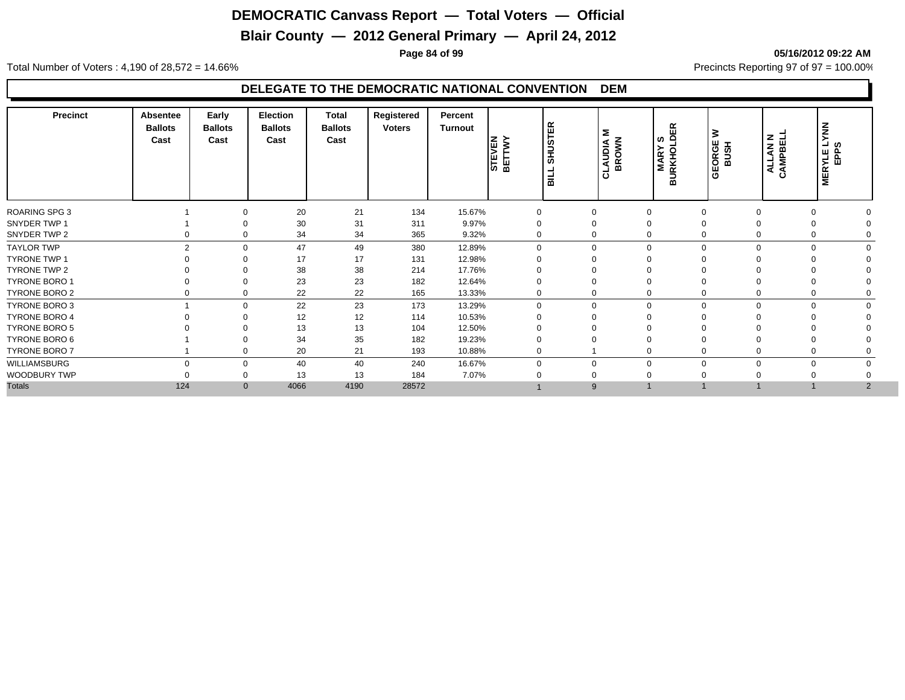# DEMOCRATIC Canvass Report — Total Voters — Official

## Blair County — 2012 General Primary — April 24, 2012

05/16/2012 09:22 AM

Total Number of Voters : 4,190 of 28,572 = 14.66%

Precincts Reporting 97 of 97 = 100.00%

### DELEGATE TO THE DEMOCRATIC NATIONAL CONVENTION DEM

| Precinct | Absentee Ballots Cast | Early Ballots Cast | Election Ballots Cast | Total Ballots Cast | Registered Voters | Percent Turnout | STEVEN BETTWY | BILL SHUSTER | CLAUDIA M BROWN | MARY S BURKHOLDER | GEORGE W BUSH | ALLAN N CAMPBELL | MERYLE LYNN EPPS |
|---|---|---|---|---|---|---|---|---|---|---|---|---|---|
| ROARING SPG 3 | 1 | 0 | 20 | 21 | 134 | 15.67% | 0 | 0 | 0 | 0 | 0 | 0 | 0 |
| SNYDER TWP 1 | 1 | 0 | 30 | 31 | 311 | 9.97% | 0 | 0 | 0 | 0 | 0 | 0 | 0 |
| SNYDER TWP 2 | 0 | 0 | 34 | 34 | 365 | 9.32% | 0 | 0 | 0 | 0 | 0 | 0 | 0 |
| TAYLOR TWP | 2 | 0 | 47 | 49 | 380 | 12.89% | 0 | 0 | 0 | 0 | 0 | 0 | 0 |
| TYRONE TWP 1 | 0 | 0 | 17 | 17 | 131 | 12.98% | 0 | 0 | 0 | 0 | 0 | 0 | 0 |
| TYRONE TWP 2 | 0 | 0 | 38 | 38 | 214 | 17.76% | 0 | 0 | 0 | 0 | 0 | 0 | 0 |
| TYRONE BORO 1 | 0 | 0 | 23 | 23 | 182 | 12.64% | 0 | 0 | 0 | 0 | 0 | 0 | 0 |
| TYRONE BORO 2 | 0 | 0 | 22 | 22 | 165 | 13.33% | 0 | 0 | 0 | 0 | 0 | 0 | 0 |
| TYRONE BORO 3 | 1 | 0 | 22 | 23 | 173 | 13.29% | 0 | 0 | 0 | 0 | 0 | 0 | 0 |
| TYRONE BORO 4 | 0 | 0 | 12 | 12 | 114 | 10.53% | 0 | 0 | 0 | 0 | 0 | 0 | 0 |
| TYRONE BORO 5 | 0 | 0 | 13 | 13 | 104 | 12.50% | 0 | 0 | 0 | 0 | 0 | 0 | 0 |
| TYRONE BORO 6 | 1 | 0 | 34 | 35 | 182 | 19.23% | 0 | 0 | 0 | 0 | 0 | 0 | 0 |
| TYRONE BORO 7 | 1 | 0 | 20 | 21 | 193 | 10.88% | 0 | 1 | 0 | 0 | 0 | 0 | 0 |
| WILLIAMSBURG | 0 | 0 | 40 | 40 | 240 | 16.67% | 0 | 0 | 0 | 0 | 0 | 0 | 0 |
| WOODBURY TWP | 0 | 0 | 13 | 13 | 184 | 7.07% | 0 | 0 | 0 | 0 | 0 | 0 | 0 |
| Totals | 124 | 0 | 4066 | 4190 | 28572 | | 1 | 9 | 1 | 1 | 1 | 1 | 2 |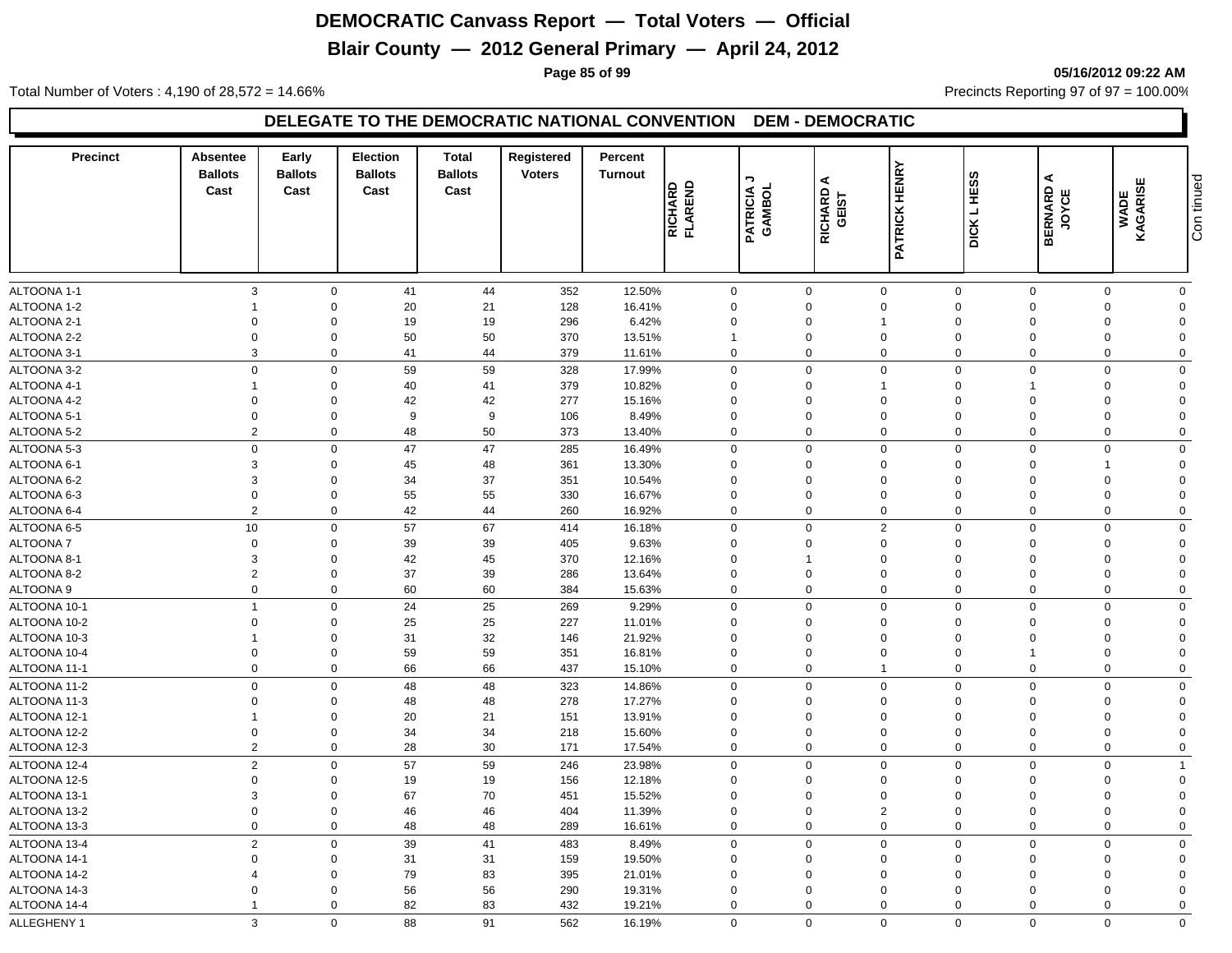# DEMOCRATIC Canvass Report — Total Voters — Official

## Blair County — 2012 General Primary — April 24, 2012

05/16/2012 09:22 AM

Total Number of Voters : 4,190 of 28,572 = 14.66%

Precincts Reporting 97 of 97 = 100.00%

### DELEGATE TO THE DEMOCRATIC NATIONAL CONVENTION DEM - DEMOCRATIC

| Precinct | Absentee Ballots Cast | Early Ballots Cast | Election Ballots Cast | Total Ballots Cast | Registered Voters | Percent Turnout | RICHARD FLAREND | PATRICIA J GAMBOL | RICHARD A GEIST | PATRICK HENRY | DICK L HESS | BERNARD A JOYCE | WADE KAGARISE | Continued |
|---|---|---|---|---|---|---|---|---|---|---|---|---|---|---|
| ALTOONA 1-1 | 3 | 0 | 41 | 44 | 352 | 12.50% | 0 | 0 | 0 | 0 | 0 | 0 | 0 | |
| ALTOONA 1-2 | 1 | 0 | 20 | 21 | 128 | 16.41% | 0 | 0 | 0 | 0 | 0 | 0 | 0 | |
| ALTOONA 2-1 | 0 | 0 | 19 | 19 | 296 | 6.42% | 0 | 0 | 1 | 0 | 0 | 0 | 0 | |
| ALTOONA 2-2 | 0 | 0 | 50 | 50 | 370 | 13.51% | 1 | 0 | 0 | 0 | 0 | 0 | 0 | |
| ALTOONA 3-1 | 3 | 0 | 41 | 44 | 379 | 11.61% | 0 | 0 | 0 | 0 | 0 | 0 | 0 | |
| ALTOONA 3-2 | 0 | 0 | 59 | 59 | 328 | 17.99% | 0 | 0 | 0 | 0 | 0 | 0 | 0 | |
| ALTOONA 4-1 | 1 | 0 | 40 | 41 | 379 | 10.82% | 0 | 0 | 1 | 0 | 1 | 0 | 0 | |
| ALTOONA 4-2 | 0 | 0 | 42 | 42 | 277 | 15.16% | 0 | 0 | 0 | 0 | 0 | 0 | 0 | |
| ALTOONA 5-1 | 0 | 0 | 9 | 9 | 106 | 8.49% | 0 | 0 | 0 | 0 | 0 | 0 | 0 | |
| ALTOONA 5-2 | 2 | 0 | 48 | 50 | 373 | 13.40% | 0 | 0 | 0 | 0 | 0 | 0 | 0 | |
| ALTOONA 5-3 | 0 | 0 | 47 | 47 | 285 | 16.49% | 0 | 0 | 0 | 0 | 0 | 0 | 0 | |
| ALTOONA 6-1 | 3 | 0 | 45 | 48 | 361 | 13.30% | 0 | 0 | 0 | 0 | 0 | 1 | 0 | |
| ALTOONA 6-2 | 3 | 0 | 34 | 37 | 351 | 10.54% | 0 | 0 | 0 | 0 | 0 | 0 | 0 | |
| ALTOONA 6-3 | 0 | 0 | 55 | 55 | 330 | 16.67% | 0 | 0 | 0 | 0 | 0 | 0 | 0 | |
| ALTOONA 6-4 | 2 | 0 | 42 | 44 | 260 | 16.92% | 0 | 0 | 0 | 0 | 0 | 0 | 0 | |
| ALTOONA 6-5 | 10 | 0 | 57 | 67 | 414 | 16.18% | 0 | 0 | 2 | 0 | 0 | 0 | 0 | |
| ALTOONA 7 | 0 | 0 | 39 | 39 | 405 | 9.63% | 0 | 0 | 0 | 0 | 0 | 0 | 0 | |
| ALTOONA 8-1 | 3 | 0 | 42 | 45 | 370 | 12.16% | 0 | 1 | 0 | 0 | 0 | 0 | 0 | |
| ALTOONA 8-2 | 2 | 0 | 37 | 39 | 286 | 13.64% | 0 | 0 | 0 | 0 | 0 | 0 | 0 | |
| ALTOONA 9 | 0 | 0 | 60 | 60 | 384 | 15.63% | 0 | 0 | 0 | 0 | 0 | 0 | 0 | |
| ALTOONA 10-1 | 1 | 0 | 24 | 25 | 269 | 9.29% | 0 | 0 | 0 | 0 | 0 | 0 | 0 | |
| ALTOONA 10-2 | 0 | 0 | 25 | 25 | 227 | 11.01% | 0 | 0 | 0 | 0 | 0 | 0 | 0 | |
| ALTOONA 10-3 | 1 | 0 | 31 | 32 | 146 | 21.92% | 0 | 0 | 0 | 0 | 0 | 0 | 0 | |
| ALTOONA 10-4 | 0 | 0 | 59 | 59 | 351 | 16.81% | 0 | 0 | 0 | 0 | 1 | 0 | 0 | |
| ALTOONA 11-1 | 0 | 0 | 66 | 66 | 437 | 15.10% | 0 | 0 | 1 | 0 | 0 | 0 | 0 | |
| ALTOONA 11-2 | 0 | 0 | 48 | 48 | 323 | 14.86% | 0 | 0 | 0 | 0 | 0 | 0 | 0 | |
| ALTOONA 11-3 | 0 | 0 | 48 | 48 | 278 | 17.27% | 0 | 0 | 0 | 0 | 0 | 0 | 0 | |
| ALTOONA 12-1 | 1 | 0 | 20 | 21 | 151 | 13.91% | 0 | 0 | 0 | 0 | 0 | 0 | 0 | |
| ALTOONA 12-2 | 0 | 0 | 34 | 34 | 218 | 15.60% | 0 | 0 | 0 | 0 | 0 | 0 | 0 | |
| ALTOONA 12-3 | 2 | 0 | 28 | 30 | 171 | 17.54% | 0 | 0 | 0 | 0 | 0 | 0 | 0 | |
| ALTOONA 12-4 | 2 | 0 | 57 | 59 | 246 | 23.98% | 0 | 0 | 0 | 0 | 0 | 0 | 1 | |
| ALTOONA 12-5 | 0 | 0 | 19 | 19 | 156 | 12.18% | 0 | 0 | 0 | 0 | 0 | 0 | 0 | |
| ALTOONA 13-1 | 3 | 0 | 67 | 70 | 451 | 15.52% | 0 | 0 | 0 | 0 | 0 | 0 | 0 | |
| ALTOONA 13-2 | 0 | 0 | 46 | 46 | 404 | 11.39% | 0 | 0 | 2 | 0 | 0 | 0 | 0 | |
| ALTOONA 13-3 | 0 | 0 | 48 | 48 | 289 | 16.61% | 0 | 0 | 0 | 0 | 0 | 0 | 0 | |
| ALTOONA 13-4 | 2 | 0 | 39 | 41 | 483 | 8.49% | 0 | 0 | 0 | 0 | 0 | 0 | 0 | |
| ALTOONA 14-1 | 0 | 0 | 31 | 31 | 159 | 19.50% | 0 | 0 | 0 | 0 | 0 | 0 | 0 | |
| ALTOONA 14-2 | 4 | 0 | 79 | 83 | 395 | 21.01% | 0 | 0 | 0 | 0 | 0 | 0 | 0 | |
| ALTOONA 14-3 | 0 | 0 | 56 | 56 | 290 | 19.31% | 0 | 0 | 0 | 0 | 0 | 0 | 0 | |
| ALTOONA 14-4 | 1 | 0 | 82 | 83 | 432 | 19.21% | 0 | 0 | 0 | 0 | 0 | 0 | 0 | |
| ALLEGHENY 1 | 3 | 0 | 88 | 91 | 562 | 16.19% | 0 | 0 | 0 | 0 | 0 | 0 | 0 | |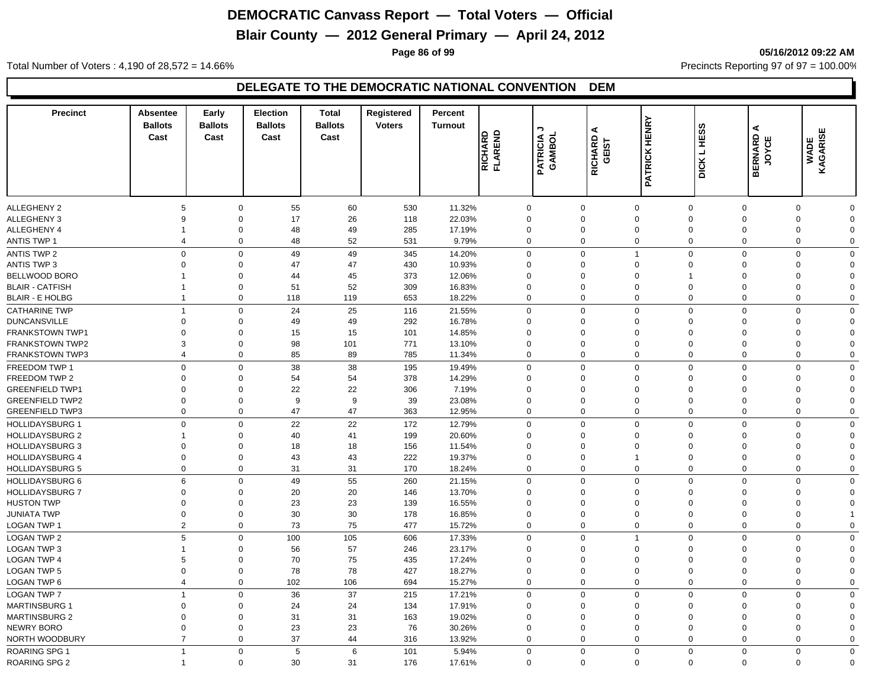# DEMOCRATIC Canvass Report — Total Voters — Official

## Blair County — 2012 General Primary — April 24, 2012

05/16/2012 09:22 AM

Total Number of Voters : 4,190 of 28,572 = 14.66%

Precincts Reporting 97 of 97 = 100.00%

### DELEGATE TO THE DEMOCRATIC NATIONAL CONVENTION DEM

| Precinct | Absentee Ballots Cast | Early Ballots Cast | Election Ballots Cast | Total Ballots Cast | Registered Voters | Percent Turnout | RICHARD FLAREND | PATRICIA J GAMBOL | RICHARD A GEIST | PATRICK HENRY | DICK L HESS | BERNARD A JOYCE | WADE KAGARISE |
|---|---|---|---|---|---|---|---|---|---|---|---|---|---|
| ALLEGHENY 2 | 5 | 0 | 55 | 60 | 530 | 11.32% | 0 | 0 | 0 | 0 | 0 | 0 | 0 |
| ALLEGHENY 3 | 9 | 0 | 17 | 26 | 118 | 22.03% | 0 | 0 | 0 | 0 | 0 | 0 | 0 |
| ALLEGHENY 4 | 1 | 0 | 48 | 49 | 285 | 17.19% | 0 | 0 | 0 | 0 | 0 | 0 | 0 |
| ANTIS TWP 1 | 4 | 0 | 48 | 52 | 531 | 9.79% | 0 | 0 | 0 | 0 | 0 | 0 | 0 |
| ANTIS TWP 2 | 0 | 0 | 49 | 49 | 345 | 14.20% | 0 | 0 | 1 | 0 | 0 | 0 | 0 |
| ANTIS TWP 3 | 0 | 0 | 47 | 47 | 430 | 10.93% | 0 | 0 | 0 | 0 | 0 | 0 | 0 |
| BELLWOOD BORO | 1 | 0 | 44 | 45 | 373 | 12.06% | 0 | 0 | 0 | 1 | 0 | 0 | 0 |
| BLAIR - CATFISH | 1 | 0 | 51 | 52 | 309 | 16.83% | 0 | 0 | 0 | 0 | 0 | 0 | 0 |
| BLAIR - E HOLBG | 1 | 0 | 118 | 119 | 653 | 18.22% | 0 | 0 | 0 | 0 | 0 | 0 | 0 |
| CATHARINE TWP | 1 | 0 | 24 | 25 | 116 | 21.55% | 0 | 0 | 0 | 0 | 0 | 0 | 0 |
| DUNCANSVILLE | 0 | 0 | 49 | 49 | 292 | 16.78% | 0 | 0 | 0 | 0 | 0 | 0 | 0 |
| FRANKSTOWN TWP1 | 0 | 0 | 15 | 15 | 101 | 14.85% | 0 | 0 | 0 | 0 | 0 | 0 | 0 |
| FRANKSTOWN TWP2 | 3 | 0 | 98 | 101 | 771 | 13.10% | 0 | 0 | 0 | 0 | 0 | 0 | 0 |
| FRANKSTOWN TWP3 | 4 | 0 | 85 | 89 | 785 | 11.34% | 0 | 0 | 0 | 0 | 0 | 0 | 0 |
| FREEDOM TWP 1 | 0 | 0 | 38 | 38 | 195 | 19.49% | 0 | 0 | 0 | 0 | 0 | 0 | 0 |
| FREEDOM TWP 2 | 0 | 0 | 54 | 54 | 378 | 14.29% | 0 | 0 | 0 | 0 | 0 | 0 | 0 |
| GREENFIELD TWP1 | 0 | 0 | 22 | 22 | 306 | 7.19% | 0 | 0 | 0 | 0 | 0 | 0 | 0 |
| GREENFIELD TWP2 | 0 | 0 | 9 | 9 | 39 | 23.08% | 0 | 0 | 0 | 0 | 0 | 0 | 0 |
| GREENFIELD TWP3 | 0 | 0 | 47 | 47 | 363 | 12.95% | 0 | 0 | 0 | 0 | 0 | 0 | 0 |
| HOLLIDAYSBURG 1 | 0 | 0 | 22 | 22 | 172 | 12.79% | 0 | 0 | 0 | 0 | 0 | 0 | 0 |
| HOLLIDAYSBURG 2 | 1 | 0 | 40 | 41 | 199 | 20.60% | 0 | 0 | 0 | 0 | 0 | 0 | 0 |
| HOLLIDAYSBURG 3 | 0 | 0 | 18 | 18 | 156 | 11.54% | 0 | 0 | 0 | 0 | 0 | 0 | 0 |
| HOLLIDAYSBURG 4 | 0 | 0 | 43 | 43 | 222 | 19.37% | 0 | 0 | 1 | 0 | 0 | 0 | 0 |
| HOLLIDAYSBURG 5 | 0 | 0 | 31 | 31 | 170 | 18.24% | 0 | 0 | 0 | 0 | 0 | 0 | 0 |
| HOLLIDAYSBURG 6 | 6 | 0 | 49 | 55 | 260 | 21.15% | 0 | 0 | 0 | 0 | 0 | 0 | 0 |
| HOLLIDAYSBURG 7 | 0 | 0 | 20 | 20 | 146 | 13.70% | 0 | 0 | 0 | 0 | 0 | 0 | 0 |
| HUSTON TWP | 0 | 0 | 23 | 23 | 139 | 16.55% | 0 | 0 | 0 | 0 | 0 | 0 | 0 |
| JUNIATA TWP | 0 | 0 | 30 | 30 | 178 | 16.85% | 0 | 0 | 0 | 0 | 0 | 0 | 1 |
| LOGAN TWP 1 | 2 | 0 | 73 | 75 | 477 | 15.72% | 0 | 0 | 0 | 0 | 0 | 0 | 0 |
| LOGAN TWP 2 | 5 | 0 | 100 | 105 | 606 | 17.33% | 0 | 0 | 1 | 0 | 0 | 0 | 0 |
| LOGAN TWP 3 | 1 | 0 | 56 | 57 | 246 | 23.17% | 0 | 0 | 0 | 0 | 0 | 0 | 0 |
| LOGAN TWP 4 | 5 | 0 | 70 | 75 | 435 | 17.24% | 0 | 0 | 0 | 0 | 0 | 0 | 0 |
| LOGAN TWP 5 | 0 | 0 | 78 | 78 | 427 | 18.27% | 0 | 0 | 0 | 0 | 0 | 0 | 0 |
| LOGAN TWP 6 | 4 | 0 | 102 | 106 | 694 | 15.27% | 0 | 0 | 0 | 0 | 0 | 0 | 0 |
| LOGAN TWP 7 | 1 | 0 | 36 | 37 | 215 | 17.21% | 0 | 0 | 0 | 0 | 0 | 0 | 0 |
| MARTINSBURG 1 | 0 | 0 | 24 | 24 | 134 | 17.91% | 0 | 0 | 0 | 0 | 0 | 0 | 0 |
| MARTINSBURG 2 | 0 | 0 | 31 | 31 | 163 | 19.02% | 0 | 0 | 0 | 0 | 0 | 0 | 0 |
| NEWRY BORO | 0 | 0 | 23 | 23 | 76 | 30.26% | 0 | 0 | 0 | 0 | 0 | 0 | 0 |
| NORTH WOODBURY | 7 | 0 | 37 | 44 | 316 | 13.92% | 0 | 0 | 0 | 0 | 0 | 0 | 0 |
| ROARING SPG 1 | 1 | 0 | 5 | 6 | 101 | 5.94% | 0 | 0 | 0 | 0 | 0 | 0 | 0 |
| ROARING SPG 2 | 1 | 0 | 30 | 31 | 176 | 17.61% | 0 | 0 | 0 | 0 | 0 | 0 | 0 |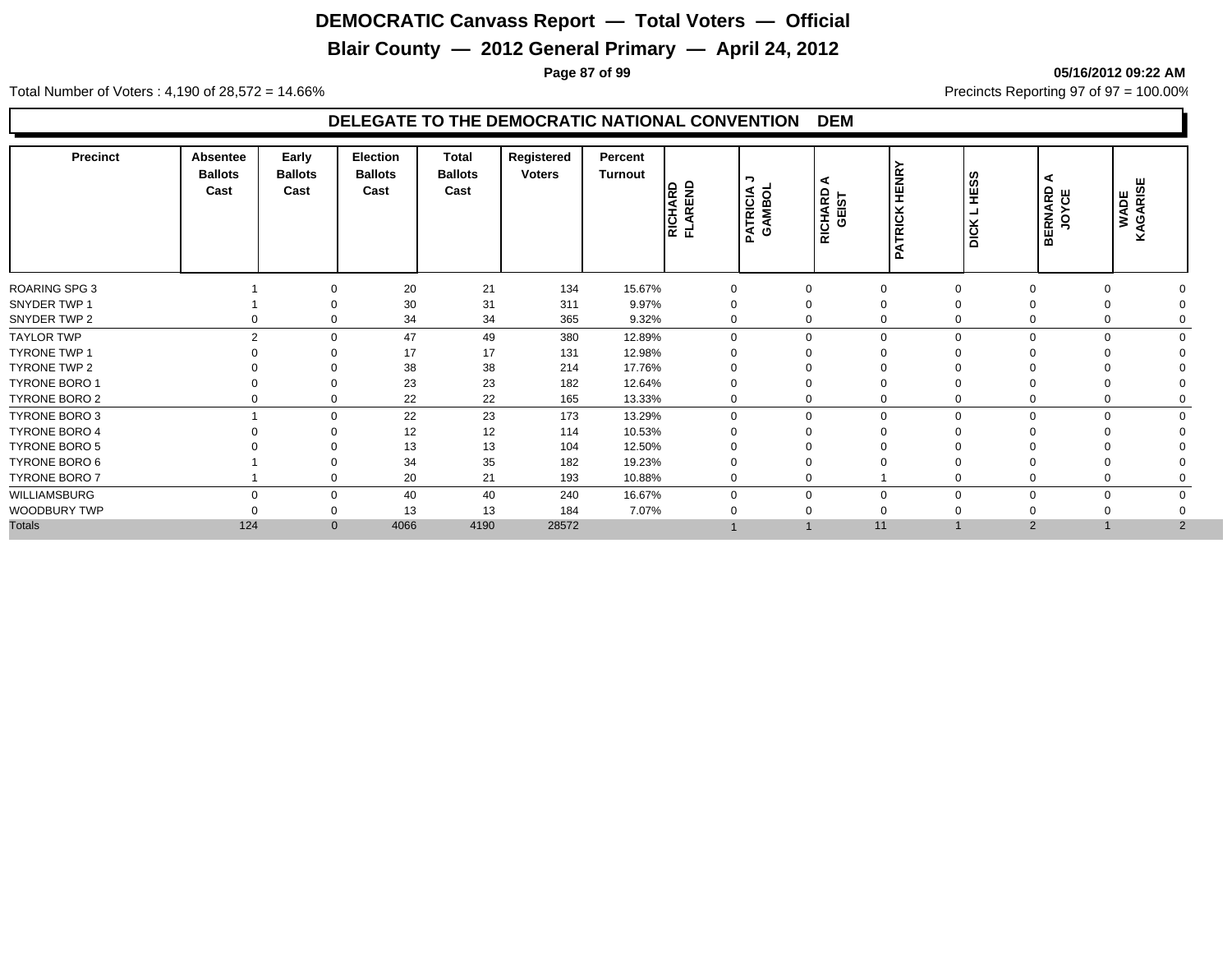# DEMOCRATIC Canvass Report — Total Voters — Official

## Blair County — 2012 General Primary — April 24, 2012

05/16/2012 09:22 AM

Total Number of Voters : 4,190 of 28,572 = 14.66%

Precincts Reporting 97 of 97 = 100.00%

### DELEGATE TO THE DEMOCRATIC NATIONAL CONVENTION DEM

| Precinct | Absentee Ballots Cast | Early Ballots Cast | Election Ballots Cast | Total Ballots Cast | Registered Voters | Percent Turnout | RICHARD FLAREND | PATRICIA J GAMBOL | RICHARD A GEIST | PATRICK HENRY | DICK L HESS | BERNARD A JOYCE | WADE KAGARISE |
|---|---|---|---|---|---|---|---|---|---|---|---|---|---|
| ROARING SPG 3 | 1 | 0 | 20 | 21 | 134 | 15.67% | 0 | 0 | 0 | 0 | 0 | 0 | 0 |
| SNYDER TWP 1 | 1 | 0 | 30 | 31 | 311 | 9.97% | 0 | 0 | 0 | 0 | 0 | 0 | 0 |
| SNYDER TWP 2 | 0 | 0 | 34 | 34 | 365 | 9.32% | 0 | 0 | 0 | 0 | 0 | 0 | 0 |
| TAYLOR TWP | 2 | 0 | 47 | 49 | 380 | 12.89% | 0 | 0 | 0 | 0 | 0 | 0 | 0 |
| TYRONE TWP 1 | 0 | 0 | 17 | 17 | 131 | 12.98% | 0 | 0 | 0 | 0 | 0 | 0 | 0 |
| TYRONE TWP 2 | 0 | 0 | 38 | 38 | 214 | 17.76% | 0 | 0 | 0 | 0 | 0 | 0 | 0 |
| TYRONE BORO 1 | 0 | 0 | 23 | 23 | 182 | 12.64% | 0 | 0 | 0 | 0 | 0 | 0 | 0 |
| TYRONE BORO 2 | 0 | 0 | 22 | 22 | 165 | 13.33% | 0 | 0 | 0 | 0 | 0 | 0 | 0 |
| TYRONE BORO 3 | 1 | 0 | 22 | 23 | 173 | 13.29% | 0 | 0 | 0 | 0 | 0 | 0 | 0 |
| TYRONE BORO 4 | 0 | 0 | 12 | 12 | 114 | 10.53% | 0 | 0 | 0 | 0 | 0 | 0 | 0 |
| TYRONE BORO 5 | 0 | 0 | 13 | 13 | 104 | 12.50% | 0 | 0 | 0 | 0 | 0 | 0 | 0 |
| TYRONE BORO 6 | 1 | 0 | 34 | 35 | 182 | 19.23% | 0 | 0 | 0 | 0 | 0 | 0 | 0 |
| TYRONE BORO 7 | 1 | 0 | 20 | 21 | 193 | 10.88% | 0 | 0 | 1 | 0 | 0 | 0 | 0 |
| WILLIAMSBURG | 0 | 0 | 40 | 40 | 240 | 16.67% | 0 | 0 | 0 | 0 | 0 | 0 | 0 |
| WOODBURY TWP | 0 | 0 | 13 | 13 | 184 | 7.07% | 0 | 0 | 0 | 0 | 0 | 0 | 0 |
| Totals | 124 | 0 | 4066 | 4190 | 28572 | | 1 | 1 | 11 | 1 | 2 | 1 | 2 |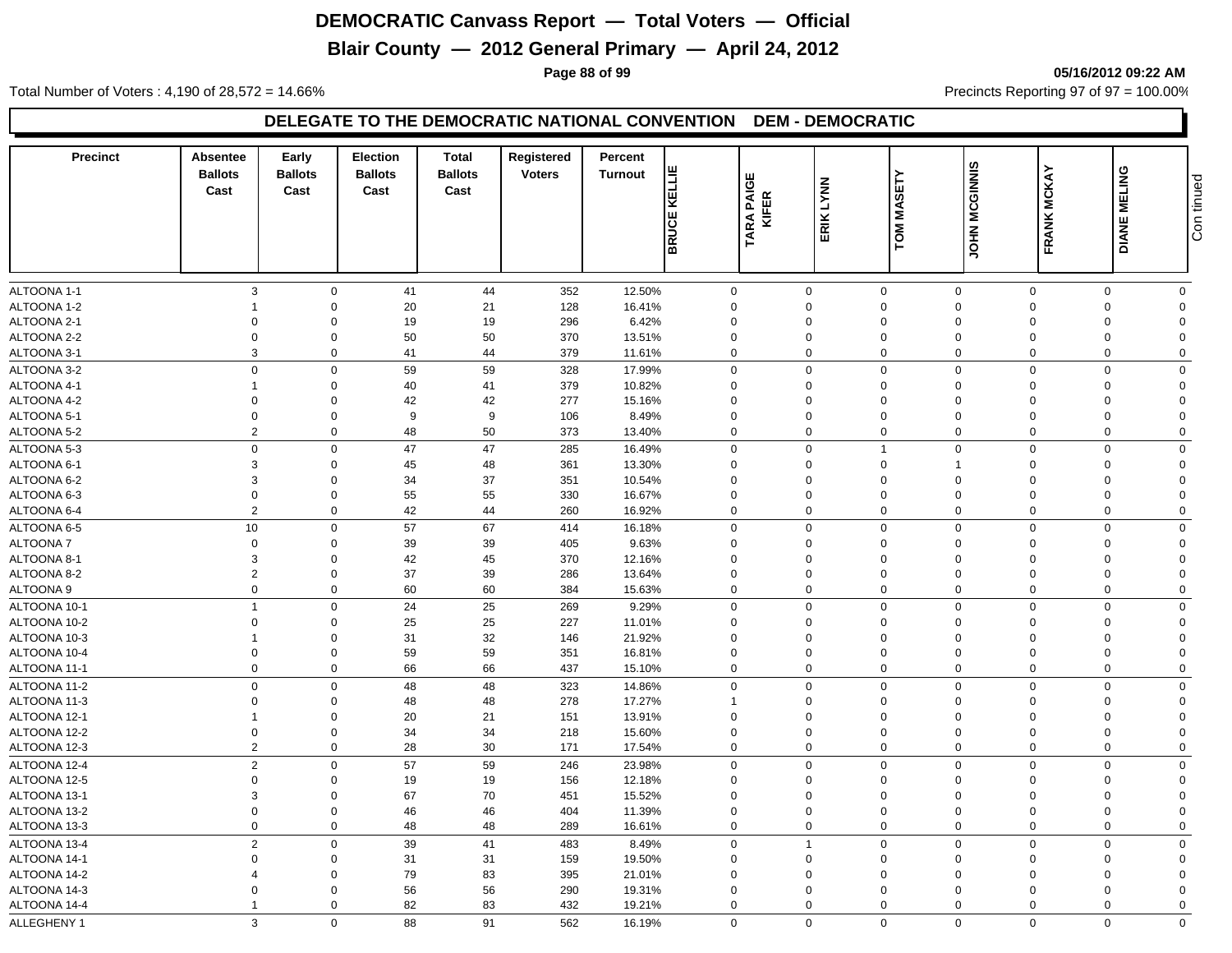# DEMOCRATIC Canvass Report — Total Voters — Official

## Blair County — 2012 General Primary — April 24, 2012

05/16/2012 09:22 AM

Total Number of Voters : 4,190 of 28,572 = 14.66%

Precincts Reporting 97 of 97 = 100.00%

### DELEGATE TO THE DEMOCRATIC NATIONAL CONVENTION DEM - DEMOCRATIC

| Precinct | Absentee Ballots Cast | Early Ballots Cast | Election Ballots Cast | Total Ballots Cast | Registered Voters | Percent Turnout | BRUCE KELLIE | TARA PAIGE KIFER | ERIK LYNN | TOM MASETY | JOHN MCGINNIS | FRANK MCKAY | DIANE MELING |
|---|---|---|---|---|---|---|---|---|---|---|---|---|---|
| ALTOONA 1-1 | 3 | 0 | 41 | 44 | 352 | 12.50% | 0 | 0 | 0 | 0 | 0 | 0 | 0 |
| ALTOONA 1-2 | 1 | 0 | 20 | 21 | 128 | 16.41% | 0 | 0 | 0 | 0 | 0 | 0 | 0 |
| ALTOONA 2-1 | 0 | 0 | 19 | 19 | 296 | 6.42% | 0 | 0 | 0 | 0 | 0 | 0 | 0 |
| ALTOONA 2-2 | 0 | 0 | 50 | 50 | 370 | 13.51% | 0 | 0 | 0 | 0 | 0 | 0 | 0 |
| ALTOONA 3-1 | 3 | 0 | 41 | 44 | 379 | 11.61% | 0 | 0 | 0 | 0 | 0 | 0 | 0 |
| ALTOONA 3-2 | 0 | 0 | 59 | 59 | 328 | 17.99% | 0 | 0 | 0 | 0 | 0 | 0 | 0 |
| ALTOONA 4-1 | 1 | 0 | 40 | 41 | 379 | 10.82% | 0 | 0 | 0 | 0 | 0 | 0 | 0 |
| ALTOONA 4-2 | 0 | 0 | 42 | 42 | 277 | 15.16% | 0 | 0 | 0 | 0 | 0 | 0 | 0 |
| ALTOONA 5-1 | 0 | 0 | 9 | 9 | 106 | 8.49% | 0 | 0 | 0 | 0 | 0 | 0 | 0 |
| ALTOONA 5-2 | 2 | 0 | 48 | 50 | 373 | 13.40% | 0 | 0 | 0 | 0 | 0 | 0 | 0 |
| ALTOONA 5-3 | 0 | 0 | 47 | 47 | 285 | 16.49% | 0 | 0 | 1 | 0 | 0 | 0 | 0 |
| ALTOONA 6-1 | 3 | 0 | 45 | 48 | 361 | 13.30% | 0 | 0 | 0 | 1 | 0 | 0 | 0 |
| ALTOONA 6-2 | 3 | 0 | 34 | 37 | 351 | 10.54% | 0 | 0 | 0 | 0 | 0 | 0 | 0 |
| ALTOONA 6-3 | 0 | 0 | 55 | 55 | 330 | 16.67% | 0 | 0 | 0 | 0 | 0 | 0 | 0 |
| ALTOONA 6-4 | 2 | 0 | 42 | 44 | 260 | 16.92% | 0 | 0 | 0 | 0 | 0 | 0 | 0 |
| ALTOONA 6-5 | 10 | 0 | 57 | 67 | 414 | 16.18% | 0 | 0 | 0 | 0 | 0 | 0 | 0 |
| ALTOONA 7 | 0 | 0 | 39 | 39 | 405 | 9.63% | 0 | 0 | 0 | 0 | 0 | 0 | 0 |
| ALTOONA 8-1 | 3 | 0 | 42 | 45 | 370 | 12.16% | 0 | 0 | 0 | 0 | 0 | 0 | 0 |
| ALTOONA 8-2 | 2 | 0 | 37 | 39 | 286 | 13.64% | 0 | 0 | 0 | 0 | 0 | 0 | 0 |
| ALTOONA 9 | 0 | 0 | 60 | 60 | 384 | 15.63% | 0 | 0 | 0 | 0 | 0 | 0 | 0 |
| ALTOONA 10-1 | 1 | 0 | 24 | 25 | 269 | 9.29% | 0 | 0 | 0 | 0 | 0 | 0 | 0 |
| ALTOONA 10-2 | 0 | 0 | 25 | 25 | 227 | 11.01% | 0 | 0 | 0 | 0 | 0 | 0 | 0 |
| ALTOONA 10-3 | 1 | 0 | 31 | 32 | 146 | 21.92% | 0 | 0 | 0 | 0 | 0 | 0 | 0 |
| ALTOONA 10-4 | 0 | 0 | 59 | 59 | 351 | 16.81% | 0 | 0 | 0 | 0 | 0 | 0 | 0 |
| ALTOONA 11-1 | 0 | 0 | 66 | 66 | 437 | 15.10% | 0 | 0 | 0 | 0 | 0 | 0 | 0 |
| ALTOONA 11-2 | 0 | 0 | 48 | 48 | 323 | 14.86% | 0 | 0 | 0 | 0 | 0 | 0 | 0 |
| ALTOONA 11-3 | 0 | 0 | 48 | 48 | 278 | 17.27% | 1 | 0 | 0 | 0 | 0 | 0 | 0 |
| ALTOONA 12-1 | 1 | 0 | 20 | 21 | 151 | 13.91% | 0 | 0 | 0 | 0 | 0 | 0 | 0 |
| ALTOONA 12-2 | 0 | 0 | 34 | 34 | 218 | 15.60% | 0 | 0 | 0 | 0 | 0 | 0 | 0 |
| ALTOONA 12-3 | 2 | 0 | 28 | 30 | 171 | 17.54% | 0 | 0 | 0 | 0 | 0 | 0 | 0 |
| ALTOONA 12-4 | 2 | 0 | 57 | 59 | 246 | 23.98% | 0 | 0 | 0 | 0 | 0 | 0 | 0 |
| ALTOONA 12-5 | 0 | 0 | 19 | 19 | 156 | 12.18% | 0 | 0 | 0 | 0 | 0 | 0 | 0 |
| ALTOONA 13-1 | 3 | 0 | 67 | 70 | 451 | 15.52% | 0 | 0 | 0 | 0 | 0 | 0 | 0 |
| ALTOONA 13-2 | 0 | 0 | 46 | 46 | 404 | 11.39% | 0 | 0 | 0 | 0 | 0 | 0 | 0 |
| ALTOONA 13-3 | 0 | 0 | 48 | 48 | 289 | 16.61% | 0 | 0 | 0 | 0 | 0 | 0 | 0 |
| ALTOONA 13-4 | 2 | 0 | 39 | 41 | 483 | 8.49% | 0 | 1 | 0 | 0 | 0 | 0 | 0 |
| ALTOONA 14-1 | 0 | 0 | 31 | 31 | 159 | 19.50% | 0 | 0 | 0 | 0 | 0 | 0 | 0 |
| ALTOONA 14-2 | 4 | 0 | 79 | 83 | 395 | 21.01% | 0 | 0 | 0 | 0 | 0 | 0 | 0 |
| ALTOONA 14-3 | 0 | 0 | 56 | 56 | 290 | 19.31% | 0 | 0 | 0 | 0 | 0 | 0 | 0 |
| ALTOONA 14-4 | 1 | 0 | 82 | 83 | 432 | 19.21% | 0 | 0 | 0 | 0 | 0 | 0 | 0 |
| ALLEGHENY 1 | 3 | 0 | 88 | 91 | 562 | 16.19% | 0 | 0 | 0 | 0 | 0 | 0 | 0 |

Continued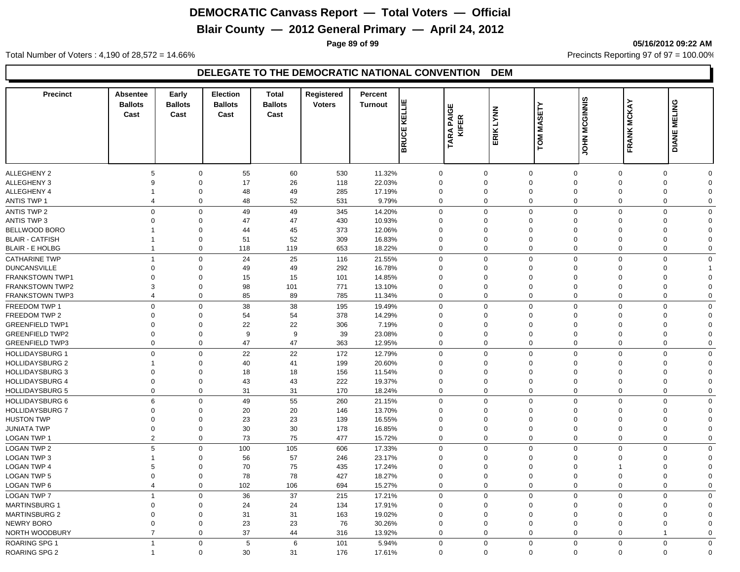# DEMOCRATIC Canvass Report — Total Voters — Official

## Blair County — 2012 General Primary — April 24, 2012

05/16/2012 09:22 AM

Total Number of Voters : 4,190 of 28,572 = 14.66%

Precincts Reporting 97 of 97 = 100.00%

### DELEGATE TO THE DEMOCRATIC NATIONAL CONVENTION DEM

| Precinct | Absentee Ballots Cast | Early Ballots Cast | Election Ballots Cast | Total Ballots Cast | Registered Voters | Percent Turnout | BRUCE KELLIE | TARA PAIGE KIFER | ERIK LYNN | TOM MASETY | JOHN MCGINNIS | FRANK MCKAY | DIANE MELING |
|---|---|---|---|---|---|---|---|---|---|---|---|---|---|
| ALLEGHENY 2 | 5 | 0 | 55 | 60 | 530 | 11.32% | 0 | 0 | 0 | 0 | 0 | 0 | 0 |
| ALLEGHENY 3 | 9 | 0 | 17 | 26 | 118 | 22.03% | 0 | 0 | 0 | 0 | 0 | 0 | 0 |
| ALLEGHENY 4 | 1 | 0 | 48 | 49 | 285 | 17.19% | 0 | 0 | 0 | 0 | 0 | 0 | 0 |
| ANTIS TWP 1 | 4 | 0 | 48 | 52 | 531 | 9.79% | 0 | 0 | 0 | 0 | 0 | 0 | 0 |
| ANTIS TWP 2 | 0 | 0 | 49 | 49 | 345 | 14.20% | 0 | 0 | 0 | 0 | 0 | 0 | 0 |
| ANTIS TWP 3 | 0 | 0 | 47 | 47 | 430 | 10.93% | 0 | 0 | 0 | 0 | 0 | 0 | 0 |
| BELLWOOD BORO | 1 | 0 | 44 | 45 | 373 | 12.06% | 0 | 0 | 0 | 0 | 0 | 0 | 0 |
| BLAIR - CATFISH | 1 | 0 | 51 | 52 | 309 | 16.83% | 0 | 0 | 0 | 0 | 0 | 0 | 0 |
| BLAIR - E HOLBG | 1 | 0 | 118 | 119 | 653 | 18.22% | 0 | 0 | 0 | 0 | 0 | 0 | 0 |
| CATHARINE TWP | 1 | 0 | 24 | 25 | 116 | 21.55% | 0 | 0 | 0 | 0 | 0 | 0 | 0 |
| DUNCANSVILLE | 0 | 0 | 49 | 49 | 292 | 16.78% | 0 | 0 | 0 | 0 | 0 | 0 | 1 |
| FRANKSTOWN TWP1 | 0 | 0 | 15 | 15 | 101 | 14.85% | 0 | 0 | 0 | 0 | 0 | 0 | 0 |
| FRANKSTOWN TWP2 | 3 | 0 | 98 | 101 | 771 | 13.10% | 0 | 0 | 0 | 0 | 0 | 0 | 0 |
| FRANKSTOWN TWP3 | 4 | 0 | 85 | 89 | 785 | 11.34% | 0 | 0 | 0 | 0 | 0 | 0 | 0 |
| FREEDOM TWP 1 | 0 | 0 | 38 | 38 | 195 | 19.49% | 0 | 0 | 0 | 0 | 0 | 0 | 0 |
| FREEDOM TWP 2 | 0 | 0 | 54 | 54 | 378 | 14.29% | 0 | 0 | 0 | 0 | 0 | 0 | 0 |
| GREENFIELD TWP1 | 0 | 0 | 22 | 22 | 306 | 7.19% | 0 | 0 | 0 | 0 | 0 | 0 | 0 |
| GREENFIELD TWP2 | 0 | 0 | 9 | 9 | 39 | 23.08% | 0 | 0 | 0 | 0 | 0 | 0 | 0 |
| GREENFIELD TWP3 | 0 | 0 | 47 | 47 | 363 | 12.95% | 0 | 0 | 0 | 0 | 0 | 0 | 0 |
| HOLLIDAYSBURG 1 | 0 | 0 | 22 | 22 | 172 | 12.79% | 0 | 0 | 0 | 0 | 0 | 0 | 0 |
| HOLLIDAYSBURG 2 | 1 | 0 | 40 | 41 | 199 | 20.60% | 0 | 0 | 0 | 0 | 0 | 0 | 0 |
| HOLLIDAYSBURG 3 | 0 | 0 | 18 | 18 | 156 | 11.54% | 0 | 0 | 0 | 0 | 0 | 0 | 0 |
| HOLLIDAYSBURG 4 | 0 | 0 | 43 | 43 | 222 | 19.37% | 0 | 0 | 0 | 0 | 0 | 0 | 0 |
| HOLLIDAYSBURG 5 | 0 | 0 | 31 | 31 | 170 | 18.24% | 0 | 0 | 0 | 0 | 0 | 0 | 0 |
| HOLLIDAYSBURG 6 | 6 | 0 | 49 | 55 | 260 | 21.15% | 0 | 0 | 0 | 0 | 0 | 0 | 0 |
| HOLLIDAYSBURG 7 | 0 | 0 | 20 | 20 | 146 | 13.70% | 0 | 0 | 0 | 0 | 0 | 0 | 0 |
| HUSTON TWP | 0 | 0 | 23 | 23 | 139 | 16.55% | 0 | 0 | 0 | 0 | 0 | 0 | 0 |
| JUNIATA TWP | 0 | 0 | 30 | 30 | 178 | 16.85% | 0 | 0 | 0 | 0 | 0 | 0 | 0 |
| LOGAN TWP 1 | 2 | 0 | 73 | 75 | 477 | 15.72% | 0 | 0 | 0 | 0 | 0 | 0 | 0 |
| LOGAN TWP 2 | 5 | 0 | 100 | 105 | 606 | 17.33% | 0 | 0 | 0 | 0 | 0 | 0 | 0 |
| LOGAN TWP 3 | 1 | 0 | 56 | 57 | 246 | 23.17% | 0 | 0 | 0 | 0 | 0 | 0 | 0 |
| LOGAN TWP 4 | 5 | 0 | 70 | 75 | 435 | 17.24% | 0 | 0 | 0 | 0 | 1 | 0 | 0 |
| LOGAN TWP 5 | 0 | 0 | 78 | 78 | 427 | 18.27% | 0 | 0 | 0 | 0 | 0 | 0 | 0 |
| LOGAN TWP 6 | 4 | 0 | 102 | 106 | 694 | 15.27% | 0 | 0 | 0 | 0 | 0 | 0 | 0 |
| LOGAN TWP 7 | 1 | 0 | 36 | 37 | 215 | 17.21% | 0 | 0 | 0 | 0 | 0 | 0 | 0 |
| MARTINSBURG 1 | 0 | 0 | 24 | 24 | 134 | 17.91% | 0 | 0 | 0 | 0 | 0 | 0 | 0 |
| MARTINSBURG 2 | 0 | 0 | 31 | 31 | 163 | 19.02% | 0 | 0 | 0 | 0 | 0 | 0 | 0 |
| NEWRY BORO | 0 | 0 | 23 | 23 | 76 | 30.26% | 0 | 0 | 0 | 0 | 0 | 0 | 0 |
| NORTH WOODBURY | 7 | 0 | 37 | 44 | 316 | 13.92% | 0 | 0 | 0 | 0 | 0 | 1 | 0 |
| ROARING SPG 1 | 1 | 0 | 5 | 6 | 101 | 5.94% | 0 | 0 | 0 | 0 | 0 | 0 | 0 |
| ROARING SPG 2 | 1 | 0 | 30 | 31 | 176 | 17.61% | 0 | 0 | 0 | 0 | 0 | 0 | 0 |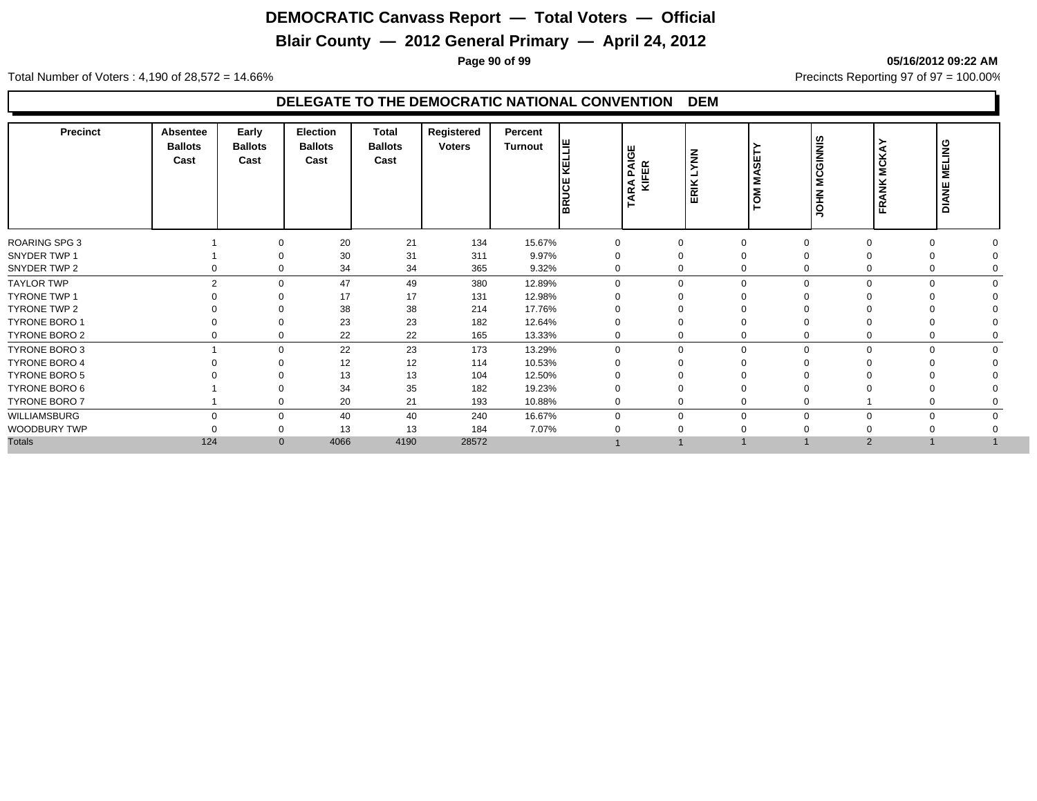# DEMOCRATIC Canvass Report — Total Voters — Official

## Blair County — 2012 General Primary — April 24, 2012

05/16/2012 09:22 AM

Total Number of Voters : 4,190 of 28,572 = 14.66%

Precincts Reporting 97 of 97 = 100.00%

### DELEGATE TO THE DEMOCRATIC NATIONAL CONVENTION DEM

| Precinct | Absentee Ballots Cast | Early Ballots Cast | Election Ballots Cast | Total Ballots Cast | Registered Voters | Percent Turnout | BRUCE KELLIE | TARA PAIGE KIFER | ERIK LYNN | TOM MASETY | JOHN MCGINNIS | FRANK MCKAY | DIANE MELING |
|---|---|---|---|---|---|---|---|---|---|---|---|---|---|
| ROARING SPG 3 | 1 | 0 | 20 | 21 | 134 | 15.67% | 0 | 0 | 0 | 0 | 0 | 0 | 0 |
| SNYDER TWP 1 | 1 | 0 | 30 | 31 | 311 | 9.97% | 0 | 0 | 0 | 0 | 0 | 0 | 0 |
| SNYDER TWP 2 | 0 | 0 | 34 | 34 | 365 | 9.32% | 0 | 0 | 0 | 0 | 0 | 0 | 0 |
| TAYLOR TWP | 2 | 0 | 47 | 49 | 380 | 12.89% | 0 | 0 | 0 | 0 | 0 | 0 | 0 |
| TYRONE TWP 1 | 0 | 0 | 17 | 17 | 131 | 12.98% | 0 | 0 | 0 | 0 | 0 | 0 | 0 |
| TYRONE TWP 2 | 0 | 0 | 38 | 38 | 214 | 17.76% | 0 | 0 | 0 | 0 | 0 | 0 | 0 |
| TYRONE BORO 1 | 0 | 0 | 23 | 23 | 182 | 12.64% | 0 | 0 | 0 | 0 | 0 | 0 | 0 |
| TYRONE BORO 2 | 0 | 0 | 22 | 22 | 165 | 13.33% | 0 | 0 | 0 | 0 | 0 | 0 | 0 |
| TYRONE BORO 3 | 1 | 0 | 22 | 23 | 173 | 13.29% | 0 | 0 | 0 | 0 | 0 | 0 | 0 |
| TYRONE BORO 4 | 0 | 0 | 12 | 12 | 114 | 10.53% | 0 | 0 | 0 | 0 | 0 | 0 | 0 |
| TYRONE BORO 5 | 0 | 0 | 13 | 13 | 104 | 12.50% | 0 | 0 | 0 | 0 | 0 | 0 | 0 |
| TYRONE BORO 6 | 1 | 0 | 34 | 35 | 182 | 19.23% | 0 | 0 | 0 | 0 | 0 | 0 | 0 |
| TYRONE BORO 7 | 1 | 0 | 20 | 21 | 193 | 10.88% | 0 | 0 | 0 | 0 | 1 | 0 | 0 |
| WILLIAMSBURG | 0 | 0 | 40 | 40 | 240 | 16.67% | 0 | 0 | 0 | 0 | 0 | 0 | 0 |
| WOODBURY TWP | 0 | 0 | 13 | 13 | 184 | 7.07% | 0 | 0 | 0 | 0 | 0 | 0 | 0 |
| Totals | 124 | 0 | 4066 | 4190 | 28572 | | 1 | 1 | 1 | 1 | 2 | 1 | 1 |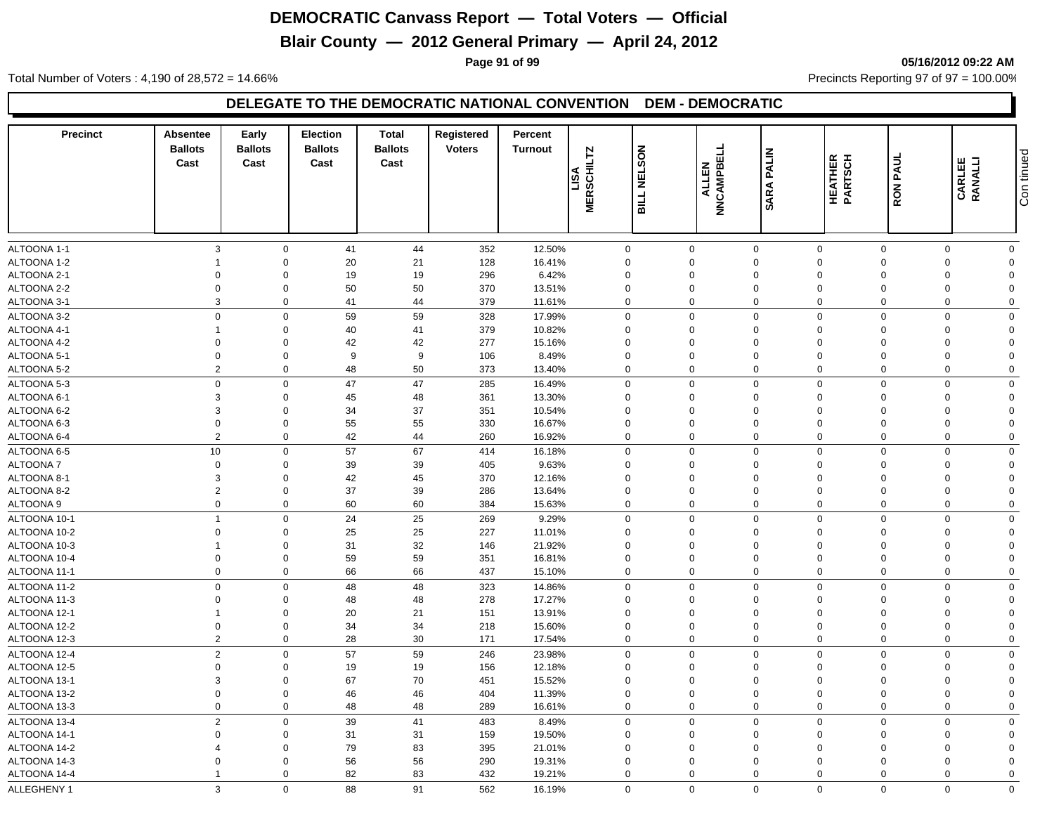# DEMOCRATIC Canvass Report — Total Voters — Official

## Blair County — 2012 General Primary — April 24, 2012

05/16/2012 09:22 AM

Total Number of Voters : 4,190 of 28,572 = 14.66%

Precincts Reporting 97 of 97 = 100.00%

### DELEGATE TO THE DEMOCRATIC NATIONAL CONVENTION DEM - DEMOCRATIC

| Precinct | Absentee Ballots Cast | Early Ballots Cast | Election Ballots Cast | Total Ballots Cast | Registered Voters | Percent Turnout | LISA MERSCHILTZ | BILL NELSON | ALLEN NNCAMPBELL | SARA PALIN | HEATHER PARTSCH | RON PAUL | CARLEE RANALLI |
|---|---|---|---|---|---|---|---|---|---|---|---|---|---|
| ALTOONA 1-1 | 3 | 0 | 41 | 44 | 352 | 12.50% | 0 | 0 | 0 | 0 | 0 | 0 | 0 |
| ALTOONA 1-2 | 1 | 0 | 20 | 21 | 128 | 16.41% | 0 | 0 | 0 | 0 | 0 | 0 | 0 |
| ALTOONA 2-1 | 0 | 0 | 19 | 19 | 296 | 6.42% | 0 | 0 | 0 | 0 | 0 | 0 | 0 |
| ALTOONA 2-2 | 0 | 0 | 50 | 50 | 370 | 13.51% | 0 | 0 | 0 | 0 | 0 | 0 | 0 |
| ALTOONA 3-1 | 3 | 0 | 41 | 44 | 379 | 11.61% | 0 | 0 | 0 | 0 | 0 | 0 | 0 |
| ALTOONA 3-2 | 0 | 0 | 59 | 59 | 328 | 17.99% | 0 | 0 | 0 | 0 | 0 | 0 | 0 |
| ALTOONA 4-1 | 1 | 0 | 40 | 41 | 379 | 10.82% | 0 | 0 | 0 | 0 | 0 | 0 | 0 |
| ALTOONA 4-2 | 0 | 0 | 42 | 42 | 277 | 15.16% | 0 | 0 | 0 | 0 | 0 | 0 | 0 |
| ALTOONA 5-1 | 0 | 0 | 9 | 9 | 106 | 8.49% | 0 | 0 | 0 | 0 | 0 | 0 | 0 |
| ALTOONA 5-2 | 2 | 0 | 48 | 50 | 373 | 13.40% | 0 | 0 | 0 | 0 | 0 | 0 | 0 |
| ALTOONA 5-3 | 0 | 0 | 47 | 47 | 285 | 16.49% | 0 | 0 | 0 | 0 | 0 | 0 | 0 |
| ALTOONA 6-1 | 3 | 0 | 45 | 48 | 361 | 13.30% | 0 | 0 | 0 | 0 | 0 | 0 | 0 |
| ALTOONA 6-2 | 3 | 0 | 34 | 37 | 351 | 10.54% | 0 | 0 | 0 | 0 | 0 | 0 | 0 |
| ALTOONA 6-3 | 0 | 0 | 55 | 55 | 330 | 16.67% | 0 | 0 | 0 | 0 | 0 | 0 | 0 |
| ALTOONA 6-4 | 2 | 0 | 42 | 44 | 260 | 16.92% | 0 | 0 | 0 | 0 | 0 | 0 | 0 |
| ALTOONA 6-5 | 10 | 0 | 57 | 67 | 414 | 16.18% | 0 | 0 | 0 | 0 | 0 | 0 | 0 |
| ALTOONA 7 | 0 | 0 | 39 | 39 | 405 | 9.63% | 0 | 0 | 0 | 0 | 0 | 0 | 0 |
| ALTOONA 8-1 | 3 | 0 | 42 | 45 | 370 | 12.16% | 0 | 0 | 0 | 0 | 0 | 0 | 0 |
| ALTOONA 8-2 | 2 | 0 | 37 | 39 | 286 | 13.64% | 0 | 0 | 0 | 0 | 0 | 0 | 0 |
| ALTOONA 9 | 0 | 0 | 60 | 60 | 384 | 15.63% | 0 | 0 | 0 | 0 | 0 | 0 | 0 |
| ALTOONA 10-1 | 1 | 0 | 24 | 25 | 269 | 9.29% | 0 | 0 | 0 | 0 | 0 | 0 | 0 |
| ALTOONA 10-2 | 0 | 0 | 25 | 25 | 227 | 11.01% | 0 | 0 | 0 | 0 | 0 | 0 | 0 |
| ALTOONA 10-3 | 1 | 0 | 31 | 32 | 146 | 21.92% | 0 | 0 | 0 | 0 | 0 | 0 | 0 |
| ALTOONA 10-4 | 0 | 0 | 59 | 59 | 351 | 16.81% | 0 | 0 | 0 | 0 | 0 | 0 | 0 |
| ALTOONA 11-1 | 0 | 0 | 66 | 66 | 437 | 15.10% | 0 | 0 | 0 | 0 | 0 | 0 | 0 |
| ALTOONA 11-2 | 0 | 0 | 48 | 48 | 323 | 14.86% | 0 | 0 | 0 | 0 | 0 | 0 | 0 |
| ALTOONA 11-3 | 0 | 0 | 48 | 48 | 278 | 17.27% | 0 | 0 | 0 | 0 | 0 | 0 | 0 |
| ALTOONA 12-1 | 1 | 0 | 20 | 21 | 151 | 13.91% | 0 | 0 | 0 | 0 | 0 | 0 | 0 |
| ALTOONA 12-2 | 0 | 0 | 34 | 34 | 218 | 15.60% | 0 | 0 | 0 | 0 | 0 | 0 | 0 |
| ALTOONA 12-3 | 2 | 0 | 28 | 30 | 171 | 17.54% | 0 | 0 | 0 | 0 | 0 | 0 | 0 |
| ALTOONA 12-4 | 2 | 0 | 57 | 59 | 246 | 23.98% | 0 | 0 | 0 | 0 | 0 | 0 | 0 |
| ALTOONA 12-5 | 0 | 0 | 19 | 19 | 156 | 12.18% | 0 | 0 | 0 | 0 | 0 | 0 | 0 |
| ALTOONA 13-1 | 3 | 0 | 67 | 70 | 451 | 15.52% | 0 | 0 | 0 | 0 | 0 | 0 | 0 |
| ALTOONA 13-2 | 0 | 0 | 46 | 46 | 404 | 11.39% | 0 | 0 | 0 | 0 | 0 | 0 | 0 |
| ALTOONA 13-3 | 0 | 0 | 48 | 48 | 289 | 16.61% | 0 | 0 | 0 | 0 | 0 | 0 | 0 |
| ALTOONA 13-4 | 2 | 0 | 39 | 41 | 483 | 8.49% | 0 | 0 | 0 | 0 | 0 | 0 | 0 |
| ALTOONA 14-1 | 0 | 0 | 31 | 31 | 159 | 19.50% | 0 | 0 | 0 | 0 | 0 | 0 | 0 |
| ALTOONA 14-2 | 4 | 0 | 79 | 83 | 395 | 21.01% | 0 | 0 | 0 | 0 | 0 | 0 | 0 |
| ALTOONA 14-3 | 0 | 0 | 56 | 56 | 290 | 19.31% | 0 | 0 | 0 | 0 | 0 | 0 | 0 |
| ALTOONA 14-4 | 1 | 0 | 82 | 83 | 432 | 19.21% | 0 | 0 | 0 | 0 | 0 | 0 | 0 |
| ALLEGHENY 1 | 3 | 0 | 88 | 91 | 562 | 16.19% | 0 | 0 | 0 | 0 | 0 | 0 | 0 |

Continued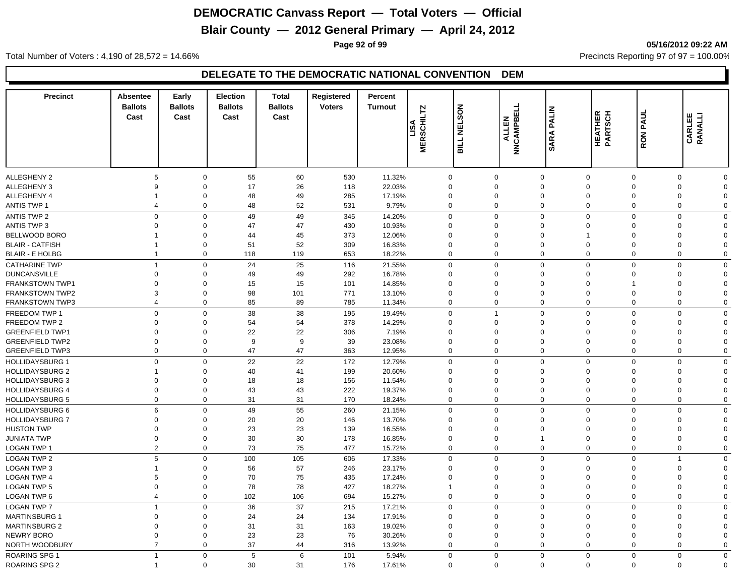# DEMOCRATIC Canvass Report — Total Voters — Official

## Blair County — 2012 General Primary — April 24, 2012

05/16/2012 09:22 AM

Total Number of Voters : 4,190 of 28,572 = 14.66%

Precincts Reporting 97 of 97 = 100.00%

### DELEGATE TO THE DEMOCRATIC NATIONAL CONVENTION DEM

| Precinct | Absentee Ballots Cast | Early Ballots Cast | Election Ballots Cast | Total Ballots Cast | Registered Voters | Percent Turnout | LISA MERSCHILTZ | BILL NELSON | ALLEN NNCAMPBELL | SARA PALIN | HEATHER PARTSCH | RON PAUL | CARLEE RANALLI |
|---|---|---|---|---|---|---|---|---|---|---|---|---|---|
| ALLEGHENY 2 | 5 | 0 | 55 | 60 | 530 | 11.32% | 0 | 0 | 0 | 0 | 0 | 0 | 0 |
| ALLEGHENY 3 | 9 | 0 | 17 | 26 | 118 | 22.03% | 0 | 0 | 0 | 0 | 0 | 0 | 0 |
| ALLEGHENY 4 | 1 | 0 | 48 | 49 | 285 | 17.19% | 0 | 0 | 0 | 0 | 0 | 0 | 0 |
| ANTIS TWP 1 | 4 | 0 | 48 | 52 | 531 | 9.79% | 0 | 0 | 0 | 0 | 0 | 0 | 0 |
| ANTIS TWP 2 | 0 | 0 | 49 | 49 | 345 | 14.20% | 0 | 0 | 0 | 0 | 0 | 0 | 0 |
| ANTIS TWP 3 | 0 | 0 | 47 | 47 | 430 | 10.93% | 0 | 0 | 0 | 0 | 0 | 0 | 0 |
| BELLWOOD BORO | 1 | 0 | 44 | 45 | 373 | 12.06% | 0 | 0 | 0 | 1 | 0 | 0 | 0 |
| BLAIR - CATFISH | 1 | 0 | 51 | 52 | 309 | 16.83% | 0 | 0 | 0 | 0 | 0 | 0 | 0 |
| BLAIR - E HOLBG | 1 | 0 | 118 | 119 | 653 | 18.22% | 0 | 0 | 0 | 0 | 0 | 0 | 0 |
| CATHARINE TWP | 1 | 0 | 24 | 25 | 116 | 21.55% | 0 | 0 | 0 | 0 | 0 | 0 | 0 |
| DUNCANSVILLE | 0 | 0 | 49 | 49 | 292 | 16.78% | 0 | 0 | 0 | 0 | 0 | 0 | 0 |
| FRANKSTOWN TWP1 | 0 | 0 | 15 | 15 | 101 | 14.85% | 0 | 0 | 0 | 0 | 1 | 0 | 0 |
| FRANKSTOWN TWP2 | 3 | 0 | 98 | 101 | 771 | 13.10% | 0 | 0 | 0 | 0 | 0 | 0 | 0 |
| FRANKSTOWN TWP3 | 4 | 0 | 85 | 89 | 785 | 11.34% | 0 | 0 | 0 | 0 | 0 | 0 | 0 |
| FREEDOM TWP 1 | 0 | 0 | 38 | 38 | 195 | 19.49% | 0 | 1 | 0 | 0 | 0 | 0 | 0 |
| FREEDOM TWP 2 | 0 | 0 | 54 | 54 | 378 | 14.29% | 0 | 0 | 0 | 0 | 0 | 0 | 0 |
| GREENFIELD TWP1 | 0 | 0 | 22 | 22 | 306 | 7.19% | 0 | 0 | 0 | 0 | 0 | 0 | 0 |
| GREENFIELD TWP2 | 0 | 0 | 9 | 9 | 39 | 23.08% | 0 | 0 | 0 | 0 | 0 | 0 | 0 |
| GREENFIELD TWP3 | 0 | 0 | 47 | 47 | 363 | 12.95% | 0 | 0 | 0 | 0 | 0 | 0 | 0 |
| HOLLIDAYSBURG 1 | 0 | 0 | 22 | 22 | 172 | 12.79% | 0 | 0 | 0 | 0 | 0 | 0 | 0 |
| HOLLIDAYSBURG 2 | 1 | 0 | 40 | 41 | 199 | 20.60% | 0 | 0 | 0 | 0 | 0 | 0 | 0 |
| HOLLIDAYSBURG 3 | 0 | 0 | 18 | 18 | 156 | 11.54% | 0 | 0 | 0 | 0 | 0 | 0 | 0 |
| HOLLIDAYSBURG 4 | 0 | 0 | 43 | 43 | 222 | 19.37% | 0 | 0 | 0 | 0 | 0 | 0 | 0 |
| HOLLIDAYSBURG 5 | 0 | 0 | 31 | 31 | 170 | 18.24% | 0 | 0 | 0 | 0 | 0 | 0 | 0 |
| HOLLIDAYSBURG 6 | 6 | 0 | 49 | 55 | 260 | 21.15% | 0 | 0 | 0 | 0 | 0 | 0 | 0 |
| HOLLIDAYSBURG 7 | 0 | 0 | 20 | 20 | 146 | 13.70% | 0 | 0 | 0 | 0 | 0 | 0 | 0 |
| HUSTON TWP | 0 | 0 | 23 | 23 | 139 | 16.55% | 0 | 0 | 0 | 0 | 0 | 0 | 0 |
| JUNIATA TWP | 0 | 0 | 30 | 30 | 178 | 16.85% | 0 | 0 | 1 | 0 | 0 | 0 | 0 |
| LOGAN TWP 1 | 2 | 0 | 73 | 75 | 477 | 15.72% | 0 | 0 | 0 | 0 | 0 | 0 | 0 |
| LOGAN TWP 2 | 5 | 0 | 100 | 105 | 606 | 17.33% | 0 | 0 | 0 | 0 | 0 | 1 | 0 |
| LOGAN TWP 3 | 1 | 0 | 56 | 57 | 246 | 23.17% | 0 | 0 | 0 | 0 | 0 | 0 | 0 |
| LOGAN TWP 4 | 5 | 0 | 70 | 75 | 435 | 17.24% | 0 | 0 | 0 | 0 | 0 | 0 | 0 |
| LOGAN TWP 5 | 0 | 0 | 78 | 78 | 427 | 18.27% | 1 | 0 | 0 | 0 | 0 | 0 | 0 |
| LOGAN TWP 6 | 4 | 0 | 102 | 106 | 694 | 15.27% | 0 | 0 | 0 | 0 | 0 | 0 | 0 |
| LOGAN TWP 7 | 1 | 0 | 36 | 37 | 215 | 17.21% | 0 | 0 | 0 | 0 | 0 | 0 | 0 |
| MARTINSBURG 1 | 0 | 0 | 24 | 24 | 134 | 17.91% | 0 | 0 | 0 | 0 | 0 | 0 | 0 |
| MARTINSBURG 2 | 0 | 0 | 31 | 31 | 163 | 19.02% | 0 | 0 | 0 | 0 | 0 | 0 | 0 |
| NEWRY BORO | 0 | 0 | 23 | 23 | 76 | 30.26% | 0 | 0 | 0 | 0 | 0 | 0 | 0 |
| NORTH WOODBURY | 7 | 0 | 37 | 44 | 316 | 13.92% | 0 | 0 | 0 | 0 | 0 | 0 | 0 |
| ROARING SPG 1 | 1 | 0 | 5 | 6 | 101 | 5.94% | 0 | 0 | 0 | 0 | 0 | 0 | 0 |
| ROARING SPG 2 | 1 | 0 | 30 | 31 | 176 | 17.61% | 0 | 0 | 0 | 0 | 0 | 0 | 0 |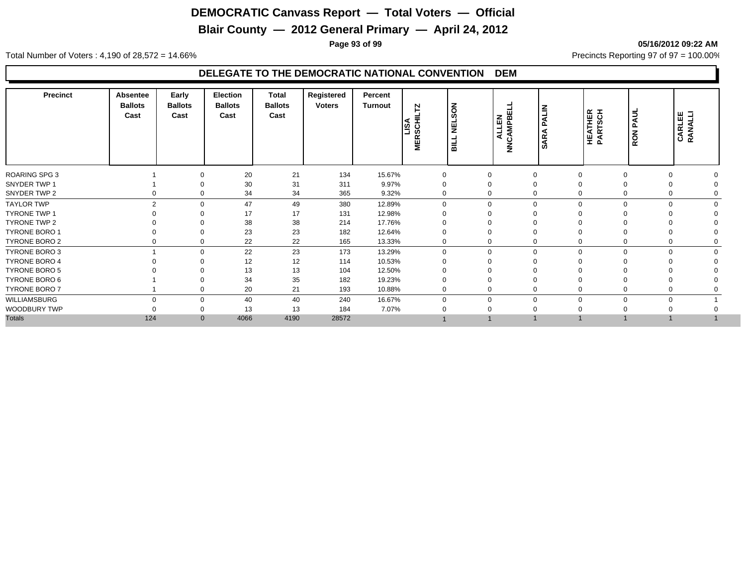# DEMOCRATIC Canvass Report — Total Voters — Official

## Blair County — 2012 General Primary — April 24, 2012

05/16/2012 09:22 AM

Total Number of Voters : 4,190 of 28,572 = 14.66%

Precincts Reporting 97 of 97 = 100.00%

### DELEGATE TO THE DEMOCRATIC NATIONAL CONVENTION DEM

| Precinct | Absentee Ballots Cast | Early Ballots Cast | Election Ballots Cast | Total Ballots Cast | Registered Voters | Percent Turnout | LISA MERSCHILTZ | BILL NELSON | ALLEN NNCAMPBELL | SARA PALIN | HEATHER PARTSCH | RON PAUL | CARLEE RANALLI |
|---|---|---|---|---|---|---|---|---|---|---|---|---|---|
| ROARING SPG 3 | 1 | 0 | 20 | 21 | 134 | 15.67% | 0 | 0 | 0 | 0 | 0 | 0 | 0 |
| SNYDER TWP 1 | 1 | 0 | 30 | 31 | 311 | 9.97% | 0 | 0 | 0 | 0 | 0 | 0 | 0 |
| SNYDER TWP 2 | 0 | 0 | 34 | 34 | 365 | 9.32% | 0 | 0 | 0 | 0 | 0 | 0 | 0 |
| TAYLOR TWP | 2 | 0 | 47 | 49 | 380 | 12.89% | 0 | 0 | 0 | 0 | 0 | 0 | 0 |
| TYRONE TWP 1 | 0 | 0 | 17 | 17 | 131 | 12.98% | 0 | 0 | 0 | 0 | 0 | 0 | 0 |
| TYRONE TWP 2 | 0 | 0 | 38 | 38 | 214 | 17.76% | 0 | 0 | 0 | 0 | 0 | 0 | 0 |
| TYRONE BORO 1 | 0 | 0 | 23 | 23 | 182 | 12.64% | 0 | 0 | 0 | 0 | 0 | 0 | 0 |
| TYRONE BORO 2 | 0 | 0 | 22 | 22 | 165 | 13.33% | 0 | 0 | 0 | 0 | 0 | 0 | 0 |
| TYRONE BORO 3 | 1 | 0 | 22 | 23 | 173 | 13.29% | 0 | 0 | 0 | 0 | 0 | 0 | 0 |
| TYRONE BORO 4 | 0 | 0 | 12 | 12 | 114 | 10.53% | 0 | 0 | 0 | 0 | 0 | 0 | 0 |
| TYRONE BORO 5 | 0 | 0 | 13 | 13 | 104 | 12.50% | 0 | 0 | 0 | 0 | 0 | 0 | 0 |
| TYRONE BORO 6 | 1 | 0 | 34 | 35 | 182 | 19.23% | 0 | 0 | 0 | 0 | 0 | 0 | 0 |
| TYRONE BORO 7 | 1 | 0 | 20 | 21 | 193 | 10.88% | 0 | 0 | 0 | 0 | 0 | 0 | 0 |
| WILLIAMSBURG | 0 | 0 | 40 | 40 | 240 | 16.67% | 0 | 0 | 0 | 0 | 0 | 0 | 1 |
| WOODBURY TWP | 0 | 0 | 13 | 13 | 184 | 7.07% | 0 | 0 | 0 | 0 | 0 | 0 | 0 |
| Totals | 124 | 0 | 4066 | 4190 | 28572 | | 1 | 1 | 1 | 1 | 1 | 1 | 1 |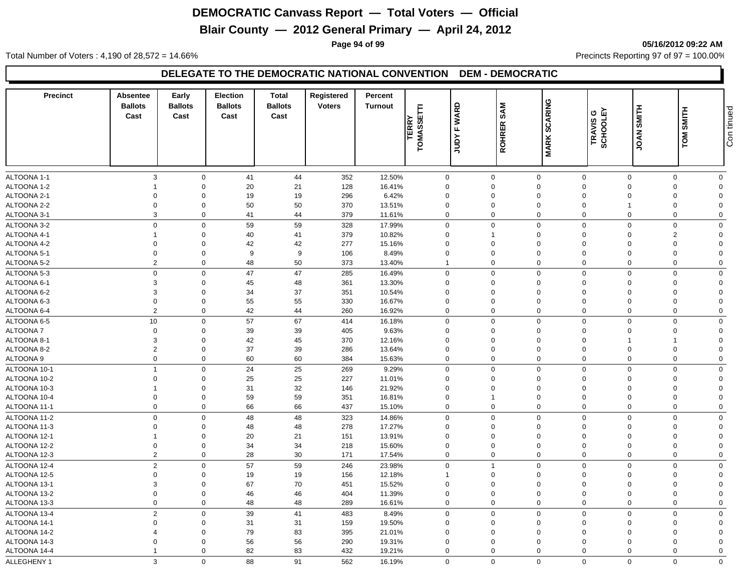# DEMOCRATIC Canvass Report — Total Voters — Official

## Blair County — 2012 General Primary — April 24, 2012

05/16/2012 09:22 AM

Total Number of Voters : 4,190 of 28,572 = 14.66%

Precincts Reporting 97 of 97 = 100.00%

### DELEGATE TO THE DEMOCRATIC NATIONAL CONVENTION DEM - DEMOCRATIC

| Precinct | Absentee Ballots Cast | Early Ballots Cast | Election Ballots Cast | Total Ballots Cast | Registered Voters | Percent Turnout | TERRY TOMASSETTI | JUDY F WARD | ROHRER SAM | MARK SCARING | TRAVIS G SCHOOLEY | JOAN SMITH | TOM SMITH |
|---|---|---|---|---|---|---|---|---|---|---|---|---|---|
| ALTOONA 1-1 | 3 | 0 | 41 | 44 | 352 | 12.50% | 0 | 0 | 0 | 0 | 0 | 0 | 0 |
| ALTOONA 1-2 | 1 | 0 | 20 | 21 | 128 | 16.41% | 0 | 0 | 0 | 0 | 0 | 0 | 0 |
| ALTOONA 2-1 | 0 | 0 | 19 | 19 | 296 | 6.42% | 0 | 0 | 0 | 0 | 0 | 0 | 0 |
| ALTOONA 2-2 | 0 | 0 | 50 | 50 | 370 | 13.51% | 0 | 0 | 0 | 0 | 1 | 0 | 0 |
| ALTOONA 3-1 | 3 | 0 | 41 | 44 | 379 | 11.61% | 0 | 0 | 0 | 0 | 0 | 0 | 0 |
| ALTOONA 3-2 | 0 | 0 | 59 | 59 | 328 | 17.99% | 0 | 0 | 0 | 0 | 0 | 0 | 0 |
| ALTOONA 4-1 | 1 | 0 | 40 | 41 | 379 | 10.82% | 0 | 1 | 0 | 0 | 0 | 2 | 0 |
| ALTOONA 4-2 | 0 | 0 | 42 | 42 | 277 | 15.16% | 0 | 0 | 0 | 0 | 0 | 0 | 0 |
| ALTOONA 5-1 | 0 | 0 | 9 | 9 | 106 | 8.49% | 0 | 0 | 0 | 0 | 0 | 0 | 0 |
| ALTOONA 5-2 | 2 | 0 | 48 | 50 | 373 | 13.40% | 1 | 0 | 0 | 0 | 0 | 0 | 0 |
| ALTOONA 5-3 | 0 | 0 | 47 | 47 | 285 | 16.49% | 0 | 0 | 0 | 0 | 0 | 0 | 0 |
| ALTOONA 6-1 | 3 | 0 | 45 | 48 | 361 | 13.30% | 0 | 0 | 0 | 0 | 0 | 0 | 0 |
| ALTOONA 6-2 | 3 | 0 | 34 | 37 | 351 | 10.54% | 0 | 0 | 0 | 0 | 0 | 0 | 0 |
| ALTOONA 6-3 | 0 | 0 | 55 | 55 | 330 | 16.67% | 0 | 0 | 0 | 0 | 0 | 0 | 0 |
| ALTOONA 6-4 | 2 | 0 | 42 | 44 | 260 | 16.92% | 0 | 0 | 0 | 0 | 0 | 0 | 0 |
| ALTOONA 6-5 | 10 | 0 | 57 | 67 | 414 | 16.18% | 0 | 0 | 0 | 0 | 0 | 0 | 0 |
| ALTOONA 7 | 0 | 0 | 39 | 39 | 405 | 9.63% | 0 | 0 | 0 | 0 | 0 | 0 | 0 |
| ALTOONA 8-1 | 3 | 0 | 42 | 45 | 370 | 12.16% | 0 | 0 | 0 | 0 | 1 | 1 | 0 |
| ALTOONA 8-2 | 2 | 0 | 37 | 39 | 286 | 13.64% | 0 | 0 | 0 | 0 | 0 | 0 | 0 |
| ALTOONA 9 | 0 | 0 | 60 | 60 | 384 | 15.63% | 0 | 0 | 0 | 0 | 0 | 0 | 0 |
| ALTOONA 10-1 | 1 | 0 | 24 | 25 | 269 | 9.29% | 0 | 0 | 0 | 0 | 0 | 0 | 0 |
| ALTOONA 10-2 | 0 | 0 | 25 | 25 | 227 | 11.01% | 0 | 0 | 0 | 0 | 0 | 0 | 0 |
| ALTOONA 10-3 | 1 | 0 | 31 | 32 | 146 | 21.92% | 0 | 0 | 0 | 0 | 0 | 0 | 0 |
| ALTOONA 10-4 | 0 | 0 | 59 | 59 | 351 | 16.81% | 0 | 1 | 0 | 0 | 0 | 0 | 0 |
| ALTOONA 11-1 | 0 | 0 | 66 | 66 | 437 | 15.10% | 0 | 0 | 0 | 0 | 0 | 0 | 0 |
| ALTOONA 11-2 | 0 | 0 | 48 | 48 | 323 | 14.86% | 0 | 0 | 0 | 0 | 0 | 0 | 0 |
| ALTOONA 11-3 | 0 | 0 | 48 | 48 | 278 | 17.27% | 0 | 0 | 0 | 0 | 0 | 0 | 0 |
| ALTOONA 12-1 | 1 | 0 | 20 | 21 | 151 | 13.91% | 0 | 0 | 0 | 0 | 0 | 0 | 0 |
| ALTOONA 12-2 | 0 | 0 | 34 | 34 | 218 | 15.60% | 0 | 0 | 0 | 0 | 0 | 0 | 0 |
| ALTOONA 12-3 | 2 | 0 | 28 | 30 | 171 | 17.54% | 0 | 0 | 0 | 0 | 0 | 0 | 0 |
| ALTOONA 12-4 | 2 | 0 | 57 | 59 | 246 | 23.98% | 0 | 1 | 0 | 0 | 0 | 0 | 0 |
| ALTOONA 12-5 | 0 | 0 | 19 | 19 | 156 | 12.18% | 1 | 0 | 0 | 0 | 0 | 0 | 0 |
| ALTOONA 13-1 | 3 | 0 | 67 | 70 | 451 | 15.52% | 0 | 0 | 0 | 0 | 0 | 0 | 0 |
| ALTOONA 13-2 | 0 | 0 | 46 | 46 | 404 | 11.39% | 0 | 0 | 0 | 0 | 0 | 0 | 0 |
| ALTOONA 13-3 | 0 | 0 | 48 | 48 | 289 | 16.61% | 0 | 0 | 0 | 0 | 0 | 0 | 0 |
| ALTOONA 13-4 | 2 | 0 | 39 | 41 | 483 | 8.49% | 0 | 0 | 0 | 0 | 0 | 0 | 0 |
| ALTOONA 14-1 | 0 | 0 | 31 | 31 | 159 | 19.50% | 0 | 0 | 0 | 0 | 0 | 0 | 0 |
| ALTOONA 14-2 | 4 | 0 | 79 | 83 | 395 | 21.01% | 0 | 0 | 0 | 0 | 0 | 0 | 0 |
| ALTOONA 14-3 | 0 | 0 | 56 | 56 | 290 | 19.31% | 0 | 0 | 0 | 0 | 0 | 0 | 0 |
| ALTOONA 14-4 | 1 | 0 | 82 | 83 | 432 | 19.21% | 0 | 0 | 0 | 0 | 0 | 0 | 0 |
| ALLEGHENY 1 | 3 | 0 | 88 | 91 | 562 | 16.19% | 0 | 0 | 0 | 0 | 0 | 0 | 0 |

Continued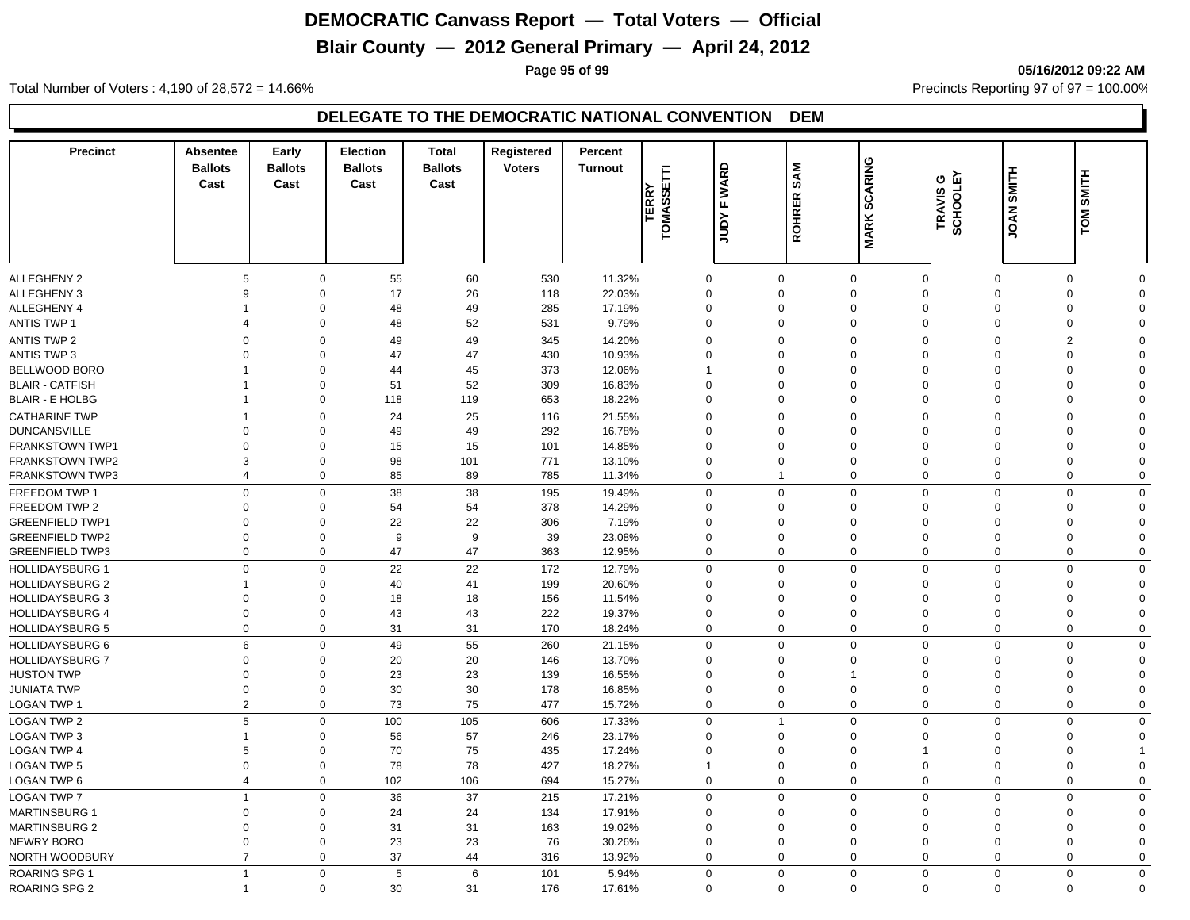# DEMOCRATIC Canvass Report — Total Voters — Official

## Blair County — 2012 General Primary — April 24, 2012

05/16/2012 09:22 AM

Total Number of Voters : 4,190 of 28,572 = 14.66%

Precincts Reporting 97 of 97 = 100.00%

### DELEGATE TO THE DEMOCRATIC NATIONAL CONVENTION DEM

| Precinct | Absentee Ballots Cast | Early Ballots Cast | Election Ballots Cast | Total Ballots Cast | Registered Voters | Percent Turnout | TERRY TOMASSETTI | JUDY F WARD | ROHRER SAM | MARK SCARING | TRAVIS G SCHOOLEY | JOAN SMITH | TOM SMITH |
|---|---|---|---|---|---|---|---|---|---|---|---|---|---|
| ALLEGHENY 2 | 5 | 0 | 55 | 60 | 530 | 11.32% | 0 | 0 | 0 | 0 | 0 | 0 | 0 |
| ALLEGHENY 3 | 9 | 0 | 17 | 26 | 118 | 22.03% | 0 | 0 | 0 | 0 | 0 | 0 | 0 |
| ALLEGHENY 4 | 1 | 0 | 48 | 49 | 285 | 17.19% | 0 | 0 | 0 | 0 | 0 | 0 | 0 |
| ANTIS TWP 1 | 4 | 0 | 48 | 52 | 531 | 9.79% | 0 | 0 | 0 | 0 | 0 | 0 | 0 |
| ANTIS TWP 2 | 0 | 0 | 49 | 49 | 345 | 14.20% | 0 | 0 | 0 | 0 | 0 | 2 | 0 |
| ANTIS TWP 3 | 0 | 0 | 47 | 47 | 430 | 10.93% | 0 | 0 | 0 | 0 | 0 | 0 | 0 |
| BELLWOOD BORO | 1 | 0 | 44 | 45 | 373 | 12.06% | 1 | 0 | 0 | 0 | 0 | 0 | 0 |
| BLAIR - CATFISH | 1 | 0 | 51 | 52 | 309 | 16.83% | 0 | 0 | 0 | 0 | 0 | 0 | 0 |
| BLAIR - E HOLBG | 1 | 0 | 118 | 119 | 653 | 18.22% | 0 | 0 | 0 | 0 | 0 | 0 | 0 |
| CATHARINE TWP | 1 | 0 | 24 | 25 | 116 | 21.55% | 0 | 0 | 0 | 0 | 0 | 0 | 0 |
| DUNCANSVILLE | 0 | 0 | 49 | 49 | 292 | 16.78% | 0 | 0 | 0 | 0 | 0 | 0 | 0 |
| FRANKSTOWN TWP1 | 0 | 0 | 15 | 15 | 101 | 14.85% | 0 | 0 | 0 | 0 | 0 | 0 | 0 |
| FRANKSTOWN TWP2 | 3 | 0 | 98 | 101 | 771 | 13.10% | 0 | 0 | 0 | 0 | 0 | 0 | 0 |
| FRANKSTOWN TWP3 | 4 | 0 | 85 | 89 | 785 | 11.34% | 0 | 1 | 0 | 0 | 0 | 0 | 0 |
| FREEDOM TWP 1 | 0 | 0 | 38 | 38 | 195 | 19.49% | 0 | 0 | 0 | 0 | 0 | 0 | 0 |
| FREEDOM TWP 2 | 0 | 0 | 54 | 54 | 378 | 14.29% | 0 | 0 | 0 | 0 | 0 | 0 | 0 |
| GREENFIELD TWP1 | 0 | 0 | 22 | 22 | 306 | 7.19% | 0 | 0 | 0 | 0 | 0 | 0 | 0 |
| GREENFIELD TWP2 | 0 | 0 | 9 | 9 | 39 | 23.08% | 0 | 0 | 0 | 0 | 0 | 0 | 0 |
| GREENFIELD TWP3 | 0 | 0 | 47 | 47 | 363 | 12.95% | 0 | 0 | 0 | 0 | 0 | 0 | 0 |
| HOLLIDAYSBURG 1 | 0 | 0 | 22 | 22 | 172 | 12.79% | 0 | 0 | 0 | 0 | 0 | 0 | 0 |
| HOLLIDAYSBURG 2 | 1 | 0 | 40 | 41 | 199 | 20.60% | 0 | 0 | 0 | 0 | 0 | 0 | 0 |
| HOLLIDAYSBURG 3 | 0 | 0 | 18 | 18 | 156 | 11.54% | 0 | 0 | 0 | 0 | 0 | 0 | 0 |
| HOLLIDAYSBURG 4 | 0 | 0 | 43 | 43 | 222 | 19.37% | 0 | 0 | 0 | 0 | 0 | 0 | 0 |
| HOLLIDAYSBURG 5 | 0 | 0 | 31 | 31 | 170 | 18.24% | 0 | 0 | 0 | 0 | 0 | 0 | 0 |
| HOLLIDAYSBURG 6 | 6 | 0 | 49 | 55 | 260 | 21.15% | 0 | 0 | 0 | 0 | 0 | 0 | 0 |
| HOLLIDAYSBURG 7 | 0 | 0 | 20 | 20 | 146 | 13.70% | 0 | 0 | 0 | 0 | 0 | 0 | 0 |
| HUSTON TWP | 0 | 0 | 23 | 23 | 139 | 16.55% | 0 | 0 | 1 | 0 | 0 | 0 | 0 |
| JUNIATA TWP | 0 | 0 | 30 | 30 | 178 | 16.85% | 0 | 0 | 0 | 0 | 0 | 0 | 0 |
| LOGAN TWP 1 | 2 | 0 | 73 | 75 | 477 | 15.72% | 0 | 0 | 0 | 0 | 0 | 0 | 0 |
| LOGAN TWP 2 | 5 | 0 | 100 | 105 | 606 | 17.33% | 0 | 1 | 0 | 0 | 0 | 0 | 0 |
| LOGAN TWP 3 | 1 | 0 | 56 | 57 | 246 | 23.17% | 0 | 0 | 0 | 0 | 0 | 0 | 0 |
| LOGAN TWP 4 | 5 | 0 | 70 | 75 | 435 | 17.24% | 0 | 0 | 0 | 1 | 0 | 0 | 1 |
| LOGAN TWP 5 | 0 | 0 | 78 | 78 | 427 | 18.27% | 1 | 0 | 0 | 0 | 0 | 0 | 0 |
| LOGAN TWP 6 | 4 | 0 | 102 | 106 | 694 | 15.27% | 0 | 0 | 0 | 0 | 0 | 0 | 0 |
| LOGAN TWP 7 | 1 | 0 | 36 | 37 | 215 | 17.21% | 0 | 0 | 0 | 0 | 0 | 0 | 0 |
| MARTINSBURG 1 | 0 | 0 | 24 | 24 | 134 | 17.91% | 0 | 0 | 0 | 0 | 0 | 0 | 0 |
| MARTINSBURG 2 | 0 | 0 | 31 | 31 | 163 | 19.02% | 0 | 0 | 0 | 0 | 0 | 0 | 0 |
| NEWRY BORO | 0 | 0 | 23 | 23 | 76 | 30.26% | 0 | 0 | 0 | 0 | 0 | 0 | 0 |
| NORTH WOODBURY | 7 | 0 | 37 | 44 | 316 | 13.92% | 0 | 0 | 0 | 0 | 0 | 0 | 0 |
| ROARING SPG 1 | 1 | 0 | 5 | 6 | 101 | 5.94% | 0 | 0 | 0 | 0 | 0 | 0 | 0 |
| ROARING SPG 2 | 1 | 0 | 30 | 31 | 176 | 17.61% | 0 | 0 | 0 | 0 | 0 | 0 | 0 |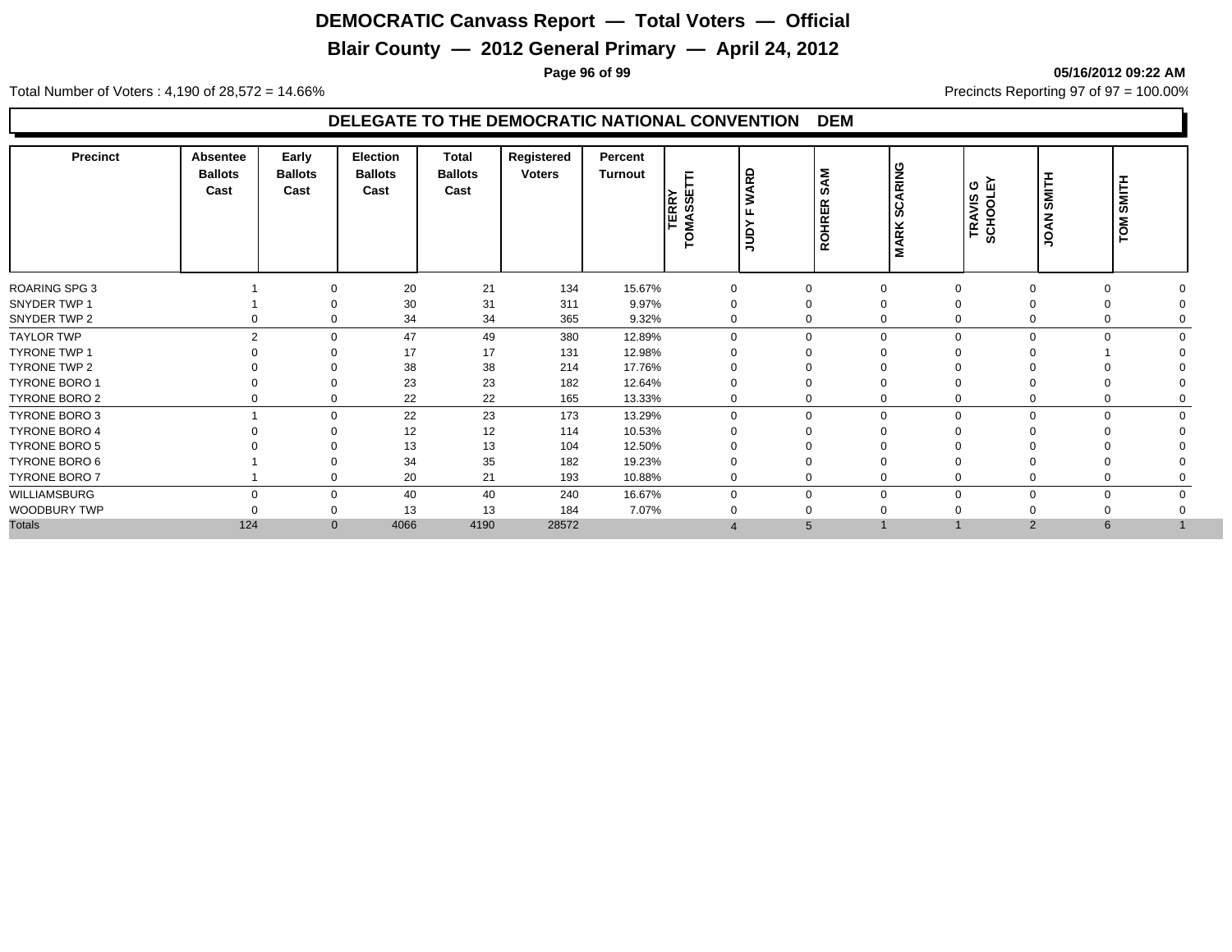# DEMOCRATIC Canvass Report — Total Voters — Official

## Blair County — 2012 General Primary — April 24, 2012

05/16/2012 09:22 AM

Total Number of Voters : 4,190 of 28,572 = 14.66%

Precincts Reporting 97 of 97 = 100.00%

### DELEGATE TO THE DEMOCRATIC NATIONAL CONVENTION DEM

| Precinct | Absentee Ballots Cast | Early Ballots Cast | Election Ballots Cast | Total Ballots Cast | Registered Voters | Percent Turnout | TERRY TOMASSETTI | JUDY F WARD | ROHRER SAM | MARK SCARING | TRAVIS G SCHOOLEY | JOAN SMITH | TOM SMITH |
|---|---|---|---|---|---|---|---|---|---|---|---|---|---|
| ROARING SPG 3 | 1 | 0 | 20 | 21 | 134 | 15.67% | 0 | 0 | 0 | 0 | 0 | 0 | 0 |
| SNYDER TWP 1 | 1 | 0 | 30 | 31 | 311 | 9.97% | 0 | 0 | 0 | 0 | 0 | 0 | 0 |
| SNYDER TWP 2 | 0 | 0 | 34 | 34 | 365 | 9.32% | 0 | 0 | 0 | 0 | 0 | 0 | 0 |
| TAYLOR TWP | 2 | 0 | 47 | 49 | 380 | 12.89% | 0 | 0 | 0 | 0 | 0 | 0 | 0 |
| TYRONE TWP 1 | 0 | 0 | 17 | 17 | 131 | 12.98% | 0 | 0 | 0 | 0 | 0 | 1 | 0 |
| TYRONE TWP 2 | 0 | 0 | 38 | 38 | 214 | 17.76% | 0 | 0 | 0 | 0 | 0 | 0 | 0 |
| TYRONE BORO 1 | 0 | 0 | 23 | 23 | 182 | 12.64% | 0 | 0 | 0 | 0 | 0 | 0 | 0 |
| TYRONE BORO 2 | 0 | 0 | 22 | 22 | 165 | 13.33% | 0 | 0 | 0 | 0 | 0 | 0 | 0 |
| TYRONE BORO 3 | 1 | 0 | 22 | 23 | 173 | 13.29% | 0 | 0 | 0 | 0 | 0 | 0 | 0 |
| TYRONE BORO 4 | 0 | 0 | 12 | 12 | 114 | 10.53% | 0 | 0 | 0 | 0 | 0 | 0 | 0 |
| TYRONE BORO 5 | 0 | 0 | 13 | 13 | 104 | 12.50% | 0 | 0 | 0 | 0 | 0 | 0 | 0 |
| TYRONE BORO 6 | 1 | 0 | 34 | 35 | 182 | 19.23% | 0 | 0 | 0 | 0 | 0 | 0 | 0 |
| TYRONE BORO 7 | 1 | 0 | 20 | 21 | 193 | 10.88% | 0 | 0 | 0 | 0 | 0 | 0 | 0 |
| WILLIAMSBURG | 0 | 0 | 40 | 40 | 240 | 16.67% | 0 | 0 | 0 | 0 | 0 | 0 | 0 |
| WOODBURY TWP | 0 | 0 | 13 | 13 | 184 | 7.07% | 0 | 0 | 0 | 0 | 0 | 0 | 0 |
| Totals | 124 | 0 | 4066 | 4190 | 28572 | | 4 | 5 | 1 | 1 | 2 | 6 | 1 |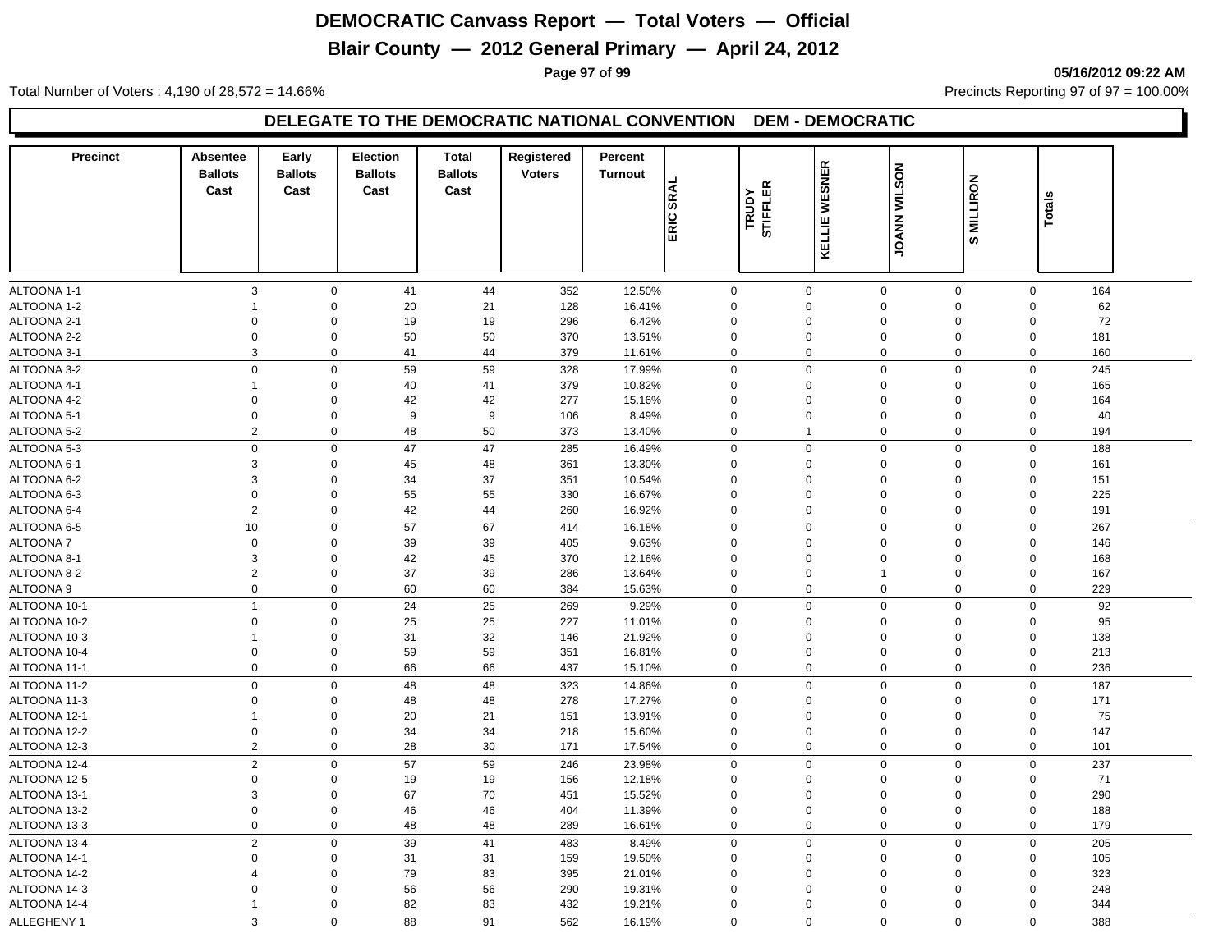# DEMOCRATIC Canvass Report — Total Voters — Official

## Blair County — 2012 General Primary — April 24, 2012

05/16/2012 09:22 AM

Total Number of Voters : 4,190 of 28,572 = 14.66%

Precincts Reporting 97 of 97 = 100.00%

### DELEGATE TO THE DEMOCRATIC NATIONAL CONVENTION DEM - DEMOCRATIC

| Precinct | Absentee Ballots Cast | Early Ballots Cast | Election Ballots Cast | Total Ballots Cast | Registered Voters | Percent Turnout | ERIC SRAL | TRUDY STIFFLER | KELLIE WESNER | JOANN WILSON | S MILLIRON | Totals |
|---|---|---|---|---|---|---|---|---|---|---|---|---|
| ALTOONA 1-1 | 3 | 0 | 41 | 44 | 352 | 12.50% | 0 | 0 | 0 | 0 | 0 | 164 |
| ALTOONA 1-2 | 1 | 0 | 20 | 21 | 128 | 16.41% | 0 | 0 | 0 | 0 | 0 | 62 |
| ALTOONA 2-1 | 0 | 0 | 19 | 19 | 296 | 6.42% | 0 | 0 | 0 | 0 | 0 | 72 |
| ALTOONA 2-2 | 0 | 0 | 50 | 50 | 370 | 13.51% | 0 | 0 | 0 | 0 | 0 | 181 |
| ALTOONA 3-1 | 3 | 0 | 41 | 44 | 379 | 11.61% | 0 | 0 | 0 | 0 | 0 | 160 |
| ALTOONA 3-2 | 0 | 0 | 59 | 59 | 328 | 17.99% | 0 | 0 | 0 | 0 | 0 | 245 |
| ALTOONA 4-1 | 1 | 0 | 40 | 41 | 379 | 10.82% | 0 | 0 | 0 | 0 | 0 | 165 |
| ALTOONA 4-2 | 0 | 0 | 42 | 42 | 277 | 15.16% | 0 | 0 | 0 | 0 | 0 | 164 |
| ALTOONA 5-1 | 0 | 0 | 9 | 9 | 106 | 8.49% | 0 | 0 | 0 | 0 | 0 | 40 |
| ALTOONA 5-2 | 2 | 0 | 48 | 50 | 373 | 13.40% | 0 | 1 | 0 | 0 | 0 | 194 |
| ALTOONA 5-3 | 0 | 0 | 47 | 47 | 285 | 16.49% | 0 | 0 | 0 | 0 | 0 | 188 |
| ALTOONA 6-1 | 3 | 0 | 45 | 48 | 361 | 13.30% | 0 | 0 | 0 | 0 | 0 | 161 |
| ALTOONA 6-2 | 3 | 0 | 34 | 37 | 351 | 10.54% | 0 | 0 | 0 | 0 | 0 | 151 |
| ALTOONA 6-3 | 0 | 0 | 55 | 55 | 330 | 16.67% | 0 | 0 | 0 | 0 | 0 | 225 |
| ALTOONA 6-4 | 2 | 0 | 42 | 44 | 260 | 16.92% | 0 | 0 | 0 | 0 | 0 | 191 |
| ALTOONA 6-5 | 10 | 0 | 57 | 67 | 414 | 16.18% | 0 | 0 | 0 | 0 | 0 | 267 |
| ALTOONA 7 | 0 | 0 | 39 | 39 | 405 | 9.63% | 0 | 0 | 0 | 0 | 0 | 146 |
| ALTOONA 8-1 | 3 | 0 | 42 | 45 | 370 | 12.16% | 0 | 0 | 0 | 0 | 0 | 168 |
| ALTOONA 8-2 | 2 | 0 | 37 | 39 | 286 | 13.64% | 0 | 0 | 1 | 0 | 0 | 167 |
| ALTOONA 9 | 0 | 0 | 60 | 60 | 384 | 15.63% | 0 | 0 | 0 | 0 | 0 | 229 |
| ALTOONA 10-1 | 1 | 0 | 24 | 25 | 269 | 9.29% | 0 | 0 | 0 | 0 | 0 | 92 |
| ALTOONA 10-2 | 0 | 0 | 25 | 25 | 227 | 11.01% | 0 | 0 | 0 | 0 | 0 | 95 |
| ALTOONA 10-3 | 1 | 0 | 31 | 32 | 146 | 21.92% | 0 | 0 | 0 | 0 | 0 | 138 |
| ALTOONA 10-4 | 0 | 0 | 59 | 59 | 351 | 16.81% | 0 | 0 | 0 | 0 | 0 | 213 |
| ALTOONA 11-1 | 0 | 0 | 66 | 66 | 437 | 15.10% | 0 | 0 | 0 | 0 | 0 | 236 |
| ALTOONA 11-2 | 0 | 0 | 48 | 48 | 323 | 14.86% | 0 | 0 | 0 | 0 | 0 | 187 |
| ALTOONA 11-3 | 0 | 0 | 48 | 48 | 278 | 17.27% | 0 | 0 | 0 | 0 | 0 | 171 |
| ALTOONA 12-1 | 1 | 0 | 20 | 21 | 151 | 13.91% | 0 | 0 | 0 | 0 | 0 | 75 |
| ALTOONA 12-2 | 0 | 0 | 34 | 34 | 218 | 15.60% | 0 | 0 | 0 | 0 | 0 | 147 |
| ALTOONA 12-3 | 2 | 0 | 28 | 30 | 171 | 17.54% | 0 | 0 | 0 | 0 | 0 | 101 |
| ALTOONA 12-4 | 2 | 0 | 57 | 59 | 246 | 23.98% | 0 | 0 | 0 | 0 | 0 | 237 |
| ALTOONA 12-5 | 0 | 0 | 19 | 19 | 156 | 12.18% | 0 | 0 | 0 | 0 | 0 | 71 |
| ALTOONA 13-1 | 3 | 0 | 67 | 70 | 451 | 15.52% | 0 | 0 | 0 | 0 | 0 | 290 |
| ALTOONA 13-2 | 0 | 0 | 46 | 46 | 404 | 11.39% | 0 | 0 | 0 | 0 | 0 | 188 |
| ALTOONA 13-3 | 0 | 0 | 48 | 48 | 289 | 16.61% | 0 | 0 | 0 | 0 | 0 | 179 |
| ALTOONA 13-4 | 2 | 0 | 39 | 41 | 483 | 8.49% | 0 | 0 | 0 | 0 | 0 | 205 |
| ALTOONA 14-1 | 0 | 0 | 31 | 31 | 159 | 19.50% | 0 | 0 | 0 | 0 | 0 | 105 |
| ALTOONA 14-2 | 4 | 0 | 79 | 83 | 395 | 21.01% | 0 | 0 | 0 | 0 | 0 | 323 |
| ALTOONA 14-3 | 0 | 0 | 56 | 56 | 290 | 19.31% | 0 | 0 | 0 | 0 | 0 | 248 |
| ALTOONA 14-4 | 1 | 0 | 82 | 83 | 432 | 19.21% | 0 | 0 | 0 | 0 | 0 | 344 |
| ALLEGHENY 1 | 3 | 0 | 88 | 91 | 562 | 16.19% | 0 | 0 | 0 | 0 | 0 | 388 |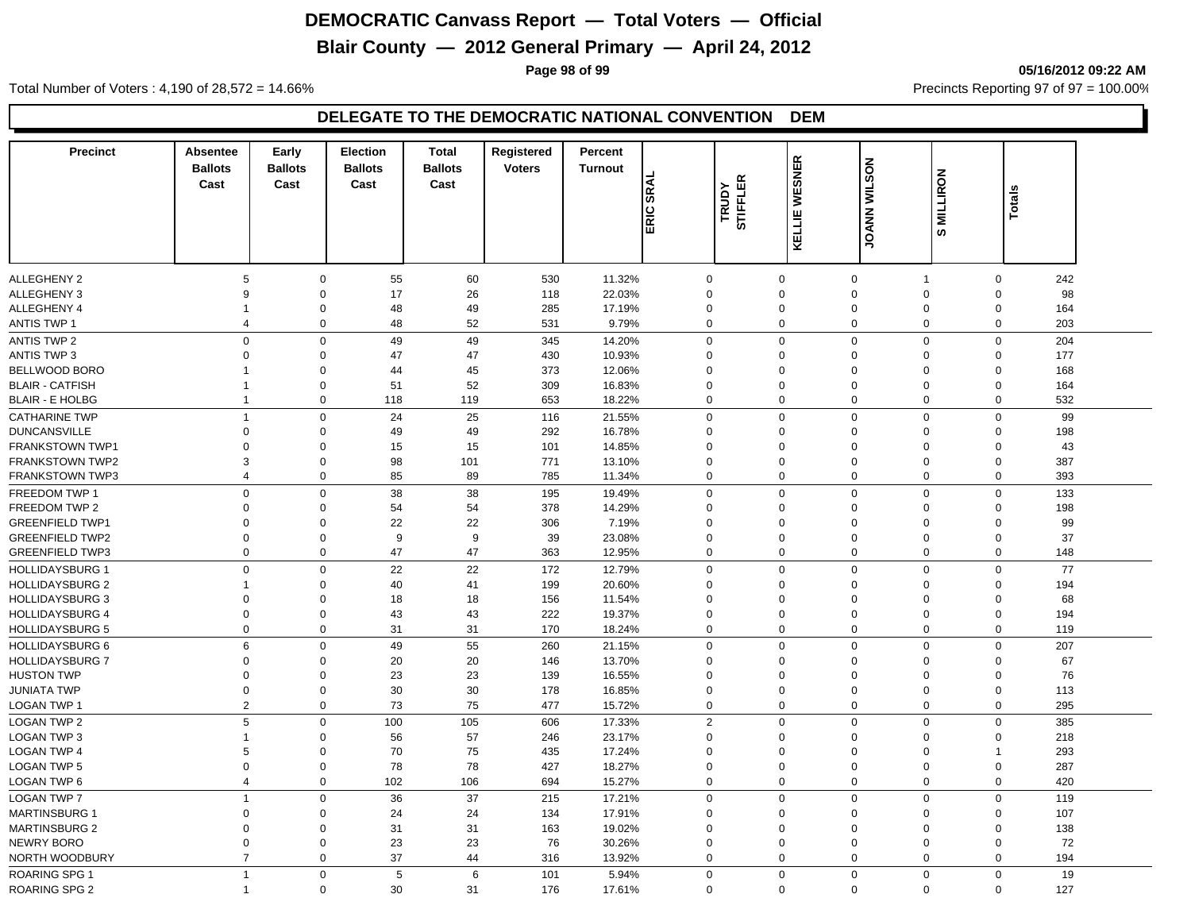# DEMOCRATIC Canvass Report — Total Voters — Official

## Blair County — 2012 General Primary — April 24, 2012

05/16/2012 09:22 AM

Total Number of Voters : 4,190 of 28,572 = 14.66%

Precincts Reporting 97 of 97 = 100.00%

### DELEGATE TO THE DEMOCRATIC NATIONAL CONVENTION DEM

| Precinct | Absentee Ballots Cast | Early Ballots Cast | Election Ballots Cast | Total Ballots Cast | Registered Voters | Percent Turnout | ERIC SRAL | TRUDY STIFFLER | KELLIE WESNER | JOANN WILSON | S MILLIRON | Totals |
|---|---|---|---|---|---|---|---|---|---|---|---|---|
| ALLEGHENY 2 | 5 | 0 | 55 | 60 | 530 | 11.32% | 0 | 0 | 0 | 1 | 0 | 242 |
| ALLEGHENY 3 | 9 | 0 | 17 | 26 | 118 | 22.03% | 0 | 0 | 0 | 0 | 0 | 98 |
| ALLEGHENY 4 | 1 | 0 | 48 | 49 | 285 | 17.19% | 0 | 0 | 0 | 0 | 0 | 164 |
| ANTIS TWP 1 | 4 | 0 | 48 | 52 | 531 | 9.79% | 0 | 0 | 0 | 0 | 0 | 203 |
| ANTIS TWP 2 | 0 | 0 | 49 | 49 | 345 | 14.20% | 0 | 0 | 0 | 0 | 0 | 204 |
| ANTIS TWP 3 | 0 | 0 | 47 | 47 | 430 | 10.93% | 0 | 0 | 0 | 0 | 0 | 177 |
| BELLWOOD BORO | 1 | 0 | 44 | 45 | 373 | 12.06% | 0 | 0 | 0 | 0 | 0 | 168 |
| BLAIR - CATFISH | 1 | 0 | 51 | 52 | 309 | 16.83% | 0 | 0 | 0 | 0 | 0 | 164 |
| BLAIR - E HOLBG | 1 | 0 | 118 | 119 | 653 | 18.22% | 0 | 0 | 0 | 0 | 0 | 532 |
| CATHARINE TWP | 1 | 0 | 24 | 25 | 116 | 21.55% | 0 | 0 | 0 | 0 | 0 | 99 |
| DUNCANSVILLE | 0 | 0 | 49 | 49 | 292 | 16.78% | 0 | 0 | 0 | 0 | 0 | 198 |
| FRANKSTOWN TWP1 | 0 | 0 | 15 | 15 | 101 | 14.85% | 0 | 0 | 0 | 0 | 0 | 43 |
| FRANKSTOWN TWP2 | 3 | 0 | 98 | 101 | 771 | 13.10% | 0 | 0 | 0 | 0 | 0 | 387 |
| FRANKSTOWN TWP3 | 4 | 0 | 85 | 89 | 785 | 11.34% | 0 | 0 | 0 | 0 | 0 | 393 |
| FREEDOM TWP 1 | 0 | 0 | 38 | 38 | 195 | 19.49% | 0 | 0 | 0 | 0 | 0 | 133 |
| FREEDOM TWP 2 | 0 | 0 | 54 | 54 | 378 | 14.29% | 0 | 0 | 0 | 0 | 0 | 198 |
| GREENFIELD TWP1 | 0 | 0 | 22 | 22 | 306 | 7.19% | 0 | 0 | 0 | 0 | 0 | 99 |
| GREENFIELD TWP2 | 0 | 0 | 9 | 9 | 39 | 23.08% | 0 | 0 | 0 | 0 | 0 | 37 |
| GREENFIELD TWP3 | 0 | 0 | 47 | 47 | 363 | 12.95% | 0 | 0 | 0 | 0 | 0 | 148 |
| HOLLIDAYSBURG 1 | 0 | 0 | 22 | 22 | 172 | 12.79% | 0 | 0 | 0 | 0 | 0 | 77 |
| HOLLIDAYSBURG 2 | 1 | 0 | 40 | 41 | 199 | 20.60% | 0 | 0 | 0 | 0 | 0 | 194 |
| HOLLIDAYSBURG 3 | 0 | 0 | 18 | 18 | 156 | 11.54% | 0 | 0 | 0 | 0 | 0 | 68 |
| HOLLIDAYSBURG 4 | 0 | 0 | 43 | 43 | 222 | 19.37% | 0 | 0 | 0 | 0 | 0 | 194 |
| HOLLIDAYSBURG 5 | 0 | 0 | 31 | 31 | 170 | 18.24% | 0 | 0 | 0 | 0 | 0 | 119 |
| HOLLIDAYSBURG 6 | 6 | 0 | 49 | 55 | 260 | 21.15% | 0 | 0 | 0 | 0 | 0 | 207 |
| HOLLIDAYSBURG 7 | 0 | 0 | 20 | 20 | 146 | 13.70% | 0 | 0 | 0 | 0 | 0 | 67 |
| HUSTON TWP | 0 | 0 | 23 | 23 | 139 | 16.55% | 0 | 0 | 0 | 0 | 0 | 76 |
| JUNIATA TWP | 0 | 0 | 30 | 30 | 178 | 16.85% | 0 | 0 | 0 | 0 | 0 | 113 |
| LOGAN TWP 1 | 2 | 0 | 73 | 75 | 477 | 15.72% | 0 | 0 | 0 | 0 | 0 | 295 |
| LOGAN TWP 2 | 5 | 0 | 100 | 105 | 606 | 17.33% | 2 | 0 | 0 | 0 | 0 | 385 |
| LOGAN TWP 3 | 1 | 0 | 56 | 57 | 246 | 23.17% | 0 | 0 | 0 | 0 | 0 | 218 |
| LOGAN TWP 4 | 5 | 0 | 70 | 75 | 435 | 17.24% | 0 | 0 | 0 | 0 | 1 | 293 |
| LOGAN TWP 5 | 0 | 0 | 78 | 78 | 427 | 18.27% | 0 | 0 | 0 | 0 | 0 | 287 |
| LOGAN TWP 6 | 4 | 0 | 102 | 106 | 694 | 15.27% | 0 | 0 | 0 | 0 | 0 | 420 |
| LOGAN TWP 7 | 1 | 0 | 36 | 37 | 215 | 17.21% | 0 | 0 | 0 | 0 | 0 | 119 |
| MARTINSBURG 1 | 0 | 0 | 24 | 24 | 134 | 17.91% | 0 | 0 | 0 | 0 | 0 | 107 |
| MARTINSBURG 2 | 0 | 0 | 31 | 31 | 163 | 19.02% | 0 | 0 | 0 | 0 | 0 | 138 |
| NEWRY BORO | 0 | 0 | 23 | 23 | 76 | 30.26% | 0 | 0 | 0 | 0 | 0 | 72 |
| NORTH WOODBURY | 7 | 0 | 37 | 44 | 316 | 13.92% | 0 | 0 | 0 | 0 | 0 | 194 |
| ROARING SPG 1 | 1 | 0 | 5 | 6 | 101 | 5.94% | 0 | 0 | 0 | 0 | 0 | 19 |
| ROARING SPG 2 | 1 | 0 | 30 | 31 | 176 | 17.61% | 0 | 0 | 0 | 0 | 0 | 127 |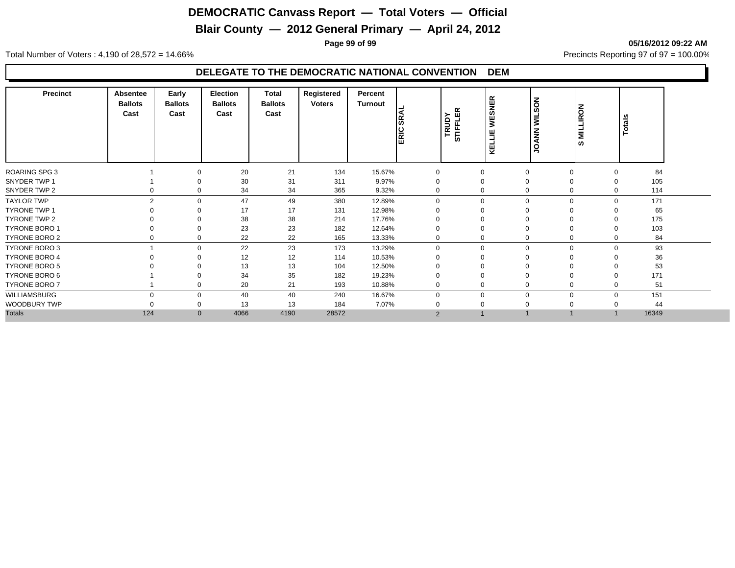# DEMOCRATIC Canvass Report — Total Voters — Official

## Blair County — 2012 General Primary — April 24, 2012

05/16/2012 09:22 AM

Total Number of Voters : 4,190 of 28,572 = 14.66%

Precincts Reporting 97 of 97 = 100.00%

### DELEGATE TO THE DEMOCRATIC NATIONAL CONVENTION DEM

| Precinct | Absentee Ballots Cast | Early Ballots Cast | Election Ballots Cast | Total Ballots Cast | Registered Voters | Percent Turnout | ERIC SRAL | TRUDY STIFFLER | KELLIE WESNER | JOANN WILSON | S MILLIRON | Totals |
|---|---|---|---|---|---|---|---|---|---|---|---|---|
| ROARING SPG 3 | 1 | 0 | 20 | 21 | 134 | 15.67% | 0 | 0 | 0 | 0 | 0 | 84 |
| SNYDER TWP 1 | 1 | 0 | 30 | 31 | 311 | 9.97% | 0 | 0 | 0 | 0 | 0 | 105 |
| SNYDER TWP 2 | 0 | 0 | 34 | 34 | 365 | 9.32% | 0 | 0 | 0 | 0 | 0 | 114 |
| TAYLOR TWP | 2 | 0 | 47 | 49 | 380 | 12.89% | 0 | 0 | 0 | 0 | 0 | 171 |
| TYRONE TWP 1 | 0 | 0 | 17 | 17 | 131 | 12.98% | 0 | 0 | 0 | 0 | 0 | 65 |
| TYRONE TWP 2 | 0 | 0 | 38 | 38 | 214 | 17.76% | 0 | 0 | 0 | 0 | 0 | 175 |
| TYRONE BORO 1 | 0 | 0 | 23 | 23 | 182 | 12.64% | 0 | 0 | 0 | 0 | 0 | 103 |
| TYRONE BORO 2 | 0 | 0 | 22 | 22 | 165 | 13.33% | 0 | 0 | 0 | 0 | 0 | 84 |
| TYRONE BORO 3 | 1 | 0 | 22 | 23 | 173 | 13.29% | 0 | 0 | 0 | 0 | 0 | 93 |
| TYRONE BORO 4 | 0 | 0 | 12 | 12 | 114 | 10.53% | 0 | 0 | 0 | 0 | 0 | 36 |
| TYRONE BORO 5 | 0 | 0 | 13 | 13 | 104 | 12.50% | 0 | 0 | 0 | 0 | 0 | 53 |
| TYRONE BORO 6 | 1 | 0 | 34 | 35 | 182 | 19.23% | 0 | 0 | 0 | 0 | 0 | 171 |
| TYRONE BORO 7 | 1 | 0 | 20 | 21 | 193 | 10.88% | 0 | 0 | 0 | 0 | 0 | 51 |
| WILLIAMSBURG | 0 | 0 | 40 | 40 | 240 | 16.67% | 0 | 0 | 0 | 0 | 0 | 151 |
| WOODBURY TWP | 0 | 0 | 13 | 13 | 184 | 7.07% | 0 | 0 | 0 | 0 | 0 | 44 |
| Totals | 124 | 0 | 4066 | 4190 | 28572 | | 2 | 1 | 1 | 1 | 1 | 16349 |